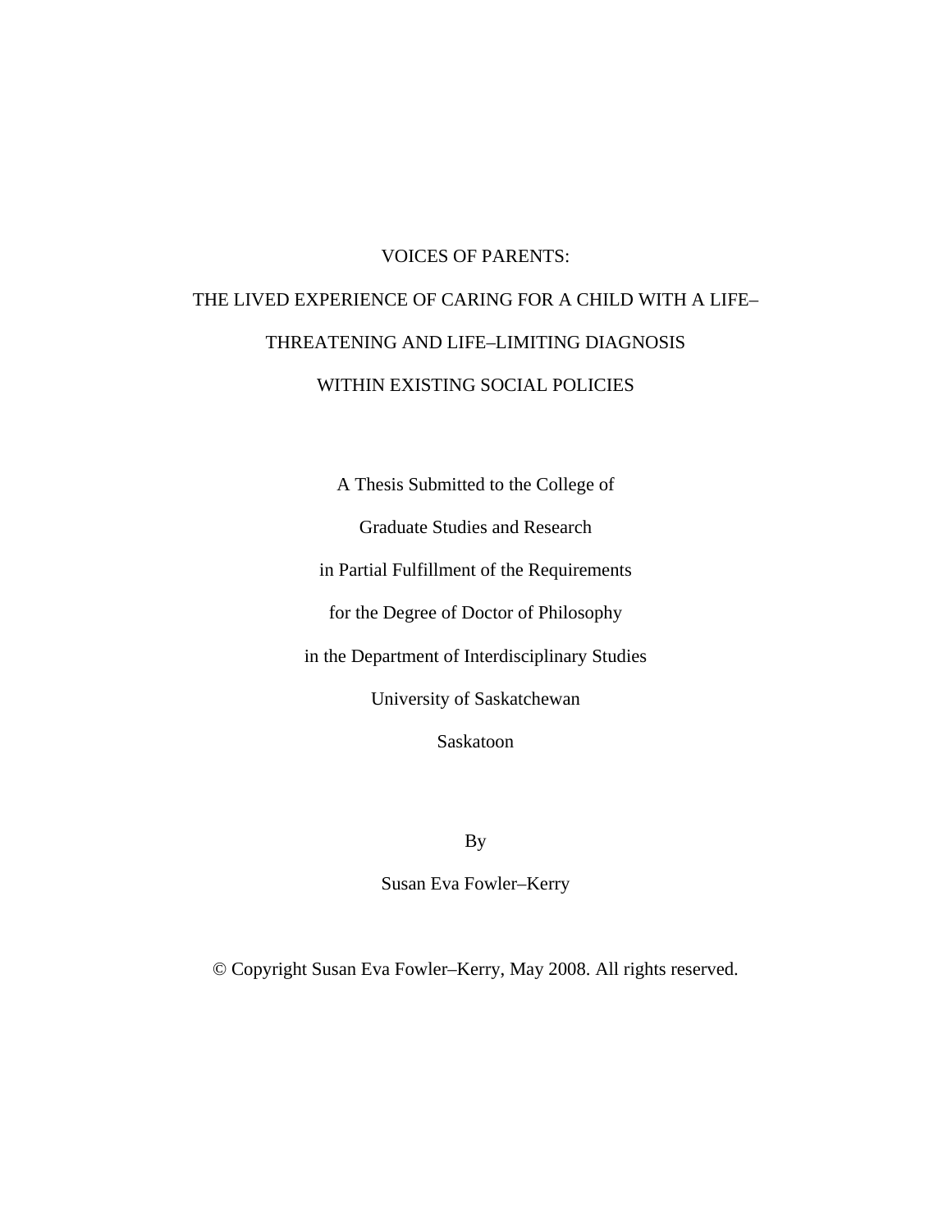# VOICES OF PARENTS:

# THE LIVED EXPERIENCE OF CARING FOR A CHILD WITH A LIFE–THREATENING AND LIFE–LIMITING DIAGNOSIS WITHIN EXISTING SOCIAL POLICIES

A Thesis Submitted to the College of

Graduate Studies and Research

in Partial Fulfillment of the Requirements

for the Degree of Doctor of Philosophy

in the Department of Interdisciplinary Studies

University of Saskatchewan

Saskatoon

By

Susan Eva Fowler–Kerry

© Copyright Susan Eva Fowler–Kerry, May 2008. All rights reserved.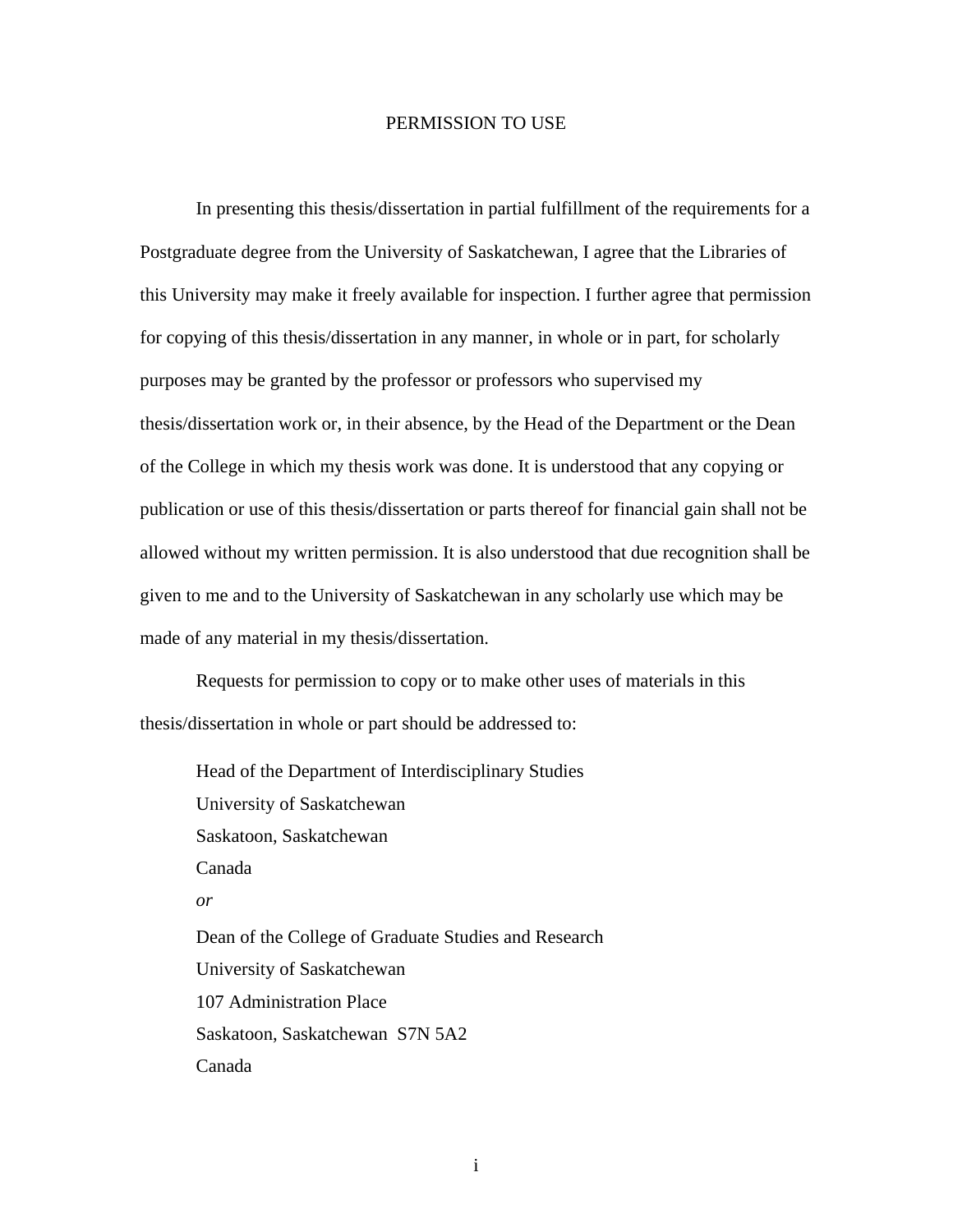# PERMISSION TO USE

In presenting this thesis/dissertation in partial fulfillment of the requirements for a Postgraduate degree from the University of Saskatchewan, I agree that the Libraries of this University may make it freely available for inspection. I further agree that permission for copying of this thesis/dissertation in any manner, in whole or in part, for scholarly purposes may be granted by the professor or professors who supervised my thesis/dissertation work or, in their absence, by the Head of the Department or the Dean of the College in which my thesis work was done. It is understood that any copying or publication or use of this thesis/dissertation or parts thereof for financial gain shall not be allowed without my written permission. It is also understood that due recognition shall be given to me and to the University of Saskatchewan in any scholarly use which may be made of any material in my thesis/dissertation.

Requests for permission to copy or to make other uses of materials in this thesis/dissertation in whole or part should be addressed to:

Head of the Department of Interdisciplinary Studies
University of Saskatchewan
Saskatoon, Saskatchewan
Canada

*or*

Dean of the College of Graduate Studies and Research
University of Saskatchewan
107 Administration Place
Saskatoon, Saskatchewan  S7N 5A2
Canada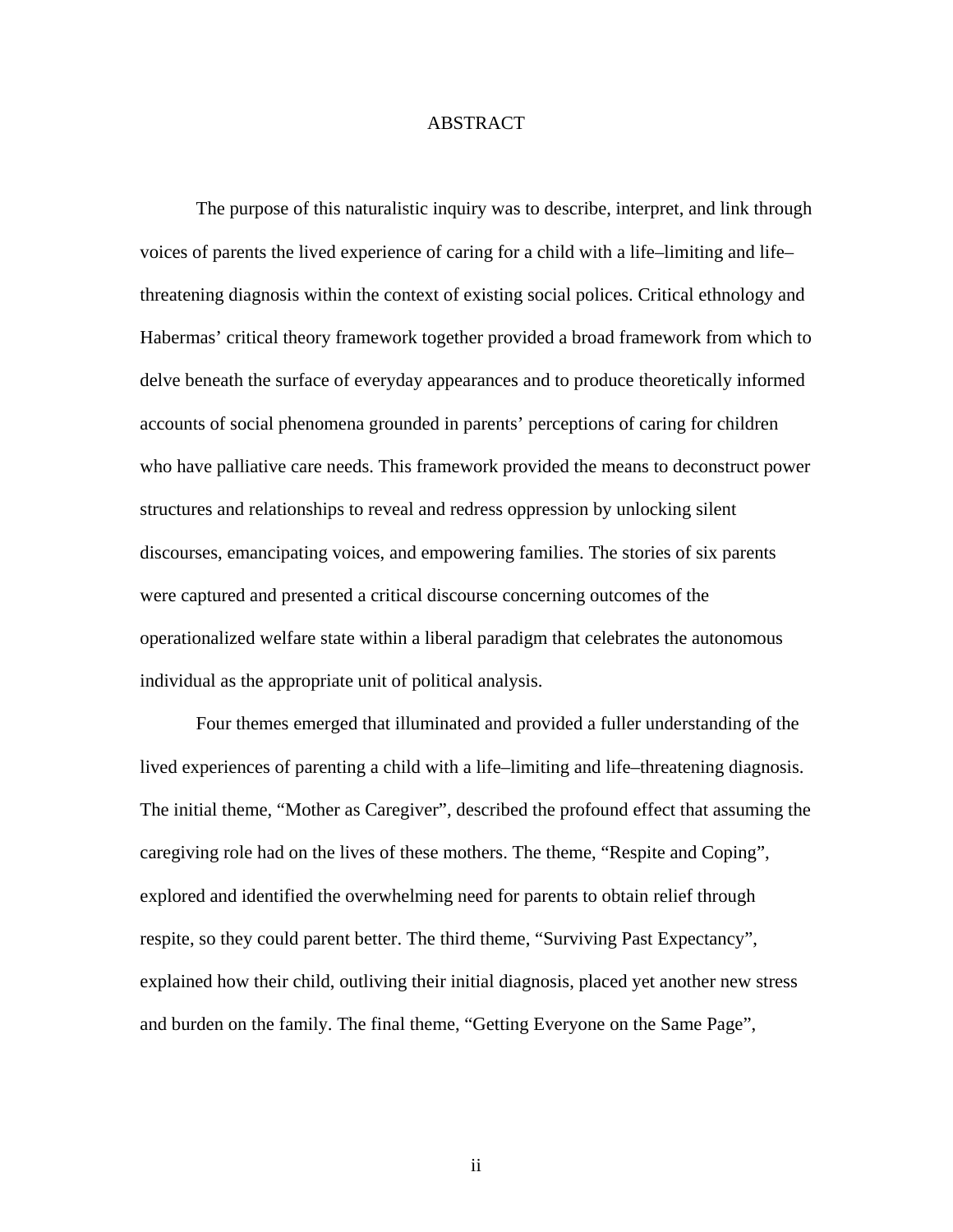# ABSTRACT

The purpose of this naturalistic inquiry was to describe, interpret, and link through voices of parents the lived experience of caring for a child with a life–limiting and life–threatening diagnosis within the context of existing social polices. Critical ethnology and Habermas' critical theory framework together provided a broad framework from which to delve beneath the surface of everyday appearances and to produce theoretically informed accounts of social phenomena grounded in parents' perceptions of caring for children who have palliative care needs. This framework provided the means to deconstruct power structures and relationships to reveal and redress oppression by unlocking silent discourses, emancipating voices, and empowering families. The stories of six parents were captured and presented a critical discourse concerning outcomes of the operationalized welfare state within a liberal paradigm that celebrates the autonomous individual as the appropriate unit of political analysis.

Four themes emerged that illuminated and provided a fuller understanding of the lived experiences of parenting a child with a life–limiting and life–threatening diagnosis. The initial theme, "Mother as Caregiver", described the profound effect that assuming the caregiving role had on the lives of these mothers. The theme, "Respite and Coping", explored and identified the overwhelming need for parents to obtain relief through respite, so they could parent better. The third theme, "Surviving Past Expectancy", explained how their child, outliving their initial diagnosis, placed yet another new stress and burden on the family. The final theme, "Getting Everyone on the Same Page",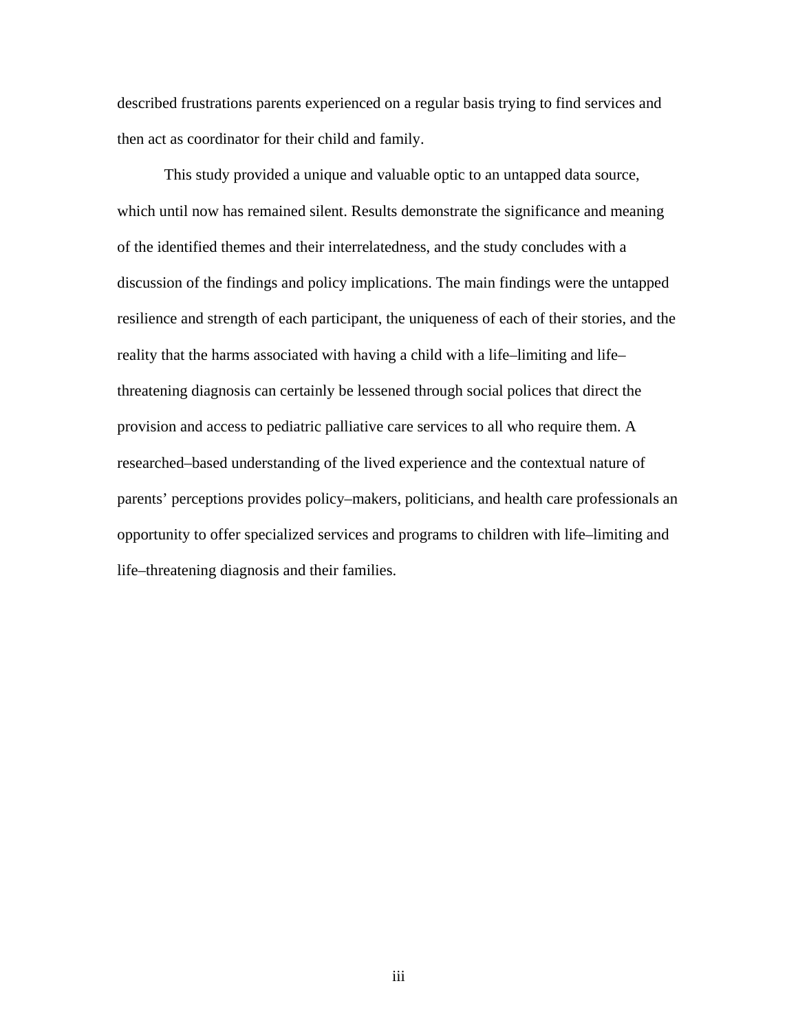described frustrations parents experienced on a regular basis trying to find services and then act as coordinator for their child and family.

This study provided a unique and valuable optic to an untapped data source, which until now has remained silent. Results demonstrate the significance and meaning of the identified themes and their interrelatedness, and the study concludes with a discussion of the findings and policy implications. The main findings were the untapped resilience and strength of each participant, the uniqueness of each of their stories, and the reality that the harms associated with having a child with a life–limiting and life–threatening diagnosis can certainly be lessened through social polices that direct the provision and access to pediatric palliative care services to all who require them. A researched–based understanding of the lived experience and the contextual nature of parents' perceptions provides policy–makers, politicians, and health care professionals an opportunity to offer specialized services and programs to children with life–limiting and life–threatening diagnosis and their families.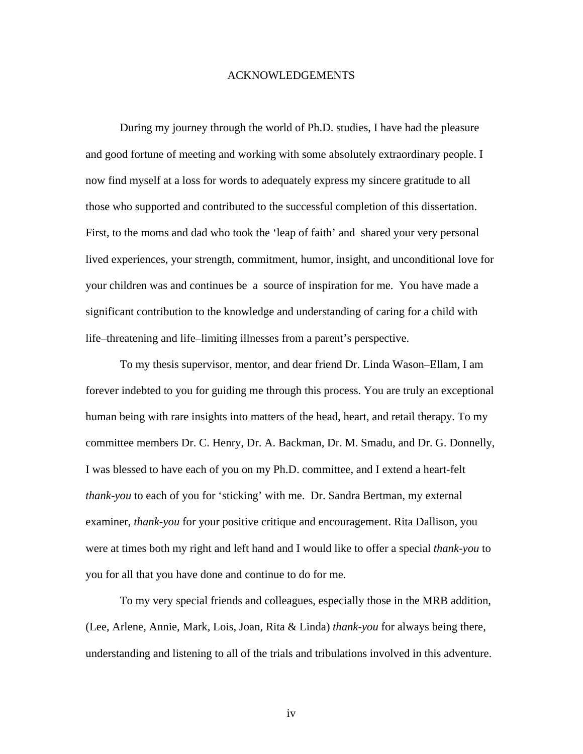# ACKNOWLEDGEMENTS

During my journey through the world of Ph.D. studies, I have had the pleasure and good fortune of meeting and working with some absolutely extraordinary people. I now find myself at a loss for words to adequately express my sincere gratitude to all those who supported and contributed to the successful completion of this dissertation. First, to the moms and dad who took the 'leap of faith' and shared your very personal lived experiences, your strength, commitment, humor, insight, and unconditional love for your children was and continues be a source of inspiration for me. You have made a significant contribution to the knowledge and understanding of caring for a child with life–threatening and life–limiting illnesses from a parent's perspective.

To my thesis supervisor, mentor, and dear friend Dr. Linda Wason–Ellam, I am forever indebted to you for guiding me through this process. You are truly an exceptional human being with rare insights into matters of the head, heart, and retail therapy. To my committee members Dr. C. Henry, Dr. A. Backman, Dr. M. Smadu, and Dr. G. Donnelly, I was blessed to have each of you on my Ph.D. committee, and I extend a heart-felt *thank-you* to each of you for 'sticking' with me. Dr. Sandra Bertman, my external examiner, *thank-you* for your positive critique and encouragement. Rita Dallison, you were at times both my right and left hand and I would like to offer a special *thank-you* to you for all that you have done and continue to do for me.

To my very special friends and colleagues, especially those in the MRB addition, (Lee, Arlene, Annie, Mark, Lois, Joan, Rita & Linda) *thank-you* for always being there, understanding and listening to all of the trials and tribulations involved in this adventure.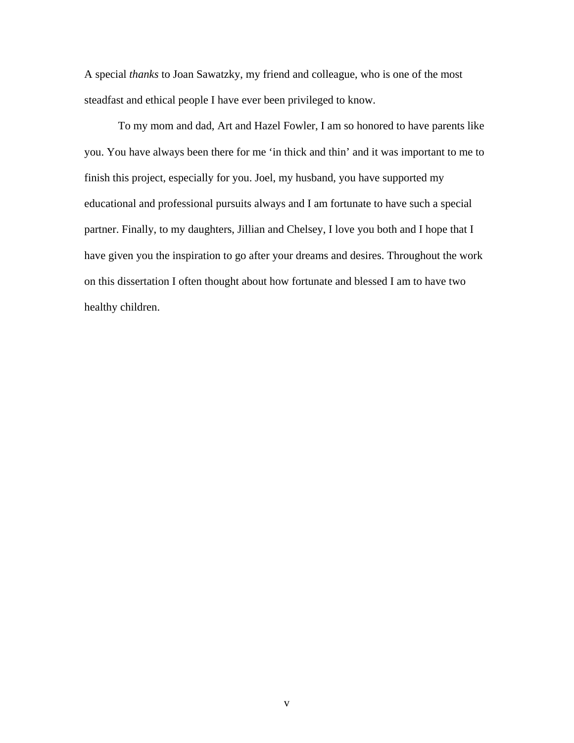A special *thanks* to Joan Sawatzky, my friend and colleague, who is one of the most steadfast and ethical people I have ever been privileged to know.

To my mom and dad, Art and Hazel Fowler, I am so honored to have parents like you. You have always been there for me 'in thick and thin' and it was important to me to finish this project, especially for you. Joel, my husband, you have supported my educational and professional pursuits always and I am fortunate to have such a special partner. Finally, to my daughters, Jillian and Chelsey, I love you both and I hope that I have given you the inspiration to go after your dreams and desires. Throughout the work on this dissertation I often thought about how fortunate and blessed I am to have two healthy children.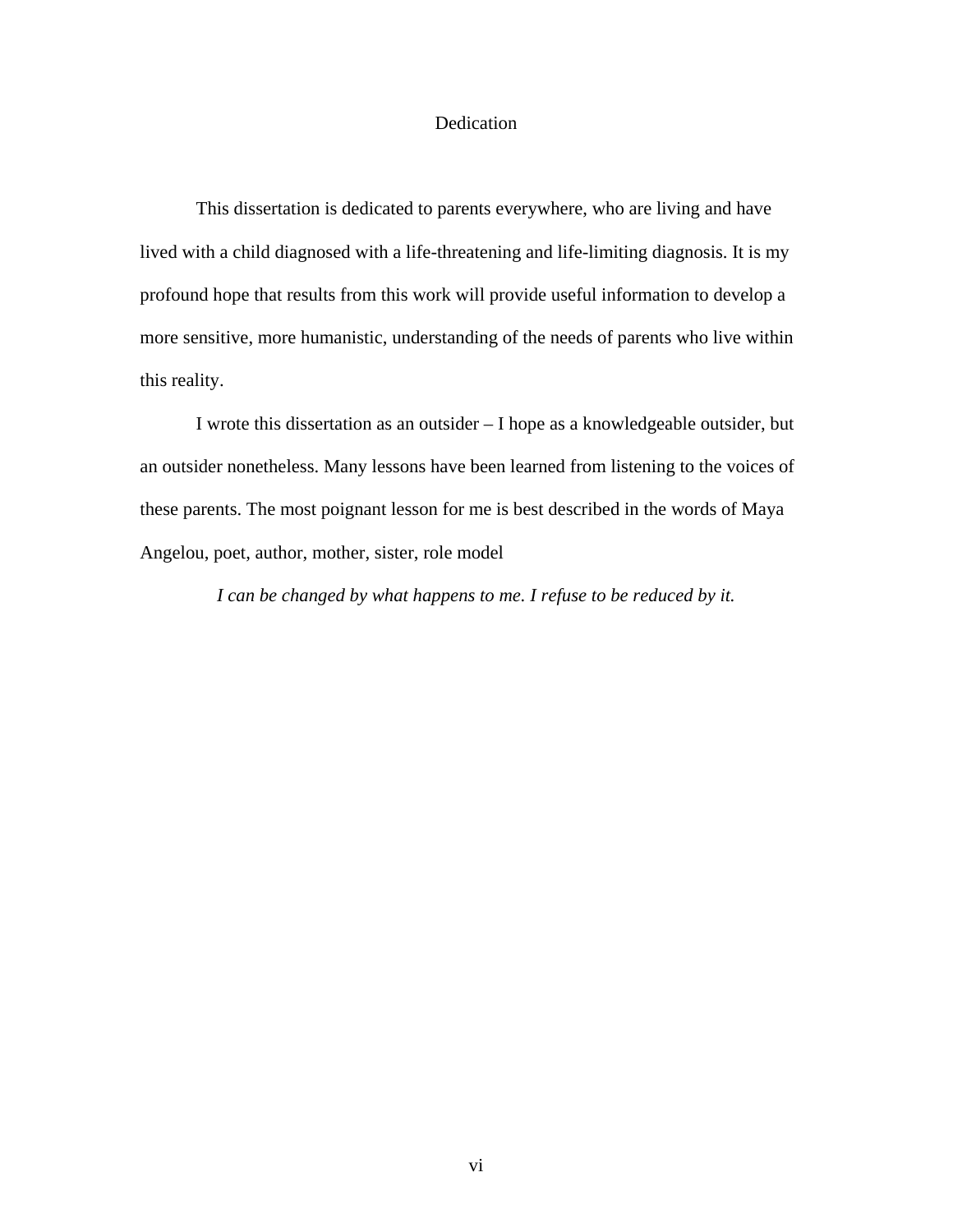# Dedication

This dissertation is dedicated to parents everywhere, who are living and have lived with a child diagnosed with a life-threatening and life-limiting diagnosis. It is my profound hope that results from this work will provide useful information to develop a more sensitive, more humanistic, understanding of the needs of parents who live within this reality.

I wrote this dissertation as an outsider – I hope as a knowledgeable outsider, but an outsider nonetheless. Many lessons have been learned from listening to the voices of these parents. The most poignant lesson for me is best described in the words of Maya Angelou, poet, author, mother, sister, role model

*I can be changed by what happens to me. I refuse to be reduced by it.*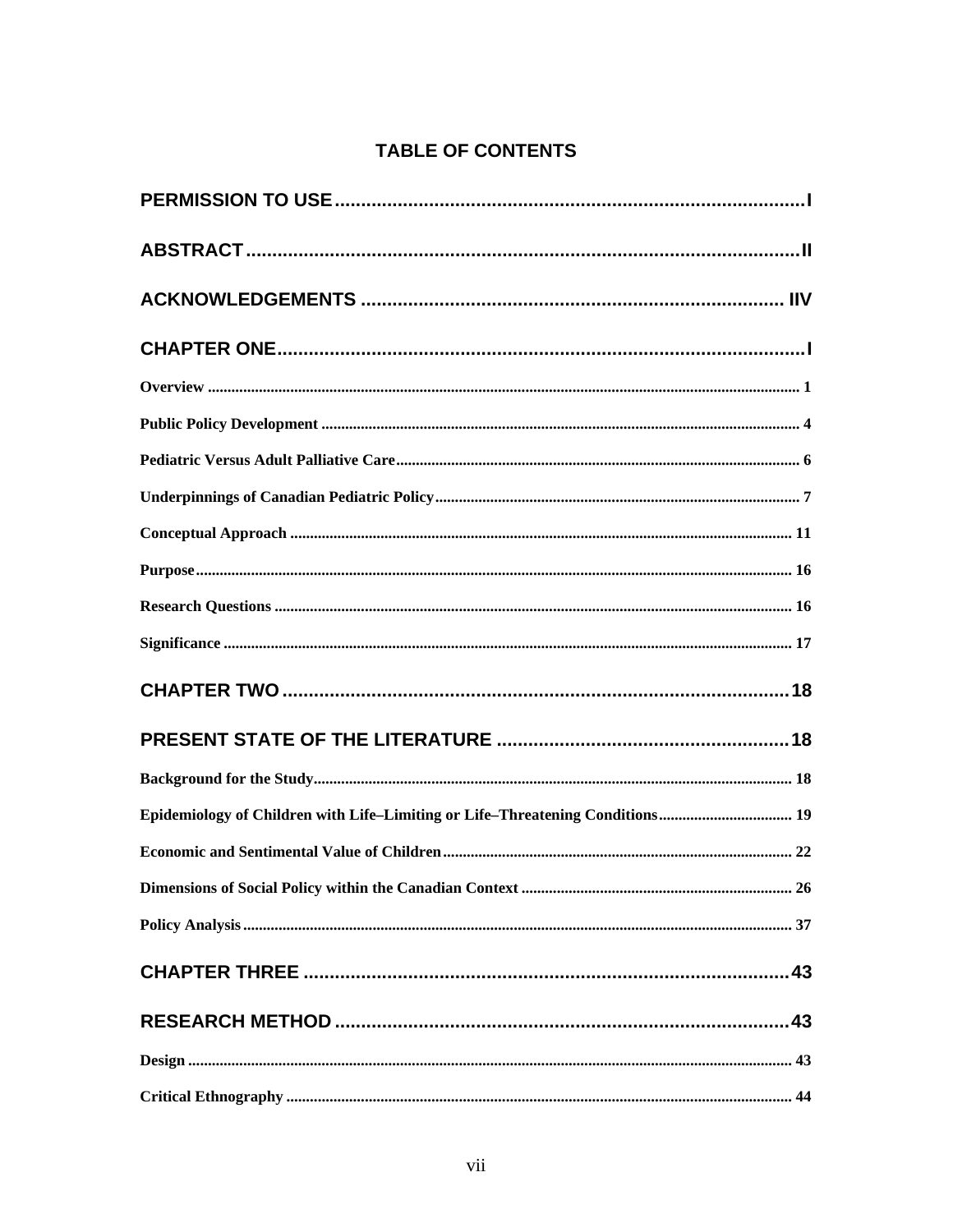# TABLE OF CONTENTS

PERMISSION TO USE ........................................................................................ I

ABSTRACT ........................................................................................ II

ACKNOWLEDGEMENTS ........................................................................................ IIV

CHAPTER ONE ........................................................................................ I

Overview ........................................................................................ 1

Public Policy Development ........................................................................................ 4

Pediatric Versus Adult Palliative Care ........................................................................................ 6

Underpinnings of Canadian Pediatric Policy ........................................................................................ 7

Conceptual Approach ........................................................................................ 11

Purpose ........................................................................................ 16

Research Questions ........................................................................................ 16

Significance ........................................................................................ 17

CHAPTER TWO ........................................................................................ 18

PRESENT STATE OF THE LITERATURE ........................................................................................ 18

Background for the Study ........................................................................................ 18

Epidemiology of Children with Life–Limiting or Life–Threatening Conditions ........................................................................................ 19

Economic and Sentimental Value of Children ........................................................................................ 22

Dimensions of Social Policy within the Canadian Context ........................................................................................ 26

Policy Analysis ........................................................................................ 37

CHAPTER THREE ........................................................................................ 43

RESEARCH METHOD ........................................................................................ 43

Design ........................................................................................ 43

Critical Ethnography ........................................................................................ 44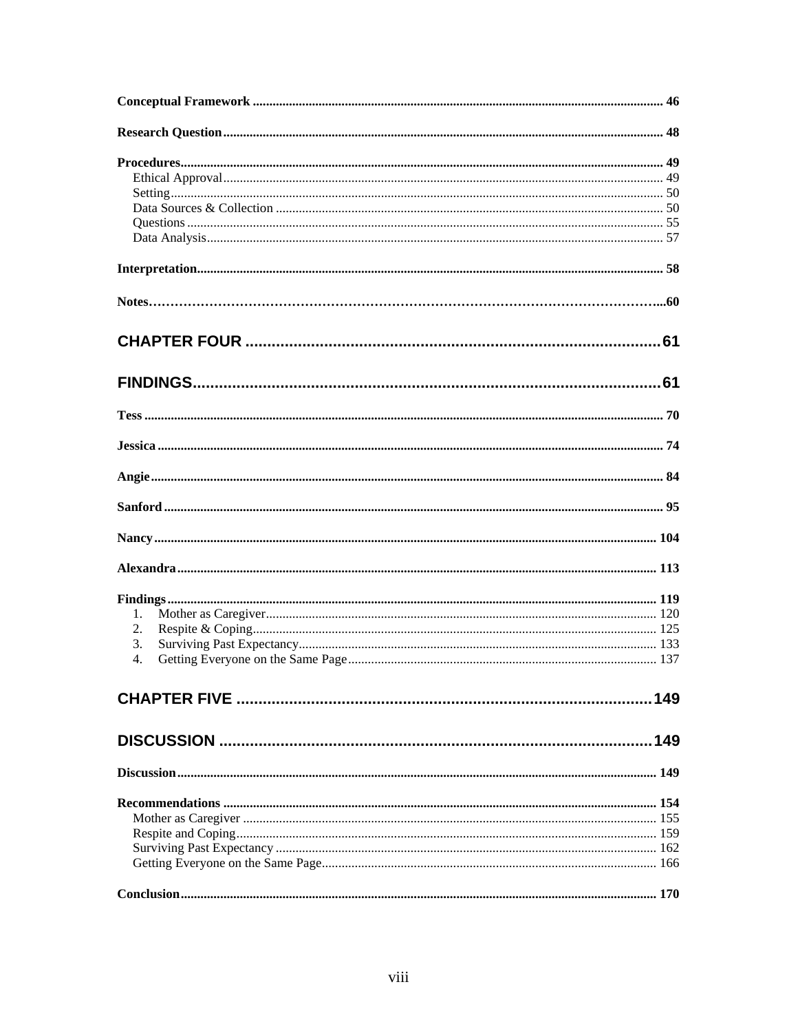Conceptual Framework ........................................................................................................................... 46

Research Question ................................................................................................................................. 48

Procedures.............................................................................................................................................. 49
- Ethical Approval.................................................................................................................................. 49
- Setting.................................................................................................................................................. 50
- Data Sources & Collection ................................................................................................................... 50
- Questions ............................................................................................................................................. 55
- Data Analysis........................................................................................................................................ 57

Interpretation......................................................................................................................................... 58

Notes…………………………………………………………………………………………………….....60

CHAPTER FOUR ................................................................................................61

FINDINGS............................................................................................................61

Tess ........................................................................................................................................................ 70

Jessica ..................................................................................................................................................... 74

Angie....................................................................................................................................................... 84

Sanford ................................................................................................................................................... 95

Nancy..................................................................................................................................................... 104

Alexandra.............................................................................................................................................. 113

Findings................................................................................................................................................. 119
1. Mother as Caregiver...................................................................................................................... 120
2. Respite & Coping.......................................................................................................................... 125
3. Surviving Past Expectancy............................................................................................................ 133
4. Getting Everyone on the Same Page............................................................................................. 137

CHAPTER FIVE ................................................................................................149

DISCUSSION ......................................................................................................149

Discussion............................................................................................................................................. 149

Recommendations ................................................................................................................................ 154
- Mother as Caregiver ........................................................................................................................... 155
- Respite and Coping............................................................................................................................. 159
- Surviving Past Expectancy ................................................................................................................. 162
- Getting Everyone on the Same Page................................................................................................... 166

Conclusion............................................................................................................................................. 170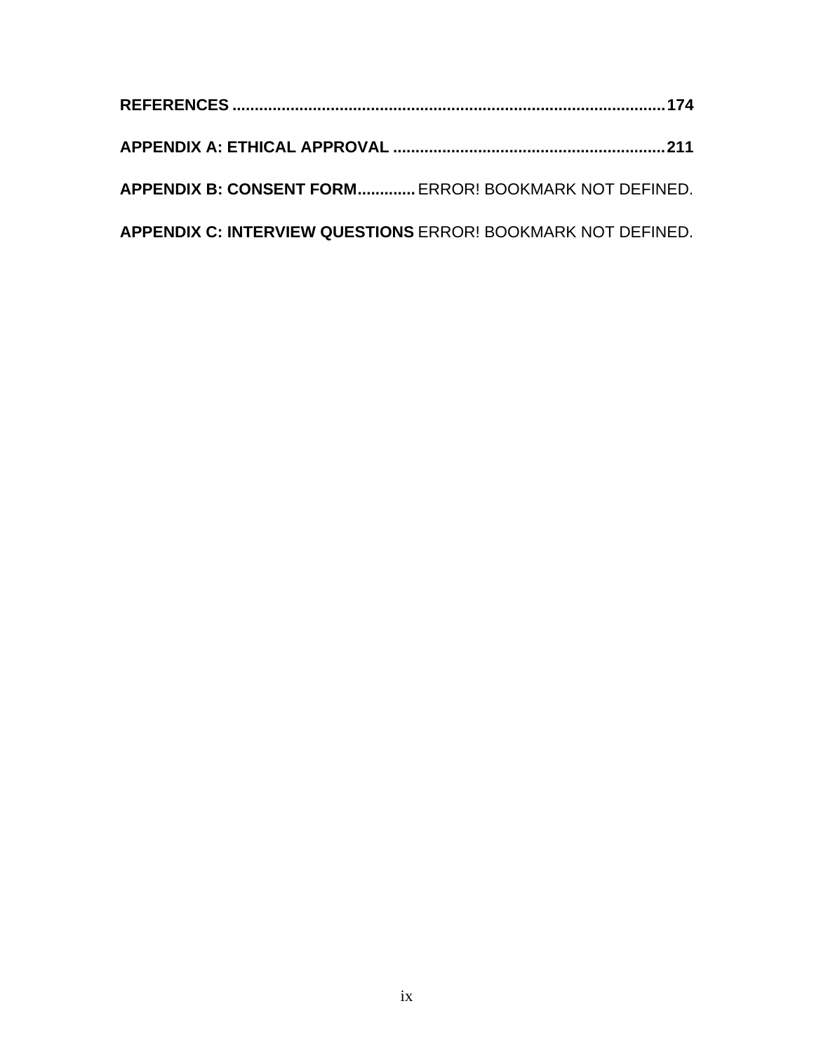**REFERENCES** ................................................................................................ **174**

**APPENDIX A: ETHICAL APPROVAL** ............................................................ **211**

**APPENDIX B: CONSENT FORM**............. ERROR! BOOKMARK NOT DEFINED.

**APPENDIX C: INTERVIEW QUESTIONS** ERROR! BOOKMARK NOT DEFINED.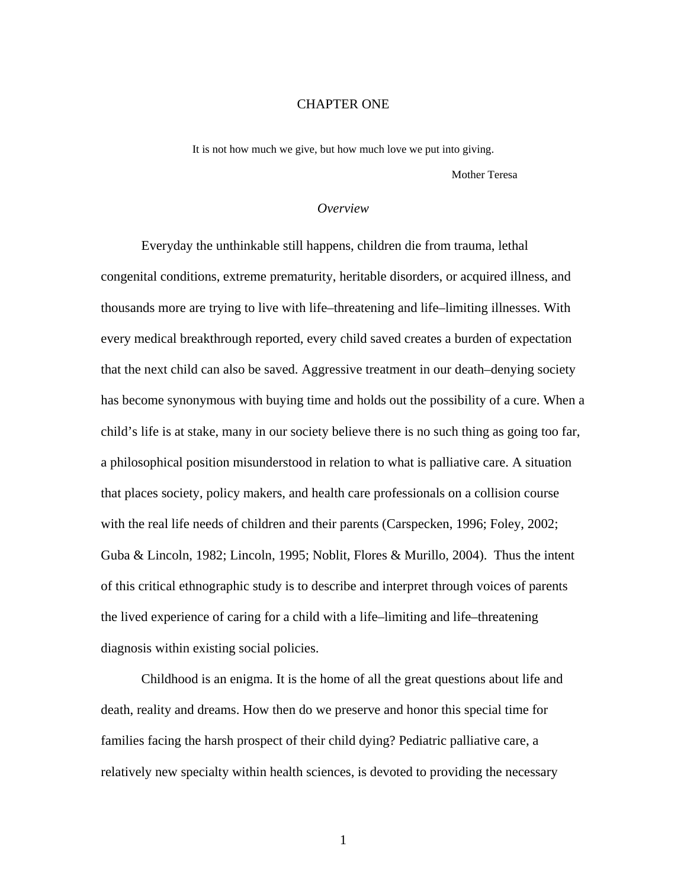# CHAPTER ONE

It is not how much we give, but how much love we put into giving.

Mother Teresa

## *Overview*

Everyday the unthinkable still happens, children die from trauma, lethal congenital conditions, extreme prematurity, heritable disorders, or acquired illness, and thousands more are trying to live with life–threatening and life–limiting illnesses. With every medical breakthrough reported, every child saved creates a burden of expectation that the next child can also be saved. Aggressive treatment in our death–denying society has become synonymous with buying time and holds out the possibility of a cure. When a child's life is at stake, many in our society believe there is no such thing as going too far, a philosophical position misunderstood in relation to what is palliative care. A situation that places society, policy makers, and health care professionals on a collision course with the real life needs of children and their parents (Carspecken, 1996; Foley, 2002; Guba & Lincoln, 1982; Lincoln, 1995; Noblit, Flores & Murillo, 2004). Thus the intent of this critical ethnographic study is to describe and interpret through voices of parents the lived experience of caring for a child with a life–limiting and life–threatening diagnosis within existing social policies.

Childhood is an enigma. It is the home of all the great questions about life and death, reality and dreams. How then do we preserve and honor this special time for families facing the harsh prospect of their child dying? Pediatric palliative care, a relatively new specialty within health sciences, is devoted to providing the necessary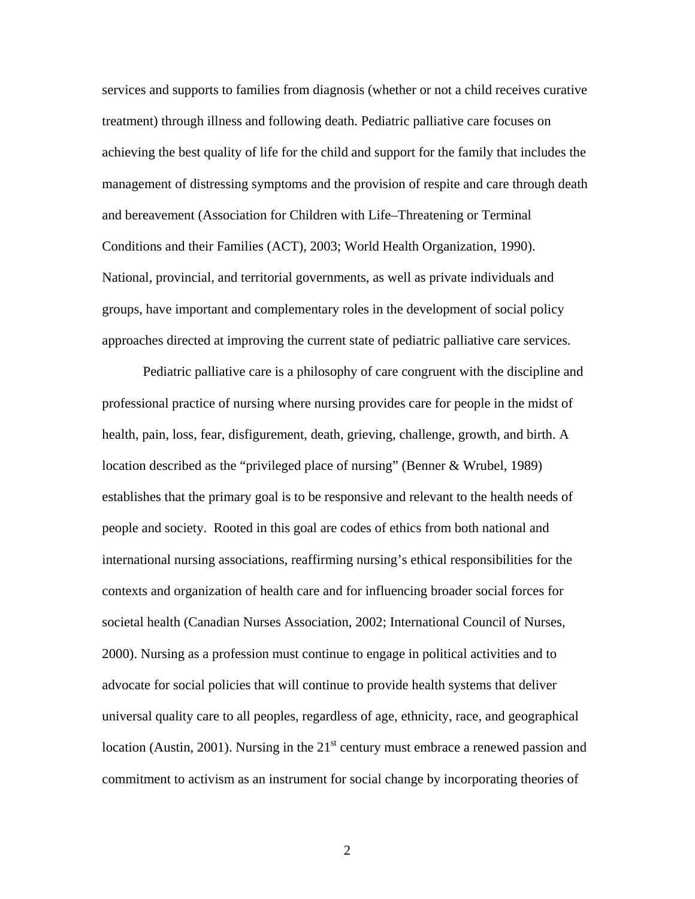services and supports to families from diagnosis (whether or not a child receives curative treatment) through illness and following death. Pediatric palliative care focuses on achieving the best quality of life for the child and support for the family that includes the management of distressing symptoms and the provision of respite and care through death and bereavement (Association for Children with Life–Threatening or Terminal Conditions and their Families (ACT), 2003; World Health Organization, 1990). National, provincial, and territorial governments, as well as private individuals and groups, have important and complementary roles in the development of social policy approaches directed at improving the current state of pediatric palliative care services.

Pediatric palliative care is a philosophy of care congruent with the discipline and professional practice of nursing where nursing provides care for people in the midst of health, pain, loss, fear, disfigurement, death, grieving, challenge, growth, and birth. A location described as the "privileged place of nursing" (Benner & Wrubel, 1989) establishes that the primary goal is to be responsive and relevant to the health needs of people and society. Rooted in this goal are codes of ethics from both national and international nursing associations, reaffirming nursing's ethical responsibilities for the contexts and organization of health care and for influencing broader social forces for societal health (Canadian Nurses Association, 2002; International Council of Nurses, 2000). Nursing as a profession must continue to engage in political activities and to advocate for social policies that will continue to provide health systems that deliver universal quality care to all peoples, regardless of age, ethnicity, race, and geographical location (Austin, 2001). Nursing in the 21st century must embrace a renewed passion and commitment to activism as an instrument for social change by incorporating theories of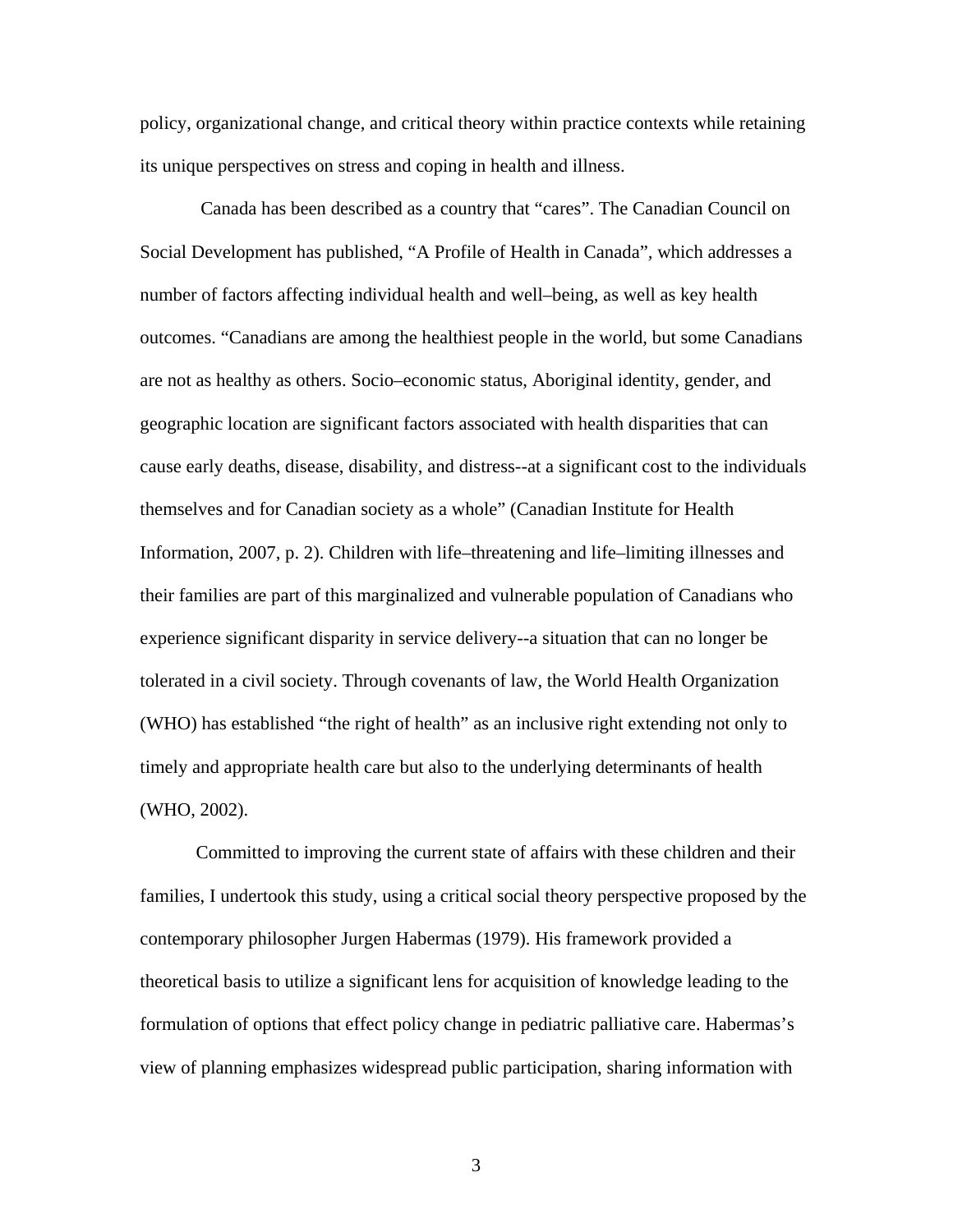policy, organizational change, and critical theory within practice contexts while retaining its unique perspectives on stress and coping in health and illness.

Canada has been described as a country that "cares". The Canadian Council on Social Development has published, "A Profile of Health in Canada", which addresses a number of factors affecting individual health and well–being, as well as key health outcomes. "Canadians are among the healthiest people in the world, but some Canadians are not as healthy as others. Socio–economic status, Aboriginal identity, gender, and geographic location are significant factors associated with health disparities that can cause early deaths, disease, disability, and distress--at a significant cost to the individuals themselves and for Canadian society as a whole" (Canadian Institute for Health Information, 2007, p. 2). Children with life–threatening and life–limiting illnesses and their families are part of this marginalized and vulnerable population of Canadians who experience significant disparity in service delivery--a situation that can no longer be tolerated in a civil society. Through covenants of law, the World Health Organization (WHO) has established "the right of health" as an inclusive right extending not only to timely and appropriate health care but also to the underlying determinants of health (WHO, 2002).

Committed to improving the current state of affairs with these children and their families, I undertook this study, using a critical social theory perspective proposed by the contemporary philosopher Jurgen Habermas (1979). His framework provided a theoretical basis to utilize a significant lens for acquisition of knowledge leading to the formulation of options that effect policy change in pediatric palliative care. Habermas's view of planning emphasizes widespread public participation, sharing information with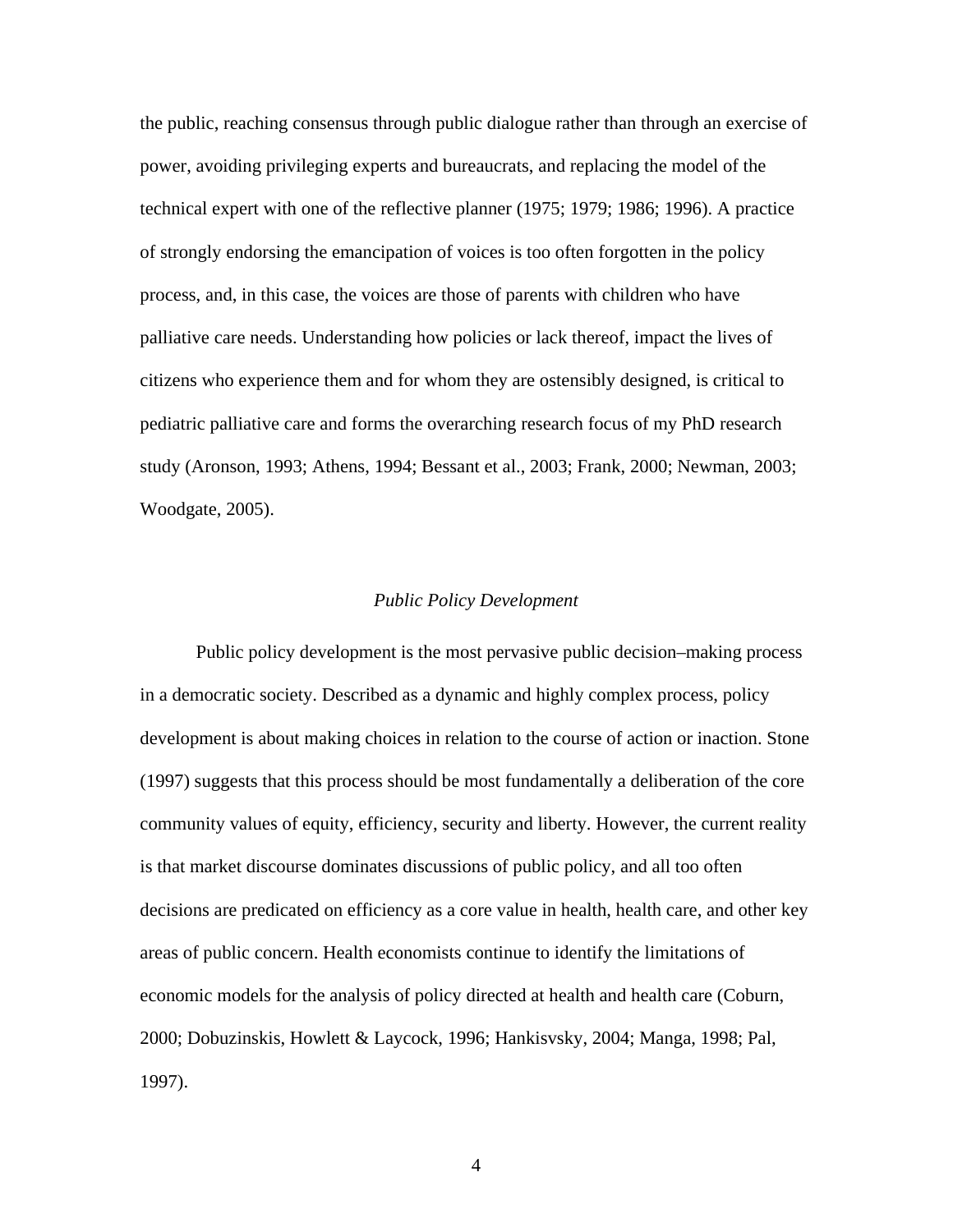the public, reaching consensus through public dialogue rather than through an exercise of power, avoiding privileging experts and bureaucrats, and replacing the model of the technical expert with one of the reflective planner (1975; 1979; 1986; 1996). A practice of strongly endorsing the emancipation of voices is too often forgotten in the policy process, and, in this case, the voices are those of parents with children who have palliative care needs. Understanding how policies or lack thereof, impact the lives of citizens who experience them and for whom they are ostensibly designed, is critical to pediatric palliative care and forms the overarching research focus of my PhD research study (Aronson, 1993; Athens, 1994; Bessant et al., 2003; Frank, 2000; Newman, 2003; Woodgate, 2005).

### *Public Policy Development*

Public policy development is the most pervasive public decision–making process in a democratic society. Described as a dynamic and highly complex process, policy development is about making choices in relation to the course of action or inaction. Stone (1997) suggests that this process should be most fundamentally a deliberation of the core community values of equity, efficiency, security and liberty. However, the current reality is that market discourse dominates discussions of public policy, and all too often decisions are predicated on efficiency as a core value in health, health care, and other key areas of public concern. Health economists continue to identify the limitations of economic models for the analysis of policy directed at health and health care (Coburn, 2000; Dobuzinskis, Howlett & Laycock, 1996; Hankisvsky, 2004; Manga, 1998; Pal, 1997).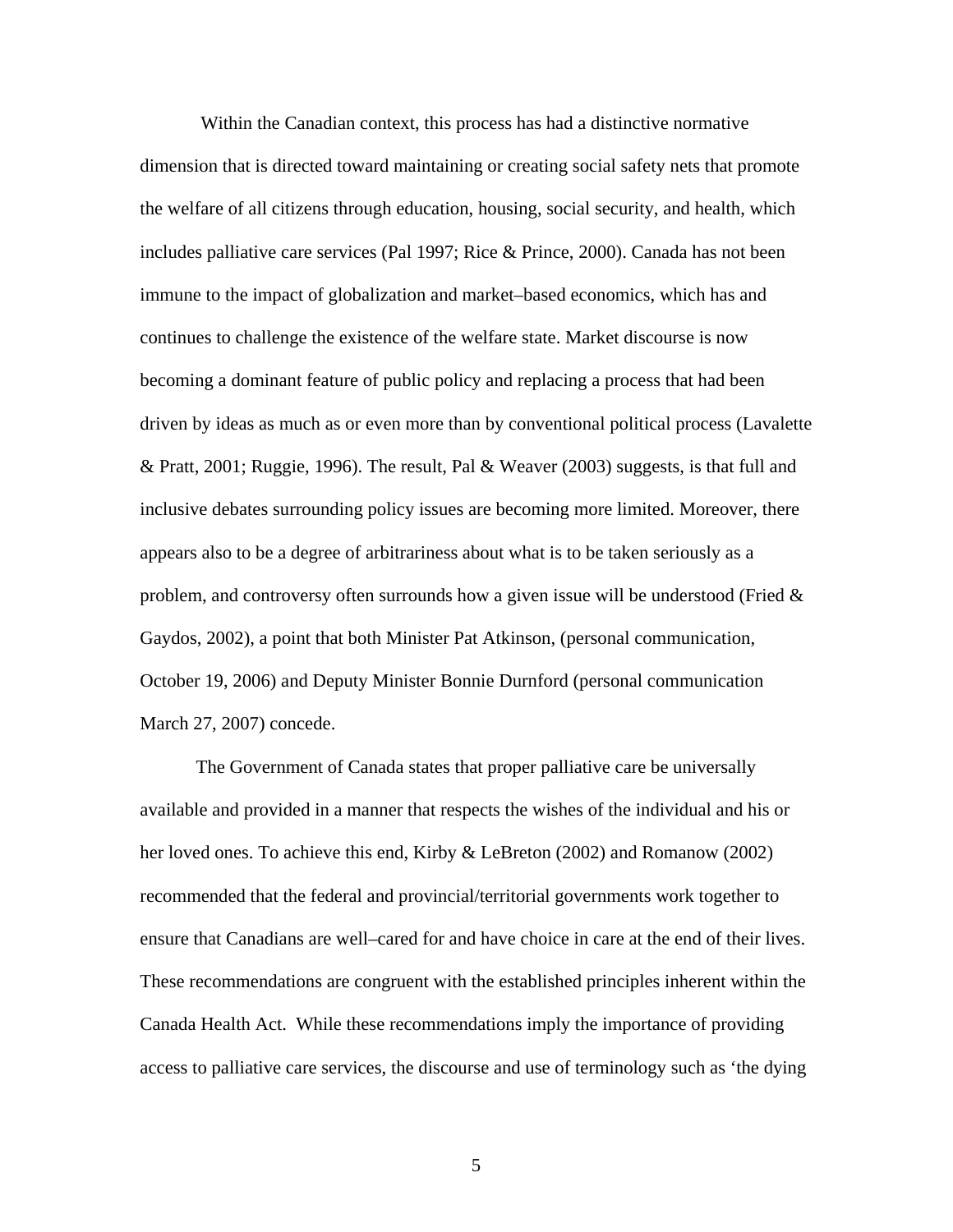Within the Canadian context, this process has had a distinctive normative dimension that is directed toward maintaining or creating social safety nets that promote the welfare of all citizens through education, housing, social security, and health, which includes palliative care services (Pal 1997; Rice & Prince, 2000). Canada has not been immune to the impact of globalization and market–based economics, which has and continues to challenge the existence of the welfare state. Market discourse is now becoming a dominant feature of public policy and replacing a process that had been driven by ideas as much as or even more than by conventional political process (Lavalette & Pratt, 2001; Ruggie, 1996). The result, Pal & Weaver (2003) suggests, is that full and inclusive debates surrounding policy issues are becoming more limited. Moreover, there appears also to be a degree of arbitrariness about what is to be taken seriously as a problem, and controversy often surrounds how a given issue will be understood (Fried & Gaydos, 2002), a point that both Minister Pat Atkinson, (personal communication, October 19, 2006) and Deputy Minister Bonnie Durnford (personal communication March 27, 2007) concede.

The Government of Canada states that proper palliative care be universally available and provided in a manner that respects the wishes of the individual and his or her loved ones. To achieve this end, Kirby & LeBreton (2002) and Romanow (2002) recommended that the federal and provincial/territorial governments work together to ensure that Canadians are well–cared for and have choice in care at the end of their lives. These recommendations are congruent with the established principles inherent within the Canada Health Act. While these recommendations imply the importance of providing access to palliative care services, the discourse and use of terminology such as 'the dying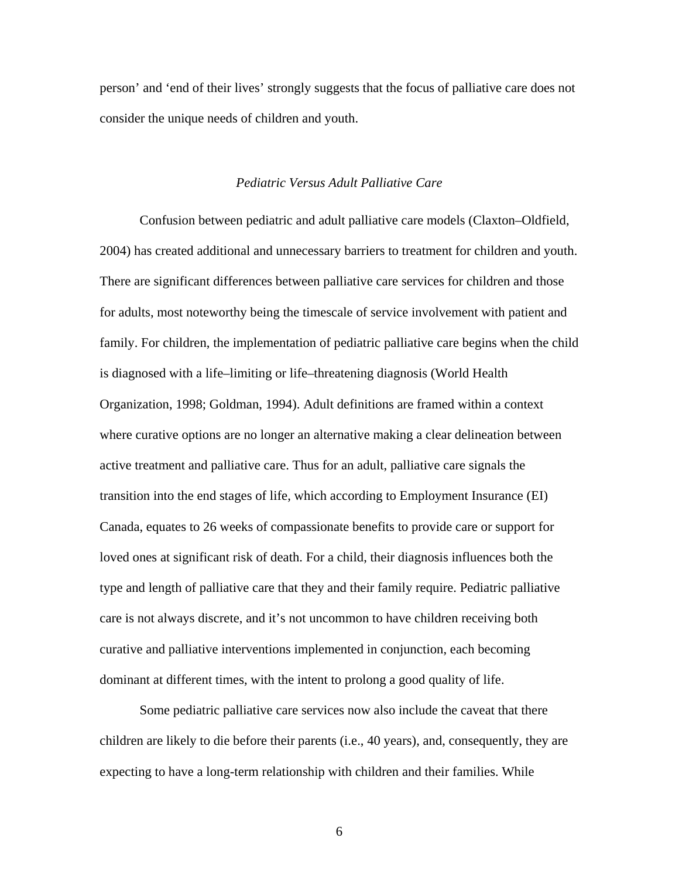person' and 'end of their lives' strongly suggests that the focus of palliative care does not consider the unique needs of children and youth.

### *Pediatric Versus Adult Palliative Care*

Confusion between pediatric and adult palliative care models (Claxton–Oldfield, 2004) has created additional and unnecessary barriers to treatment for children and youth. There are significant differences between palliative care services for children and those for adults, most noteworthy being the timescale of service involvement with patient and family. For children, the implementation of pediatric palliative care begins when the child is diagnosed with a life–limiting or life–threatening diagnosis (World Health Organization, 1998; Goldman, 1994). Adult definitions are framed within a context where curative options are no longer an alternative making a clear delineation between active treatment and palliative care. Thus for an adult, palliative care signals the transition into the end stages of life, which according to Employment Insurance (EI) Canada, equates to 26 weeks of compassionate benefits to provide care or support for loved ones at significant risk of death. For a child, their diagnosis influences both the type and length of palliative care that they and their family require. Pediatric palliative care is not always discrete, and it's not uncommon to have children receiving both curative and palliative interventions implemented in conjunction, each becoming dominant at different times, with the intent to prolong a good quality of life.

Some pediatric palliative care services now also include the caveat that there children are likely to die before their parents (i.e., 40 years), and, consequently, they are expecting to have a long-term relationship with children and their families. While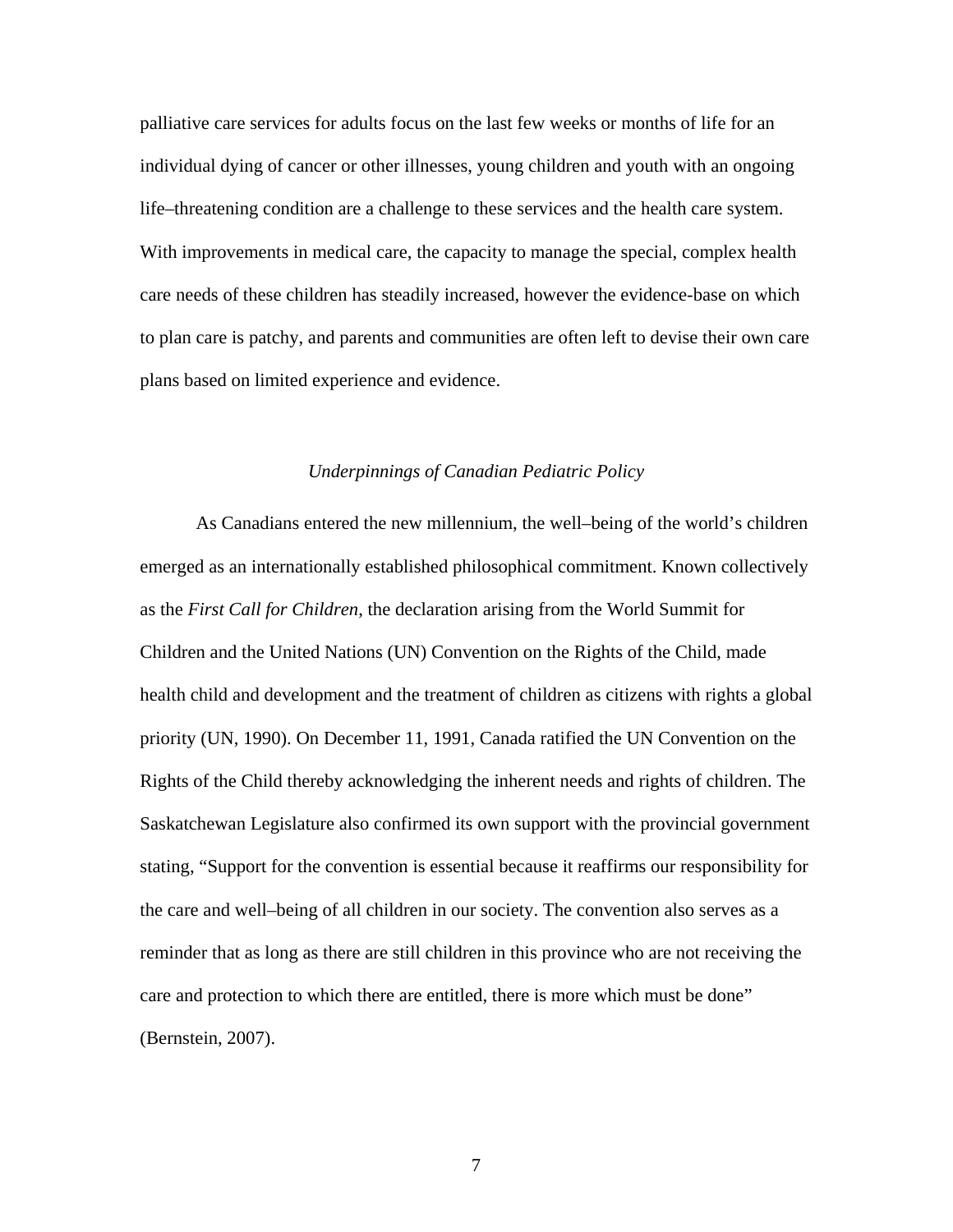palliative care services for adults focus on the last few weeks or months of life for an individual dying of cancer or other illnesses, young children and youth with an ongoing life–threatening condition are a challenge to these services and the health care system. With improvements in medical care, the capacity to manage the special, complex health care needs of these children has steadily increased, however the evidence-base on which to plan care is patchy, and parents and communities are often left to devise their own care plans based on limited experience and evidence.

### *Underpinnings of Canadian Pediatric Policy*

As Canadians entered the new millennium, the well–being of the world's children emerged as an internationally established philosophical commitment. Known collectively as the *First Call for Children*, the declaration arising from the World Summit for Children and the United Nations (UN) Convention on the Rights of the Child, made health child and development and the treatment of children as citizens with rights a global priority (UN, 1990). On December 11, 1991, Canada ratified the UN Convention on the Rights of the Child thereby acknowledging the inherent needs and rights of children. The Saskatchewan Legislature also confirmed its own support with the provincial government stating, "Support for the convention is essential because it reaffirms our responsibility for the care and well–being of all children in our society. The convention also serves as a reminder that as long as there are still children in this province who are not receiving the care and protection to which there are entitled, there is more which must be done" (Bernstein, 2007).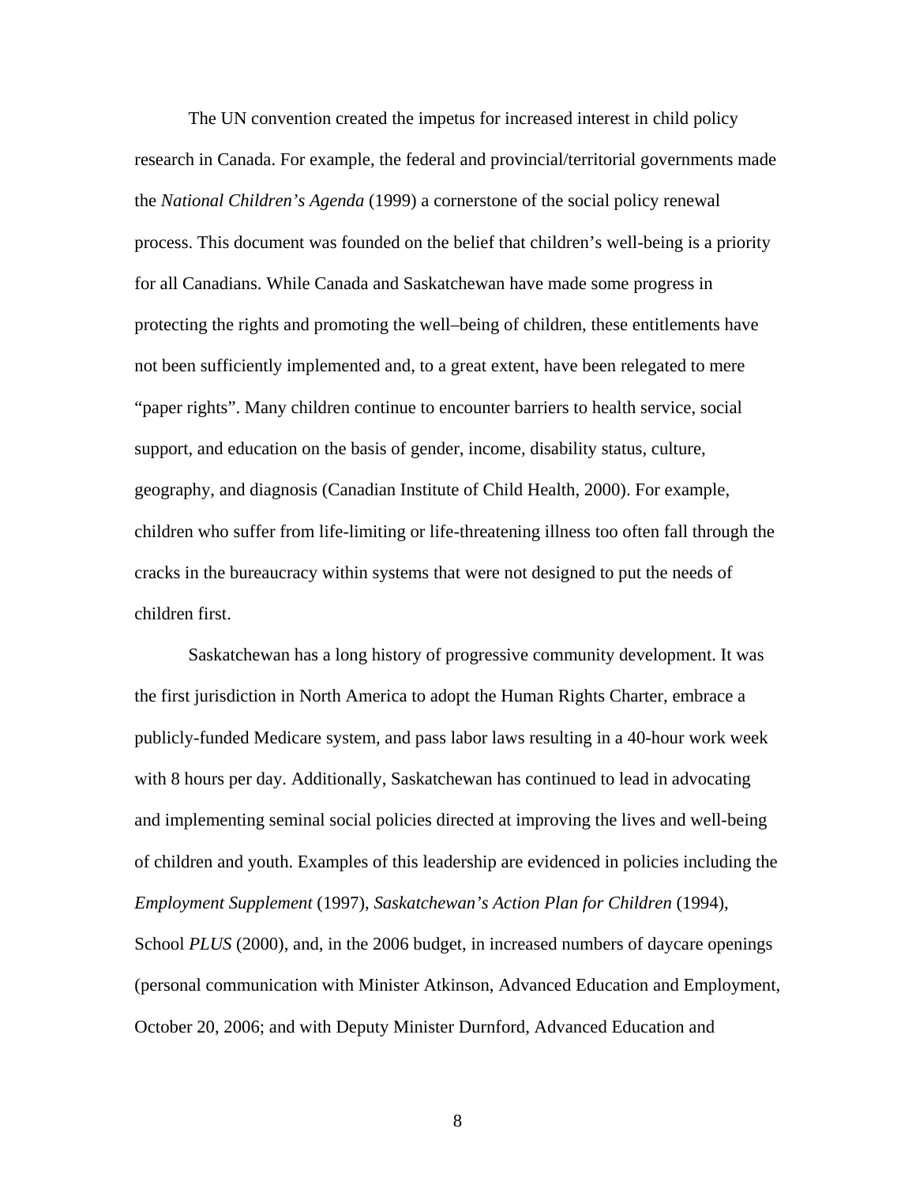The UN convention created the impetus for increased interest in child policy research in Canada. For example, the federal and provincial/territorial governments made the *National Children's Agenda* (1999) a cornerstone of the social policy renewal process. This document was founded on the belief that children's well-being is a priority for all Canadians. While Canada and Saskatchewan have made some progress in protecting the rights and promoting the well–being of children, these entitlements have not been sufficiently implemented and, to a great extent, have been relegated to mere "paper rights". Many children continue to encounter barriers to health service, social support, and education on the basis of gender, income, disability status, culture, geography, and diagnosis (Canadian Institute of Child Health, 2000). For example, children who suffer from life-limiting or life-threatening illness too often fall through the cracks in the bureaucracy within systems that were not designed to put the needs of children first.

Saskatchewan has a long history of progressive community development. It was the first jurisdiction in North America to adopt the Human Rights Charter, embrace a publicly-funded Medicare system, and pass labor laws resulting in a 40-hour work week with 8 hours per day. Additionally, Saskatchewan has continued to lead in advocating and implementing seminal social policies directed at improving the lives and well-being of children and youth. Examples of this leadership are evidenced in policies including the *Employment Supplement* (1997), *Saskatchewan's Action Plan for Children* (1994), School *PLUS* (2000), and, in the 2006 budget, in increased numbers of daycare openings (personal communication with Minister Atkinson, Advanced Education and Employment, October 20, 2006; and with Deputy Minister Durnford, Advanced Education and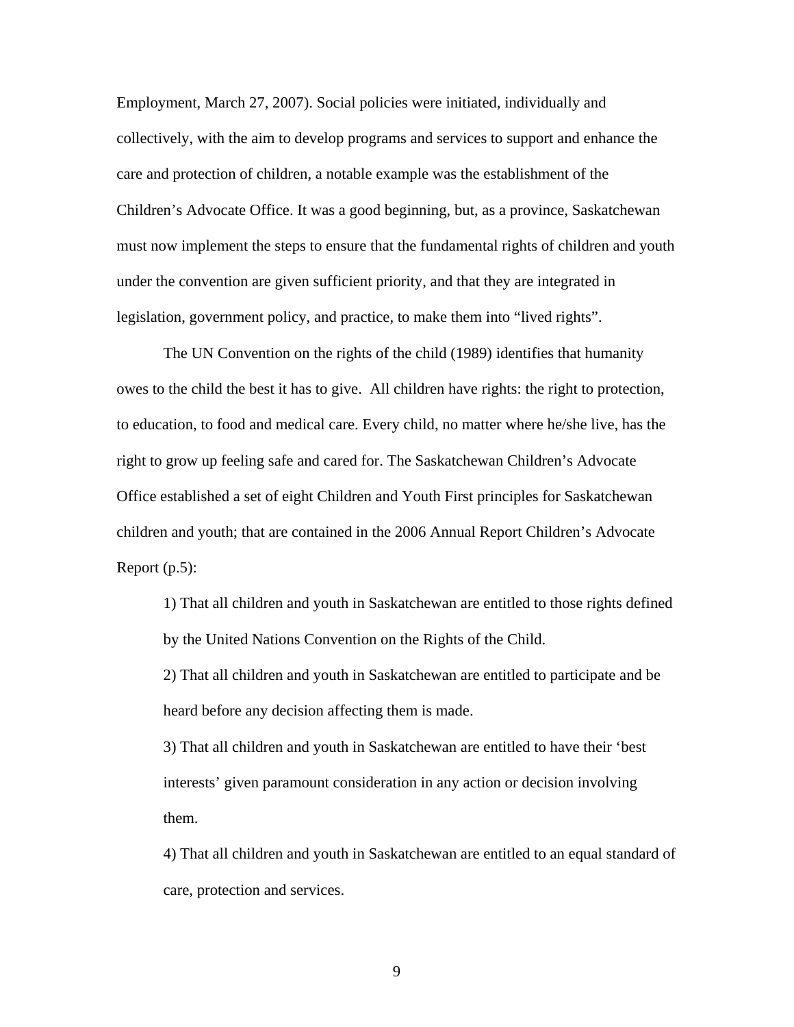Employment, March 27, 2007). Social policies were initiated, individually and collectively, with the aim to develop programs and services to support and enhance the care and protection of children, a notable example was the establishment of the Children's Advocate Office. It was a good beginning, but, as a province, Saskatchewan must now implement the steps to ensure that the fundamental rights of children and youth under the convention are given sufficient priority, and that they are integrated in legislation, government policy, and practice, to make them into "lived rights".

The UN Convention on the rights of the child (1989) identifies that humanity owes to the child the best it has to give. All children have rights: the right to protection, to education, to food and medical care. Every child, no matter where he/she live, has the right to grow up feeling safe and cared for. The Saskatchewan Children's Advocate Office established a set of eight Children and Youth First principles for Saskatchewan children and youth; that are contained in the 2006 Annual Report Children's Advocate Report (p.5):

1) That all children and youth in Saskatchewan are entitled to those rights defined by the United Nations Convention on the Rights of the Child.

2) That all children and youth in Saskatchewan are entitled to participate and be heard before any decision affecting them is made.

3) That all children and youth in Saskatchewan are entitled to have their 'best interests' given paramount consideration in any action or decision involving them.

4) That all children and youth in Saskatchewan are entitled to an equal standard of care, protection and services.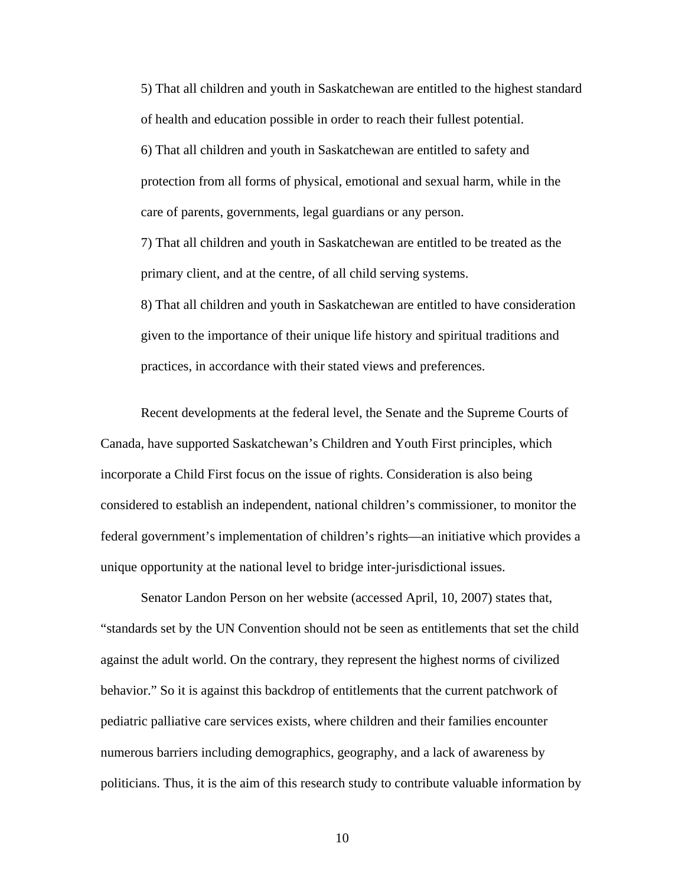5) That all children and youth in Saskatchewan are entitled to the highest standard of health and education possible in order to reach their fullest potential.

6) That all children and youth in Saskatchewan are entitled to safety and protection from all forms of physical, emotional and sexual harm, while in the care of parents, governments, legal guardians or any person.

7) That all children and youth in Saskatchewan are entitled to be treated as the primary client, and at the centre, of all child serving systems.

8) That all children and youth in Saskatchewan are entitled to have consideration given to the importance of their unique life history and spiritual traditions and practices, in accordance with their stated views and preferences.

Recent developments at the federal level, the Senate and the Supreme Courts of Canada, have supported Saskatchewan's Children and Youth First principles, which incorporate a Child First focus on the issue of rights. Consideration is also being considered to establish an independent, national children's commissioner, to monitor the federal government's implementation of children's rights—an initiative which provides a unique opportunity at the national level to bridge inter-jurisdictional issues.

Senator Landon Person on her website (accessed April, 10, 2007) states that, "standards set by the UN Convention should not be seen as entitlements that set the child against the adult world. On the contrary, they represent the highest norms of civilized behavior." So it is against this backdrop of entitlements that the current patchwork of pediatric palliative care services exists, where children and their families encounter numerous barriers including demographics, geography, and a lack of awareness by politicians. Thus, it is the aim of this research study to contribute valuable information by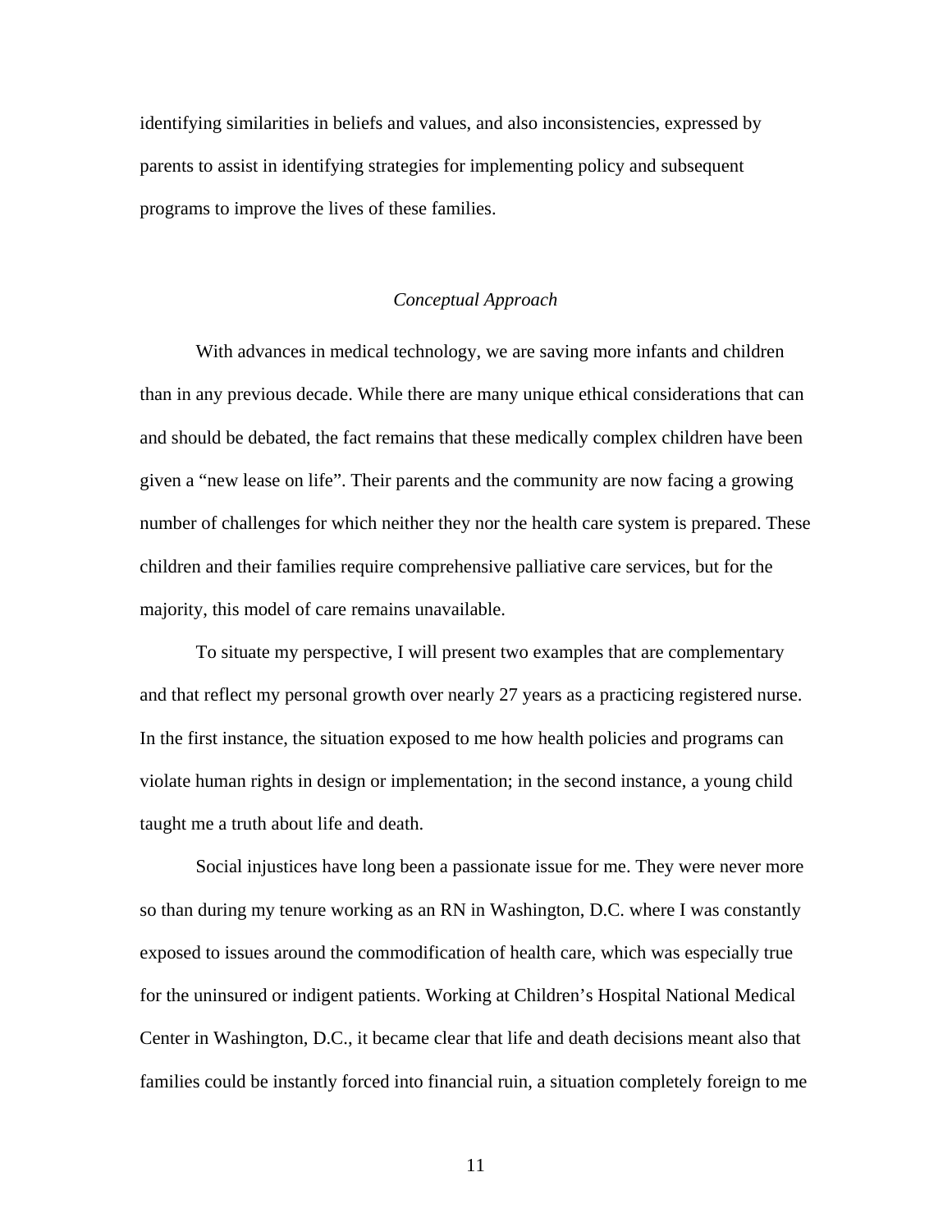identifying similarities in beliefs and values, and also inconsistencies, expressed by parents to assist in identifying strategies for implementing policy and subsequent programs to improve the lives of these families.

### *Conceptual Approach*

With advances in medical technology, we are saving more infants and children than in any previous decade. While there are many unique ethical considerations that can and should be debated, the fact remains that these medically complex children have been given a "new lease on life". Their parents and the community are now facing a growing number of challenges for which neither they nor the health care system is prepared. These children and their families require comprehensive palliative care services, but for the majority, this model of care remains unavailable.

To situate my perspective, I will present two examples that are complementary and that reflect my personal growth over nearly 27 years as a practicing registered nurse. In the first instance, the situation exposed to me how health policies and programs can violate human rights in design or implementation; in the second instance, a young child taught me a truth about life and death.

Social injustices have long been a passionate issue for me. They were never more so than during my tenure working as an RN in Washington, D.C. where I was constantly exposed to issues around the commodification of health care, which was especially true for the uninsured or indigent patients. Working at Children's Hospital National Medical Center in Washington, D.C., it became clear that life and death decisions meant also that families could be instantly forced into financial ruin, a situation completely foreign to me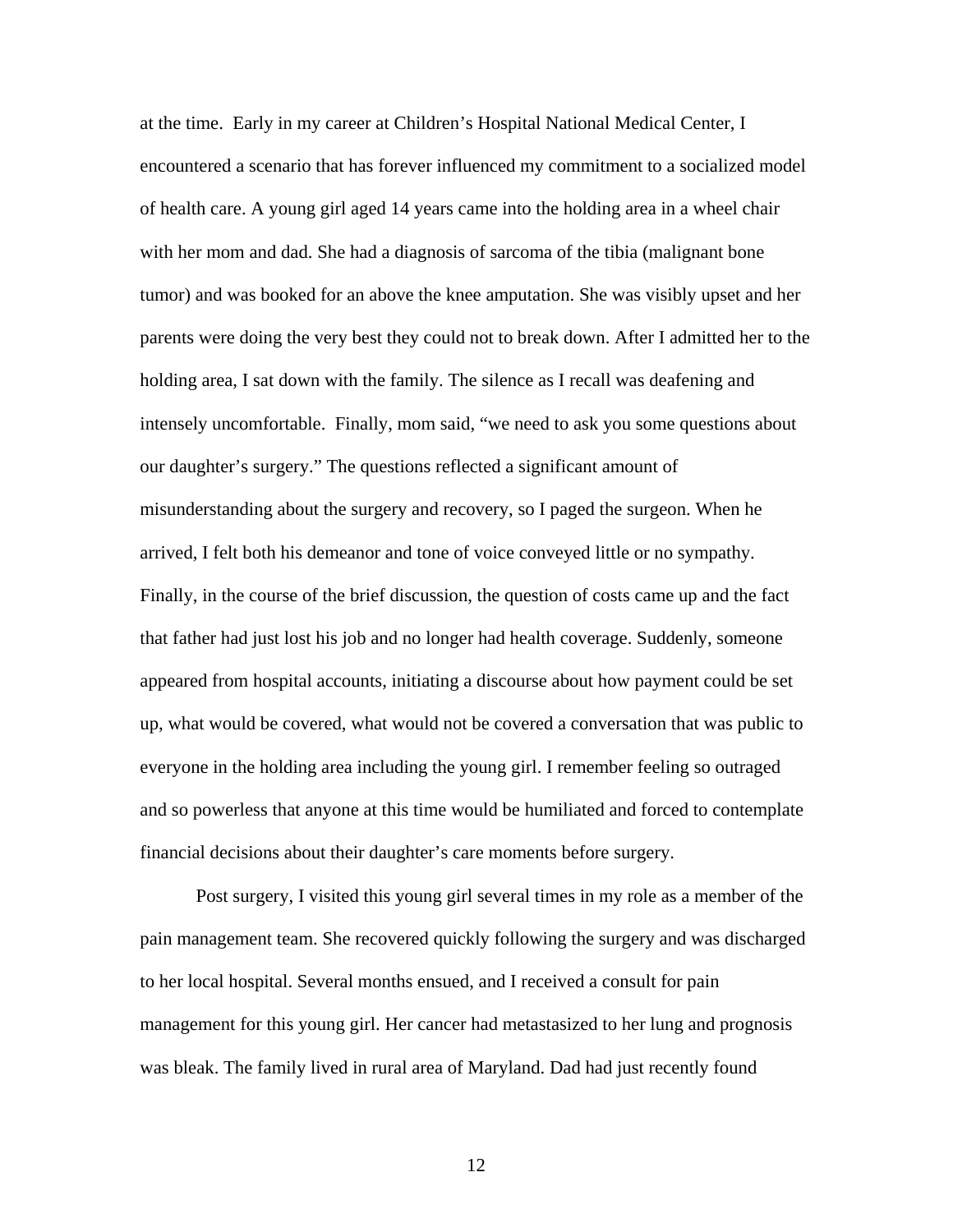at the time. Early in my career at Children's Hospital National Medical Center, I encountered a scenario that has forever influenced my commitment to a socialized model of health care. A young girl aged 14 years came into the holding area in a wheel chair with her mom and dad. She had a diagnosis of sarcoma of the tibia (malignant bone tumor) and was booked for an above the knee amputation. She was visibly upset and her parents were doing the very best they could not to break down. After I admitted her to the holding area, I sat down with the family. The silence as I recall was deafening and intensely uncomfortable. Finally, mom said, "we need to ask you some questions about our daughter's surgery." The questions reflected a significant amount of misunderstanding about the surgery and recovery, so I paged the surgeon. When he arrived, I felt both his demeanor and tone of voice conveyed little or no sympathy. Finally, in the course of the brief discussion, the question of costs came up and the fact that father had just lost his job and no longer had health coverage. Suddenly, someone appeared from hospital accounts, initiating a discourse about how payment could be set up, what would be covered, what would not be covered a conversation that was public to everyone in the holding area including the young girl. I remember feeling so outraged and so powerless that anyone at this time would be humiliated and forced to contemplate financial decisions about their daughter's care moments before surgery.

Post surgery, I visited this young girl several times in my role as a member of the pain management team. She recovered quickly following the surgery and was discharged to her local hospital. Several months ensued, and I received a consult for pain management for this young girl. Her cancer had metastasized to her lung and prognosis was bleak. The family lived in rural area of Maryland. Dad had just recently found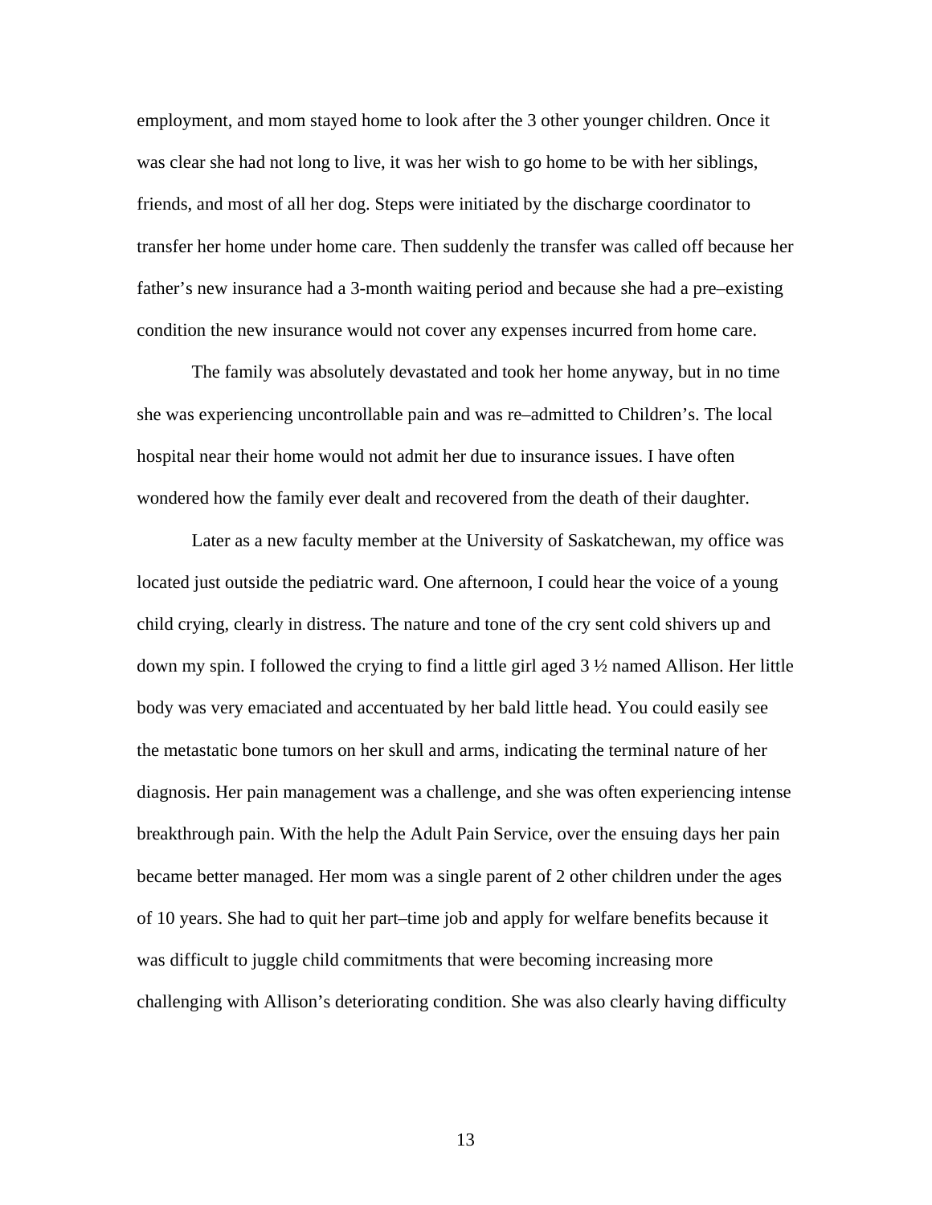employment, and mom stayed home to look after the 3 other younger children. Once it was clear she had not long to live, it was her wish to go home to be with her siblings, friends, and most of all her dog. Steps were initiated by the discharge coordinator to transfer her home under home care. Then suddenly the transfer was called off because her father's new insurance had a 3-month waiting period and because she had a pre–existing condition the new insurance would not cover any expenses incurred from home care.

The family was absolutely devastated and took her home anyway, but in no time she was experiencing uncontrollable pain and was re–admitted to Children's. The local hospital near their home would not admit her due to insurance issues. I have often wondered how the family ever dealt and recovered from the death of their daughter.

Later as a new faculty member at the University of Saskatchewan, my office was located just outside the pediatric ward. One afternoon, I could hear the voice of a young child crying, clearly in distress. The nature and tone of the cry sent cold shivers up and down my spin. I followed the crying to find a little girl aged 3 ½ named Allison. Her little body was very emaciated and accentuated by her bald little head. You could easily see the metastatic bone tumors on her skull and arms, indicating the terminal nature of her diagnosis. Her pain management was a challenge, and she was often experiencing intense breakthrough pain. With the help the Adult Pain Service, over the ensuing days her pain became better managed. Her mom was a single parent of 2 other children under the ages of 10 years. She had to quit her part–time job and apply for welfare benefits because it was difficult to juggle child commitments that were becoming increasing more challenging with Allison's deteriorating condition. She was also clearly having difficulty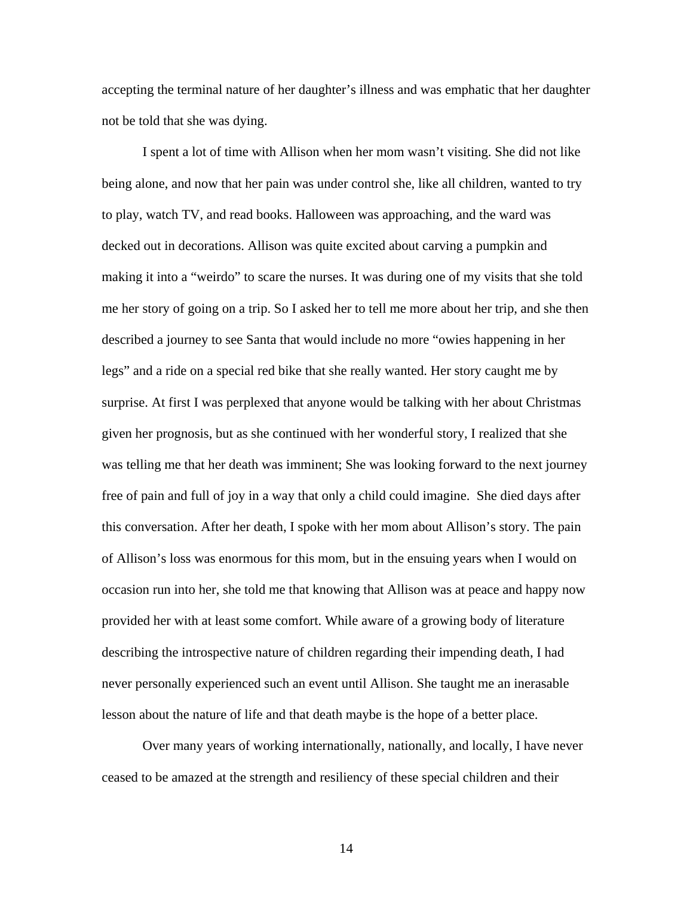accepting the terminal nature of her daughter's illness and was emphatic that her daughter not be told that she was dying.

I spent a lot of time with Allison when her mom wasn't visiting. She did not like being alone, and now that her pain was under control she, like all children, wanted to try to play, watch TV, and read books. Halloween was approaching, and the ward was decked out in decorations. Allison was quite excited about carving a pumpkin and making it into a "weirdo" to scare the nurses. It was during one of my visits that she told me her story of going on a trip. So I asked her to tell me more about her trip, and she then described a journey to see Santa that would include no more "owies happening in her legs" and a ride on a special red bike that she really wanted. Her story caught me by surprise. At first I was perplexed that anyone would be talking with her about Christmas given her prognosis, but as she continued with her wonderful story, I realized that she was telling me that her death was imminent; She was looking forward to the next journey free of pain and full of joy in a way that only a child could imagine. She died days after this conversation. After her death, I spoke with her mom about Allison's story. The pain of Allison's loss was enormous for this mom, but in the ensuing years when I would on occasion run into her, she told me that knowing that Allison was at peace and happy now provided her with at least some comfort. While aware of a growing body of literature describing the introspective nature of children regarding their impending death, I had never personally experienced such an event until Allison. She taught me an inerasable lesson about the nature of life and that death maybe is the hope of a better place.

Over many years of working internationally, nationally, and locally, I have never ceased to be amazed at the strength and resiliency of these special children and their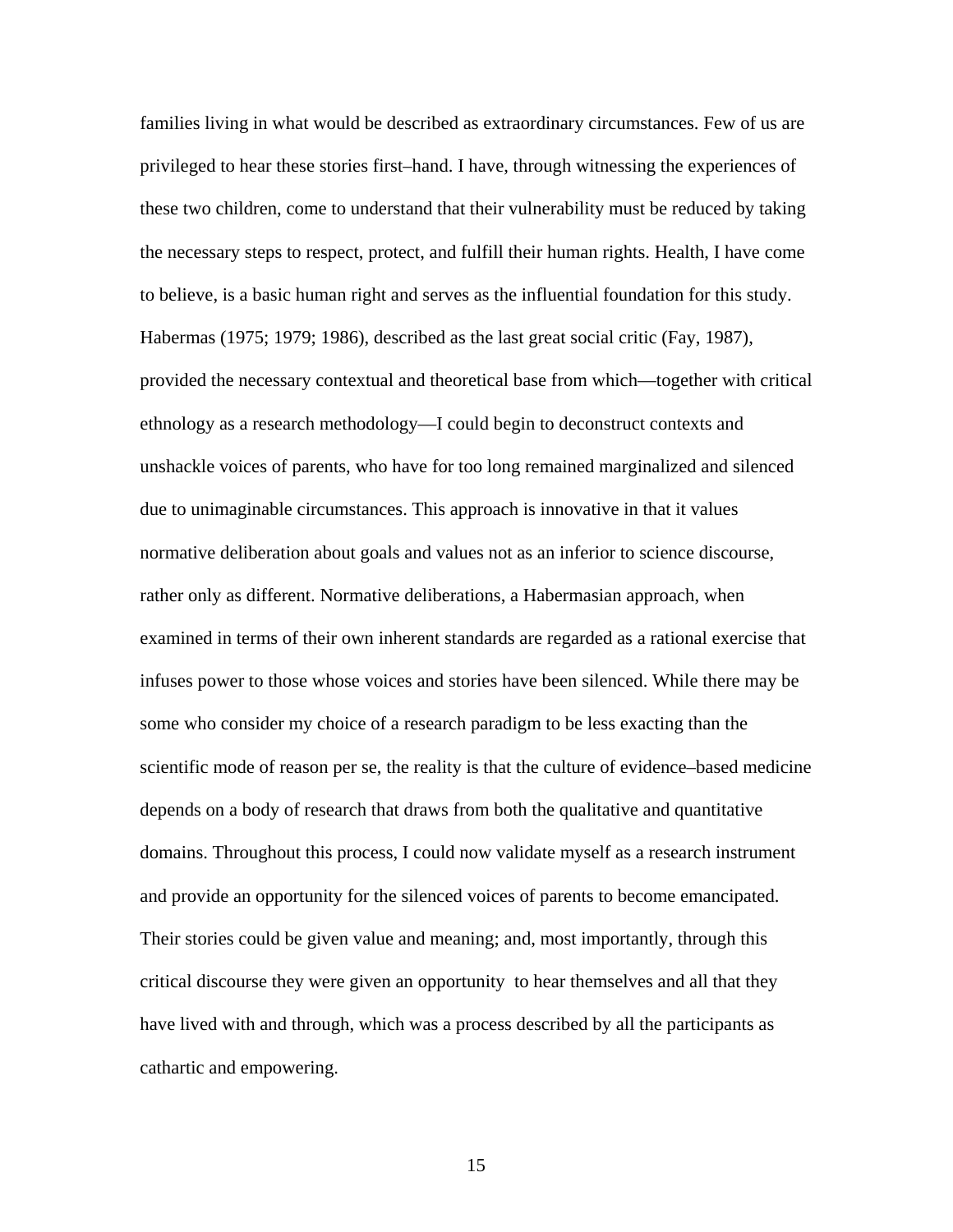families living in what would be described as extraordinary circumstances. Few of us are privileged to hear these stories first–hand. I have, through witnessing the experiences of these two children, come to understand that their vulnerability must be reduced by taking the necessary steps to respect, protect, and fulfill their human rights. Health, I have come to believe, is a basic human right and serves as the influential foundation for this study. Habermas (1975; 1979; 1986), described as the last great social critic (Fay, 1987), provided the necessary contextual and theoretical base from which—together with critical ethnology as a research methodology—I could begin to deconstruct contexts and unshackle voices of parents, who have for too long remained marginalized and silenced due to unimaginable circumstances. This approach is innovative in that it values normative deliberation about goals and values not as an inferior to science discourse, rather only as different. Normative deliberations, a Habermasian approach, when examined in terms of their own inherent standards are regarded as a rational exercise that infuses power to those whose voices and stories have been silenced. While there may be some who consider my choice of a research paradigm to be less exacting than the scientific mode of reason per se, the reality is that the culture of evidence–based medicine depends on a body of research that draws from both the qualitative and quantitative domains. Throughout this process, I could now validate myself as a research instrument and provide an opportunity for the silenced voices of parents to become emancipated. Their stories could be given value and meaning; and, most importantly, through this critical discourse they were given an opportunity to hear themselves and all that they have lived with and through, which was a process described by all the participants as cathartic and empowering.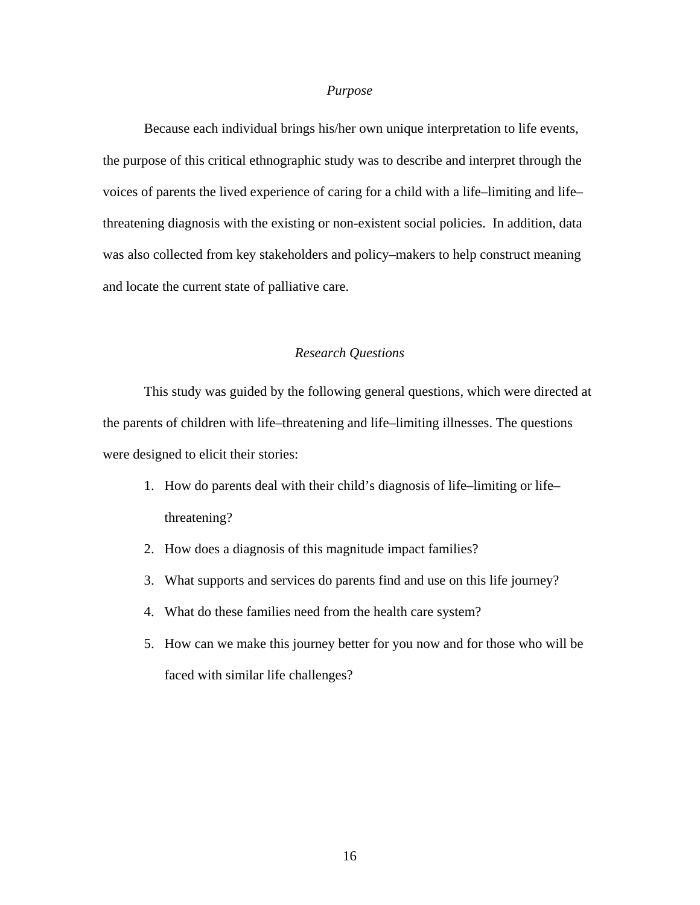### *Purpose*

Because each individual brings his/her own unique interpretation to life events, the purpose of this critical ethnographic study was to describe and interpret through the voices of parents the lived experience of caring for a child with a life–limiting and life–threatening diagnosis with the existing or non-existent social policies. In addition, data was also collected from key stakeholders and policy–makers to help construct meaning and locate the current state of palliative care.

### *Research Questions*

This study was guided by the following general questions, which were directed at the parents of children with life–threatening and life–limiting illnesses. The questions were designed to elicit their stories:

1. How do parents deal with their child's diagnosis of life–limiting or life–threatening?
2. How does a diagnosis of this magnitude impact families?
3. What supports and services do parents find and use on this life journey?
4. What do these families need from the health care system?
5. How can we make this journey better for you now and for those who will be faced with similar life challenges?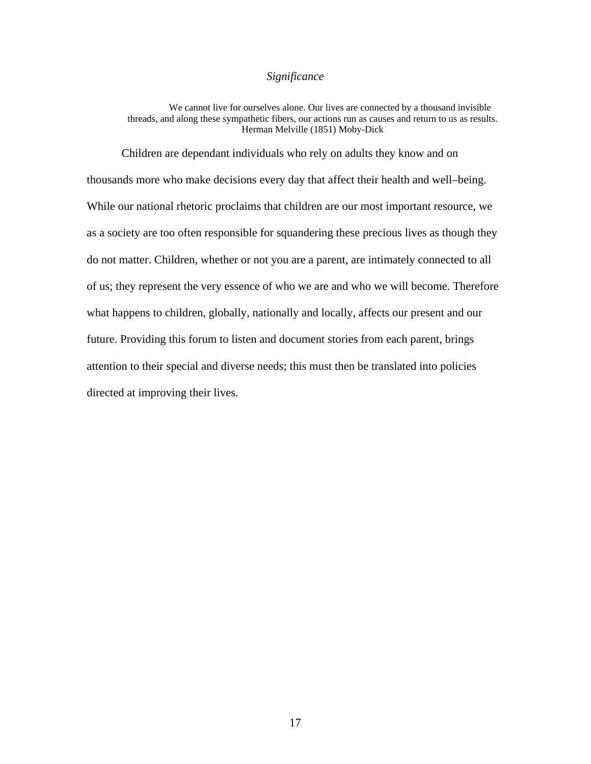### *Significance*

> We cannot live for ourselves alone. Our lives are connected by a thousand invisible threads, and along these sympathetic fibers, our actions run as causes and return to us as results.
> Herman Melville (1851) Moby-Dick

Children are dependant individuals who rely on adults they know and on thousands more who make decisions every day that affect their health and well–being. While our national rhetoric proclaims that children are our most important resource, we as a society are too often responsible for squandering these precious lives as though they do not matter. Children, whether or not you are a parent, are intimately connected to all of us; they represent the very essence of who we are and who we will become. Therefore what happens to children, globally, nationally and locally, affects our present and our future. Providing this forum to listen and document stories from each parent, brings attention to their special and diverse needs; this must then be translated into policies directed at improving their lives.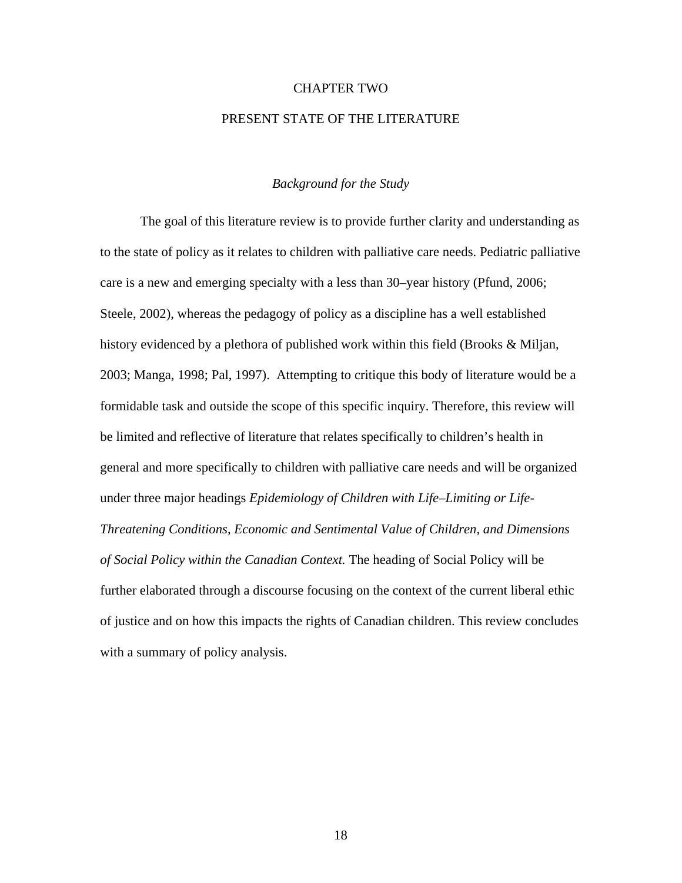# CHAPTER TWO

# PRESENT STATE OF THE LITERATURE

### *Background for the Study*

The goal of this literature review is to provide further clarity and understanding as to the state of policy as it relates to children with palliative care needs. Pediatric palliative care is a new and emerging specialty with a less than 30–year history (Pfund, 2006; Steele, 2002), whereas the pedagogy of policy as a discipline has a well established history evidenced by a plethora of published work within this field (Brooks & Miljan, 2003; Manga, 1998; Pal, 1997). Attempting to critique this body of literature would be a formidable task and outside the scope of this specific inquiry. Therefore, this review will be limited and reflective of literature that relates specifically to children's health in general and more specifically to children with palliative care needs and will be organized under three major headings *Epidemiology of Children with Life–Limiting or Life-Threatening Conditions, Economic and Sentimental Value of Children, and Dimensions of Social Policy within the Canadian Context.* The heading of Social Policy will be further elaborated through a discourse focusing on the context of the current liberal ethic of justice and on how this impacts the rights of Canadian children. This review concludes with a summary of policy analysis.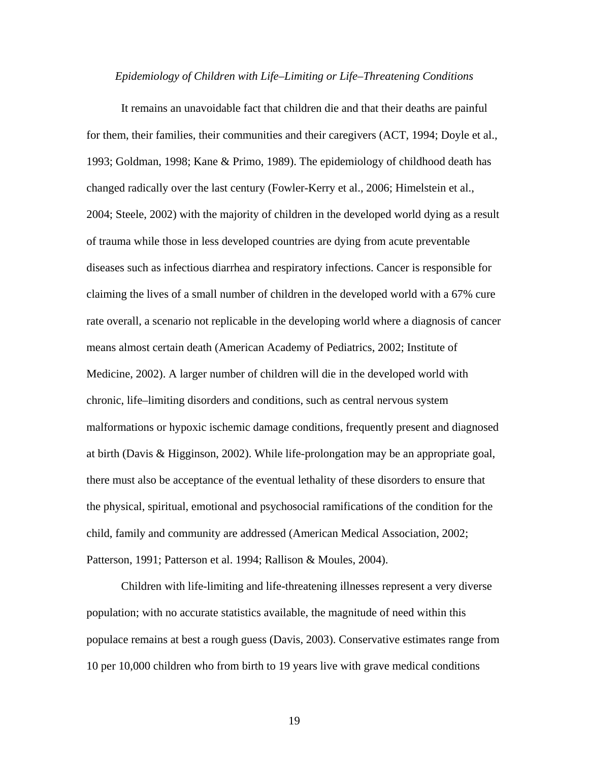### *Epidemiology of Children with Life–Limiting or Life–Threatening Conditions*

It remains an unavoidable fact that children die and that their deaths are painful for them, their families, their communities and their caregivers (ACT, 1994; Doyle et al., 1993; Goldman, 1998; Kane & Primo, 1989). The epidemiology of childhood death has changed radically over the last century (Fowler-Kerry et al., 2006; Himelstein et al., 2004; Steele, 2002) with the majority of children in the developed world dying as a result of trauma while those in less developed countries are dying from acute preventable diseases such as infectious diarrhea and respiratory infections. Cancer is responsible for claiming the lives of a small number of children in the developed world with a 67% cure rate overall, a scenario not replicable in the developing world where a diagnosis of cancer means almost certain death (American Academy of Pediatrics, 2002; Institute of Medicine, 2002). A larger number of children will die in the developed world with chronic, life–limiting disorders and conditions, such as central nervous system malformations or hypoxic ischemic damage conditions, frequently present and diagnosed at birth (Davis & Higginson, 2002). While life-prolongation may be an appropriate goal, there must also be acceptance of the eventual lethality of these disorders to ensure that the physical, spiritual, emotional and psychosocial ramifications of the condition for the child, family and community are addressed (American Medical Association, 2002; Patterson, 1991; Patterson et al. 1994; Rallison & Moules, 2004).

Children with life-limiting and life-threatening illnesses represent a very diverse population; with no accurate statistics available, the magnitude of need within this populace remains at best a rough guess (Davis, 2003). Conservative estimates range from 10 per 10,000 children who from birth to 19 years live with grave medical conditions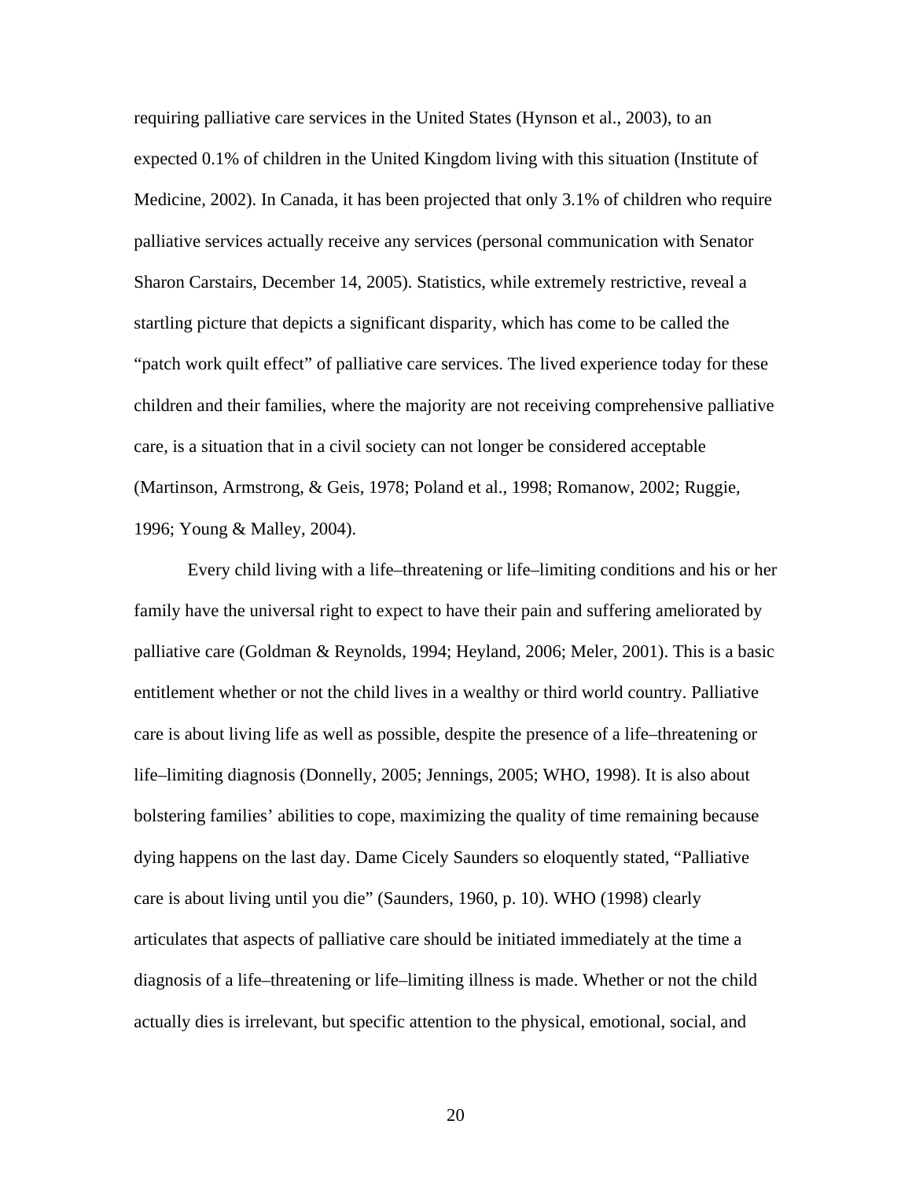requiring palliative care services in the United States (Hynson et al., 2003), to an expected 0.1% of children in the United Kingdom living with this situation (Institute of Medicine, 2002). In Canada, it has been projected that only 3.1% of children who require palliative services actually receive any services (personal communication with Senator Sharon Carstairs, December 14, 2005). Statistics, while extremely restrictive, reveal a startling picture that depicts a significant disparity, which has come to be called the "patch work quilt effect" of palliative care services. The lived experience today for these children and their families, where the majority are not receiving comprehensive palliative care, is a situation that in a civil society can not longer be considered acceptable (Martinson, Armstrong, & Geis, 1978; Poland et al., 1998; Romanow, 2002; Ruggie, 1996; Young & Malley, 2004).

Every child living with a life–threatening or life–limiting conditions and his or her family have the universal right to expect to have their pain and suffering ameliorated by palliative care (Goldman & Reynolds, 1994; Heyland, 2006; Meler, 2001). This is a basic entitlement whether or not the child lives in a wealthy or third world country. Palliative care is about living life as well as possible, despite the presence of a life–threatening or life–limiting diagnosis (Donnelly, 2005; Jennings, 2005; WHO, 1998). It is also about bolstering families' abilities to cope, maximizing the quality of time remaining because dying happens on the last day. Dame Cicely Saunders so eloquently stated, "Palliative care is about living until you die" (Saunders, 1960, p. 10). WHO (1998) clearly articulates that aspects of palliative care should be initiated immediately at the time a diagnosis of a life–threatening or life–limiting illness is made. Whether or not the child actually dies is irrelevant, but specific attention to the physical, emotional, social, and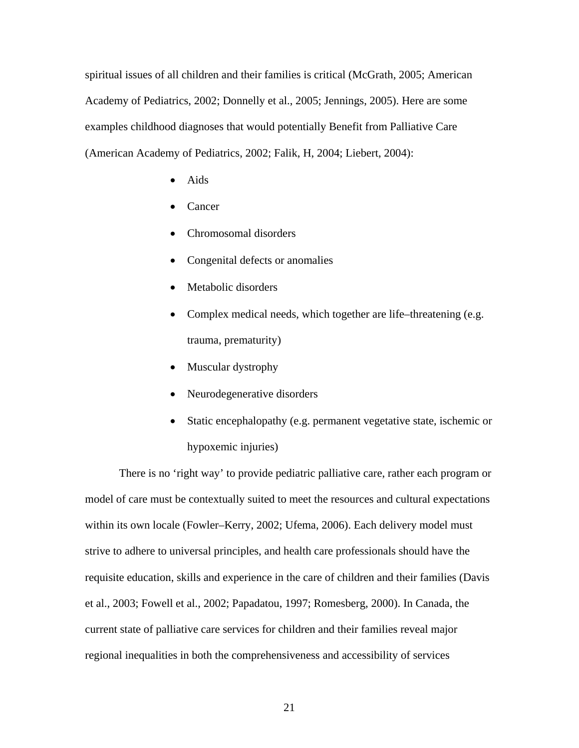spiritual issues of all children and their families is critical (McGrath, 2005; American Academy of Pediatrics, 2002; Donnelly et al., 2005; Jennings, 2005). Here are some examples childhood diagnoses that would potentially Benefit from Palliative Care (American Academy of Pediatrics, 2002; Falik, H, 2004; Liebert, 2004):

- Aids
- Cancer
- Chromosomal disorders
- Congenital defects or anomalies
- Metabolic disorders
- Complex medical needs, which together are life–threatening (e.g. trauma, prematurity)
- Muscular dystrophy
- Neurodegenerative disorders
- Static encephalopathy (e.g. permanent vegetative state, ischemic or hypoxemic injuries)

There is no ‘right way’ to provide pediatric palliative care, rather each program or model of care must be contextually suited to meet the resources and cultural expectations within its own locale (Fowler–Kerry, 2002; Ufema, 2006). Each delivery model must strive to adhere to universal principles, and health care professionals should have the requisite education, skills and experience in the care of children and their families (Davis et al., 2003; Fowell et al., 2002; Papadatou, 1997; Romesberg, 2000). In Canada, the current state of palliative care services for children and their families reveal major regional inequalities in both the comprehensiveness and accessibility of services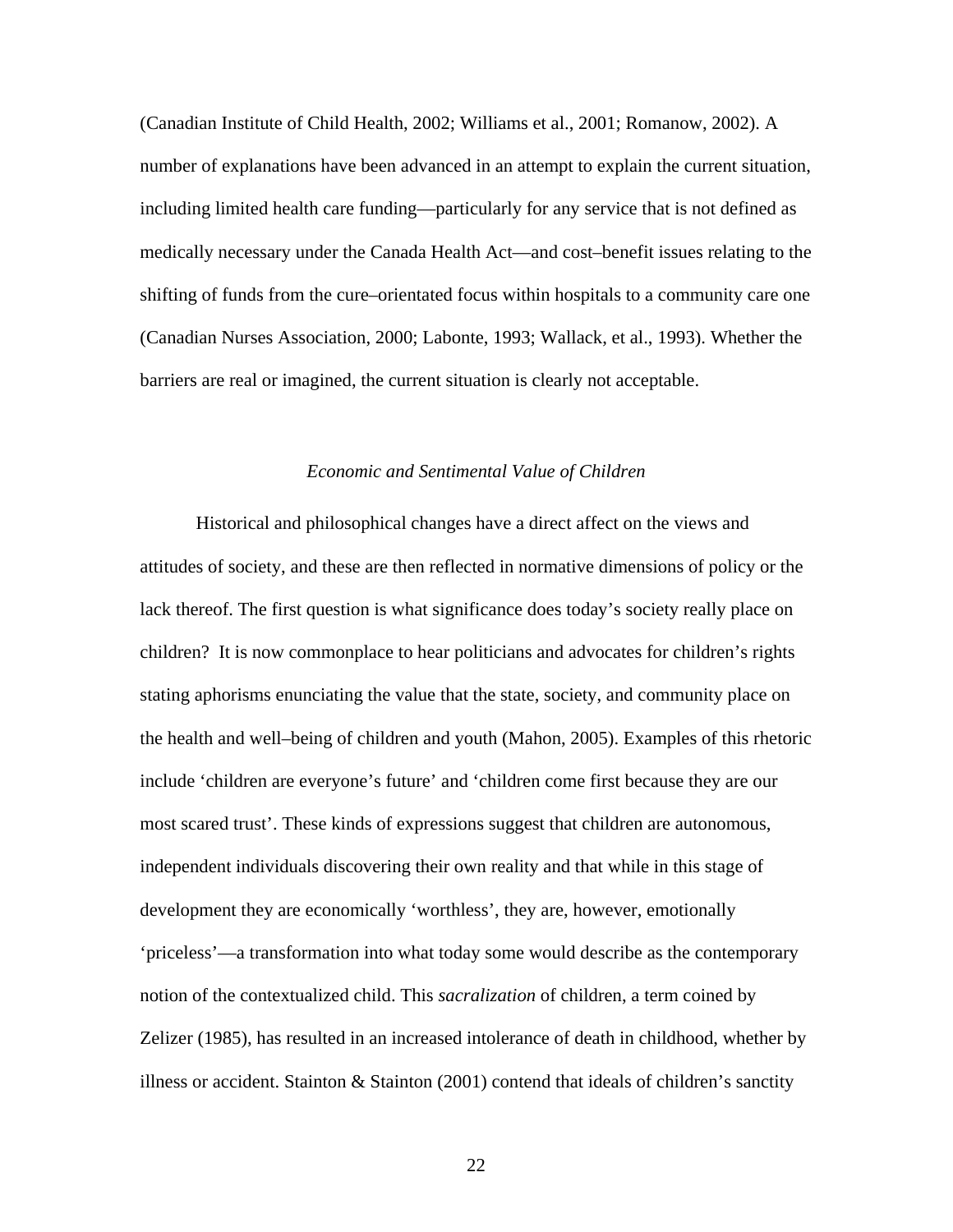(Canadian Institute of Child Health, 2002; Williams et al., 2001; Romanow, 2002). A number of explanations have been advanced in an attempt to explain the current situation, including limited health care funding—particularly for any service that is not defined as medically necessary under the Canada Health Act—and cost–benefit issues relating to the shifting of funds from the cure–orientated focus within hospitals to a community care one (Canadian Nurses Association, 2000; Labonte, 1993; Wallack, et al., 1993). Whether the barriers are real or imagined, the current situation is clearly not acceptable.

### *Economic and Sentimental Value of Children*

Historical and philosophical changes have a direct affect on the views and attitudes of society, and these are then reflected in normative dimensions of policy or the lack thereof. The first question is what significance does today's society really place on children? It is now commonplace to hear politicians and advocates for children's rights stating aphorisms enunciating the value that the state, society, and community place on the health and well–being of children and youth (Mahon, 2005). Examples of this rhetoric include 'children are everyone's future' and 'children come first because they are our most scared trust'. These kinds of expressions suggest that children are autonomous, independent individuals discovering their own reality and that while in this stage of development they are economically 'worthless', they are, however, emotionally 'priceless'—a transformation into what today some would describe as the contemporary notion of the contextualized child. This *sacralization* of children, a term coined by Zelizer (1985), has resulted in an increased intolerance of death in childhood, whether by illness or accident. Stainton & Stainton (2001) contend that ideals of children's sanctity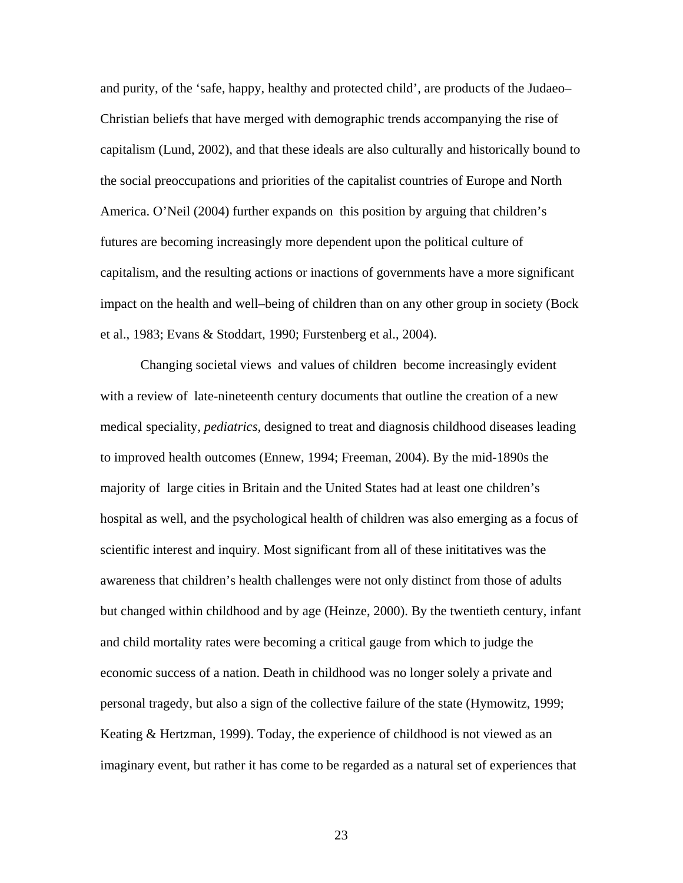and purity, of the ‘safe, happy, healthy and protected child’, are products of the Judaeo–Christian beliefs that have merged with demographic trends accompanying the rise of capitalism (Lund, 2002), and that these ideals are also culturally and historically bound to the social preoccupations and priorities of the capitalist countries of Europe and North America. O’Neil (2004) further expands on this position by arguing that children’s futures are becoming increasingly more dependent upon the political culture of capitalism, and the resulting actions or inactions of governments have a more significant impact on the health and well–being of children than on any other group in society (Bock et al., 1983; Evans & Stoddart, 1990; Furstenberg et al., 2004).

Changing societal views and values of children become increasingly evident with a review of late-nineteenth century documents that outline the creation of a new medical speciality, *pediatrics*, designed to treat and diagnosis childhood diseases leading to improved health outcomes (Ennew, 1994; Freeman, 2004). By the mid-1890s the majority of large cities in Britain and the United States had at least one children’s hospital as well, and the psychological health of children was also emerging as a focus of scientific interest and inquiry. Most significant from all of these inititatives was the awareness that children’s health challenges were not only distinct from those of adults but changed within childhood and by age (Heinze, 2000). By the twentieth century, infant and child mortality rates were becoming a critical gauge from which to judge the economic success of a nation. Death in childhood was no longer solely a private and personal tragedy, but also a sign of the collective failure of the state (Hymowitz, 1999; Keating & Hertzman, 1999). Today, the experience of childhood is not viewed as an imaginary event, but rather it has come to be regarded as a natural set of experiences that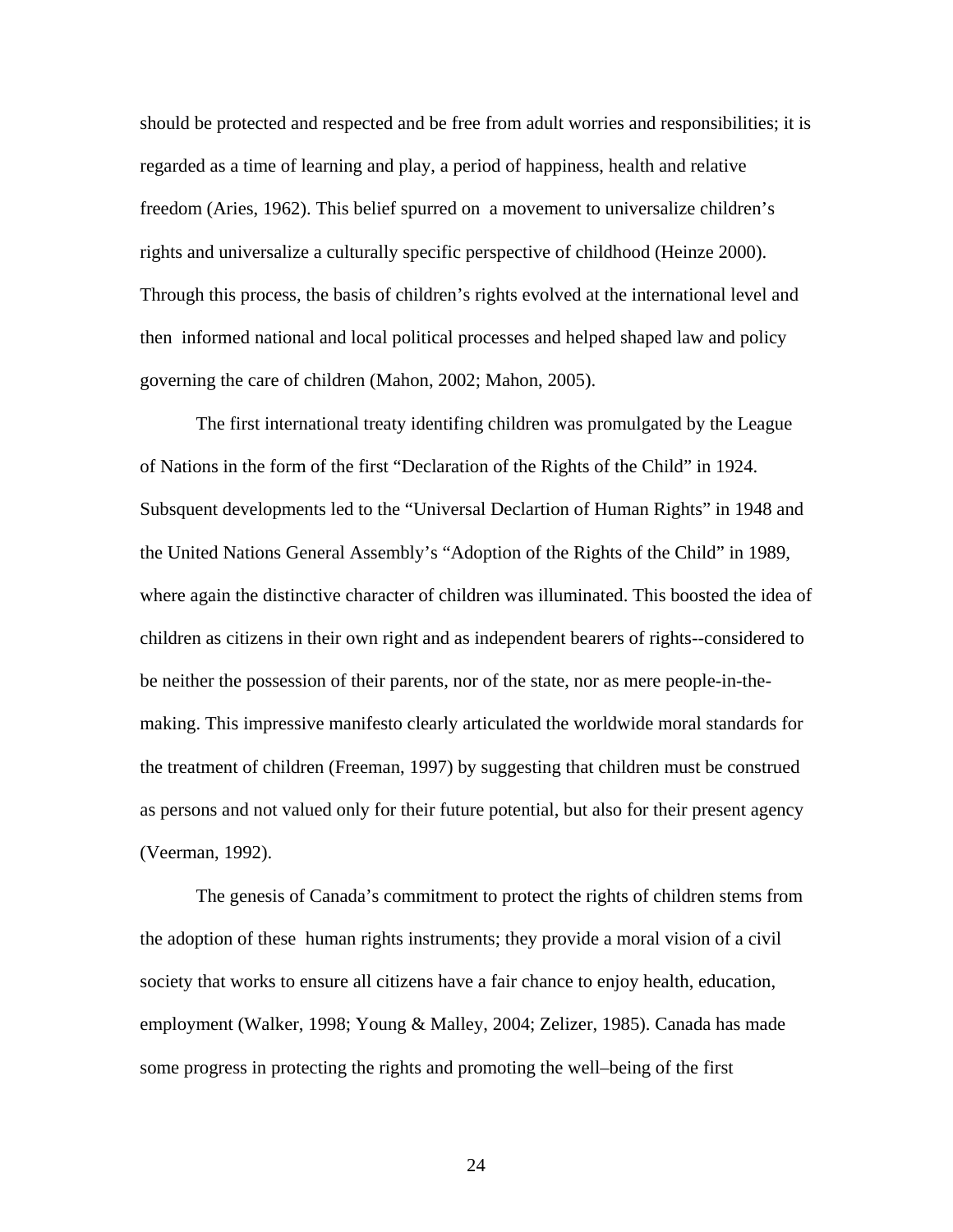should be protected and respected and be free from adult worries and responsibilities; it is regarded as a time of learning and play, a period of happiness, health and relative freedom (Aries, 1962). This belief spurred on a movement to universalize children's rights and universalize a culturally specific perspective of childhood (Heinze 2000). Through this process, the basis of children's rights evolved at the international level and then informed national and local political processes and helped shaped law and policy governing the care of children (Mahon, 2002; Mahon, 2005).

The first international treaty identifing children was promulgated by the League of Nations in the form of the first "Declaration of the Rights of the Child" in 1924. Subsquent developments led to the "Universal Declartion of Human Rights" in 1948 and the United Nations General Assembly's "Adoption of the Rights of the Child" in 1989, where again the distinctive character of children was illuminated. This boosted the idea of children as citizens in their own right and as independent bearers of rights--considered to be neither the possession of their parents, nor of the state, nor as mere people-in-the-making. This impressive manifesto clearly articulated the worldwide moral standards for the treatment of children (Freeman, 1997) by suggesting that children must be construed as persons and not valued only for their future potential, but also for their present agency (Veerman, 1992).

The genesis of Canada's commitment to protect the rights of children stems from the adoption of these human rights instruments; they provide a moral vision of a civil society that works to ensure all citizens have a fair chance to enjoy health, education, employment (Walker, 1998; Young & Malley, 2004; Zelizer, 1985). Canada has made some progress in protecting the rights and promoting the well–being of the first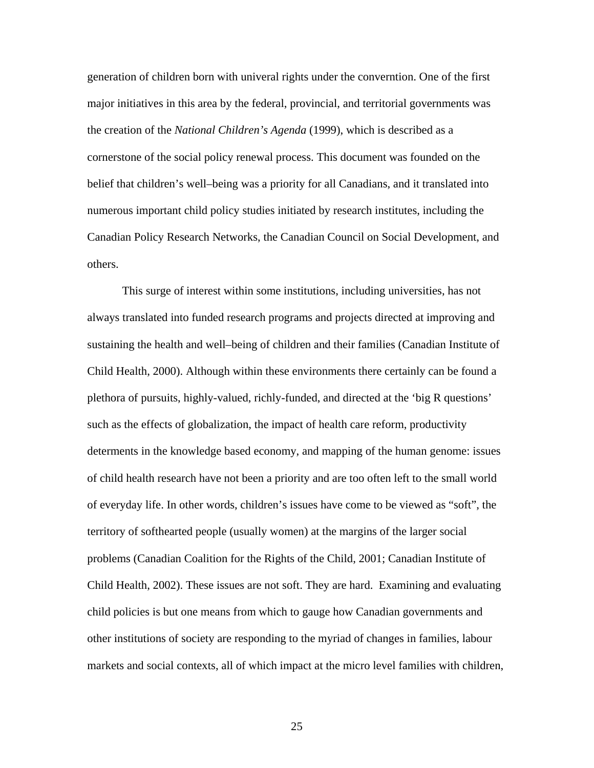generation of children born with univeral rights under the converntion. One of the first major initiatives in this area by the federal, provincial, and territorial governments was the creation of the *National Children's Agenda* (1999), which is described as a cornerstone of the social policy renewal process. This document was founded on the belief that children's well–being was a priority for all Canadians, and it translated into numerous important child policy studies initiated by research institutes, including the Canadian Policy Research Networks, the Canadian Council on Social Development, and others.

This surge of interest within some institutions, including universities, has not always translated into funded research programs and projects directed at improving and sustaining the health and well–being of children and their families (Canadian Institute of Child Health, 2000). Although within these environments there certainly can be found a plethora of pursuits, highly-valued, richly-funded, and directed at the 'big R questions' such as the effects of globalization, the impact of health care reform, productivity determents in the knowledge based economy, and mapping of the human genome: issues of child health research have not been a priority and are too often left to the small world of everyday life. In other words, children's issues have come to be viewed as "soft", the territory of softhearted people (usually women) at the margins of the larger social problems (Canadian Coalition for the Rights of the Child, 2001; Canadian Institute of Child Health, 2002). These issues are not soft. They are hard. Examining and evaluating child policies is but one means from which to gauge how Canadian governments and other institutions of society are responding to the myriad of changes in families, labour markets and social contexts, all of which impact at the micro level families with children,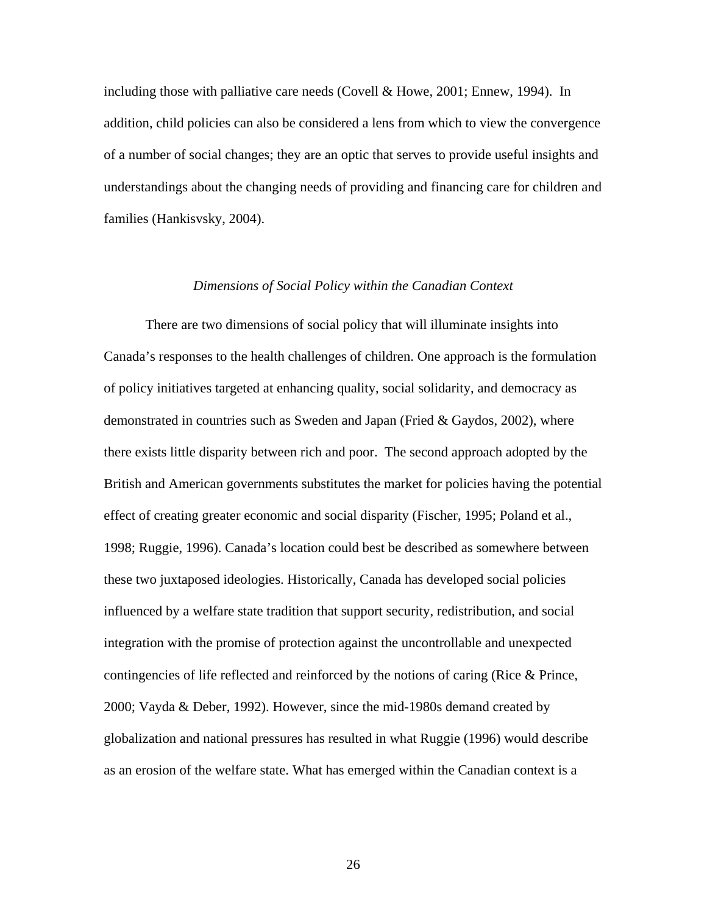including those with palliative care needs (Covell & Howe, 2001; Ennew, 1994). In addition, child policies can also be considered a lens from which to view the convergence of a number of social changes; they are an optic that serves to provide useful insights and understandings about the changing needs of providing and financing care for children and families (Hankisvsky, 2004).

### *Dimensions of Social Policy within the Canadian Context*

There are two dimensions of social policy that will illuminate insights into Canada's responses to the health challenges of children. One approach is the formulation of policy initiatives targeted at enhancing quality, social solidarity, and democracy as demonstrated in countries such as Sweden and Japan (Fried & Gaydos, 2002), where there exists little disparity between rich and poor. The second approach adopted by the British and American governments substitutes the market for policies having the potential effect of creating greater economic and social disparity (Fischer, 1995; Poland et al., 1998; Ruggie, 1996). Canada's location could best be described as somewhere between these two juxtaposed ideologies. Historically, Canada has developed social policies influenced by a welfare state tradition that support security, redistribution, and social integration with the promise of protection against the uncontrollable and unexpected contingencies of life reflected and reinforced by the notions of caring (Rice & Prince, 2000; Vayda & Deber, 1992). However, since the mid-1980s demand created by globalization and national pressures has resulted in what Ruggie (1996) would describe as an erosion of the welfare state. What has emerged within the Canadian context is a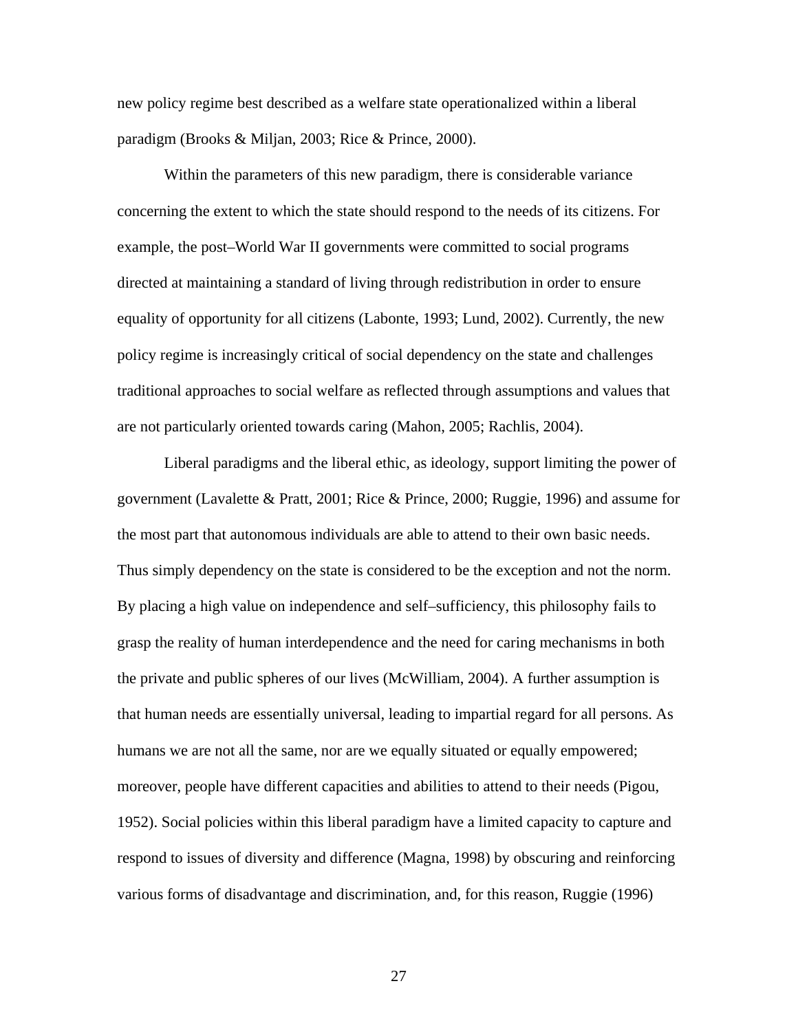new policy regime best described as a welfare state operationalized within a liberal paradigm (Brooks & Miljan, 2003; Rice & Prince, 2000).

Within the parameters of this new paradigm, there is considerable variance concerning the extent to which the state should respond to the needs of its citizens. For example, the post–World War II governments were committed to social programs directed at maintaining a standard of living through redistribution in order to ensure equality of opportunity for all citizens (Labonte, 1993; Lund, 2002). Currently, the new policy regime is increasingly critical of social dependency on the state and challenges traditional approaches to social welfare as reflected through assumptions and values that are not particularly oriented towards caring (Mahon, 2005; Rachlis, 2004).

Liberal paradigms and the liberal ethic, as ideology, support limiting the power of government (Lavalette & Pratt, 2001; Rice & Prince, 2000; Ruggie, 1996) and assume for the most part that autonomous individuals are able to attend to their own basic needs. Thus simply dependency on the state is considered to be the exception and not the norm. By placing a high value on independence and self–sufficiency, this philosophy fails to grasp the reality of human interdependence and the need for caring mechanisms in both the private and public spheres of our lives (McWilliam, 2004). A further assumption is that human needs are essentially universal, leading to impartial regard for all persons. As humans we are not all the same, nor are we equally situated or equally empowered; moreover, people have different capacities and abilities to attend to their needs (Pigou, 1952). Social policies within this liberal paradigm have a limited capacity to capture and respond to issues of diversity and difference (Magna, 1998) by obscuring and reinforcing various forms of disadvantage and discrimination, and, for this reason, Ruggie (1996)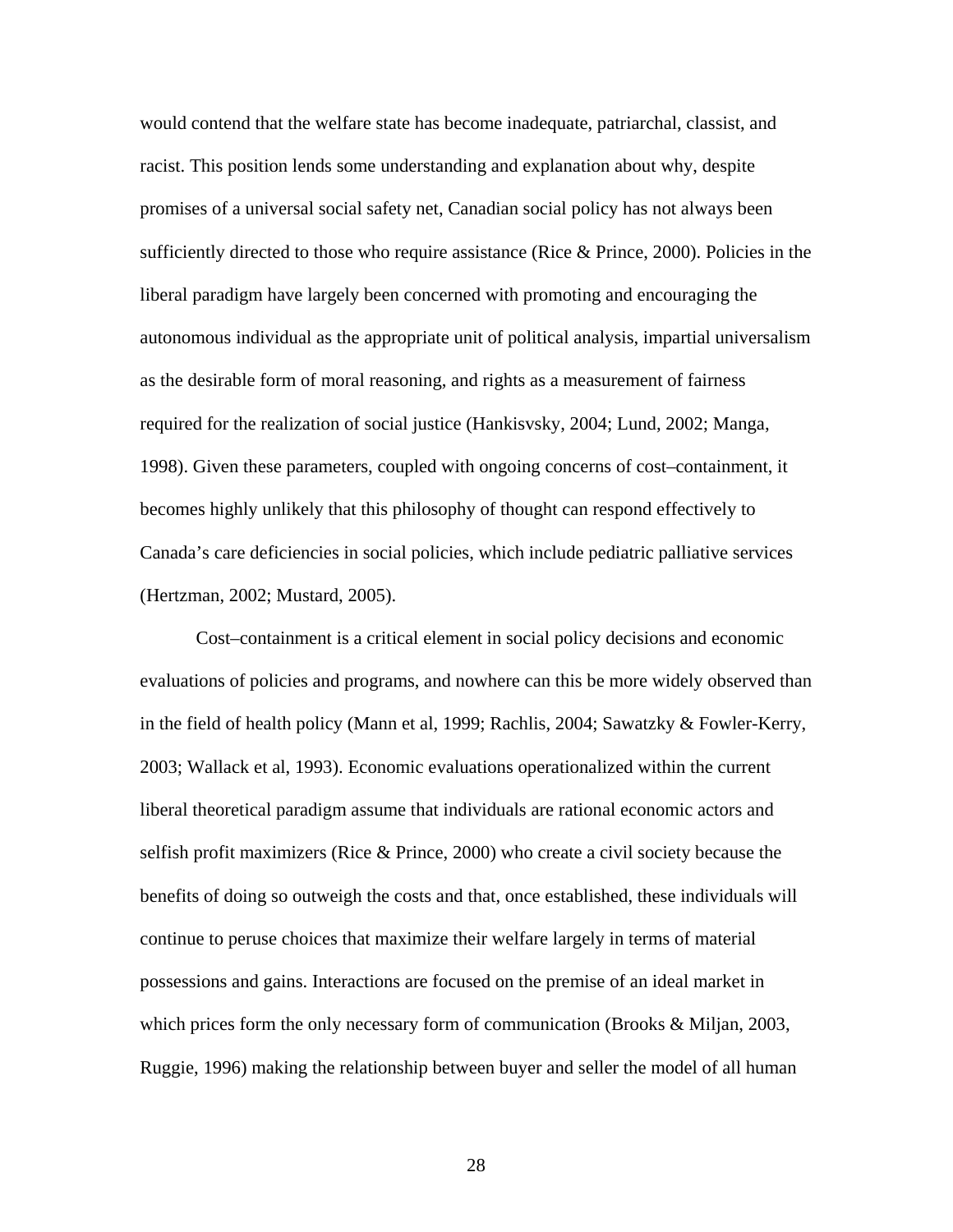would contend that the welfare state has become inadequate, patriarchal, classist, and racist. This position lends some understanding and explanation about why, despite promises of a universal social safety net, Canadian social policy has not always been sufficiently directed to those who require assistance (Rice & Prince, 2000). Policies in the liberal paradigm have largely been concerned with promoting and encouraging the autonomous individual as the appropriate unit of political analysis, impartial universalism as the desirable form of moral reasoning, and rights as a measurement of fairness required for the realization of social justice (Hankisvsky, 2004; Lund, 2002; Manga, 1998). Given these parameters, coupled with ongoing concerns of cost–containment, it becomes highly unlikely that this philosophy of thought can respond effectively to Canada's care deficiencies in social policies, which include pediatric palliative services (Hertzman, 2002; Mustard, 2005).

Cost–containment is a critical element in social policy decisions and economic evaluations of policies and programs, and nowhere can this be more widely observed than in the field of health policy (Mann et al, 1999; Rachlis, 2004; Sawatzky & Fowler-Kerry, 2003; Wallack et al, 1993). Economic evaluations operationalized within the current liberal theoretical paradigm assume that individuals are rational economic actors and selfish profit maximizers (Rice & Prince, 2000) who create a civil society because the benefits of doing so outweigh the costs and that, once established, these individuals will continue to peruse choices that maximize their welfare largely in terms of material possessions and gains. Interactions are focused on the premise of an ideal market in which prices form the only necessary form of communication (Brooks & Miljan, 2003, Ruggie, 1996) making the relationship between buyer and seller the model of all human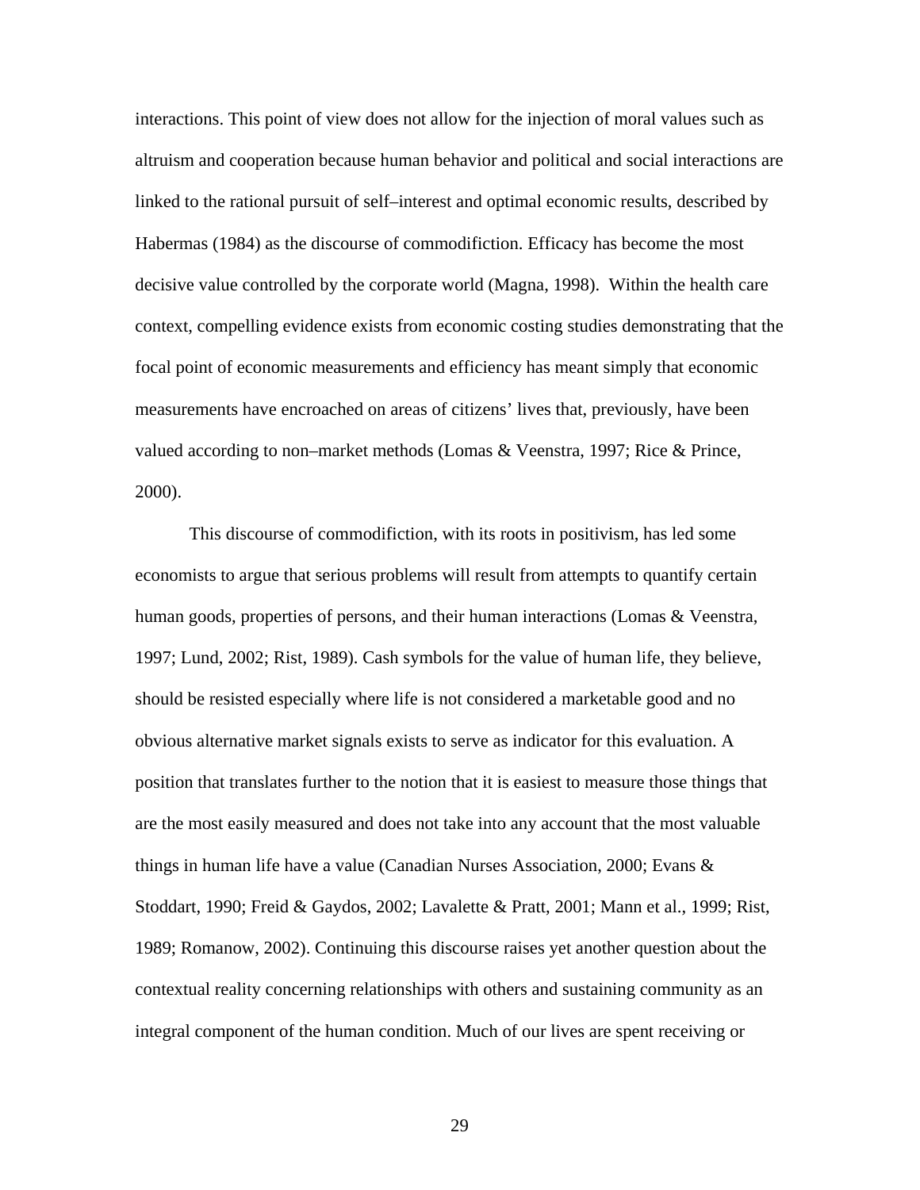interactions. This point of view does not allow for the injection of moral values such as altruism and cooperation because human behavior and political and social interactions are linked to the rational pursuit of self–interest and optimal economic results, described by Habermas (1984) as the discourse of commodifiction. Efficacy has become the most decisive value controlled by the corporate world (Magna, 1998). Within the health care context, compelling evidence exists from economic costing studies demonstrating that the focal point of economic measurements and efficiency has meant simply that economic measurements have encroached on areas of citizens' lives that, previously, have been valued according to non–market methods (Lomas & Veenstra, 1997; Rice & Prince, 2000).

This discourse of commodifiction, with its roots in positivism, has led some economists to argue that serious problems will result from attempts to quantify certain human goods, properties of persons, and their human interactions (Lomas & Veenstra, 1997; Lund, 2002; Rist, 1989). Cash symbols for the value of human life, they believe, should be resisted especially where life is not considered a marketable good and no obvious alternative market signals exists to serve as indicator for this evaluation. A position that translates further to the notion that it is easiest to measure those things that are the most easily measured and does not take into any account that the most valuable things in human life have a value (Canadian Nurses Association, 2000; Evans & Stoddart, 1990; Freid & Gaydos, 2002; Lavalette & Pratt, 2001; Mann et al., 1999; Rist, 1989; Romanow, 2002). Continuing this discourse raises yet another question about the contextual reality concerning relationships with others and sustaining community as an integral component of the human condition. Much of our lives are spent receiving or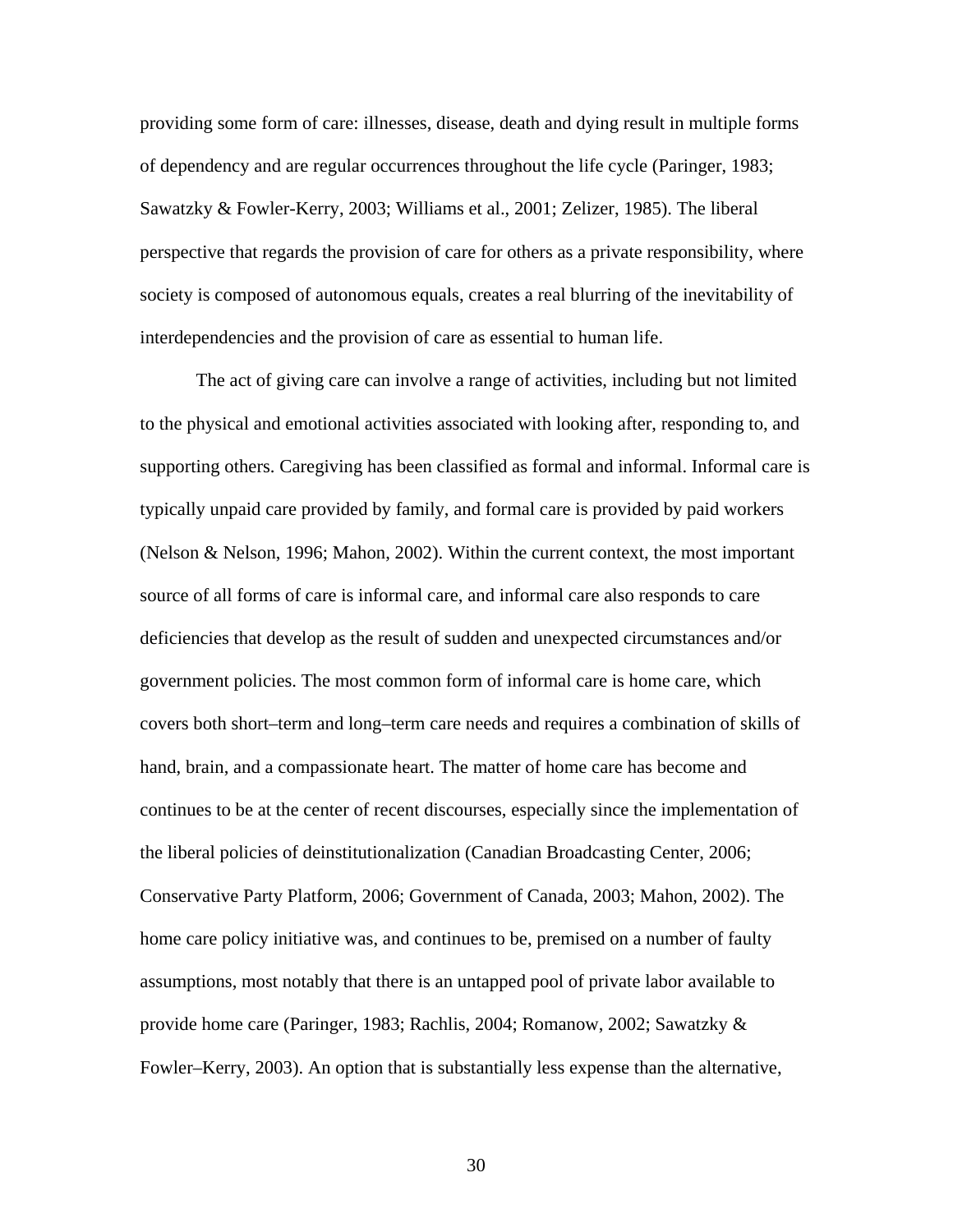providing some form of care: illnesses, disease, death and dying result in multiple forms of dependency and are regular occurrences throughout the life cycle (Paringer, 1983; Sawatzky & Fowler-Kerry, 2003; Williams et al., 2001; Zelizer, 1985). The liberal perspective that regards the provision of care for others as a private responsibility, where society is composed of autonomous equals, creates a real blurring of the inevitability of interdependencies and the provision of care as essential to human life.

The act of giving care can involve a range of activities, including but not limited to the physical and emotional activities associated with looking after, responding to, and supporting others. Caregiving has been classified as formal and informal. Informal care is typically unpaid care provided by family, and formal care is provided by paid workers (Nelson & Nelson, 1996; Mahon, 2002). Within the current context, the most important source of all forms of care is informal care, and informal care also responds to care deficiencies that develop as the result of sudden and unexpected circumstances and/or government policies. The most common form of informal care is home care, which covers both short–term and long–term care needs and requires a combination of skills of hand, brain, and a compassionate heart. The matter of home care has become and continues to be at the center of recent discourses, especially since the implementation of the liberal policies of deinstitutionalization (Canadian Broadcasting Center, 2006; Conservative Party Platform, 2006; Government of Canada, 2003; Mahon, 2002). The home care policy initiative was, and continues to be, premised on a number of faulty assumptions, most notably that there is an untapped pool of private labor available to provide home care (Paringer, 1983; Rachlis, 2004; Romanow, 2002; Sawatzky & Fowler–Kerry, 2003). An option that is substantially less expense than the alternative,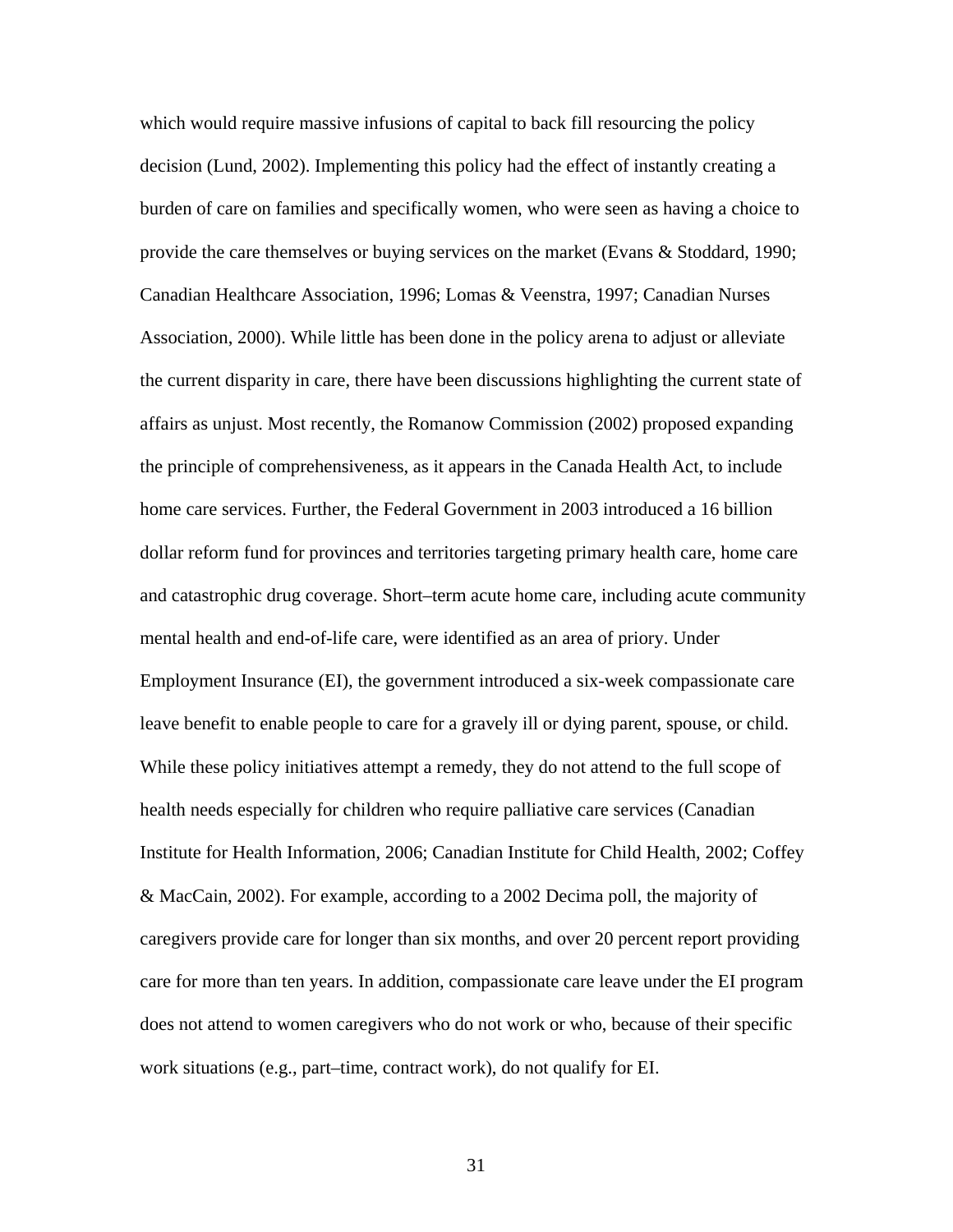which would require massive infusions of capital to back fill resourcing the policy decision (Lund, 2002). Implementing this policy had the effect of instantly creating a burden of care on families and specifically women, who were seen as having a choice to provide the care themselves or buying services on the market (Evans & Stoddard, 1990; Canadian Healthcare Association, 1996; Lomas & Veenstra, 1997; Canadian Nurses Association, 2000). While little has been done in the policy arena to adjust or alleviate the current disparity in care, there have been discussions highlighting the current state of affairs as unjust. Most recently, the Romanow Commission (2002) proposed expanding the principle of comprehensiveness, as it appears in the Canada Health Act, to include home care services. Further, the Federal Government in 2003 introduced a 16 billion dollar reform fund for provinces and territories targeting primary health care, home care and catastrophic drug coverage. Short–term acute home care, including acute community mental health and end-of-life care, were identified as an area of priory. Under Employment Insurance (EI), the government introduced a six-week compassionate care leave benefit to enable people to care for a gravely ill or dying parent, spouse, or child. While these policy initiatives attempt a remedy, they do not attend to the full scope of health needs especially for children who require palliative care services (Canadian Institute for Health Information, 2006; Canadian Institute for Child Health, 2002; Coffey & MacCain, 2002). For example, according to a 2002 Decima poll, the majority of caregivers provide care for longer than six months, and over 20 percent report providing care for more than ten years. In addition, compassionate care leave under the EI program does not attend to women caregivers who do not work or who, because of their specific work situations (e.g., part–time, contract work), do not qualify for EI.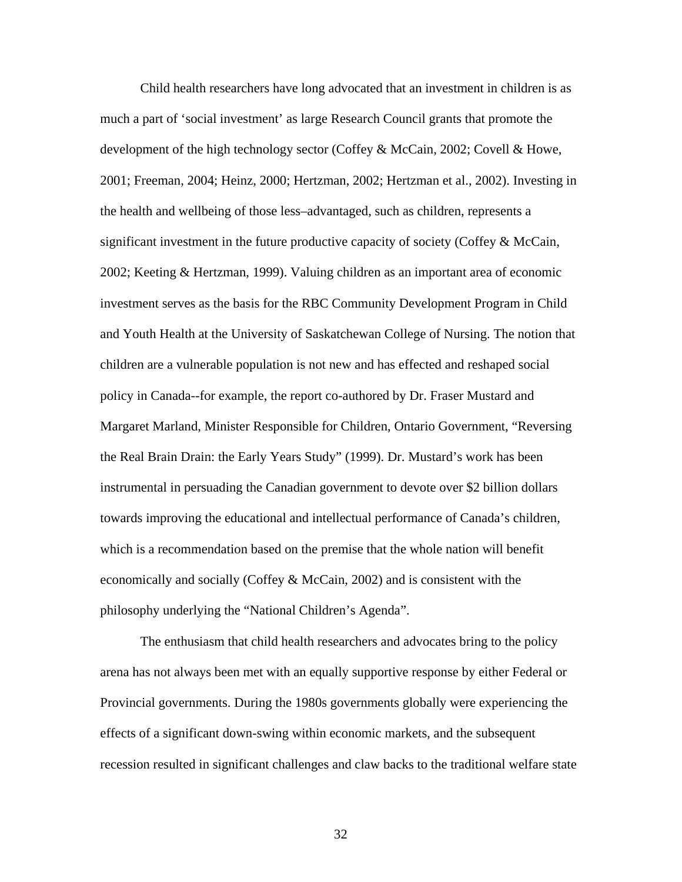Child health researchers have long advocated that an investment in children is as much a part of 'social investment' as large Research Council grants that promote the development of the high technology sector (Coffey & McCain, 2002; Covell & Howe, 2001; Freeman, 2004; Heinz, 2000; Hertzman, 2002; Hertzman et al., 2002). Investing in the health and wellbeing of those less–advantaged, such as children, represents a significant investment in the future productive capacity of society (Coffey & McCain, 2002; Keeting & Hertzman, 1999). Valuing children as an important area of economic investment serves as the basis for the RBC Community Development Program in Child and Youth Health at the University of Saskatchewan College of Nursing. The notion that children are a vulnerable population is not new and has effected and reshaped social policy in Canada--for example, the report co-authored by Dr. Fraser Mustard and Margaret Marland, Minister Responsible for Children, Ontario Government, "Reversing the Real Brain Drain: the Early Years Study" (1999). Dr. Mustard's work has been instrumental in persuading the Canadian government to devote over $2 billion dollars towards improving the educational and intellectual performance of Canada's children, which is a recommendation based on the premise that the whole nation will benefit economically and socially (Coffey & McCain, 2002) and is consistent with the philosophy underlying the "National Children's Agenda".

The enthusiasm that child health researchers and advocates bring to the policy arena has not always been met with an equally supportive response by either Federal or Provincial governments. During the 1980s governments globally were experiencing the effects of a significant down-swing within economic markets, and the subsequent recession resulted in significant challenges and claw backs to the traditional welfare state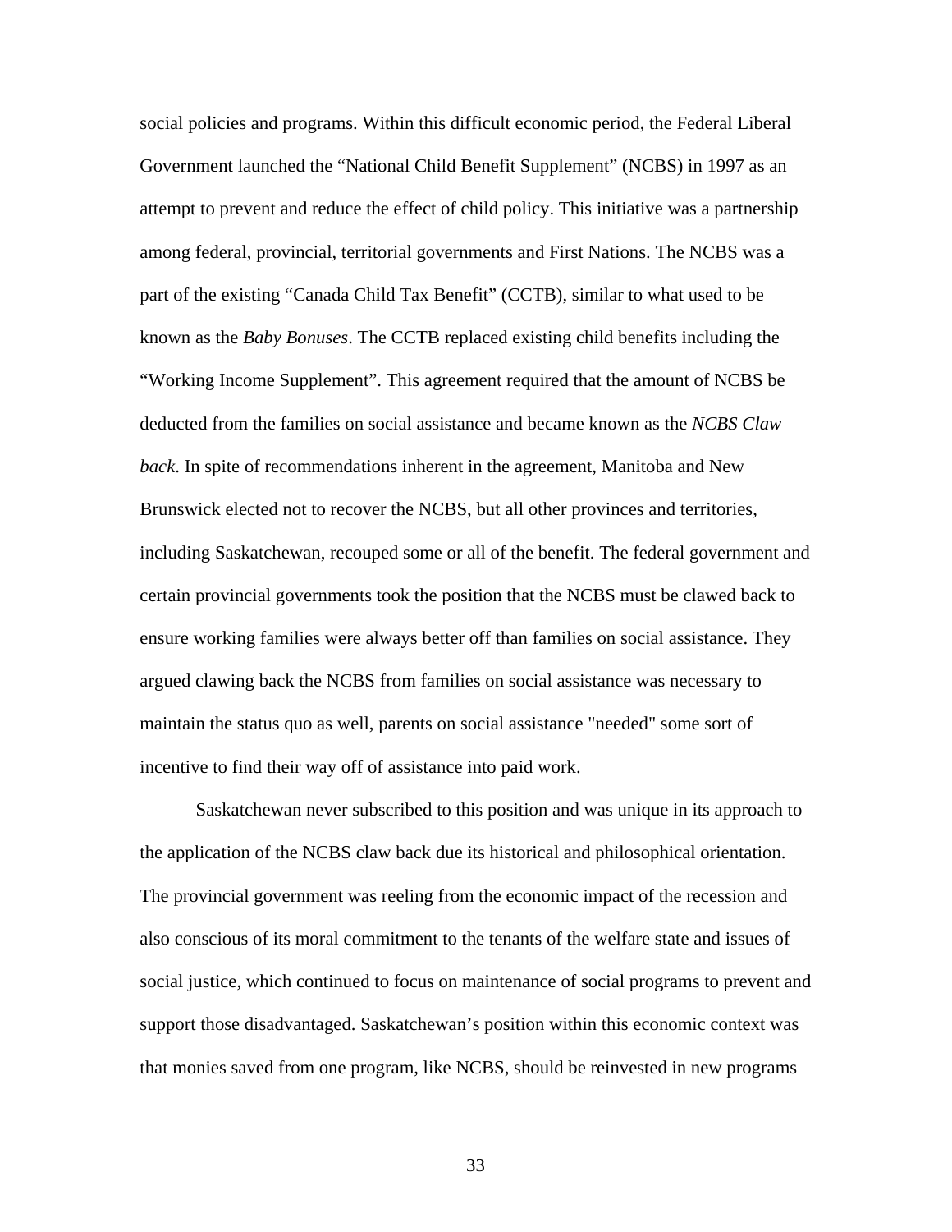social policies and programs. Within this difficult economic period, the Federal Liberal Government launched the "National Child Benefit Supplement" (NCBS) in 1997 as an attempt to prevent and reduce the effect of child policy. This initiative was a partnership among federal, provincial, territorial governments and First Nations. The NCBS was a part of the existing "Canada Child Tax Benefit" (CCTB), similar to what used to be known as the *Baby Bonuses*. The CCTB replaced existing child benefits including the "Working Income Supplement". This agreement required that the amount of NCBS be deducted from the families on social assistance and became known as the *NCBS Claw back*. In spite of recommendations inherent in the agreement, Manitoba and New Brunswick elected not to recover the NCBS, but all other provinces and territories, including Saskatchewan, recouped some or all of the benefit. The federal government and certain provincial governments took the position that the NCBS must be clawed back to ensure working families were always better off than families on social assistance. They argued clawing back the NCBS from families on social assistance was necessary to maintain the status quo as well, parents on social assistance "needed" some sort of incentive to find their way off of assistance into paid work.

Saskatchewan never subscribed to this position and was unique in its approach to the application of the NCBS claw back due its historical and philosophical orientation. The provincial government was reeling from the economic impact of the recession and also conscious of its moral commitment to the tenants of the welfare state and issues of social justice, which continued to focus on maintenance of social programs to prevent and support those disadvantaged. Saskatchewan's position within this economic context was that monies saved from one program, like NCBS, should be reinvested in new programs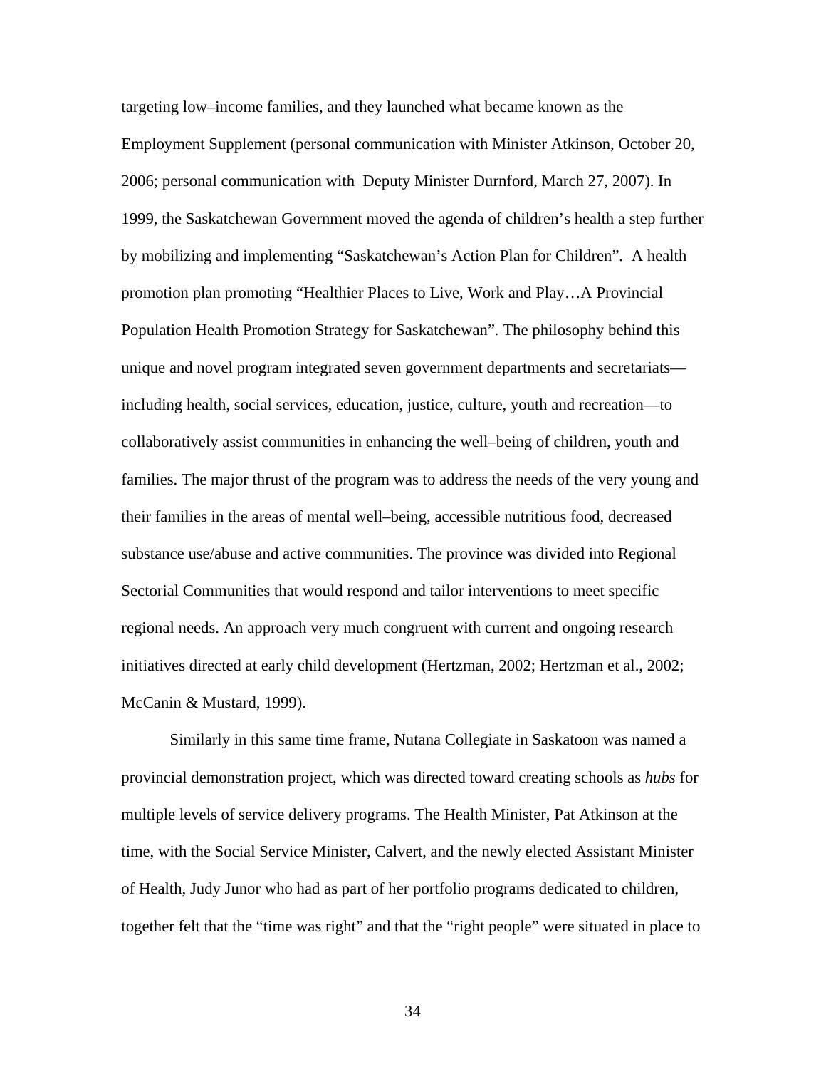targeting low–income families, and they launched what became known as the Employment Supplement (personal communication with Minister Atkinson, October 20, 2006; personal communication with Deputy Minister Durnford, March 27, 2007). In 1999, the Saskatchewan Government moved the agenda of children's health a step further by mobilizing and implementing "Saskatchewan's Action Plan for Children". A health promotion plan promoting "Healthier Places to Live, Work and Play…A Provincial Population Health Promotion Strategy for Saskatchewan". The philosophy behind this unique and novel program integrated seven government departments and secretariats—including health, social services, education, justice, culture, youth and recreation—to collaboratively assist communities in enhancing the well–being of children, youth and families. The major thrust of the program was to address the needs of the very young and their families in the areas of mental well–being, accessible nutritious food, decreased substance use/abuse and active communities. The province was divided into Regional Sectorial Communities that would respond and tailor interventions to meet specific regional needs. An approach very much congruent with current and ongoing research initiatives directed at early child development (Hertzman, 2002; Hertzman et al., 2002; McCanin & Mustard, 1999).

Similarly in this same time frame, Nutana Collegiate in Saskatoon was named a provincial demonstration project, which was directed toward creating schools as *hubs* for multiple levels of service delivery programs. The Health Minister, Pat Atkinson at the time, with the Social Service Minister, Calvert, and the newly elected Assistant Minister of Health, Judy Junor who had as part of her portfolio programs dedicated to children, together felt that the "time was right" and that the "right people" were situated in place to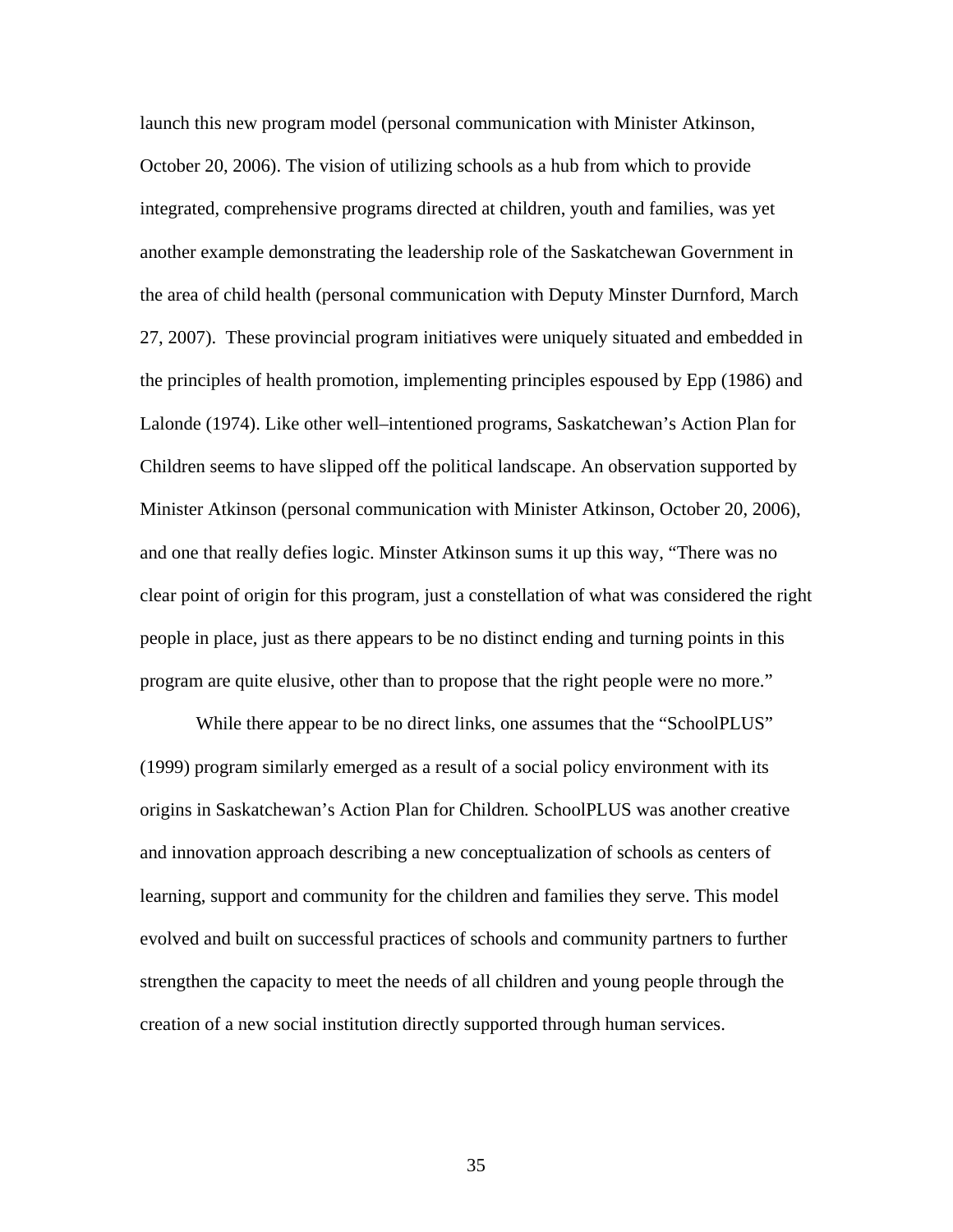launch this new program model (personal communication with Minister Atkinson, October 20, 2006). The vision of utilizing schools as a hub from which to provide integrated, comprehensive programs directed at children, youth and families, was yet another example demonstrating the leadership role of the Saskatchewan Government in the area of child health (personal communication with Deputy Minster Durnford, March 27, 2007). These provincial program initiatives were uniquely situated and embedded in the principles of health promotion, implementing principles espoused by Epp (1986) and Lalonde (1974). Like other well–intentioned programs, Saskatchewan's Action Plan for Children seems to have slipped off the political landscape. An observation supported by Minister Atkinson (personal communication with Minister Atkinson, October 20, 2006), and one that really defies logic. Minster Atkinson sums it up this way, "There was no clear point of origin for this program, just a constellation of what was considered the right people in place, just as there appears to be no distinct ending and turning points in this program are quite elusive, other than to propose that the right people were no more."

While there appear to be no direct links, one assumes that the "SchoolPLUS" (1999) program similarly emerged as a result of a social policy environment with its origins in Saskatchewan's Action Plan for Children*.* SchoolPLUS was another creative and innovation approach describing a new conceptualization of schools as centers of learning, support and community for the children and families they serve. This model evolved and built on successful practices of schools and community partners to further strengthen the capacity to meet the needs of all children and young people through the creation of a new social institution directly supported through human services.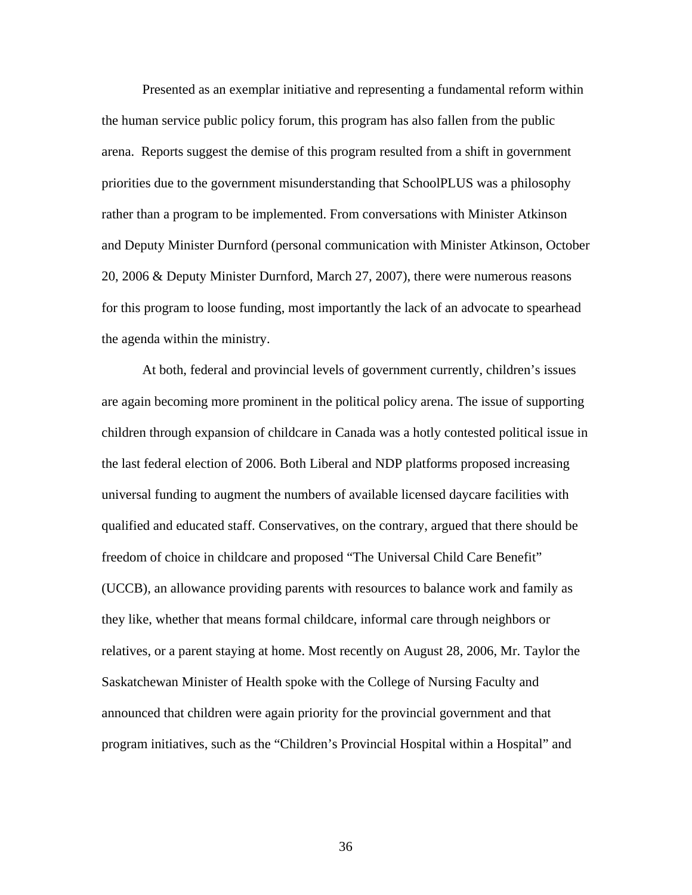Presented as an exemplar initiative and representing a fundamental reform within the human service public policy forum, this program has also fallen from the public arena.  Reports suggest the demise of this program resulted from a shift in government priorities due to the government misunderstanding that SchoolPLUS was a philosophy rather than a program to be implemented. From conversations with Minister Atkinson and Deputy Minister Durnford (personal communication with Minister Atkinson, October 20, 2006 & Deputy Minister Durnford, March 27, 2007), there were numerous reasons for this program to loose funding, most importantly the lack of an advocate to spearhead the agenda within the ministry.

At both, federal and provincial levels of government currently, children's issues are again becoming more prominent in the political policy arena. The issue of supporting children through expansion of childcare in Canada was a hotly contested political issue in the last federal election of 2006. Both Liberal and NDP platforms proposed increasing universal funding to augment the numbers of available licensed daycare facilities with qualified and educated staff. Conservatives, on the contrary, argued that there should be freedom of choice in childcare and proposed "The Universal Child Care Benefit" (UCCB), an allowance providing parents with resources to balance work and family as they like, whether that means formal childcare, informal care through neighbors or relatives, or a parent staying at home. Most recently on August 28, 2006, Mr. Taylor the Saskatchewan Minister of Health spoke with the College of Nursing Faculty and announced that children were again priority for the provincial government and that program initiatives, such as the "Children's Provincial Hospital within a Hospital" and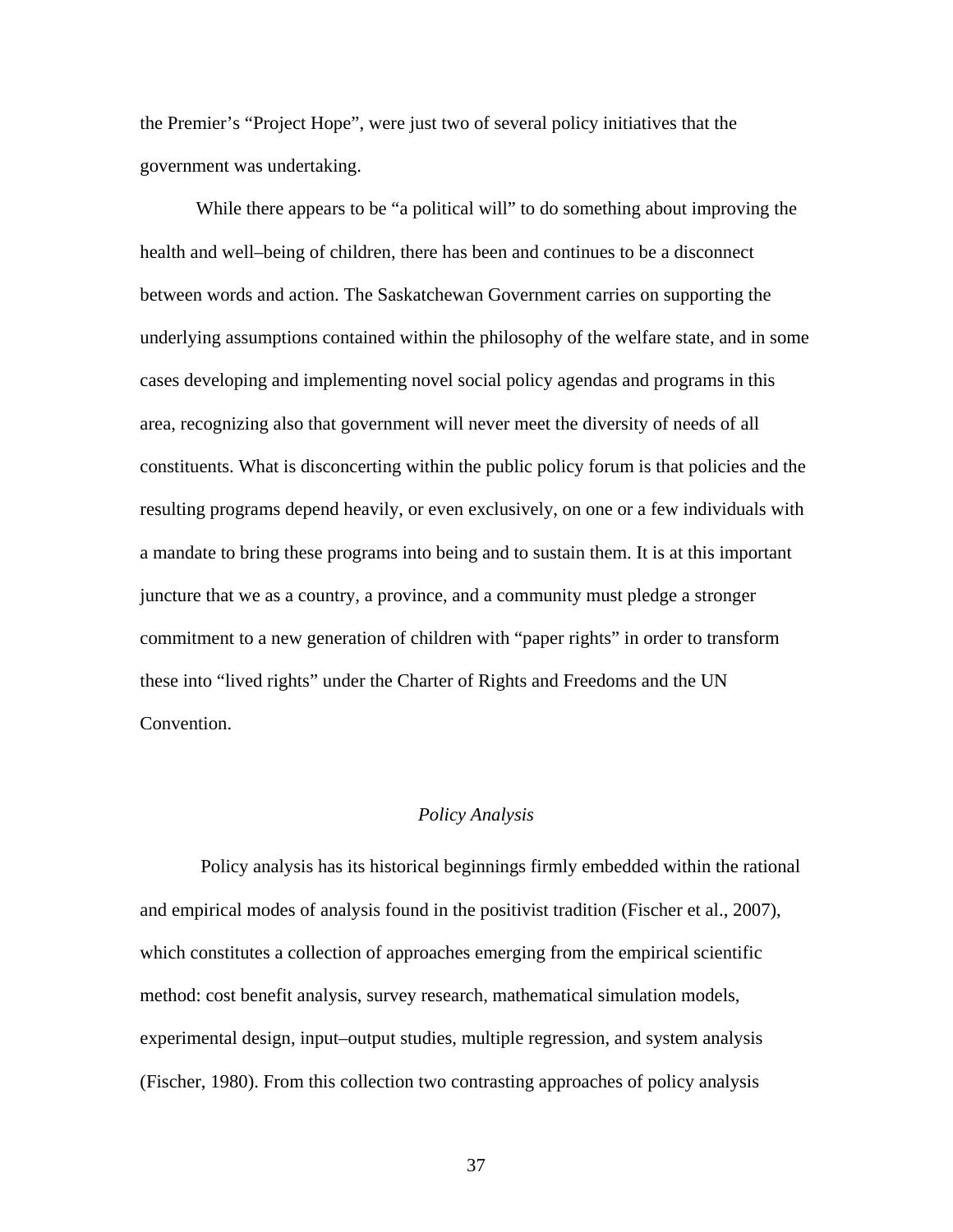the Premier's "Project Hope", were just two of several policy initiatives that the government was undertaking.

While there appears to be "a political will" to do something about improving the health and well–being of children, there has been and continues to be a disconnect between words and action. The Saskatchewan Government carries on supporting the underlying assumptions contained within the philosophy of the welfare state, and in some cases developing and implementing novel social policy agendas and programs in this area, recognizing also that government will never meet the diversity of needs of all constituents. What is disconcerting within the public policy forum is that policies and the resulting programs depend heavily, or even exclusively, on one or a few individuals with a mandate to bring these programs into being and to sustain them. It is at this important juncture that we as a country, a province, and a community must pledge a stronger commitment to a new generation of children with "paper rights" in order to transform these into "lived rights" under the Charter of Rights and Freedoms and the UN Convention.

### *Policy Analysis*

Policy analysis has its historical beginnings firmly embedded within the rational and empirical modes of analysis found in the positivist tradition (Fischer et al., 2007), which constitutes a collection of approaches emerging from the empirical scientific method: cost benefit analysis, survey research, mathematical simulation models, experimental design, input–output studies, multiple regression, and system analysis (Fischer, 1980). From this collection two contrasting approaches of policy analysis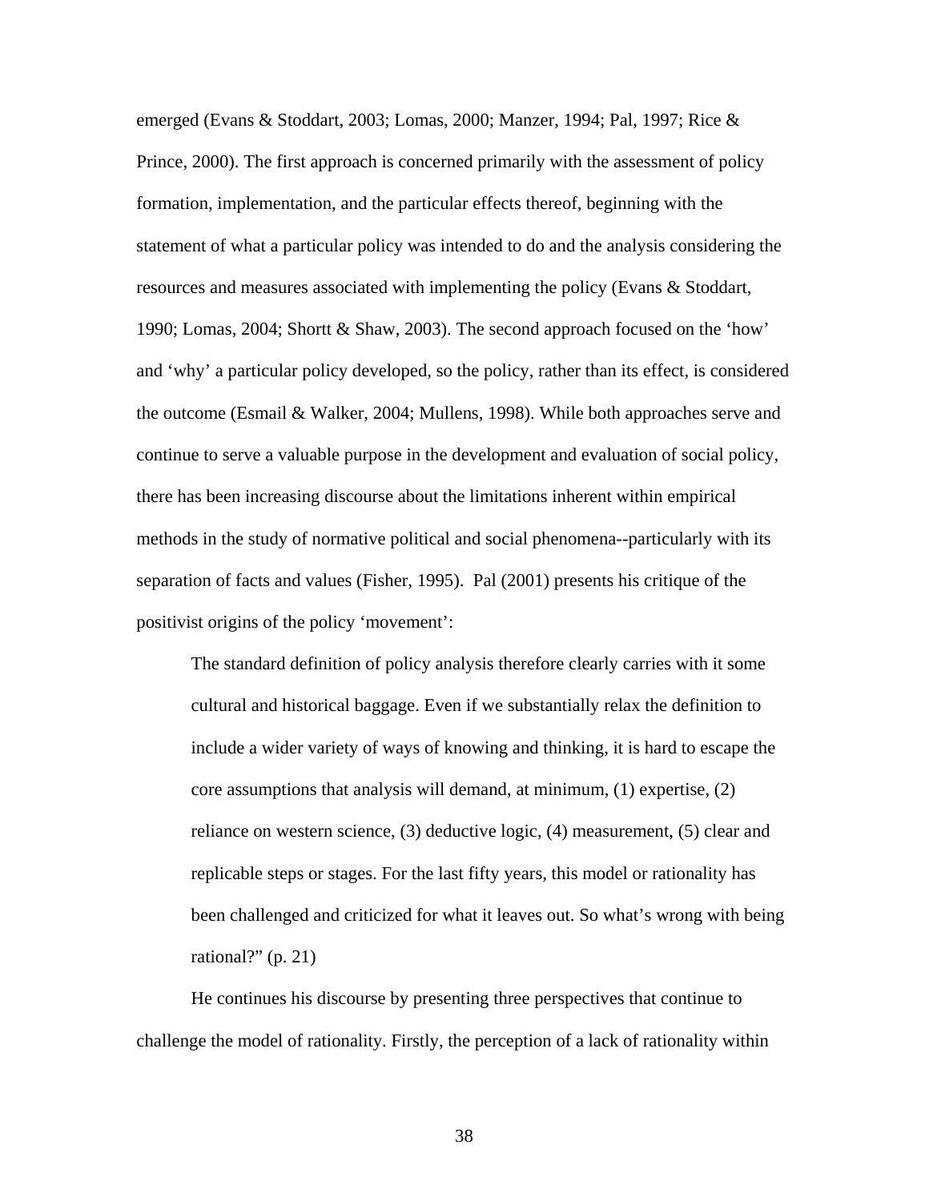emerged (Evans & Stoddart, 2003; Lomas, 2000; Manzer, 1994; Pal, 1997; Rice & Prince, 2000). The first approach is concerned primarily with the assessment of policy formation, implementation, and the particular effects thereof, beginning with the statement of what a particular policy was intended to do and the analysis considering the resources and measures associated with implementing the policy (Evans & Stoddart, 1990; Lomas, 2004; Shortt & Shaw, 2003). The second approach focused on the 'how' and 'why' a particular policy developed, so the policy, rather than its effect, is considered the outcome (Esmail & Walker, 2004; Mullens, 1998). While both approaches serve and continue to serve a valuable purpose in the development and evaluation of social policy, there has been increasing discourse about the limitations inherent within empirical methods in the study of normative political and social phenomena--particularly with its separation of facts and values (Fisher, 1995). Pal (2001) presents his critique of the positivist origins of the policy 'movement':

> The standard definition of policy analysis therefore clearly carries with it some cultural and historical baggage. Even if we substantially relax the definition to include a wider variety of ways of knowing and thinking, it is hard to escape the core assumptions that analysis will demand, at minimum, (1) expertise, (2) reliance on western science, (3) deductive logic, (4) measurement, (5) clear and replicable steps or stages. For the last fifty years, this model or rationality has been challenged and criticized for what it leaves out. So what's wrong with being rational?" (p. 21)

He continues his discourse by presenting three perspectives that continue to challenge the model of rationality. Firstly, the perception of a lack of rationality within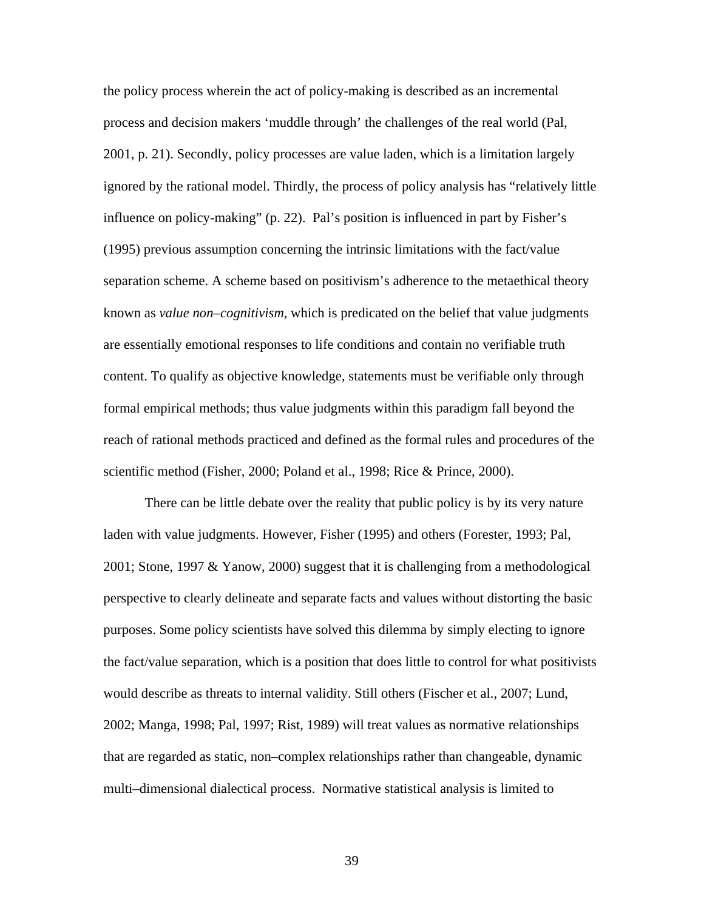the policy process wherein the act of policy-making is described as an incremental process and decision makers 'muddle through' the challenges of the real world (Pal, 2001, p. 21). Secondly, policy processes are value laden, which is a limitation largely ignored by the rational model. Thirdly, the process of policy analysis has "relatively little influence on policy-making" (p. 22). Pal's position is influenced in part by Fisher's (1995) previous assumption concerning the intrinsic limitations with the fact/value separation scheme. A scheme based on positivism's adherence to the metaethical theory known as *value non–cognitivism*, which is predicated on the belief that value judgments are essentially emotional responses to life conditions and contain no verifiable truth content. To qualify as objective knowledge, statements must be verifiable only through formal empirical methods; thus value judgments within this paradigm fall beyond the reach of rational methods practiced and defined as the formal rules and procedures of the scientific method (Fisher, 2000; Poland et al., 1998; Rice & Prince, 2000).

There can be little debate over the reality that public policy is by its very nature laden with value judgments. However, Fisher (1995) and others (Forester, 1993; Pal, 2001; Stone, 1997 & Yanow, 2000) suggest that it is challenging from a methodological perspective to clearly delineate and separate facts and values without distorting the basic purposes. Some policy scientists have solved this dilemma by simply electing to ignore the fact/value separation, which is a position that does little to control for what positivists would describe as threats to internal validity. Still others (Fischer et al., 2007; Lund, 2002; Manga, 1998; Pal, 1997; Rist, 1989) will treat values as normative relationships that are regarded as static, non–complex relationships rather than changeable, dynamic multi–dimensional dialectical process. Normative statistical analysis is limited to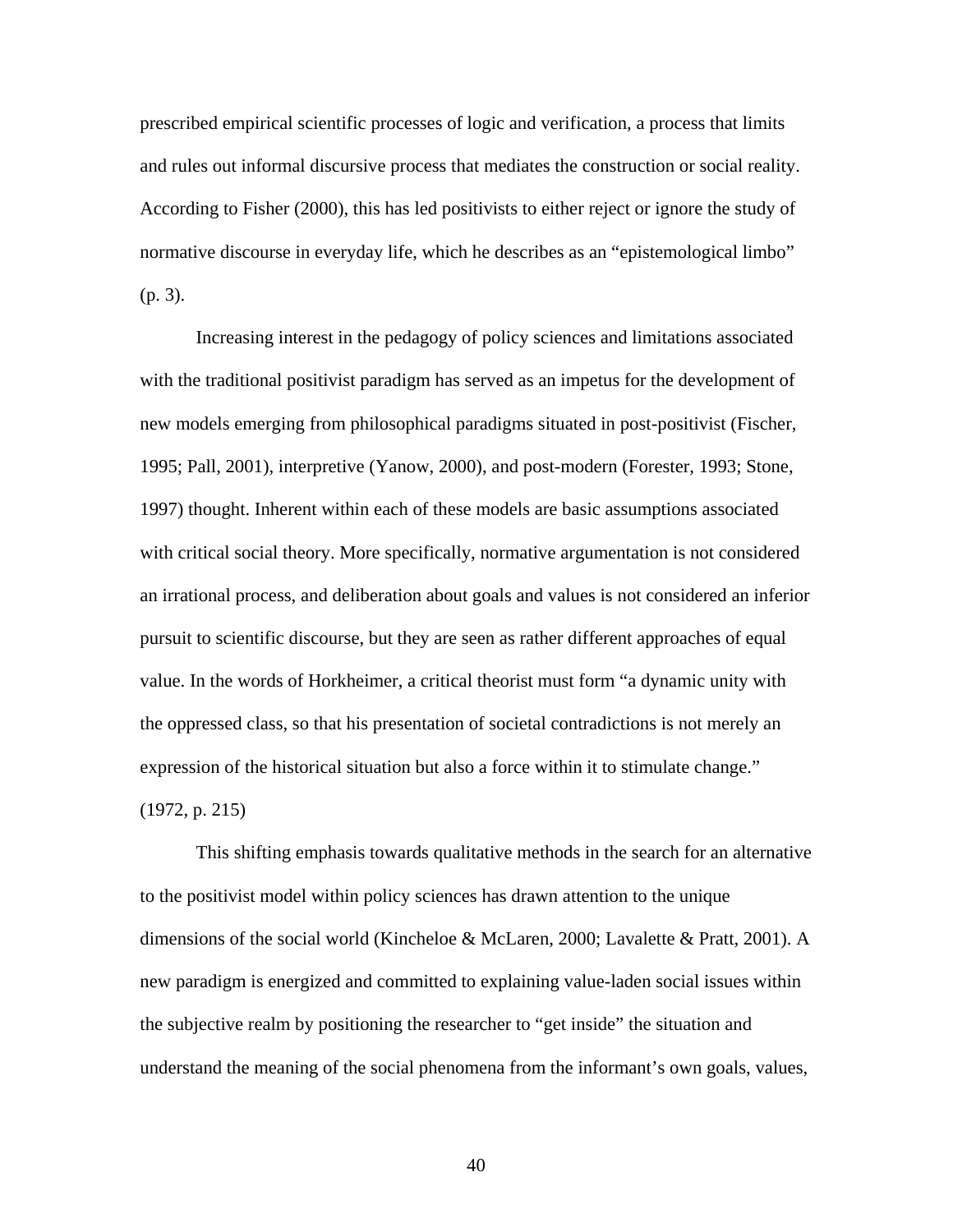prescribed empirical scientific processes of logic and verification, a process that limits and rules out informal discursive process that mediates the construction or social reality. According to Fisher (2000), this has led positivists to either reject or ignore the study of normative discourse in everyday life, which he describes as an "epistemological limbo" (p. 3).

Increasing interest in the pedagogy of policy sciences and limitations associated with the traditional positivist paradigm has served as an impetus for the development of new models emerging from philosophical paradigms situated in post-positivist (Fischer, 1995; Pall, 2001), interpretive (Yanow, 2000), and post-modern (Forester, 1993; Stone, 1997) thought. Inherent within each of these models are basic assumptions associated with critical social theory. More specifically, normative argumentation is not considered an irrational process, and deliberation about goals and values is not considered an inferior pursuit to scientific discourse, but they are seen as rather different approaches of equal value. In the words of Horkheimer, a critical theorist must form "a dynamic unity with the oppressed class, so that his presentation of societal contradictions is not merely an expression of the historical situation but also a force within it to stimulate change." (1972, p. 215)

This shifting emphasis towards qualitative methods in the search for an alternative to the positivist model within policy sciences has drawn attention to the unique dimensions of the social world (Kincheloe & McLaren, 2000; Lavalette & Pratt, 2001). A new paradigm is energized and committed to explaining value-laden social issues within the subjective realm by positioning the researcher to "get inside" the situation and understand the meaning of the social phenomena from the informant's own goals, values,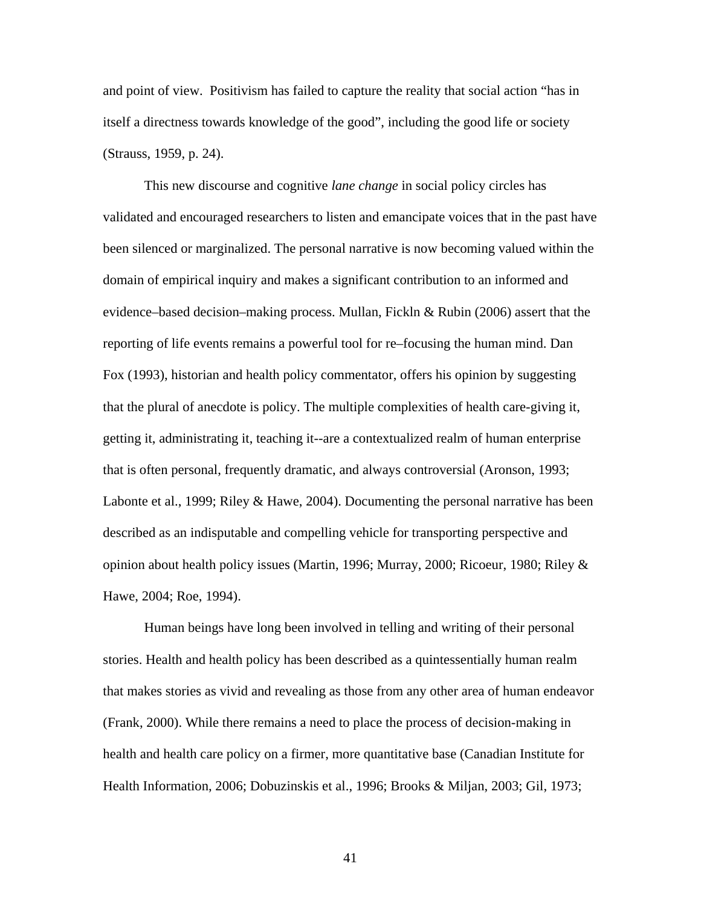and point of view. Positivism has failed to capture the reality that social action "has in itself a directness towards knowledge of the good", including the good life or society (Strauss, 1959, p. 24).

This new discourse and cognitive *lane change* in social policy circles has validated and encouraged researchers to listen and emancipate voices that in the past have been silenced or marginalized. The personal narrative is now becoming valued within the domain of empirical inquiry and makes a significant contribution to an informed and evidence–based decision–making process. Mullan, Fickln & Rubin (2006) assert that the reporting of life events remains a powerful tool for re–focusing the human mind. Dan Fox (1993), historian and health policy commentator, offers his opinion by suggesting that the plural of anecdote is policy. The multiple complexities of health care-giving it, getting it, administrating it, teaching it--are a contextualized realm of human enterprise that is often personal, frequently dramatic, and always controversial (Aronson, 1993; Labonte et al., 1999; Riley & Hawe, 2004). Documenting the personal narrative has been described as an indisputable and compelling vehicle for transporting perspective and opinion about health policy issues (Martin, 1996; Murray, 2000; Ricoeur, 1980; Riley & Hawe, 2004; Roe, 1994).

Human beings have long been involved in telling and writing of their personal stories. Health and health policy has been described as a quintessentially human realm that makes stories as vivid and revealing as those from any other area of human endeavor (Frank, 2000). While there remains a need to place the process of decision-making in health and health care policy on a firmer, more quantitative base (Canadian Institute for Health Information, 2006; Dobuzinskis et al., 1996; Brooks & Miljan, 2003; Gil, 1973;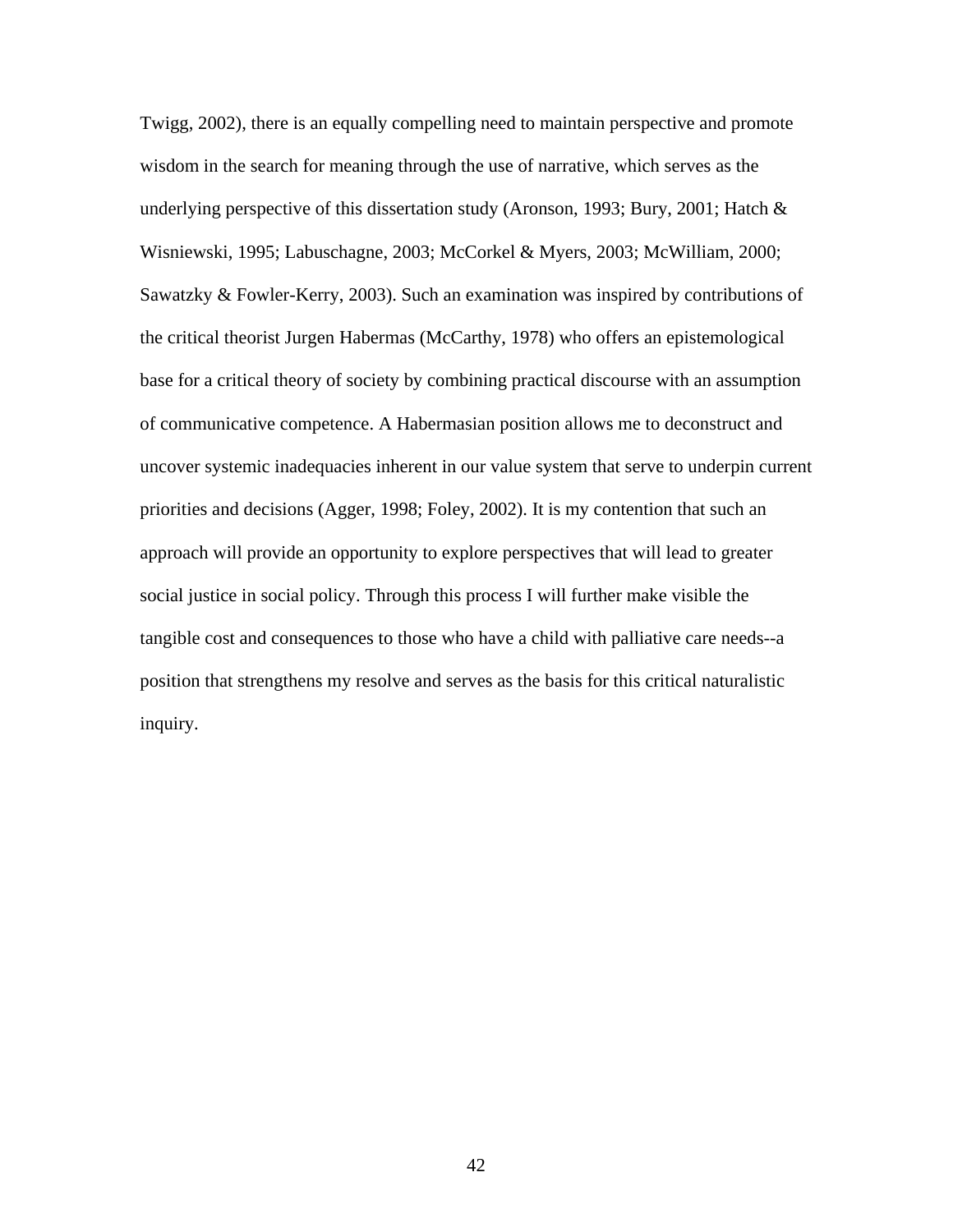Twigg, 2002), there is an equally compelling need to maintain perspective and promote wisdom in the search for meaning through the use of narrative, which serves as the underlying perspective of this dissertation study (Aronson, 1993; Bury, 2001; Hatch & Wisniewski, 1995; Labuschagne, 2003; McCorkel & Myers, 2003; McWilliam, 2000; Sawatzky & Fowler-Kerry, 2003). Such an examination was inspired by contributions of the critical theorist Jurgen Habermas (McCarthy, 1978) who offers an epistemological base for a critical theory of society by combining practical discourse with an assumption of communicative competence. A Habermasian position allows me to deconstruct and uncover systemic inadequacies inherent in our value system that serve to underpin current priorities and decisions (Agger, 1998; Foley, 2002). It is my contention that such an approach will provide an opportunity to explore perspectives that will lead to greater social justice in social policy. Through this process I will further make visible the tangible cost and consequences to those who have a child with palliative care needs--a position that strengthens my resolve and serves as the basis for this critical naturalistic inquiry.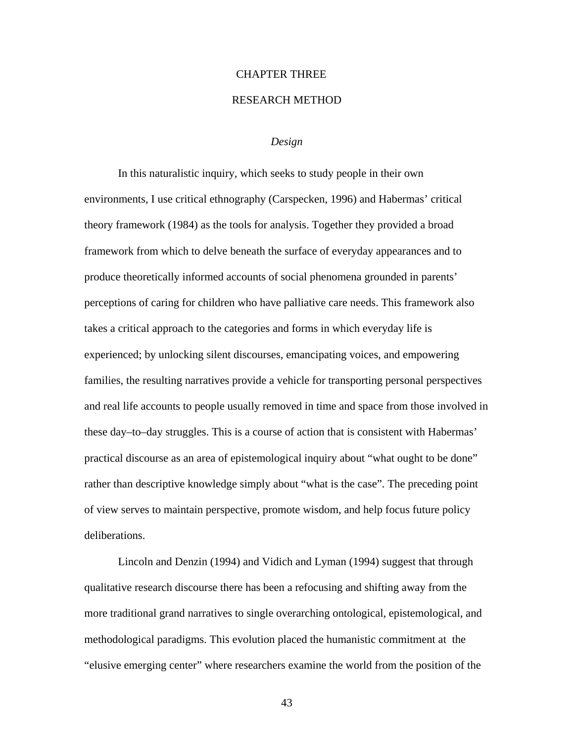# CHAPTER THREE

# RESEARCH METHOD

### *Design*

In this naturalistic inquiry, which seeks to study people in their own environments, I use critical ethnography (Carspecken, 1996) and Habermas' critical theory framework (1984) as the tools for analysis. Together they provided a broad framework from which to delve beneath the surface of everyday appearances and to produce theoretically informed accounts of social phenomena grounded in parents' perceptions of caring for children who have palliative care needs. This framework also takes a critical approach to the categories and forms in which everyday life is experienced; by unlocking silent discourses, emancipating voices, and empowering families, the resulting narratives provide a vehicle for transporting personal perspectives and real life accounts to people usually removed in time and space from those involved in these day–to–day struggles. This is a course of action that is consistent with Habermas' practical discourse as an area of epistemological inquiry about "what ought to be done" rather than descriptive knowledge simply about "what is the case". The preceding point of view serves to maintain perspective, promote wisdom, and help focus future policy deliberations.

Lincoln and Denzin (1994) and Vidich and Lyman (1994) suggest that through qualitative research discourse there has been a refocusing and shifting away from the more traditional grand narratives to single overarching ontological, epistemological, and methodological paradigms. This evolution placed the humanistic commitment at the "elusive emerging center" where researchers examine the world from the position of the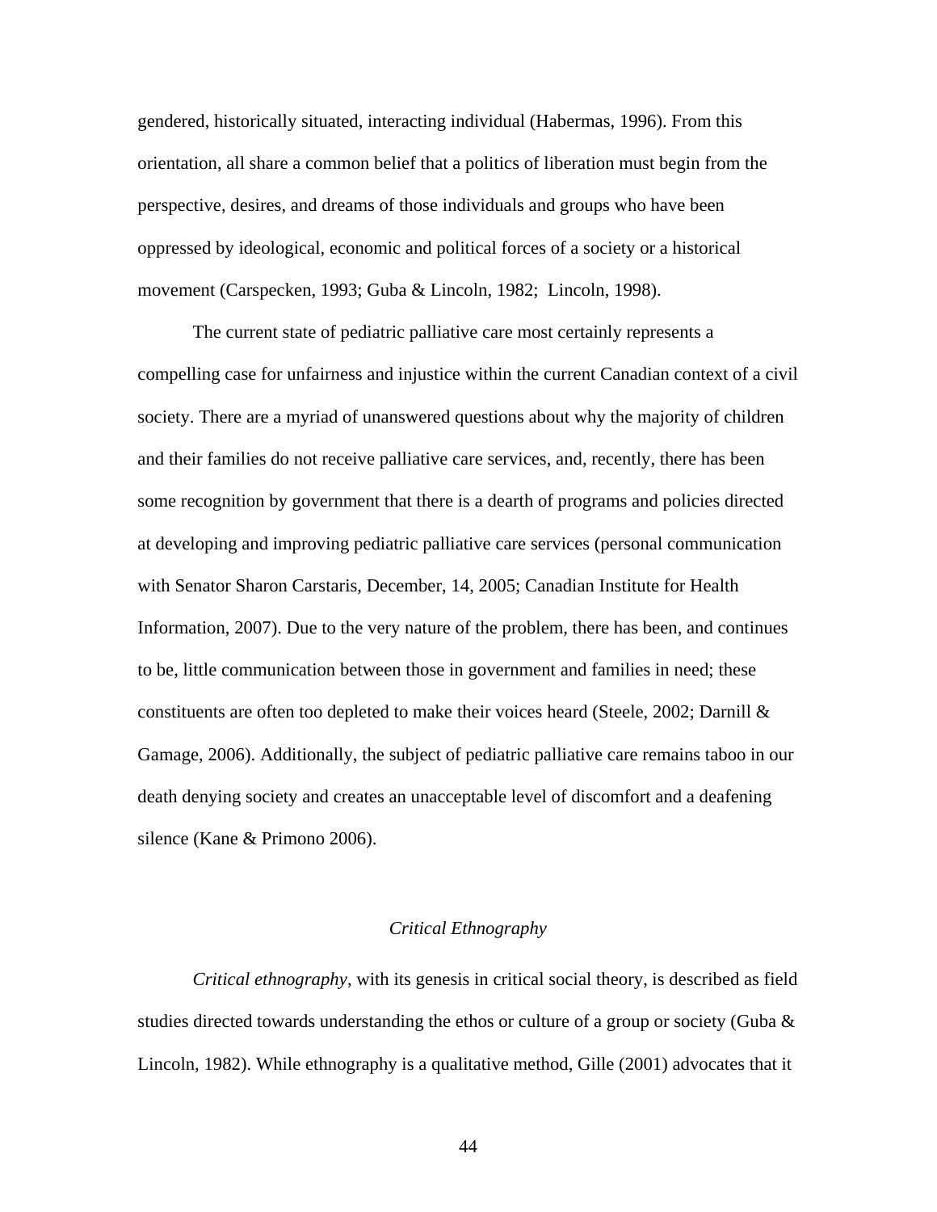gendered, historically situated, interacting individual (Habermas, 1996). From this orientation, all share a common belief that a politics of liberation must begin from the perspective, desires, and dreams of those individuals and groups who have been oppressed by ideological, economic and political forces of a society or a historical movement (Carspecken, 1993; Guba & Lincoln, 1982;  Lincoln, 1998).

The current state of pediatric palliative care most certainly represents a compelling case for unfairness and injustice within the current Canadian context of a civil society. There are a myriad of unanswered questions about why the majority of children and their families do not receive palliative care services, and, recently, there has been some recognition by government that there is a dearth of programs and policies directed at developing and improving pediatric palliative care services (personal communication with Senator Sharon Carstaris, December, 14, 2005; Canadian Institute for Health Information, 2007). Due to the very nature of the problem, there has been, and continues to be, little communication between those in government and families in need; these constituents are often too depleted to make their voices heard (Steele, 2002; Darnill & Gamage, 2006). Additionally, the subject of pediatric palliative care remains taboo in our death denying society and creates an unacceptable level of discomfort and a deafening silence (Kane & Primono 2006).

## *Critical Ethnography*

*Critical ethnography*, with its genesis in critical social theory, is described as field studies directed towards understanding the ethos or culture of a group or society (Guba & Lincoln, 1982). While ethnography is a qualitative method, Gille (2001) advocates that it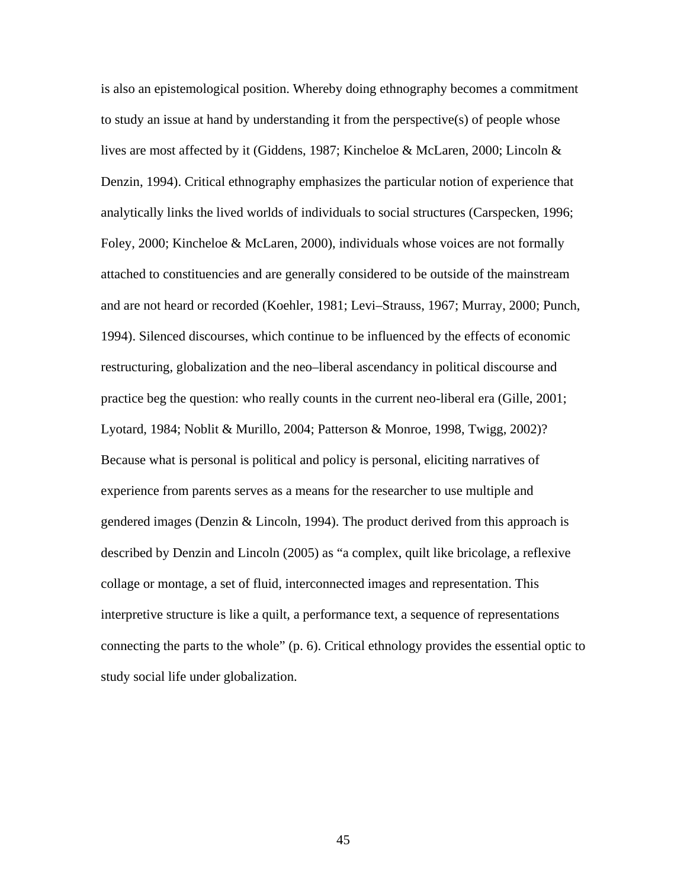is also an epistemological position. Whereby doing ethnography becomes a commitment to study an issue at hand by understanding it from the perspective(s) of people whose lives are most affected by it (Giddens, 1987; Kincheloe & McLaren, 2000; Lincoln & Denzin, 1994). Critical ethnography emphasizes the particular notion of experience that analytically links the lived worlds of individuals to social structures (Carspecken, 1996; Foley, 2000; Kincheloe & McLaren, 2000), individuals whose voices are not formally attached to constituencies and are generally considered to be outside of the mainstream and are not heard or recorded (Koehler, 1981; Levi–Strauss, 1967; Murray, 2000; Punch, 1994). Silenced discourses, which continue to be influenced by the effects of economic restructuring, globalization and the neo–liberal ascendancy in political discourse and practice beg the question: who really counts in the current neo-liberal era (Gille, 2001; Lyotard, 1984; Noblit & Murillo, 2004; Patterson & Monroe, 1998, Twigg, 2002)? Because what is personal is political and policy is personal, eliciting narratives of experience from parents serves as a means for the researcher to use multiple and gendered images (Denzin & Lincoln, 1994). The product derived from this approach is described by Denzin and Lincoln (2005) as "a complex, quilt like bricolage, a reflexive collage or montage, a set of fluid, interconnected images and representation. This interpretive structure is like a quilt, a performance text, a sequence of representations connecting the parts to the whole" (p. 6). Critical ethnology provides the essential optic to study social life under globalization.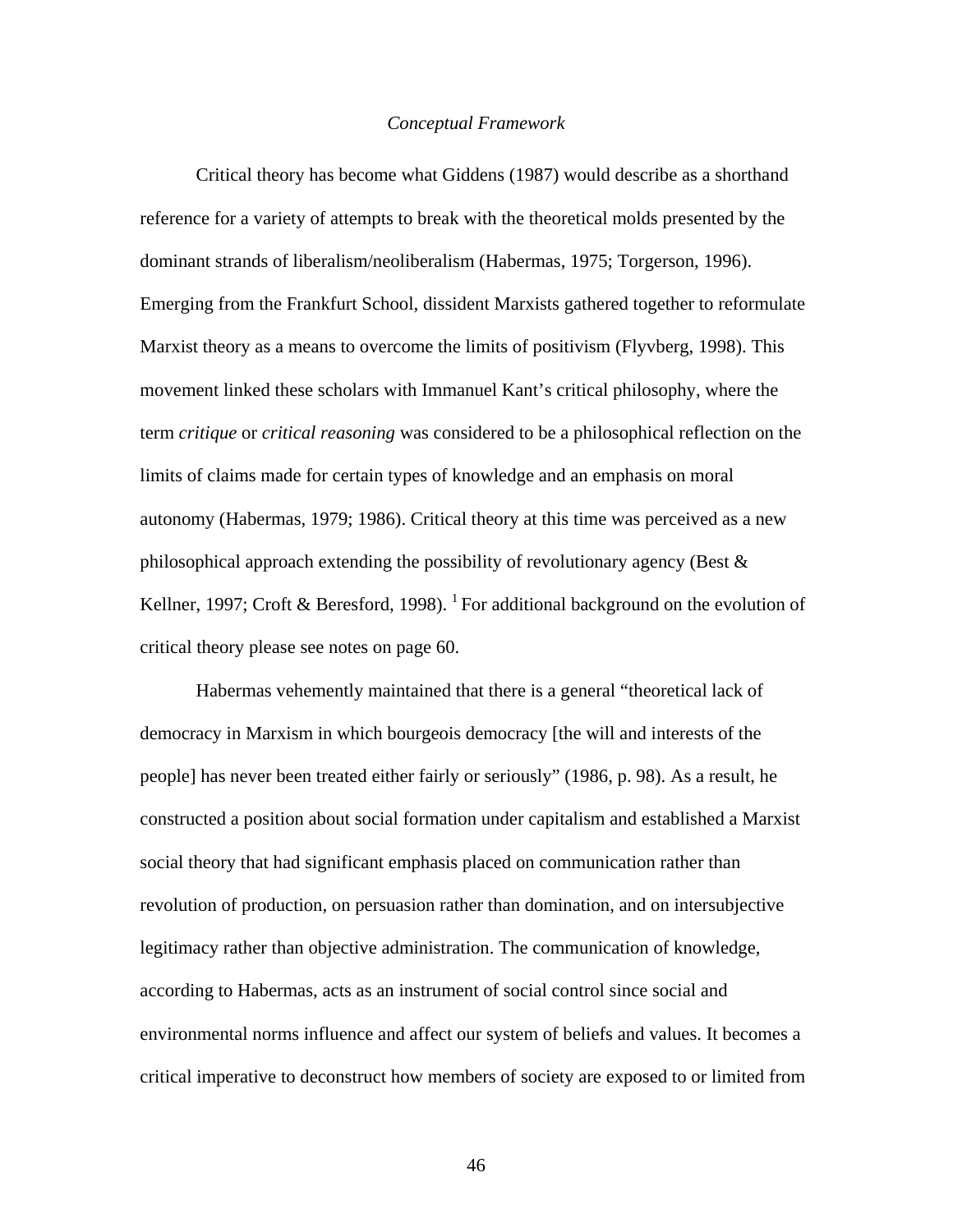*Conceptual Framework*

Critical theory has become what Giddens (1987) would describe as a shorthand reference for a variety of attempts to break with the theoretical molds presented by the dominant strands of liberalism/neoliberalism (Habermas, 1975; Torgerson, 1996). Emerging from the Frankfurt School, dissident Marxists gathered together to reformulate Marxist theory as a means to overcome the limits of positivism (Flyvberg, 1998). This movement linked these scholars with Immanuel Kant's critical philosophy, where the term *critique* or *critical reasoning* was considered to be a philosophical reflection on the limits of claims made for certain types of knowledge and an emphasis on moral autonomy (Habermas, 1979; 1986). Critical theory at this time was perceived as a new philosophical approach extending the possibility of revolutionary agency (Best & Kellner, 1997; Croft & Beresford, 1998). [1] For additional background on the evolution of critical theory please see notes on page 60.

Habermas vehemently maintained that there is a general "theoretical lack of democracy in Marxism in which bourgeois democracy [the will and interests of the people] has never been treated either fairly or seriously" (1986, p. 98). As a result, he constructed a position about social formation under capitalism and established a Marxist social theory that had significant emphasis placed on communication rather than revolution of production, on persuasion rather than domination, and on intersubjective legitimacy rather than objective administration. The communication of knowledge, according to Habermas, acts as an instrument of social control since social and environmental norms influence and affect our system of beliefs and values. It becomes a critical imperative to deconstruct how members of society are exposed to or limited from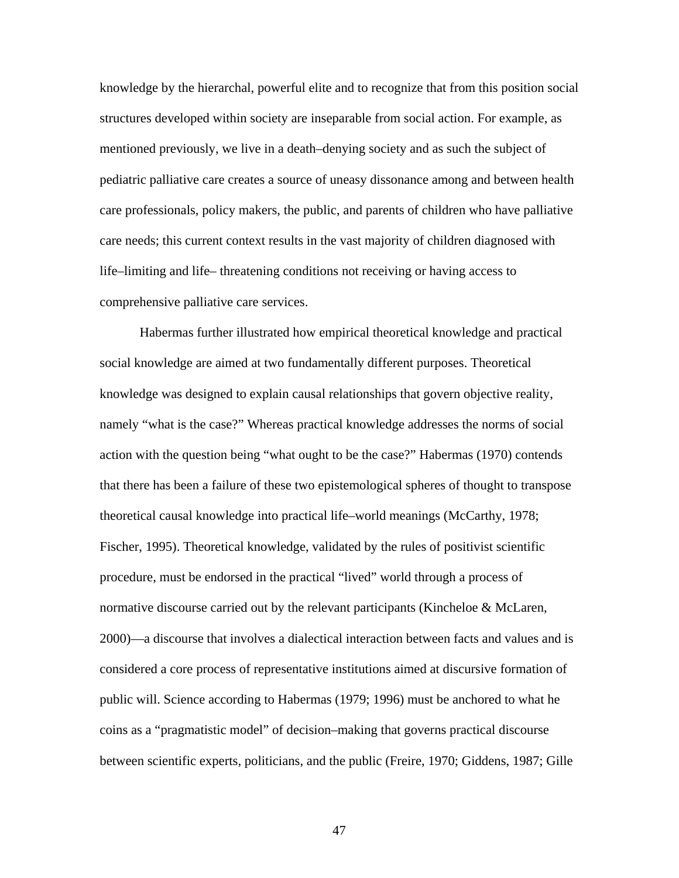knowledge by the hierarchal, powerful elite and to recognize that from this position social structures developed within society are inseparable from social action. For example, as mentioned previously, we live in a death–denying society and as such the subject of pediatric palliative care creates a source of uneasy dissonance among and between health care professionals, policy makers, the public, and parents of children who have palliative care needs; this current context results in the vast majority of children diagnosed with life–limiting and life– threatening conditions not receiving or having access to comprehensive palliative care services.

Habermas further illustrated how empirical theoretical knowledge and practical social knowledge are aimed at two fundamentally different purposes. Theoretical knowledge was designed to explain causal relationships that govern objective reality, namely "what is the case?" Whereas practical knowledge addresses the norms of social action with the question being "what ought to be the case?" Habermas (1970) contends that there has been a failure of these two epistemological spheres of thought to transpose theoretical causal knowledge into practical life–world meanings (McCarthy, 1978; Fischer, 1995). Theoretical knowledge, validated by the rules of positivist scientific procedure, must be endorsed in the practical "lived" world through a process of normative discourse carried out by the relevant participants (Kincheloe & McLaren, 2000)—a discourse that involves a dialectical interaction between facts and values and is considered a core process of representative institutions aimed at discursive formation of public will. Science according to Habermas (1979; 1996) must be anchored to what he coins as a "pragmatistic model" of decision–making that governs practical discourse between scientific experts, politicians, and the public (Freire, 1970; Giddens, 1987; Gille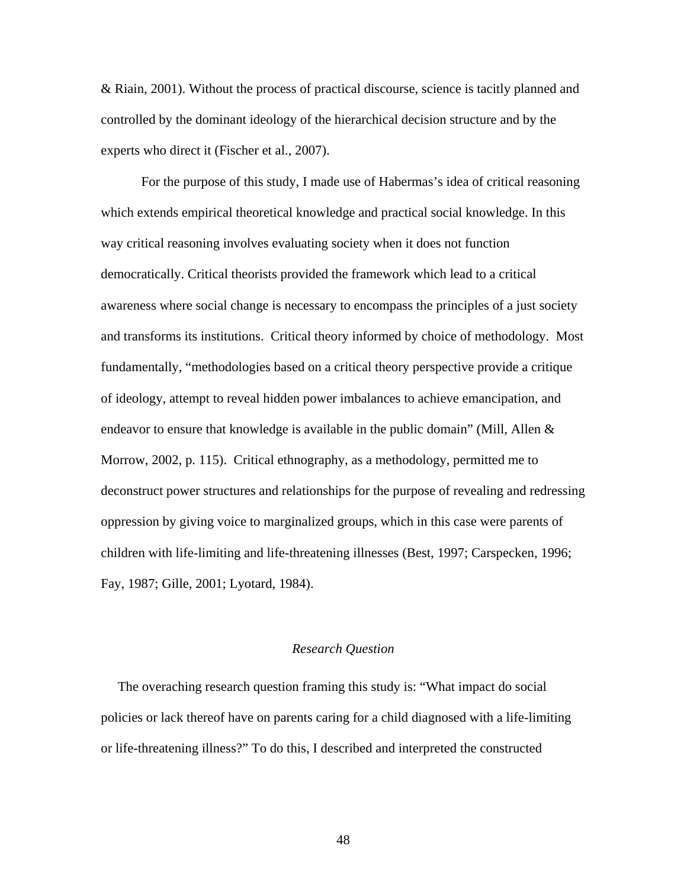& Riain, 2001). Without the process of practical discourse, science is tacitly planned and controlled by the dominant ideology of the hierarchical decision structure and by the experts who direct it (Fischer et al., 2007).

For the purpose of this study, I made use of Habermas's idea of critical reasoning which extends empirical theoretical knowledge and practical social knowledge. In this way critical reasoning involves evaluating society when it does not function democratically. Critical theorists provided the framework which lead to a critical awareness where social change is necessary to encompass the principles of a just society and transforms its institutions. Critical theory informed by choice of methodology. Most fundamentally, "methodologies based on a critical theory perspective provide a critique of ideology, attempt to reveal hidden power imbalances to achieve emancipation, and endeavor to ensure that knowledge is available in the public domain" (Mill, Allen & Morrow, 2002, p. 115). Critical ethnography, as a methodology, permitted me to deconstruct power structures and relationships for the purpose of revealing and redressing oppression by giving voice to marginalized groups, which in this case were parents of children with life-limiting and life-threatening illnesses (Best, 1997; Carspecken, 1996; Fay, 1987; Gille, 2001; Lyotard, 1984).

### *Research Question*

The overaching research question framing this study is: "What impact do social policies or lack thereof have on parents caring for a child diagnosed with a life-limiting or life-threatening illness?" To do this, I described and interpreted the constructed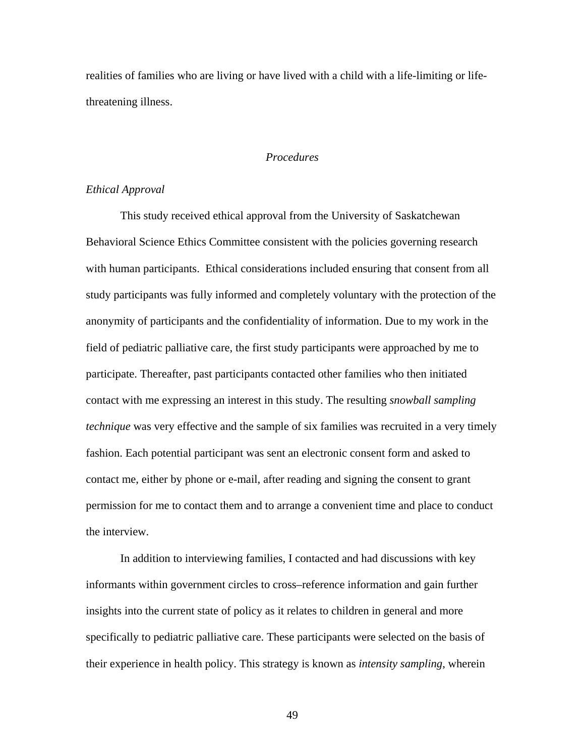realities of families who are living or have lived with a child with a life-limiting or life-threatening illness.

## *Procedures*

### *Ethical Approval*

This study received ethical approval from the University of Saskatchewan Behavioral Science Ethics Committee consistent with the policies governing research with human participants. Ethical considerations included ensuring that consent from all study participants was fully informed and completely voluntary with the protection of the anonymity of participants and the confidentiality of information. Due to my work in the field of pediatric palliative care, the first study participants were approached by me to participate. Thereafter, past participants contacted other families who then initiated contact with me expressing an interest in this study. The resulting *snowball sampling technique* was very effective and the sample of six families was recruited in a very timely fashion. Each potential participant was sent an electronic consent form and asked to contact me, either by phone or e-mail, after reading and signing the consent to grant permission for me to contact them and to arrange a convenient time and place to conduct the interview.

In addition to interviewing families, I contacted and had discussions with key informants within government circles to cross–reference information and gain further insights into the current state of policy as it relates to children in general and more specifically to pediatric palliative care. These participants were selected on the basis of their experience in health policy. This strategy is known as *intensity sampling*, wherein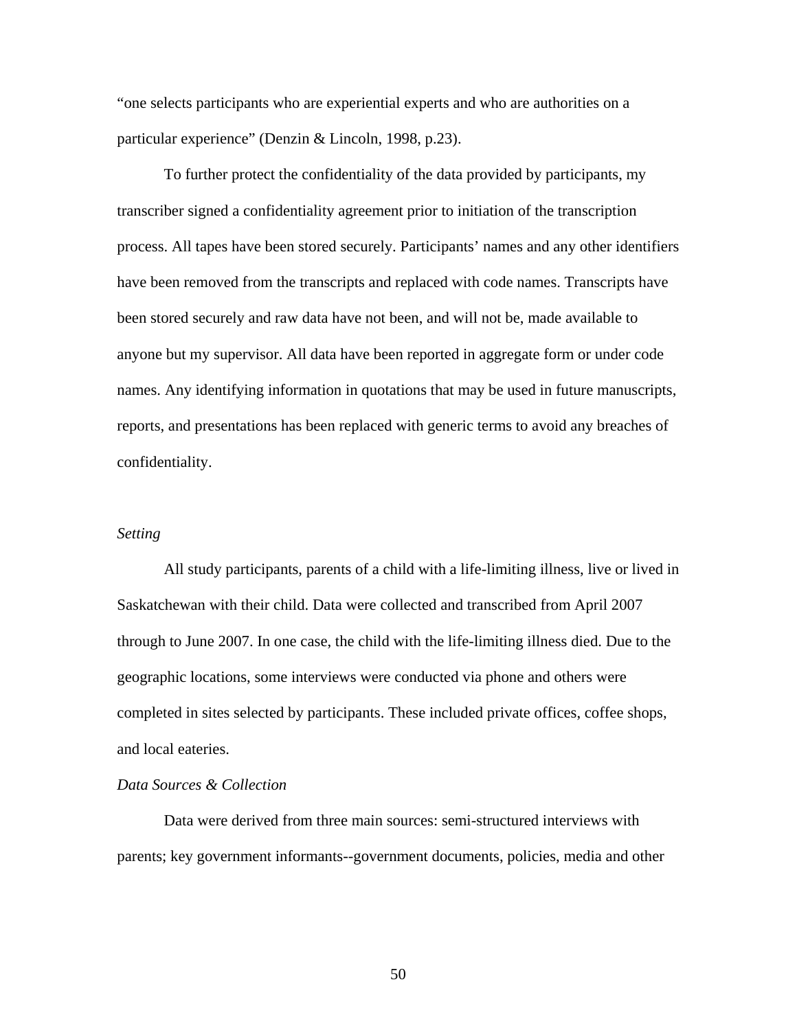"one selects participants who are experiential experts and who are authorities on a particular experience" (Denzin & Lincoln, 1998, p.23).

To further protect the confidentiality of the data provided by participants, my transcriber signed a confidentiality agreement prior to initiation of the transcription process. All tapes have been stored securely. Participants' names and any other identifiers have been removed from the transcripts and replaced with code names. Transcripts have been stored securely and raw data have not been, and will not be, made available to anyone but my supervisor. All data have been reported in aggregate form or under code names. Any identifying information in quotations that may be used in future manuscripts, reports, and presentations has been replaced with generic terms to avoid any breaches of confidentiality.

*Setting*

All study participants, parents of a child with a life-limiting illness, live or lived in Saskatchewan with their child. Data were collected and transcribed from April 2007 through to June 2007. In one case, the child with the life-limiting illness died. Due to the geographic locations, some interviews were conducted via phone and others were completed in sites selected by participants. These included private offices, coffee shops, and local eateries.

*Data Sources & Collection*

Data were derived from three main sources: semi-structured interviews with parents; key government informants--government documents, policies, media and other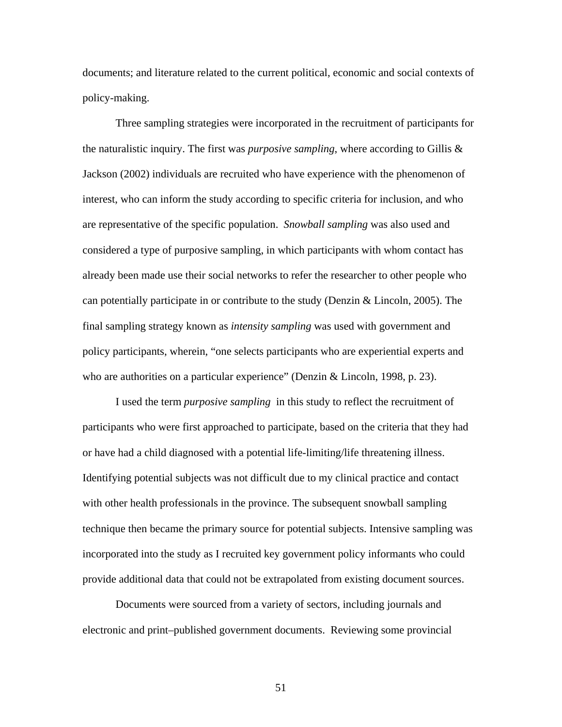documents; and literature related to the current political, economic and social contexts of policy-making.

Three sampling strategies were incorporated in the recruitment of participants for the naturalistic inquiry. The first was *purposive sampling*, where according to Gillis & Jackson (2002) individuals are recruited who have experience with the phenomenon of interest, who can inform the study according to specific criteria for inclusion, and who are representative of the specific population. *Snowball sampling* was also used and considered a type of purposive sampling, in which participants with whom contact has already been made use their social networks to refer the researcher to other people who can potentially participate in or contribute to the study (Denzin & Lincoln, 2005). The final sampling strategy known as *intensity sampling* was used with government and policy participants, wherein, "one selects participants who are experiential experts and who are authorities on a particular experience" (Denzin & Lincoln, 1998, p. 23).

I used the term *purposive sampling* in this study to reflect the recruitment of participants who were first approached to participate, based on the criteria that they had or have had a child diagnosed with a potential life-limiting/life threatening illness. Identifying potential subjects was not difficult due to my clinical practice and contact with other health professionals in the province. The subsequent snowball sampling technique then became the primary source for potential subjects. Intensive sampling was incorporated into the study as I recruited key government policy informants who could provide additional data that could not be extrapolated from existing document sources.

Documents were sourced from a variety of sectors, including journals and electronic and print–published government documents. Reviewing some provincial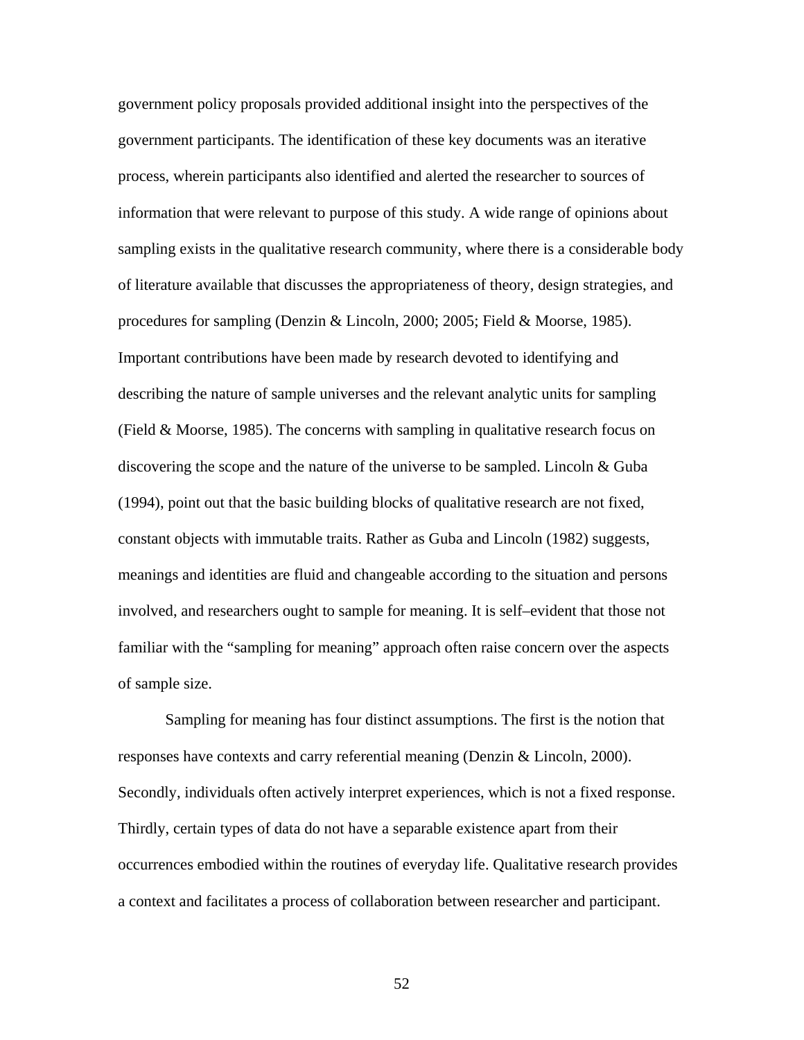government policy proposals provided additional insight into the perspectives of the government participants. The identification of these key documents was an iterative process, wherein participants also identified and alerted the researcher to sources of information that were relevant to purpose of this study. A wide range of opinions about sampling exists in the qualitative research community, where there is a considerable body of literature available that discusses the appropriateness of theory, design strategies, and procedures for sampling (Denzin & Lincoln, 2000; 2005; Field & Moorse, 1985). Important contributions have been made by research devoted to identifying and describing the nature of sample universes and the relevant analytic units for sampling (Field & Moorse, 1985). The concerns with sampling in qualitative research focus on discovering the scope and the nature of the universe to be sampled. Lincoln & Guba (1994), point out that the basic building blocks of qualitative research are not fixed, constant objects with immutable traits. Rather as Guba and Lincoln (1982) suggests, meanings and identities are fluid and changeable according to the situation and persons involved, and researchers ought to sample for meaning. It is self–evident that those not familiar with the "sampling for meaning" approach often raise concern over the aspects of sample size.

Sampling for meaning has four distinct assumptions. The first is the notion that responses have contexts and carry referential meaning (Denzin & Lincoln, 2000). Secondly, individuals often actively interpret experiences, which is not a fixed response. Thirdly, certain types of data do not have a separable existence apart from their occurrences embodied within the routines of everyday life. Qualitative research provides a context and facilitates a process of collaboration between researcher and participant.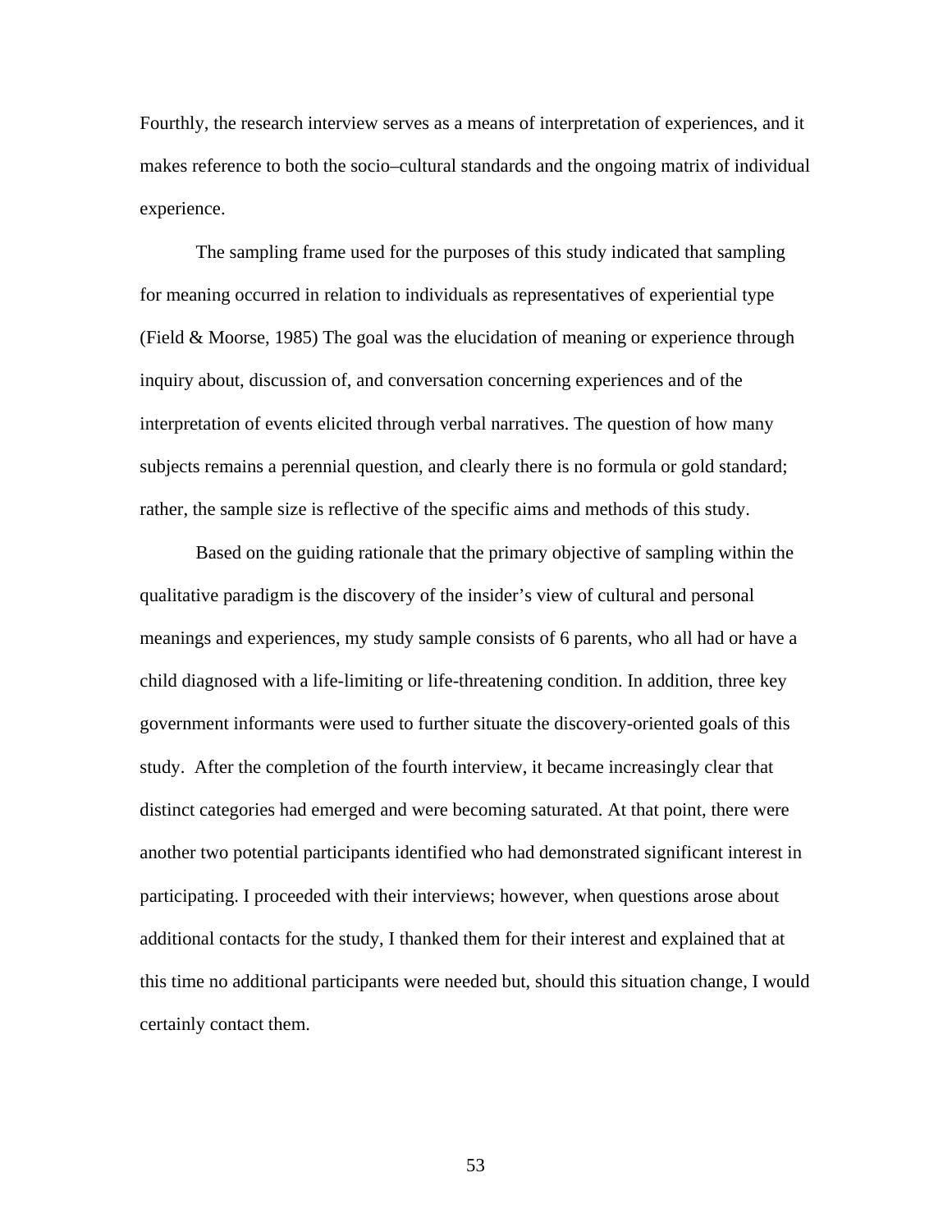Fourthly, the research interview serves as a means of interpretation of experiences, and it makes reference to both the socio–cultural standards and the ongoing matrix of individual experience.

The sampling frame used for the purposes of this study indicated that sampling for meaning occurred in relation to individuals as representatives of experiential type (Field & Moorse, 1985) The goal was the elucidation of meaning or experience through inquiry about, discussion of, and conversation concerning experiences and of the interpretation of events elicited through verbal narratives. The question of how many subjects remains a perennial question, and clearly there is no formula or gold standard; rather, the sample size is reflective of the specific aims and methods of this study.

Based on the guiding rationale that the primary objective of sampling within the qualitative paradigm is the discovery of the insider's view of cultural and personal meanings and experiences, my study sample consists of 6 parents, who all had or have a child diagnosed with a life-limiting or life-threatening condition. In addition, three key government informants were used to further situate the discovery-oriented goals of this study. After the completion of the fourth interview, it became increasingly clear that distinct categories had emerged and were becoming saturated. At that point, there were another two potential participants identified who had demonstrated significant interest in participating. I proceeded with their interviews; however, when questions arose about additional contacts for the study, I thanked them for their interest and explained that at this time no additional participants were needed but, should this situation change, I would certainly contact them.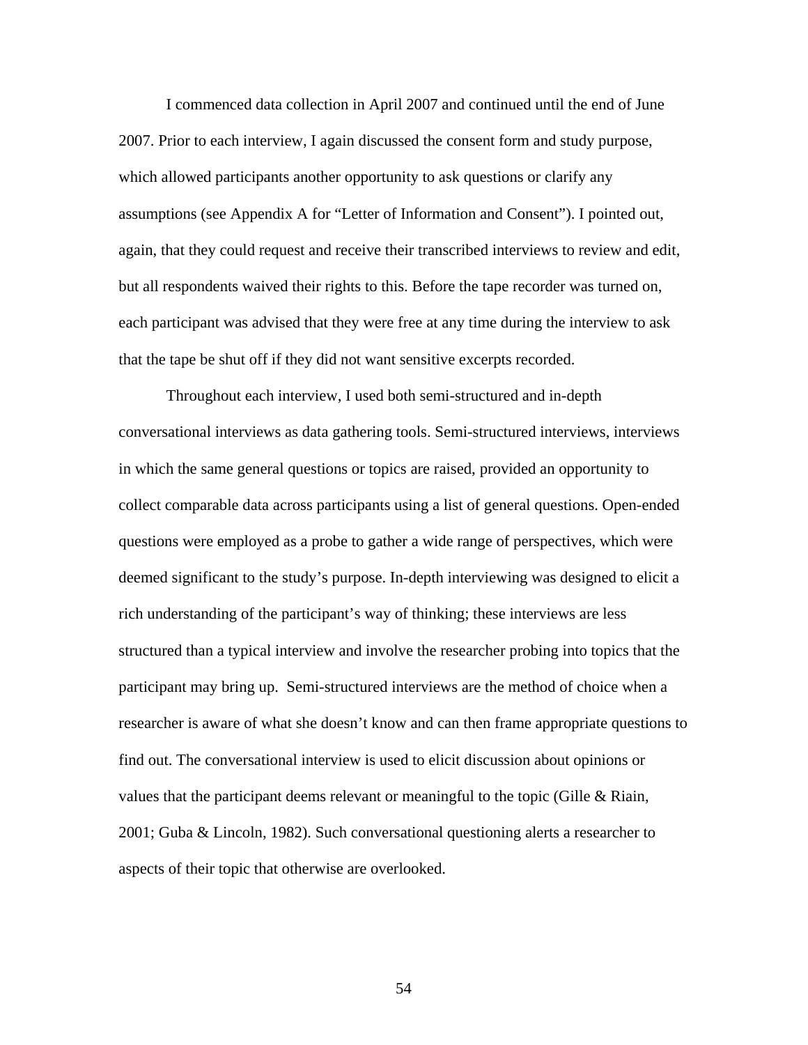I commenced data collection in April 2007 and continued until the end of June 2007. Prior to each interview, I again discussed the consent form and study purpose, which allowed participants another opportunity to ask questions or clarify any assumptions (see Appendix A for “Letter of Information and Consent”). I pointed out, again, that they could request and receive their transcribed interviews to review and edit, but all respondents waived their rights to this. Before the tape recorder was turned on, each participant was advised that they were free at any time during the interview to ask that the tape be shut off if they did not want sensitive excerpts recorded.

Throughout each interview, I used both semi-structured and in-depth conversational interviews as data gathering tools. Semi-structured interviews, interviews in which the same general questions or topics are raised, provided an opportunity to collect comparable data across participants using a list of general questions. Open-ended questions were employed as a probe to gather a wide range of perspectives, which were deemed significant to the study’s purpose. In-depth interviewing was designed to elicit a rich understanding of the participant’s way of thinking; these interviews are less structured than a typical interview and involve the researcher probing into topics that the participant may bring up. Semi-structured interviews are the method of choice when a researcher is aware of what she doesn’t know and can then frame appropriate questions to find out. The conversational interview is used to elicit discussion about opinions or values that the participant deems relevant or meaningful to the topic (Gille & Riain, 2001; Guba & Lincoln, 1982). Such conversational questioning alerts a researcher to aspects of their topic that otherwise are overlooked.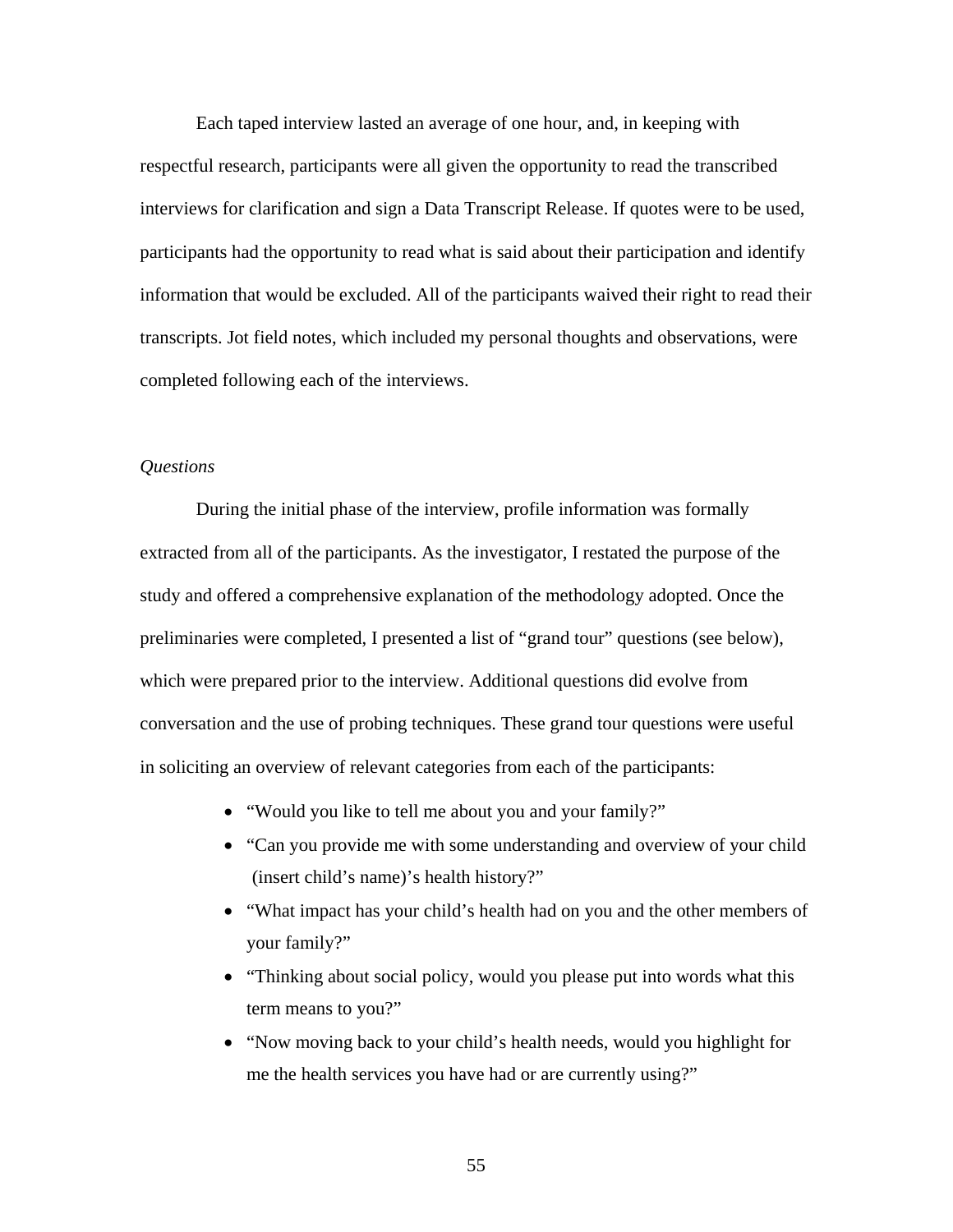Each taped interview lasted an average of one hour, and, in keeping with respectful research, participants were all given the opportunity to read the transcribed interviews for clarification and sign a Data Transcript Release. If quotes were to be used, participants had the opportunity to read what is said about their participation and identify information that would be excluded. All of the participants waived their right to read their transcripts. Jot field notes, which included my personal thoughts and observations, were completed following each of the interviews.

*Questions*

During the initial phase of the interview, profile information was formally extracted from all of the participants. As the investigator, I restated the purpose of the study and offered a comprehensive explanation of the methodology adopted. Once the preliminaries were completed, I presented a list of "grand tour" questions (see below), which were prepared prior to the interview. Additional questions did evolve from conversation and the use of probing techniques. These grand tour questions were useful in soliciting an overview of relevant categories from each of the participants:

- "Would you like to tell me about you and your family?"
- "Can you provide me with some understanding and overview of your child (insert child's name)'s health history?"
- "What impact has your child's health had on you and the other members of your family?"
- "Thinking about social policy, would you please put into words what this term means to you?"
- "Now moving back to your child's health needs, would you highlight for me the health services you have had or are currently using?"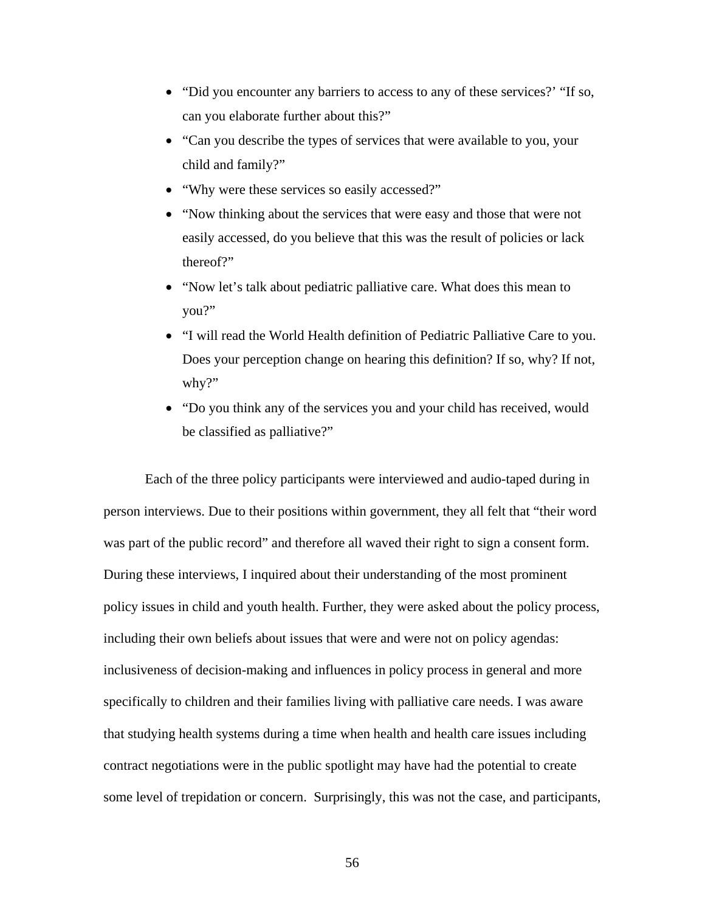- “Did you encounter any barriers to access to any of these services?’ “If so, can you elaborate further about this?”
- “Can you describe the types of services that were available to you, your child and family?”
- “Why were these services so easily accessed?”
- “Now thinking about the services that were easy and those that were not easily accessed, do you believe that this was the result of policies or lack thereof?”
- “Now let’s talk about pediatric palliative care. What does this mean to you?”
- “I will read the World Health definition of Pediatric Palliative Care to you. Does your perception change on hearing this definition? If so, why? If not, why?”
- “Do you think any of the services you and your child has received, would be classified as palliative?”

Each of the three policy participants were interviewed and audio-taped during in person interviews. Due to their positions within government, they all felt that “their word was part of the public record” and therefore all waved their right to sign a consent form. During these interviews, I inquired about their understanding of the most prominent policy issues in child and youth health. Further, they were asked about the policy process, including their own beliefs about issues that were and were not on policy agendas: inclusiveness of decision-making and influences in policy process in general and more specifically to children and their families living with palliative care needs. I was aware that studying health systems during a time when health and health care issues including contract negotiations were in the public spotlight may have had the potential to create some level of trepidation or concern. Surprisingly, this was not the case, and participants,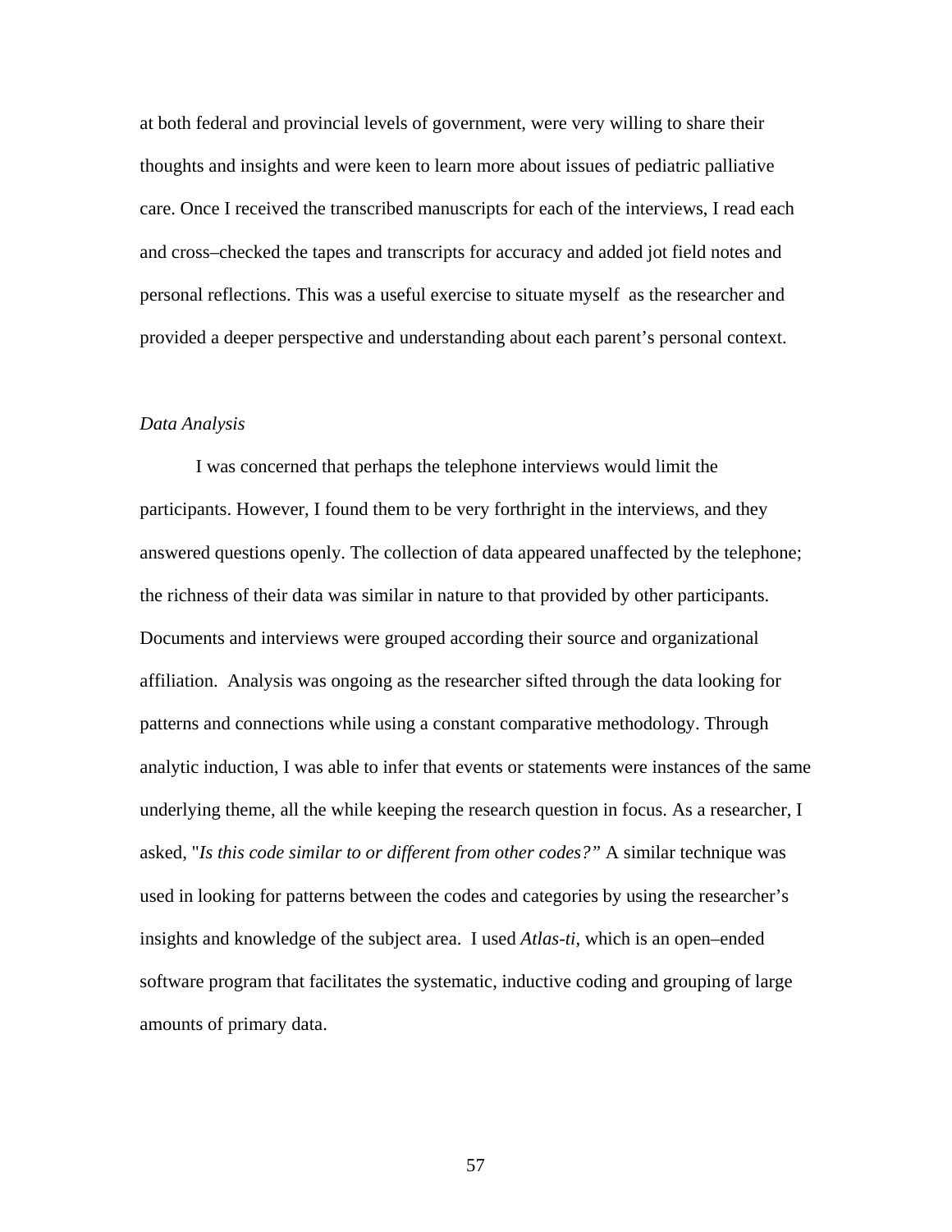at both federal and provincial levels of government, were very willing to share their thoughts and insights and were keen to learn more about issues of pediatric palliative care. Once I received the transcribed manuscripts for each of the interviews, I read each and cross–checked the tapes and transcripts for accuracy and added jot field notes and personal reflections. This was a useful exercise to situate myself as the researcher and provided a deeper perspective and understanding about each parent's personal context.

*Data Analysis*

I was concerned that perhaps the telephone interviews would limit the participants. However, I found them to be very forthright in the interviews, and they answered questions openly. The collection of data appeared unaffected by the telephone; the richness of their data was similar in nature to that provided by other participants. Documents and interviews were grouped according their source and organizational affiliation. Analysis was ongoing as the researcher sifted through the data looking for patterns and connections while using a constant comparative methodology. Through analytic induction, I was able to infer that events or statements were instances of the same underlying theme, all the while keeping the research question in focus. As a researcher, I asked, "*Is this code similar to or different from other codes?"* A similar technique was used in looking for patterns between the codes and categories by using the researcher's insights and knowledge of the subject area. I used *Atlas-ti*, which is an open–ended software program that facilitates the systematic, inductive coding and grouping of large amounts of primary data.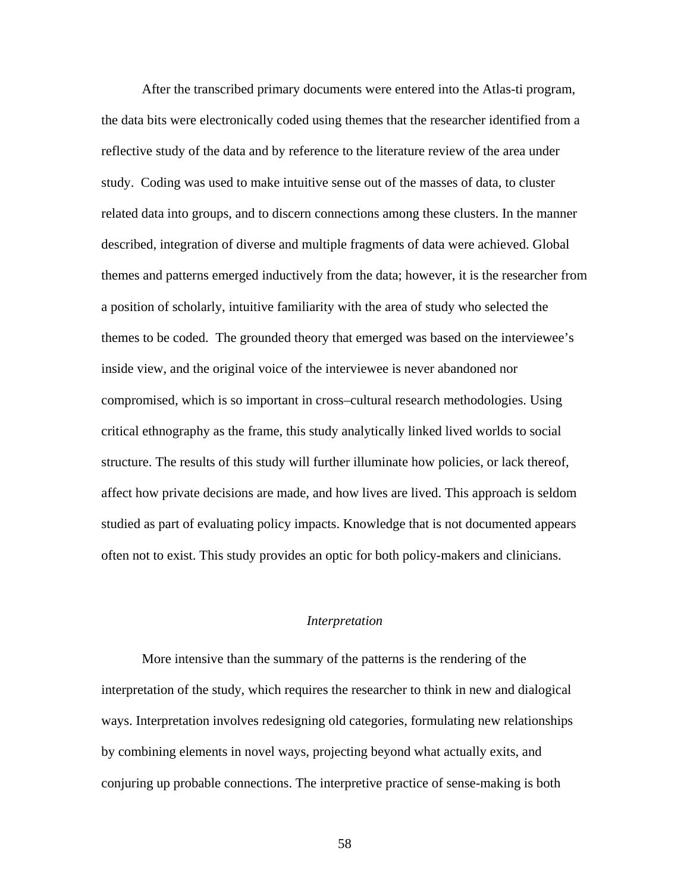After the transcribed primary documents were entered into the Atlas-ti program, the data bits were electronically coded using themes that the researcher identified from a reflective study of the data and by reference to the literature review of the area under study. Coding was used to make intuitive sense out of the masses of data, to cluster related data into groups, and to discern connections among these clusters. In the manner described, integration of diverse and multiple fragments of data were achieved. Global themes and patterns emerged inductively from the data; however, it is the researcher from a position of scholarly, intuitive familiarity with the area of study who selected the themes to be coded. The grounded theory that emerged was based on the interviewee's inside view, and the original voice of the interviewee is never abandoned nor compromised, which is so important in cross–cultural research methodologies. Using critical ethnography as the frame, this study analytically linked lived worlds to social structure. The results of this study will further illuminate how policies, or lack thereof, affect how private decisions are made, and how lives are lived. This approach is seldom studied as part of evaluating policy impacts. Knowledge that is not documented appears often not to exist. This study provides an optic for both policy-makers and clinicians.

### *Interpretation*

More intensive than the summary of the patterns is the rendering of the interpretation of the study, which requires the researcher to think in new and dialogical ways. Interpretation involves redesigning old categories, formulating new relationships by combining elements in novel ways, projecting beyond what actually exits, and conjuring up probable connections. The interpretive practice of sense-making is both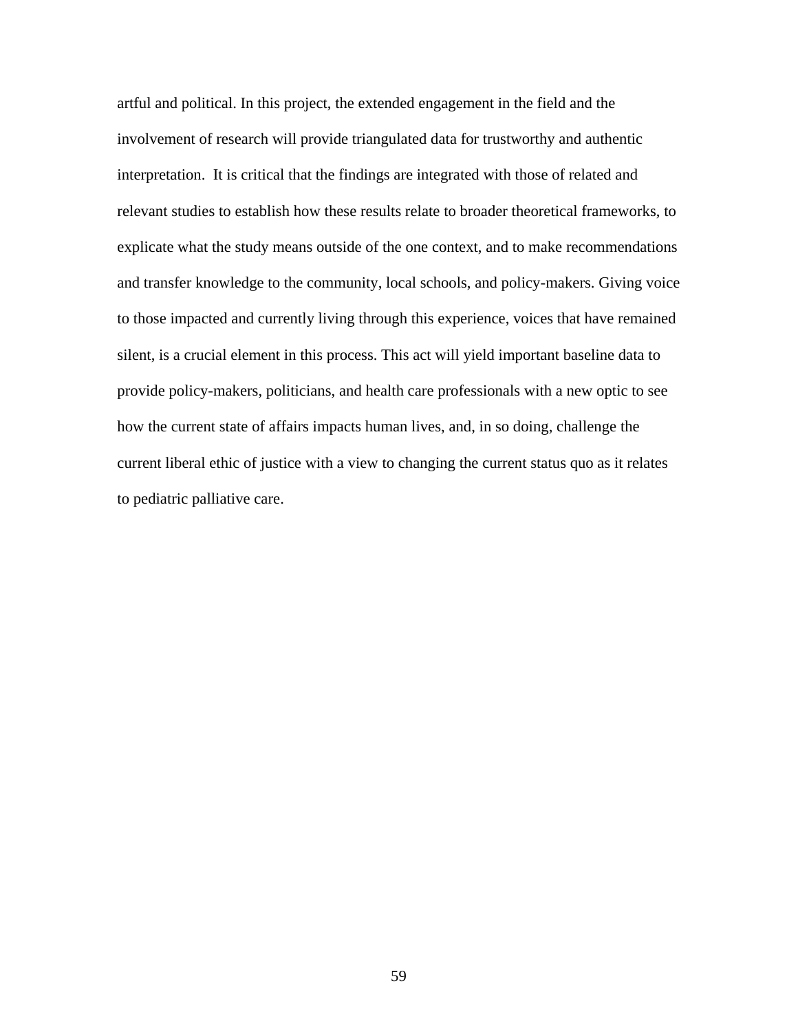artful and political. In this project, the extended engagement in the field and the involvement of research will provide triangulated data for trustworthy and authentic interpretation. It is critical that the findings are integrated with those of related and relevant studies to establish how these results relate to broader theoretical frameworks, to explicate what the study means outside of the one context, and to make recommendations and transfer knowledge to the community, local schools, and policy-makers. Giving voice to those impacted and currently living through this experience, voices that have remained silent, is a crucial element in this process. This act will yield important baseline data to provide policy-makers, politicians, and health care professionals with a new optic to see how the current state of affairs impacts human lives, and, in so doing, challenge the current liberal ethic of justice with a view to changing the current status quo as it relates to pediatric palliative care.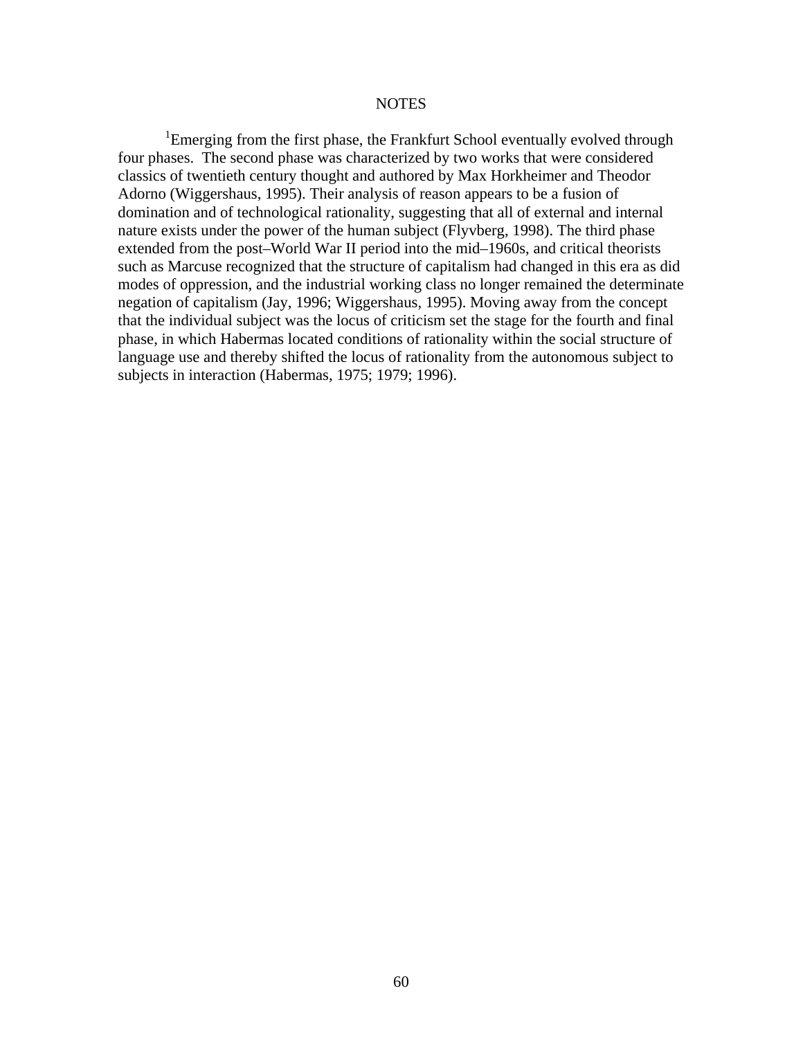# NOTES

[1]Emerging from the first phase, the Frankfurt School eventually evolved through four phases. The second phase was characterized by two works that were considered classics of twentieth century thought and authored by Max Horkheimer and Theodor Adorno (Wiggershaus, 1995). Their analysis of reason appears to be a fusion of domination and of technological rationality, suggesting that all of external and internal nature exists under the power of the human subject (Flyvberg, 1998). The third phase extended from the post–World War II period into the mid–1960s, and critical theorists such as Marcuse recognized that the structure of capitalism had changed in this era as did modes of oppression, and the industrial working class no longer remained the determinate negation of capitalism (Jay, 1996; Wiggershaus, 1995). Moving away from the concept that the individual subject was the locus of criticism set the stage for the fourth and final phase, in which Habermas located conditions of rationality within the social structure of language use and thereby shifted the locus of rationality from the autonomous subject to subjects in interaction (Habermas, 1975; 1979; 1996).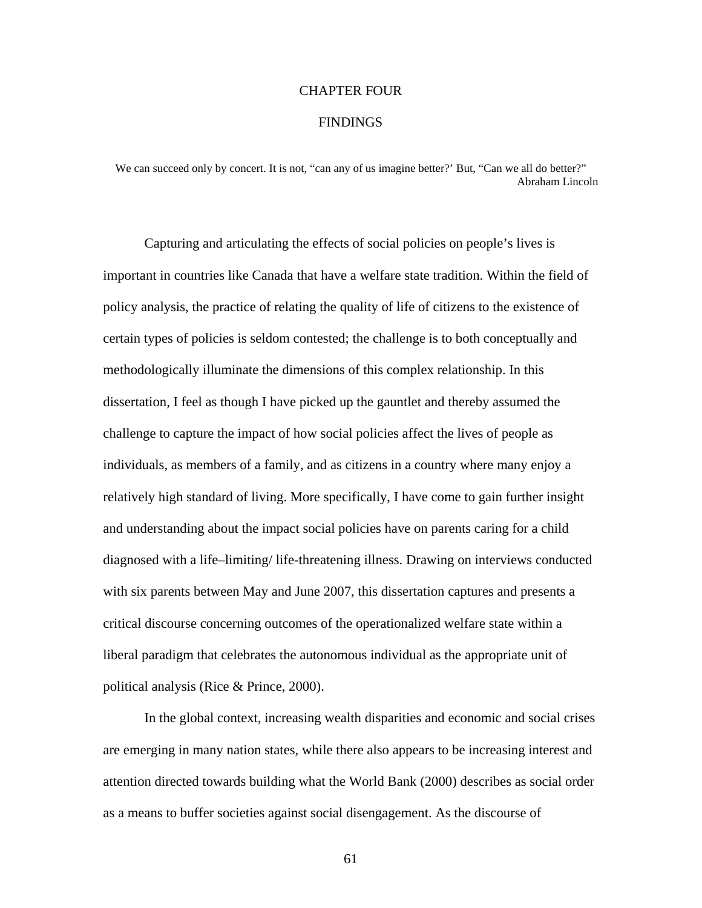# CHAPTER FOUR

# FINDINGS

We can succeed only by concert. It is not, "can any of us imagine better?' But, "Can we all do better?"
Abraham Lincoln

Capturing and articulating the effects of social policies on people's lives is important in countries like Canada that have a welfare state tradition. Within the field of policy analysis, the practice of relating the quality of life of citizens to the existence of certain types of policies is seldom contested; the challenge is to both conceptually and methodologically illuminate the dimensions of this complex relationship. In this dissertation, I feel as though I have picked up the gauntlet and thereby assumed the challenge to capture the impact of how social policies affect the lives of people as individuals, as members of a family, and as citizens in a country where many enjoy a relatively high standard of living. More specifically, I have come to gain further insight and understanding about the impact social policies have on parents caring for a child diagnosed with a life–limiting/ life-threatening illness. Drawing on interviews conducted with six parents between May and June 2007, this dissertation captures and presents a critical discourse concerning outcomes of the operationalized welfare state within a liberal paradigm that celebrates the autonomous individual as the appropriate unit of political analysis (Rice & Prince, 2000).

In the global context, increasing wealth disparities and economic and social crises are emerging in many nation states, while there also appears to be increasing interest and attention directed towards building what the World Bank (2000) describes as social order as a means to buffer societies against social disengagement. As the discourse of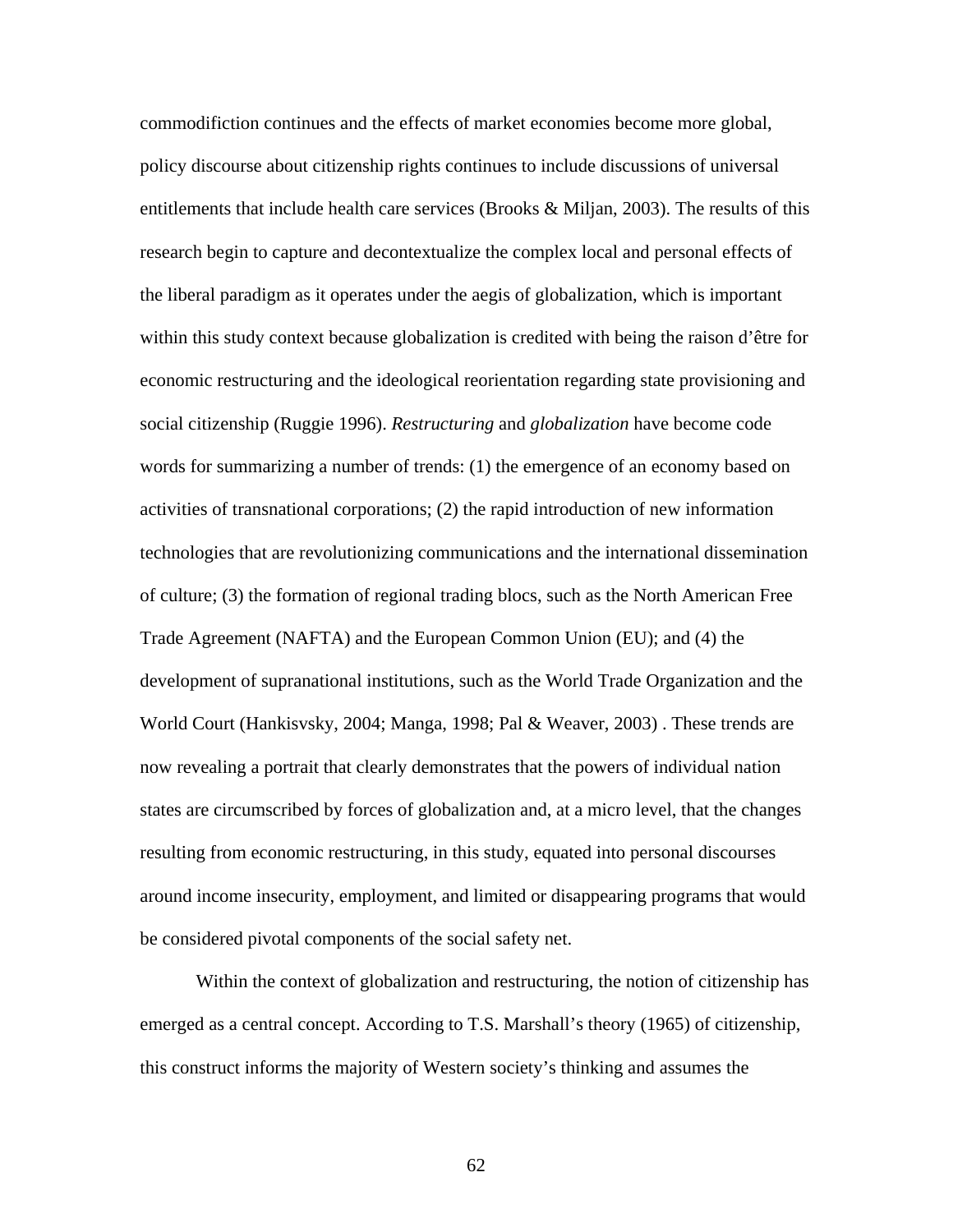commodifiction continues and the effects of market economies become more global, policy discourse about citizenship rights continues to include discussions of universal entitlements that include health care services (Brooks & Miljan, 2003). The results of this research begin to capture and decontextualize the complex local and personal effects of the liberal paradigm as it operates under the aegis of globalization, which is important within this study context because globalization is credited with being the raison d'être for economic restructuring and the ideological reorientation regarding state provisioning and social citizenship (Ruggie 1996). *Restructuring* and *globalization* have become code words for summarizing a number of trends: (1) the emergence of an economy based on activities of transnational corporations; (2) the rapid introduction of new information technologies that are revolutionizing communications and the international dissemination of culture; (3) the formation of regional trading blocs, such as the North American Free Trade Agreement (NAFTA) and the European Common Union (EU); and (4) the development of supranational institutions, such as the World Trade Organization and the World Court (Hankisvsky, 2004; Manga, 1998; Pal & Weaver, 2003) . These trends are now revealing a portrait that clearly demonstrates that the powers of individual nation states are circumscribed by forces of globalization and, at a micro level, that the changes resulting from economic restructuring, in this study, equated into personal discourses around income insecurity, employment, and limited or disappearing programs that would be considered pivotal components of the social safety net.

Within the context of globalization and restructuring, the notion of citizenship has emerged as a central concept. According to T.S. Marshall's theory (1965) of citizenship, this construct informs the majority of Western society's thinking and assumes the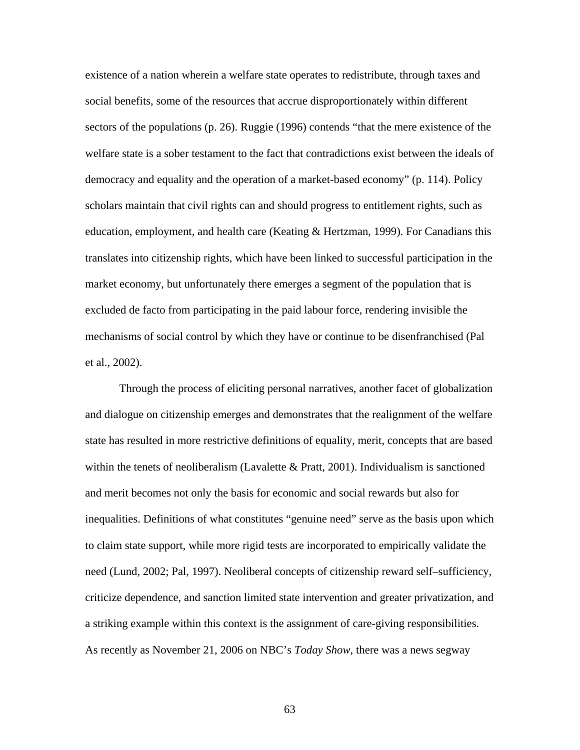existence of a nation wherein a welfare state operates to redistribute, through taxes and social benefits, some of the resources that accrue disproportionately within different sectors of the populations (p. 26). Ruggie (1996) contends "that the mere existence of the welfare state is a sober testament to the fact that contradictions exist between the ideals of democracy and equality and the operation of a market-based economy" (p. 114). Policy scholars maintain that civil rights can and should progress to entitlement rights, such as education, employment, and health care (Keating & Hertzman, 1999). For Canadians this translates into citizenship rights, which have been linked to successful participation in the market economy, but unfortunately there emerges a segment of the population that is excluded de facto from participating in the paid labour force, rendering invisible the mechanisms of social control by which they have or continue to be disenfranchised (Pal et al., 2002).

Through the process of eliciting personal narratives, another facet of globalization and dialogue on citizenship emerges and demonstrates that the realignment of the welfare state has resulted in more restrictive definitions of equality, merit, concepts that are based within the tenets of neoliberalism (Lavalette & Pratt, 2001). Individualism is sanctioned and merit becomes not only the basis for economic and social rewards but also for inequalities. Definitions of what constitutes "genuine need" serve as the basis upon which to claim state support, while more rigid tests are incorporated to empirically validate the need (Lund, 2002; Pal, 1997). Neoliberal concepts of citizenship reward self–sufficiency, criticize dependence, and sanction limited state intervention and greater privatization, and a striking example within this context is the assignment of care-giving responsibilities. As recently as November 21, 2006 on NBC's *Today Show*, there was a news segway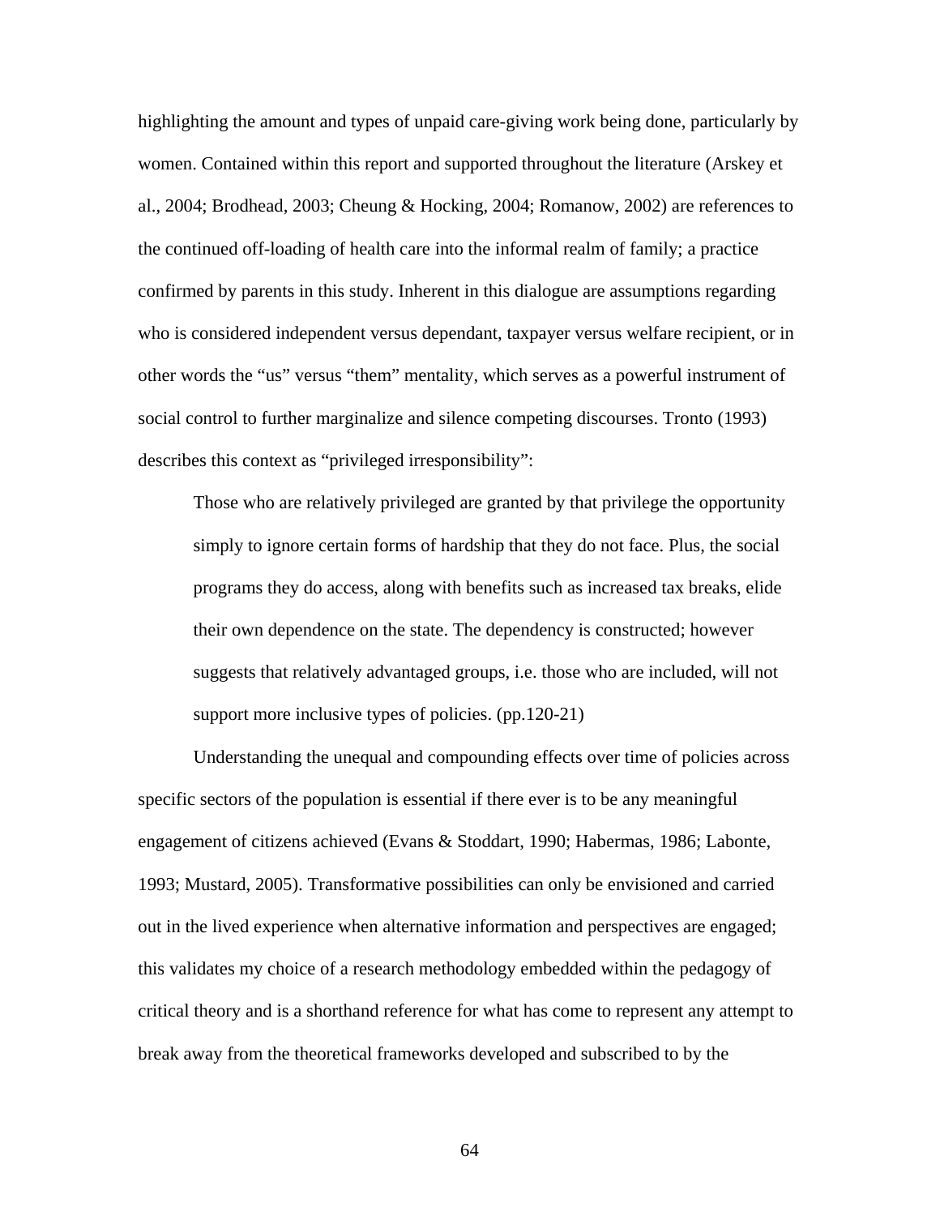highlighting the amount and types of unpaid care-giving work being done, particularly by women. Contained within this report and supported throughout the literature (Arskey et al., 2004; Brodhead, 2003; Cheung & Hocking, 2004; Romanow, 2002) are references to the continued off-loading of health care into the informal realm of family; a practice confirmed by parents in this study. Inherent in this dialogue are assumptions regarding who is considered independent versus dependant, taxpayer versus welfare recipient, or in other words the "us" versus "them" mentality, which serves as a powerful instrument of social control to further marginalize and silence competing discourses. Tronto (1993) describes this context as "privileged irresponsibility":

> Those who are relatively privileged are granted by that privilege the opportunity simply to ignore certain forms of hardship that they do not face. Plus, the social programs they do access, along with benefits such as increased tax breaks, elide their own dependence on the state. The dependency is constructed; however suggests that relatively advantaged groups, i.e. those who are included, will not support more inclusive types of policies. (pp.120-21)

Understanding the unequal and compounding effects over time of policies across specific sectors of the population is essential if there ever is to be any meaningful engagement of citizens achieved (Evans & Stoddart, 1990; Habermas, 1986; Labonte, 1993; Mustard, 2005). Transformative possibilities can only be envisioned and carried out in the lived experience when alternative information and perspectives are engaged; this validates my choice of a research methodology embedded within the pedagogy of critical theory and is a shorthand reference for what has come to represent any attempt to break away from the theoretical frameworks developed and subscribed to by the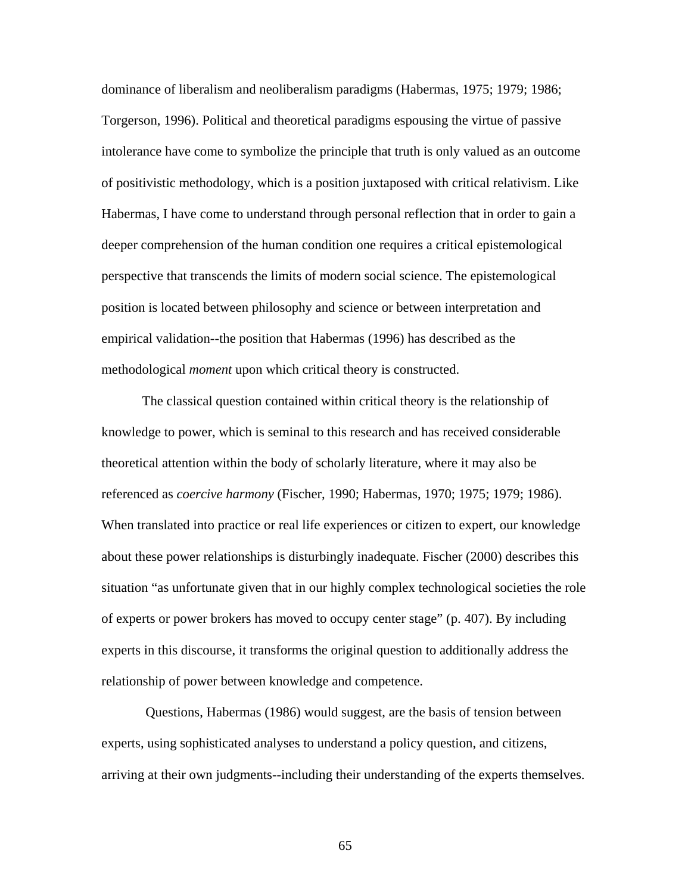dominance of liberalism and neoliberalism paradigms (Habermas, 1975; 1979; 1986; Torgerson, 1996). Political and theoretical paradigms espousing the virtue of passive intolerance have come to symbolize the principle that truth is only valued as an outcome of positivistic methodology, which is a position juxtaposed with critical relativism. Like Habermas, I have come to understand through personal reflection that in order to gain a deeper comprehension of the human condition one requires a critical epistemological perspective that transcends the limits of modern social science. The epistemological position is located between philosophy and science or between interpretation and empirical validation--the position that Habermas (1996) has described as the methodological *moment* upon which critical theory is constructed.

The classical question contained within critical theory is the relationship of knowledge to power, which is seminal to this research and has received considerable theoretical attention within the body of scholarly literature, where it may also be referenced as *coercive harmony* (Fischer, 1990; Habermas, 1970; 1975; 1979; 1986). When translated into practice or real life experiences or citizen to expert, our knowledge about these power relationships is disturbingly inadequate. Fischer (2000) describes this situation "as unfortunate given that in our highly complex technological societies the role of experts or power brokers has moved to occupy center stage" (p. 407). By including experts in this discourse, it transforms the original question to additionally address the relationship of power between knowledge and competence.

Questions, Habermas (1986) would suggest, are the basis of tension between experts, using sophisticated analyses to understand a policy question, and citizens, arriving at their own judgments--including their understanding of the experts themselves.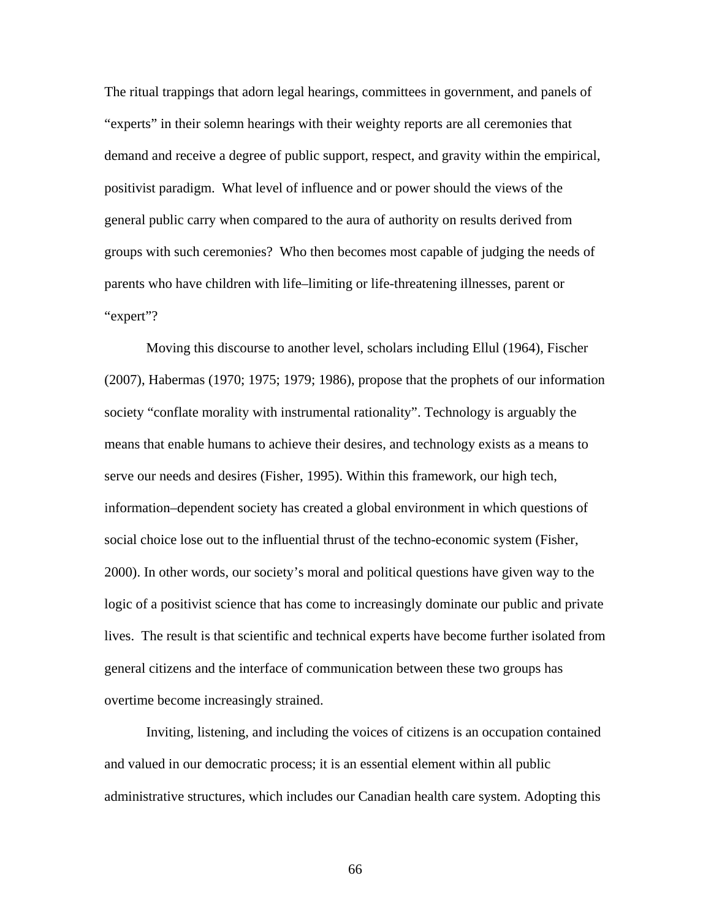The ritual trappings that adorn legal hearings, committees in government, and panels of "experts" in their solemn hearings with their weighty reports are all ceremonies that demand and receive a degree of public support, respect, and gravity within the empirical, positivist paradigm. What level of influence and or power should the views of the general public carry when compared to the aura of authority on results derived from groups with such ceremonies? Who then becomes most capable of judging the needs of parents who have children with life–limiting or life-threatening illnesses, parent or "expert"?

Moving this discourse to another level, scholars including Ellul (1964), Fischer (2007), Habermas (1970; 1975; 1979; 1986), propose that the prophets of our information society "conflate morality with instrumental rationality". Technology is arguably the means that enable humans to achieve their desires, and technology exists as a means to serve our needs and desires (Fisher, 1995). Within this framework, our high tech, information–dependent society has created a global environment in which questions of social choice lose out to the influential thrust of the techno-economic system (Fisher, 2000). In other words, our society's moral and political questions have given way to the logic of a positivist science that has come to increasingly dominate our public and private lives. The result is that scientific and technical experts have become further isolated from general citizens and the interface of communication between these two groups has overtime become increasingly strained.

Inviting, listening, and including the voices of citizens is an occupation contained and valued in our democratic process; it is an essential element within all public administrative structures, which includes our Canadian health care system. Adopting this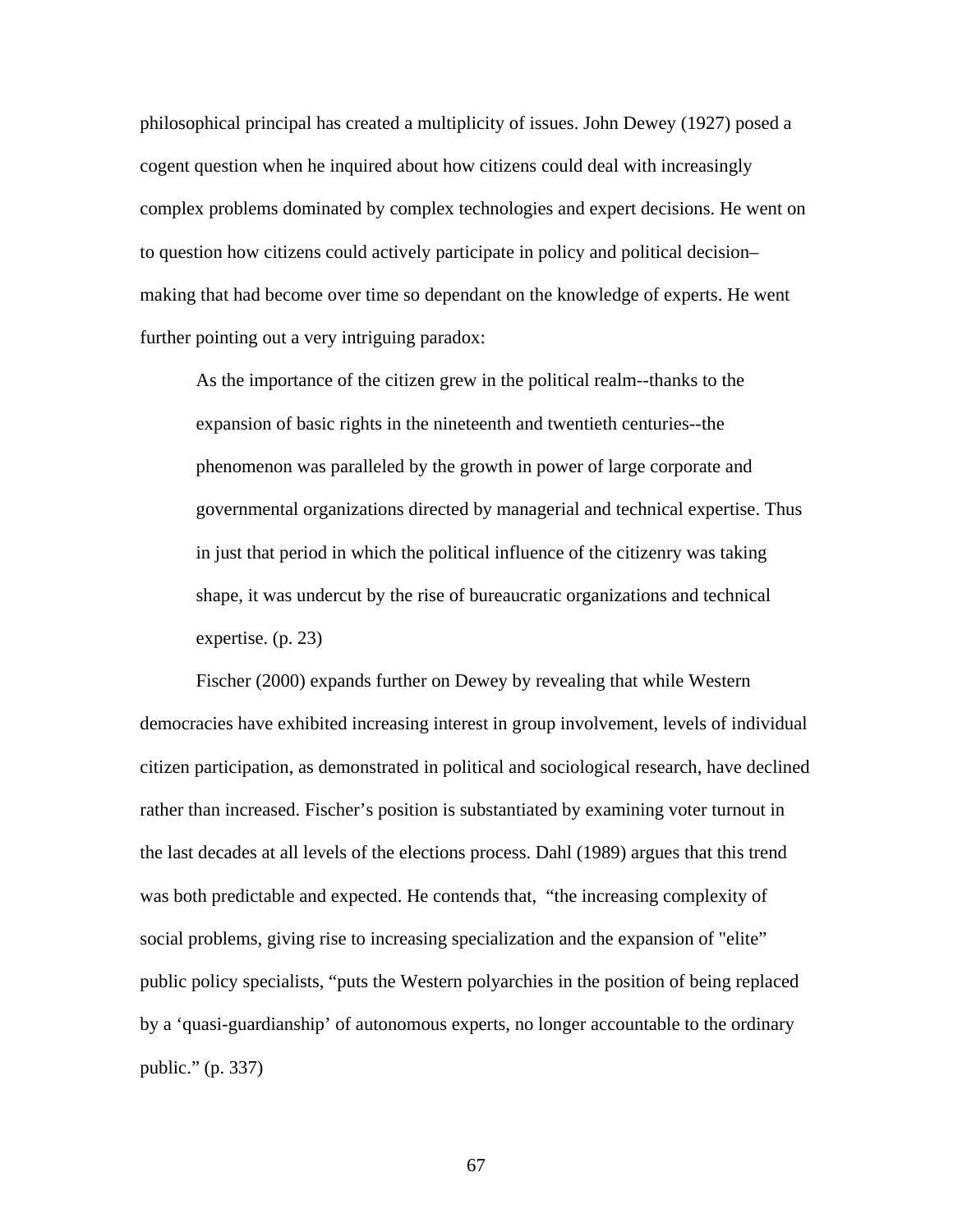philosophical principal has created a multiplicity of issues. John Dewey (1927) posed a cogent question when he inquired about how citizens could deal with increasingly complex problems dominated by complex technologies and expert decisions. He went on to question how citizens could actively participate in policy and political decision–making that had become over time so dependant on the knowledge of experts. He went further pointing out a very intriguing paradox:

> As the importance of the citizen grew in the political realm--thanks to the expansion of basic rights in the nineteenth and twentieth centuries--the phenomenon was paralleled by the growth in power of large corporate and governmental organizations directed by managerial and technical expertise. Thus in just that period in which the political influence of the citizenry was taking shape, it was undercut by the rise of bureaucratic organizations and technical expertise. (p. 23)

Fischer (2000) expands further on Dewey by revealing that while Western democracies have exhibited increasing interest in group involvement, levels of individual citizen participation, as demonstrated in political and sociological research, have declined rather than increased. Fischer's position is substantiated by examining voter turnout in the last decades at all levels of the elections process. Dahl (1989) argues that this trend was both predictable and expected. He contends that, "the increasing complexity of social problems, giving rise to increasing specialization and the expansion of "elite" public policy specialists, "puts the Western polyarchies in the position of being replaced by a 'quasi-guardianship' of autonomous experts, no longer accountable to the ordinary public." (p. 337)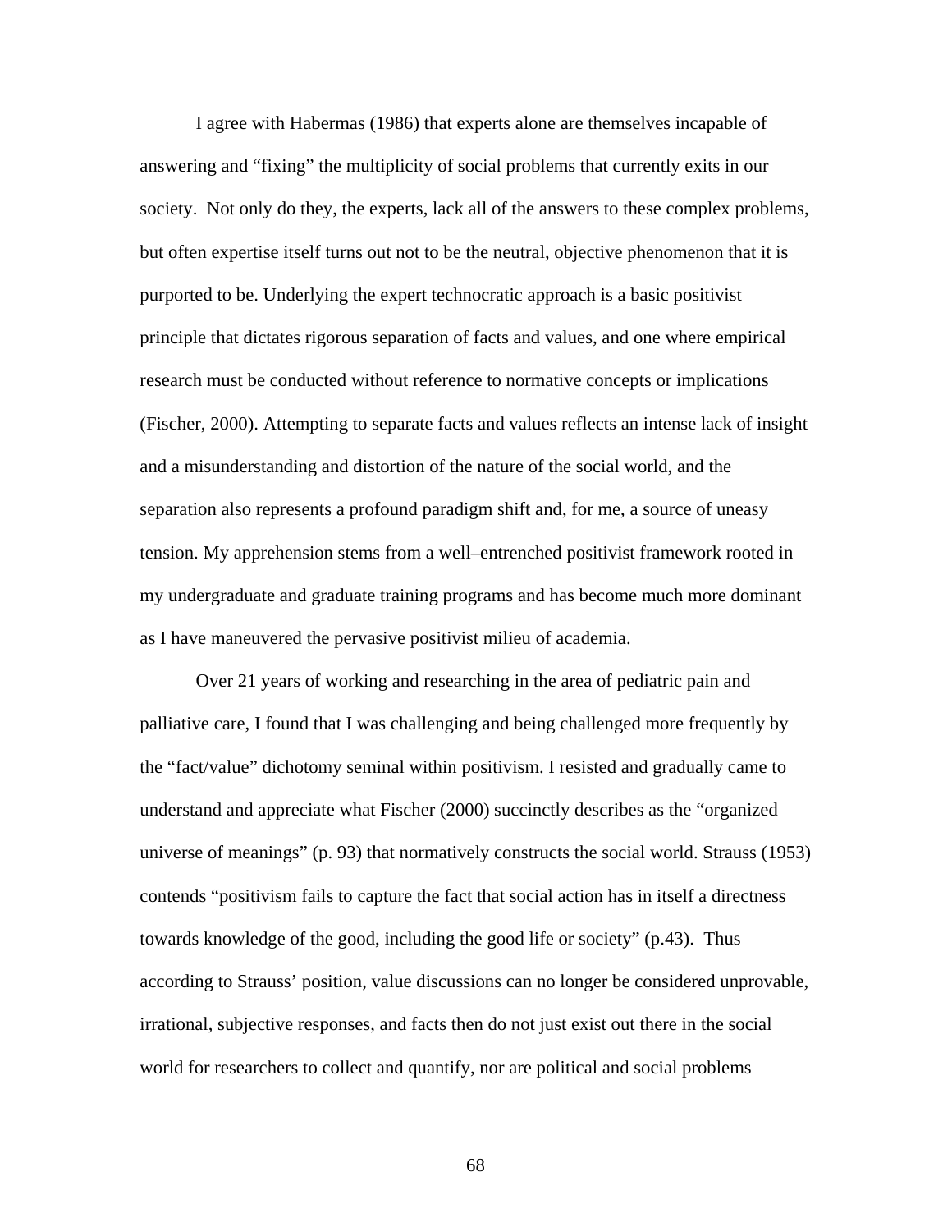I agree with Habermas (1986) that experts alone are themselves incapable of answering and “fixing” the multiplicity of social problems that currently exits in our society.  Not only do they, the experts, lack all of the answers to these complex problems, but often expertise itself turns out not to be the neutral, objective phenomenon that it is purported to be. Underlying the expert technocratic approach is a basic positivist principle that dictates rigorous separation of facts and values, and one where empirical research must be conducted without reference to normative concepts or implications (Fischer, 2000). Attempting to separate facts and values reflects an intense lack of insight and a misunderstanding and distortion of the nature of the social world, and the separation also represents a profound paradigm shift and, for me, a source of uneasy tension. My apprehension stems from a well–entrenched positivist framework rooted in my undergraduate and graduate training programs and has become much more dominant as I have maneuvered the pervasive positivist milieu of academia.

Over 21 years of working and researching in the area of pediatric pain and palliative care, I found that I was challenging and being challenged more frequently by the “fact/value” dichotomy seminal within positivism. I resisted and gradually came to understand and appreciate what Fischer (2000) succinctly describes as the “organized universe of meanings” (p. 93) that normatively constructs the social world. Strauss (1953) contends “positivism fails to capture the fact that social action has in itself a directness towards knowledge of the good, including the good life or society” (p.43).  Thus according to Strauss’ position, value discussions can no longer be considered unprovable, irrational, subjective responses, and facts then do not just exist out there in the social world for researchers to collect and quantify, nor are political and social problems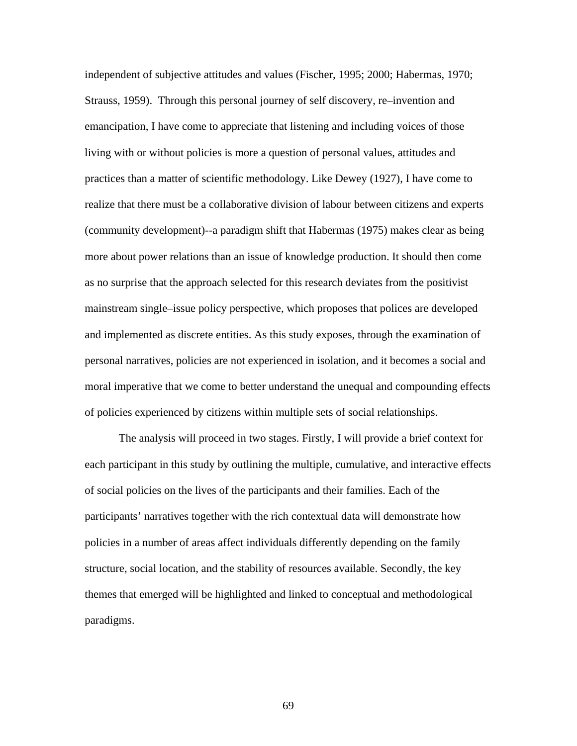independent of subjective attitudes and values (Fischer, 1995; 2000; Habermas, 1970; Strauss, 1959). Through this personal journey of self discovery, re–invention and emancipation, I have come to appreciate that listening and including voices of those living with or without policies is more a question of personal values, attitudes and practices than a matter of scientific methodology. Like Dewey (1927), I have come to realize that there must be a collaborative division of labour between citizens and experts (community development)--a paradigm shift that Habermas (1975) makes clear as being more about power relations than an issue of knowledge production. It should then come as no surprise that the approach selected for this research deviates from the positivist mainstream single–issue policy perspective, which proposes that polices are developed and implemented as discrete entities. As this study exposes, through the examination of personal narratives, policies are not experienced in isolation, and it becomes a social and moral imperative that we come to better understand the unequal and compounding effects of policies experienced by citizens within multiple sets of social relationships.

The analysis will proceed in two stages. Firstly, I will provide a brief context for each participant in this study by outlining the multiple, cumulative, and interactive effects of social policies on the lives of the participants and their families. Each of the participants' narratives together with the rich contextual data will demonstrate how policies in a number of areas affect individuals differently depending on the family structure, social location, and the stability of resources available. Secondly, the key themes that emerged will be highlighted and linked to conceptual and methodological paradigms.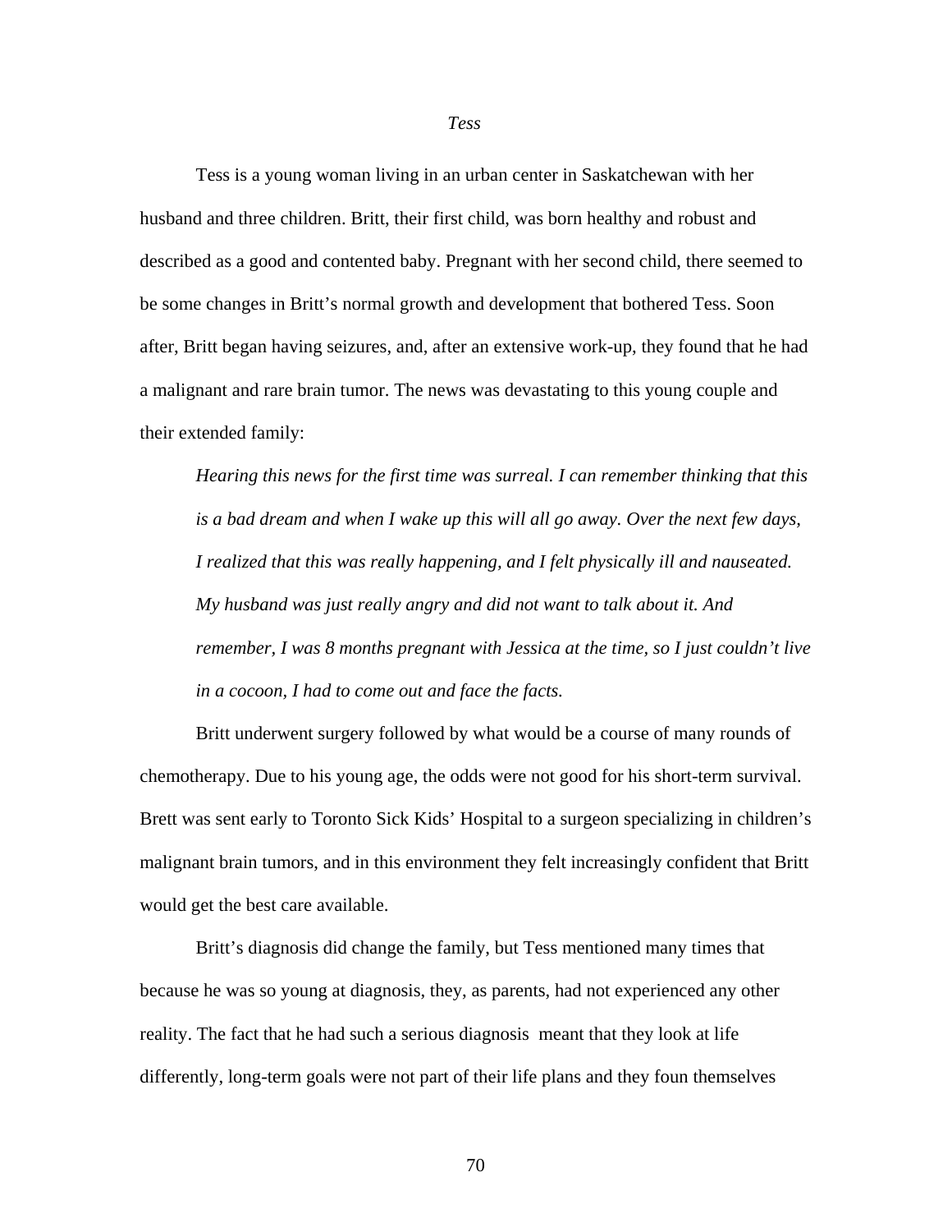*Tess*

Tess is a young woman living in an urban center in Saskatchewan with her husband and three children. Britt, their first child, was born healthy and robust and described as a good and contented baby. Pregnant with her second child, there seemed to be some changes in Britt's normal growth and development that bothered Tess. Soon after, Britt began having seizures, and, after an extensive work-up, they found that he had a malignant and rare brain tumor. The news was devastating to this young couple and their extended family:

> *Hearing this news for the first time was surreal. I can remember thinking that this is a bad dream and when I wake up this will all go away. Over the next few days, I realized that this was really happening, and I felt physically ill and nauseated. My husband was just really angry and did not want to talk about it. And remember, I was 8 months pregnant with Jessica at the time, so I just couldn't live in a cocoon, I had to come out and face the facts.*

Britt underwent surgery followed by what would be a course of many rounds of chemotherapy. Due to his young age, the odds were not good for his short-term survival. Brett was sent early to Toronto Sick Kids' Hospital to a surgeon specializing in children's malignant brain tumors, and in this environment they felt increasingly confident that Britt would get the best care available.

Britt's diagnosis did change the family, but Tess mentioned many times that because he was so young at diagnosis, they, as parents, had not experienced any other reality. The fact that he had such a serious diagnosis meant that they look at life differently, long-term goals were not part of their life plans and they foun themselves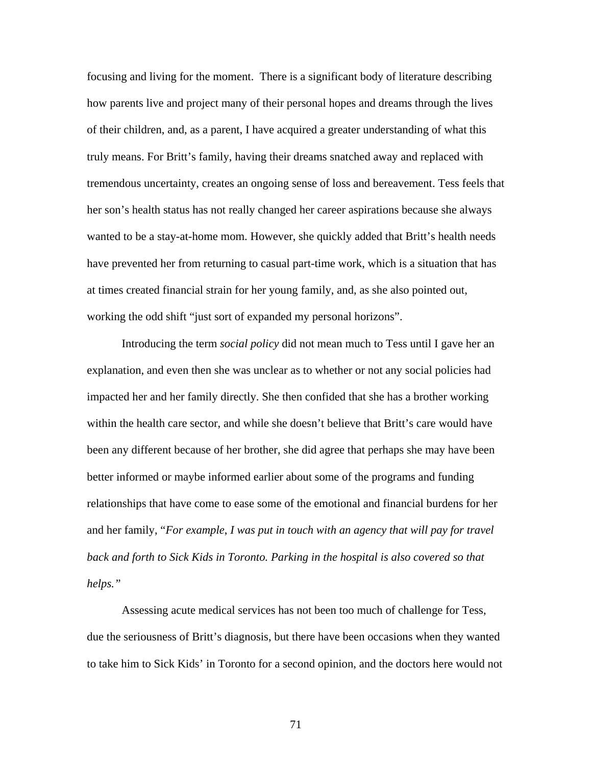focusing and living for the moment.  There is a significant body of literature describing how parents live and project many of their personal hopes and dreams through the lives of their children, and, as a parent, I have acquired a greater understanding of what this truly means. For Britt's family, having their dreams snatched away and replaced with tremendous uncertainty, creates an ongoing sense of loss and bereavement. Tess feels that her son's health status has not really changed her career aspirations because she always wanted to be a stay-at-home mom. However, she quickly added that Britt's health needs have prevented her from returning to casual part-time work, which is a situation that has at times created financial strain for her young family, and, as she also pointed out, working the odd shift "just sort of expanded my personal horizons".

Introducing the term *social policy* did not mean much to Tess until I gave her an explanation, and even then she was unclear as to whether or not any social policies had impacted her and her family directly. She then confided that she has a brother working within the health care sector, and while she doesn't believe that Britt's care would have been any different because of her brother, she did agree that perhaps she may have been better informed or maybe informed earlier about some of the programs and funding relationships that have come to ease some of the emotional and financial burdens for her and her family, "*For example, I was put in touch with an agency that will pay for travel back and forth to Sick Kids in Toronto. Parking in the hospital is also covered so that helps."*

Assessing acute medical services has not been too much of challenge for Tess, due the seriousness of Britt's diagnosis, but there have been occasions when they wanted to take him to Sick Kids' in Toronto for a second opinion, and the doctors here would not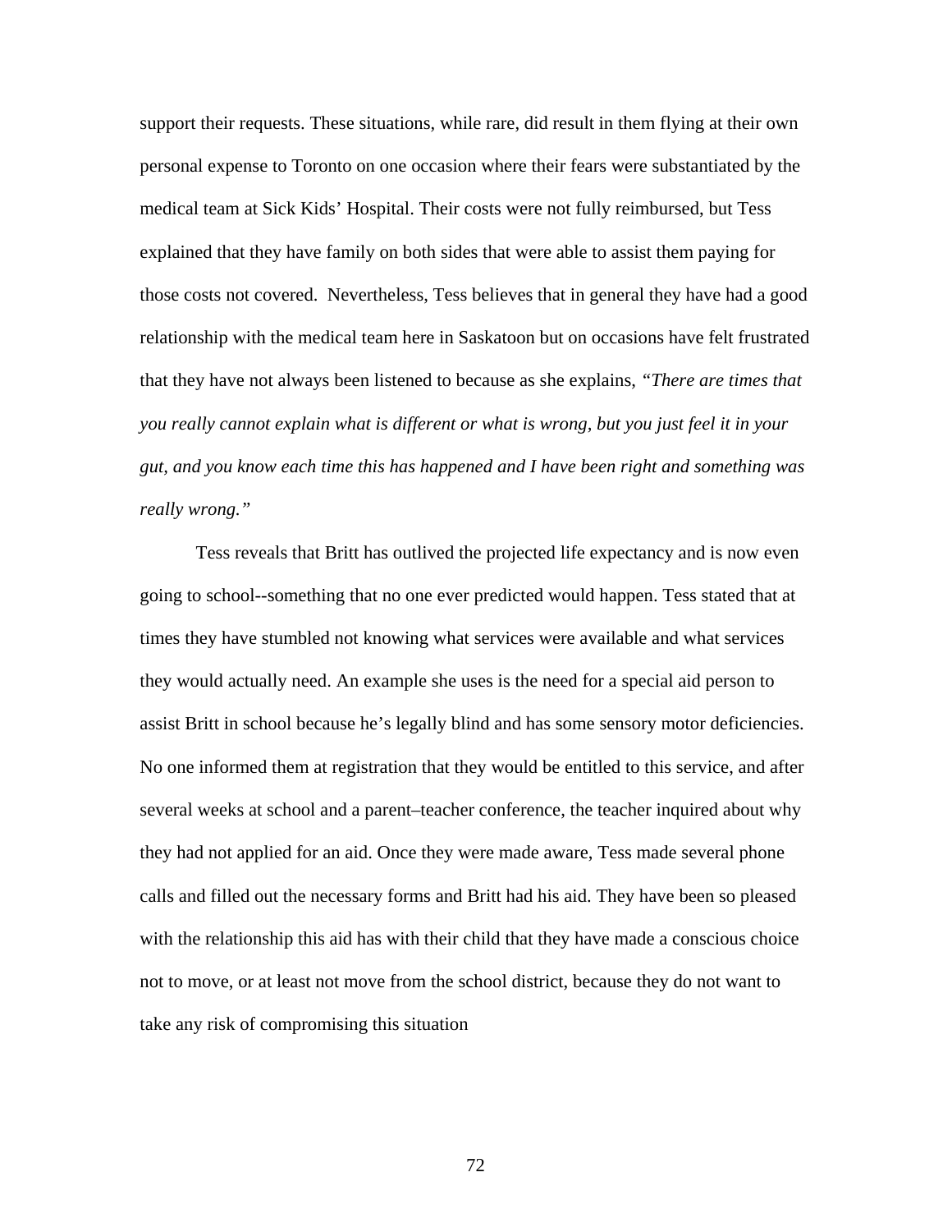support their requests. These situations, while rare, did result in them flying at their own personal expense to Toronto on one occasion where their fears were substantiated by the medical team at Sick Kids' Hospital. Their costs were not fully reimbursed, but Tess explained that they have family on both sides that were able to assist them paying for those costs not covered. Nevertheless, Tess believes that in general they have had a good relationship with the medical team here in Saskatoon but on occasions have felt frustrated that they have not always been listened to because as she explains, *"There are times that you really cannot explain what is different or what is wrong, but you just feel it in your gut, and you know each time this has happened and I have been right and something was really wrong."*

Tess reveals that Britt has outlived the projected life expectancy and is now even going to school--something that no one ever predicted would happen. Tess stated that at times they have stumbled not knowing what services were available and what services they would actually need. An example she uses is the need for a special aid person to assist Britt in school because he's legally blind and has some sensory motor deficiencies. No one informed them at registration that they would be entitled to this service, and after several weeks at school and a parent–teacher conference, the teacher inquired about why they had not applied for an aid. Once they were made aware, Tess made several phone calls and filled out the necessary forms and Britt had his aid. They have been so pleased with the relationship this aid has with their child that they have made a conscious choice not to move, or at least not move from the school district, because they do not want to take any risk of compromising this situation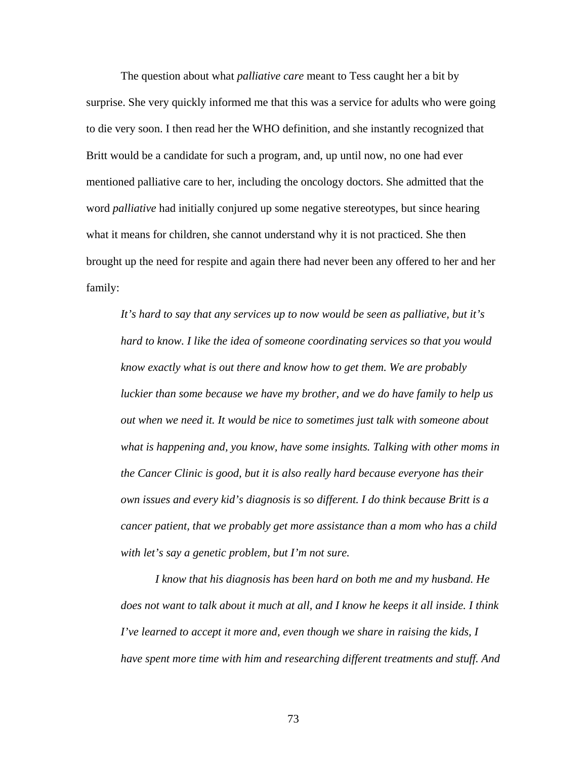The question about what *palliative care* meant to Tess caught her a bit by surprise. She very quickly informed me that this was a service for adults who were going to die very soon. I then read her the WHO definition, and she instantly recognized that Britt would be a candidate for such a program, and, up until now, no one had ever mentioned palliative care to her, including the oncology doctors. She admitted that the word *palliative* had initially conjured up some negative stereotypes, but since hearing what it means for children, she cannot understand why it is not practiced. She then brought up the need for respite and again there had never been any offered to her and her family:

> *It's hard to say that any services up to now would be seen as palliative, but it's hard to know. I like the idea of someone coordinating services so that you would know exactly what is out there and know how to get them. We are probably luckier than some because we have my brother, and we do have family to help us out when we need it. It would be nice to sometimes just talk with someone about what is happening and, you know, have some insights. Talking with other moms in the Cancer Clinic is good, but it is also really hard because everyone has their own issues and every kid's diagnosis is so different. I do think because Britt is a cancer patient, that we probably get more assistance than a mom who has a child with let's say a genetic problem, but I'm not sure.*
>
> *I know that his diagnosis has been hard on both me and my husband. He does not want to talk about it much at all, and I know he keeps it all inside. I think I've learned to accept it more and, even though we share in raising the kids, I have spent more time with him and researching different treatments and stuff. And*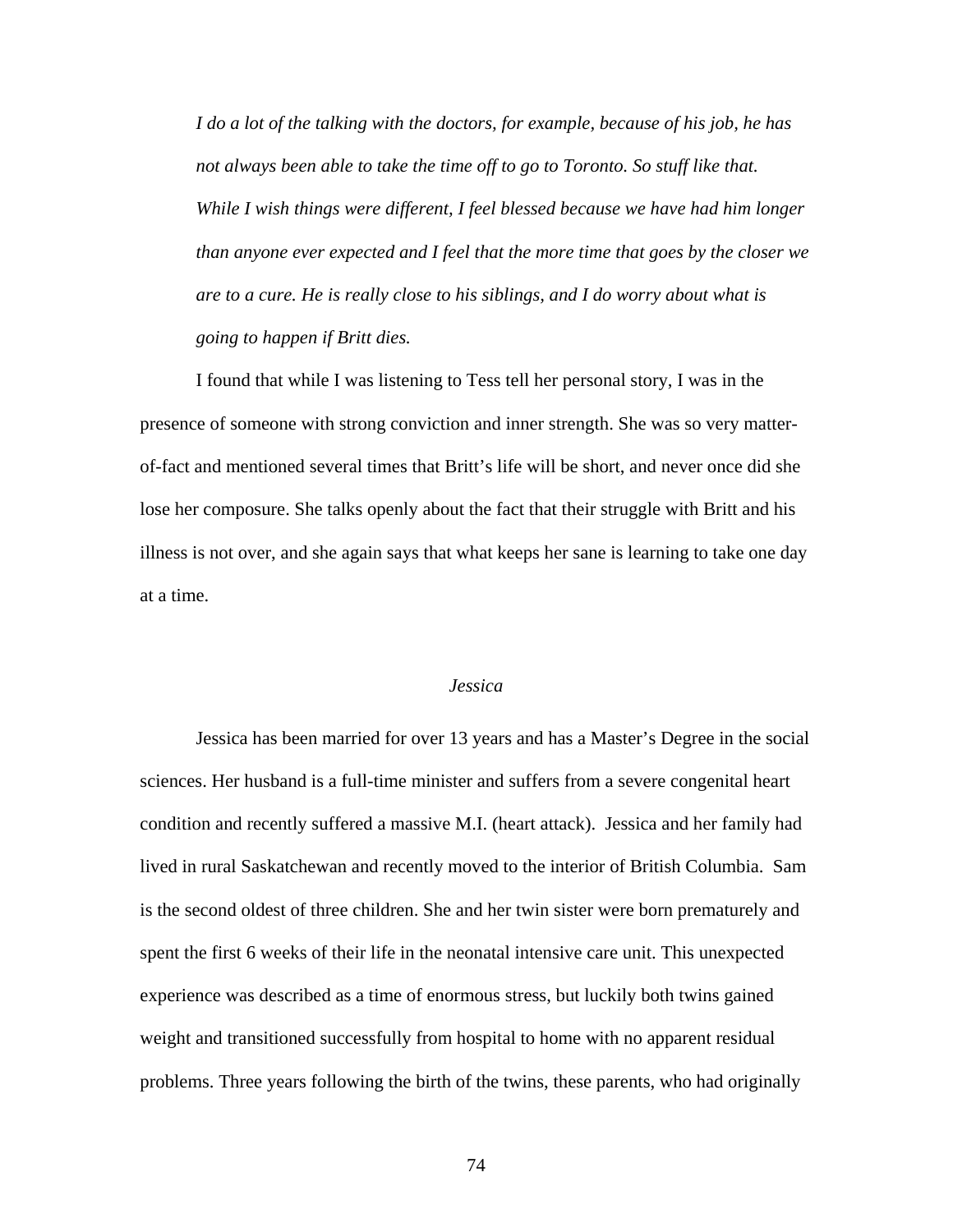*I do a lot of the talking with the doctors, for example, because of his job, he has not always been able to take the time off to go to Toronto. So stuff like that. While I wish things were different, I feel blessed because we have had him longer than anyone ever expected and I feel that the more time that goes by the closer we are to a cure. He is really close to his siblings, and I do worry about what is going to happen if Britt dies.*

I found that while I was listening to Tess tell her personal story, I was in the presence of someone with strong conviction and inner strength. She was so very matter-of-fact and mentioned several times that Britt's life will be short, and never once did she lose her composure. She talks openly about the fact that their struggle with Britt and his illness is not over, and she again says that what keeps her sane is learning to take one day at a time.

### *Jessica*

Jessica has been married for over 13 years and has a Master's Degree in the social sciences. Her husband is a full-time minister and suffers from a severe congenital heart condition and recently suffered a massive M.I. (heart attack). Jessica and her family had lived in rural Saskatchewan and recently moved to the interior of British Columbia. Sam is the second oldest of three children. She and her twin sister were born prematurely and spent the first 6 weeks of their life in the neonatal intensive care unit. This unexpected experience was described as a time of enormous stress, but luckily both twins gained weight and transitioned successfully from hospital to home with no apparent residual problems. Three years following the birth of the twins, these parents, who had originally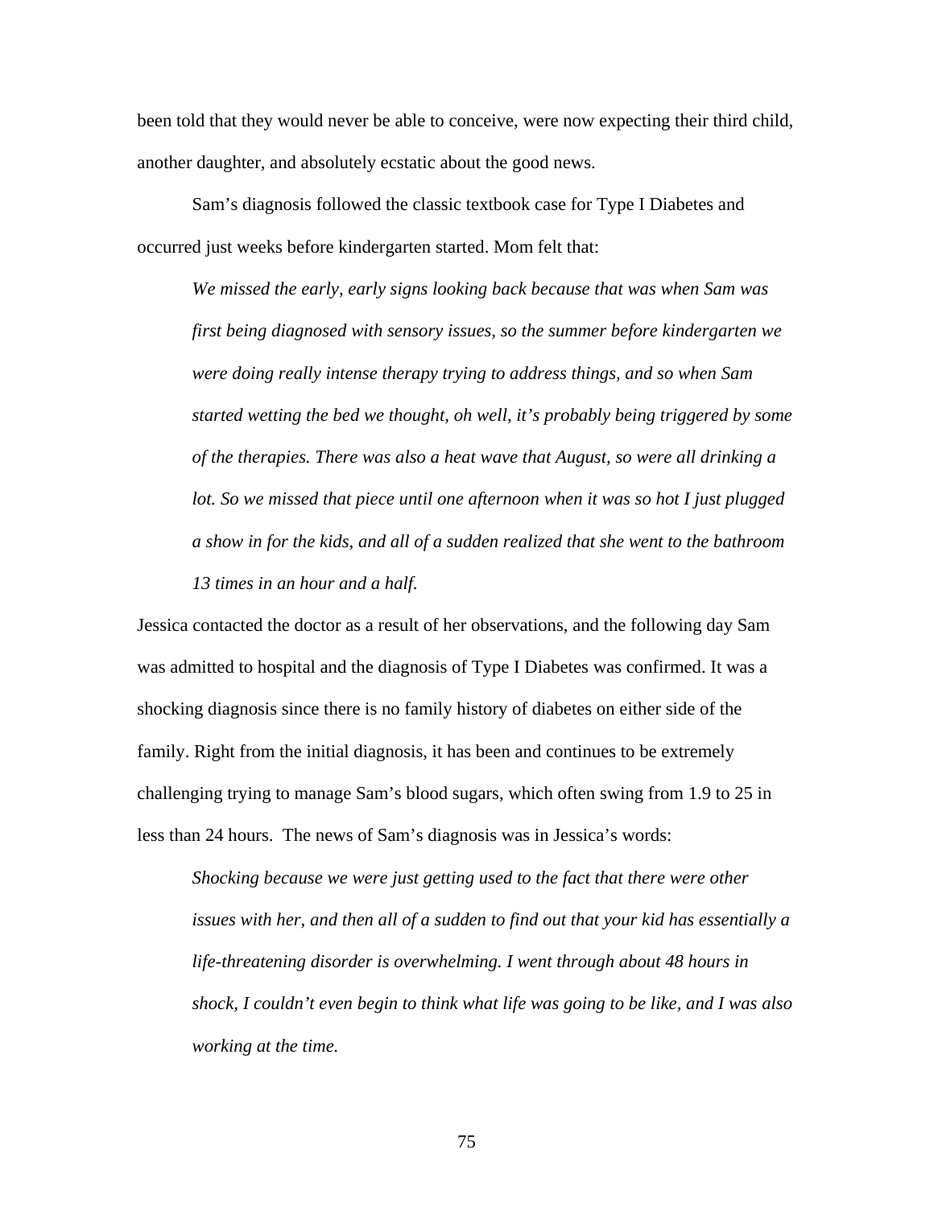been told that they would never be able to conceive, were now expecting their third child, another daughter, and absolutely ecstatic about the good news.

Sam's diagnosis followed the classic textbook case for Type I Diabetes and occurred just weeks before kindergarten started. Mom felt that:

> *We missed the early, early signs looking back because that was when Sam was first being diagnosed with sensory issues, so the summer before kindergarten we were doing really intense therapy trying to address things, and so when Sam started wetting the bed we thought, oh well, it's probably being triggered by some of the therapies. There was also a heat wave that August, so were all drinking a lot. So we missed that piece until one afternoon when it was so hot I just plugged a show in for the kids, and all of a sudden realized that she went to the bathroom 13 times in an hour and a half.*

Jessica contacted the doctor as a result of her observations, and the following day Sam was admitted to hospital and the diagnosis of Type I Diabetes was confirmed. It was a shocking diagnosis since there is no family history of diabetes on either side of the family. Right from the initial diagnosis, it has been and continues to be extremely challenging trying to manage Sam's blood sugars, which often swing from 1.9 to 25 in less than 24 hours. The news of Sam's diagnosis was in Jessica's words:

> *Shocking because we were just getting used to the fact that there were other issues with her, and then all of a sudden to find out that your kid has essentially a life-threatening disorder is overwhelming. I went through about 48 hours in shock, I couldn't even begin to think what life was going to be like, and I was also working at the time.*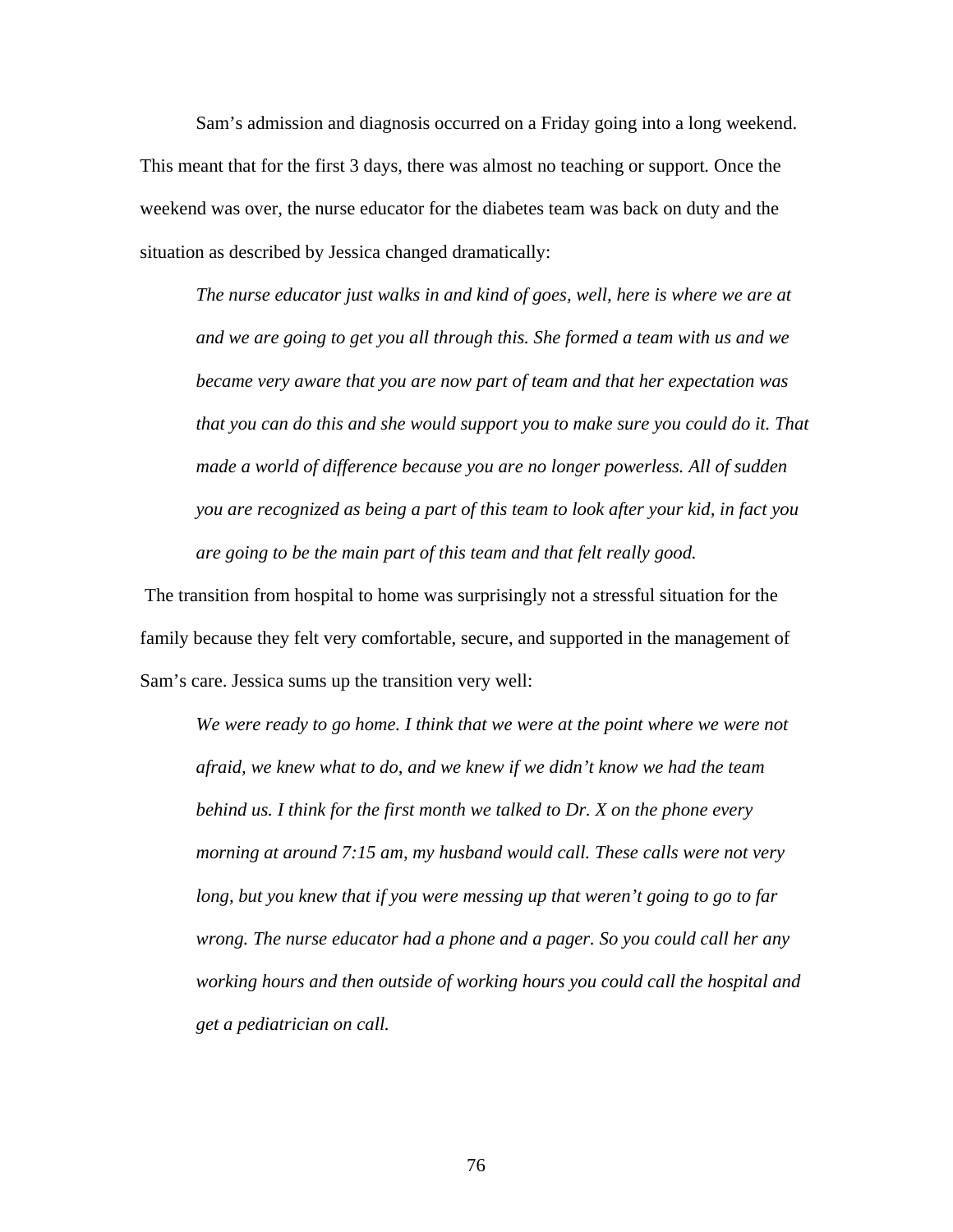Sam's admission and diagnosis occurred on a Friday going into a long weekend. This meant that for the first 3 days, there was almost no teaching or support. Once the weekend was over, the nurse educator for the diabetes team was back on duty and the situation as described by Jessica changed dramatically:

> *The nurse educator just walks in and kind of goes, well, here is where we are at and we are going to get you all through this. She formed a team with us and we became very aware that you are now part of team and that her expectation was that you can do this and she would support you to make sure you could do it. That made a world of difference because you are no longer powerless. All of sudden you are recognized as being a part of this team to look after your kid, in fact you are going to be the main part of this team and that felt really good.*

The transition from hospital to home was surprisingly not a stressful situation for the family because they felt very comfortable, secure, and supported in the management of Sam's care. Jessica sums up the transition very well:

> *We were ready to go home. I think that we were at the point where we were not afraid, we knew what to do, and we knew if we didn't know we had the team behind us. I think for the first month we talked to Dr. X on the phone every morning at around 7:15 am, my husband would call. These calls were not very long, but you knew that if you were messing up that weren't going to go to far wrong. The nurse educator had a phone and a pager. So you could call her any working hours and then outside of working hours you could call the hospital and get a pediatrician on call.*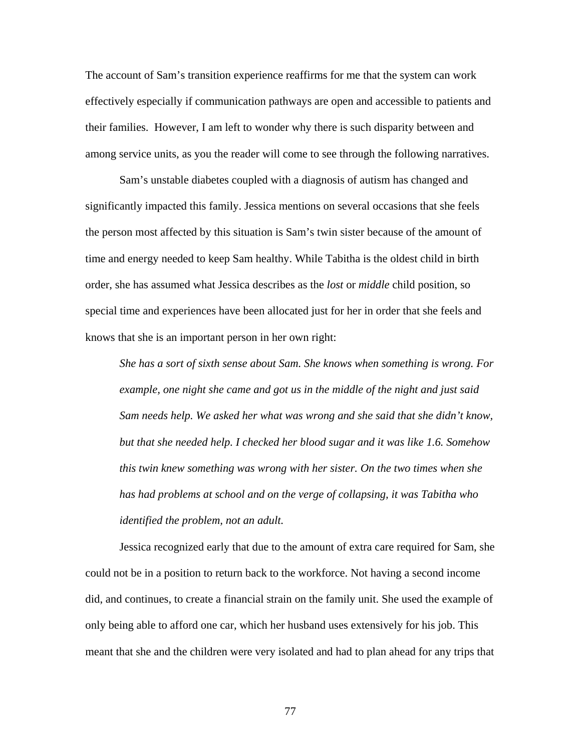The account of Sam's transition experience reaffirms for me that the system can work effectively especially if communication pathways are open and accessible to patients and their families. However, I am left to wonder why there is such disparity between and among service units, as you the reader will come to see through the following narratives.

Sam's unstable diabetes coupled with a diagnosis of autism has changed and significantly impacted this family. Jessica mentions on several occasions that she feels the person most affected by this situation is Sam's twin sister because of the amount of time and energy needed to keep Sam healthy. While Tabitha is the oldest child in birth order, she has assumed what Jessica describes as the *lost* or *middle* child position, so special time and experiences have been allocated just for her in order that she feels and knows that she is an important person in her own right:

> *She has a sort of sixth sense about Sam. She knows when something is wrong. For example, one night she came and got us in the middle of the night and just said Sam needs help. We asked her what was wrong and she said that she didn't know, but that she needed help. I checked her blood sugar and it was like 1.6. Somehow this twin knew something was wrong with her sister. On the two times when she has had problems at school and on the verge of collapsing, it was Tabitha who identified the problem, not an adult.*

Jessica recognized early that due to the amount of extra care required for Sam, she could not be in a position to return back to the workforce. Not having a second income did, and continues, to create a financial strain on the family unit. She used the example of only being able to afford one car, which her husband uses extensively for his job. This meant that she and the children were very isolated and had to plan ahead for any trips that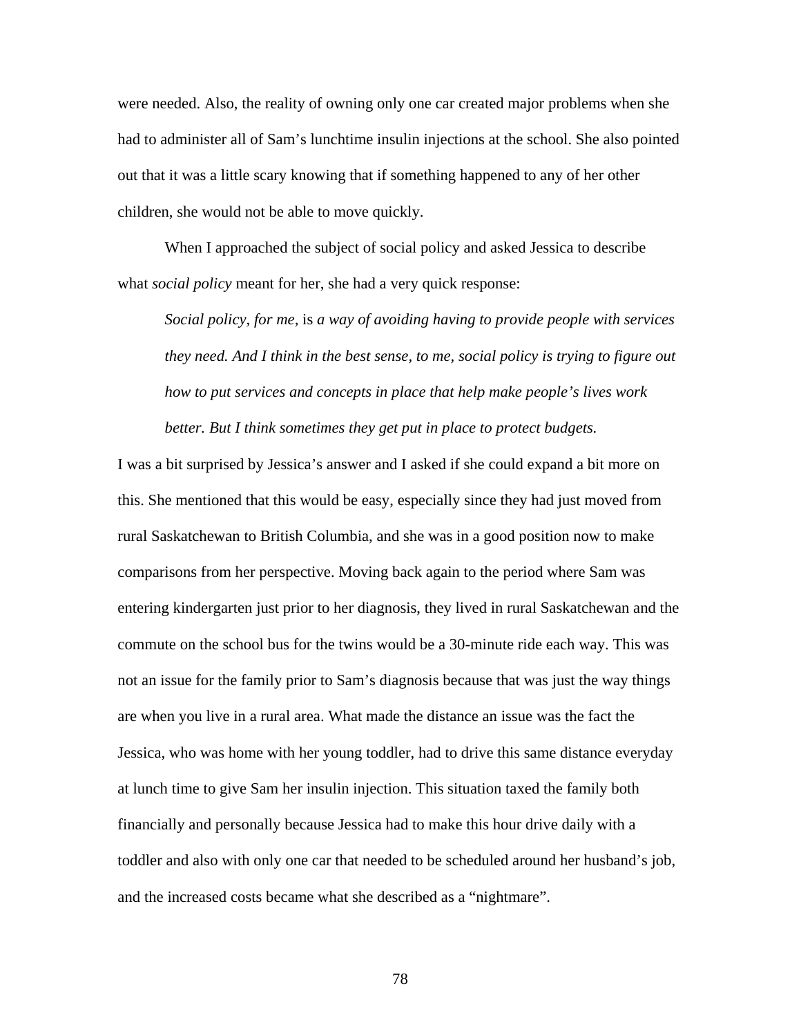were needed. Also, the reality of owning only one car created major problems when she had to administer all of Sam's lunchtime insulin injections at the school. She also pointed out that it was a little scary knowing that if something happened to any of her other children, she would not be able to move quickly.

When I approached the subject of social policy and asked Jessica to describe what *social policy* meant for her, she had a very quick response:

> *Social policy, for me,* is *a way of avoiding having to provide people with services they need. And I think in the best sense, to me, social policy is trying to figure out how to put services and concepts in place that help make people's lives work better. But I think sometimes they get put in place to protect budgets.*

I was a bit surprised by Jessica's answer and I asked if she could expand a bit more on this. She mentioned that this would be easy, especially since they had just moved from rural Saskatchewan to British Columbia, and she was in a good position now to make comparisons from her perspective. Moving back again to the period where Sam was entering kindergarten just prior to her diagnosis, they lived in rural Saskatchewan and the commute on the school bus for the twins would be a 30-minute ride each way. This was not an issue for the family prior to Sam's diagnosis because that was just the way things are when you live in a rural area. What made the distance an issue was the fact the Jessica, who was home with her young toddler, had to drive this same distance everyday at lunch time to give Sam her insulin injection. This situation taxed the family both financially and personally because Jessica had to make this hour drive daily with a toddler and also with only one car that needed to be scheduled around her husband's job, and the increased costs became what she described as a "nightmare".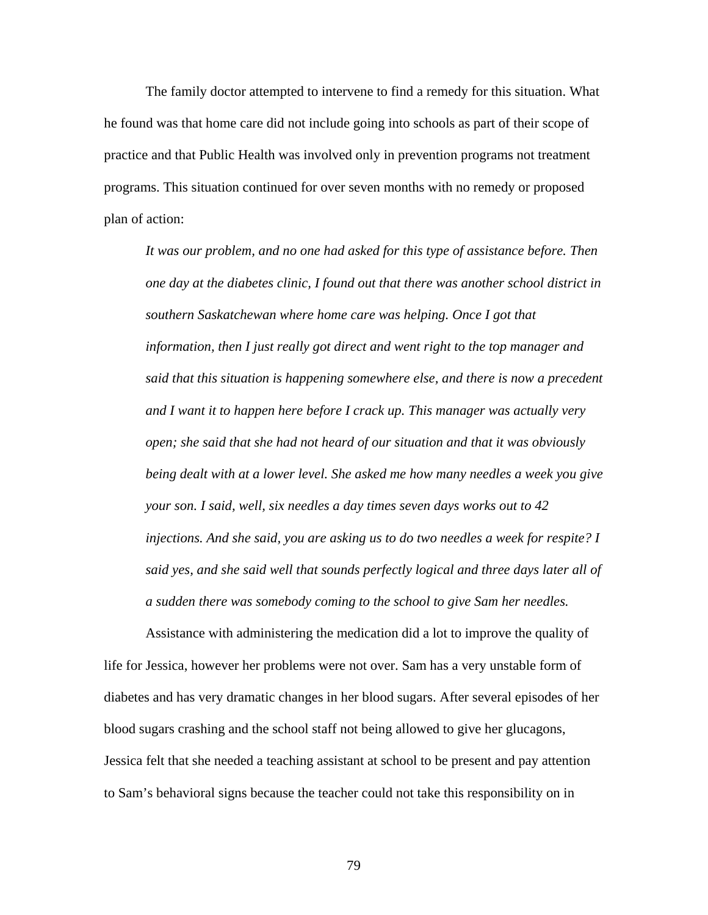The family doctor attempted to intervene to find a remedy for this situation. What he found was that home care did not include going into schools as part of their scope of practice and that Public Health was involved only in prevention programs not treatment programs. This situation continued for over seven months with no remedy or proposed plan of action:

> *It was our problem, and no one had asked for this type of assistance before. Then one day at the diabetes clinic, I found out that there was another school district in southern Saskatchewan where home care was helping. Once I got that information, then I just really got direct and went right to the top manager and said that this situation is happening somewhere else, and there is now a precedent and I want it to happen here before I crack up. This manager was actually very open; she said that she had not heard of our situation and that it was obviously being dealt with at a lower level. She asked me how many needles a week you give your son. I said, well, six needles a day times seven days works out to 42 injections. And she said, you are asking us to do two needles a week for respite? I said yes, and she said well that sounds perfectly logical and three days later all of a sudden there was somebody coming to the school to give Sam her needles.*

Assistance with administering the medication did a lot to improve the quality of life for Jessica, however her problems were not over. Sam has a very unstable form of diabetes and has very dramatic changes in her blood sugars. After several episodes of her blood sugars crashing and the school staff not being allowed to give her glucagons, Jessica felt that she needed a teaching assistant at school to be present and pay attention to Sam's behavioral signs because the teacher could not take this responsibility on in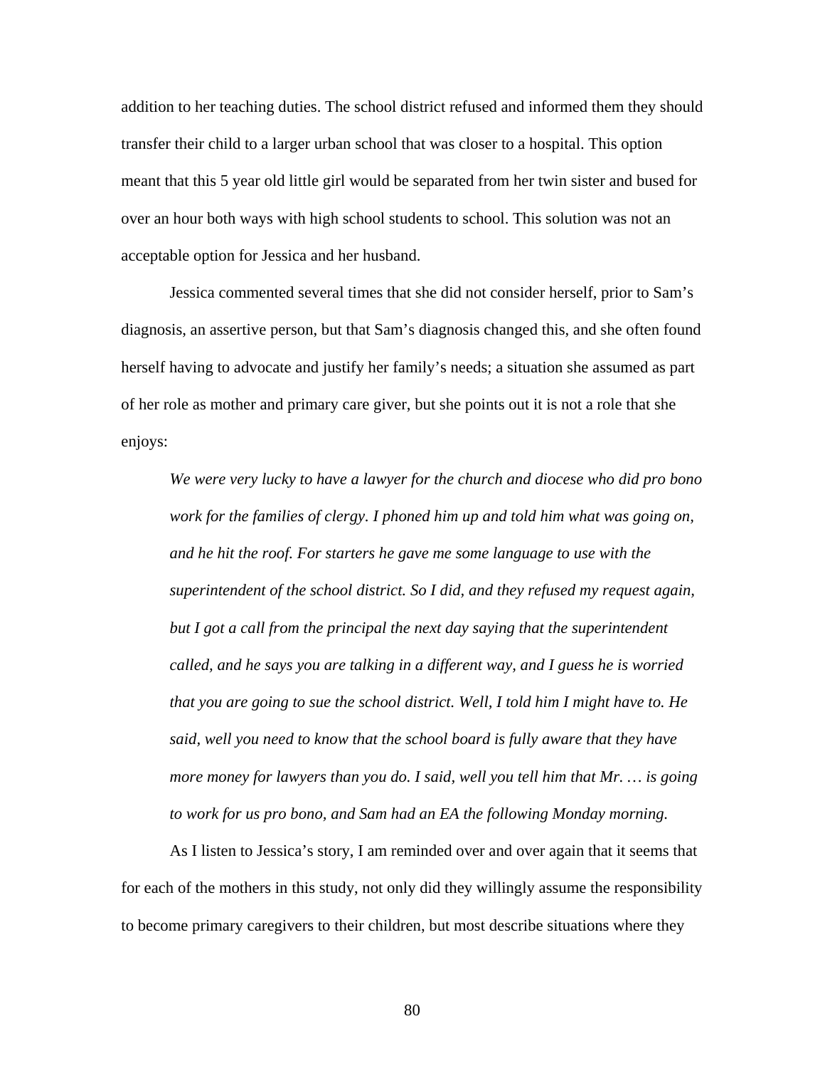addition to her teaching duties. The school district refused and informed them they should transfer their child to a larger urban school that was closer to a hospital. This option meant that this 5 year old little girl would be separated from her twin sister and bused for over an hour both ways with high school students to school. This solution was not an acceptable option for Jessica and her husband.

Jessica commented several times that she did not consider herself, prior to Sam's diagnosis, an assertive person, but that Sam's diagnosis changed this, and she often found herself having to advocate and justify her family's needs; a situation she assumed as part of her role as mother and primary care giver, but she points out it is not a role that she enjoys:

> *We were very lucky to have a lawyer for the church and diocese who did pro bono work for the families of clergy. I phoned him up and told him what was going on, and he hit the roof. For starters he gave me some language to use with the superintendent of the school district. So I did, and they refused my request again, but I got a call from the principal the next day saying that the superintendent called, and he says you are talking in a different way, and I guess he is worried that you are going to sue the school district. Well, I told him I might have to. He said, well you need to know that the school board is fully aware that they have more money for lawyers than you do. I said, well you tell him that Mr. … is going to work for us pro bono, and Sam had an EA the following Monday morning.*

As I listen to Jessica's story, I am reminded over and over again that it seems that for each of the mothers in this study, not only did they willingly assume the responsibility to become primary caregivers to their children, but most describe situations where they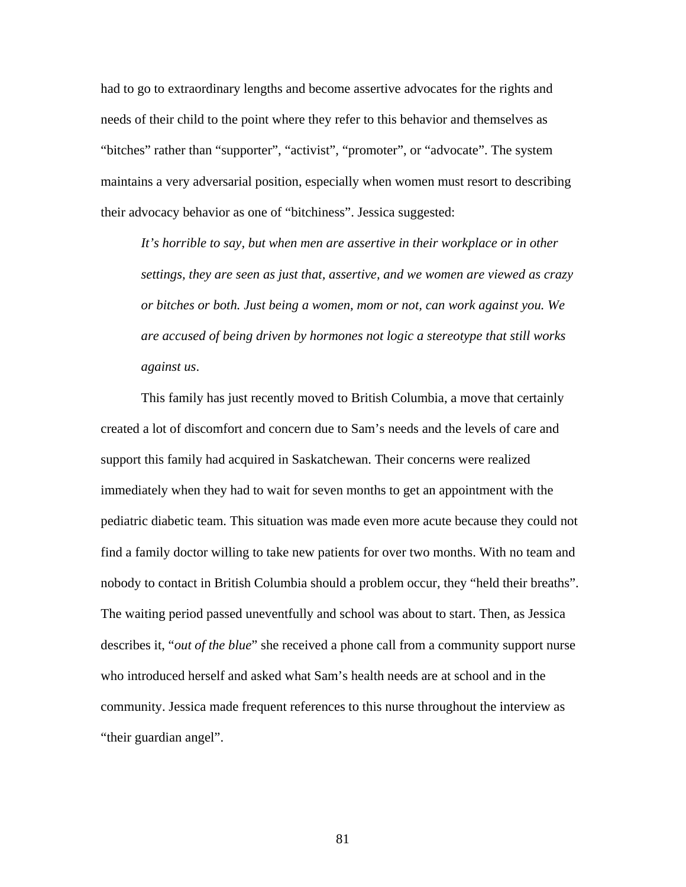had to go to extraordinary lengths and become assertive advocates for the rights and needs of their child to the point where they refer to this behavior and themselves as "bitches" rather than "supporter", "activist", "promoter", or "advocate". The system maintains a very adversarial position, especially when women must resort to describing their advocacy behavior as one of "bitchiness". Jessica suggested:

> *It's horrible to say, but when men are assertive in their workplace or in other settings, they are seen as just that, assertive, and we women are viewed as crazy or bitches or both. Just being a women, mom or not, can work against you. We are accused of being driven by hormones not logic a stereotype that still works against us*.

This family has just recently moved to British Columbia, a move that certainly created a lot of discomfort and concern due to Sam's needs and the levels of care and support this family had acquired in Saskatchewan. Their concerns were realized immediately when they had to wait for seven months to get an appointment with the pediatric diabetic team. This situation was made even more acute because they could not find a family doctor willing to take new patients for over two months. With no team and nobody to contact in British Columbia should a problem occur, they "held their breaths". The waiting period passed uneventfully and school was about to start. Then, as Jessica describes it, "*out of the blue*" she received a phone call from a community support nurse who introduced herself and asked what Sam's health needs are at school and in the community. Jessica made frequent references to this nurse throughout the interview as "their guardian angel".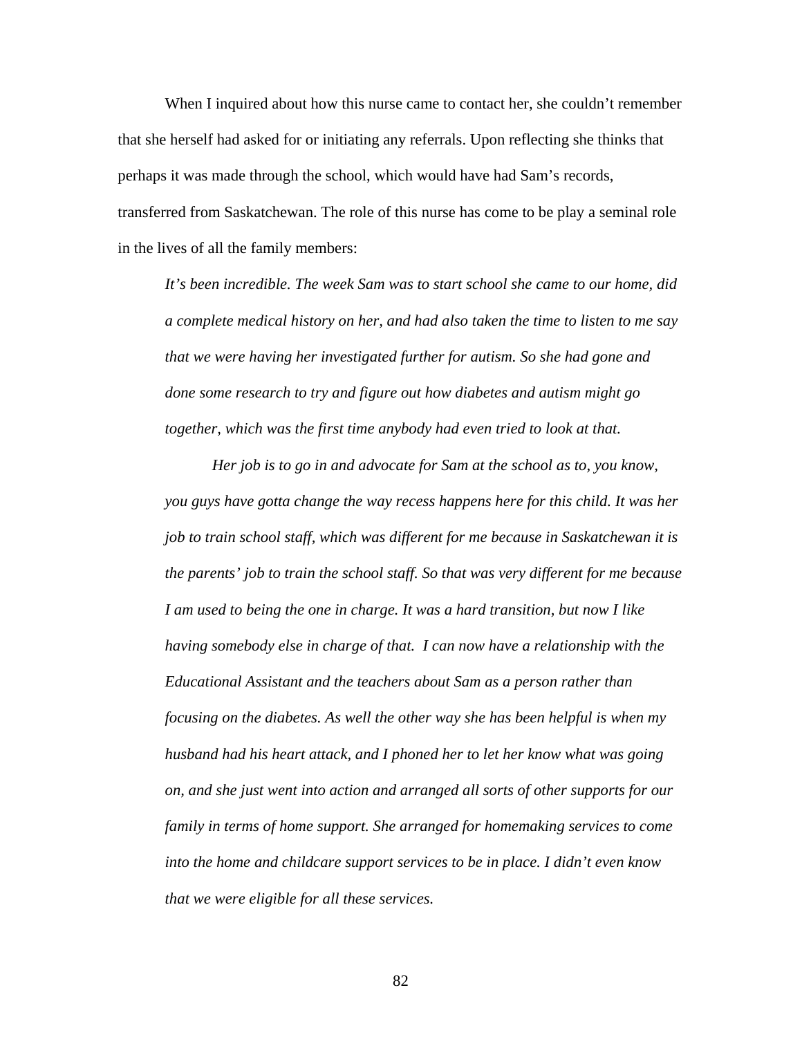When I inquired about how this nurse came to contact her, she couldn't remember that she herself had asked for or initiating any referrals. Upon reflecting she thinks that perhaps it was made through the school, which would have had Sam's records, transferred from Saskatchewan. The role of this nurse has come to be play a seminal role in the lives of all the family members:

> *It's been incredible. The week Sam was to start school she came to our home, did a complete medical history on her, and had also taken the time to listen to me say that we were having her investigated further for autism. So she had gone and done some research to try and figure out how diabetes and autism might go together, which was the first time anybody had even tried to look at that.*
>
> *Her job is to go in and advocate for Sam at the school as to, you know, you guys have gotta change the way recess happens here for this child. It was her job to train school staff, which was different for me because in Saskatchewan it is the parents' job to train the school staff. So that was very different for me because I am used to being the one in charge. It was a hard transition, but now I like having somebody else in charge of that. I can now have a relationship with the Educational Assistant and the teachers about Sam as a person rather than focusing on the diabetes. As well the other way she has been helpful is when my husband had his heart attack, and I phoned her to let her know what was going on, and she just went into action and arranged all sorts of other supports for our family in terms of home support. She arranged for homemaking services to come into the home and childcare support services to be in place. I didn't even know that we were eligible for all these services.*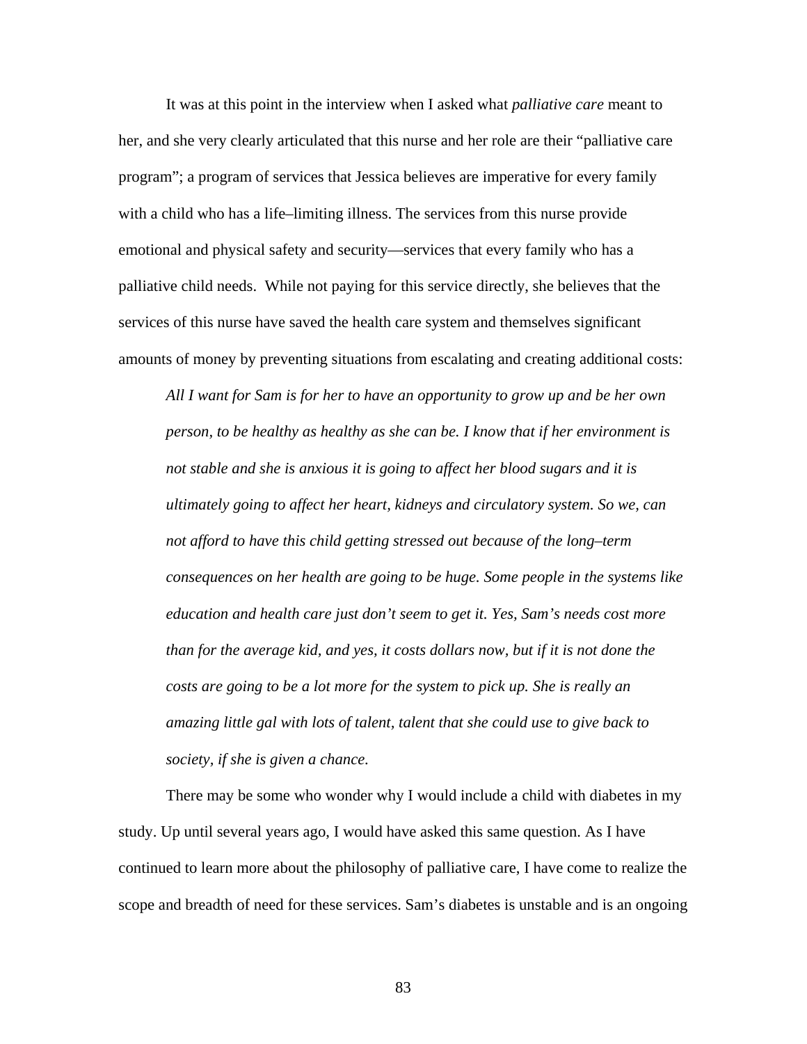It was at this point in the interview when I asked what *palliative care* meant to her, and she very clearly articulated that this nurse and her role are their "palliative care program"; a program of services that Jessica believes are imperative for every family with a child who has a life–limiting illness. The services from this nurse provide emotional and physical safety and security—services that every family who has a palliative child needs. While not paying for this service directly, she believes that the services of this nurse have saved the health care system and themselves significant amounts of money by preventing situations from escalating and creating additional costs:

> *All I want for Sam is for her to have an opportunity to grow up and be her own person, to be healthy as healthy as she can be. I know that if her environment is not stable and she is anxious it is going to affect her blood sugars and it is ultimately going to affect her heart, kidneys and circulatory system. So we, can not afford to have this child getting stressed out because of the long–term consequences on her health are going to be huge. Some people in the systems like education and health care just don't seem to get it. Yes, Sam's needs cost more than for the average kid, and yes, it costs dollars now, but if it is not done the costs are going to be a lot more for the system to pick up. She is really an amazing little gal with lots of talent, talent that she could use to give back to society, if she is given a chance.*

There may be some who wonder why I would include a child with diabetes in my study. Up until several years ago, I would have asked this same question. As I have continued to learn more about the philosophy of palliative care, I have come to realize the scope and breadth of need for these services. Sam's diabetes is unstable and is an ongoing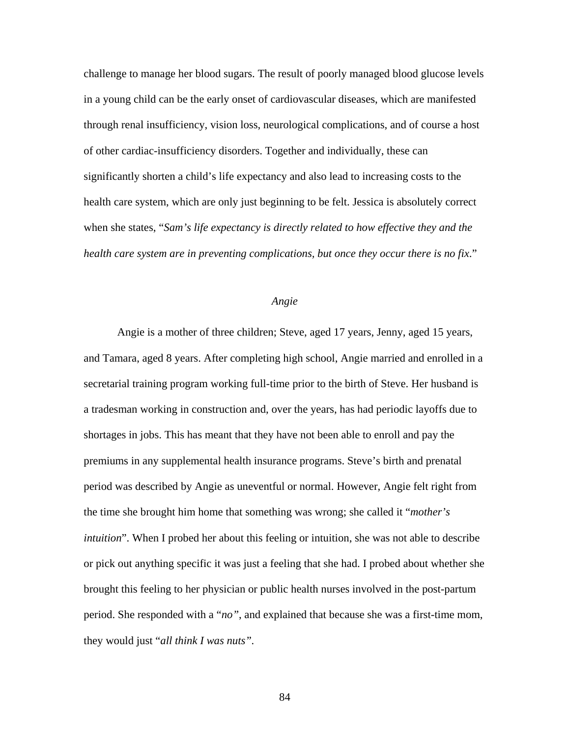challenge to manage her blood sugars. The result of poorly managed blood glucose levels in a young child can be the early onset of cardiovascular diseases, which are manifested through renal insufficiency, vision loss, neurological complications, and of course a host of other cardiac-insufficiency disorders. Together and individually, these can significantly shorten a child's life expectancy and also lead to increasing costs to the health care system, which are only just beginning to be felt. Jessica is absolutely correct when she states, "*Sam's life expectancy is directly related to how effective they and the health care system are in preventing complications, but once they occur there is no fix*."

### *Angie*

Angie is a mother of three children; Steve, aged 17 years, Jenny, aged 15 years, and Tamara, aged 8 years. After completing high school, Angie married and enrolled in a secretarial training program working full-time prior to the birth of Steve. Her husband is a tradesman working in construction and, over the years, has had periodic layoffs due to shortages in jobs. This has meant that they have not been able to enroll and pay the premiums in any supplemental health insurance programs. Steve's birth and prenatal period was described by Angie as uneventful or normal. However, Angie felt right from the time she brought him home that something was wrong; she called it "*mother's intuition*". When I probed her about this feeling or intuition, she was not able to describe or pick out anything specific it was just a feeling that she had. I probed about whether she brought this feeling to her physician or public health nurses involved in the post-partum period. She responded with a "*no"*, and explained that because she was a first-time mom, they would just "*all think I was nuts"*.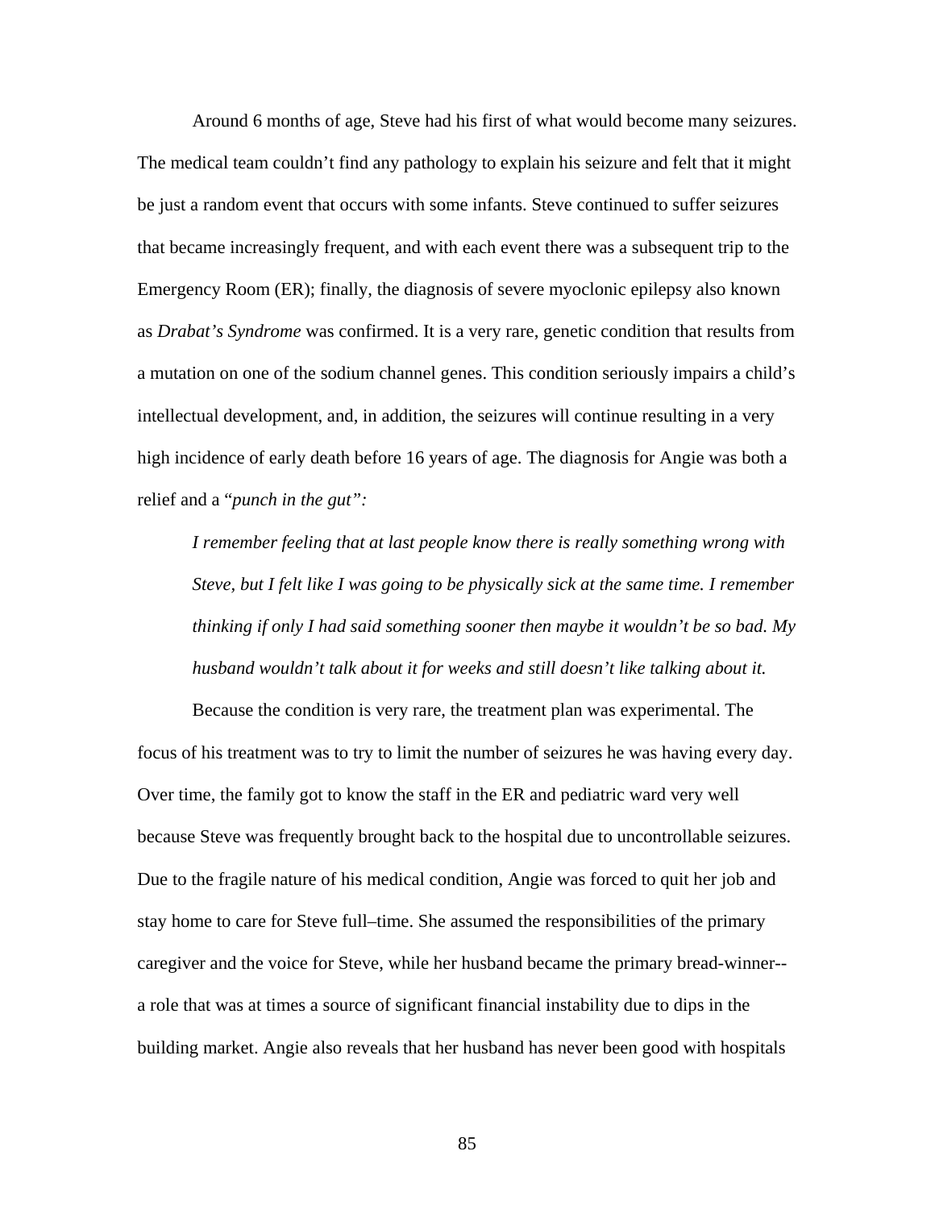Around 6 months of age, Steve had his first of what would become many seizures. The medical team couldn't find any pathology to explain his seizure and felt that it might be just a random event that occurs with some infants. Steve continued to suffer seizures that became increasingly frequent, and with each event there was a subsequent trip to the Emergency Room (ER); finally, the diagnosis of severe myoclonic epilepsy also known as *Drabat's Syndrome* was confirmed. It is a very rare, genetic condition that results from a mutation on one of the sodium channel genes. This condition seriously impairs a child's intellectual development, and, in addition, the seizures will continue resulting in a very high incidence of early death before 16 years of age. The diagnosis for Angie was both a relief and a "*punch in the gut":*

> *I remember feeling that at last people know there is really something wrong with Steve, but I felt like I was going to be physically sick at the same time. I remember thinking if only I had said something sooner then maybe it wouldn't be so bad. My husband wouldn't talk about it for weeks and still doesn't like talking about it.*

Because the condition is very rare, the treatment plan was experimental. The focus of his treatment was to try to limit the number of seizures he was having every day. Over time, the family got to know the staff in the ER and pediatric ward very well because Steve was frequently brought back to the hospital due to uncontrollable seizures. Due to the fragile nature of his medical condition, Angie was forced to quit her job and stay home to care for Steve full–time. She assumed the responsibilities of the primary caregiver and the voice for Steve, while her husband became the primary bread-winner--a role that was at times a source of significant financial instability due to dips in the building market. Angie also reveals that her husband has never been good with hospitals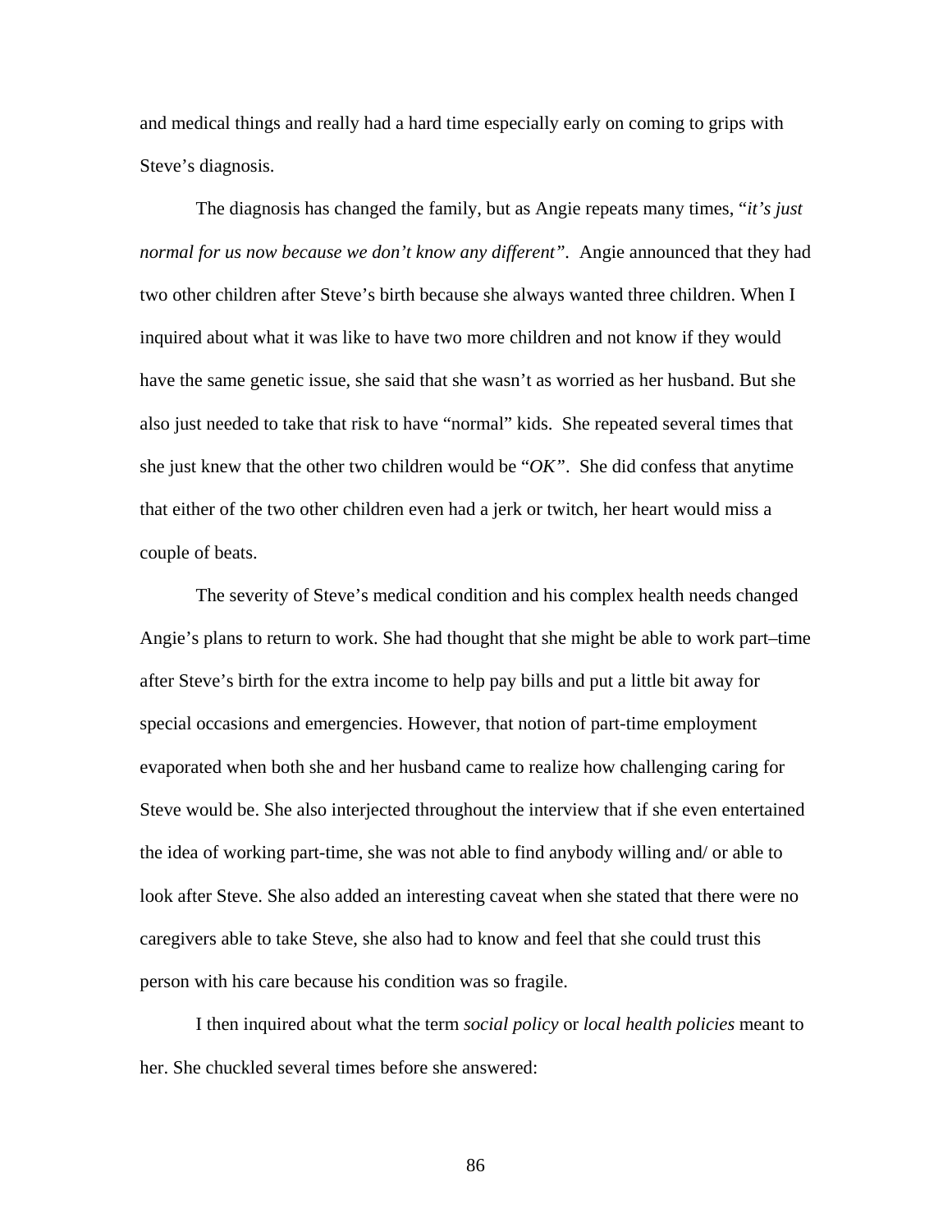and medical things and really had a hard time especially early on coming to grips with Steve's diagnosis.

The diagnosis has changed the family, but as Angie repeats many times, "*it's just normal for us now because we don't know any different"*. Angie announced that they had two other children after Steve's birth because she always wanted three children. When I inquired about what it was like to have two more children and not know if they would have the same genetic issue, she said that she wasn't as worried as her husband. But she also just needed to take that risk to have "normal" kids. She repeated several times that she just knew that the other two children would be "*OK"*. She did confess that anytime that either of the two other children even had a jerk or twitch, her heart would miss a couple of beats.

The severity of Steve's medical condition and his complex health needs changed Angie's plans to return to work. She had thought that she might be able to work part–time after Steve's birth for the extra income to help pay bills and put a little bit away for special occasions and emergencies. However, that notion of part-time employment evaporated when both she and her husband came to realize how challenging caring for Steve would be. She also interjected throughout the interview that if she even entertained the idea of working part-time, she was not able to find anybody willing and/ or able to look after Steve. She also added an interesting caveat when she stated that there were no caregivers able to take Steve, she also had to know and feel that she could trust this person with his care because his condition was so fragile.

I then inquired about what the term *social policy* or *local health policies* meant to her. She chuckled several times before she answered: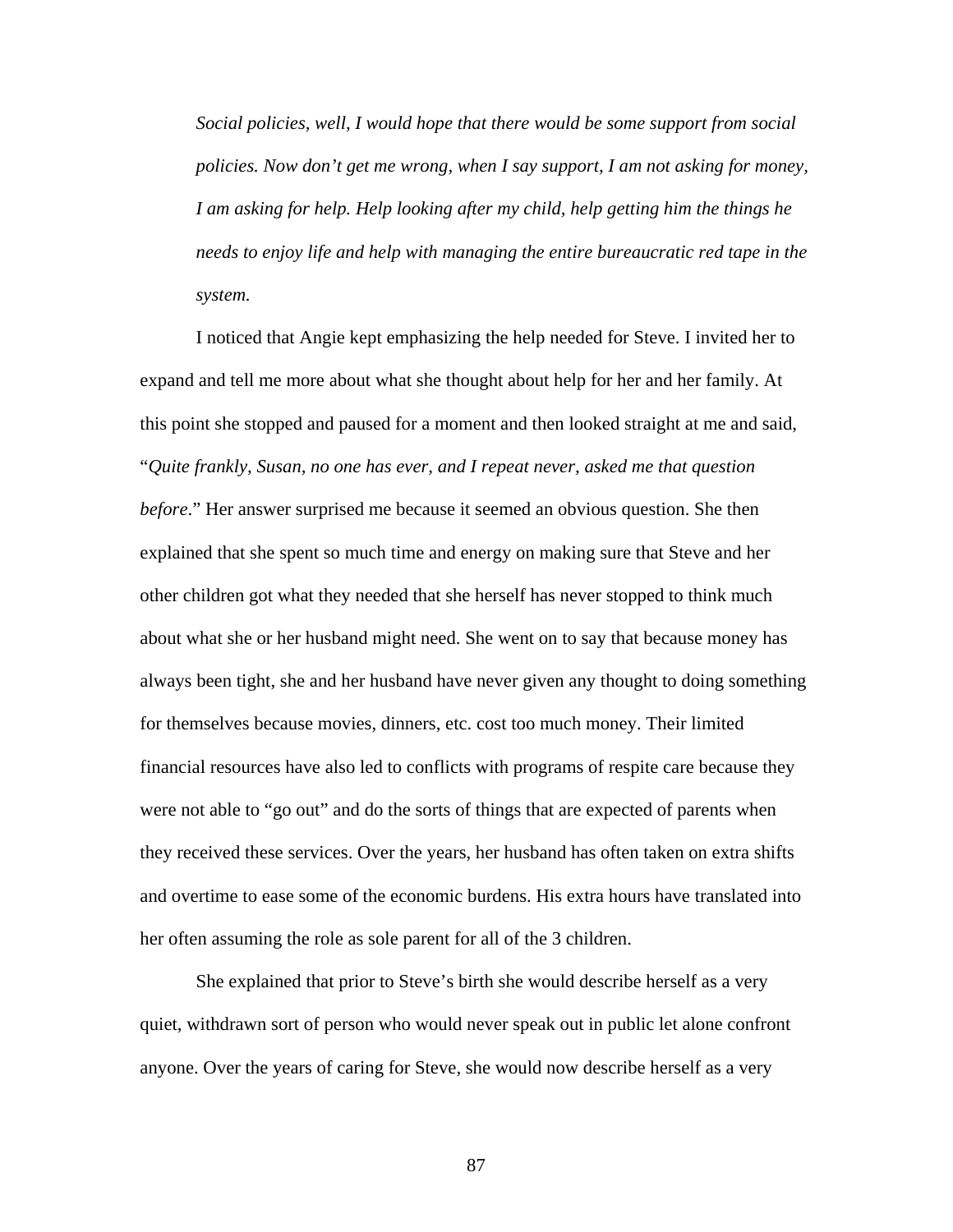> *Social policies, well, I would hope that there would be some support from social policies. Now don't get me wrong, when I say support, I am not asking for money, I am asking for help. Help looking after my child, help getting him the things he needs to enjoy life and help with managing the entire bureaucratic red tape in the system.*

I noticed that Angie kept emphasizing the help needed for Steve. I invited her to expand and tell me more about what she thought about help for her and her family. At this point she stopped and paused for a moment and then looked straight at me and said, "*Quite frankly, Susan, no one has ever, and I repeat never, asked me that question before*." Her answer surprised me because it seemed an obvious question. She then explained that she spent so much time and energy on making sure that Steve and her other children got what they needed that she herself has never stopped to think much about what she or her husband might need. She went on to say that because money has always been tight, she and her husband have never given any thought to doing something for themselves because movies, dinners, etc. cost too much money. Their limited financial resources have also led to conflicts with programs of respite care because they were not able to "go out" and do the sorts of things that are expected of parents when they received these services. Over the years, her husband has often taken on extra shifts and overtime to ease some of the economic burdens. His extra hours have translated into her often assuming the role as sole parent for all of the 3 children.

She explained that prior to Steve's birth she would describe herself as a very quiet, withdrawn sort of person who would never speak out in public let alone confront anyone. Over the years of caring for Steve, she would now describe herself as a very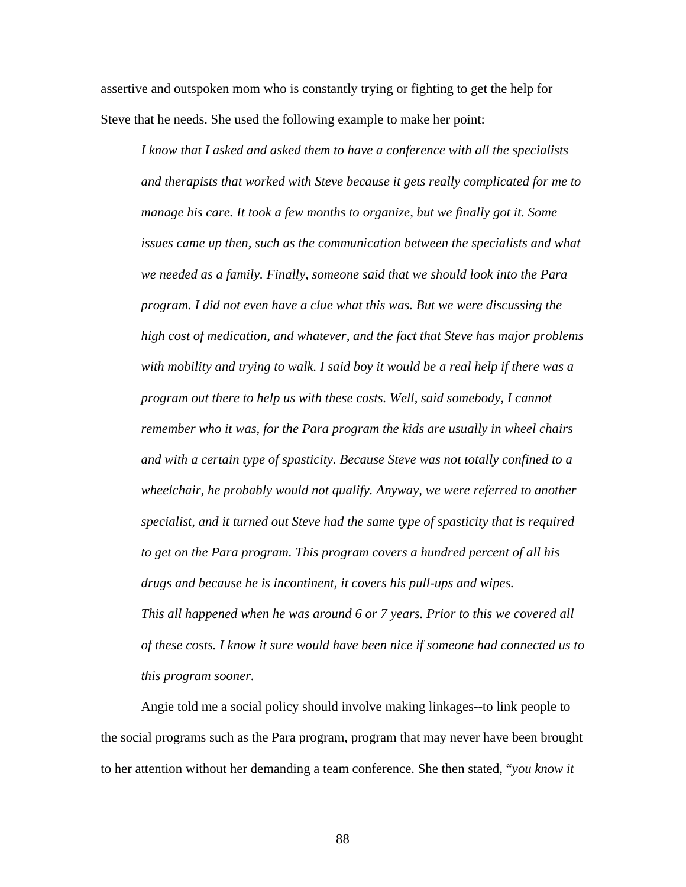assertive and outspoken mom who is constantly trying or fighting to get the help for Steve that he needs. She used the following example to make her point:

> *I know that I asked and asked them to have a conference with all the specialists and therapists that worked with Steve because it gets really complicated for me to manage his care. It took a few months to organize, but we finally got it. Some issues came up then, such as the communication between the specialists and what we needed as a family. Finally, someone said that we should look into the Para program. I did not even have a clue what this was. But we were discussing the high cost of medication, and whatever, and the fact that Steve has major problems with mobility and trying to walk. I said boy it would be a real help if there was a program out there to help us with these costs. Well, said somebody, I cannot remember who it was, for the Para program the kids are usually in wheel chairs and with a certain type of spasticity. Because Steve was not totally confined to a wheelchair, he probably would not qualify. Anyway, we were referred to another specialist, and it turned out Steve had the same type of spasticity that is required to get on the Para program. This program covers a hundred percent of all his drugs and because he is incontinent, it covers his pull-ups and wipes.*
>
> *This all happened when he was around 6 or 7 years. Prior to this we covered all of these costs. I know it sure would have been nice if someone had connected us to this program sooner.*

Angie told me a social policy should involve making linkages--to link people to the social programs such as the Para program, program that may never have been brought to her attention without her demanding a team conference. She then stated, "*you know it*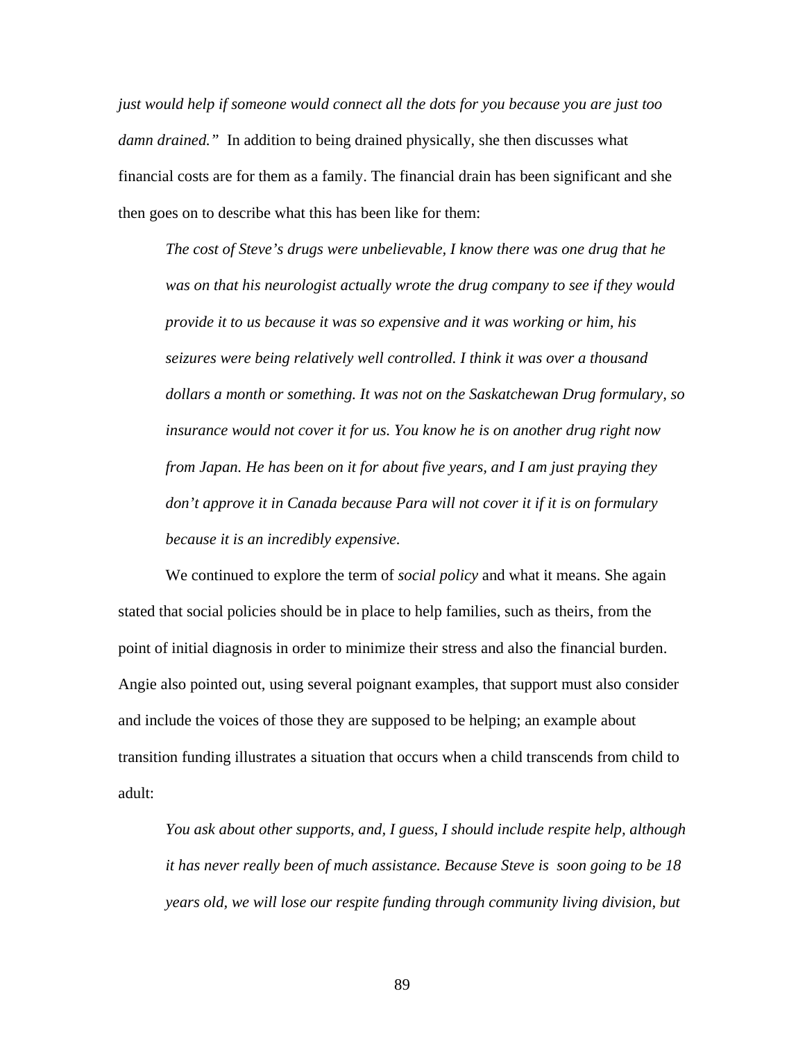*just would help if someone would connect all the dots for you because you are just too damn drained."* In addition to being drained physically, she then discusses what financial costs are for them as a family. The financial drain has been significant and she then goes on to describe what this has been like for them:

> *The cost of Steve's drugs were unbelievable, I know there was one drug that he was on that his neurologist actually wrote the drug company to see if they would provide it to us because it was so expensive and it was working or him, his seizures were being relatively well controlled. I think it was over a thousand dollars a month or something. It was not on the Saskatchewan Drug formulary, so insurance would not cover it for us. You know he is on another drug right now from Japan. He has been on it for about five years, and I am just praying they don't approve it in Canada because Para will not cover it if it is on formulary because it is an incredibly expensive.*

We continued to explore the term of *social policy* and what it means. She again stated that social policies should be in place to help families, such as theirs, from the point of initial diagnosis in order to minimize their stress and also the financial burden. Angie also pointed out, using several poignant examples, that support must also consider and include the voices of those they are supposed to be helping; an example about transition funding illustrates a situation that occurs when a child transcends from child to adult:

> *You ask about other supports, and, I guess, I should include respite help, although it has never really been of much assistance. Because Steve is soon going to be 18 years old, we will lose our respite funding through community living division, but*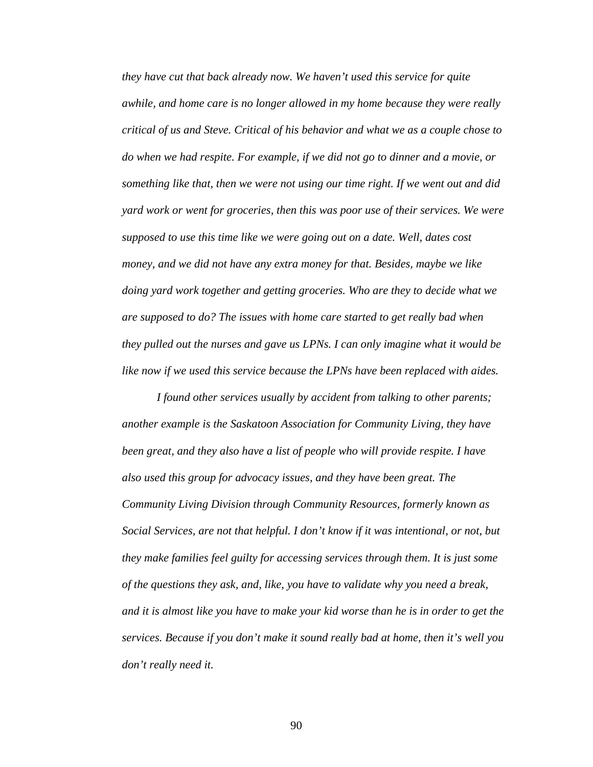*they have cut that back already now. We haven't used this service for quite awhile, and home care is no longer allowed in my home because they were really critical of us and Steve. Critical of his behavior and what we as a couple chose to do when we had respite. For example, if we did not go to dinner and a movie, or something like that, then we were not using our time right. If we went out and did yard work or went for groceries, then this was poor use of their services. We were supposed to use this time like we were going out on a date. Well, dates cost money, and we did not have any extra money for that. Besides, maybe we like doing yard work together and getting groceries. Who are they to decide what we are supposed to do? The issues with home care started to get really bad when they pulled out the nurses and gave us LPNs. I can only imagine what it would be like now if we used this service because the LPNs have been replaced with aides.*

*I found other services usually by accident from talking to other parents; another example is the Saskatoon Association for Community Living, they have been great, and they also have a list of people who will provide respite. I have also used this group for advocacy issues, and they have been great. The Community Living Division through Community Resources, formerly known as Social Services, are not that helpful. I don't know if it was intentional, or not, but they make families feel guilty for accessing services through them. It is just some of the questions they ask, and, like, you have to validate why you need a break, and it is almost like you have to make your kid worse than he is in order to get the services. Because if you don't make it sound really bad at home, then it's well you don't really need it.*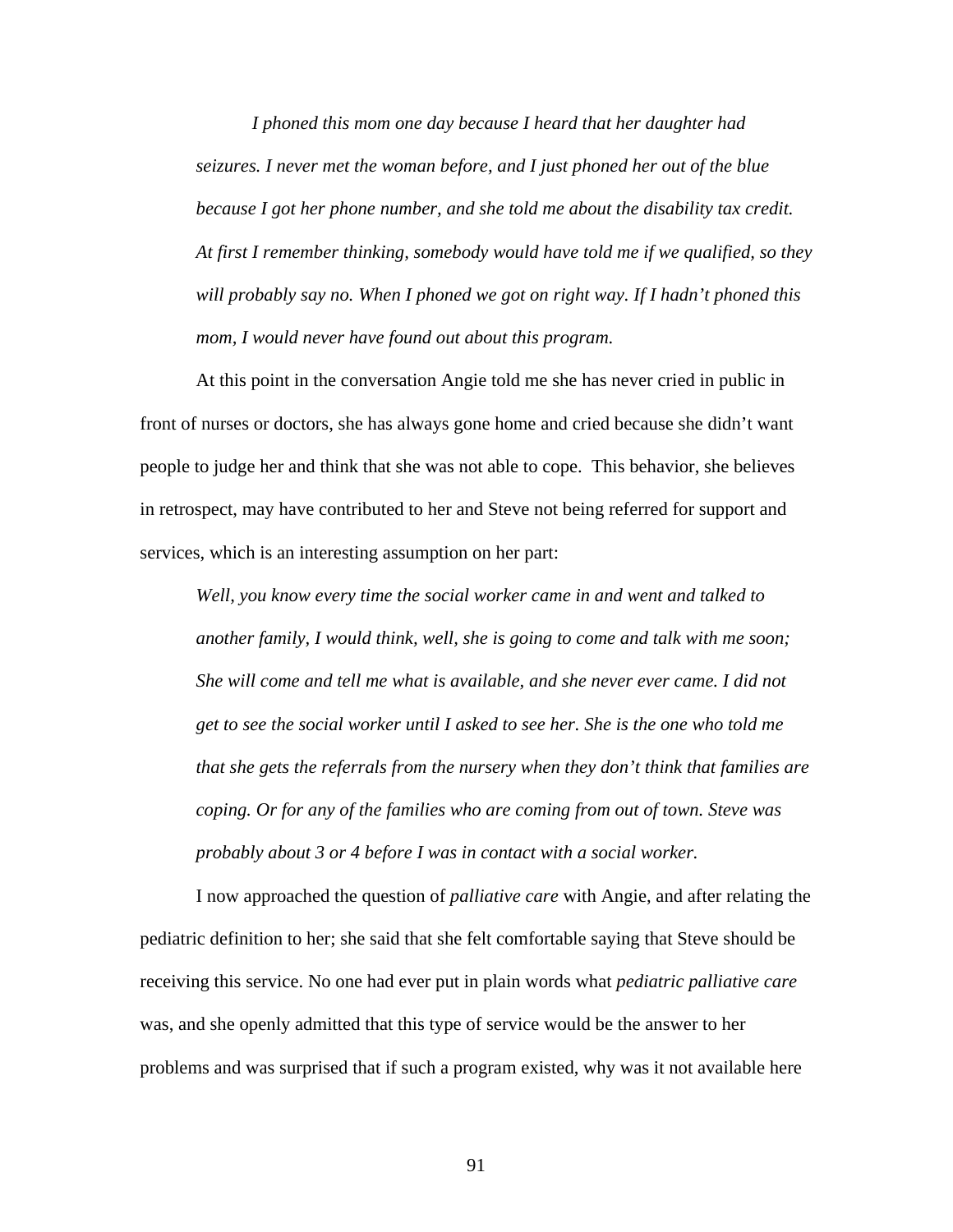*I phoned this mom one day because I heard that her daughter had seizures. I never met the woman before, and I just phoned her out of the blue because I got her phone number, and she told me about the disability tax credit. At first I remember thinking, somebody would have told me if we qualified, so they will probably say no. When I phoned we got on right way. If I hadn't phoned this mom, I would never have found out about this program.*

At this point in the conversation Angie told me she has never cried in public in front of nurses or doctors, she has always gone home and cried because she didn't want people to judge her and think that she was not able to cope.  This behavior, she believes in retrospect, may have contributed to her and Steve not being referred for support and services, which is an interesting assumption on her part:

*Well, you know every time the social worker came in and went and talked to another family, I would think, well, she is going to come and talk with me soon; She will come and tell me what is available, and she never ever came. I did not get to see the social worker until I asked to see her. She is the one who told me that she gets the referrals from the nursery when they don't think that families are coping. Or for any of the families who are coming from out of town. Steve was probably about 3 or 4 before I was in contact with a social worker.*

I now approached the question of *palliative care* with Angie, and after relating the pediatric definition to her; she said that she felt comfortable saying that Steve should be receiving this service. No one had ever put in plain words what *pediatric palliative care* was, and she openly admitted that this type of service would be the answer to her problems and was surprised that if such a program existed, why was it not available here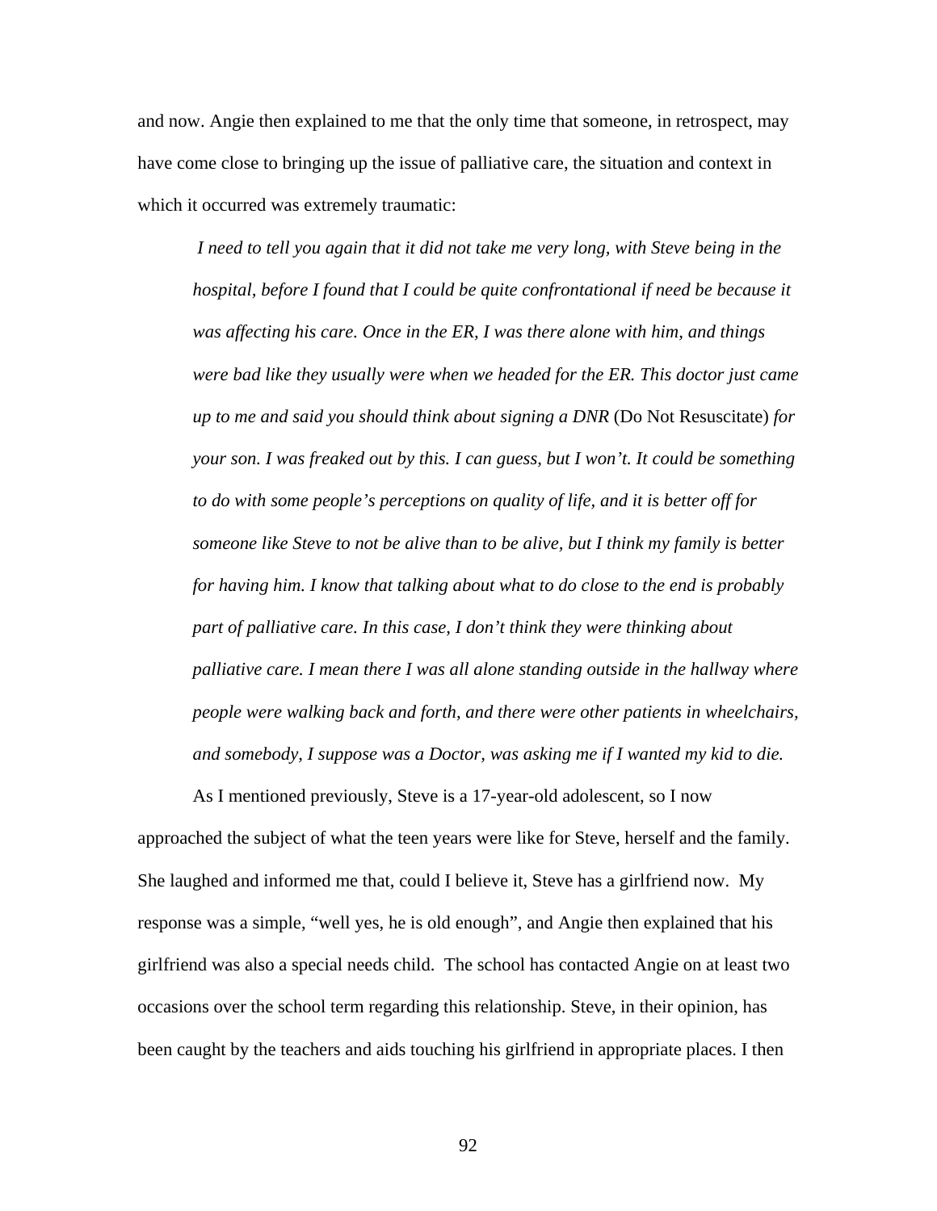and now. Angie then explained to me that the only time that someone, in retrospect, may have come close to bringing up the issue of palliative care, the situation and context in which it occurred was extremely traumatic:

> *I need to tell you again that it did not take me very long, with Steve being in the hospital, before I found that I could be quite confrontational if need be because it was affecting his care. Once in the ER, I was there alone with him, and things were bad like they usually were when we headed for the ER. This doctor just came up to me and said you should think about signing a DNR* (Do Not Resuscitate) *for your son. I was freaked out by this. I can guess, but I won't. It could be something to do with some people's perceptions on quality of life, and it is better off for someone like Steve to not be alive than to be alive, but I think my family is better for having him. I know that talking about what to do close to the end is probably part of palliative care. In this case, I don't think they were thinking about palliative care. I mean there I was all alone standing outside in the hallway where people were walking back and forth, and there were other patients in wheelchairs, and somebody, I suppose was a Doctor, was asking me if I wanted my kid to die.*

As I mentioned previously, Steve is a 17-year-old adolescent, so I now approached the subject of what the teen years were like for Steve, herself and the family. She laughed and informed me that, could I believe it, Steve has a girlfriend now. My response was a simple, "well yes, he is old enough", and Angie then explained that his girlfriend was also a special needs child. The school has contacted Angie on at least two occasions over the school term regarding this relationship. Steve, in their opinion, has been caught by the teachers and aids touching his girlfriend in appropriate places. I then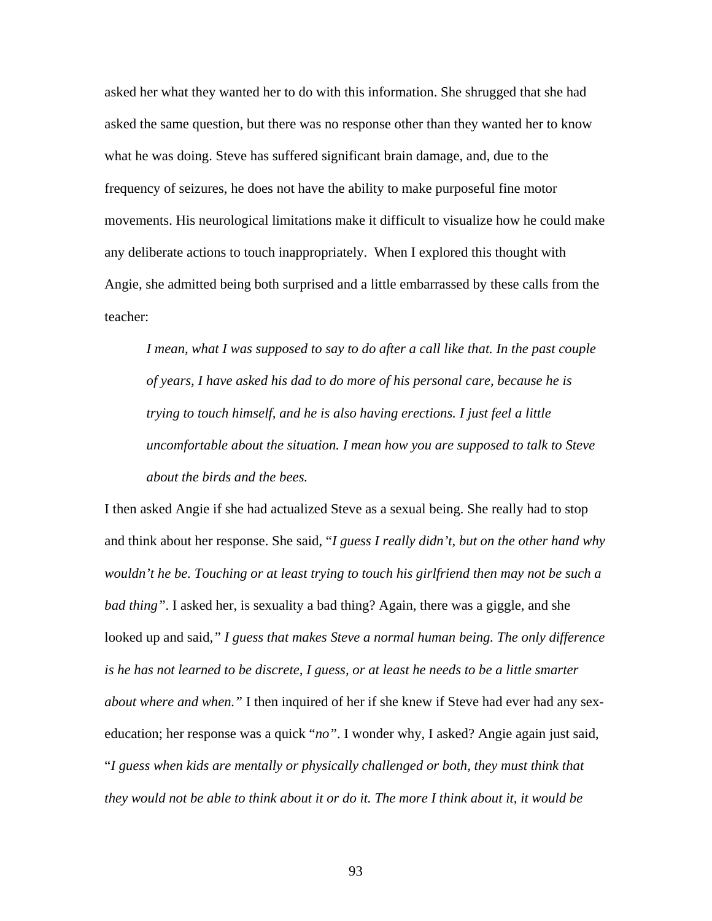asked her what they wanted her to do with this information. She shrugged that she had asked the same question, but there was no response other than they wanted her to know what he was doing. Steve has suffered significant brain damage, and, due to the frequency of seizures, he does not have the ability to make purposeful fine motor movements. His neurological limitations make it difficult to visualize how he could make any deliberate actions to touch inappropriately. When I explored this thought with Angie, she admitted being both surprised and a little embarrassed by these calls from the teacher:

> *I mean, what I was supposed to say to do after a call like that. In the past couple of years, I have asked his dad to do more of his personal care, because he is trying to touch himself, and he is also having erections. I just feel a little uncomfortable about the situation. I mean how you are supposed to talk to Steve about the birds and the bees.*

I then asked Angie if she had actualized Steve as a sexual being. She really had to stop and think about her response. She said, "*I guess I really didn't, but on the other hand why wouldn't he be. Touching or at least trying to touch his girlfriend then may not be such a bad thing*". I asked her, is sexuality a bad thing? Again, there was a giggle, and she looked up and said,*" I guess that makes Steve a normal human being. The only difference is he has not learned to be discrete, I guess, or at least he needs to be a little smarter about where and when."* I then inquired of her if she knew if Steve had ever had any sex-education; her response was a quick "*no"*. I wonder why, I asked? Angie again just said, "*I guess when kids are mentally or physically challenged or both, they must think that they would not be able to think about it or do it. The more I think about it, it would be*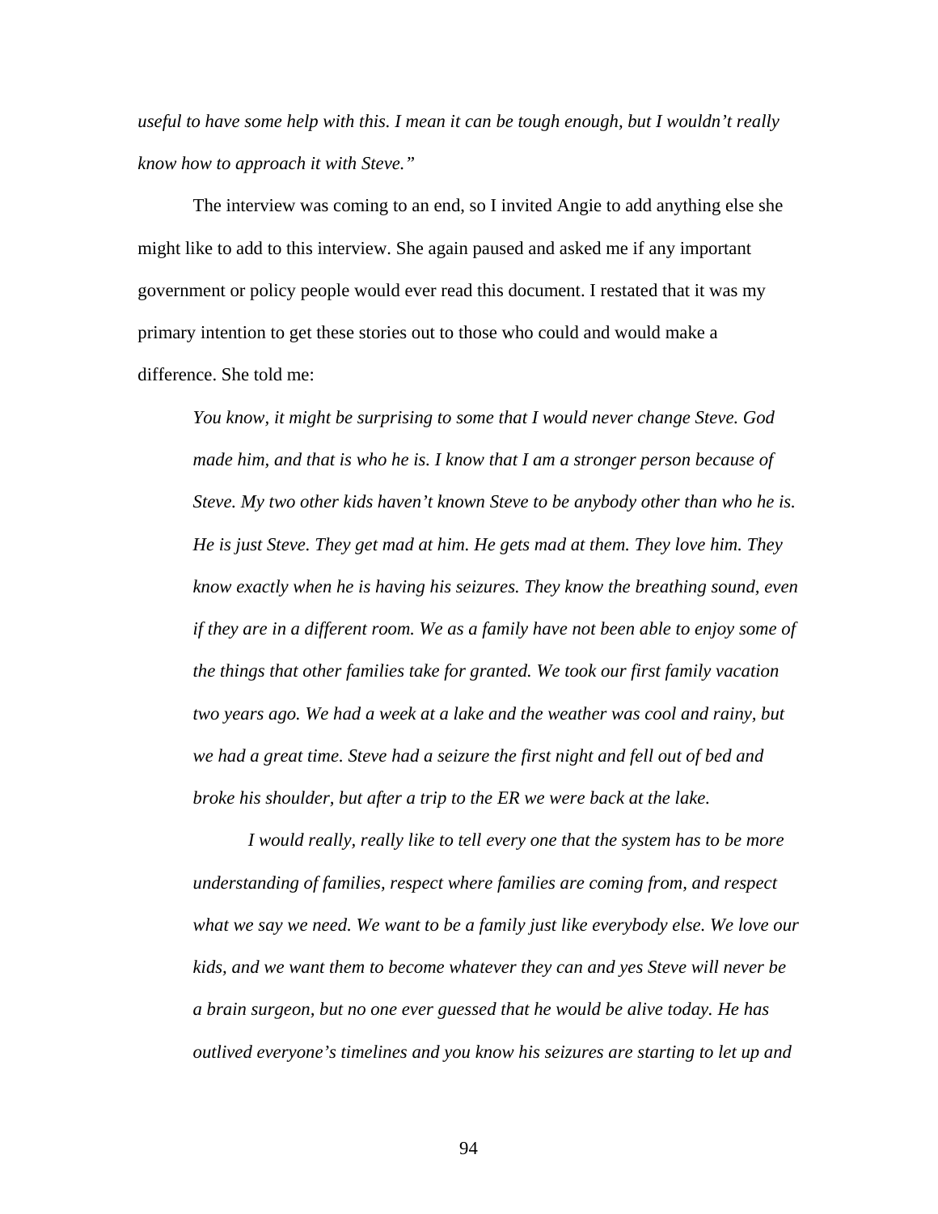*useful to have some help with this. I mean it can be tough enough, but I wouldn't really know how to approach it with Steve."*

The interview was coming to an end, so I invited Angie to add anything else she might like to add to this interview. She again paused and asked me if any important government or policy people would ever read this document. I restated that it was my primary intention to get these stories out to those who could and would make a difference. She told me:

> *You know, it might be surprising to some that I would never change Steve. God made him, and that is who he is. I know that I am a stronger person because of Steve. My two other kids haven't known Steve to be anybody other than who he is. He is just Steve. They get mad at him. He gets mad at them. They love him. They know exactly when he is having his seizures. They know the breathing sound, even if they are in a different room. We as a family have not been able to enjoy some of the things that other families take for granted. We took our first family vacation two years ago. We had a week at a lake and the weather was cool and rainy, but we had a great time. Steve had a seizure the first night and fell out of bed and broke his shoulder, but after a trip to the ER we were back at the lake.*
>
> *I would really, really like to tell every one that the system has to be more understanding of families, respect where families are coming from, and respect what we say we need. We want to be a family just like everybody else. We love our kids, and we want them to become whatever they can and yes Steve will never be a brain surgeon, but no one ever guessed that he would be alive today. He has outlived everyone's timelines and you know his seizures are starting to let up and*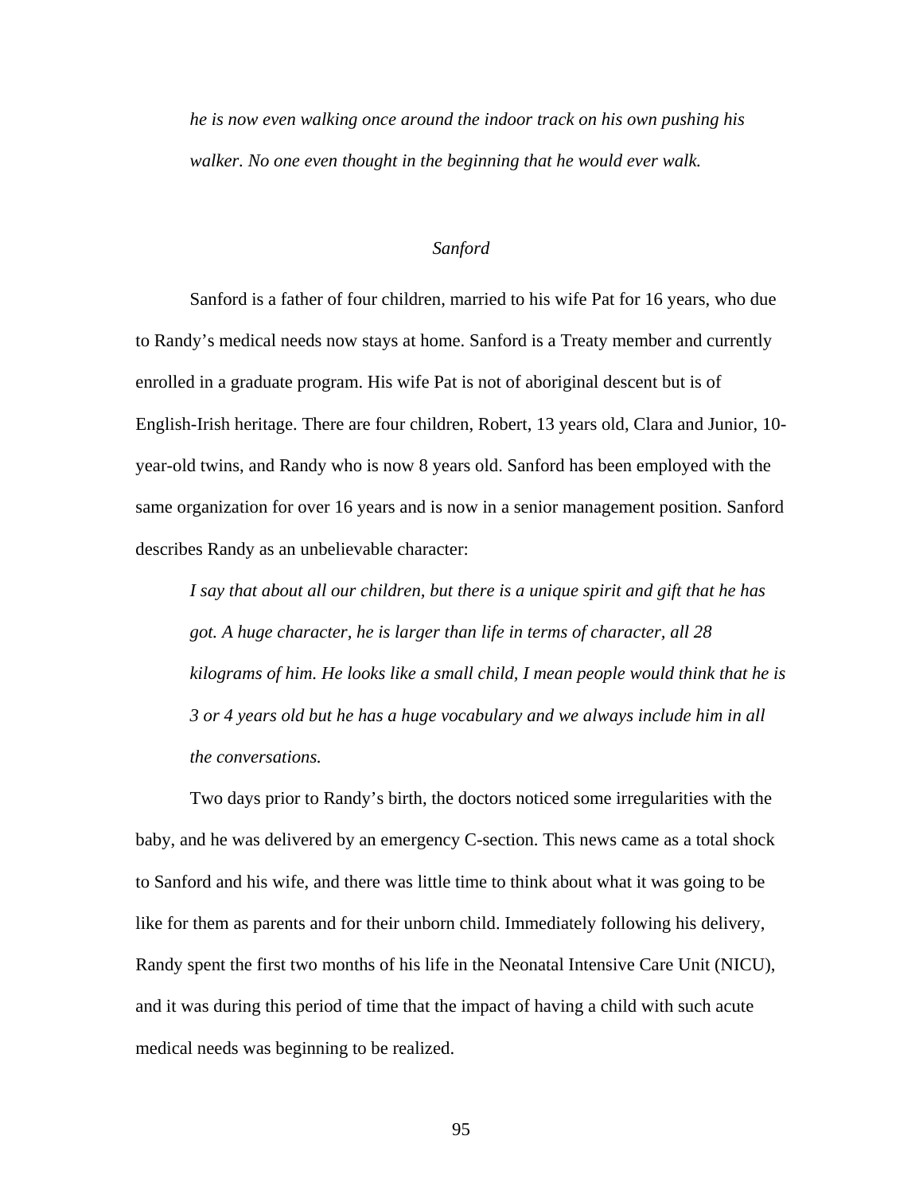*he is now even walking once around the indoor track on his own pushing his walker. No one even thought in the beginning that he would ever walk.*

### *Sanford*

Sanford is a father of four children, married to his wife Pat for 16 years, who due to Randy's medical needs now stays at home. Sanford is a Treaty member and currently enrolled in a graduate program. His wife Pat is not of aboriginal descent but is of English-Irish heritage. There are four children, Robert, 13 years old, Clara and Junior, 10-year-old twins, and Randy who is now 8 years old. Sanford has been employed with the same organization for over 16 years and is now in a senior management position. Sanford describes Randy as an unbelievable character:

> *I say that about all our children, but there is a unique spirit and gift that he has got. A huge character, he is larger than life in terms of character, all 28 kilograms of him. He looks like a small child, I mean people would think that he is 3 or 4 years old but he has a huge vocabulary and we always include him in all the conversations.*

Two days prior to Randy's birth, the doctors noticed some irregularities with the baby, and he was delivered by an emergency C-section. This news came as a total shock to Sanford and his wife, and there was little time to think about what it was going to be like for them as parents and for their unborn child. Immediately following his delivery, Randy spent the first two months of his life in the Neonatal Intensive Care Unit (NICU), and it was during this period of time that the impact of having a child with such acute medical needs was beginning to be realized.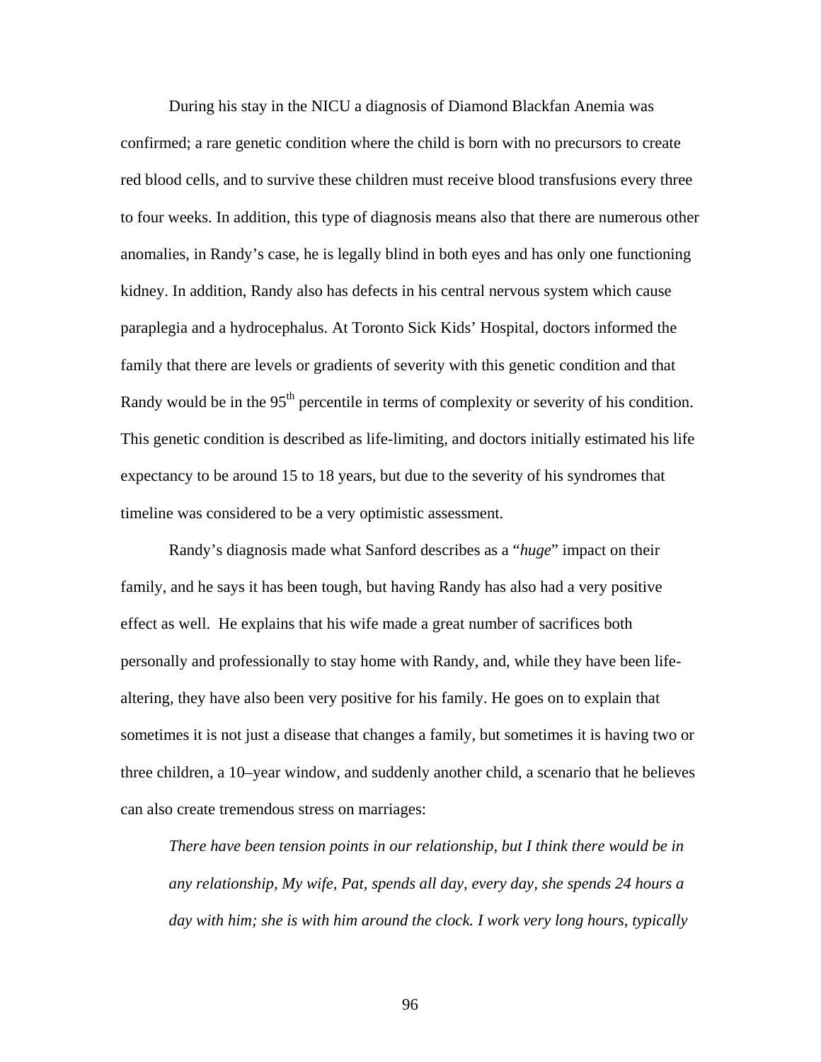During his stay in the NICU a diagnosis of Diamond Blackfan Anemia was confirmed; a rare genetic condition where the child is born with no precursors to create red blood cells, and to survive these children must receive blood transfusions every three to four weeks. In addition, this type of diagnosis means also that there are numerous other anomalies, in Randy's case, he is legally blind in both eyes and has only one functioning kidney. In addition, Randy also has defects in his central nervous system which cause paraplegia and a hydrocephalus. At Toronto Sick Kids' Hospital, doctors informed the family that there are levels or gradients of severity with this genetic condition and that Randy would be in the 95$^{th}$ percentile in terms of complexity or severity of his condition. This genetic condition is described as life-limiting, and doctors initially estimated his life expectancy to be around 15 to 18 years, but due to the severity of his syndromes that timeline was considered to be a very optimistic assessment.

Randy's diagnosis made what Sanford describes as a "*huge*" impact on their family, and he says it has been tough, but having Randy has also had a very positive effect as well. He explains that his wife made a great number of sacrifices both personally and professionally to stay home with Randy, and, while they have been life-altering, they have also been very positive for his family. He goes on to explain that sometimes it is not just a disease that changes a family, but sometimes it is having two or three children, a 10–year window, and suddenly another child, a scenario that he believes can also create tremendous stress on marriages:

> *There have been tension points in our relationship, but I think there would be in any relationship, My wife, Pat, spends all day, every day, she spends 24 hours a day with him; she is with him around the clock. I work very long hours, typically*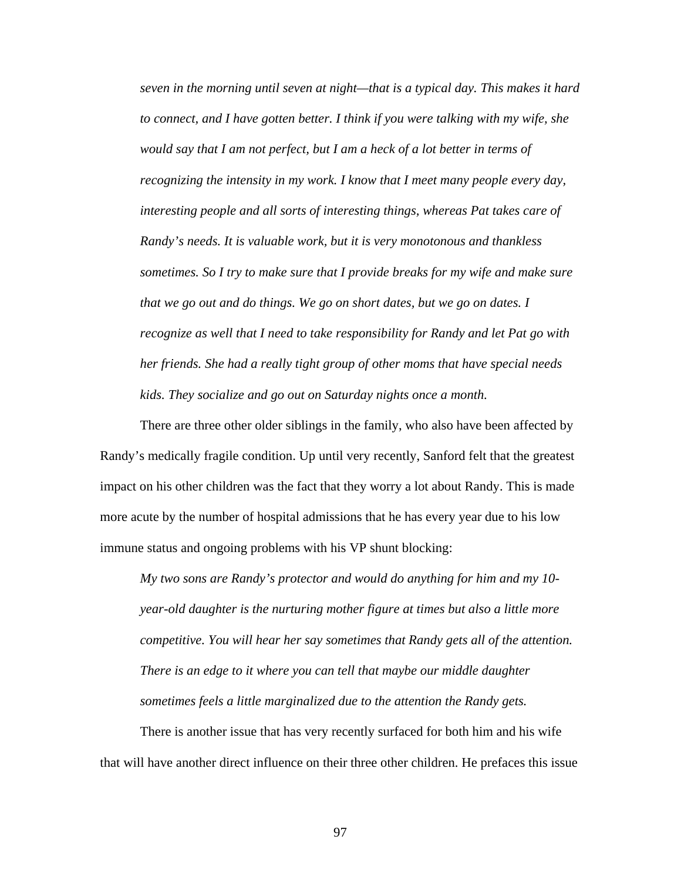*seven in the morning until seven at night—that is a typical day. This makes it hard to connect, and I have gotten better. I think if you were talking with my wife, she would say that I am not perfect, but I am a heck of a lot better in terms of recognizing the intensity in my work. I know that I meet many people every day, interesting people and all sorts of interesting things, whereas Pat takes care of Randy's needs. It is valuable work, but it is very monotonous and thankless sometimes. So I try to make sure that I provide breaks for my wife and make sure that we go out and do things. We go on short dates, but we go on dates. I recognize as well that I need to take responsibility for Randy and let Pat go with her friends. She had a really tight group of other moms that have special needs kids. They socialize and go out on Saturday nights once a month.*

There are three other older siblings in the family, who also have been affected by Randy's medically fragile condition. Up until very recently, Sanford felt that the greatest impact on his other children was the fact that they worry a lot about Randy. This is made more acute by the number of hospital admissions that he has every year due to his low immune status and ongoing problems with his VP shunt blocking:

> *My two sons are Randy's protector and would do anything for him and my 10-year-old daughter is the nurturing mother figure at times but also a little more competitive. You will hear her say sometimes that Randy gets all of the attention. There is an edge to it where you can tell that maybe our middle daughter sometimes feels a little marginalized due to the attention the Randy gets.*

There is another issue that has very recently surfaced for both him and his wife that will have another direct influence on their three other children. He prefaces this issue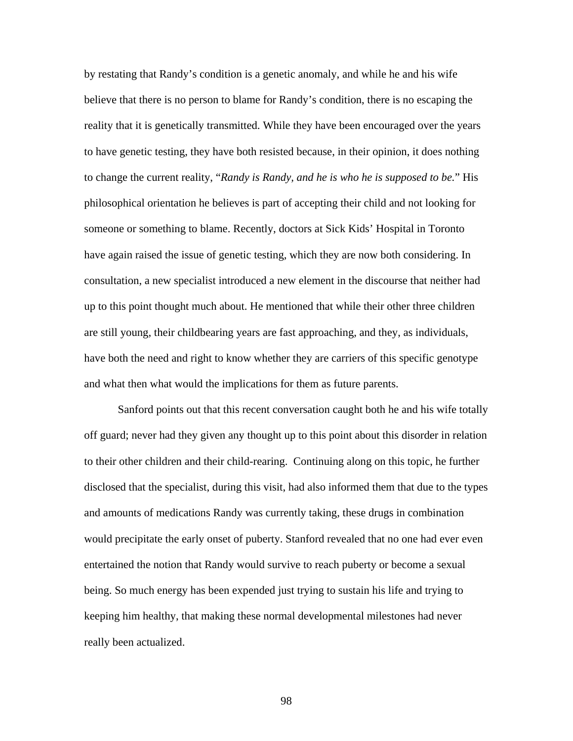by restating that Randy's condition is a genetic anomaly, and while he and his wife believe that there is no person to blame for Randy's condition, there is no escaping the reality that it is genetically transmitted. While they have been encouraged over the years to have genetic testing, they have both resisted because, in their opinion, it does nothing to change the current reality, "*Randy is Randy, and he is who he is supposed to be.*" His philosophical orientation he believes is part of accepting their child and not looking for someone or something to blame. Recently, doctors at Sick Kids' Hospital in Toronto have again raised the issue of genetic testing, which they are now both considering. In consultation, a new specialist introduced a new element in the discourse that neither had up to this point thought much about. He mentioned that while their other three children are still young, their childbearing years are fast approaching, and they, as individuals, have both the need and right to know whether they are carriers of this specific genotype and what then what would the implications for them as future parents.

Sanford points out that this recent conversation caught both he and his wife totally off guard; never had they given any thought up to this point about this disorder in relation to their other children and their child-rearing. Continuing along on this topic, he further disclosed that the specialist, during this visit, had also informed them that due to the types and amounts of medications Randy was currently taking, these drugs in combination would precipitate the early onset of puberty. Stanford revealed that no one had ever even entertained the notion that Randy would survive to reach puberty or become a sexual being. So much energy has been expended just trying to sustain his life and trying to keeping him healthy, that making these normal developmental milestones had never really been actualized.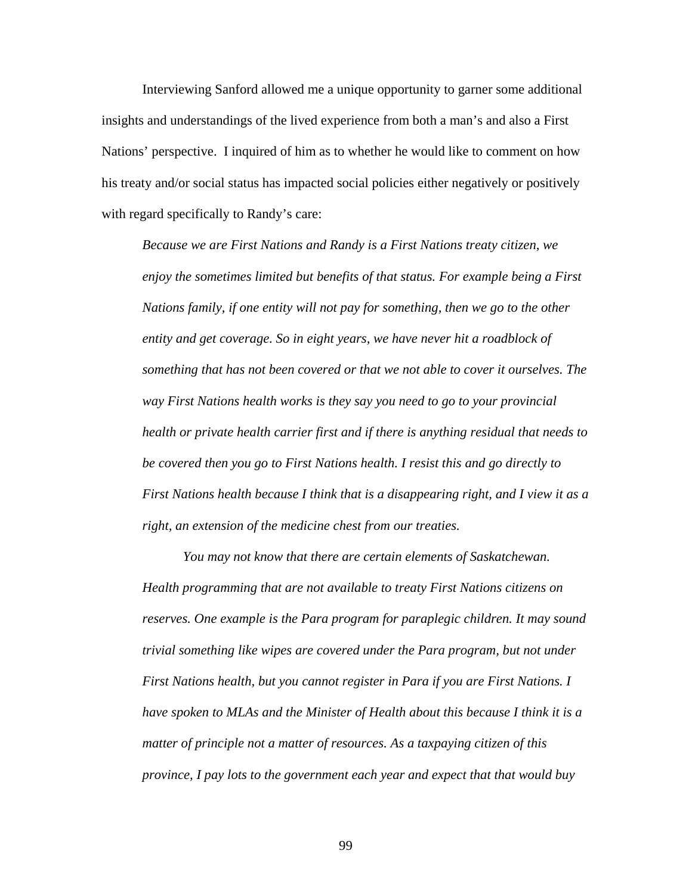Interviewing Sanford allowed me a unique opportunity to garner some additional insights and understandings of the lived experience from both a man's and also a First Nations' perspective. I inquired of him as to whether he would like to comment on how his treaty and/or social status has impacted social policies either negatively or positively with regard specifically to Randy's care:

> *Because we are First Nations and Randy is a First Nations treaty citizen, we enjoy the sometimes limited but benefits of that status. For example being a First Nations family, if one entity will not pay for something, then we go to the other entity and get coverage. So in eight years, we have never hit a roadblock of something that has not been covered or that we not able to cover it ourselves. The way First Nations health works is they say you need to go to your provincial health or private health carrier first and if there is anything residual that needs to be covered then you go to First Nations health. I resist this and go directly to First Nations health because I think that is a disappearing right, and I view it as a right, an extension of the medicine chest from our treaties.*
>
> *You may not know that there are certain elements of Saskatchewan. Health programming that are not available to treaty First Nations citizens on reserves. One example is the Para program for paraplegic children. It may sound trivial something like wipes are covered under the Para program, but not under First Nations health, but you cannot register in Para if you are First Nations. I have spoken to MLAs and the Minister of Health about this because I think it is a matter of principle not a matter of resources. As a taxpaying citizen of this province, I pay lots to the government each year and expect that that would buy*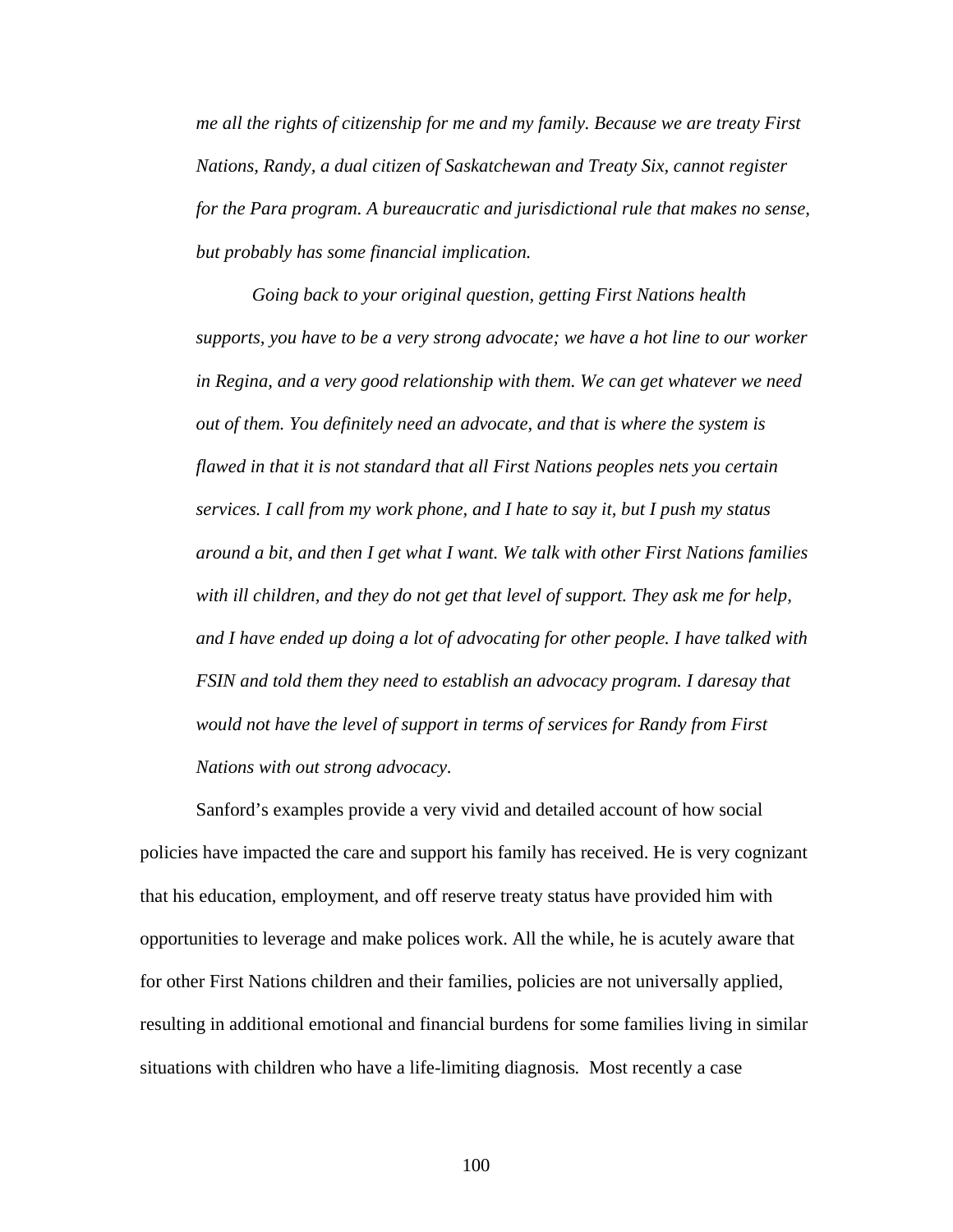*me all the rights of citizenship for me and my family. Because we are treaty First Nations, Randy, a dual citizen of Saskatchewan and Treaty Six, cannot register for the Para program. A bureaucratic and jurisdictional rule that makes no sense, but probably has some financial implication.*

*Going back to your original question, getting First Nations health supports, you have to be a very strong advocate; we have a hot line to our worker in Regina, and a very good relationship with them. We can get whatever we need out of them. You definitely need an advocate, and that is where the system is flawed in that it is not standard that all First Nations peoples nets you certain services. I call from my work phone, and I hate to say it, but I push my status around a bit, and then I get what I want. We talk with other First Nations families with ill children, and they do not get that level of support. They ask me for help, and I have ended up doing a lot of advocating for other people. I have talked with FSIN and told them they need to establish an advocacy program. I daresay that would not have the level of support in terms of services for Randy from First Nations with out strong advocacy.*

Sanford's examples provide a very vivid and detailed account of how social policies have impacted the care and support his family has received. He is very cognizant that his education, employment, and off reserve treaty status have provided him with opportunities to leverage and make polices work. All the while, he is acutely aware that for other First Nations children and their families, policies are not universally applied, resulting in additional emotional and financial burdens for some families living in similar situations with children who have a life-limiting diagnosis. Most recently a case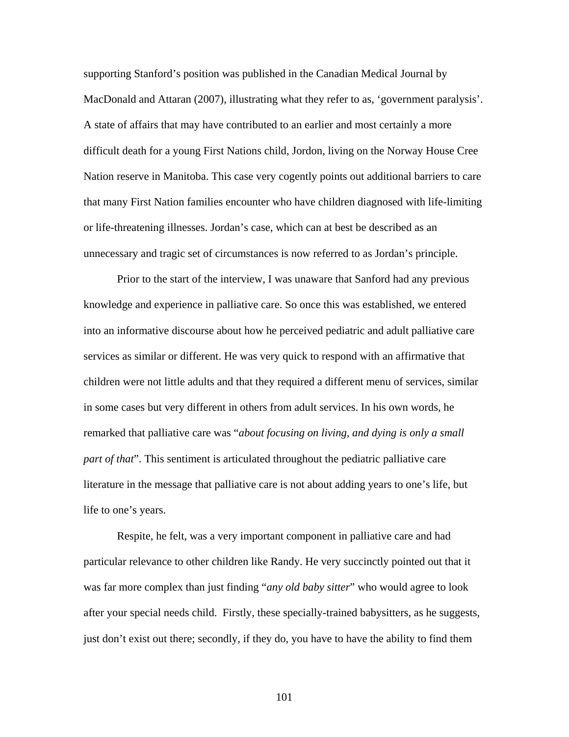supporting Stanford's position was published in the Canadian Medical Journal by MacDonald and Attaran (2007), illustrating what they refer to as, 'government paralysis'. A state of affairs that may have contributed to an earlier and most certainly a more difficult death for a young First Nations child, Jordon, living on the Norway House Cree Nation reserve in Manitoba. This case very cogently points out additional barriers to care that many First Nation families encounter who have children diagnosed with life-limiting or life-threatening illnesses. Jordan's case, which can at best be described as an unnecessary and tragic set of circumstances is now referred to as Jordan's principle.

Prior to the start of the interview, I was unaware that Sanford had any previous knowledge and experience in palliative care. So once this was established, we entered into an informative discourse about how he perceived pediatric and adult palliative care services as similar or different. He was very quick to respond with an affirmative that children were not little adults and that they required a different menu of services, similar in some cases but very different in others from adult services. In his own words, he remarked that palliative care was "*about focusing on living, and dying is only a small part of that*". This sentiment is articulated throughout the pediatric palliative care literature in the message that palliative care is not about adding years to one's life, but life to one's years.

Respite, he felt, was a very important component in palliative care and had particular relevance to other children like Randy. He very succinctly pointed out that it was far more complex than just finding "*any old baby sitter*" who would agree to look after your special needs child. Firstly, these specially-trained babysitters, as he suggests, just don't exist out there; secondly, if they do, you have to have the ability to find them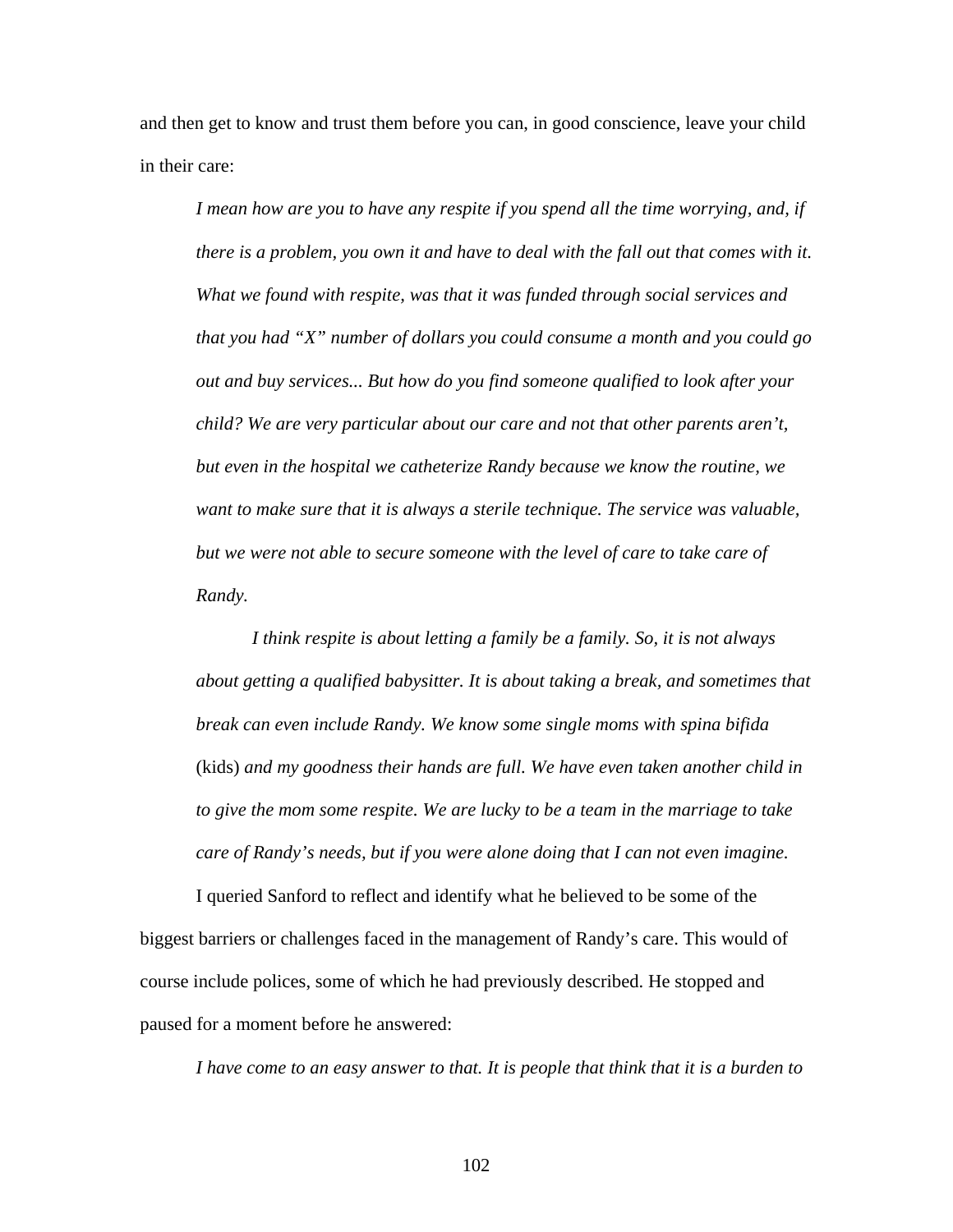and then get to know and trust them before you can, in good conscience, leave your child in their care:

> *I mean how are you to have any respite if you spend all the time worrying, and, if there is a problem, you own it and have to deal with the fall out that comes with it. What we found with respite, was that it was funded through social services and that you had "X" number of dollars you could consume a month and you could go out and buy services... But how do you find someone qualified to look after your child? We are very particular about our care and not that other parents aren't, but even in the hospital we catheterize Randy because we know the routine, we want to make sure that it is always a sterile technique. The service was valuable, but we were not able to secure someone with the level of care to take care of Randy.*
>
> *I think respite is about letting a family be a family. So, it is not always about getting a qualified babysitter. It is about taking a break, and sometimes that break can even include Randy. We know some single moms with spina bifida* (kids) *and my goodness their hands are full. We have even taken another child in to give the mom some respite. We are lucky to be a team in the marriage to take care of Randy's needs, but if you were alone doing that I can not even imagine.*

I queried Sanford to reflect and identify what he believed to be some of the biggest barriers or challenges faced in the management of Randy's care. This would of course include polices, some of which he had previously described. He stopped and paused for a moment before he answered:

> *I have come to an easy answer to that. It is people that think that it is a burden to*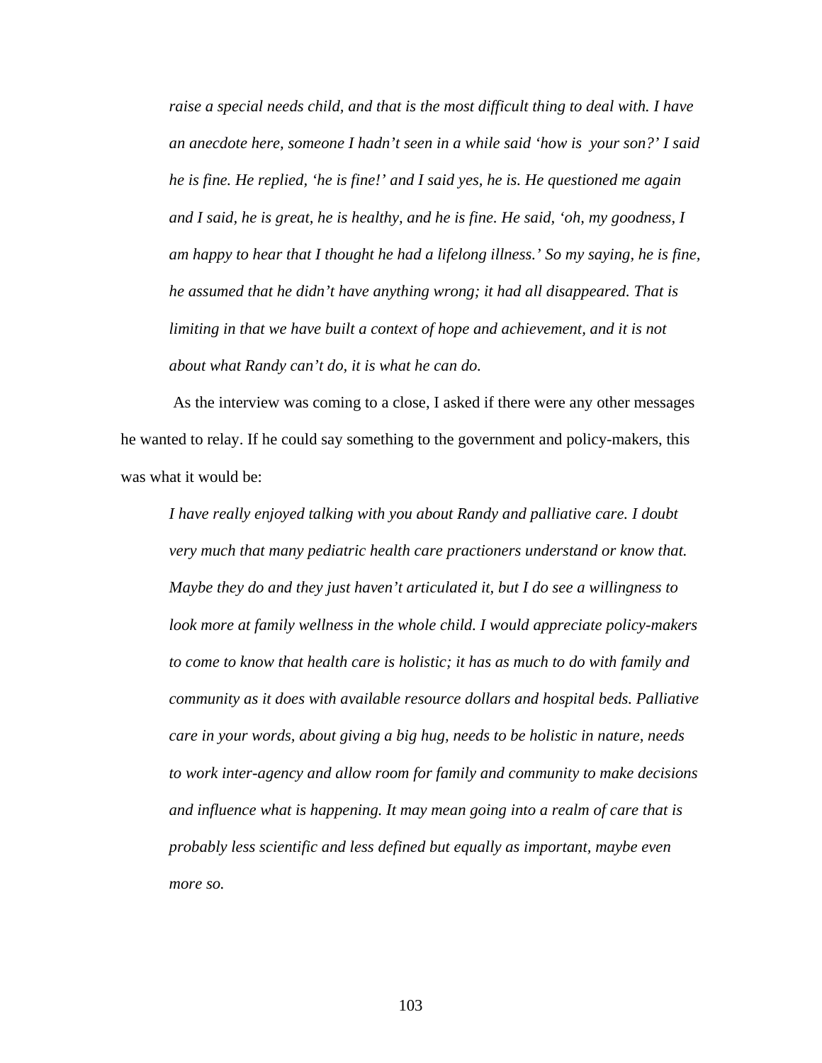*raise a special needs child, and that is the most difficult thing to deal with. I have an anecdote here, someone I hadn't seen in a while said 'how is your son?' I said he is fine. He replied, 'he is fine!' and I said yes, he is. He questioned me again and I said, he is great, he is healthy, and he is fine. He said, 'oh, my goodness, I am happy to hear that I thought he had a lifelong illness.' So my saying, he is fine, he assumed that he didn't have anything wrong; it had all disappeared. That is limiting in that we have built a context of hope and achievement, and it is not about what Randy can't do, it is what he can do.*

As the interview was coming to a close, I asked if there were any other messages he wanted to relay. If he could say something to the government and policy-makers, this was what it would be:

*I have really enjoyed talking with you about Randy and palliative care. I doubt very much that many pediatric health care practioners understand or know that. Maybe they do and they just haven't articulated it, but I do see a willingness to look more at family wellness in the whole child. I would appreciate policy-makers to come to know that health care is holistic; it has as much to do with family and community as it does with available resource dollars and hospital beds. Palliative care in your words, about giving a big hug, needs to be holistic in nature, needs to work inter-agency and allow room for family and community to make decisions and influence what is happening. It may mean going into a realm of care that is probably less scientific and less defined but equally as important, maybe even more so.*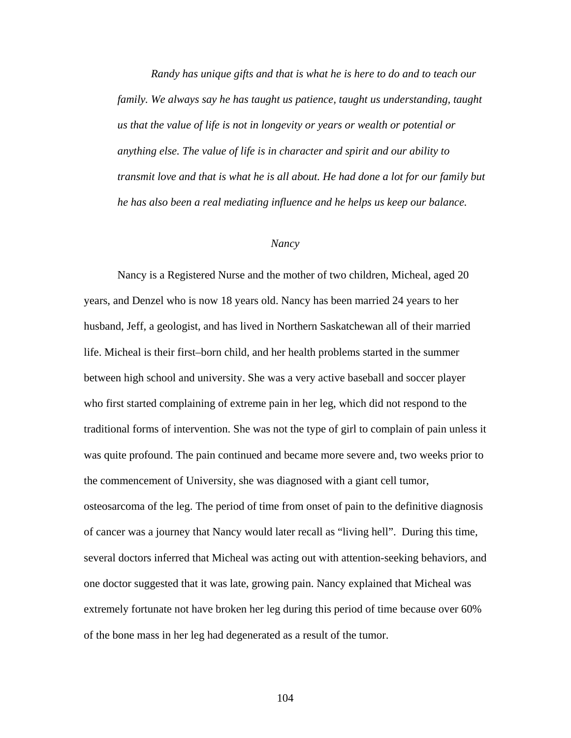*Randy has unique gifts and that is what he is here to do and to teach our family. We always say he has taught us patience, taught us understanding, taught us that the value of life is not in longevity or years or wealth or potential or anything else. The value of life is in character and spirit and our ability to transmit love and that is what he is all about. He had done a lot for our family but he has also been a real mediating influence and he helps us keep our balance.*

### *Nancy*

Nancy is a Registered Nurse and the mother of two children, Micheal, aged 20 years, and Denzel who is now 18 years old. Nancy has been married 24 years to her husband, Jeff, a geologist, and has lived in Northern Saskatchewan all of their married life. Micheal is their first–born child, and her health problems started in the summer between high school and university. She was a very active baseball and soccer player who first started complaining of extreme pain in her leg, which did not respond to the traditional forms of intervention. She was not the type of girl to complain of pain unless it was quite profound. The pain continued and became more severe and, two weeks prior to the commencement of University, she was diagnosed with a giant cell tumor, osteosarcoma of the leg. The period of time from onset of pain to the definitive diagnosis of cancer was a journey that Nancy would later recall as "living hell". During this time, several doctors inferred that Micheal was acting out with attention-seeking behaviors, and one doctor suggested that it was late, growing pain. Nancy explained that Micheal was extremely fortunate not have broken her leg during this period of time because over 60% of the bone mass in her leg had degenerated as a result of the tumor.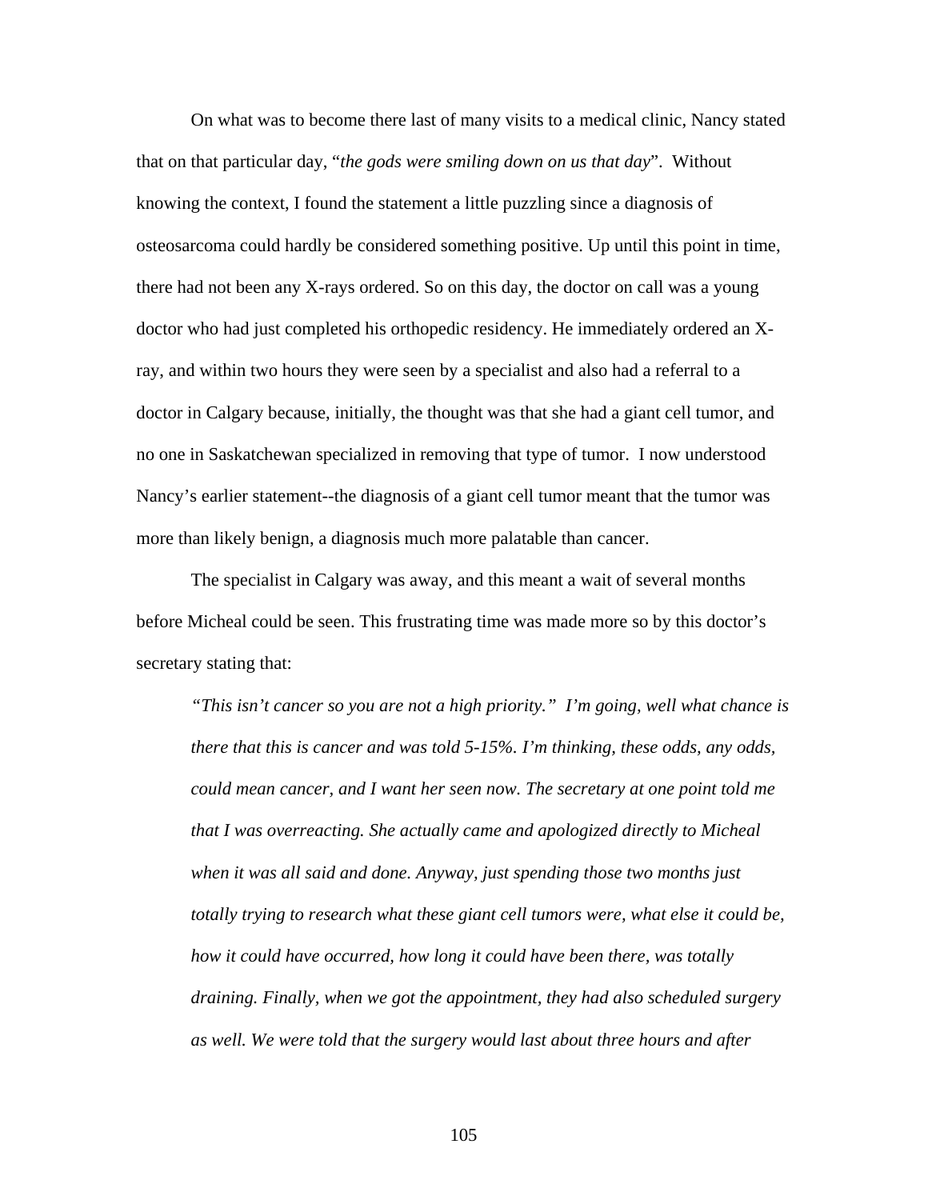On what was to become there last of many visits to a medical clinic, Nancy stated that on that particular day, "*the gods were smiling down on us that day*". Without knowing the context, I found the statement a little puzzling since a diagnosis of osteosarcoma could hardly be considered something positive. Up until this point in time, there had not been any X-rays ordered. So on this day, the doctor on call was a young doctor who had just completed his orthopedic residency. He immediately ordered an X-ray, and within two hours they were seen by a specialist and also had a referral to a doctor in Calgary because, initially, the thought was that she had a giant cell tumor, and no one in Saskatchewan specialized in removing that type of tumor. I now understood Nancy's earlier statement--the diagnosis of a giant cell tumor meant that the tumor was more than likely benign, a diagnosis much more palatable than cancer.

The specialist in Calgary was away, and this meant a wait of several months before Micheal could be seen. This frustrating time was made more so by this doctor's secretary stating that:

> *"This isn't cancer so you are not a high priority." I'm going, well what chance is there that this is cancer and was told 5-15%. I'm thinking, these odds, any odds, could mean cancer, and I want her seen now. The secretary at one point told me that I was overreacting. She actually came and apologized directly to Micheal when it was all said and done. Anyway, just spending those two months just totally trying to research what these giant cell tumors were, what else it could be, how it could have occurred, how long it could have been there, was totally draining. Finally, when we got the appointment, they had also scheduled surgery as well. We were told that the surgery would last about three hours and after*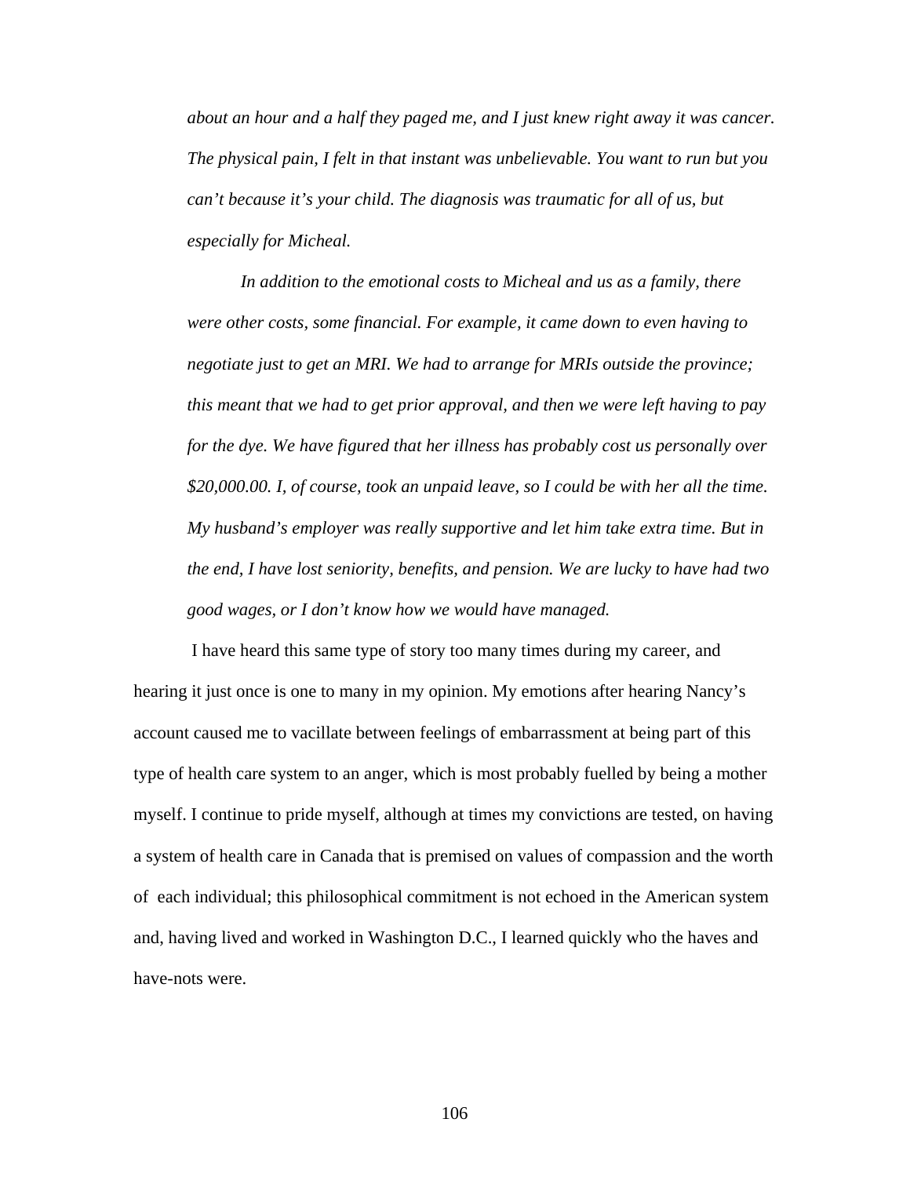*about an hour and a half they paged me, and I just knew right away it was cancer. The physical pain, I felt in that instant was unbelievable. You want to run but you can't because it's your child. The diagnosis was traumatic for all of us, but especially for Micheal.*

*In addition to the emotional costs to Micheal and us as a family, there were other costs, some financial. For example, it came down to even having to negotiate just to get an MRI. We had to arrange for MRIs outside the province; this meant that we had to get prior approval, and then we were left having to pay for the dye. We have figured that her illness has probably cost us personally over $20,000.00. I, of course, took an unpaid leave, so I could be with her all the time. My husband's employer was really supportive and let him take extra time. But in the end, I have lost seniority, benefits, and pension. We are lucky to have had two good wages, or I don't know how we would have managed.*

I have heard this same type of story too many times during my career, and hearing it just once is one to many in my opinion. My emotions after hearing Nancy's account caused me to vacillate between feelings of embarrassment at being part of this type of health care system to an anger, which is most probably fuelled by being a mother myself. I continue to pride myself, although at times my convictions are tested, on having a system of health care in Canada that is premised on values of compassion and the worth of each individual; this philosophical commitment is not echoed in the American system and, having lived and worked in Washington D.C., I learned quickly who the haves and have-nots were.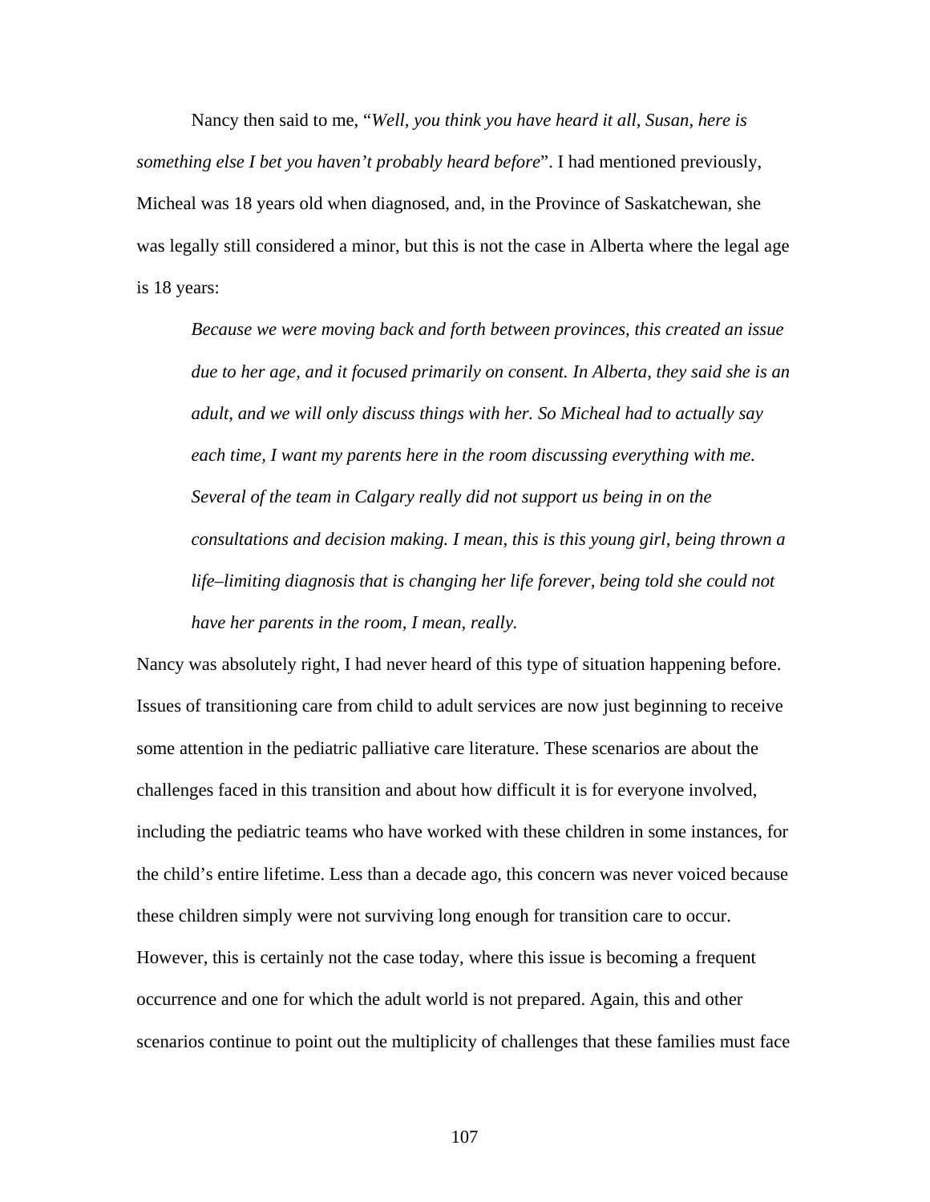Nancy then said to me, "*Well, you think you have heard it all, Susan, here is something else I bet you haven't probably heard before*". I had mentioned previously, Micheal was 18 years old when diagnosed, and, in the Province of Saskatchewan, she was legally still considered a minor, but this is not the case in Alberta where the legal age is 18 years:

> *Because we were moving back and forth between provinces, this created an issue due to her age, and it focused primarily on consent. In Alberta, they said she is an adult, and we will only discuss things with her. So Micheal had to actually say each time, I want my parents here in the room discussing everything with me. Several of the team in Calgary really did not support us being in on the consultations and decision making. I mean, this is this young girl, being thrown a life–limiting diagnosis that is changing her life forever, being told she could not have her parents in the room, I mean, really.*

Nancy was absolutely right, I had never heard of this type of situation happening before. Issues of transitioning care from child to adult services are now just beginning to receive some attention in the pediatric palliative care literature. These scenarios are about the challenges faced in this transition and about how difficult it is for everyone involved, including the pediatric teams who have worked with these children in some instances, for the child's entire lifetime. Less than a decade ago, this concern was never voiced because these children simply were not surviving long enough for transition care to occur. However, this is certainly not the case today, where this issue is becoming a frequent occurrence and one for which the adult world is not prepared. Again, this and other scenarios continue to point out the multiplicity of challenges that these families must face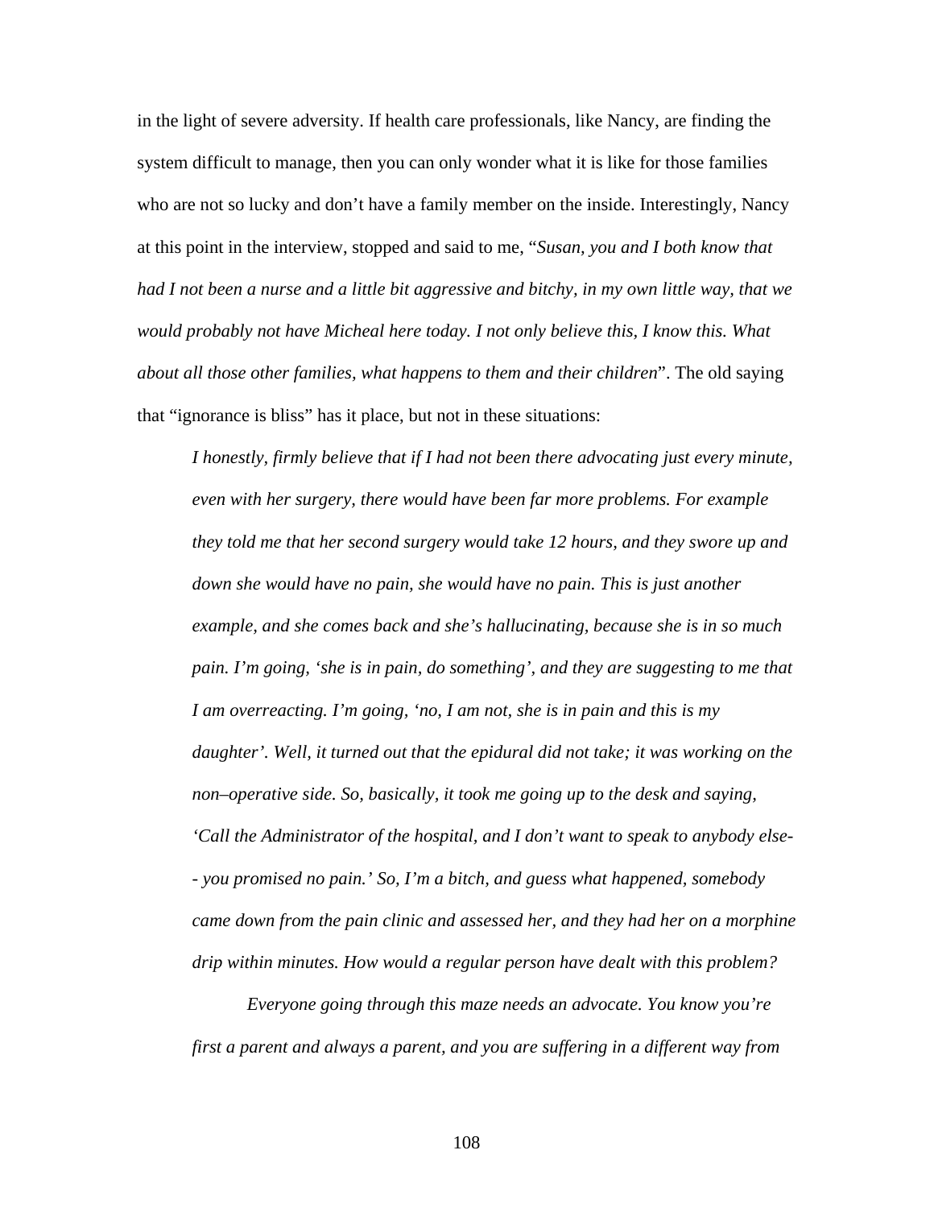in the light of severe adversity. If health care professionals, like Nancy, are finding the system difficult to manage, then you can only wonder what it is like for those families who are not so lucky and don't have a family member on the inside. Interestingly, Nancy at this point in the interview, stopped and said to me, "*Susan, you and I both know that had I not been a nurse and a little bit aggressive and bitchy, in my own little way, that we would probably not have Micheal here today. I not only believe this, I know this. What about all those other families, what happens to them and their children*". The old saying that "ignorance is bliss" has it place, but not in these situations:

> *I honestly, firmly believe that if I had not been there advocating just every minute, even with her surgery, there would have been far more problems. For example they told me that her second surgery would take 12 hours, and they swore up and down she would have no pain, she would have no pain. This is just another example, and she comes back and she's hallucinating, because she is in so much pain. I'm going, 'she is in pain, do something', and they are suggesting to me that I am overreacting. I'm going, 'no, I am not, she is in pain and this is my daughter'. Well, it turned out that the epidural did not take; it was working on the non–operative side. So, basically, it took me going up to the desk and saying, 'Call the Administrator of the hospital, and I don't want to speak to anybody else- - you promised no pain.' So, I'm a bitch, and guess what happened, somebody came down from the pain clinic and assessed her, and they had her on a morphine drip within minutes. How would a regular person have dealt with this problem?*
>
> *Everyone going through this maze needs an advocate. You know you're first a parent and always a parent, and you are suffering in a different way from*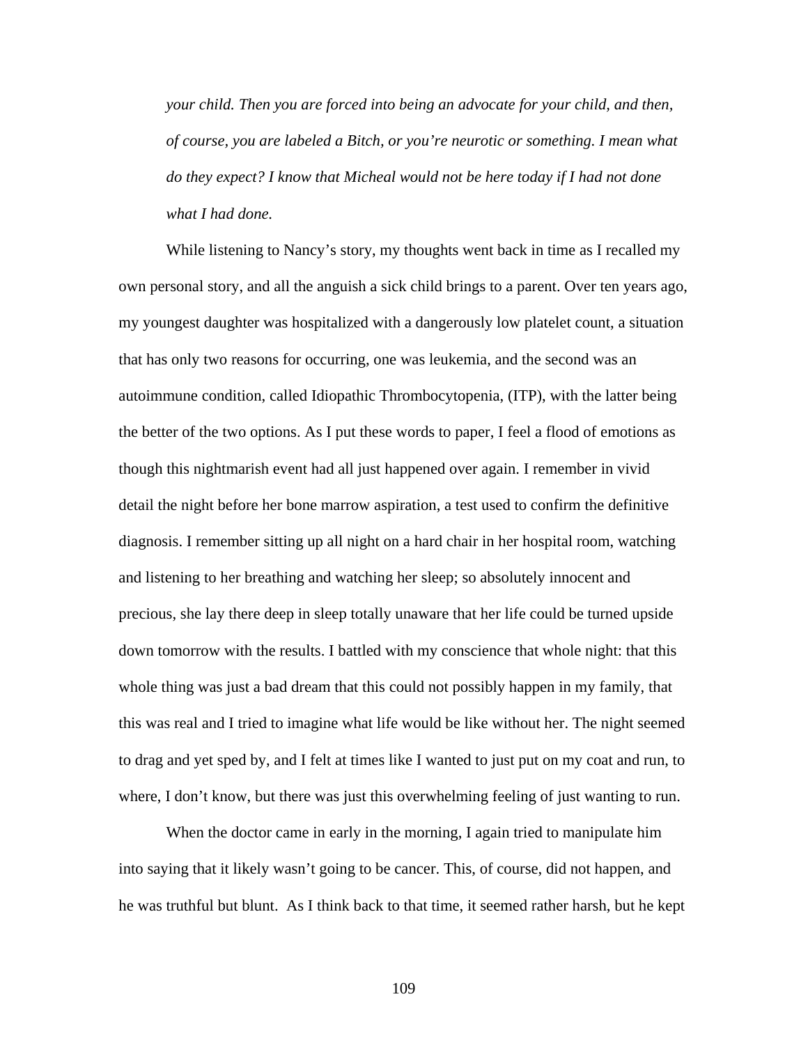*your child. Then you are forced into being an advocate for your child, and then, of course, you are labeled a Bitch, or you're neurotic or something. I mean what do they expect? I know that Micheal would not be here today if I had not done what I had done.*

While listening to Nancy's story, my thoughts went back in time as I recalled my own personal story, and all the anguish a sick child brings to a parent. Over ten years ago, my youngest daughter was hospitalized with a dangerously low platelet count, a situation that has only two reasons for occurring, one was leukemia, and the second was an autoimmune condition, called Idiopathic Thrombocytopenia, (ITP), with the latter being the better of the two options. As I put these words to paper, I feel a flood of emotions as though this nightmarish event had all just happened over again. I remember in vivid detail the night before her bone marrow aspiration, a test used to confirm the definitive diagnosis. I remember sitting up all night on a hard chair in her hospital room, watching and listening to her breathing and watching her sleep; so absolutely innocent and precious, she lay there deep in sleep totally unaware that her life could be turned upside down tomorrow with the results. I battled with my conscience that whole night: that this whole thing was just a bad dream that this could not possibly happen in my family, that this was real and I tried to imagine what life would be like without her. The night seemed to drag and yet sped by, and I felt at times like I wanted to just put on my coat and run, to where, I don't know, but there was just this overwhelming feeling of just wanting to run.

When the doctor came in early in the morning, I again tried to manipulate him into saying that it likely wasn't going to be cancer. This, of course, did not happen, and he was truthful but blunt. As I think back to that time, it seemed rather harsh, but he kept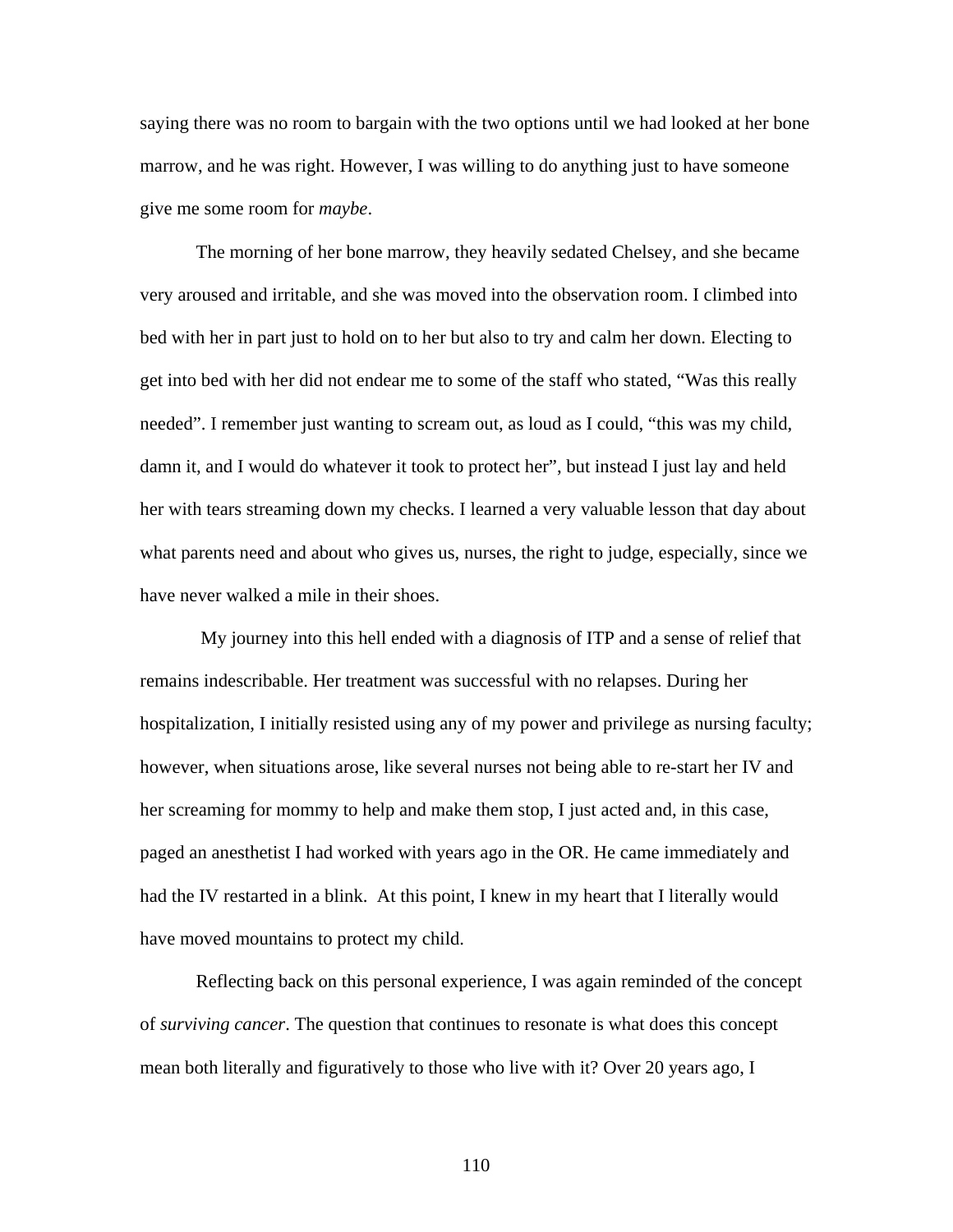saying there was no room to bargain with the two options until we had looked at her bone marrow, and he was right. However, I was willing to do anything just to have someone give me some room for *maybe*.

The morning of her bone marrow, they heavily sedated Chelsey, and she became very aroused and irritable, and she was moved into the observation room. I climbed into bed with her in part just to hold on to her but also to try and calm her down. Electing to get into bed with her did not endear me to some of the staff who stated, “Was this really needed”. I remember just wanting to scream out, as loud as I could, “this was my child, damn it, and I would do whatever it took to protect her”, but instead I just lay and held her with tears streaming down my checks. I learned a very valuable lesson that day about what parents need and about who gives us, nurses, the right to judge, especially, since we have never walked a mile in their shoes.

My journey into this hell ended with a diagnosis of ITP and a sense of relief that remains indescribable. Her treatment was successful with no relapses. During her hospitalization, I initially resisted using any of my power and privilege as nursing faculty; however, when situations arose, like several nurses not being able to re-start her IV and her screaming for mommy to help and make them stop, I just acted and, in this case, paged an anesthetist I had worked with years ago in the OR. He came immediately and had the IV restarted in a blink. At this point, I knew in my heart that I literally would have moved mountains to protect my child.

Reflecting back on this personal experience, I was again reminded of the concept of *surviving cancer*. The question that continues to resonate is what does this concept mean both literally and figuratively to those who live with it? Over 20 years ago, I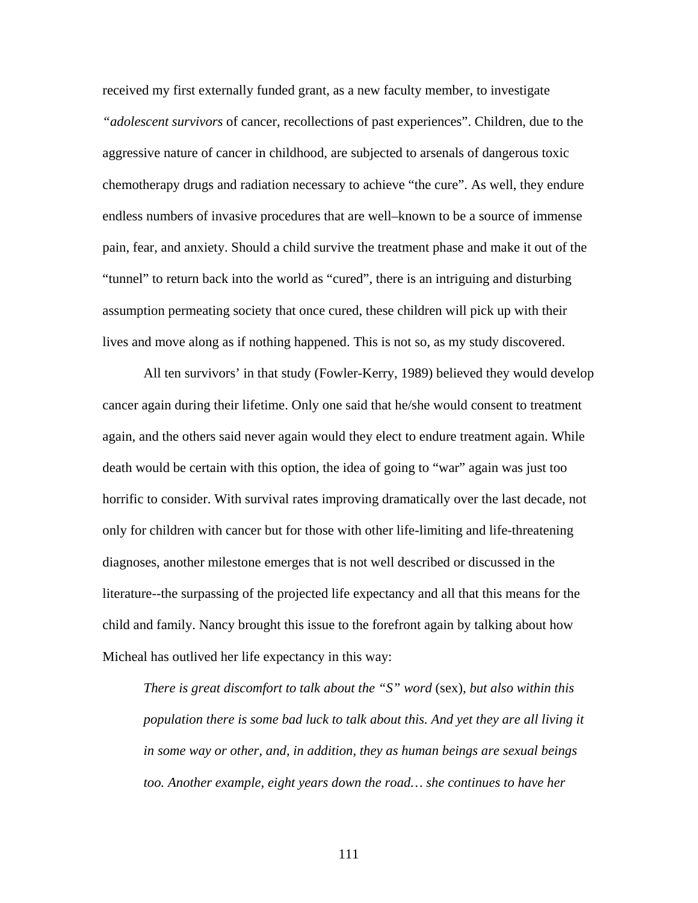received my first externally funded grant, as a new faculty member, to investigate *"adolescent survivors* of cancer, recollections of past experiences". Children, due to the aggressive nature of cancer in childhood, are subjected to arsenals of dangerous toxic chemotherapy drugs and radiation necessary to achieve "the cure". As well, they endure endless numbers of invasive procedures that are well–known to be a source of immense pain, fear, and anxiety. Should a child survive the treatment phase and make it out of the "tunnel" to return back into the world as "cured", there is an intriguing and disturbing assumption permeating society that once cured, these children will pick up with their lives and move along as if nothing happened. This is not so, as my study discovered.

All ten survivors' in that study (Fowler-Kerry, 1989) believed they would develop cancer again during their lifetime. Only one said that he/she would consent to treatment again, and the others said never again would they elect to endure treatment again. While death would be certain with this option, the idea of going to "war" again was just too horrific to consider. With survival rates improving dramatically over the last decade, not only for children with cancer but for those with other life-limiting and life-threatening diagnoses, another milestone emerges that is not well described or discussed in the literature--the surpassing of the projected life expectancy and all that this means for the child and family. Nancy brought this issue to the forefront again by talking about how Micheal has outlived her life expectancy in this way:

> *There is great discomfort to talk about the "S" word* (sex)*, but also within this population there is some bad luck to talk about this. And yet they are all living it in some way or other, and, in addition, they as human beings are sexual beings too. Another example, eight years down the road… she continues to have her*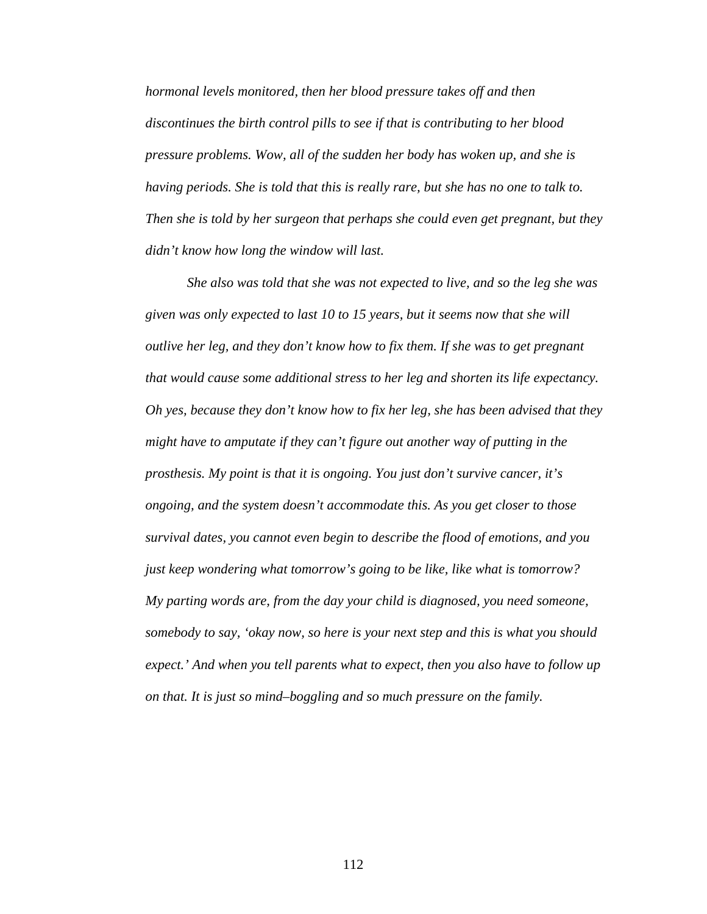*hormonal levels monitored, then her blood pressure takes off and then discontinues the birth control pills to see if that is contributing to her blood pressure problems. Wow, all of the sudden her body has woken up, and she is having periods. She is told that this is really rare, but she has no one to talk to. Then she is told by her surgeon that perhaps she could even get pregnant, but they didn't know how long the window will last.*

*She also was told that she was not expected to live, and so the leg she was given was only expected to last 10 to 15 years, but it seems now that she will outlive her leg, and they don't know how to fix them. If she was to get pregnant that would cause some additional stress to her leg and shorten its life expectancy. Oh yes, because they don't know how to fix her leg, she has been advised that they might have to amputate if they can't figure out another way of putting in the prosthesis. My point is that it is ongoing. You just don't survive cancer, it's ongoing, and the system doesn't accommodate this. As you get closer to those survival dates, you cannot even begin to describe the flood of emotions, and you just keep wondering what tomorrow's going to be like, like what is tomorrow? My parting words are, from the day your child is diagnosed, you need someone, somebody to say, 'okay now, so here is your next step and this is what you should expect.' And when you tell parents what to expect, then you also have to follow up on that. It is just so mind–boggling and so much pressure on the family.*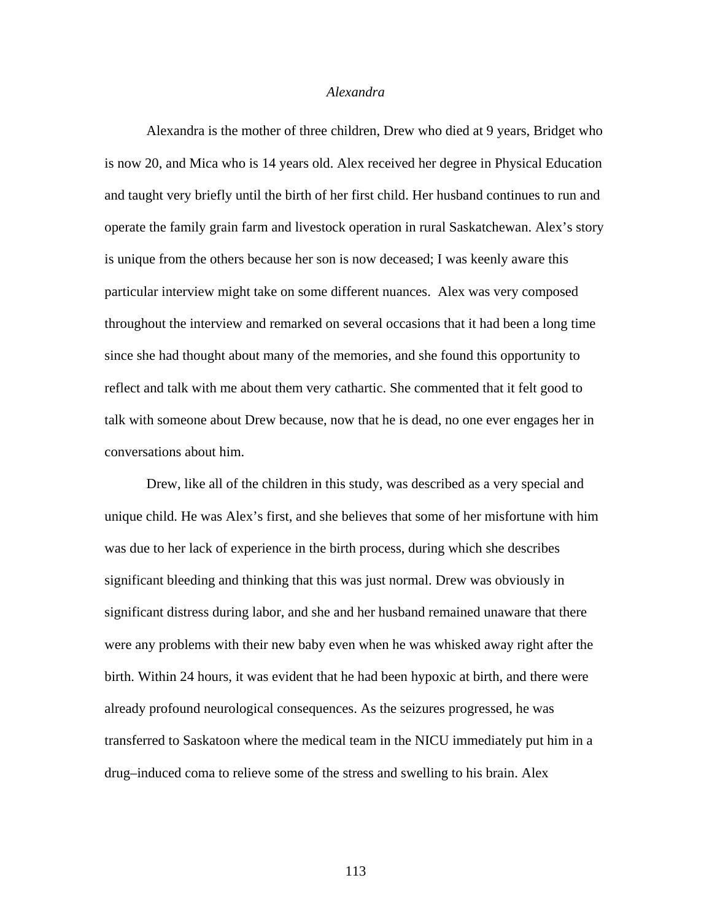*Alexandra*

Alexandra is the mother of three children, Drew who died at 9 years, Bridget who is now 20, and Mica who is 14 years old. Alex received her degree in Physical Education and taught very briefly until the birth of her first child. Her husband continues to run and operate the family grain farm and livestock operation in rural Saskatchewan. Alex's story is unique from the others because her son is now deceased; I was keenly aware this particular interview might take on some different nuances. Alex was very composed throughout the interview and remarked on several occasions that it had been a long time since she had thought about many of the memories, and she found this opportunity to reflect and talk with me about them very cathartic. She commented that it felt good to talk with someone about Drew because, now that he is dead, no one ever engages her in conversations about him.

Drew, like all of the children in this study, was described as a very special and unique child. He was Alex's first, and she believes that some of her misfortune with him was due to her lack of experience in the birth process, during which she describes significant bleeding and thinking that this was just normal. Drew was obviously in significant distress during labor, and she and her husband remained unaware that there were any problems with their new baby even when he was whisked away right after the birth. Within 24 hours, it was evident that he had been hypoxic at birth, and there were already profound neurological consequences. As the seizures progressed, he was transferred to Saskatoon where the medical team in the NICU immediately put him in a drug–induced coma to relieve some of the stress and swelling to his brain. Alex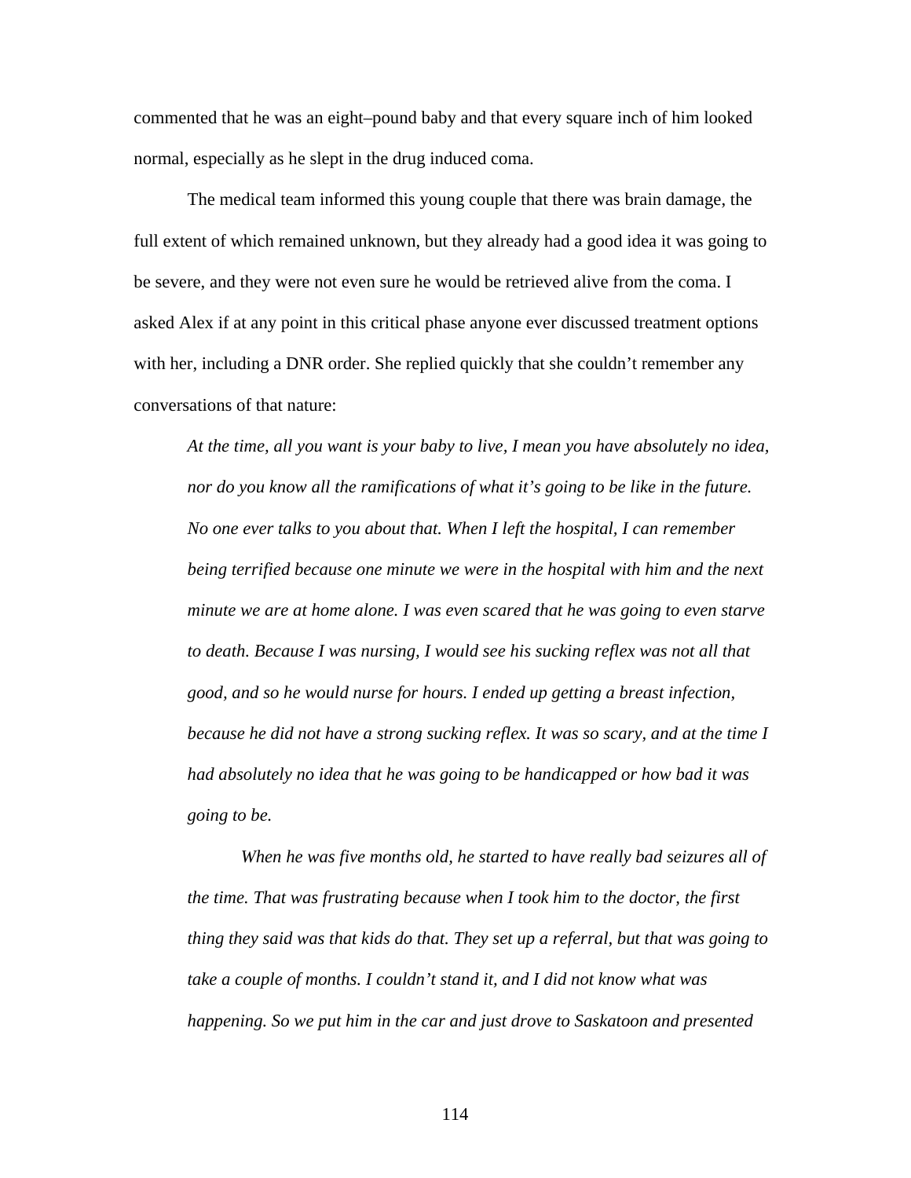commented that he was an eight–pound baby and that every square inch of him looked normal, especially as he slept in the drug induced coma.

The medical team informed this young couple that there was brain damage, the full extent of which remained unknown, but they already had a good idea it was going to be severe, and they were not even sure he would be retrieved alive from the coma. I asked Alex if at any point in this critical phase anyone ever discussed treatment options with her, including a DNR order. She replied quickly that she couldn't remember any conversations of that nature:

> *At the time, all you want is your baby to live, I mean you have absolutely no idea, nor do you know all the ramifications of what it's going to be like in the future. No one ever talks to you about that. When I left the hospital, I can remember being terrified because one minute we were in the hospital with him and the next minute we are at home alone. I was even scared that he was going to even starve to death. Because I was nursing, I would see his sucking reflex was not all that good, and so he would nurse for hours. I ended up getting a breast infection, because he did not have a strong sucking reflex. It was so scary, and at the time I had absolutely no idea that he was going to be handicapped or how bad it was going to be.*
>
> *When he was five months old, he started to have really bad seizures all of the time. That was frustrating because when I took him to the doctor, the first thing they said was that kids do that. They set up a referral, but that was going to take a couple of months. I couldn't stand it, and I did not know what was happening. So we put him in the car and just drove to Saskatoon and presented*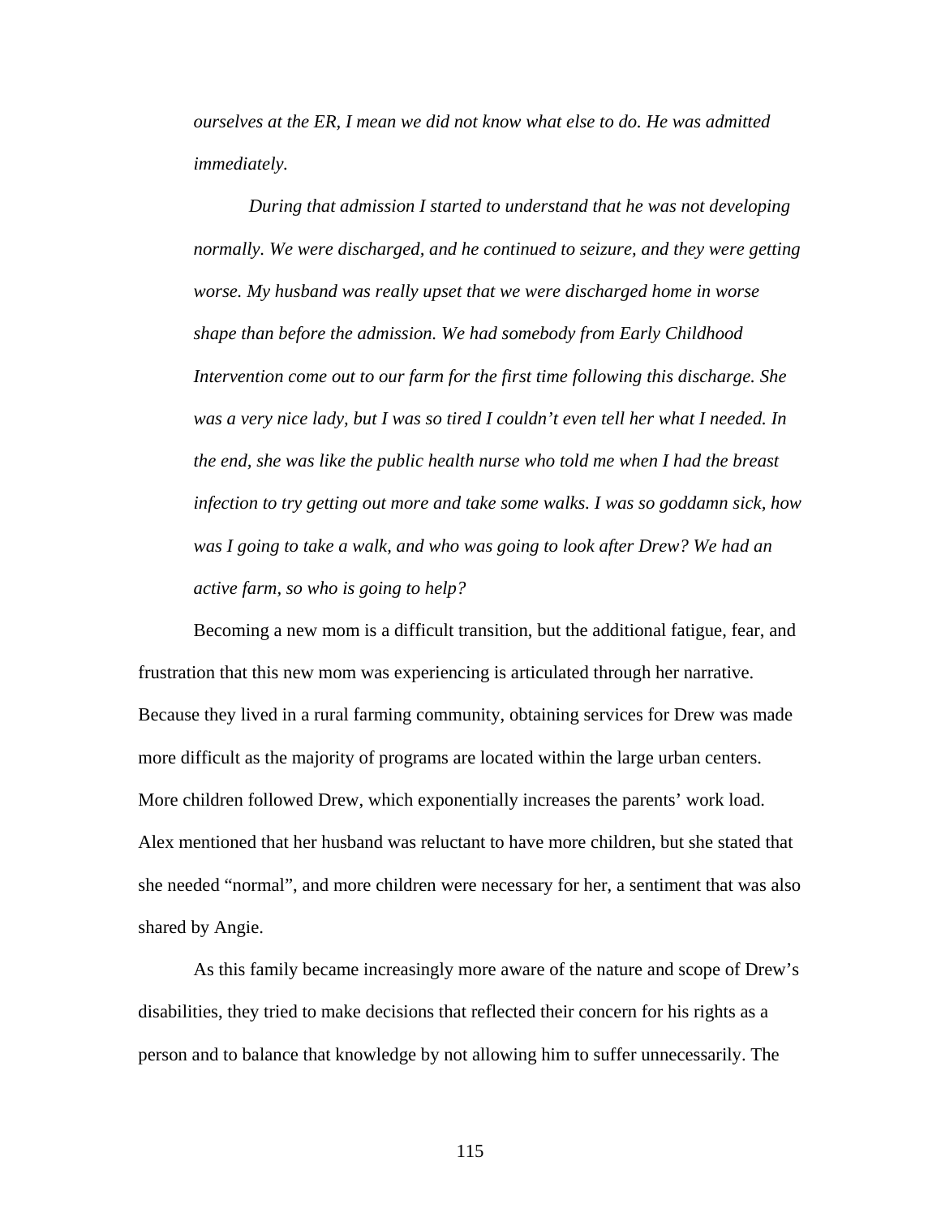*ourselves at the ER, I mean we did not know what else to do. He was admitted immediately.*

> *During that admission I started to understand that he was not developing normally. We were discharged, and he continued to seizure, and they were getting worse. My husband was really upset that we were discharged home in worse shape than before the admission. We had somebody from Early Childhood Intervention come out to our farm for the first time following this discharge. She was a very nice lady, but I was so tired I couldn't even tell her what I needed. In the end, she was like the public health nurse who told me when I had the breast infection to try getting out more and take some walks. I was so goddamn sick, how was I going to take a walk, and who was going to look after Drew? We had an active farm, so who is going to help?*

Becoming a new mom is a difficult transition, but the additional fatigue, fear, and frustration that this new mom was experiencing is articulated through her narrative. Because they lived in a rural farming community, obtaining services for Drew was made more difficult as the majority of programs are located within the large urban centers. More children followed Drew, which exponentially increases the parents' work load. Alex mentioned that her husband was reluctant to have more children, but she stated that she needed "normal", and more children were necessary for her, a sentiment that was also shared by Angie.

As this family became increasingly more aware of the nature and scope of Drew's disabilities, they tried to make decisions that reflected their concern for his rights as a person and to balance that knowledge by not allowing him to suffer unnecessarily. The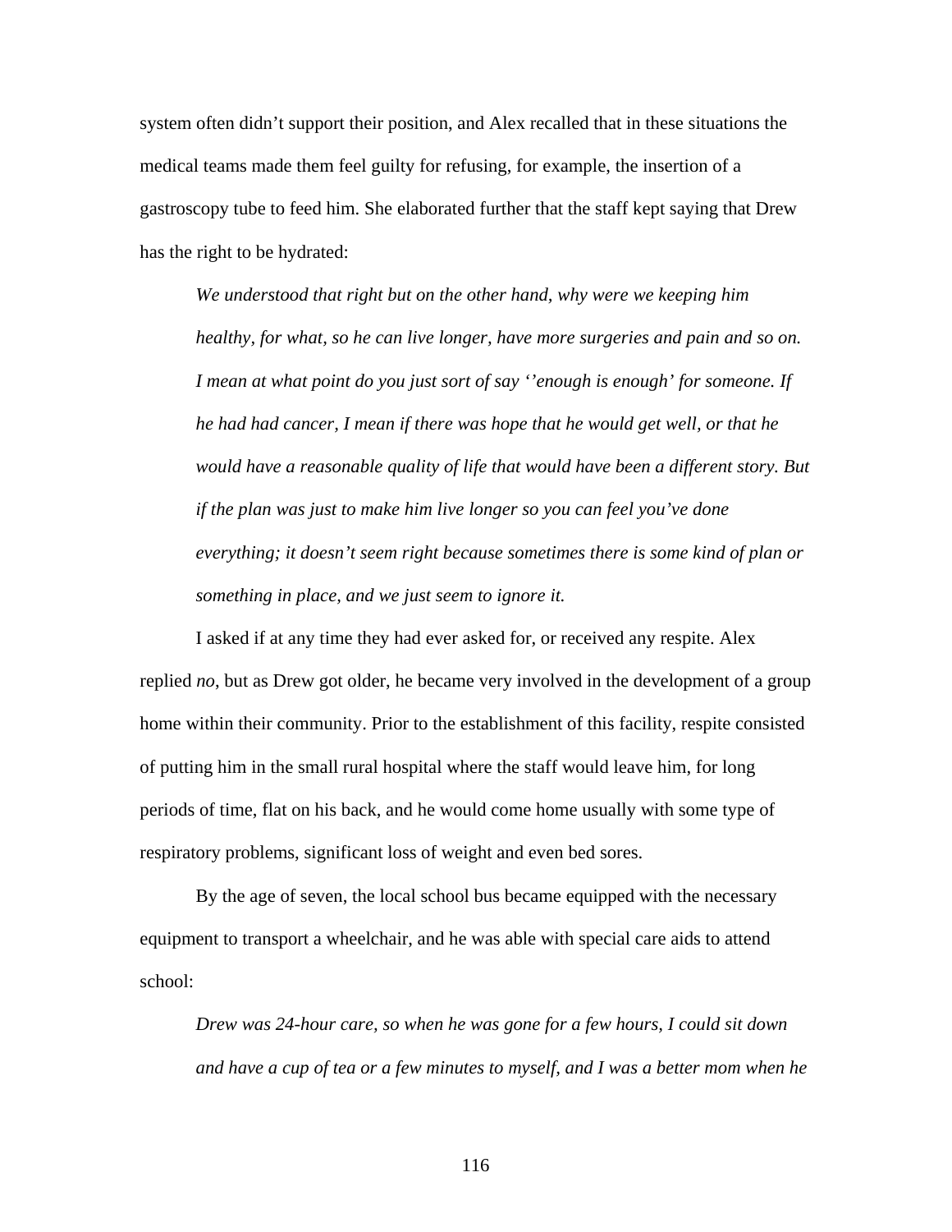system often didn’t support their position, and Alex recalled that in these situations the medical teams made them feel guilty for refusing, for example, the insertion of a gastroscopy tube to feed him. She elaborated further that the staff kept saying that Drew has the right to be hydrated:

> *We understood that right but on the other hand, why were we keeping him healthy, for what, so he can live longer, have more surgeries and pain and so on. I mean at what point do you just sort of say ‘’enough is enough’ for someone. If he had had cancer, I mean if there was hope that he would get well, or that he would have a reasonable quality of life that would have been a different story. But if the plan was just to make him live longer so you can feel you’ve done everything; it doesn’t seem right because sometimes there is some kind of plan or something in place, and we just seem to ignore it.*

I asked if at any time they had ever asked for, or received any respite. Alex replied *no*, but as Drew got older, he became very involved in the development of a group home within their community. Prior to the establishment of this facility, respite consisted of putting him in the small rural hospital where the staff would leave him, for long periods of time, flat on his back, and he would come home usually with some type of respiratory problems, significant loss of weight and even bed sores.

By the age of seven, the local school bus became equipped with the necessary equipment to transport a wheelchair, and he was able with special care aids to attend school:

> *Drew was 24-hour care, so when he was gone for a few hours, I could sit down and have a cup of tea or a few minutes to myself, and I was a better mom when he*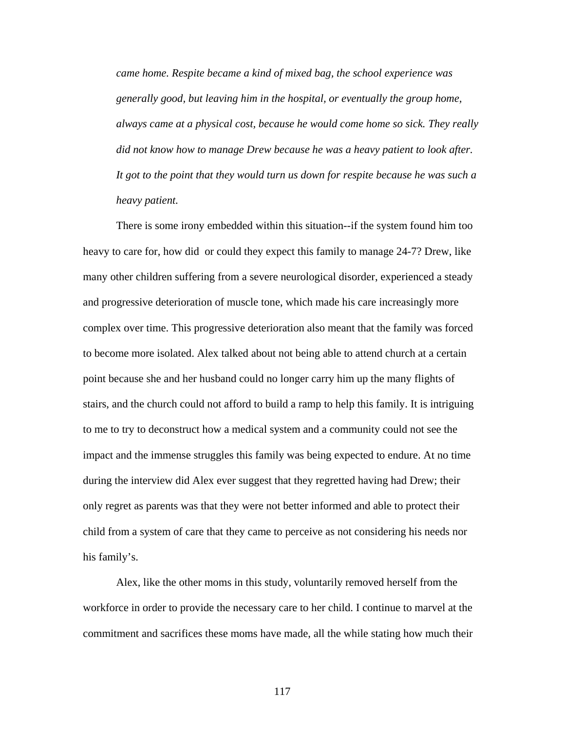*came home. Respite became a kind of mixed bag, the school experience was generally good, but leaving him in the hospital, or eventually the group home, always came at a physical cost, because he would come home so sick. They really did not know how to manage Drew because he was a heavy patient to look after. It got to the point that they would turn us down for respite because he was such a heavy patient.*

There is some irony embedded within this situation--if the system found him too heavy to care for, how did  or could they expect this family to manage 24-7? Drew, like many other children suffering from a severe neurological disorder, experienced a steady and progressive deterioration of muscle tone, which made his care increasingly more complex over time. This progressive deterioration also meant that the family was forced to become more isolated. Alex talked about not being able to attend church at a certain point because she and her husband could no longer carry him up the many flights of stairs, and the church could not afford to build a ramp to help this family. It is intriguing to me to try to deconstruct how a medical system and a community could not see the impact and the immense struggles this family was being expected to endure. At no time during the interview did Alex ever suggest that they regretted having had Drew; their only regret as parents was that they were not better informed and able to protect their child from a system of care that they came to perceive as not considering his needs nor his family's.

Alex, like the other moms in this study, voluntarily removed herself from the workforce in order to provide the necessary care to her child. I continue to marvel at the commitment and sacrifices these moms have made, all the while stating how much their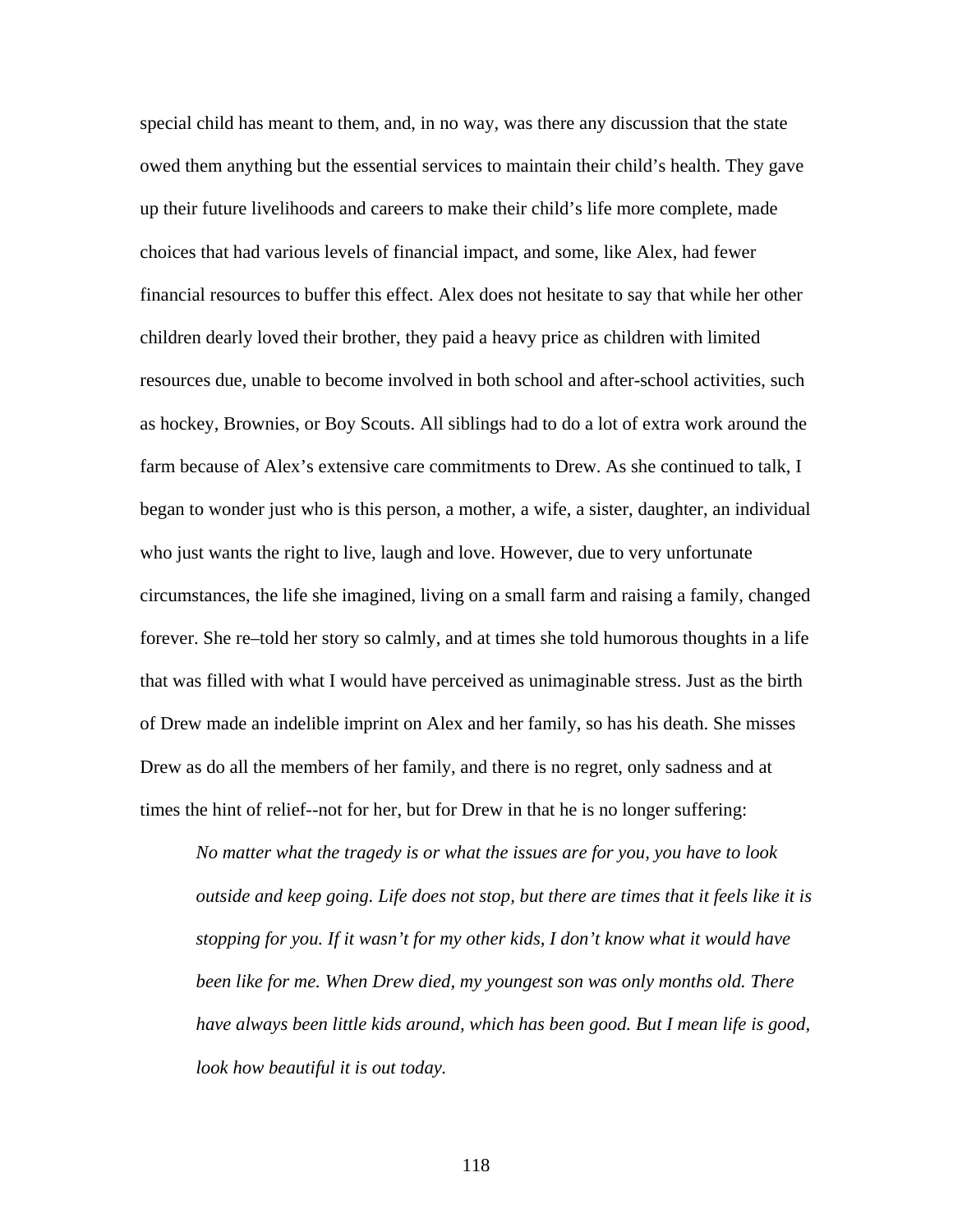special child has meant to them, and, in no way, was there any discussion that the state owed them anything but the essential services to maintain their child's health. They gave up their future livelihoods and careers to make their child's life more complete, made choices that had various levels of financial impact, and some, like Alex, had fewer financial resources to buffer this effect. Alex does not hesitate to say that while her other children dearly loved their brother, they paid a heavy price as children with limited resources due, unable to become involved in both school and after-school activities, such as hockey, Brownies, or Boy Scouts. All siblings had to do a lot of extra work around the farm because of Alex's extensive care commitments to Drew. As she continued to talk, I began to wonder just who is this person, a mother, a wife, a sister, daughter, an individual who just wants the right to live, laugh and love. However, due to very unfortunate circumstances, the life she imagined, living on a small farm and raising a family, changed forever. She re–told her story so calmly, and at times she told humorous thoughts in a life that was filled with what I would have perceived as unimaginable stress. Just as the birth of Drew made an indelible imprint on Alex and her family, so has his death. She misses Drew as do all the members of her family, and there is no regret, only sadness and at times the hint of relief--not for her, but for Drew in that he is no longer suffering:

> *No matter what the tragedy is or what the issues are for you, you have to look outside and keep going. Life does not stop, but there are times that it feels like it is stopping for you. If it wasn't for my other kids, I don't know what it would have been like for me. When Drew died, my youngest son was only months old. There have always been little kids around, which has been good. But I mean life is good, look how beautiful it is out today.*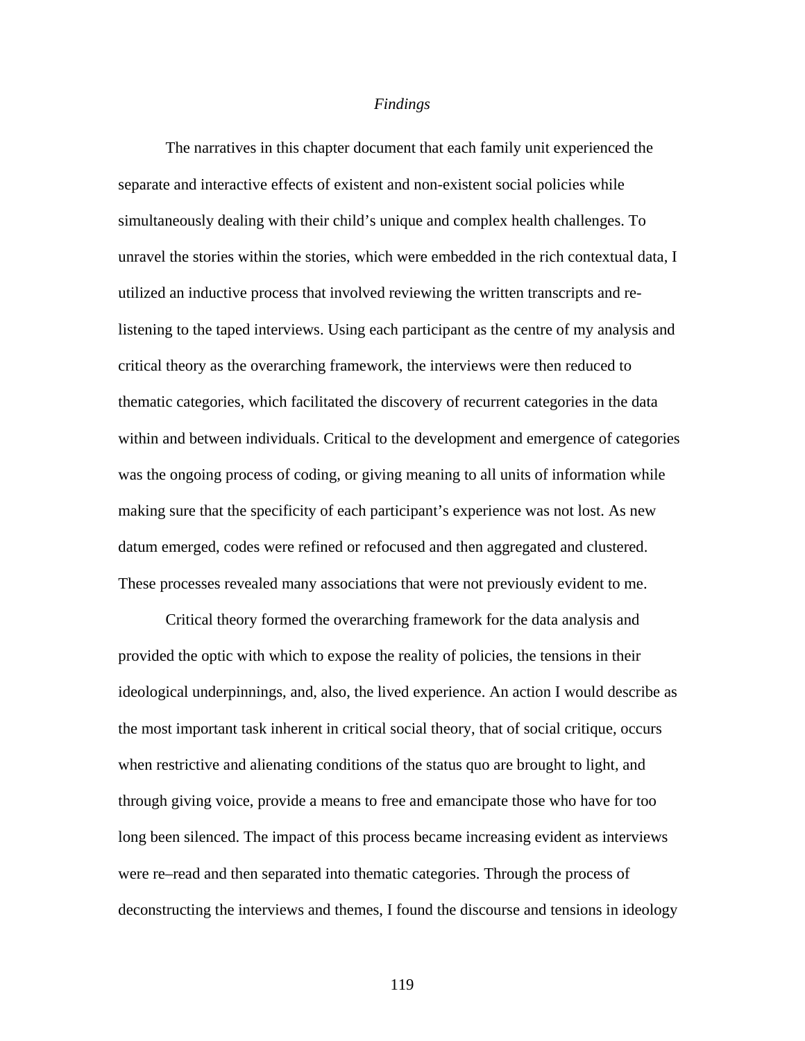### *Findings*

The narratives in this chapter document that each family unit experienced the separate and interactive effects of existent and non-existent social policies while simultaneously dealing with their child's unique and complex health challenges. To unravel the stories within the stories, which were embedded in the rich contextual data, I utilized an inductive process that involved reviewing the written transcripts and re-listening to the taped interviews. Using each participant as the centre of my analysis and critical theory as the overarching framework, the interviews were then reduced to thematic categories, which facilitated the discovery of recurrent categories in the data within and between individuals. Critical to the development and emergence of categories was the ongoing process of coding, or giving meaning to all units of information while making sure that the specificity of each participant's experience was not lost. As new datum emerged, codes were refined or refocused and then aggregated and clustered. These processes revealed many associations that were not previously evident to me.

Critical theory formed the overarching framework for the data analysis and provided the optic with which to expose the reality of policies, the tensions in their ideological underpinnings, and, also, the lived experience. An action I would describe as the most important task inherent in critical social theory, that of social critique, occurs when restrictive and alienating conditions of the status quo are brought to light, and through giving voice, provide a means to free and emancipate those who have for too long been silenced. The impact of this process became increasing evident as interviews were re–read and then separated into thematic categories. Through the process of deconstructing the interviews and themes, I found the discourse and tensions in ideology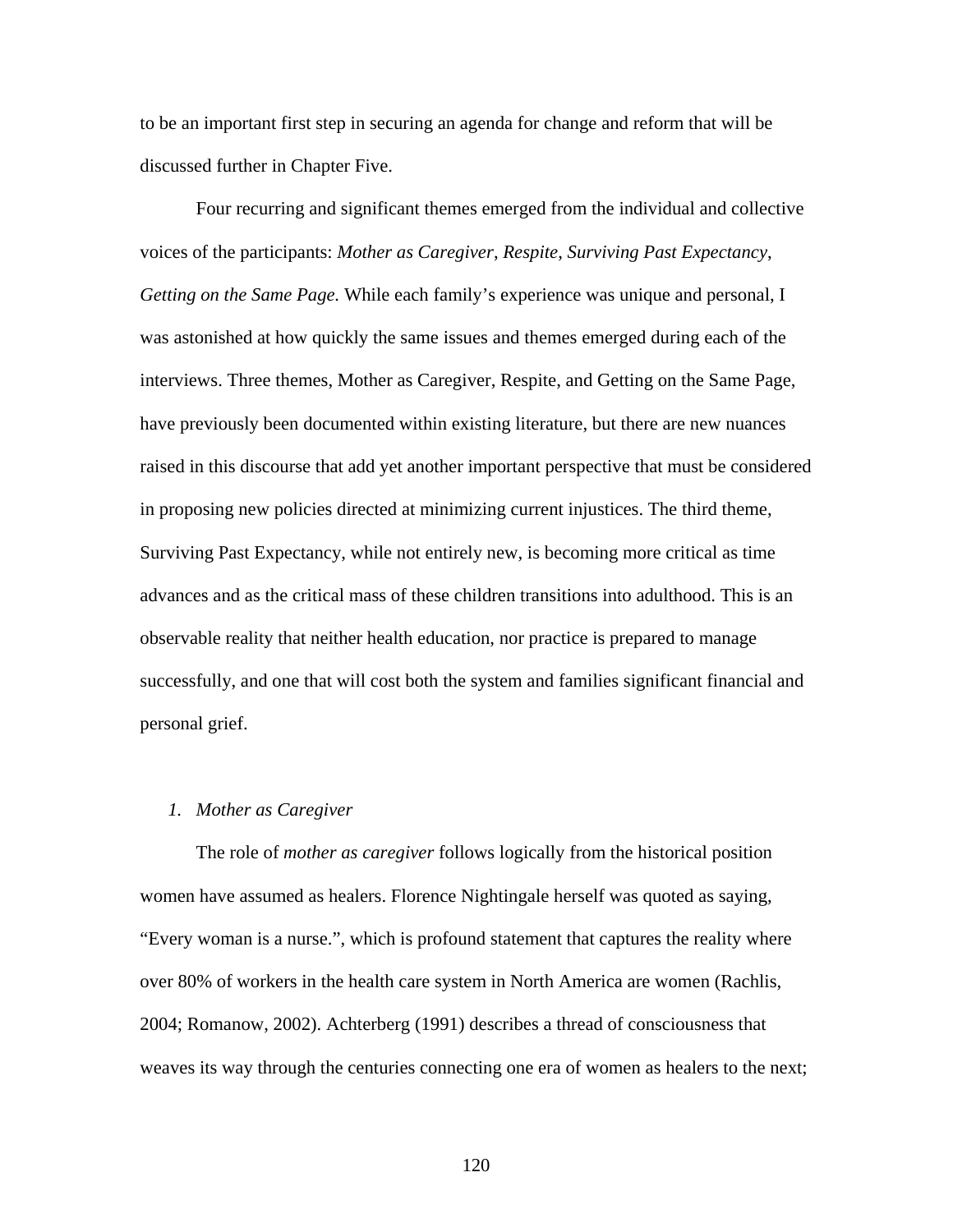to be an important first step in securing an agenda for change and reform that will be discussed further in Chapter Five.

Four recurring and significant themes emerged from the individual and collective voices of the participants: *Mother as Caregiver*, *Respite*, *Surviving Past Expectancy*, *Getting on the Same Page.* While each family's experience was unique and personal, I was astonished at how quickly the same issues and themes emerged during each of the interviews. Three themes, Mother as Caregiver, Respite, and Getting on the Same Page, have previously been documented within existing literature, but there are new nuances raised in this discourse that add yet another important perspective that must be considered in proposing new policies directed at minimizing current injustices. The third theme, Surviving Past Expectancy, while not entirely new, is becoming more critical as time advances and as the critical mass of these children transitions into adulthood. This is an observable reality that neither health education, nor practice is prepared to manage successfully, and one that will cost both the system and families significant financial and personal grief.

### 1. *Mother as Caregiver*

The role of *mother as caregiver* follows logically from the historical position women have assumed as healers. Florence Nightingale herself was quoted as saying, "Every woman is a nurse.", which is profound statement that captures the reality where over 80% of workers in the health care system in North America are women (Rachlis, 2004; Romanow, 2002). Achterberg (1991) describes a thread of consciousness that weaves its way through the centuries connecting one era of women as healers to the next;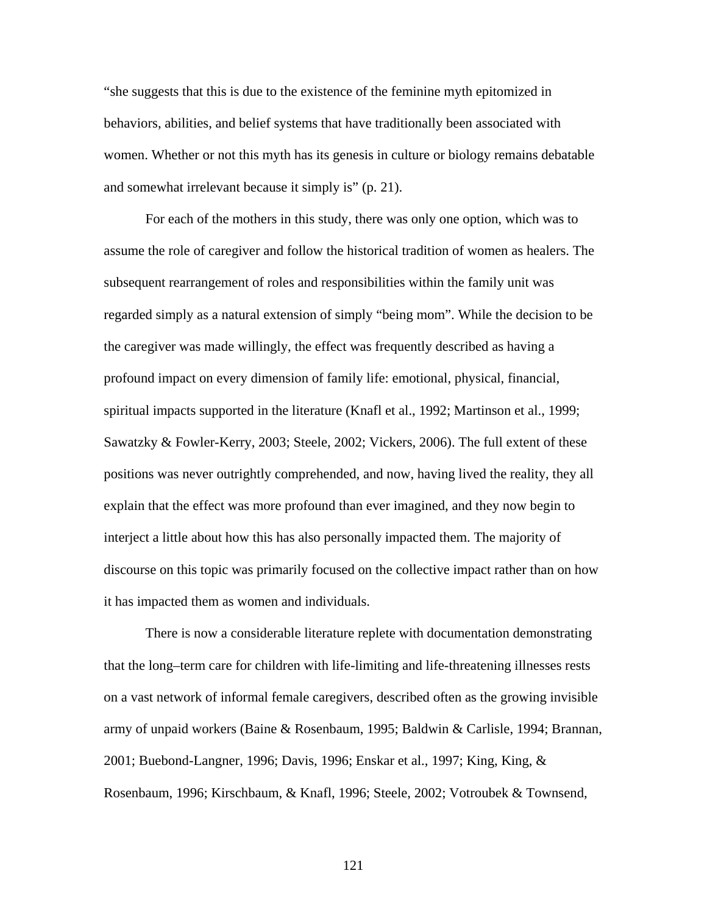“she suggests that this is due to the existence of the feminine myth epitomized in behaviors, abilities, and belief systems that have traditionally been associated with women. Whether or not this myth has its genesis in culture or biology remains debatable and somewhat irrelevant because it simply is” (p. 21).

For each of the mothers in this study, there was only one option, which was to assume the role of caregiver and follow the historical tradition of women as healers. The subsequent rearrangement of roles and responsibilities within the family unit was regarded simply as a natural extension of simply “being mom”. While the decision to be the caregiver was made willingly, the effect was frequently described as having a profound impact on every dimension of family life: emotional, physical, financial, spiritual impacts supported in the literature (Knafl et al., 1992; Martinson et al., 1999; Sawatzky & Fowler-Kerry, 2003; Steele, 2002; Vickers, 2006). The full extent of these positions was never outrightly comprehended, and now, having lived the reality, they all explain that the effect was more profound than ever imagined, and they now begin to interject a little about how this has also personally impacted them. The majority of discourse on this topic was primarily focused on the collective impact rather than on how it has impacted them as women and individuals.

There is now a considerable literature replete with documentation demonstrating that the long–term care for children with life-limiting and life-threatening illnesses rests on a vast network of informal female caregivers, described often as the growing invisible army of unpaid workers (Baine & Rosenbaum, 1995; Baldwin & Carlisle, 1994; Brannan, 2001; Buebond-Langner, 1996; Davis, 1996; Enskar et al., 1997; King, King, & Rosenbaum, 1996; Kirschbaum, & Knafl, 1996; Steele, 2002; Votroubek & Townsend,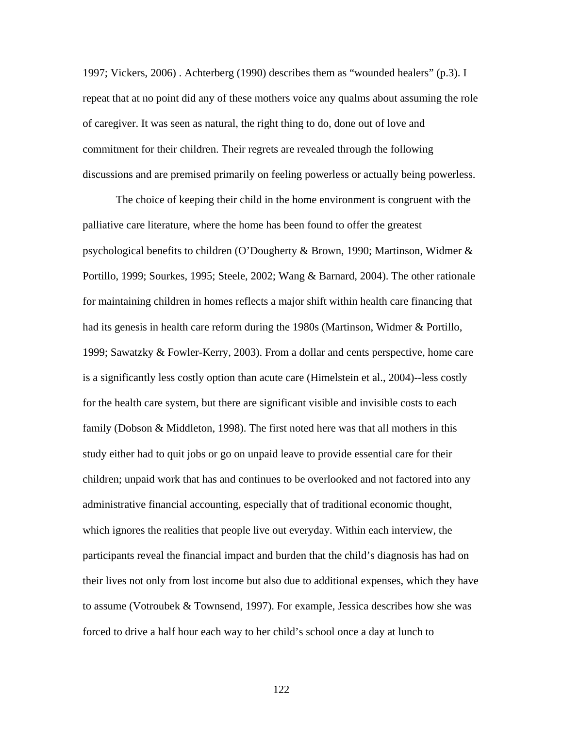1997; Vickers, 2006) . Achterberg (1990) describes them as "wounded healers" (p.3). I repeat that at no point did any of these mothers voice any qualms about assuming the role of caregiver. It was seen as natural, the right thing to do, done out of love and commitment for their children. Their regrets are revealed through the following discussions and are premised primarily on feeling powerless or actually being powerless.

The choice of keeping their child in the home environment is congruent with the palliative care literature, where the home has been found to offer the greatest psychological benefits to children (O'Dougherty & Brown, 1990; Martinson, Widmer & Portillo, 1999; Sourkes, 1995; Steele, 2002; Wang & Barnard, 2004). The other rationale for maintaining children in homes reflects a major shift within health care financing that had its genesis in health care reform during the 1980s (Martinson, Widmer & Portillo, 1999; Sawatzky & Fowler-Kerry, 2003). From a dollar and cents perspective, home care is a significantly less costly option than acute care (Himelstein et al., 2004)--less costly for the health care system, but there are significant visible and invisible costs to each family (Dobson & Middleton, 1998). The first noted here was that all mothers in this study either had to quit jobs or go on unpaid leave to provide essential care for their children; unpaid work that has and continues to be overlooked and not factored into any administrative financial accounting, especially that of traditional economic thought, which ignores the realities that people live out everyday. Within each interview, the participants reveal the financial impact and burden that the child's diagnosis has had on their lives not only from lost income but also due to additional expenses, which they have to assume (Votroubek & Townsend, 1997). For example, Jessica describes how she was forced to drive a half hour each way to her child's school once a day at lunch to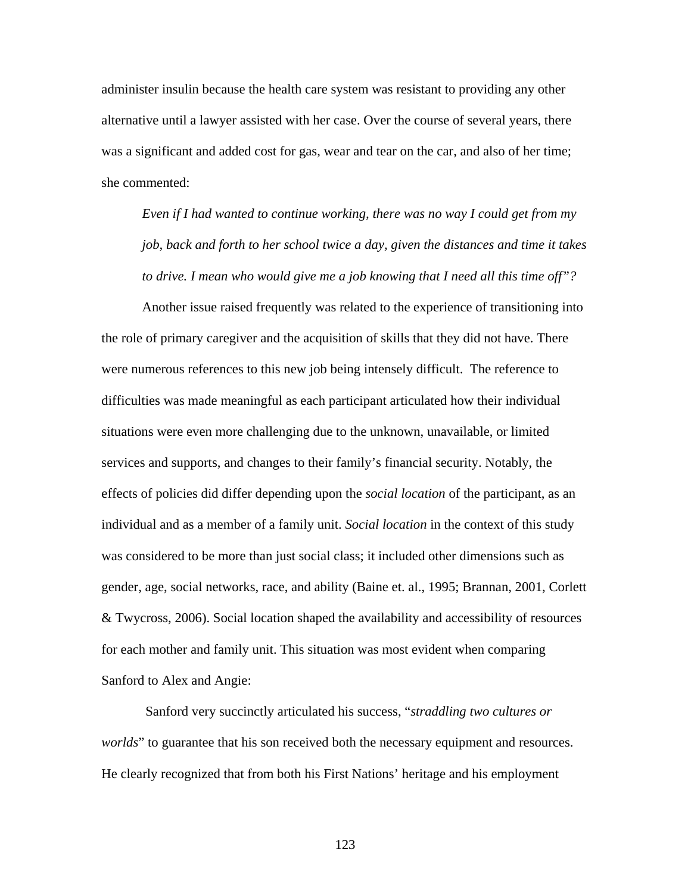administer insulin because the health care system was resistant to providing any other alternative until a lawyer assisted with her case. Over the course of several years, there was a significant and added cost for gas, wear and tear on the car, and also of her time; she commented:

> *Even if I had wanted to continue working, there was no way I could get from my job, back and forth to her school twice a day, given the distances and time it takes to drive. I mean who would give me a job knowing that I need all this time off"?*

Another issue raised frequently was related to the experience of transitioning into the role of primary caregiver and the acquisition of skills that they did not have. There were numerous references to this new job being intensely difficult. The reference to difficulties was made meaningful as each participant articulated how their individual situations were even more challenging due to the unknown, unavailable, or limited services and supports, and changes to their family's financial security. Notably, the effects of policies did differ depending upon the *social location* of the participant, as an individual and as a member of a family unit. *Social location* in the context of this study was considered to be more than just social class; it included other dimensions such as gender, age, social networks, race, and ability (Baine et. al., 1995; Brannan, 2001, Corlett & Twycross, 2006). Social location shaped the availability and accessibility of resources for each mother and family unit. This situation was most evident when comparing Sanford to Alex and Angie:

Sanford very succinctly articulated his success, "*straddling two cultures or worlds*" to guarantee that his son received both the necessary equipment and resources. He clearly recognized that from both his First Nations' heritage and his employment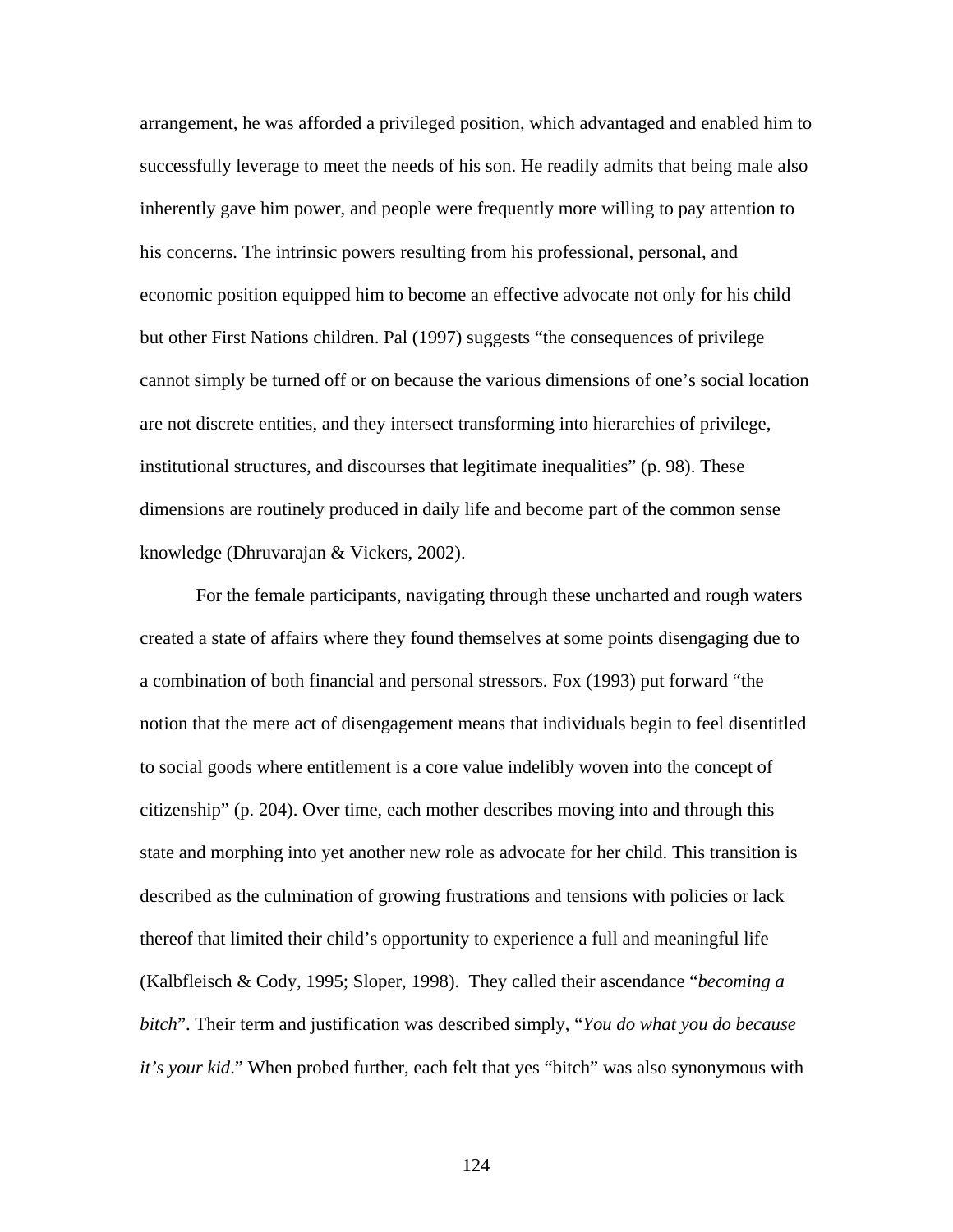arrangement, he was afforded a privileged position, which advantaged and enabled him to successfully leverage to meet the needs of his son. He readily admits that being male also inherently gave him power, and people were frequently more willing to pay attention to his concerns. The intrinsic powers resulting from his professional, personal, and economic position equipped him to become an effective advocate not only for his child but other First Nations children. Pal (1997) suggests "the consequences of privilege cannot simply be turned off or on because the various dimensions of one's social location are not discrete entities, and they intersect transforming into hierarchies of privilege, institutional structures, and discourses that legitimate inequalities" (p. 98). These dimensions are routinely produced in daily life and become part of the common sense knowledge (Dhruvarajan & Vickers, 2002).

For the female participants, navigating through these uncharted and rough waters created a state of affairs where they found themselves at some points disengaging due to a combination of both financial and personal stressors. Fox (1993) put forward "the notion that the mere act of disengagement means that individuals begin to feel disentitled to social goods where entitlement is a core value indelibly woven into the concept of citizenship" (p. 204). Over time, each mother describes moving into and through this state and morphing into yet another new role as advocate for her child. This transition is described as the culmination of growing frustrations and tensions with policies or lack thereof that limited their child's opportunity to experience a full and meaningful life (Kalbfleisch & Cody, 1995; Sloper, 1998). They called their ascendance "*becoming a bitch*". Their term and justification was described simply, "*You do what you do because it's your kid*." When probed further, each felt that yes "bitch" was also synonymous with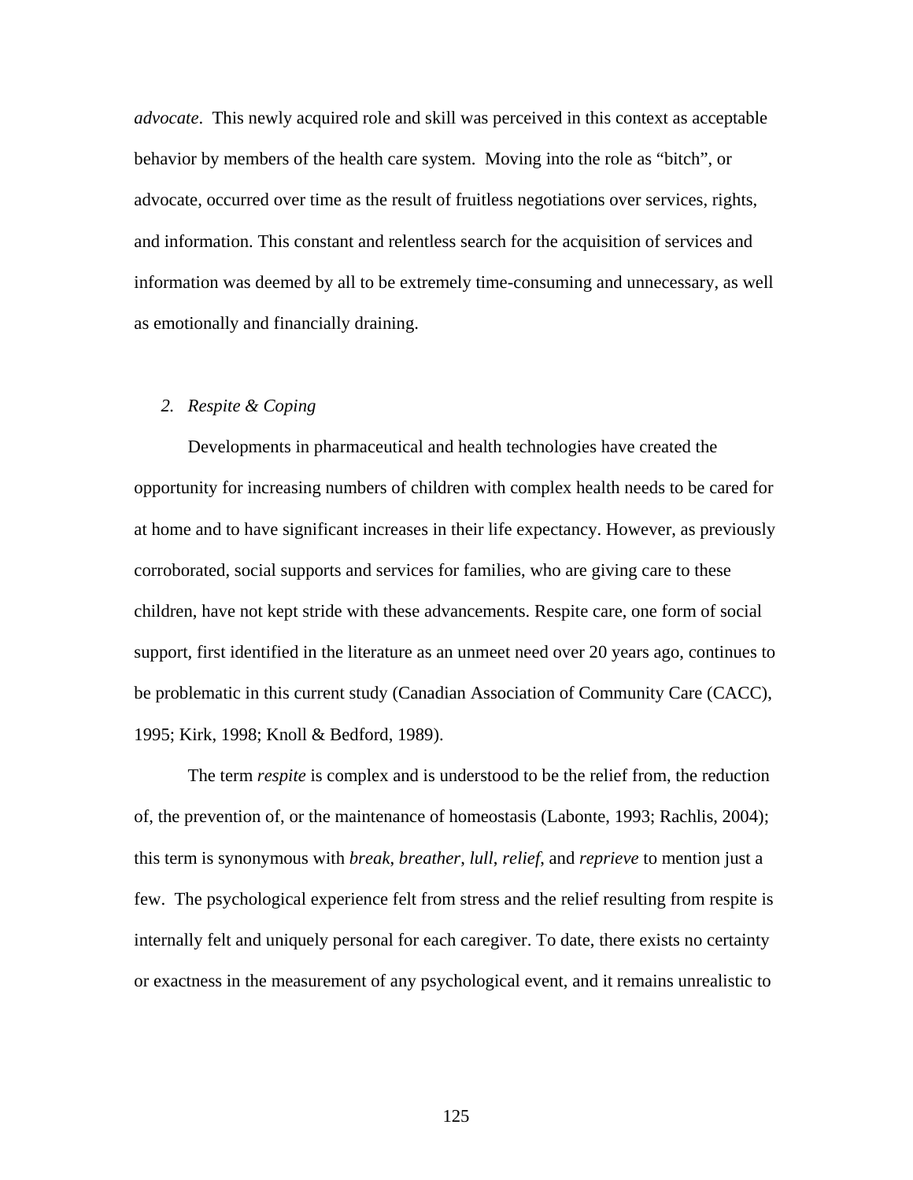*advocate*. This newly acquired role and skill was perceived in this context as acceptable behavior by members of the health care system. Moving into the role as "bitch", or advocate, occurred over time as the result of fruitless negotiations over services, rights, and information. This constant and relentless search for the acquisition of services and information was deemed by all to be extremely time-consuming and unnecessary, as well as emotionally and financially draining.

### 2. *Respite & Coping*

Developments in pharmaceutical and health technologies have created the opportunity for increasing numbers of children with complex health needs to be cared for at home and to have significant increases in their life expectancy. However, as previously corroborated, social supports and services for families, who are giving care to these children, have not kept stride with these advancements. Respite care, one form of social support, first identified in the literature as an unmeet need over 20 years ago, continues to be problematic in this current study (Canadian Association of Community Care (CACC), 1995; Kirk, 1998; Knoll & Bedford, 1989).

The term *respite* is complex and is understood to be the relief from, the reduction of, the prevention of, or the maintenance of homeostasis (Labonte, 1993; Rachlis, 2004); this term is synonymous with *break*, *breather*, *lull*, *relief*, and *reprieve* to mention just a few. The psychological experience felt from stress and the relief resulting from respite is internally felt and uniquely personal for each caregiver. To date, there exists no certainty or exactness in the measurement of any psychological event, and it remains unrealistic to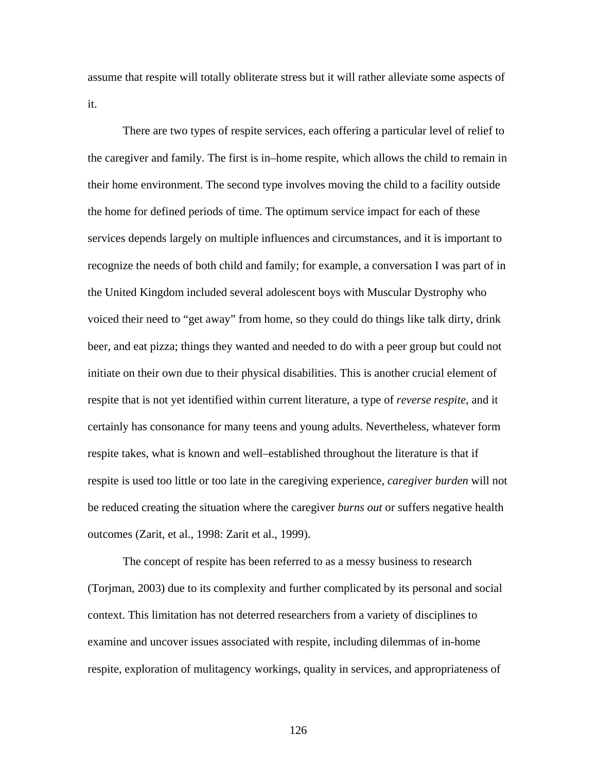assume that respite will totally obliterate stress but it will rather alleviate some aspects of it.

There are two types of respite services, each offering a particular level of relief to the caregiver and family. The first is in–home respite, which allows the child to remain in their home environment. The second type involves moving the child to a facility outside the home for defined periods of time. The optimum service impact for each of these services depends largely on multiple influences and circumstances, and it is important to recognize the needs of both child and family; for example, a conversation I was part of in the United Kingdom included several adolescent boys with Muscular Dystrophy who voiced their need to "get away" from home, so they could do things like talk dirty, drink beer, and eat pizza; things they wanted and needed to do with a peer group but could not initiate on their own due to their physical disabilities. This is another crucial element of respite that is not yet identified within current literature, a type of *reverse respite*, and it certainly has consonance for many teens and young adults. Nevertheless, whatever form respite takes, what is known and well–established throughout the literature is that if respite is used too little or too late in the caregiving experience, *caregiver burden* will not be reduced creating the situation where the caregiver *burns out* or suffers negative health outcomes (Zarit, et al., 1998: Zarit et al., 1999).

The concept of respite has been referred to as a messy business to research (Torjman, 2003) due to its complexity and further complicated by its personal and social context. This limitation has not deterred researchers from a variety of disciplines to examine and uncover issues associated with respite, including dilemmas of in-home respite, exploration of mulitagency workings, quality in services, and appropriateness of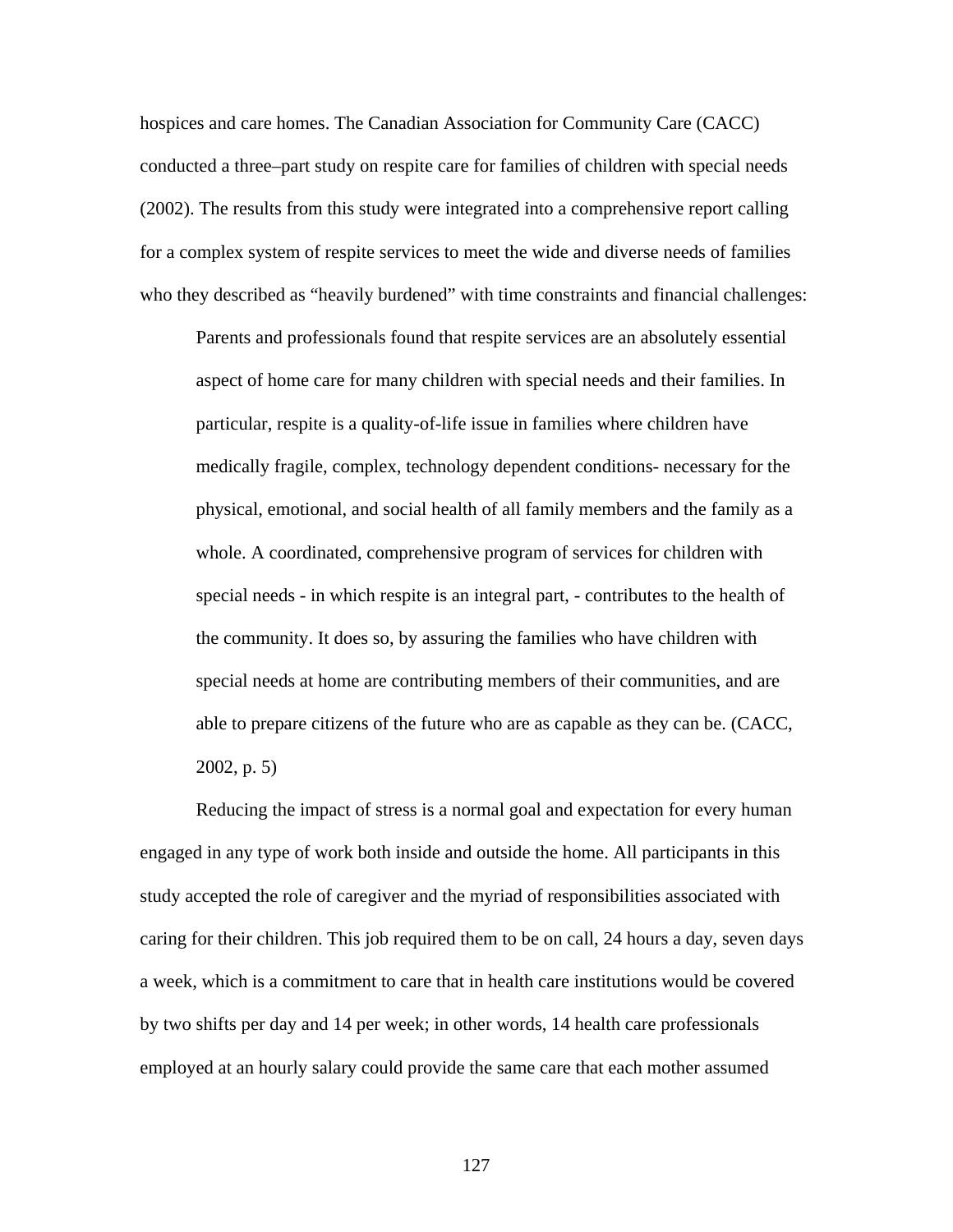hospices and care homes. The Canadian Association for Community Care (CACC) conducted a three–part study on respite care for families of children with special needs (2002). The results from this study were integrated into a comprehensive report calling for a complex system of respite services to meet the wide and diverse needs of families who they described as "heavily burdened" with time constraints and financial challenges:

> Parents and professionals found that respite services are an absolutely essential aspect of home care for many children with special needs and their families. In particular, respite is a quality-of-life issue in families where children have medically fragile, complex, technology dependent conditions- necessary for the physical, emotional, and social health of all family members and the family as a whole. A coordinated, comprehensive program of services for children with special needs - in which respite is an integral part, - contributes to the health of the community. It does so, by assuring the families who have children with special needs at home are contributing members of their communities, and are able to prepare citizens of the future who are as capable as they can be. (CACC, 2002, p. 5)

Reducing the impact of stress is a normal goal and expectation for every human engaged in any type of work both inside and outside the home. All participants in this study accepted the role of caregiver and the myriad of responsibilities associated with caring for their children. This job required them to be on call, 24 hours a day, seven days a week, which is a commitment to care that in health care institutions would be covered by two shifts per day and 14 per week; in other words, 14 health care professionals employed at an hourly salary could provide the same care that each mother assumed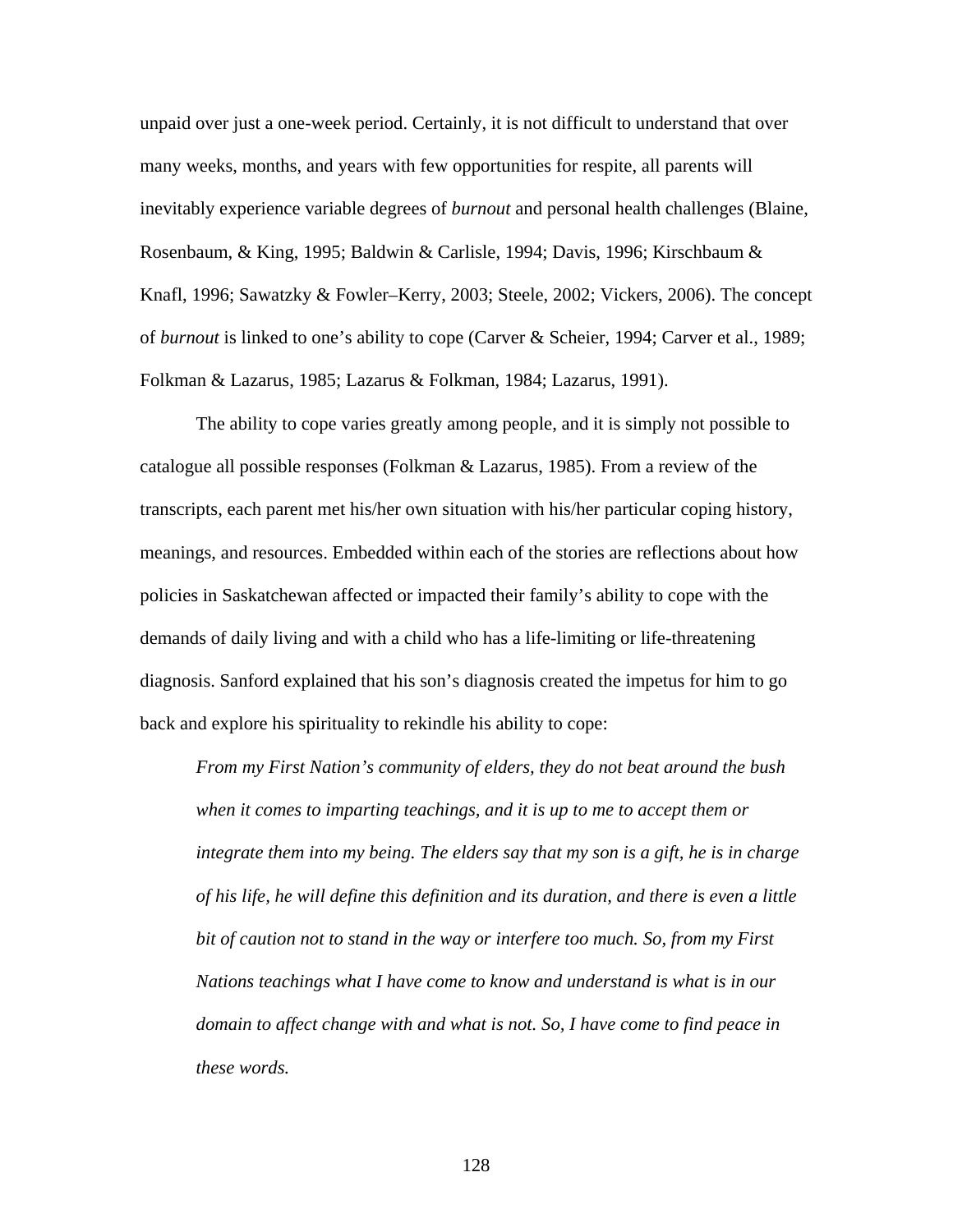unpaid over just a one-week period. Certainly, it is not difficult to understand that over many weeks, months, and years with few opportunities for respite, all parents will inevitably experience variable degrees of *burnout* and personal health challenges (Blaine, Rosenbaum, & King, 1995; Baldwin & Carlisle, 1994; Davis, 1996; Kirschbaum & Knafl, 1996; Sawatzky & Fowler–Kerry, 2003; Steele, 2002; Vickers, 2006). The concept of *burnout* is linked to one's ability to cope (Carver & Scheier, 1994; Carver et al., 1989; Folkman & Lazarus, 1985; Lazarus & Folkman, 1984; Lazarus, 1991).

The ability to cope varies greatly among people, and it is simply not possible to catalogue all possible responses (Folkman & Lazarus, 1985). From a review of the transcripts, each parent met his/her own situation with his/her particular coping history, meanings, and resources. Embedded within each of the stories are reflections about how policies in Saskatchewan affected or impacted their family's ability to cope with the demands of daily living and with a child who has a life-limiting or life-threatening diagnosis. Sanford explained that his son's diagnosis created the impetus for him to go back and explore his spirituality to rekindle his ability to cope:

> *From my First Nation's community of elders, they do not beat around the bush when it comes to imparting teachings, and it is up to me to accept them or integrate them into my being. The elders say that my son is a gift, he is in charge of his life, he will define this definition and its duration, and there is even a little bit of caution not to stand in the way or interfere too much. So, from my First Nations teachings what I have come to know and understand is what is in our domain to affect change with and what is not. So, I have come to find peace in these words.*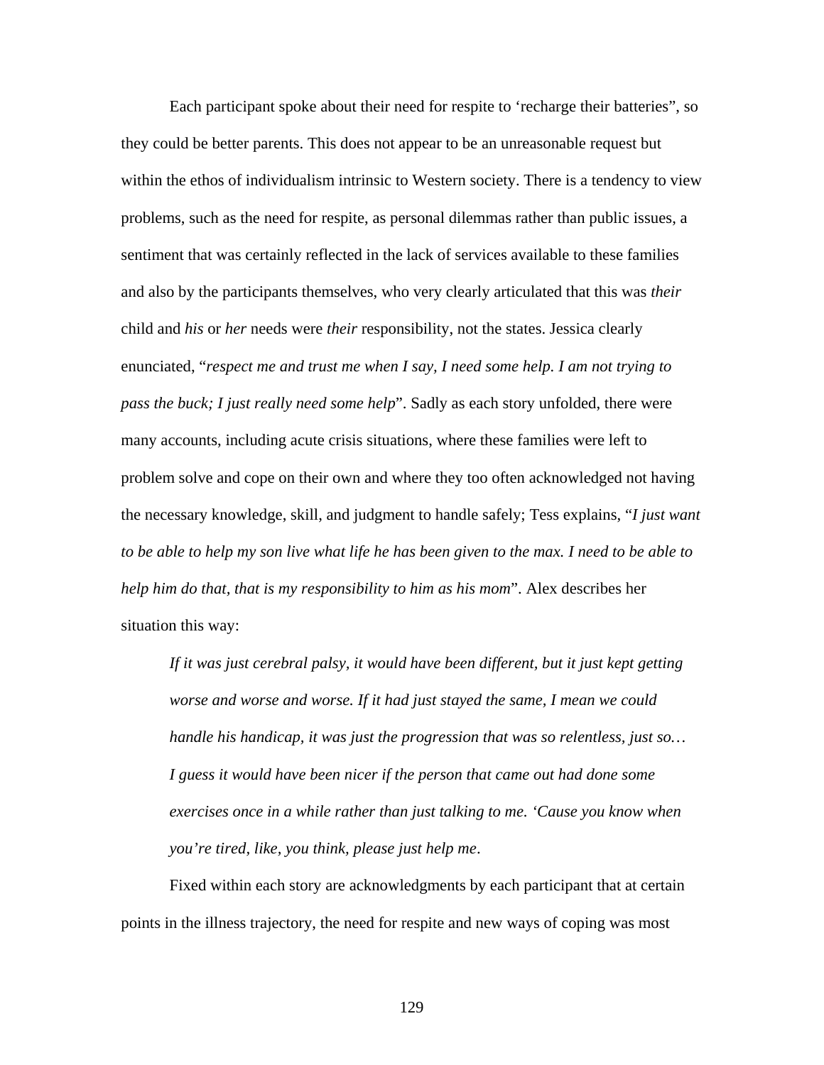Each participant spoke about their need for respite to ‘recharge their batteries”, so they could be better parents. This does not appear to be an unreasonable request but within the ethos of individualism intrinsic to Western society. There is a tendency to view problems, such as the need for respite, as personal dilemmas rather than public issues, a sentiment that was certainly reflected in the lack of services available to these families and also by the participants themselves, who very clearly articulated that this was *their* child and *his* or *her* needs were *their* responsibility, not the states. Jessica clearly enunciated, “*respect me and trust me when I say, I need some help. I am not trying to pass the buck; I just really need some help*”. Sadly as each story unfolded, there were many accounts, including acute crisis situations, where these families were left to problem solve and cope on their own and where they too often acknowledged not having the necessary knowledge, skill, and judgment to handle safely; Tess explains, “*I just want to be able to help my son live what life he has been given to the max. I need to be able to help him do that, that is my responsibility to him as his mom*”. Alex describes her situation this way:

> *If it was just cerebral palsy, it would have been different, but it just kept getting worse and worse and worse. If it had just stayed the same, I mean we could handle his handicap, it was just the progression that was so relentless, just so… I guess it would have been nicer if the person that came out had done some exercises once in a while rather than just talking to me. ‘Cause you know when you’re tired, like, you think, please just help me*.

Fixed within each story are acknowledgments by each participant that at certain points in the illness trajectory, the need for respite and new ways of coping was most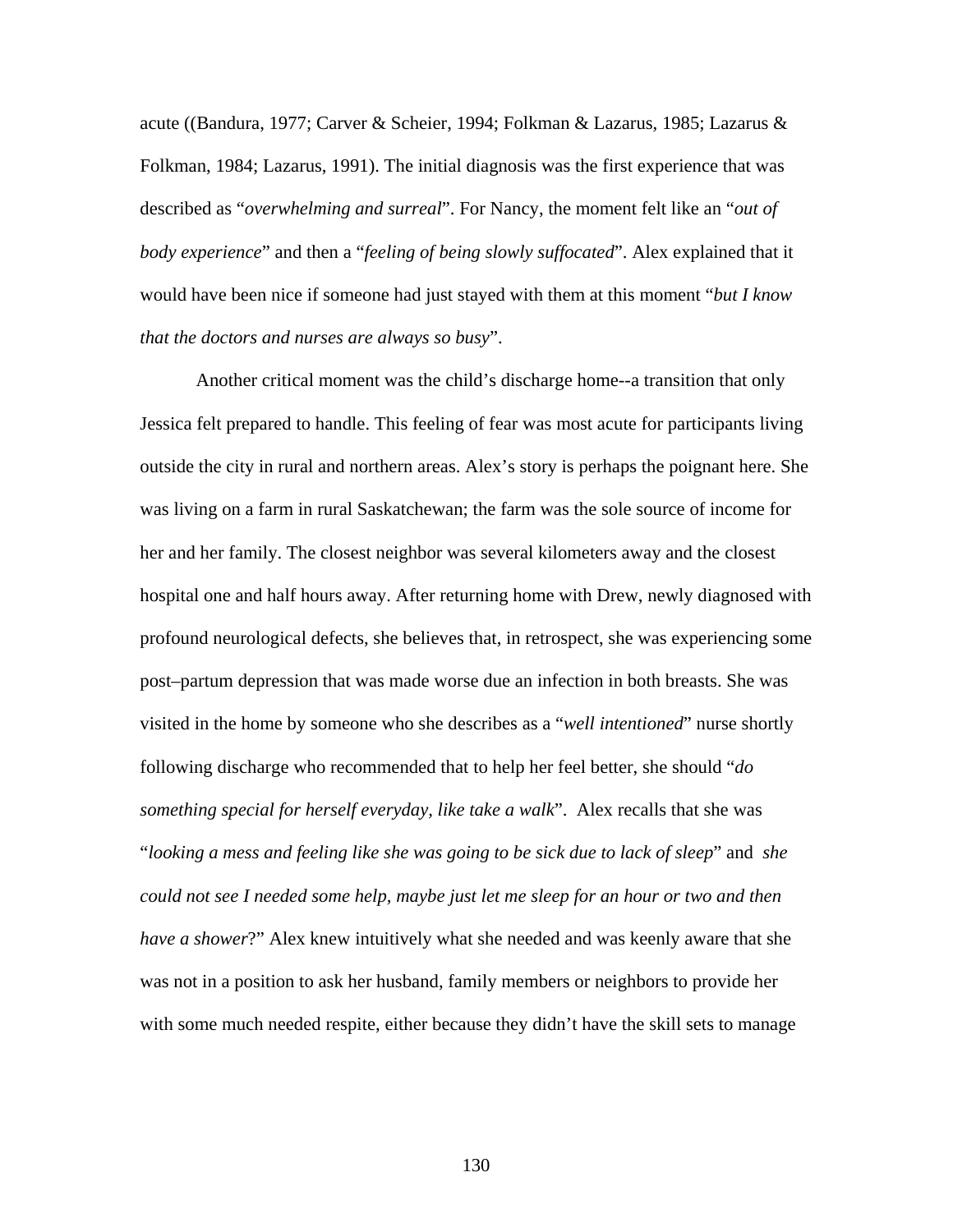acute ((Bandura, 1977; Carver & Scheier, 1994; Folkman & Lazarus, 1985; Lazarus & Folkman, 1984; Lazarus, 1991). The initial diagnosis was the first experience that was described as "*overwhelming and surreal*". For Nancy, the moment felt like an "*out of body experience*" and then a "*feeling of being slowly suffocated*". Alex explained that it would have been nice if someone had just stayed with them at this moment "*but I know that the doctors and nurses are always so busy*".

Another critical moment was the child's discharge home--a transition that only Jessica felt prepared to handle. This feeling of fear was most acute for participants living outside the city in rural and northern areas. Alex's story is perhaps the poignant here. She was living on a farm in rural Saskatchewan; the farm was the sole source of income for her and her family. The closest neighbor was several kilometers away and the closest hospital one and half hours away. After returning home with Drew, newly diagnosed with profound neurological defects, she believes that, in retrospect, she was experiencing some post–partum depression that was made worse due an infection in both breasts. She was visited in the home by someone who she describes as a "*well intentioned*" nurse shortly following discharge who recommended that to help her feel better, she should "*do something special for herself everyday, like take a walk*". Alex recalls that she was "*looking a mess and feeling like she was going to be sick due to lack of sleep*" and *she could not see I needed some help, maybe just let me sleep for an hour or two and then have a shower*?" Alex knew intuitively what she needed and was keenly aware that she was not in a position to ask her husband, family members or neighbors to provide her with some much needed respite, either because they didn't have the skill sets to manage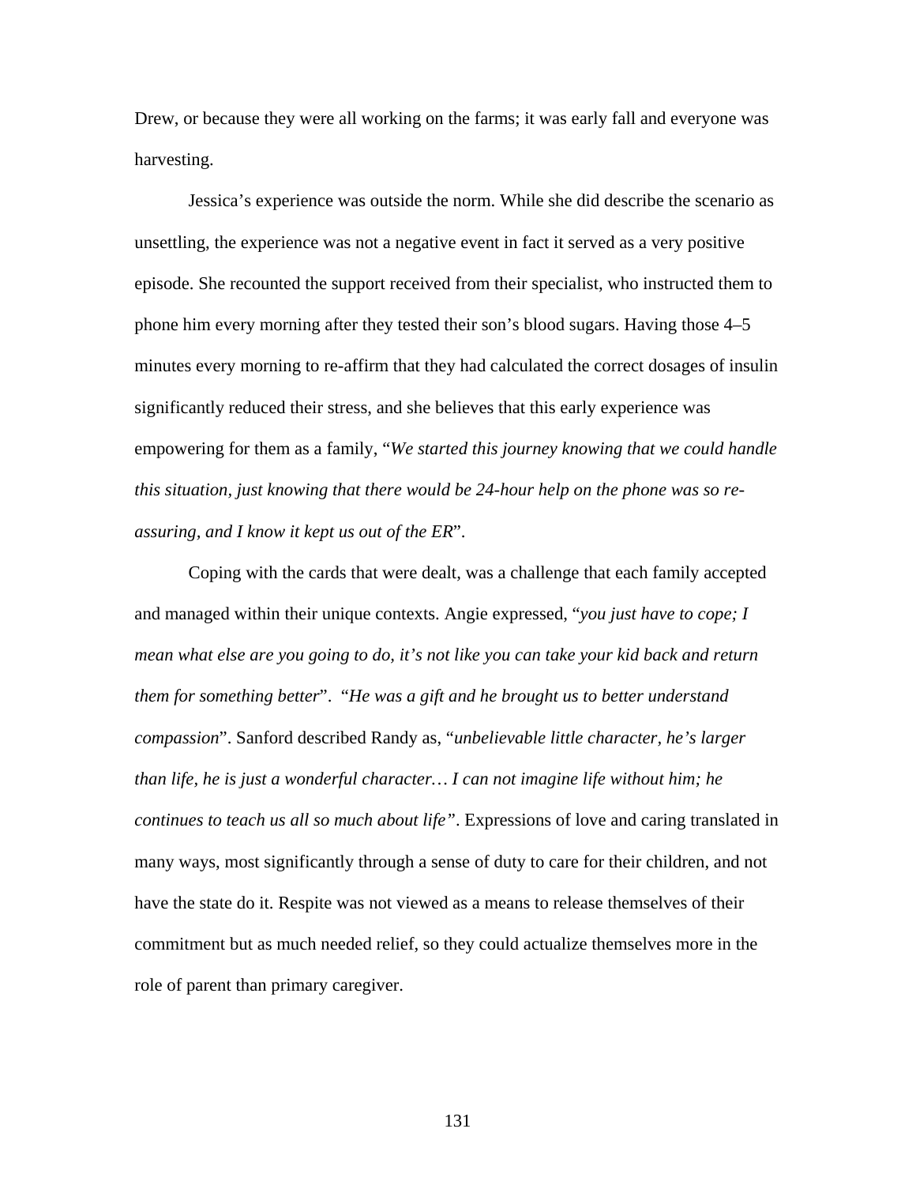Drew, or because they were all working on the farms; it was early fall and everyone was harvesting.

Jessica's experience was outside the norm. While she did describe the scenario as unsettling, the experience was not a negative event in fact it served as a very positive episode. She recounted the support received from their specialist, who instructed them to phone him every morning after they tested their son's blood sugars. Having those 4–5 minutes every morning to re-affirm that they had calculated the correct dosages of insulin significantly reduced their stress, and she believes that this early experience was empowering for them as a family, "*We started this journey knowing that we could handle this situation, just knowing that there would be 24-hour help on the phone was so re-assuring, and I know it kept us out of the ER*".

Coping with the cards that were dealt, was a challenge that each family accepted and managed within their unique contexts. Angie expressed, "*you just have to cope; I mean what else are you going to do, it's not like you can take your kid back and return them for something better*". "*He was a gift and he brought us to better understand compassion*". Sanford described Randy as, "*unbelievable little character, he's larger than life, he is just a wonderful character… I can not imagine life without him; he continues to teach us all so much about life"*. Expressions of love and caring translated in many ways, most significantly through a sense of duty to care for their children, and not have the state do it. Respite was not viewed as a means to release themselves of their commitment but as much needed relief, so they could actualize themselves more in the role of parent than primary caregiver.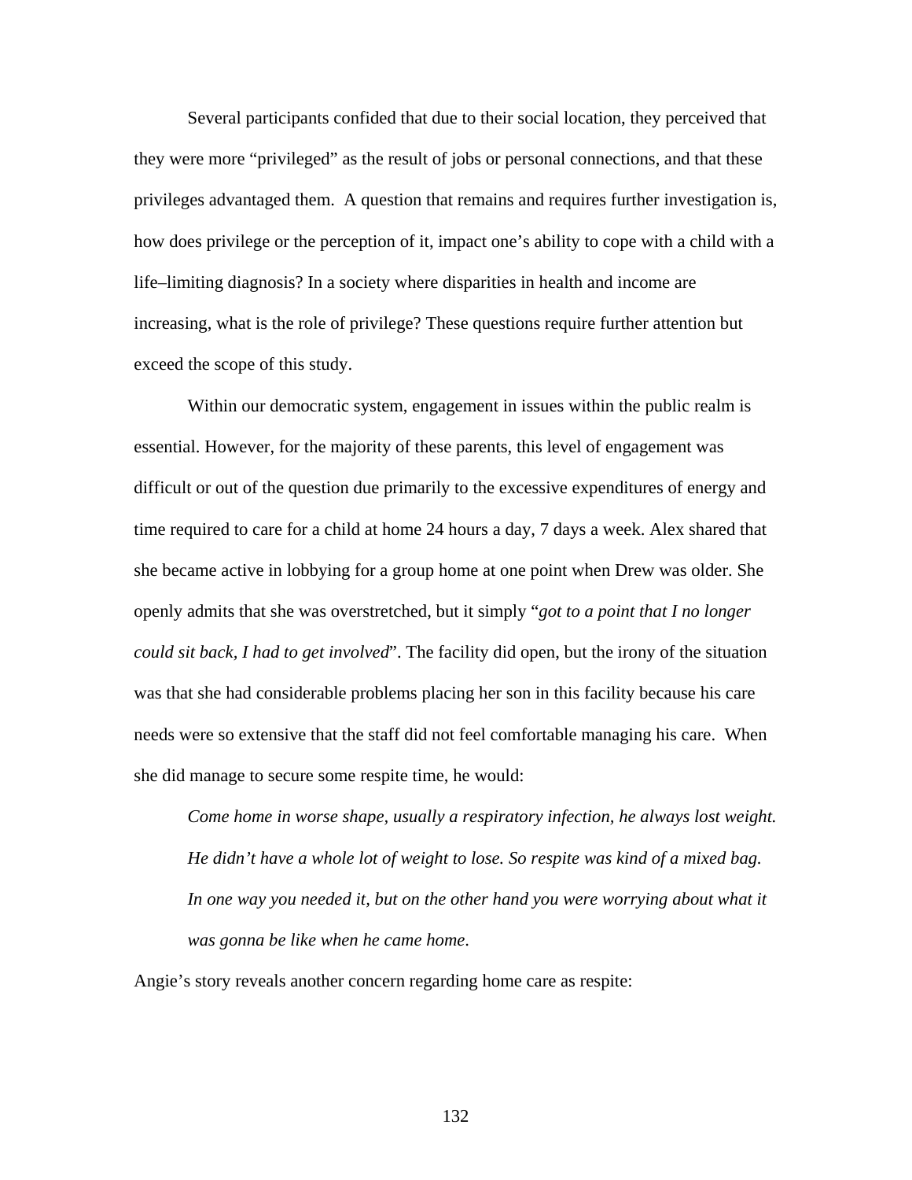Several participants confided that due to their social location, they perceived that they were more “privileged” as the result of jobs or personal connections, and that these privileges advantaged them. A question that remains and requires further investigation is, how does privilege or the perception of it, impact one’s ability to cope with a child with a life–limiting diagnosis? In a society where disparities in health and income are increasing, what is the role of privilege? These questions require further attention but exceed the scope of this study.

Within our democratic system, engagement in issues within the public realm is essential. However, for the majority of these parents, this level of engagement was difficult or out of the question due primarily to the excessive expenditures of energy and time required to care for a child at home 24 hours a day, 7 days a week. Alex shared that she became active in lobbying for a group home at one point when Drew was older. She openly admits that she was overstretched, but it simply “*got to a point that I no longer could sit back, I had to get involved*”. The facility did open, but the irony of the situation was that she had considerable problems placing her son in this facility because his care needs were so extensive that the staff did not feel comfortable managing his care. When she did manage to secure some respite time, he would:

> *Come home in worse shape, usually a respiratory infection, he always lost weight. He didn’t have a whole lot of weight to lose. So respite was kind of a mixed bag. In one way you needed it, but on the other hand you were worrying about what it was gonna be like when he came home*.

Angie’s story reveals another concern regarding home care as respite: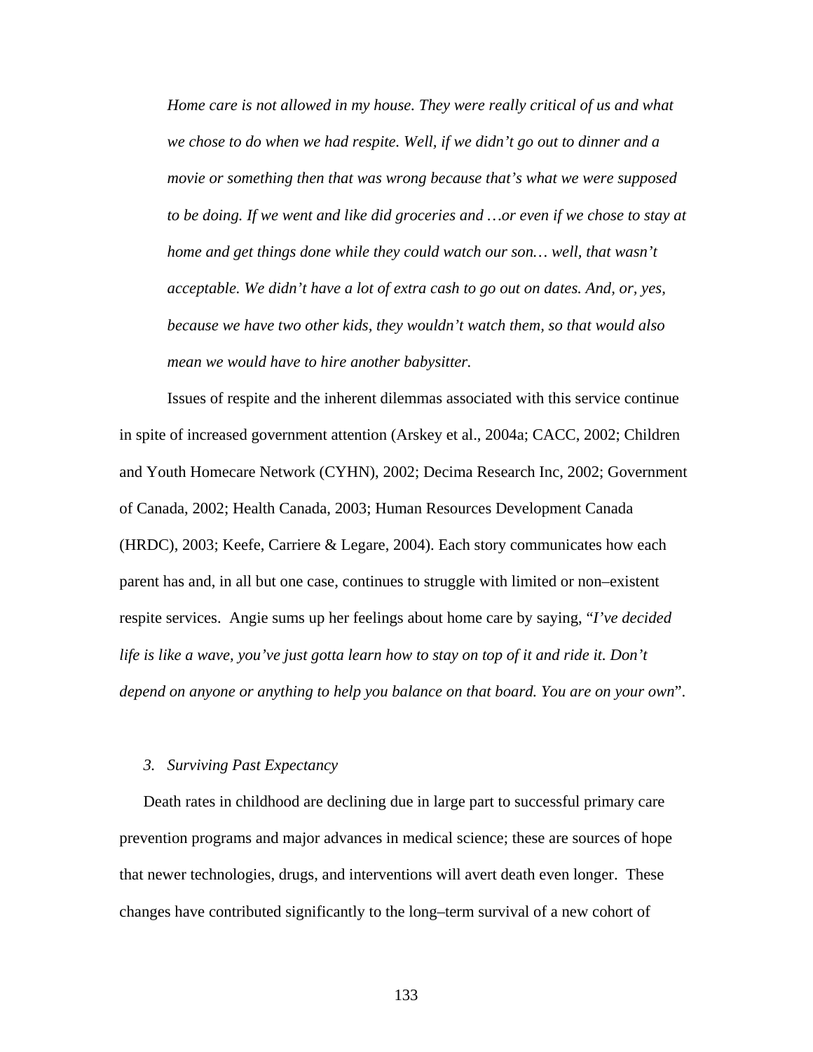> *Home care is not allowed in my house. They were really critical of us and what we chose to do when we had respite. Well, if we didn't go out to dinner and a movie or something then that was wrong because that's what we were supposed to be doing. If we went and like did groceries and …or even if we chose to stay at home and get things done while they could watch our son… well, that wasn't acceptable. We didn't have a lot of extra cash to go out on dates. And, or, yes, because we have two other kids, they wouldn't watch them, so that would also mean we would have to hire another babysitter.*

Issues of respite and the inherent dilemmas associated with this service continue in spite of increased government attention (Arskey et al., 2004a; CACC, 2002; Children and Youth Homecare Network (CYHN), 2002; Decima Research Inc, 2002; Government of Canada, 2002; Health Canada, 2003; Human Resources Development Canada (HRDC), 2003; Keefe, Carriere & Legare, 2004). Each story communicates how each parent has and, in all but one case, continues to struggle with limited or non–existent respite services. Angie sums up her feelings about home care by saying, "*I've decided life is like a wave, you've just gotta learn how to stay on top of it and ride it. Don't depend on anyone or anything to help you balance on that board. You are on your own*".

### 3. *Surviving Past Expectancy*

Death rates in childhood are declining due in large part to successful primary care prevention programs and major advances in medical science; these are sources of hope that newer technologies, drugs, and interventions will avert death even longer. These changes have contributed significantly to the long–term survival of a new cohort of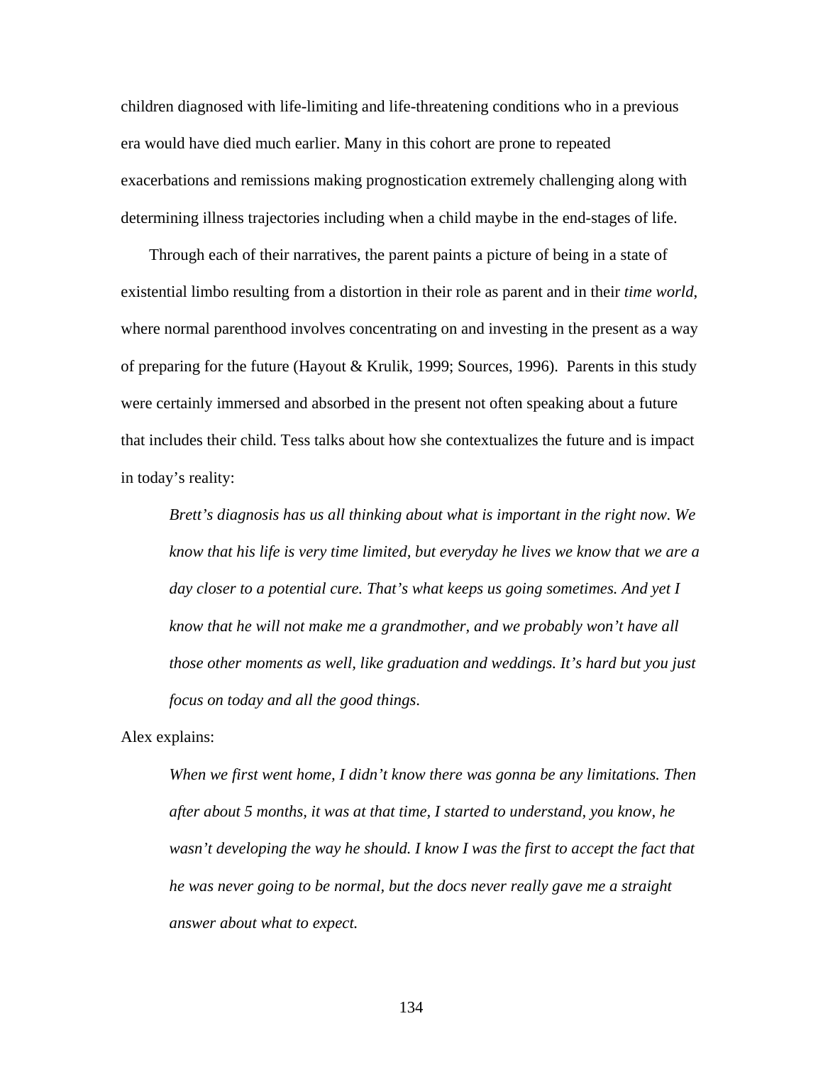children diagnosed with life-limiting and life-threatening conditions who in a previous era would have died much earlier. Many in this cohort are prone to repeated exacerbations and remissions making prognostication extremely challenging along with determining illness trajectories including when a child maybe in the end-stages of life.

Through each of their narratives, the parent paints a picture of being in a state of existential limbo resulting from a distortion in their role as parent and in their *time world*, where normal parenthood involves concentrating on and investing in the present as a way of preparing for the future (Hayout & Krulik, 1999; Sources, 1996). Parents in this study were certainly immersed and absorbed in the present not often speaking about a future that includes their child. Tess talks about how she contextualizes the future and is impact in today's reality:

> *Brett's diagnosis has us all thinking about what is important in the right now. We know that his life is very time limited, but everyday he lives we know that we are a day closer to a potential cure. That's what keeps us going sometimes. And yet I know that he will not make me a grandmother, and we probably won't have all those other moments as well, like graduation and weddings. It's hard but you just focus on today and all the good things.*

Alex explains:

> *When we first went home, I didn't know there was gonna be any limitations. Then after about 5 months, it was at that time, I started to understand, you know, he wasn't developing the way he should. I know I was the first to accept the fact that he was never going to be normal, but the docs never really gave me a straight answer about what to expect.*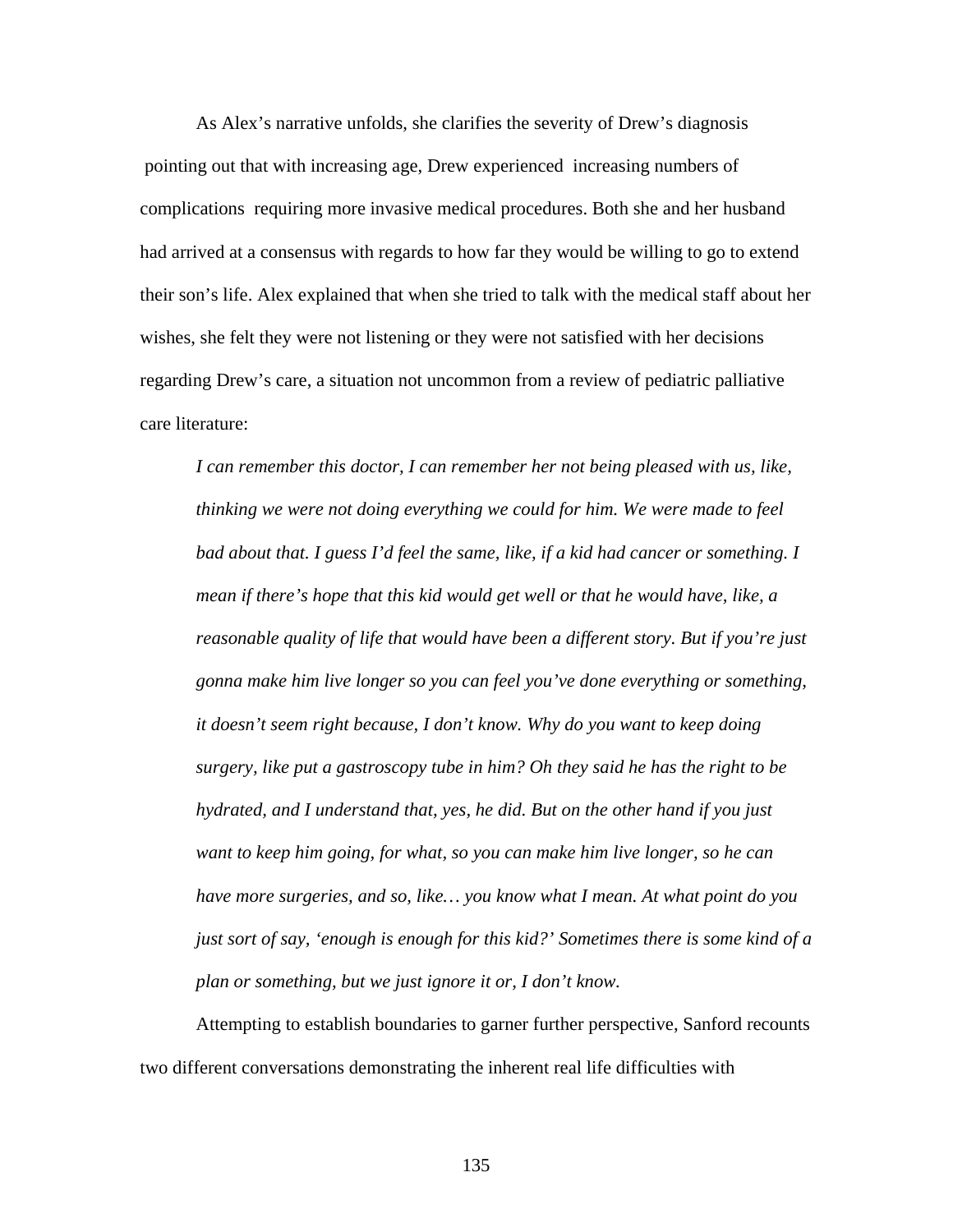As Alex's narrative unfolds, she clarifies the severity of Drew's diagnosis pointing out that with increasing age, Drew experienced increasing numbers of complications requiring more invasive medical procedures. Both she and her husband had arrived at a consensus with regards to how far they would be willing to go to extend their son's life. Alex explained that when she tried to talk with the medical staff about her wishes, she felt they were not listening or they were not satisfied with her decisions regarding Drew's care, a situation not uncommon from a review of pediatric palliative care literature:

> *I can remember this doctor, I can remember her not being pleased with us, like, thinking we were not doing everything we could for him. We were made to feel bad about that. I guess I'd feel the same, like, if a kid had cancer or something. I mean if there's hope that this kid would get well or that he would have, like, a reasonable quality of life that would have been a different story. But if you're just gonna make him live longer so you can feel you've done everything or something, it doesn't seem right because, I don't know. Why do you want to keep doing surgery, like put a gastroscopy tube in him? Oh they said he has the right to be hydrated, and I understand that, yes, he did. But on the other hand if you just want to keep him going, for what, so you can make him live longer, so he can have more surgeries, and so, like… you know what I mean. At what point do you just sort of say, 'enough is enough for this kid?' Sometimes there is some kind of a plan or something, but we just ignore it or, I don't know.*

Attempting to establish boundaries to garner further perspective, Sanford recounts two different conversations demonstrating the inherent real life difficulties with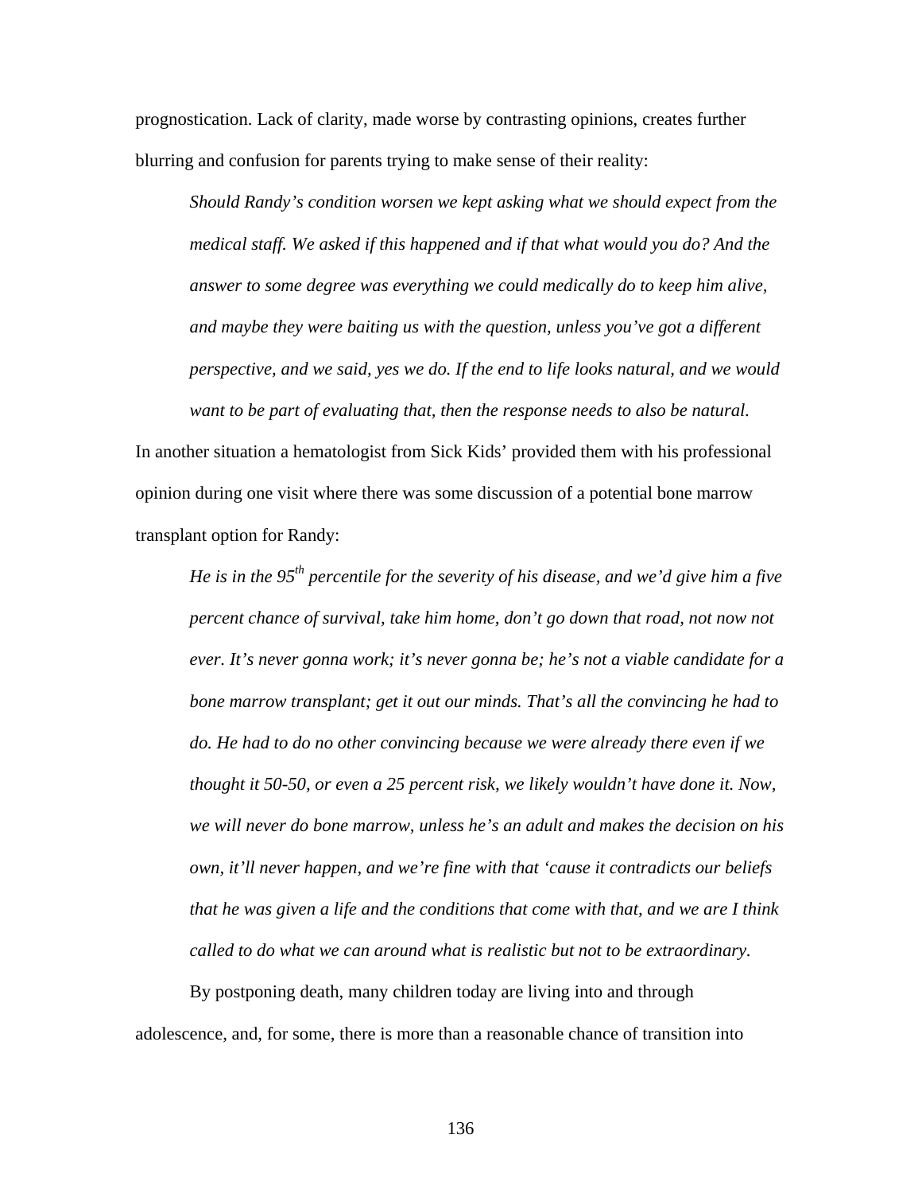prognostication. Lack of clarity, made worse by contrasting opinions, creates further blurring and confusion for parents trying to make sense of their reality:

> *Should Randy's condition worsen we kept asking what we should expect from the medical staff. We asked if this happened and if that what would you do? And the answer to some degree was everything we could medically do to keep him alive, and maybe they were baiting us with the question, unless you've got a different perspective, and we said, yes we do. If the end to life looks natural, and we would want to be part of evaluating that, then the response needs to also be natural.*

In another situation a hematologist from Sick Kids' provided them with his professional opinion during one visit where there was some discussion of a potential bone marrow transplant option for Randy:

> *He is in the 95th percentile for the severity of his disease, and we'd give him a five percent chance of survival, take him home, don't go down that road, not now not ever. It's never gonna work; it's never gonna be; he's not a viable candidate for a bone marrow transplant; get it out our minds. That's all the convincing he had to do. He had to do no other convincing because we were already there even if we thought it 50-50, or even a 25 percent risk, we likely wouldn't have done it. Now, we will never do bone marrow, unless he's an adult and makes the decision on his own, it'll never happen, and we're fine with that 'cause it contradicts our beliefs that he was given a life and the conditions that come with that, and we are I think called to do what we can around what is realistic but not to be extraordinary.*

By postponing death, many children today are living into and through adolescence, and, for some, there is more than a reasonable chance of transition into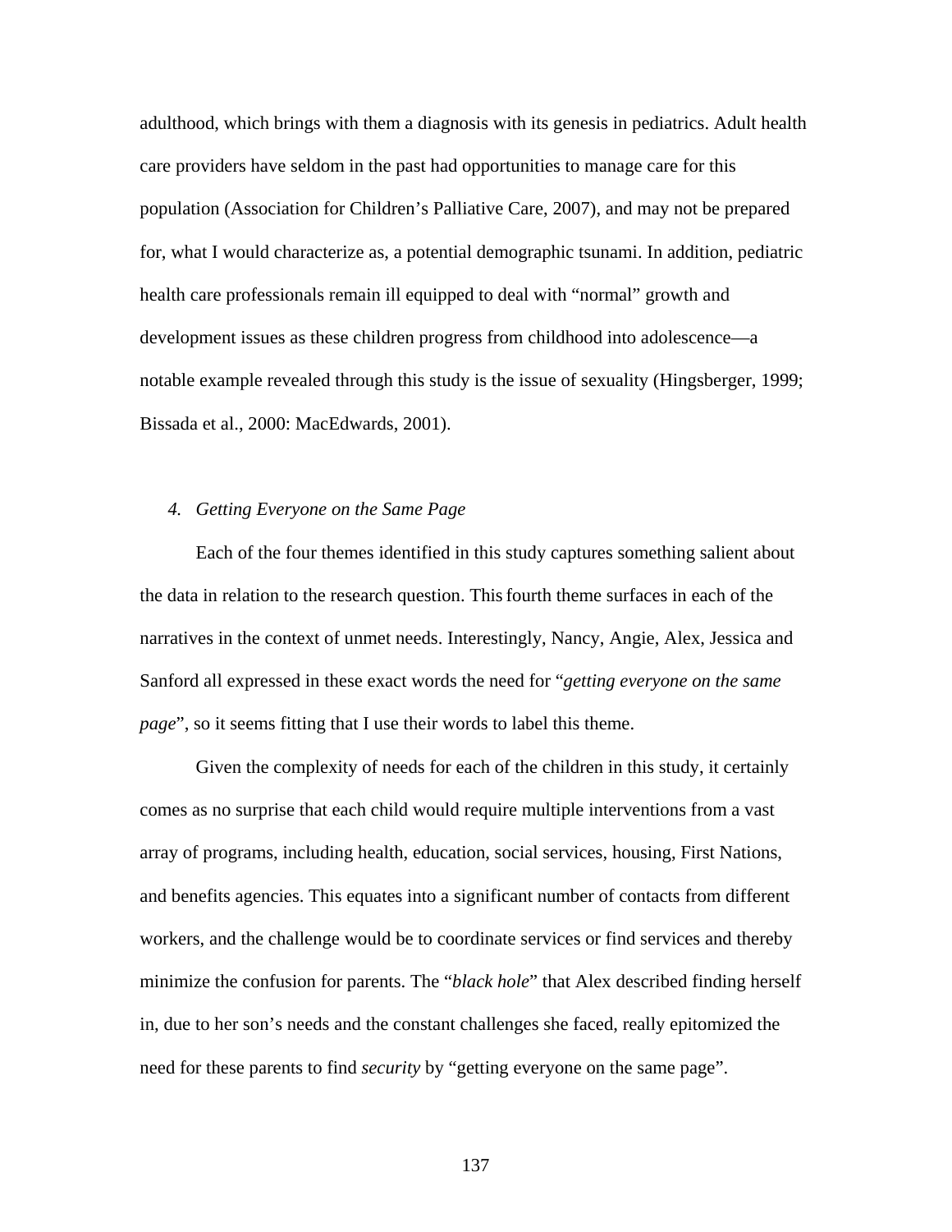adulthood, which brings with them a diagnosis with its genesis in pediatrics. Adult health care providers have seldom in the past had opportunities to manage care for this population (Association for Children's Palliative Care, 2007), and may not be prepared for, what I would characterize as, a potential demographic tsunami. In addition, pediatric health care professionals remain ill equipped to deal with "normal" growth and development issues as these children progress from childhood into adolescence—a notable example revealed through this study is the issue of sexuality (Hingsberger, 1999; Bissada et al., 2000: MacEdwards, 2001).

### 4. *Getting Everyone on the Same Page*

Each of the four themes identified in this study captures something salient about the data in relation to the research question. This fourth theme surfaces in each of the narratives in the context of unmet needs. Interestingly, Nancy, Angie, Alex, Jessica and Sanford all expressed in these exact words the need for "*getting everyone on the same page*", so it seems fitting that I use their words to label this theme.

Given the complexity of needs for each of the children in this study, it certainly comes as no surprise that each child would require multiple interventions from a vast array of programs, including health, education, social services, housing, First Nations, and benefits agencies. This equates into a significant number of contacts from different workers, and the challenge would be to coordinate services or find services and thereby minimize the confusion for parents. The "*black hole*" that Alex described finding herself in, due to her son's needs and the constant challenges she faced, really epitomized the need for these parents to find *security* by "getting everyone on the same page".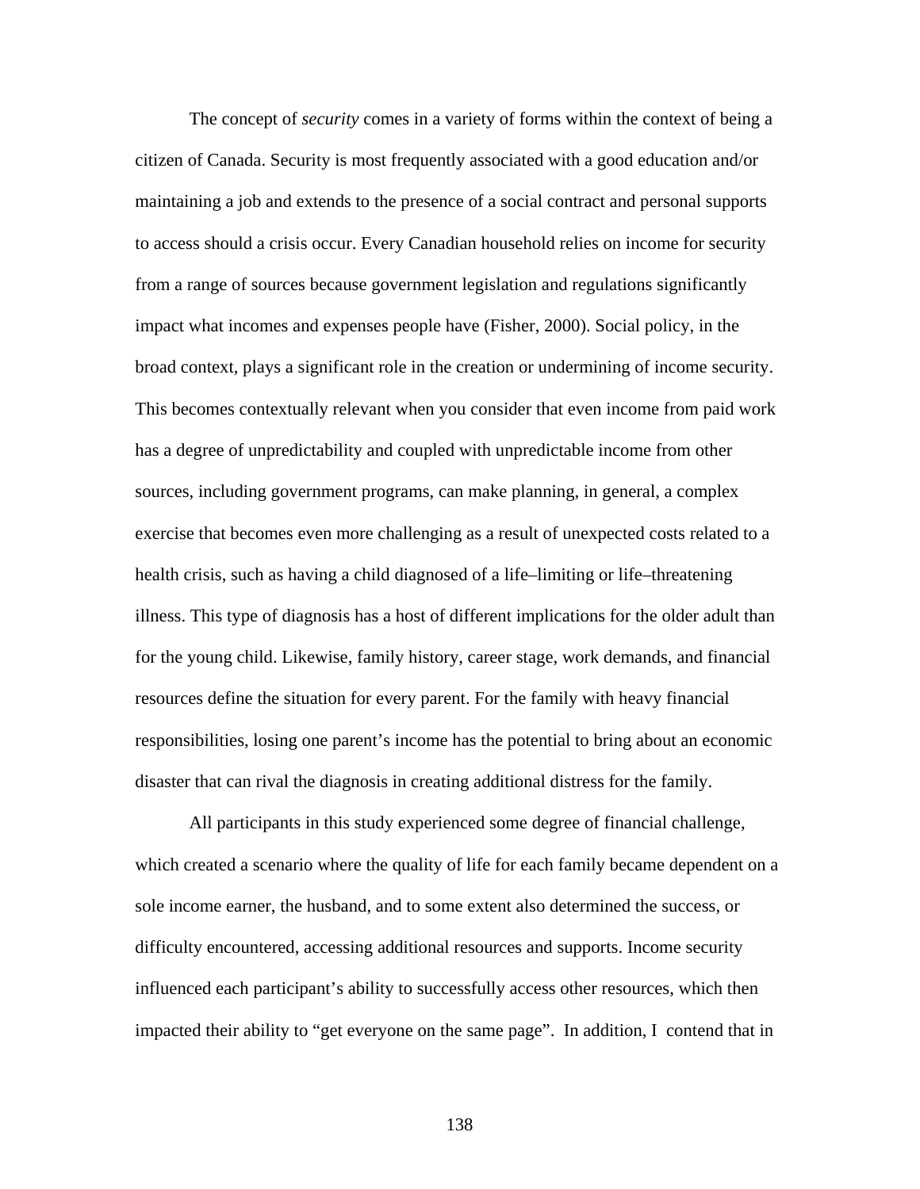The concept of *security* comes in a variety of forms within the context of being a citizen of Canada. Security is most frequently associated with a good education and/or maintaining a job and extends to the presence of a social contract and personal supports to access should a crisis occur. Every Canadian household relies on income for security from a range of sources because government legislation and regulations significantly impact what incomes and expenses people have (Fisher, 2000). Social policy, in the broad context, plays a significant role in the creation or undermining of income security. This becomes contextually relevant when you consider that even income from paid work has a degree of unpredictability and coupled with unpredictable income from other sources, including government programs, can make planning, in general, a complex exercise that becomes even more challenging as a result of unexpected costs related to a health crisis, such as having a child diagnosed of a life–limiting or life–threatening illness. This type of diagnosis has a host of different implications for the older adult than for the young child. Likewise, family history, career stage, work demands, and financial resources define the situation for every parent. For the family with heavy financial responsibilities, losing one parent's income has the potential to bring about an economic disaster that can rival the diagnosis in creating additional distress for the family.

All participants in this study experienced some degree of financial challenge, which created a scenario where the quality of life for each family became dependent on a sole income earner, the husband, and to some extent also determined the success, or difficulty encountered, accessing additional resources and supports. Income security influenced each participant's ability to successfully access other resources, which then impacted their ability to "get everyone on the same page". In addition, I contend that in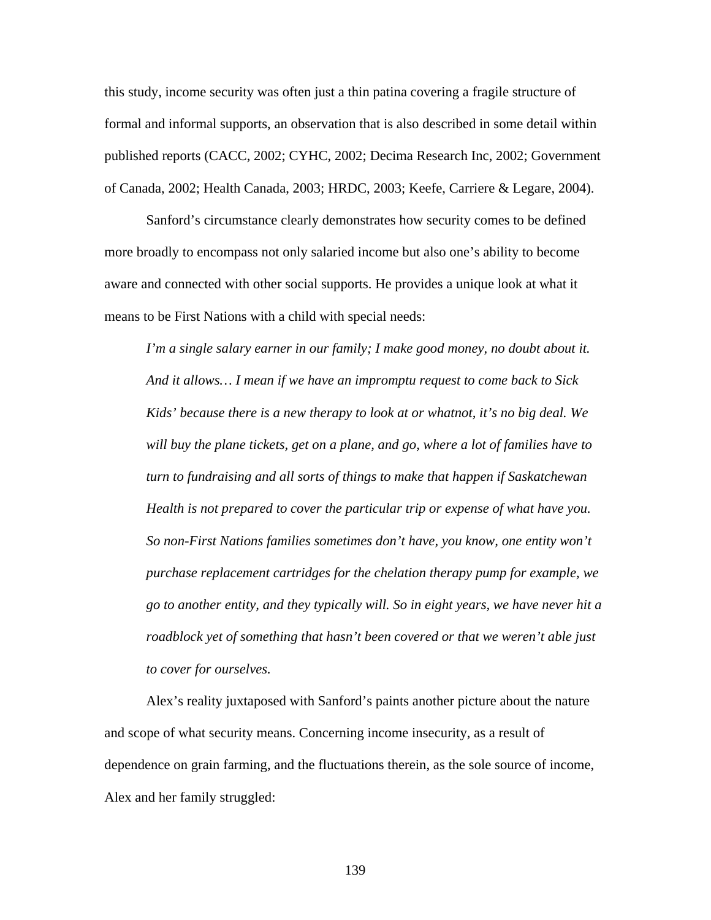this study, income security was often just a thin patina covering a fragile structure of formal and informal supports, an observation that is also described in some detail within published reports (CACC, 2002; CYHC, 2002; Decima Research Inc, 2002; Government of Canada, 2002; Health Canada, 2003; HRDC, 2003; Keefe, Carriere & Legare, 2004).

Sanford's circumstance clearly demonstrates how security comes to be defined more broadly to encompass not only salaried income but also one's ability to become aware and connected with other social supports. He provides a unique look at what it means to be First Nations with a child with special needs:

> *I'm a single salary earner in our family; I make good money, no doubt about it. And it allows… I mean if we have an impromptu request to come back to Sick Kids' because there is a new therapy to look at or whatnot, it's no big deal. We will buy the plane tickets, get on a plane, and go, where a lot of families have to turn to fundraising and all sorts of things to make that happen if Saskatchewan Health is not prepared to cover the particular trip or expense of what have you. So non-First Nations families sometimes don't have, you know, one entity won't purchase replacement cartridges for the chelation therapy pump for example, we go to another entity, and they typically will. So in eight years, we have never hit a roadblock yet of something that hasn't been covered or that we weren't able just to cover for ourselves.*

Alex's reality juxtaposed with Sanford's paints another picture about the nature and scope of what security means. Concerning income insecurity, as a result of dependence on grain farming, and the fluctuations therein, as the sole source of income, Alex and her family struggled: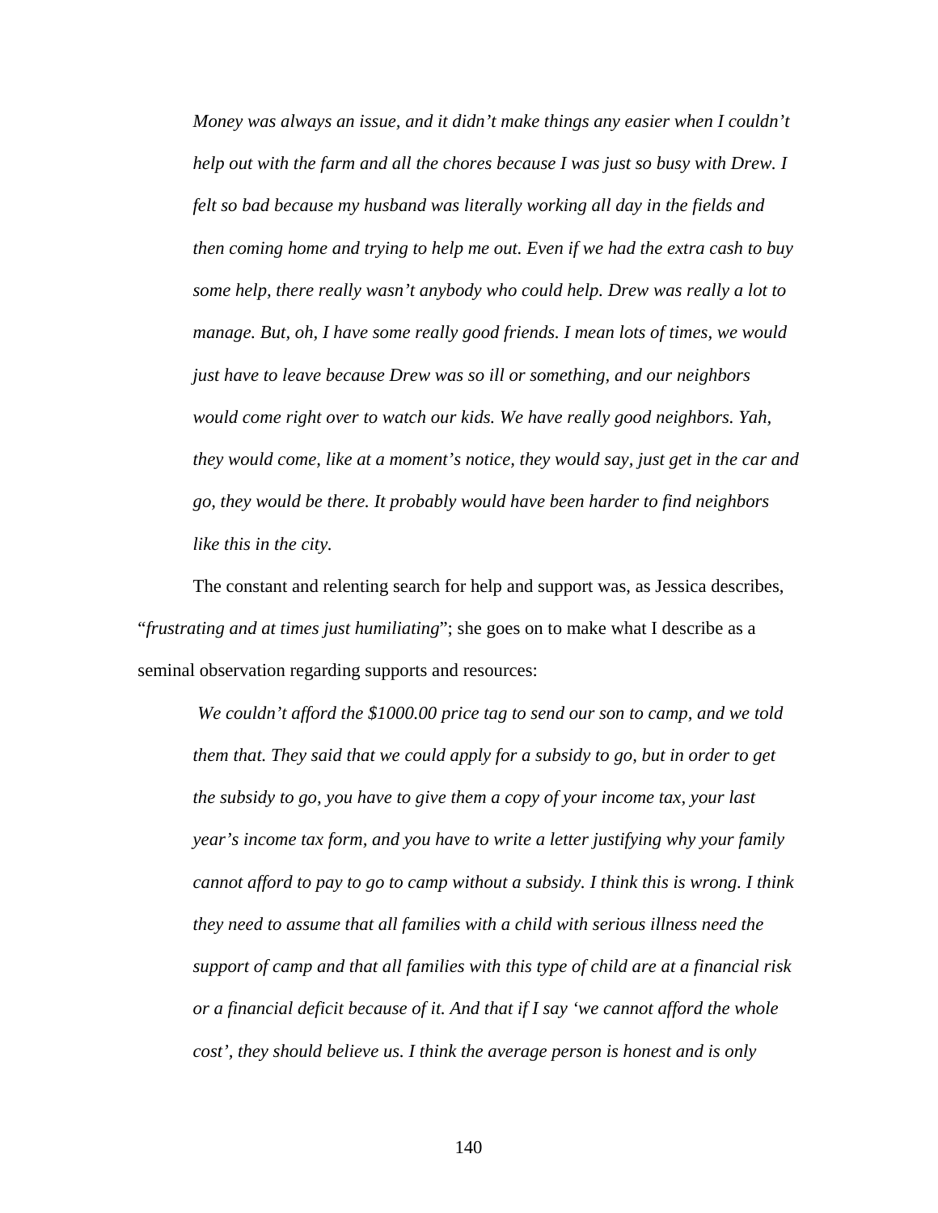> *Money was always an issue, and it didn't make things any easier when I couldn't help out with the farm and all the chores because I was just so busy with Drew. I felt so bad because my husband was literally working all day in the fields and then coming home and trying to help me out. Even if we had the extra cash to buy some help, there really wasn't anybody who could help. Drew was really a lot to manage. But, oh, I have some really good friends. I mean lots of times, we would just have to leave because Drew was so ill or something, and our neighbors would come right over to watch our kids. We have really good neighbors. Yah, they would come, like at a moment's notice, they would say, just get in the car and go, they would be there. It probably would have been harder to find neighbors like this in the city.*

The constant and relenting search for help and support was, as Jessica describes, "*frustrating and at times just humiliating*"; she goes on to make what I describe as a seminal observation regarding supports and resources:

> *We couldn't afford the $1000.00 price tag to send our son to camp, and we told them that. They said that we could apply for a subsidy to go, but in order to get the subsidy to go, you have to give them a copy of your income tax, your last year's income tax form, and you have to write a letter justifying why your family cannot afford to pay to go to camp without a subsidy. I think this is wrong. I think they need to assume that all families with a child with serious illness need the support of camp and that all families with this type of child are at a financial risk or a financial deficit because of it. And that if I say 'we cannot afford the whole cost', they should believe us. I think the average person is honest and is only*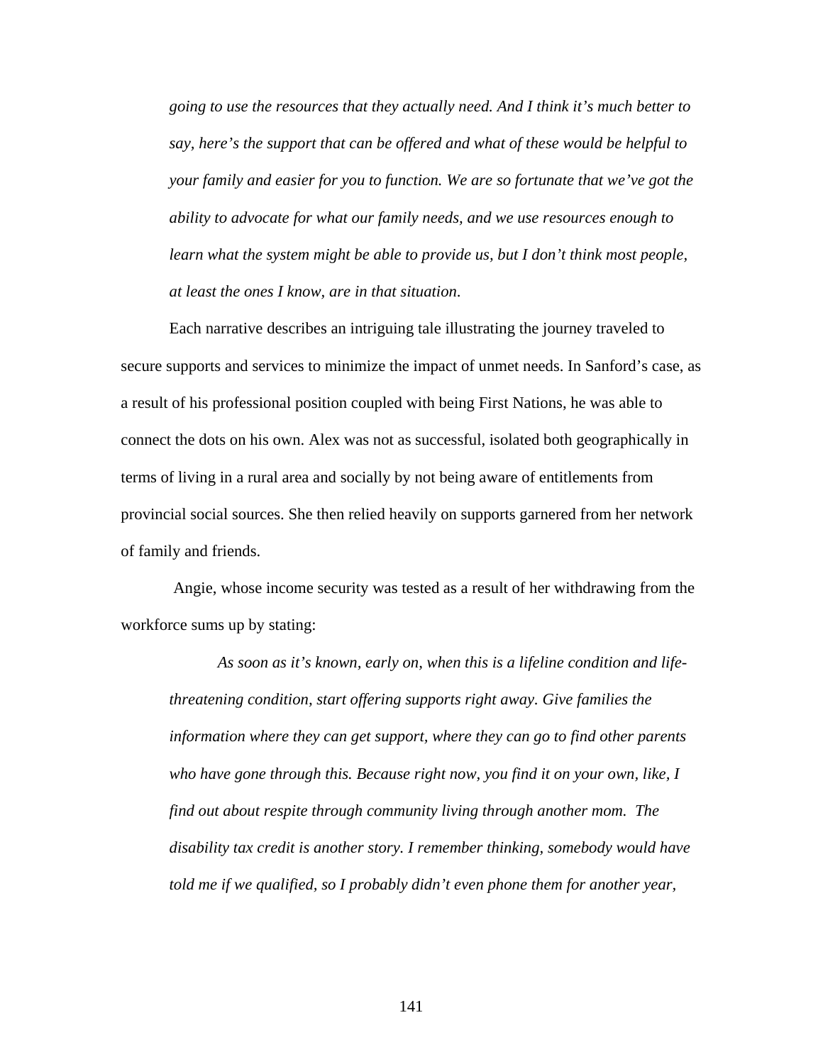*going to use the resources that they actually need. And I think it's much better to say, here's the support that can be offered and what of these would be helpful to your family and easier for you to function. We are so fortunate that we've got the ability to advocate for what our family needs, and we use resources enough to learn what the system might be able to provide us, but I don't think most people, at least the ones I know, are in that situation.*

Each narrative describes an intriguing tale illustrating the journey traveled to secure supports and services to minimize the impact of unmet needs. In Sanford's case, as a result of his professional position coupled with being First Nations, he was able to connect the dots on his own. Alex was not as successful, isolated both geographically in terms of living in a rural area and socially by not being aware of entitlements from provincial social sources. She then relied heavily on supports garnered from her network of family and friends.

Angie, whose income security was tested as a result of her withdrawing from the workforce sums up by stating:

> *As soon as it's known, early on, when this is a lifeline condition and life-threatening condition, start offering supports right away. Give families the information where they can get support, where they can go to find other parents who have gone through this. Because right now, you find it on your own, like, I find out about respite through community living through another mom. The disability tax credit is another story. I remember thinking, somebody would have told me if we qualified, so I probably didn't even phone them for another year,*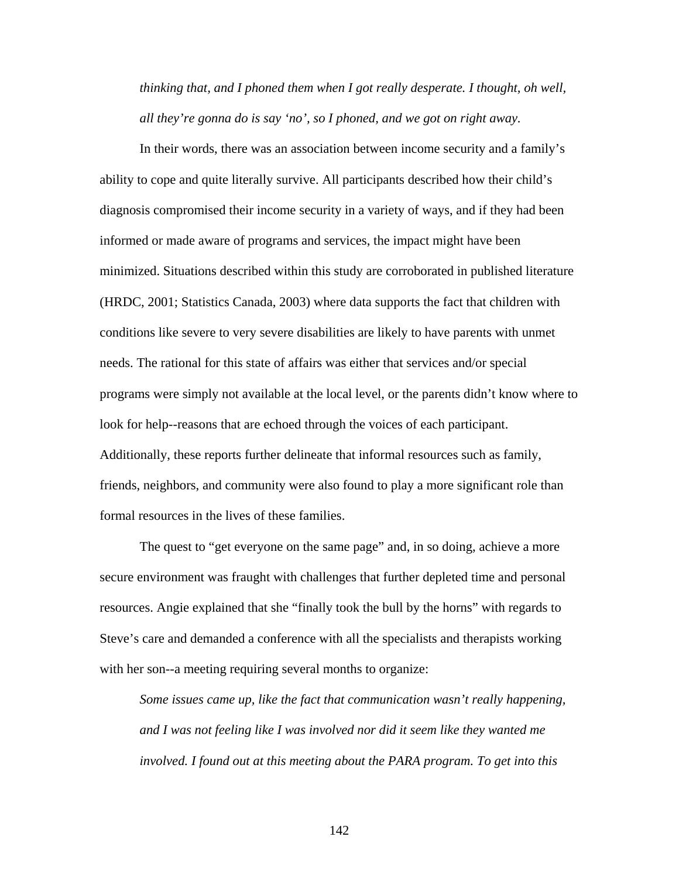*thinking that, and I phoned them when I got really desperate. I thought, oh well, all they're gonna do is say 'no', so I phoned, and we got on right away.*

In their words, there was an association between income security and a family's ability to cope and quite literally survive. All participants described how their child's diagnosis compromised their income security in a variety of ways, and if they had been informed or made aware of programs and services, the impact might have been minimized. Situations described within this study are corroborated in published literature (HRDC, 2001; Statistics Canada, 2003) where data supports the fact that children with conditions like severe to very severe disabilities are likely to have parents with unmet needs. The rational for this state of affairs was either that services and/or special programs were simply not available at the local level, or the parents didn't know where to look for help--reasons that are echoed through the voices of each participant. Additionally, these reports further delineate that informal resources such as family, friends, neighbors, and community were also found to play a more significant role than formal resources in the lives of these families.

The quest to "get everyone on the same page" and, in so doing, achieve a more secure environment was fraught with challenges that further depleted time and personal resources. Angie explained that she "finally took the bull by the horns" with regards to Steve's care and demanded a conference with all the specialists and therapists working with her son--a meeting requiring several months to organize:

*Some issues came up, like the fact that communication wasn't really happening, and I was not feeling like I was involved nor did it seem like they wanted me involved. I found out at this meeting about the PARA program. To get into this*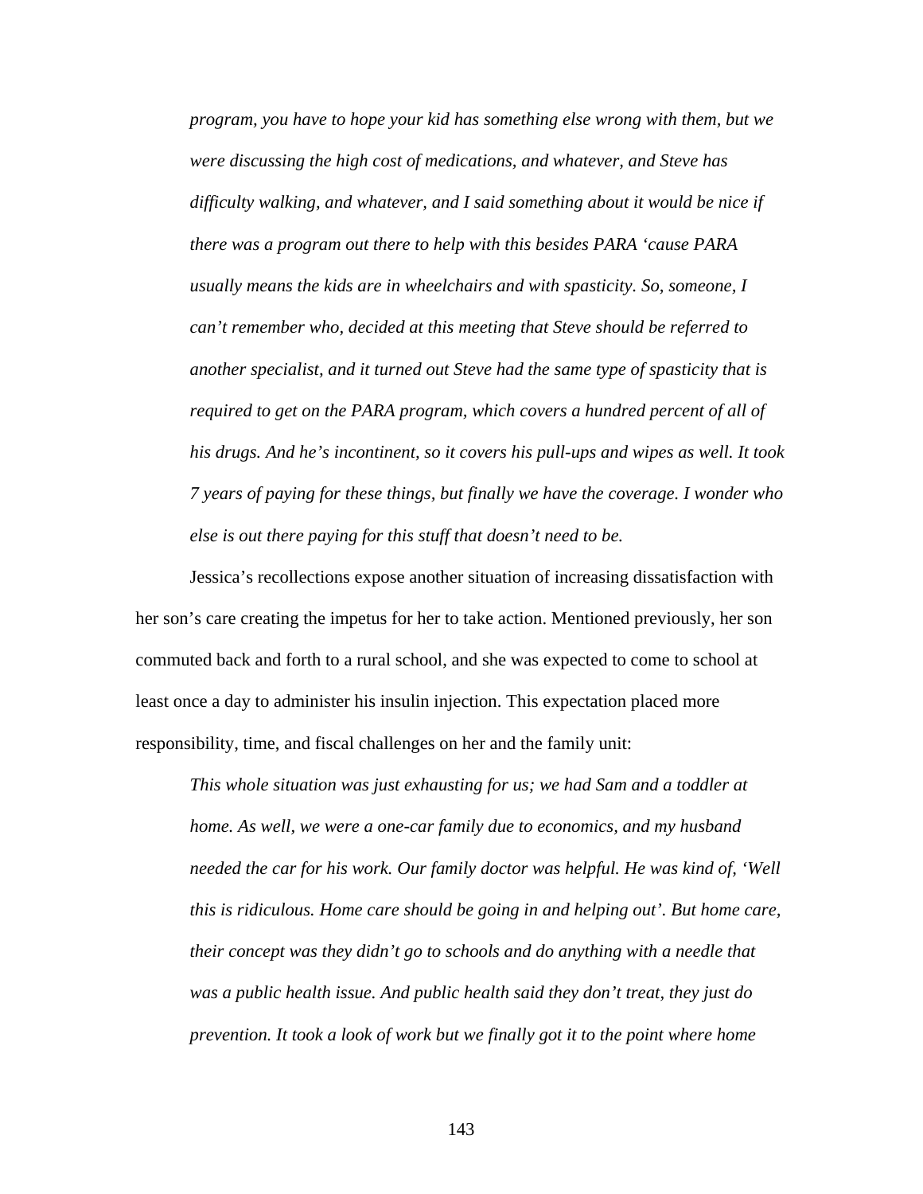*program, you have to hope your kid has something else wrong with them, but we were discussing the high cost of medications, and whatever, and Steve has difficulty walking, and whatever, and I said something about it would be nice if there was a program out there to help with this besides PARA 'cause PARA usually means the kids are in wheelchairs and with spasticity. So, someone, I can't remember who, decided at this meeting that Steve should be referred to another specialist, and it turned out Steve had the same type of spasticity that is required to get on the PARA program, which covers a hundred percent of all of his drugs. And he's incontinent, so it covers his pull-ups and wipes as well. It took 7 years of paying for these things, but finally we have the coverage. I wonder who else is out there paying for this stuff that doesn't need to be.*

Jessica's recollections expose another situation of increasing dissatisfaction with her son's care creating the impetus for her to take action. Mentioned previously, her son commuted back and forth to a rural school, and she was expected to come to school at least once a day to administer his insulin injection. This expectation placed more responsibility, time, and fiscal challenges on her and the family unit:

*This whole situation was just exhausting for us; we had Sam and a toddler at home. As well, we were a one-car family due to economics, and my husband needed the car for his work. Our family doctor was helpful. He was kind of, 'Well this is ridiculous. Home care should be going in and helping out'. But home care, their concept was they didn't go to schools and do anything with a needle that was a public health issue. And public health said they don't treat, they just do prevention. It took a look of work but we finally got it to the point where home*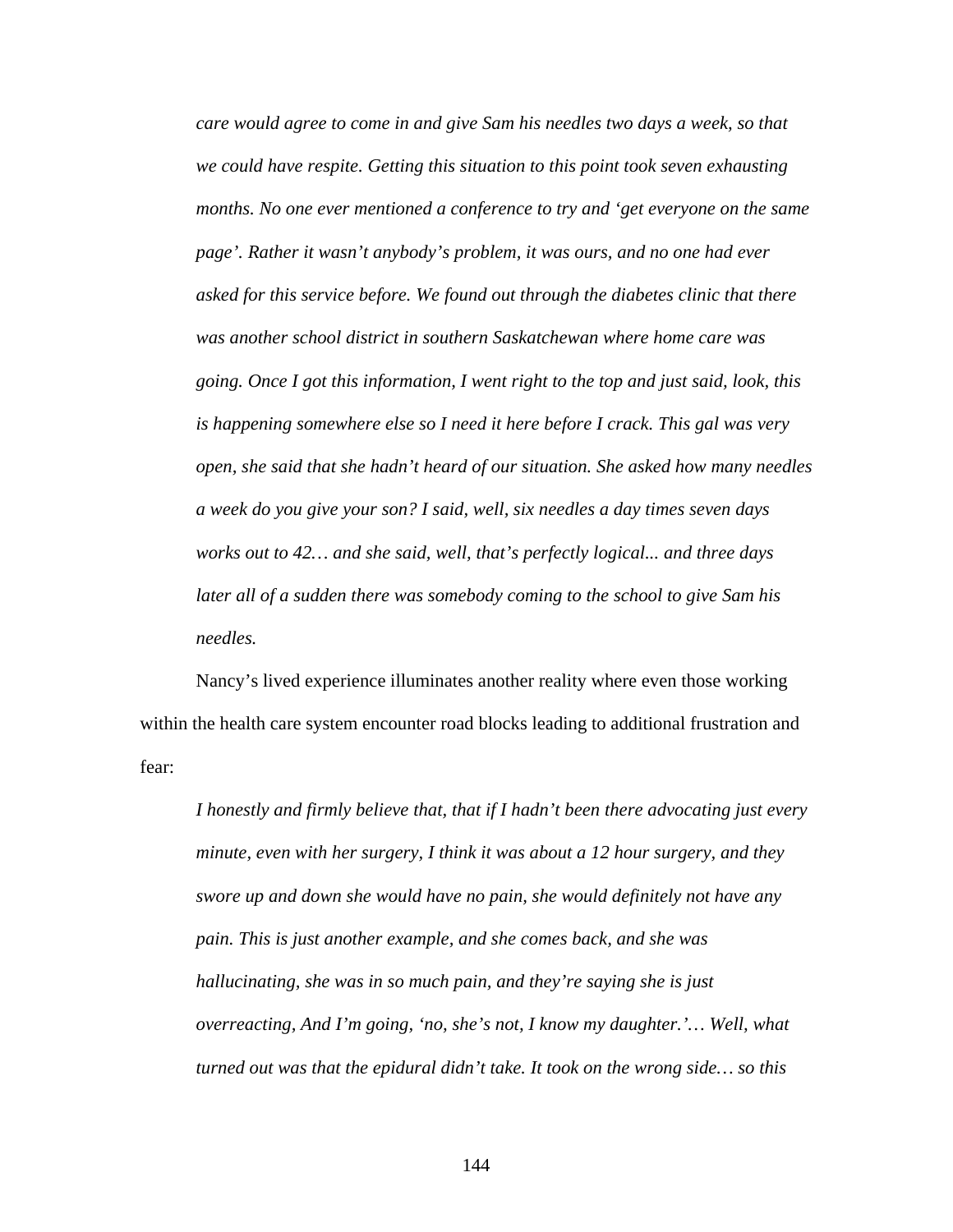*care would agree to come in and give Sam his needles two days a week, so that we could have respite. Getting this situation to this point took seven exhausting months. No one ever mentioned a conference to try and 'get everyone on the same page'. Rather it wasn't anybody's problem, it was ours, and no one had ever asked for this service before. We found out through the diabetes clinic that there was another school district in southern Saskatchewan where home care was going. Once I got this information, I went right to the top and just said, look, this is happening somewhere else so I need it here before I crack. This gal was very open, she said that she hadn't heard of our situation. She asked how many needles a week do you give your son? I said, well, six needles a day times seven days works out to 42… and she said, well, that's perfectly logical... and three days later all of a sudden there was somebody coming to the school to give Sam his needles.*

Nancy's lived experience illuminates another reality where even those working within the health care system encounter road blocks leading to additional frustration and fear:

*I honestly and firmly believe that, that if I hadn't been there advocating just every minute, even with her surgery, I think it was about a 12 hour surgery, and they swore up and down she would have no pain, she would definitely not have any pain. This is just another example, and she comes back, and she was hallucinating, she was in so much pain, and they're saying she is just overreacting, And I'm going, 'no, she's not, I know my daughter.'… Well, what turned out was that the epidural didn't take. It took on the wrong side… so this*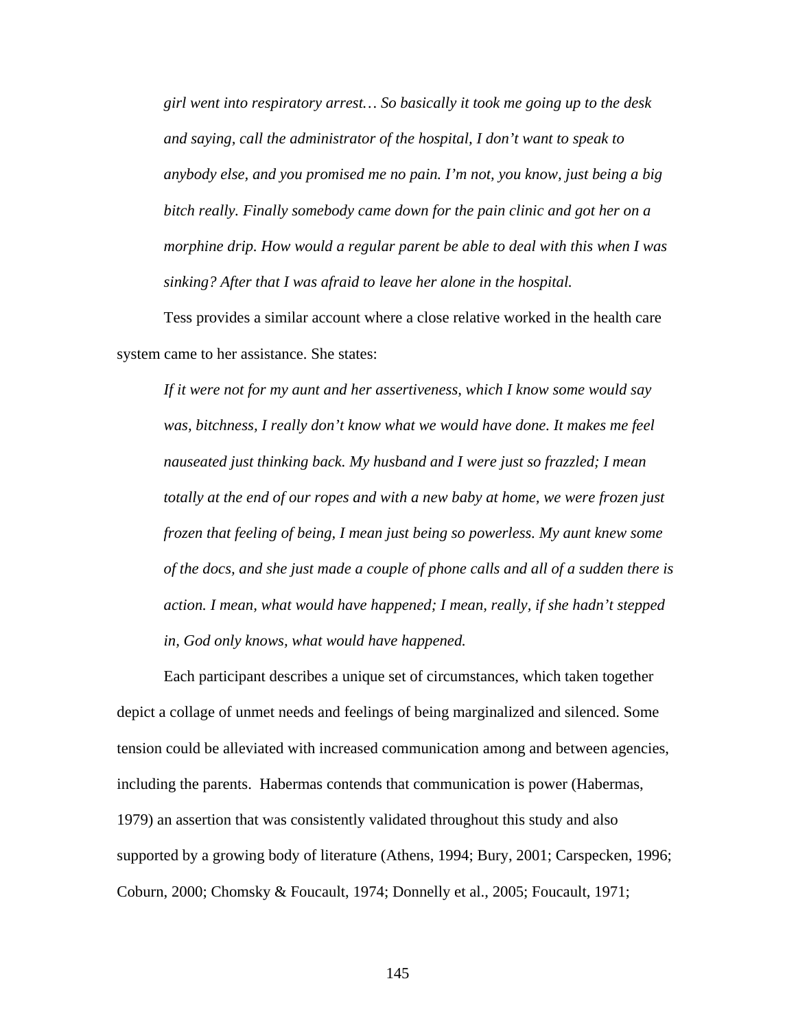*girl went into respiratory arrest… So basically it took me going up to the desk and saying, call the administrator of the hospital, I don't want to speak to anybody else, and you promised me no pain. I'm not, you know, just being a big bitch really. Finally somebody came down for the pain clinic and got her on a morphine drip. How would a regular parent be able to deal with this when I was sinking? After that I was afraid to leave her alone in the hospital.*

Tess provides a similar account where a close relative worked in the health care system came to her assistance. She states:

*If it were not for my aunt and her assertiveness, which I know some would say was, bitchness, I really don't know what we would have done. It makes me feel nauseated just thinking back. My husband and I were just so frazzled; I mean totally at the end of our ropes and with a new baby at home, we were frozen just frozen that feeling of being, I mean just being so powerless. My aunt knew some of the docs, and she just made a couple of phone calls and all of a sudden there is action. I mean, what would have happened; I mean, really, if she hadn't stepped in, God only knows, what would have happened.*

Each participant describes a unique set of circumstances, which taken together depict a collage of unmet needs and feelings of being marginalized and silenced. Some tension could be alleviated with increased communication among and between agencies, including the parents. Habermas contends that communication is power (Habermas, 1979) an assertion that was consistently validated throughout this study and also supported by a growing body of literature (Athens, 1994; Bury, 2001; Carspecken, 1996; Coburn, 2000; Chomsky & Foucault, 1974; Donnelly et al., 2005; Foucault, 1971;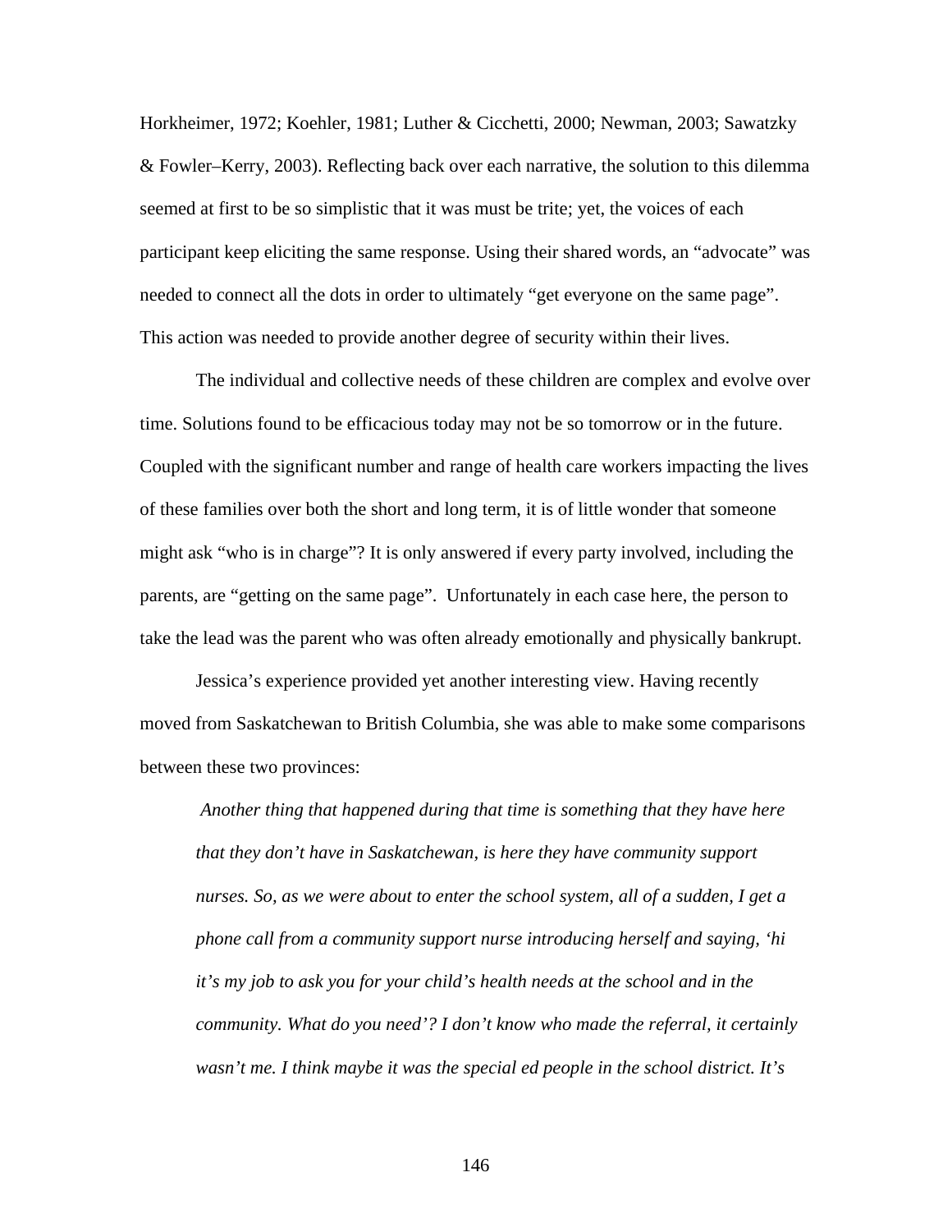Horkheimer, 1972; Koehler, 1981; Luther & Cicchetti, 2000; Newman, 2003; Sawatzky & Fowler–Kerry, 2003). Reflecting back over each narrative, the solution to this dilemma seemed at first to be so simplistic that it was must be trite; yet, the voices of each participant keep eliciting the same response. Using their shared words, an "advocate" was needed to connect all the dots in order to ultimately "get everyone on the same page". This action was needed to provide another degree of security within their lives.

The individual and collective needs of these children are complex and evolve over time. Solutions found to be efficacious today may not be so tomorrow or in the future. Coupled with the significant number and range of health care workers impacting the lives of these families over both the short and long term, it is of little wonder that someone might ask "who is in charge"? It is only answered if every party involved, including the parents, are "getting on the same page". Unfortunately in each case here, the person to take the lead was the parent who was often already emotionally and physically bankrupt.

Jessica's experience provided yet another interesting view. Having recently moved from Saskatchewan to British Columbia, she was able to make some comparisons between these two provinces:

> *Another thing that happened during that time is something that they have here that they don't have in Saskatchewan, is here they have community support nurses. So, as we were about to enter the school system, all of a sudden, I get a phone call from a community support nurse introducing herself and saying, 'hi it's my job to ask you for your child's health needs at the school and in the community. What do you need'? I don't know who made the referral, it certainly wasn't me. I think maybe it was the special ed people in the school district. It's*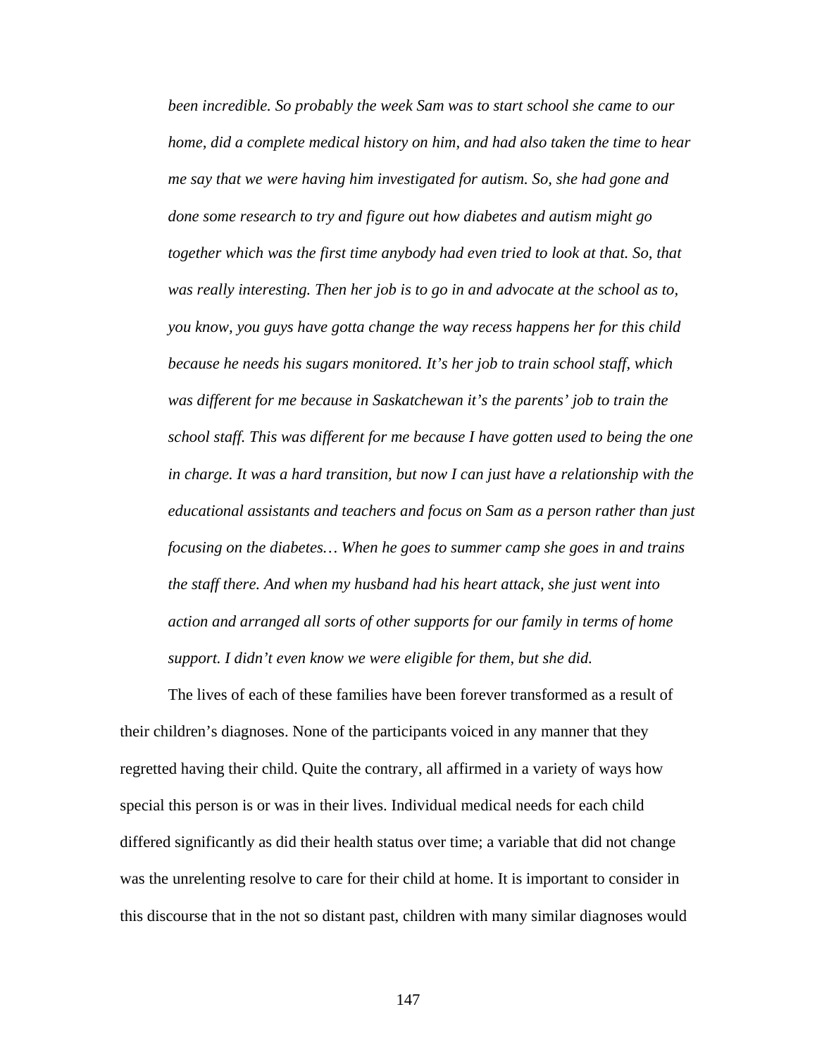*been incredible. So probably the week Sam was to start school she came to our home, did a complete medical history on him, and had also taken the time to hear me say that we were having him investigated for autism. So, she had gone and done some research to try and figure out how diabetes and autism might go together which was the first time anybody had even tried to look at that. So, that was really interesting. Then her job is to go in and advocate at the school as to, you know, you guys have gotta change the way recess happens her for this child because he needs his sugars monitored. It's her job to train school staff, which was different for me because in Saskatchewan it's the parents' job to train the school staff. This was different for me because I have gotten used to being the one in charge. It was a hard transition, but now I can just have a relationship with the educational assistants and teachers and focus on Sam as a person rather than just focusing on the diabetes… When he goes to summer camp she goes in and trains the staff there. And when my husband had his heart attack, she just went into action and arranged all sorts of other supports for our family in terms of home support. I didn't even know we were eligible for them, but she did.*

The lives of each of these families have been forever transformed as a result of their children's diagnoses. None of the participants voiced in any manner that they regretted having their child. Quite the contrary, all affirmed in a variety of ways how special this person is or was in their lives. Individual medical needs for each child differed significantly as did their health status over time; a variable that did not change was the unrelenting resolve to care for their child at home. It is important to consider in this discourse that in the not so distant past, children with many similar diagnoses would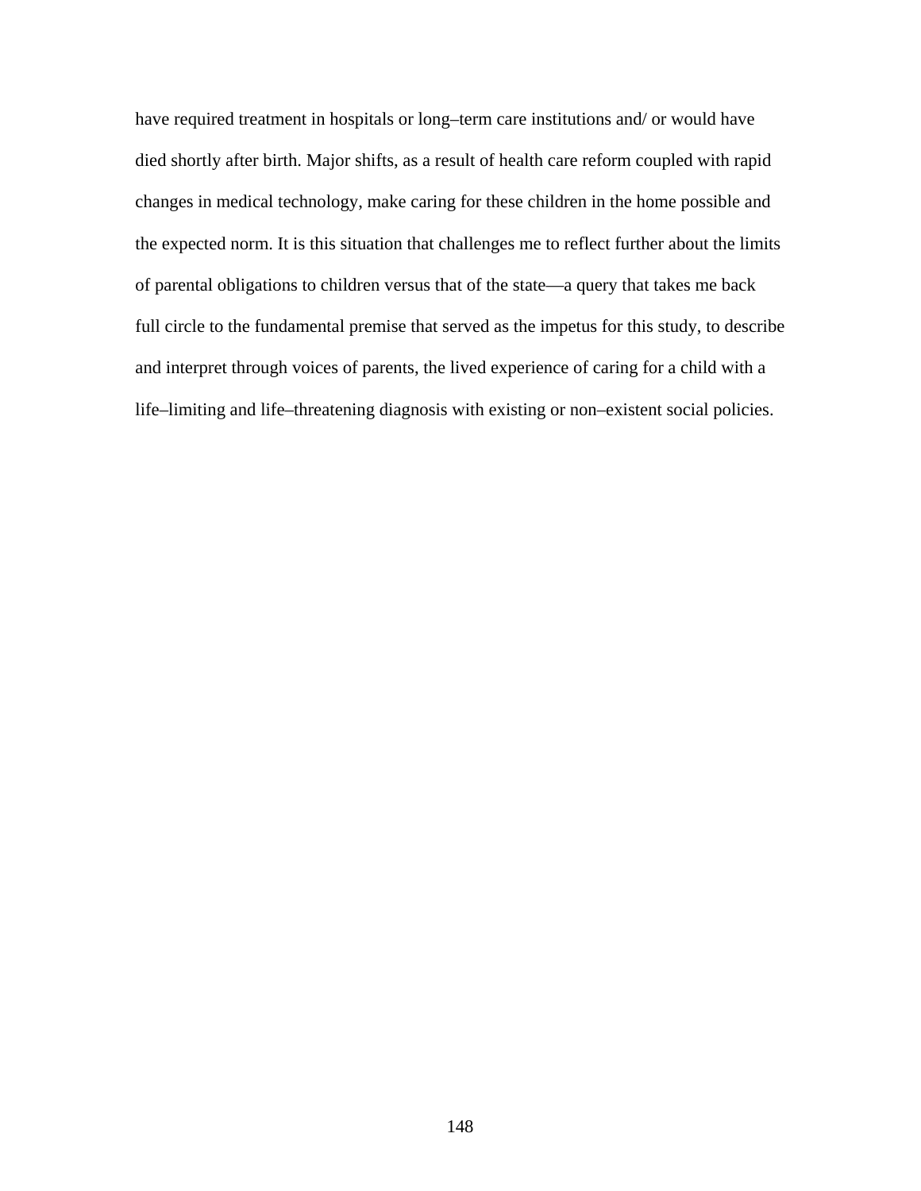have required treatment in hospitals or long–term care institutions and/ or would have died shortly after birth. Major shifts, as a result of health care reform coupled with rapid changes in medical technology, make caring for these children in the home possible and the expected norm. It is this situation that challenges me to reflect further about the limits of parental obligations to children versus that of the state—a query that takes me back full circle to the fundamental premise that served as the impetus for this study, to describe and interpret through voices of parents, the lived experience of caring for a child with a life–limiting and life–threatening diagnosis with existing or non–existent social policies.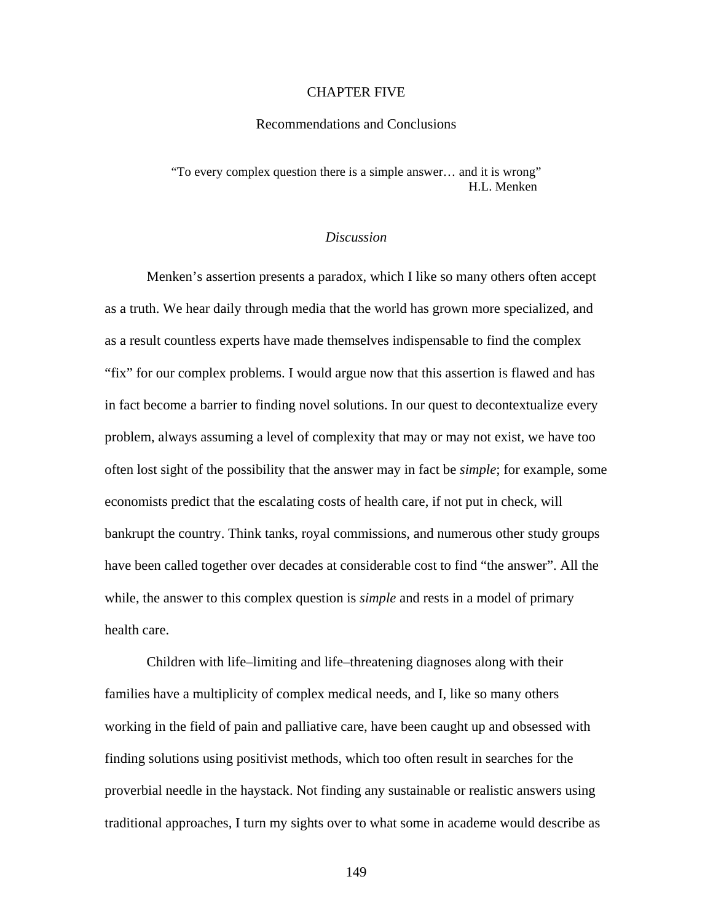# CHAPTER FIVE

## Recommendations and Conclusions

> "To every complex question there is a simple answer… and it is wrong"
> H.L. Menken

### *Discussion*

Menken's assertion presents a paradox, which I like so many others often accept as a truth. We hear daily through media that the world has grown more specialized, and as a result countless experts have made themselves indispensable to find the complex "fix" for our complex problems. I would argue now that this assertion is flawed and has in fact become a barrier to finding novel solutions. In our quest to decontextualize every problem, always assuming a level of complexity that may or may not exist, we have too often lost sight of the possibility that the answer may in fact be *simple*; for example, some economists predict that the escalating costs of health care, if not put in check, will bankrupt the country. Think tanks, royal commissions, and numerous other study groups have been called together over decades at considerable cost to find "the answer". All the while, the answer to this complex question is *simple* and rests in a model of primary health care.

Children with life–limiting and life–threatening diagnoses along with their families have a multiplicity of complex medical needs, and I, like so many others working in the field of pain and palliative care, have been caught up and obsessed with finding solutions using positivist methods, which too often result in searches for the proverbial needle in the haystack. Not finding any sustainable or realistic answers using traditional approaches, I turn my sights over to what some in academe would describe as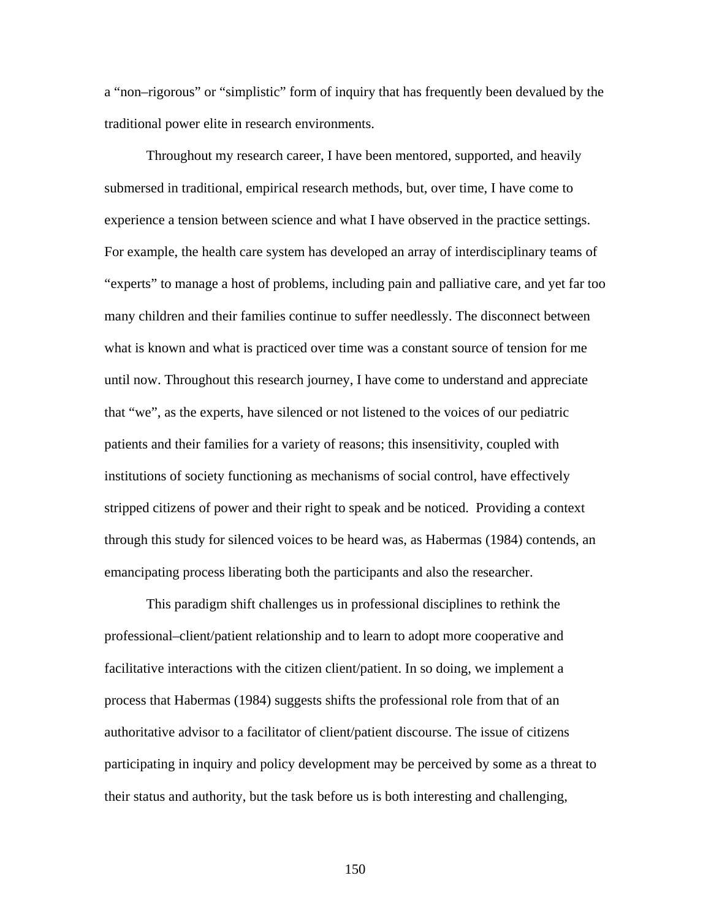a "non–rigorous" or "simplistic" form of inquiry that has frequently been devalued by the traditional power elite in research environments.

Throughout my research career, I have been mentored, supported, and heavily submersed in traditional, empirical research methods, but, over time, I have come to experience a tension between science and what I have observed in the practice settings. For example, the health care system has developed an array of interdisciplinary teams of "experts" to manage a host of problems, including pain and palliative care, and yet far too many children and their families continue to suffer needlessly. The disconnect between what is known and what is practiced over time was a constant source of tension for me until now. Throughout this research journey, I have come to understand and appreciate that "we", as the experts, have silenced or not listened to the voices of our pediatric patients and their families for a variety of reasons; this insensitivity, coupled with institutions of society functioning as mechanisms of social control, have effectively stripped citizens of power and their right to speak and be noticed. Providing a context through this study for silenced voices to be heard was, as Habermas (1984) contends, an emancipating process liberating both the participants and also the researcher.

This paradigm shift challenges us in professional disciplines to rethink the professional–client/patient relationship and to learn to adopt more cooperative and facilitative interactions with the citizen client/patient. In so doing, we implement a process that Habermas (1984) suggests shifts the professional role from that of an authoritative advisor to a facilitator of client/patient discourse. The issue of citizens participating in inquiry and policy development may be perceived by some as a threat to their status and authority, but the task before us is both interesting and challenging,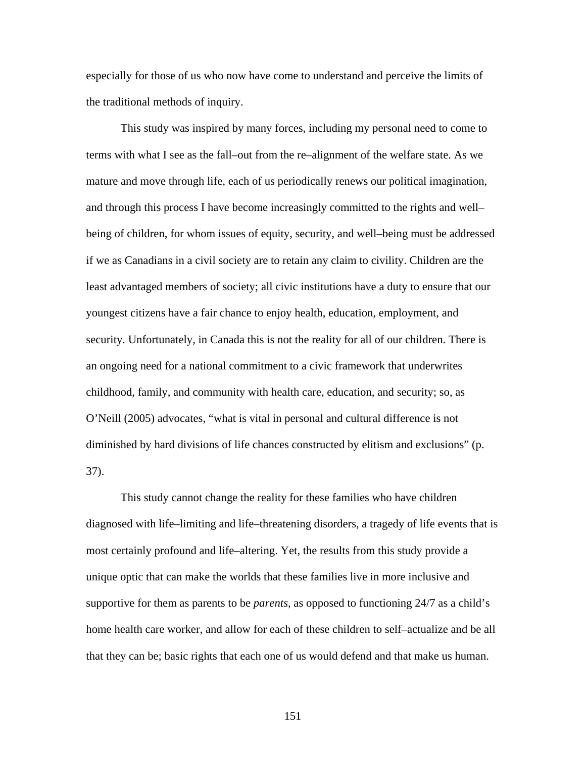especially for those of us who now have come to understand and perceive the limits of the traditional methods of inquiry.

This study was inspired by many forces, including my personal need to come to terms with what I see as the fall–out from the re–alignment of the welfare state. As we mature and move through life, each of us periodically renews our political imagination, and through this process I have become increasingly committed to the rights and well–being of children, for whom issues of equity, security, and well–being must be addressed if we as Canadians in a civil society are to retain any claim to civility. Children are the least advantaged members of society; all civic institutions have a duty to ensure that our youngest citizens have a fair chance to enjoy health, education, employment, and security. Unfortunately, in Canada this is not the reality for all of our children. There is an ongoing need for a national commitment to a civic framework that underwrites childhood, family, and community with health care, education, and security; so, as O'Neill (2005) advocates, "what is vital in personal and cultural difference is not diminished by hard divisions of life chances constructed by elitism and exclusions" (p. 37).

This study cannot change the reality for these families who have children diagnosed with life–limiting and life–threatening disorders, a tragedy of life events that is most certainly profound and life–altering. Yet, the results from this study provide a unique optic that can make the worlds that these families live in more inclusive and supportive for them as parents to be *parents*, as opposed to functioning 24/7 as a child's home health care worker, and allow for each of these children to self–actualize and be all that they can be; basic rights that each one of us would defend and that make us human.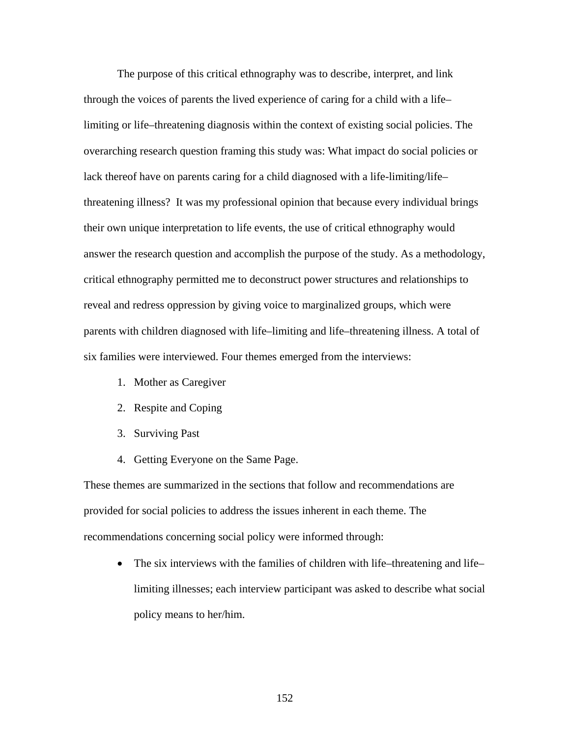The purpose of this critical ethnography was to describe, interpret, and link through the voices of parents the lived experience of caring for a child with a life–limiting or life–threatening diagnosis within the context of existing social policies. The overarching research question framing this study was: What impact do social policies or lack thereof have on parents caring for a child diagnosed with a life-limiting/life–threatening illness?  It was my professional opinion that because every individual brings their own unique interpretation to life events, the use of critical ethnography would answer the research question and accomplish the purpose of the study. As a methodology, critical ethnography permitted me to deconstruct power structures and relationships to reveal and redress oppression by giving voice to marginalized groups, which were parents with children diagnosed with life–limiting and life–threatening illness. A total of six families were interviewed. Four themes emerged from the interviews:

1. Mother as Caregiver
2. Respite and Coping
3. Surviving Past
4. Getting Everyone on the Same Page.

These themes are summarized in the sections that follow and recommendations are provided for social policies to address the issues inherent in each theme. The recommendations concerning social policy were informed through:

- The six interviews with the families of children with life–threatening and life–limiting illnesses; each interview participant was asked to describe what social policy means to her/him.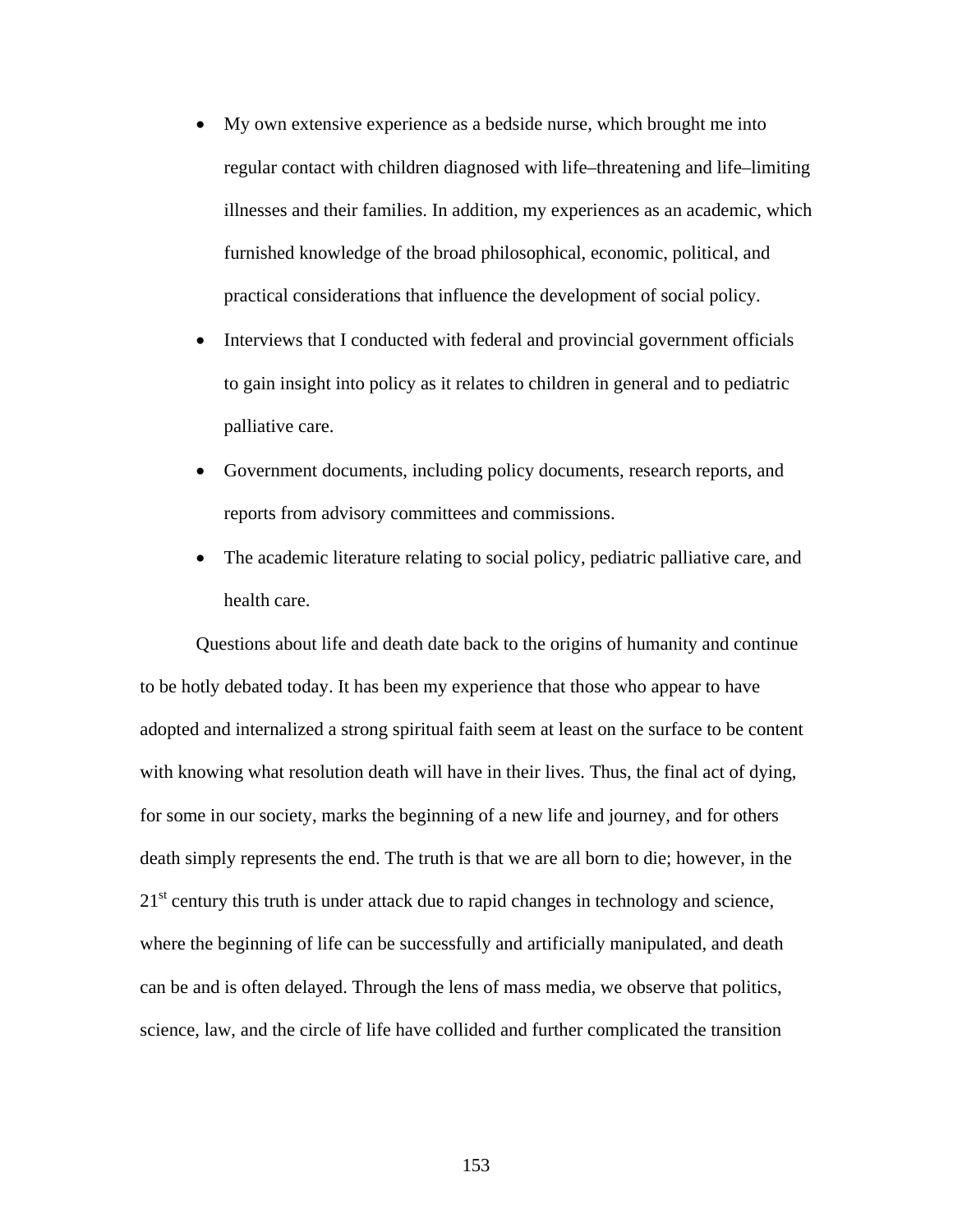- My own extensive experience as a bedside nurse, which brought me into regular contact with children diagnosed with life–threatening and life–limiting illnesses and their families. In addition, my experiences as an academic, which furnished knowledge of the broad philosophical, economic, political, and practical considerations that influence the development of social policy.
- Interviews that I conducted with federal and provincial government officials to gain insight into policy as it relates to children in general and to pediatric palliative care.
- Government documents, including policy documents, research reports, and reports from advisory committees and commissions.
- The academic literature relating to social policy, pediatric palliative care, and health care.

Questions about life and death date back to the origins of humanity and continue to be hotly debated today. It has been my experience that those who appear to have adopted and internalized a strong spiritual faith seem at least on the surface to be content with knowing what resolution death will have in their lives. Thus, the final act of dying, for some in our society, marks the beginning of a new life and journey, and for others death simply represents the end. The truth is that we are all born to die; however, in the 21st century this truth is under attack due to rapid changes in technology and science, where the beginning of life can be successfully and artificially manipulated, and death can be and is often delayed. Through the lens of mass media, we observe that politics, science, law, and the circle of life have collided and further complicated the transition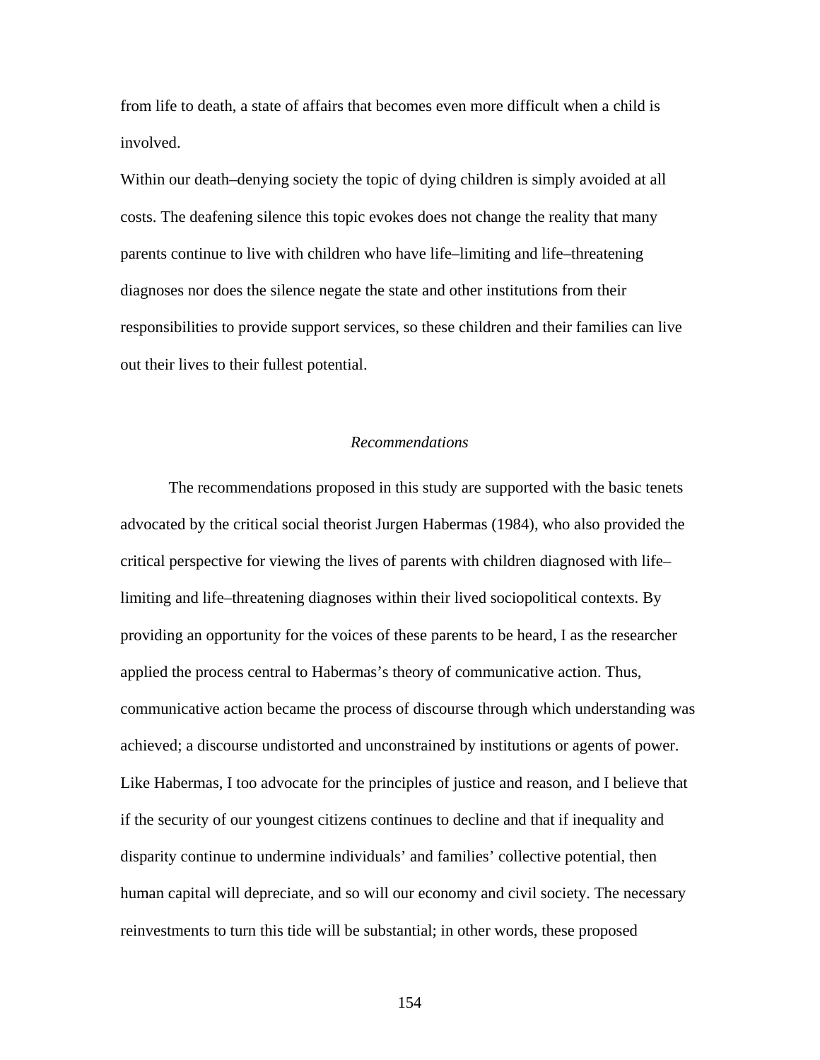from life to death, a state of affairs that becomes even more difficult when a child is involved.

Within our death–denying society the topic of dying children is simply avoided at all costs. The deafening silence this topic evokes does not change the reality that many parents continue to live with children who have life–limiting and life–threatening diagnoses nor does the silence negate the state and other institutions from their responsibilities to provide support services, so these children and their families can live out their lives to their fullest potential.

### *Recommendations*

The recommendations proposed in this study are supported with the basic tenets advocated by the critical social theorist Jurgen Habermas (1984), who also provided the critical perspective for viewing the lives of parents with children diagnosed with life–limiting and life–threatening diagnoses within their lived sociopolitical contexts. By providing an opportunity for the voices of these parents to be heard, I as the researcher applied the process central to Habermas's theory of communicative action. Thus, communicative action became the process of discourse through which understanding was achieved; a discourse undistorted and unconstrained by institutions or agents of power. Like Habermas, I too advocate for the principles of justice and reason, and I believe that if the security of our youngest citizens continues to decline and that if inequality and disparity continue to undermine individuals' and families' collective potential, then human capital will depreciate, and so will our economy and civil society. The necessary reinvestments to turn this tide will be substantial; in other words, these proposed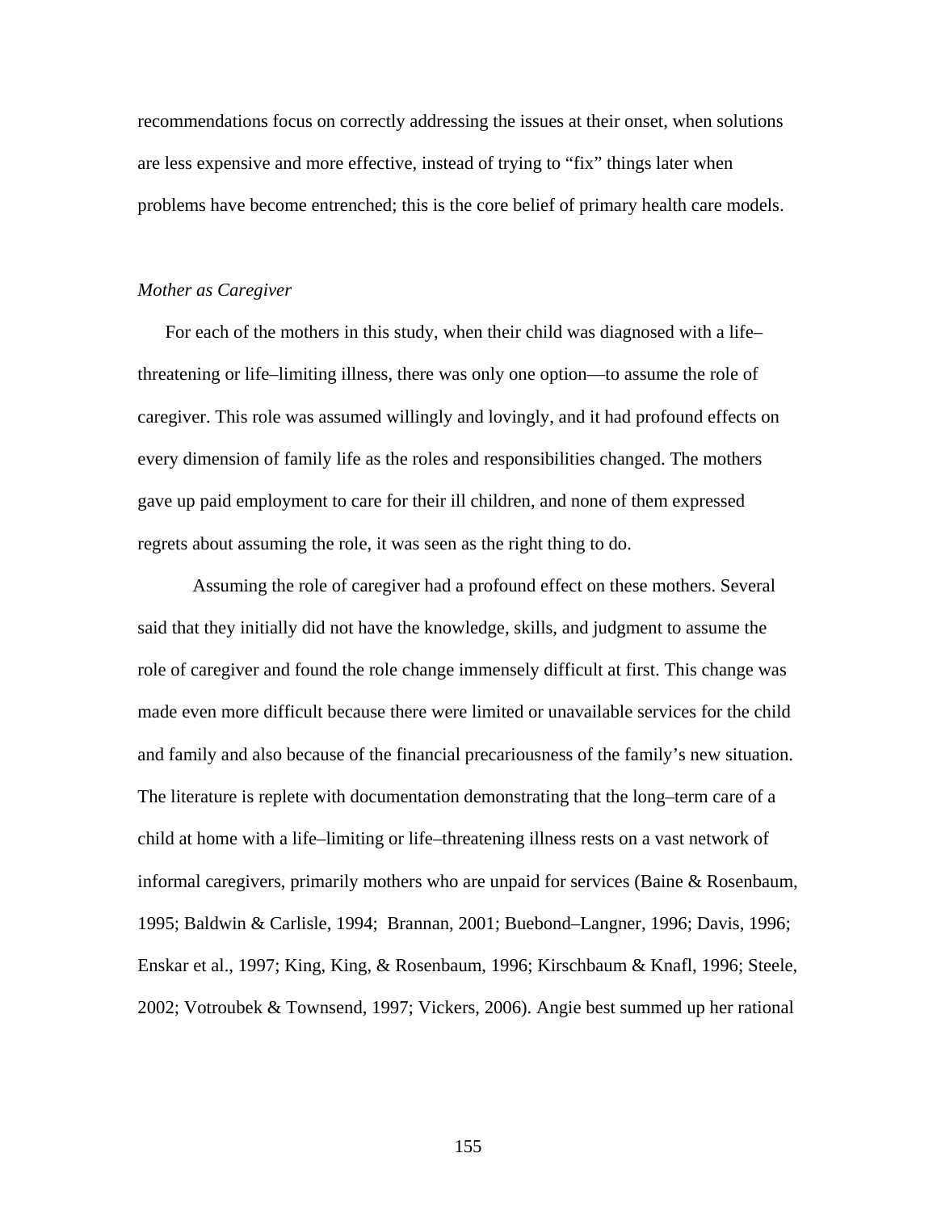recommendations focus on correctly addressing the issues at their onset, when solutions are less expensive and more effective, instead of trying to "fix" things later when problems have become entrenched; this is the core belief of primary health care models.

*Mother as Caregiver*

For each of the mothers in this study, when their child was diagnosed with a life–threatening or life–limiting illness, there was only one option—to assume the role of caregiver. This role was assumed willingly and lovingly, and it had profound effects on every dimension of family life as the roles and responsibilities changed. The mothers gave up paid employment to care for their ill children, and none of them expressed regrets about assuming the role, it was seen as the right thing to do.

Assuming the role of caregiver had a profound effect on these mothers. Several said that they initially did not have the knowledge, skills, and judgment to assume the role of caregiver and found the role change immensely difficult at first. This change was made even more difficult because there were limited or unavailable services for the child and family and also because of the financial precariousness of the family's new situation. The literature is replete with documentation demonstrating that the long–term care of a child at home with a life–limiting or life–threatening illness rests on a vast network of informal caregivers, primarily mothers who are unpaid for services (Baine & Rosenbaum, 1995; Baldwin & Carlisle, 1994; Brannan, 2001; Buebond–Langner, 1996; Davis, 1996; Enskar et al., 1997; King, King, & Rosenbaum, 1996; Kirschbaum & Knafl, 1996; Steele, 2002; Votroubek & Townsend, 1997; Vickers, 2006). Angie best summed up her rational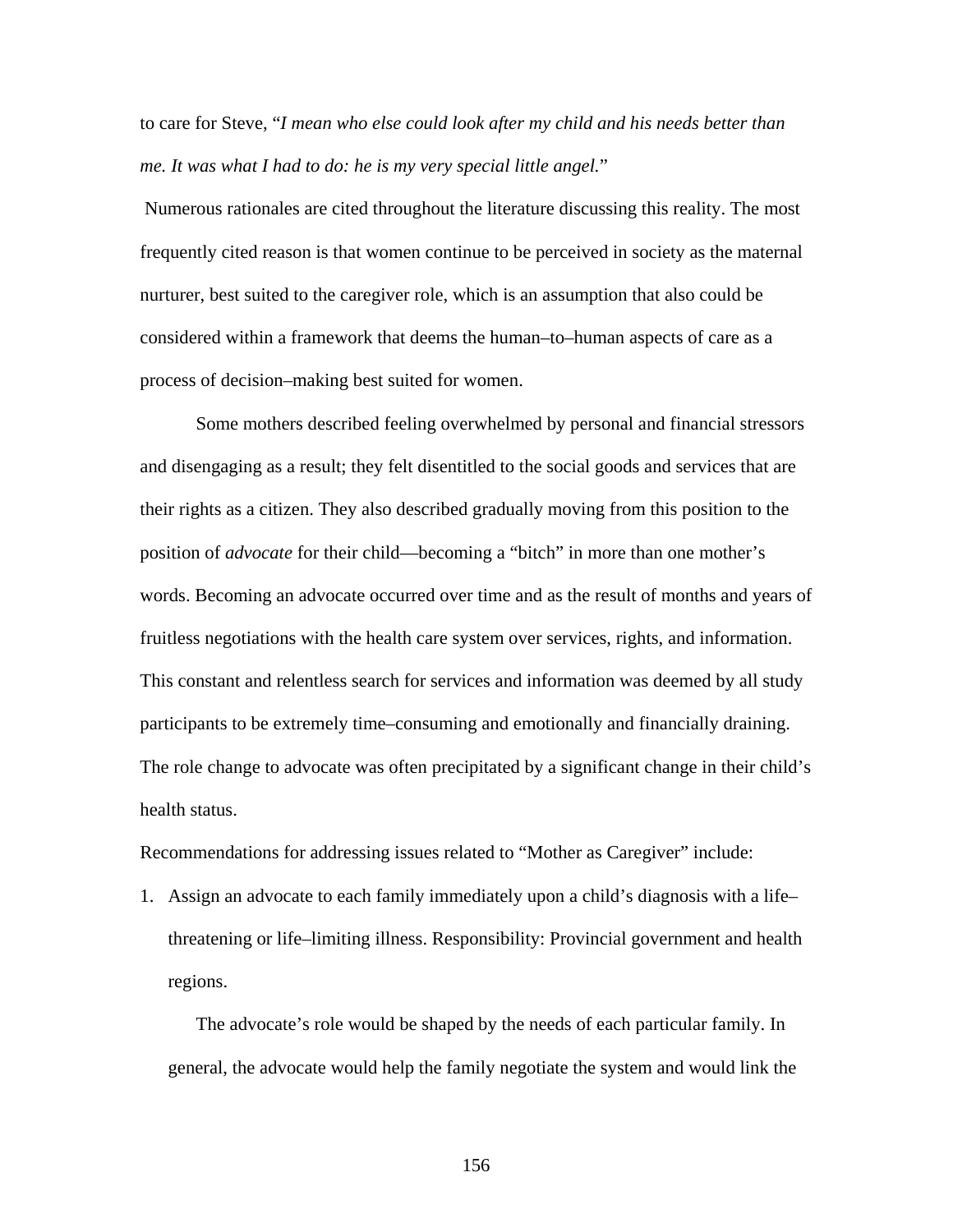to care for Steve, "*I mean who else could look after my child and his needs better than me. It was what I had to do: he is my very special little angel.*"

Numerous rationales are cited throughout the literature discussing this reality. The most frequently cited reason is that women continue to be perceived in society as the maternal nurturer, best suited to the caregiver role, which is an assumption that also could be considered within a framework that deems the human–to–human aspects of care as a process of decision–making best suited for women.

Some mothers described feeling overwhelmed by personal and financial stressors and disengaging as a result; they felt disentitled to the social goods and services that are their rights as a citizen. They also described gradually moving from this position to the position of *advocate* for their child—becoming a "bitch" in more than one mother's words. Becoming an advocate occurred over time and as the result of months and years of fruitless negotiations with the health care system over services, rights, and information. This constant and relentless search for services and information was deemed by all study participants to be extremely time–consuming and emotionally and financially draining. The role change to advocate was often precipitated by a significant change in their child's health status.

Recommendations for addressing issues related to "Mother as Caregiver" include:

1. Assign an advocate to each family immediately upon a child's diagnosis with a life–threatening or life–limiting illness. Responsibility: Provincial government and health regions.

   The advocate's role would be shaped by the needs of each particular family. In general, the advocate would help the family negotiate the system and would link the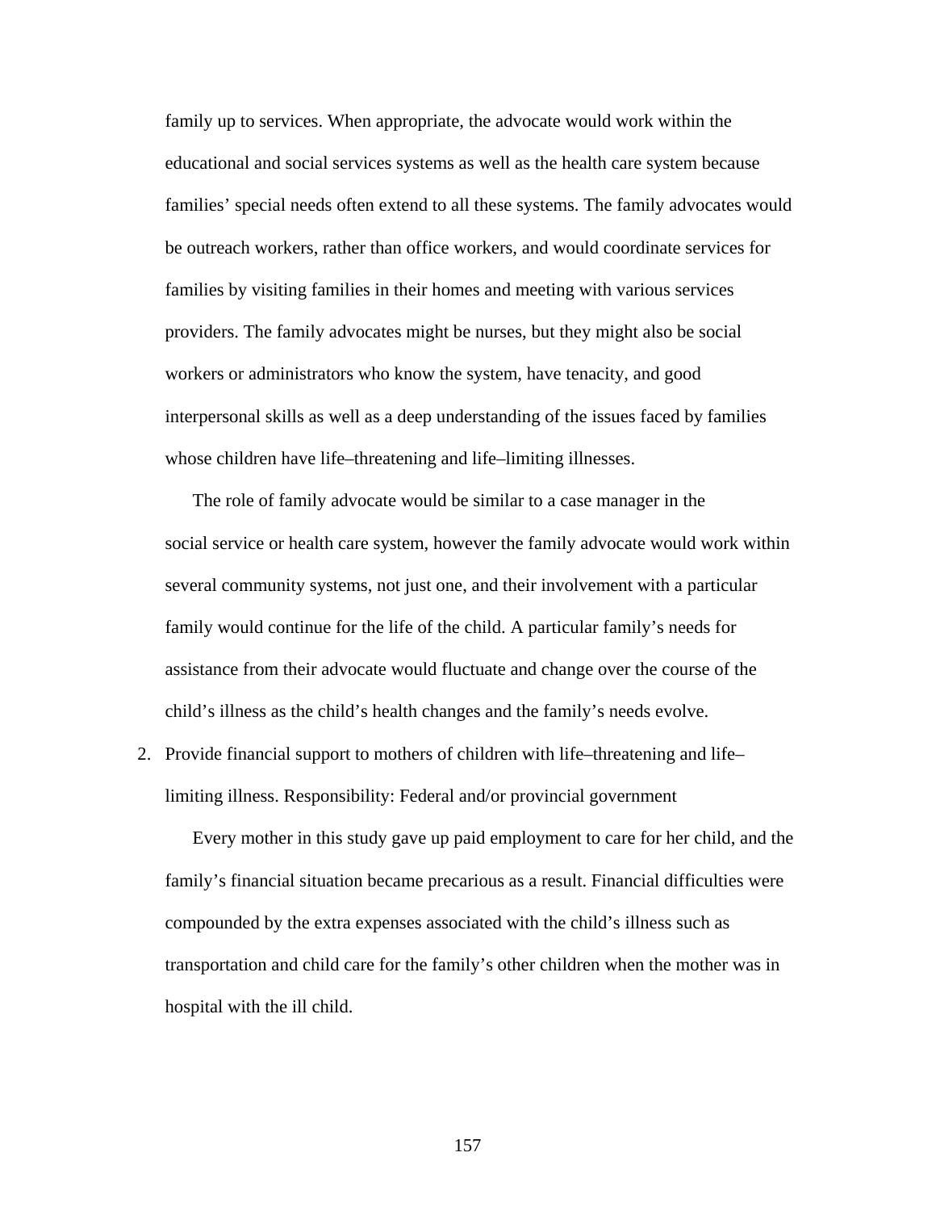family up to services. When appropriate, the advocate would work within the educational and social services systems as well as the health care system because families' special needs often extend to all these systems. The family advocates would be outreach workers, rather than office workers, and would coordinate services for families by visiting families in their homes and meeting with various services providers. The family advocates might be nurses, but they might also be social workers or administrators who know the system, have tenacity, and good interpersonal skills as well as a deep understanding of the issues faced by families whose children have life–threatening and life–limiting illnesses.

The role of family advocate would be similar to a case manager in the social service or health care system, however the family advocate would work within several community systems, not just one, and their involvement with a particular family would continue for the life of the child. A particular family's needs for assistance from their advocate would fluctuate and change over the course of the child's illness as the child's health changes and the family's needs evolve.

2. Provide financial support to mothers of children with life–threatening and life–limiting illness. Responsibility: Federal and/or provincial government

   Every mother in this study gave up paid employment to care for her child, and the family's financial situation became precarious as a result. Financial difficulties were compounded by the extra expenses associated with the child's illness such as transportation and child care for the family's other children when the mother was in hospital with the ill child.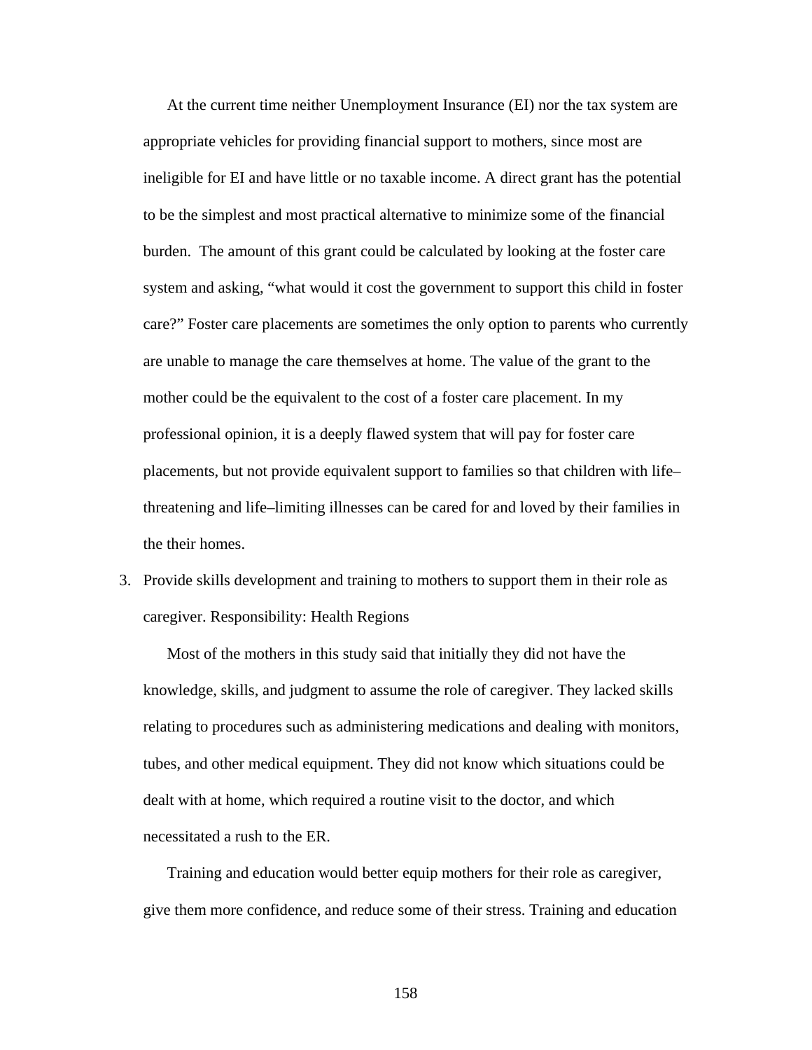At the current time neither Unemployment Insurance (EI) nor the tax system are appropriate vehicles for providing financial support to mothers, since most are ineligible for EI and have little or no taxable income. A direct grant has the potential to be the simplest and most practical alternative to minimize some of the financial burden. The amount of this grant could be calculated by looking at the foster care system and asking, "what would it cost the government to support this child in foster care?" Foster care placements are sometimes the only option to parents who currently are unable to manage the care themselves at home. The value of the grant to the mother could be the equivalent to the cost of a foster care placement. In my professional opinion, it is a deeply flawed system that will pay for foster care placements, but not provide equivalent support to families so that children with life–threatening and life–limiting illnesses can be cared for and loved by their families in the their homes.

3. Provide skills development and training to mothers to support them in their role as caregiver. Responsibility: Health Regions

   Most of the mothers in this study said that initially they did not have the knowledge, skills, and judgment to assume the role of caregiver. They lacked skills relating to procedures such as administering medications and dealing with monitors, tubes, and other medical equipment. They did not know which situations could be dealt with at home, which required a routine visit to the doctor, and which necessitated a rush to the ER.

   Training and education would better equip mothers for their role as caregiver, give them more confidence, and reduce some of their stress. Training and education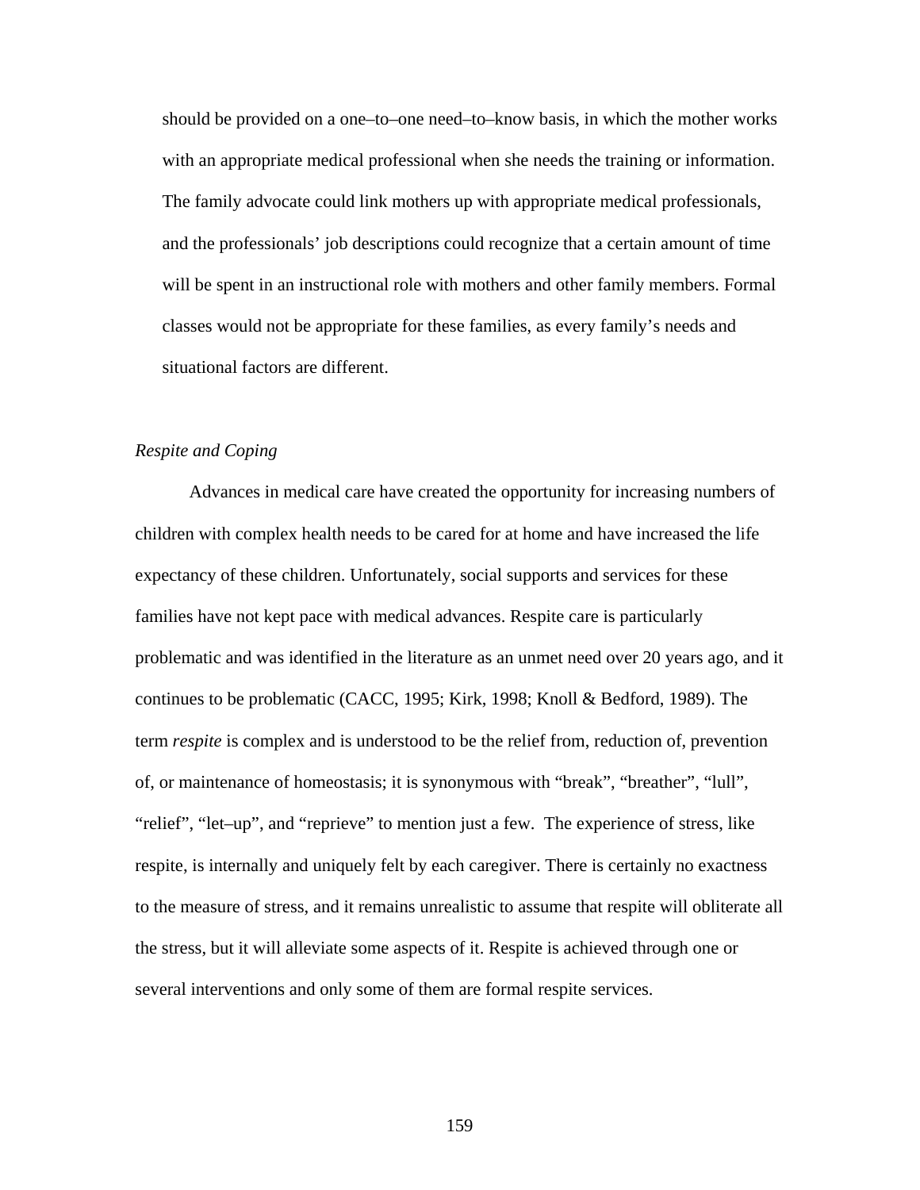should be provided on a one–to–one need–to–know basis, in which the mother works with an appropriate medical professional when she needs the training or information. The family advocate could link mothers up with appropriate medical professionals, and the professionals' job descriptions could recognize that a certain amount of time will be spent in an instructional role with mothers and other family members. Formal classes would not be appropriate for these families, as every family's needs and situational factors are different.

*Respite and Coping*

Advances in medical care have created the opportunity for increasing numbers of children with complex health needs to be cared for at home and have increased the life expectancy of these children. Unfortunately, social supports and services for these families have not kept pace with medical advances. Respite care is particularly problematic and was identified in the literature as an unmet need over 20 years ago, and it continues to be problematic (CACC, 1995; Kirk, 1998; Knoll & Bedford, 1989). The term *respite* is complex and is understood to be the relief from, reduction of, prevention of, or maintenance of homeostasis; it is synonymous with "break", "breather", "lull", "relief", "let–up", and "reprieve" to mention just a few. The experience of stress, like respite, is internally and uniquely felt by each caregiver. There is certainly no exactness to the measure of stress, and it remains unrealistic to assume that respite will obliterate all the stress, but it will alleviate some aspects of it. Respite is achieved through one or several interventions and only some of them are formal respite services.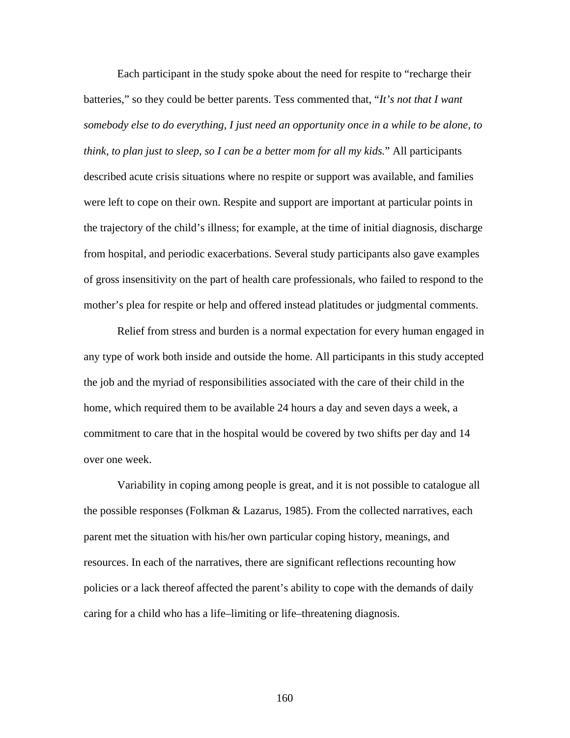Each participant in the study spoke about the need for respite to “recharge their batteries,” so they could be better parents. Tess commented that, “*It’s not that I want somebody else to do everything, I just need an opportunity once in a while to be alone, to think, to plan just to sleep, so I can be a better mom for all my kids.*” All participants described acute crisis situations where no respite or support was available, and families were left to cope on their own. Respite and support are important at particular points in the trajectory of the child’s illness; for example, at the time of initial diagnosis, discharge from hospital, and periodic exacerbations. Several study participants also gave examples of gross insensitivity on the part of health care professionals, who failed to respond to the mother’s plea for respite or help and offered instead platitudes or judgmental comments.

Relief from stress and burden is a normal expectation for every human engaged in any type of work both inside and outside the home. All participants in this study accepted the job and the myriad of responsibilities associated with the care of their child in the home, which required them to be available 24 hours a day and seven days a week, a commitment to care that in the hospital would be covered by two shifts per day and 14 over one week.

Variability in coping among people is great, and it is not possible to catalogue all the possible responses (Folkman & Lazarus, 1985). From the collected narratives, each parent met the situation with his/her own particular coping history, meanings, and resources. In each of the narratives, there are significant reflections recounting how policies or a lack thereof affected the parent’s ability to cope with the demands of daily caring for a child who has a life–limiting or life–threatening diagnosis.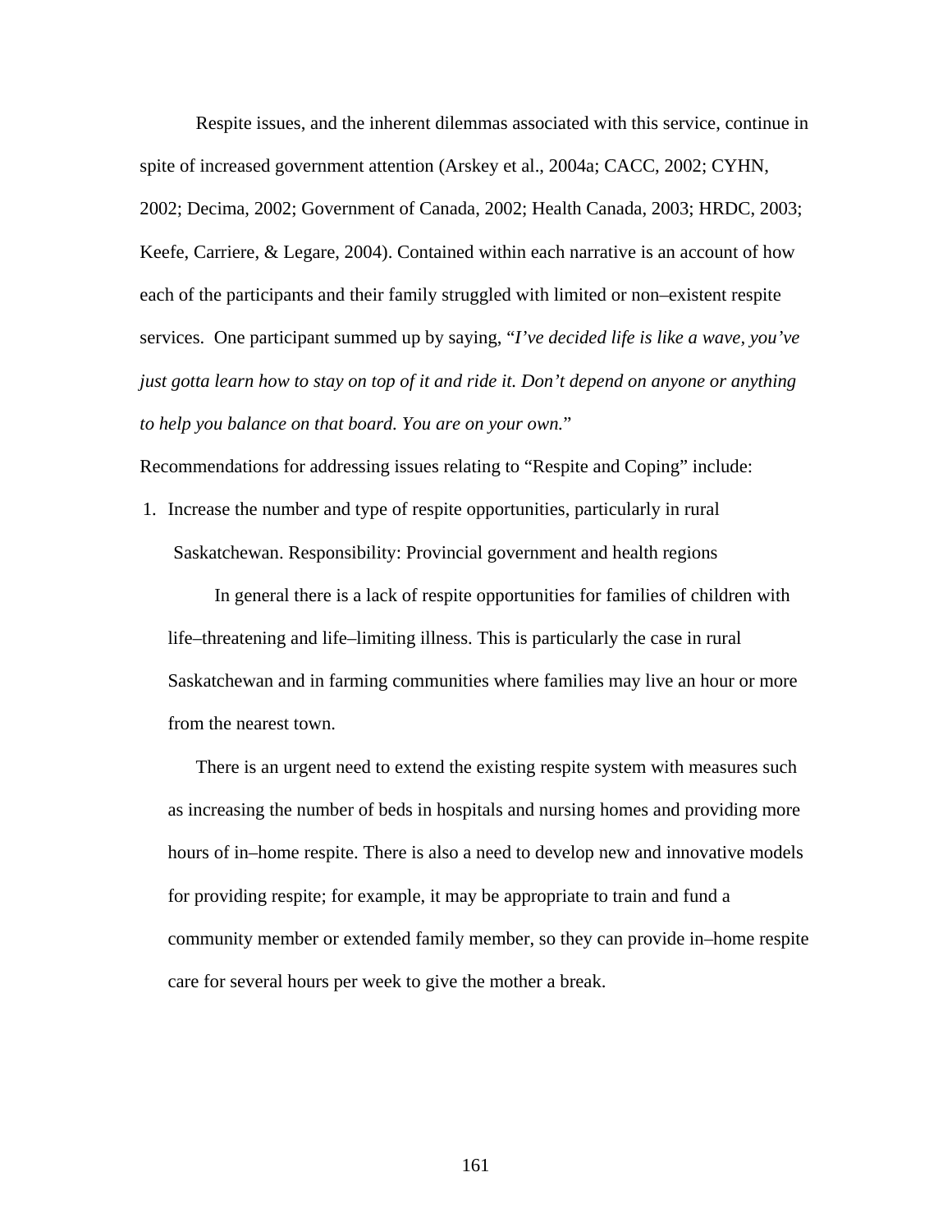Respite issues, and the inherent dilemmas associated with this service, continue in spite of increased government attention (Arskey et al., 2004a; CACC, 2002; CYHN, 2002; Decima, 2002; Government of Canada, 2002; Health Canada, 2003; HRDC, 2003; Keefe, Carriere, & Legare, 2004). Contained within each narrative is an account of how each of the participants and their family struggled with limited or non–existent respite services. One participant summed up by saying, "*I've decided life is like a wave, you've just gotta learn how to stay on top of it and ride it. Don't depend on anyone or anything to help you balance on that board. You are on your own.*"

Recommendations for addressing issues relating to "Respite and Coping" include:

1. Increase the number and type of respite opportunities, particularly in rural Saskatchewan. Responsibility: Provincial government and health regions

   In general there is a lack of respite opportunities for families of children with life–threatening and life–limiting illness. This is particularly the case in rural Saskatchewan and in farming communities where families may live an hour or more from the nearest town.

   There is an urgent need to extend the existing respite system with measures such as increasing the number of beds in hospitals and nursing homes and providing more hours of in–home respite. There is also a need to develop new and innovative models for providing respite; for example, it may be appropriate to train and fund a community member or extended family member, so they can provide in–home respite care for several hours per week to give the mother a break.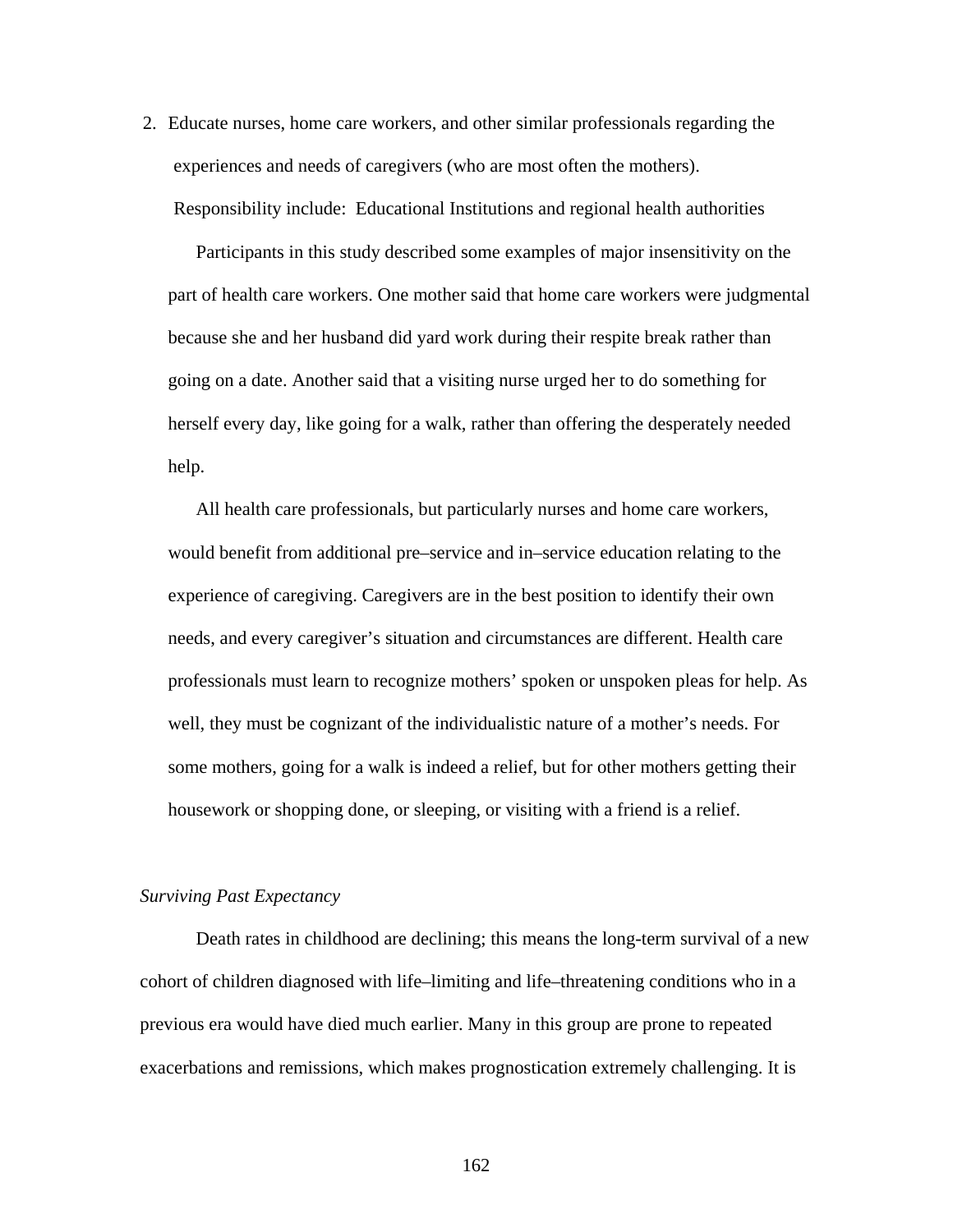2. Educate nurses, home care workers, and other similar professionals regarding the experiences and needs of caregivers (who are most often the mothers). Responsibility include: Educational Institutions and regional health authorities

   Participants in this study described some examples of major insensitivity on the part of health care workers. One mother said that home care workers were judgmental because she and her husband did yard work during their respite break rather than going on a date. Another said that a visiting nurse urged her to do something for herself every day, like going for a walk, rather than offering the desperately needed help.

   All health care professionals, but particularly nurses and home care workers, would benefit from additional pre–service and in–service education relating to the experience of caregiving. Caregivers are in the best position to identify their own needs, and every caregiver's situation and circumstances are different. Health care professionals must learn to recognize mothers' spoken or unspoken pleas for help. As well, they must be cognizant of the individualistic nature of a mother's needs. For some mothers, going for a walk is indeed a relief, but for other mothers getting their housework or shopping done, or sleeping, or visiting with a friend is a relief.

*Surviving Past Expectancy*

Death rates in childhood are declining; this means the long-term survival of a new cohort of children diagnosed with life–limiting and life–threatening conditions who in a previous era would have died much earlier. Many in this group are prone to repeated exacerbations and remissions, which makes prognostication extremely challenging. It is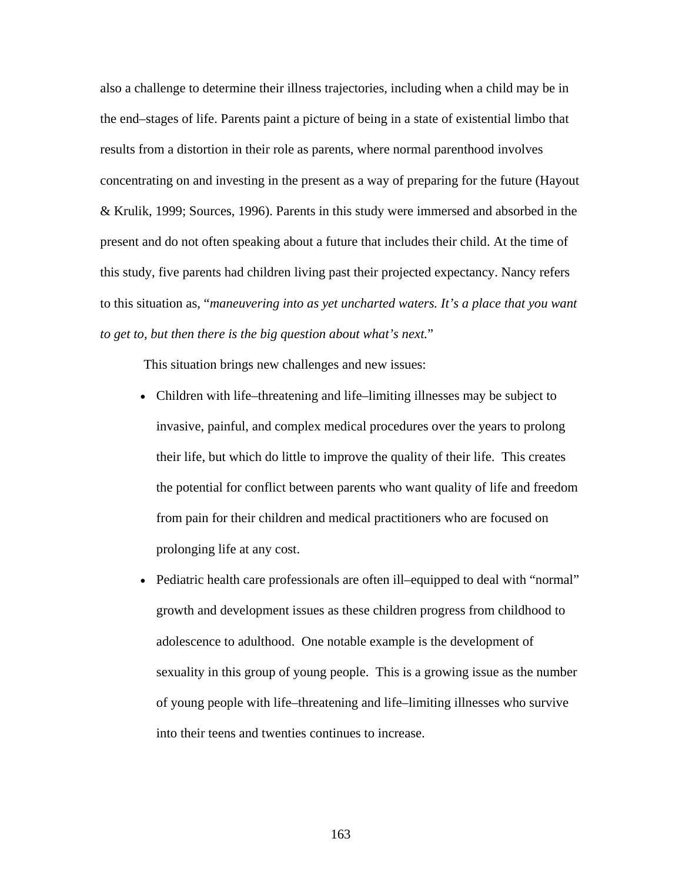also a challenge to determine their illness trajectories, including when a child may be in the end–stages of life. Parents paint a picture of being in a state of existential limbo that results from a distortion in their role as parents, where normal parenthood involves concentrating on and investing in the present as a way of preparing for the future (Hayout & Krulik, 1999; Sources, 1996). Parents in this study were immersed and absorbed in the present and do not often speaking about a future that includes their child. At the time of this study, five parents had children living past their projected expectancy. Nancy refers to this situation as, "*maneuvering into as yet uncharted waters. It's a place that you want to get to, but then there is the big question about what's next.*"

This situation brings new challenges and new issues:

- Children with life–threatening and life–limiting illnesses may be subject to invasive, painful, and complex medical procedures over the years to prolong their life, but which do little to improve the quality of their life. This creates the potential for conflict between parents who want quality of life and freedom from pain for their children and medical practitioners who are focused on prolonging life at any cost.
- Pediatric health care professionals are often ill–equipped to deal with "normal" growth and development issues as these children progress from childhood to adolescence to adulthood. One notable example is the development of sexuality in this group of young people. This is a growing issue as the number of young people with life–threatening and life–limiting illnesses who survive into their teens and twenties continues to increase.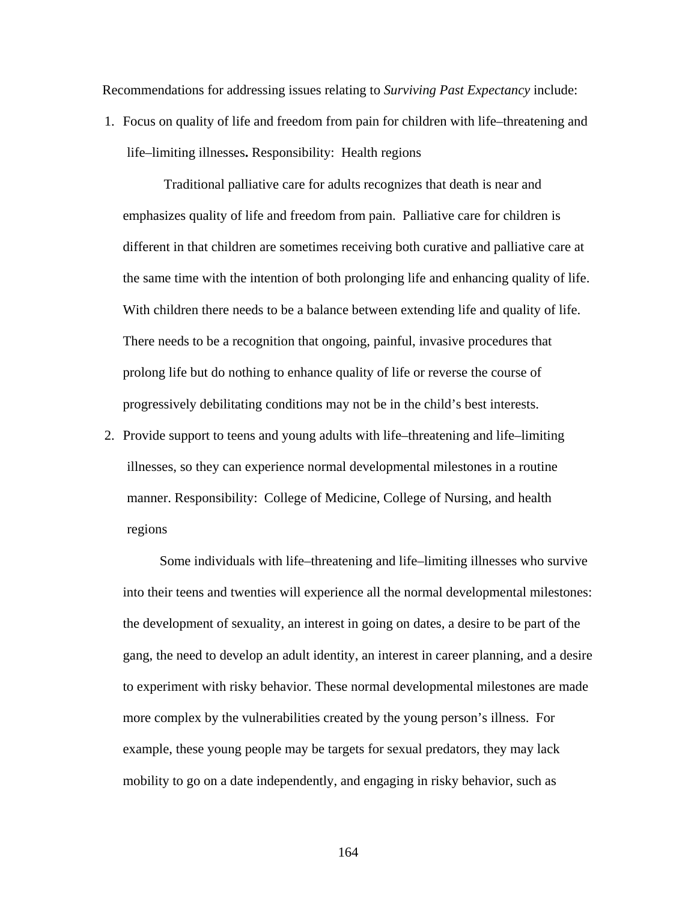Recommendations for addressing issues relating to *Surviving Past Expectancy* include:

1. Focus on quality of life and freedom from pain for children with life–threatening and life–limiting illnesses**.** Responsibility: Health regions

   Traditional palliative care for adults recognizes that death is near and emphasizes quality of life and freedom from pain. Palliative care for children is different in that children are sometimes receiving both curative and palliative care at the same time with the intention of both prolonging life and enhancing quality of life. With children there needs to be a balance between extending life and quality of life. There needs to be a recognition that ongoing, painful, invasive procedures that prolong life but do nothing to enhance quality of life or reverse the course of progressively debilitating conditions may not be in the child's best interests.

2. Provide support to teens and young adults with life–threatening and life–limiting illnesses, so they can experience normal developmental milestones in a routine manner. Responsibility: College of Medicine, College of Nursing, and health regions

   Some individuals with life–threatening and life–limiting illnesses who survive into their teens and twenties will experience all the normal developmental milestones: the development of sexuality, an interest in going on dates, a desire to be part of the gang, the need to develop an adult identity, an interest in career planning, and a desire to experiment with risky behavior. These normal developmental milestones are made more complex by the vulnerabilities created by the young person's illness. For example, these young people may be targets for sexual predators, they may lack mobility to go on a date independently, and engaging in risky behavior, such as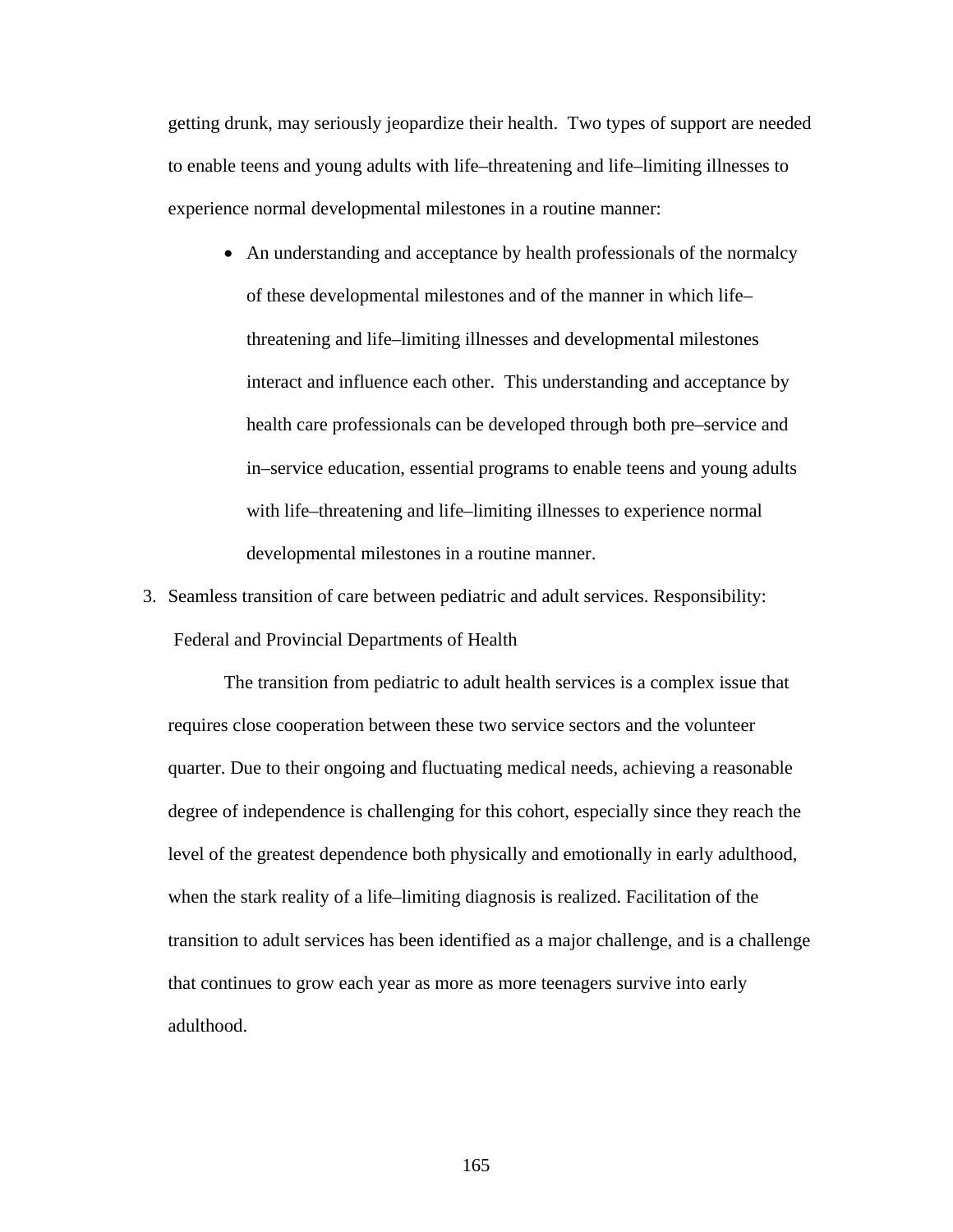getting drunk, may seriously jeopardize their health. Two types of support are needed to enable teens and young adults with life–threatening and life–limiting illnesses to experience normal developmental milestones in a routine manner:

- An understanding and acceptance by health professionals of the normalcy of these developmental milestones and of the manner in which life–threatening and life–limiting illnesses and developmental milestones interact and influence each other. This understanding and acceptance by health care professionals can be developed through both pre–service and in–service education, essential programs to enable teens and young adults with life–threatening and life–limiting illnesses to experience normal developmental milestones in a routine manner.

3. Seamless transition of care between pediatric and adult services. Responsibility: Federal and Provincial Departments of Health

The transition from pediatric to adult health services is a complex issue that requires close cooperation between these two service sectors and the volunteer quarter. Due to their ongoing and fluctuating medical needs, achieving a reasonable degree of independence is challenging for this cohort, especially since they reach the level of the greatest dependence both physically and emotionally in early adulthood, when the stark reality of a life–limiting diagnosis is realized. Facilitation of the transition to adult services has been identified as a major challenge, and is a challenge that continues to grow each year as more as more teenagers survive into early adulthood.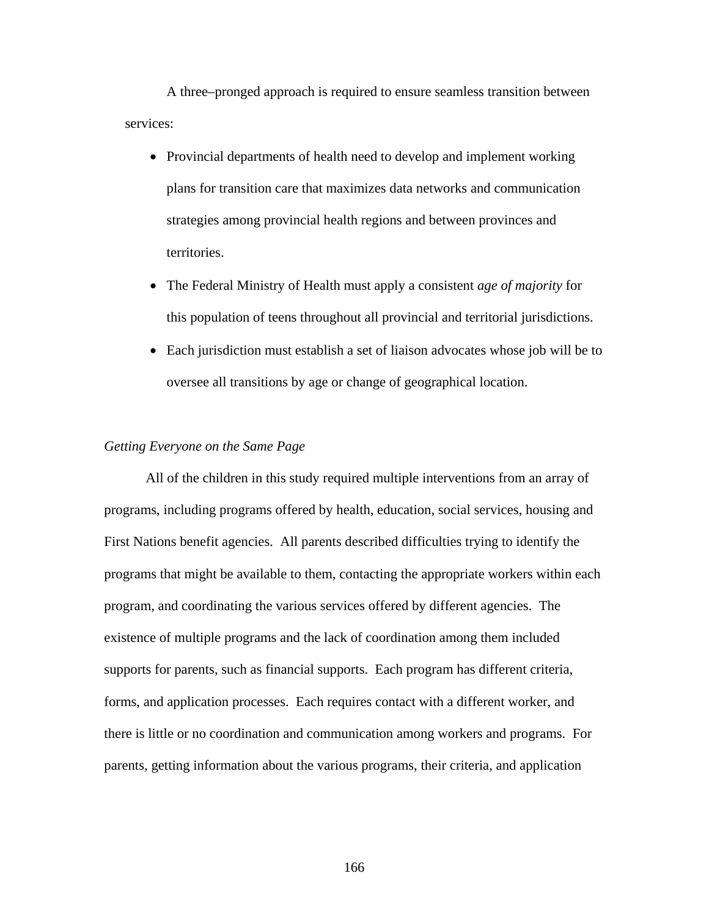A three–pronged approach is required to ensure seamless transition between services:

- Provincial departments of health need to develop and implement working plans for transition care that maximizes data networks and communication strategies among provincial health regions and between provinces and territories.
- The Federal Ministry of Health must apply a consistent *age of majority* for this population of teens throughout all provincial and territorial jurisdictions.
- Each jurisdiction must establish a set of liaison advocates whose job will be to oversee all transitions by age or change of geographical location.

*Getting Everyone on the Same Page*

All of the children in this study required multiple interventions from an array of programs, including programs offered by health, education, social services, housing and First Nations benefit agencies. All parents described difficulties trying to identify the programs that might be available to them, contacting the appropriate workers within each program, and coordinating the various services offered by different agencies. The existence of multiple programs and the lack of coordination among them included supports for parents, such as financial supports. Each program has different criteria, forms, and application processes. Each requires contact with a different worker, and there is little or no coordination and communication among workers and programs. For parents, getting information about the various programs, their criteria, and application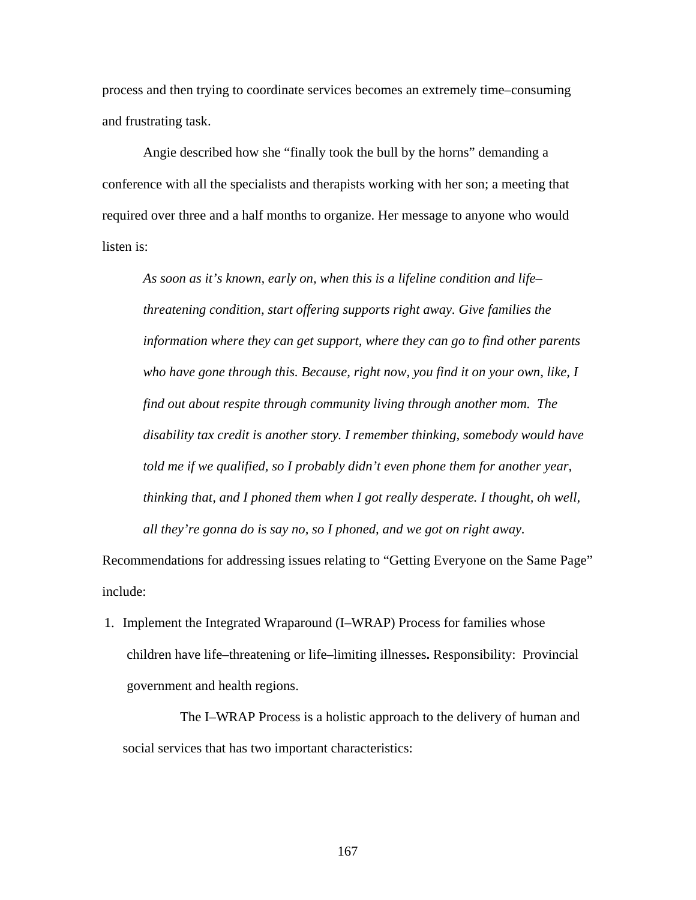process and then trying to coordinate services becomes an extremely time–consuming and frustrating task.

Angie described how she "finally took the bull by the horns" demanding a conference with all the specialists and therapists working with her son; a meeting that required over three and a half months to organize. Her message to anyone who would listen is:

> *As soon as it's known, early on, when this is a lifeline condition and life–threatening condition, start offering supports right away. Give families the information where they can get support, where they can go to find other parents who have gone through this. Because, right now, you find it on your own, like, I find out about respite through community living through another mom. The disability tax credit is another story. I remember thinking, somebody would have told me if we qualified, so I probably didn't even phone them for another year, thinking that, and I phoned them when I got really desperate. I thought, oh well, all they're gonna do is say no, so I phoned, and we got on right away.*

Recommendations for addressing issues relating to "Getting Everyone on the Same Page" include:

1. Implement the Integrated Wraparound (I–WRAP) Process for families whose children have life–threatening or life–limiting illnesses**.** Responsibility: Provincial government and health regions.

   The I–WRAP Process is a holistic approach to the delivery of human and social services that has two important characteristics: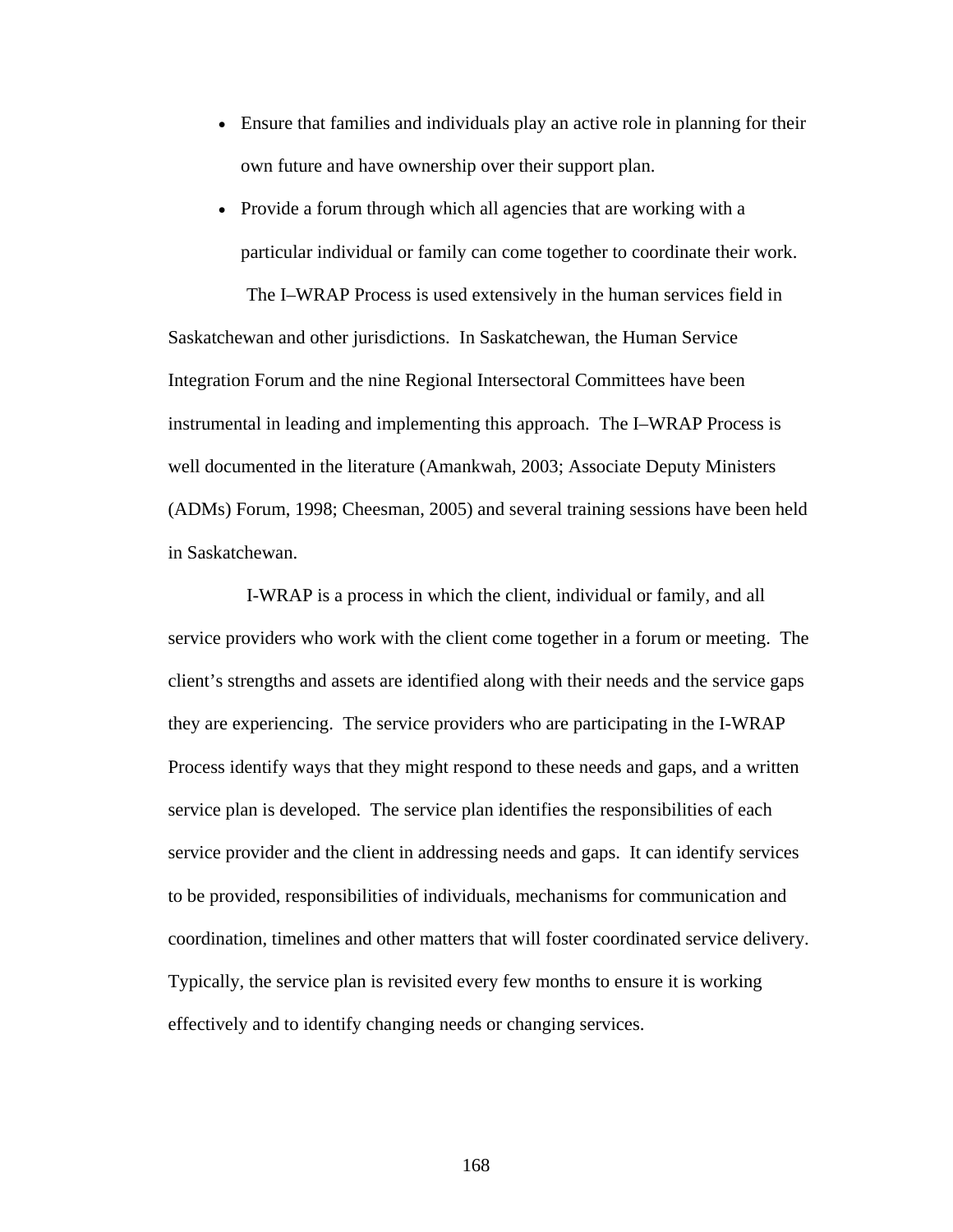- Ensure that families and individuals play an active role in planning for their own future and have ownership over their support plan.
- Provide a forum through which all agencies that are working with a particular individual or family can come together to coordinate their work.

The I–WRAP Process is used extensively in the human services field in Saskatchewan and other jurisdictions. In Saskatchewan, the Human Service Integration Forum and the nine Regional Intersectoral Committees have been instrumental in leading and implementing this approach. The I–WRAP Process is well documented in the literature (Amankwah, 2003; Associate Deputy Ministers (ADMs) Forum, 1998; Cheesman, 2005) and several training sessions have been held in Saskatchewan.

I-WRAP is a process in which the client, individual or family, and all service providers who work with the client come together in a forum or meeting. The client's strengths and assets are identified along with their needs and the service gaps they are experiencing. The service providers who are participating in the I-WRAP Process identify ways that they might respond to these needs and gaps, and a written service plan is developed. The service plan identifies the responsibilities of each service provider and the client in addressing needs and gaps. It can identify services to be provided, responsibilities of individuals, mechanisms for communication and coordination, timelines and other matters that will foster coordinated service delivery. Typically, the service plan is revisited every few months to ensure it is working effectively and to identify changing needs or changing services.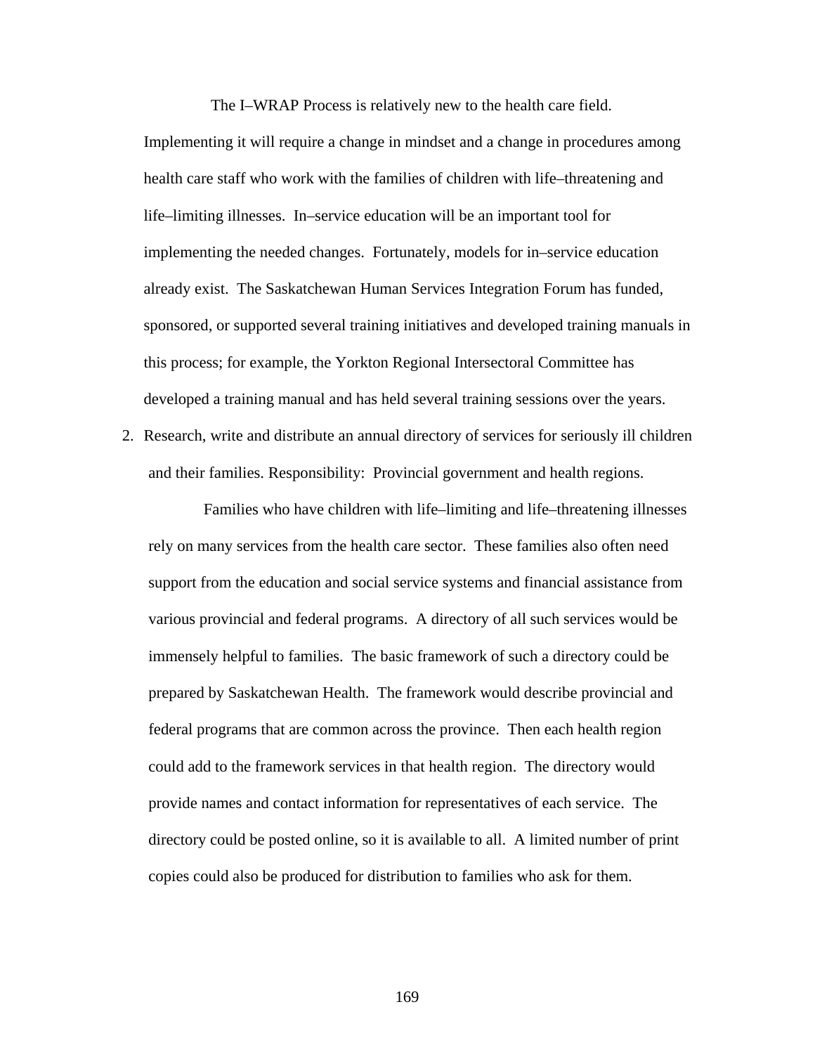The I–WRAP Process is relatively new to the health care field. Implementing it will require a change in mindset and a change in procedures among health care staff who work with the families of children with life–threatening and life–limiting illnesses. In–service education will be an important tool for implementing the needed changes. Fortunately, models for in–service education already exist. The Saskatchewan Human Services Integration Forum has funded, sponsored, or supported several training initiatives and developed training manuals in this process; for example, the Yorkton Regional Intersectoral Committee has developed a training manual and has held several training sessions over the years.

2. Research, write and distribute an annual directory of services for seriously ill children and their families. Responsibility: Provincial government and health regions.

   Families who have children with life–limiting and life–threatening illnesses rely on many services from the health care sector. These families also often need support from the education and social service systems and financial assistance from various provincial and federal programs. A directory of all such services would be immensely helpful to families. The basic framework of such a directory could be prepared by Saskatchewan Health. The framework would describe provincial and federal programs that are common across the province. Then each health region could add to the framework services in that health region. The directory would provide names and contact information for representatives of each service. The directory could be posted online, so it is available to all. A limited number of print copies could also be produced for distribution to families who ask for them.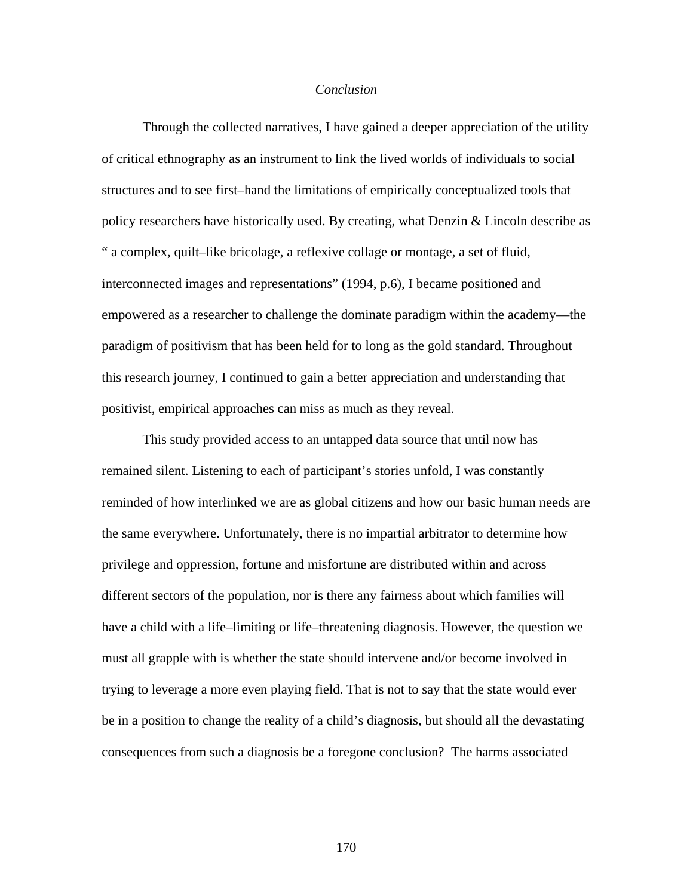*Conclusion*

Through the collected narratives, I have gained a deeper appreciation of the utility of critical ethnography as an instrument to link the lived worlds of individuals to social structures and to see first–hand the limitations of empirically conceptualized tools that policy researchers have historically used. By creating, what Denzin & Lincoln describe as " a complex, quilt–like bricolage, a reflexive collage or montage, a set of fluid, interconnected images and representations" (1994, p.6), I became positioned and empowered as a researcher to challenge the dominate paradigm within the academy—the paradigm of positivism that has been held for to long as the gold standard. Throughout this research journey, I continued to gain a better appreciation and understanding that positivist, empirical approaches can miss as much as they reveal.

This study provided access to an untapped data source that until now has remained silent. Listening to each of participant's stories unfold, I was constantly reminded of how interlinked we are as global citizens and how our basic human needs are the same everywhere. Unfortunately, there is no impartial arbitrator to determine how privilege and oppression, fortune and misfortune are distributed within and across different sectors of the population, nor is there any fairness about which families will have a child with a life–limiting or life–threatening diagnosis. However, the question we must all grapple with is whether the state should intervene and/or become involved in trying to leverage a more even playing field. That is not to say that the state would ever be in a position to change the reality of a child's diagnosis, but should all the devastating consequences from such a diagnosis be a foregone conclusion? The harms associated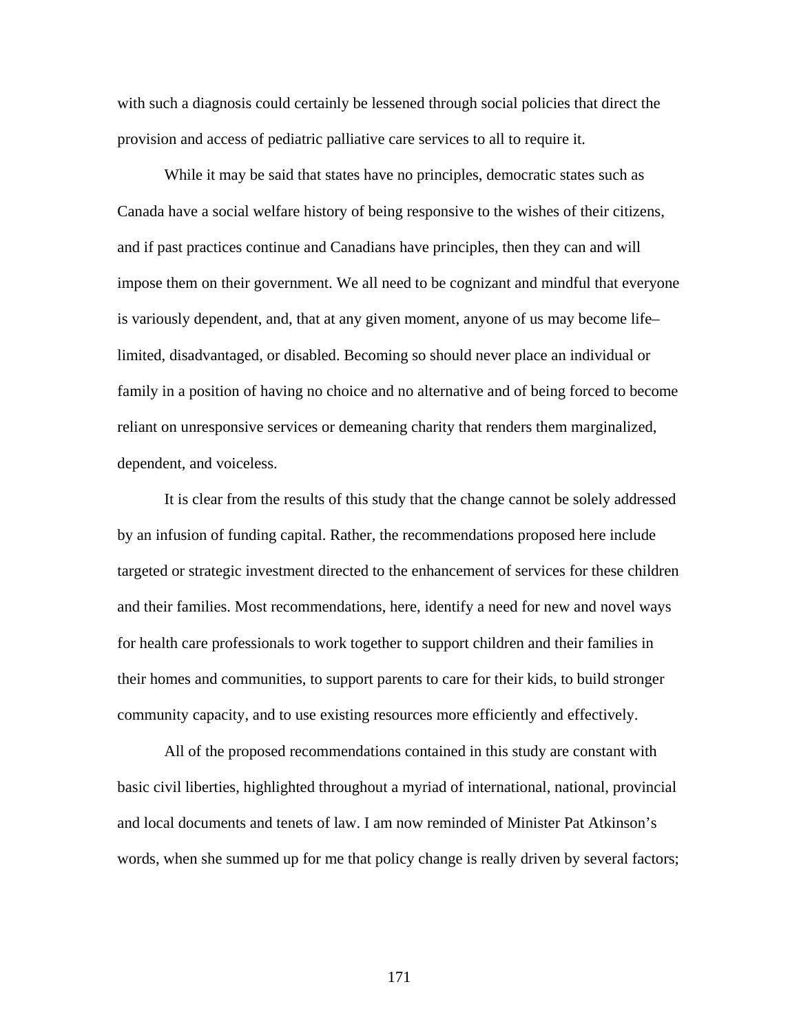with such a diagnosis could certainly be lessened through social policies that direct the provision and access of pediatric palliative care services to all to require it.

While it may be said that states have no principles, democratic states such as Canada have a social welfare history of being responsive to the wishes of their citizens, and if past practices continue and Canadians have principles, then they can and will impose them on their government. We all need to be cognizant and mindful that everyone is variously dependent, and, that at any given moment, anyone of us may become life–limited, disadvantaged, or disabled. Becoming so should never place an individual or family in a position of having no choice and no alternative and of being forced to become reliant on unresponsive services or demeaning charity that renders them marginalized, dependent, and voiceless.

It is clear from the results of this study that the change cannot be solely addressed by an infusion of funding capital. Rather, the recommendations proposed here include targeted or strategic investment directed to the enhancement of services for these children and their families. Most recommendations, here, identify a need for new and novel ways for health care professionals to work together to support children and their families in their homes and communities, to support parents to care for their kids, to build stronger community capacity, and to use existing resources more efficiently and effectively.

All of the proposed recommendations contained in this study are constant with basic civil liberties, highlighted throughout a myriad of international, national, provincial and local documents and tenets of law. I am now reminded of Minister Pat Atkinson's words, when she summed up for me that policy change is really driven by several factors;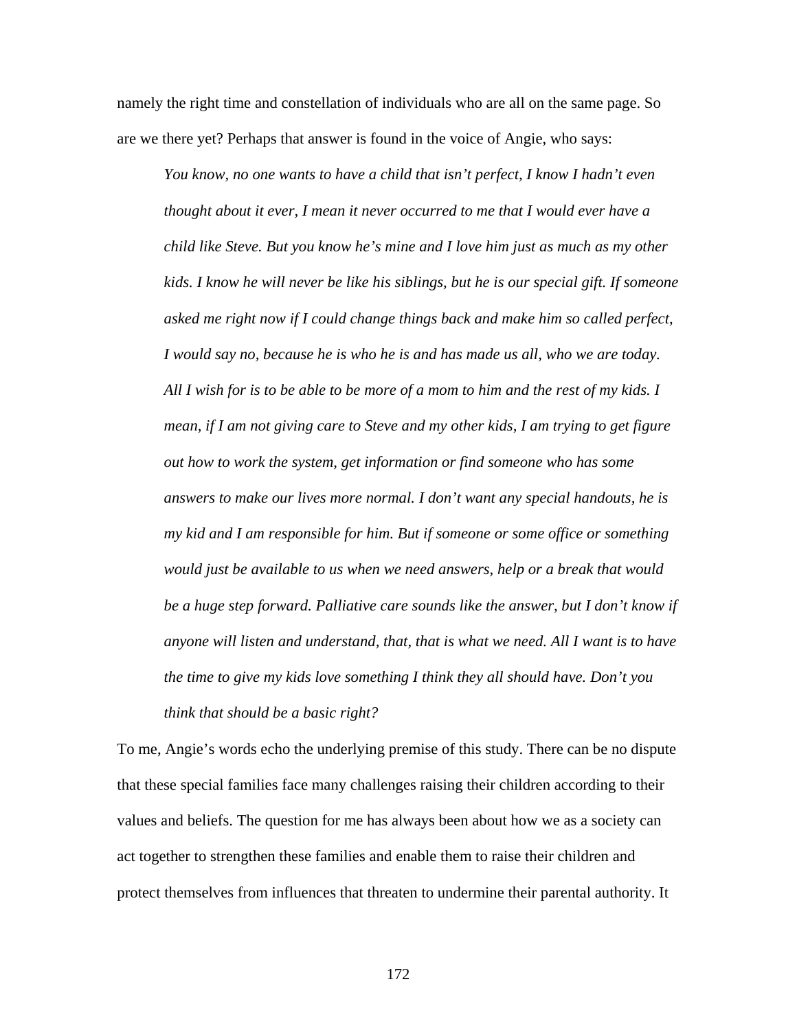namely the right time and constellation of individuals who are all on the same page. So are we there yet? Perhaps that answer is found in the voice of Angie, who says:

> *You know, no one wants to have a child that isn't perfect, I know I hadn't even thought about it ever, I mean it never occurred to me that I would ever have a child like Steve. But you know he's mine and I love him just as much as my other kids. I know he will never be like his siblings, but he is our special gift. If someone asked me right now if I could change things back and make him so called perfect, I would say no, because he is who he is and has made us all, who we are today. All I wish for is to be able to be more of a mom to him and the rest of my kids. I mean, if I am not giving care to Steve and my other kids, I am trying to get figure out how to work the system, get information or find someone who has some answers to make our lives more normal. I don't want any special handouts, he is my kid and I am responsible for him. But if someone or some office or something would just be available to us when we need answers, help or a break that would be a huge step forward. Palliative care sounds like the answer, but I don't know if anyone will listen and understand, that, that is what we need. All I want is to have the time to give my kids love something I think they all should have. Don't you think that should be a basic right?*

To me, Angie's words echo the underlying premise of this study. There can be no dispute that these special families face many challenges raising their children according to their values and beliefs. The question for me has always been about how we as a society can act together to strengthen these families and enable them to raise their children and protect themselves from influences that threaten to undermine their parental authority. It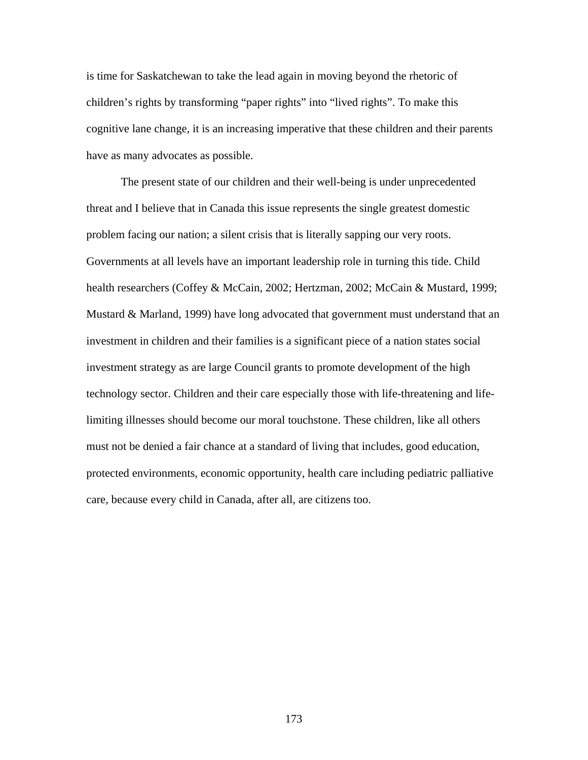is time for Saskatchewan to take the lead again in moving beyond the rhetoric of children's rights by transforming "paper rights" into "lived rights". To make this cognitive lane change, it is an increasing imperative that these children and their parents have as many advocates as possible.

The present state of our children and their well-being is under unprecedented threat and I believe that in Canada this issue represents the single greatest domestic problem facing our nation; a silent crisis that is literally sapping our very roots. Governments at all levels have an important leadership role in turning this tide. Child health researchers (Coffey & McCain, 2002; Hertzman, 2002; McCain & Mustard, 1999; Mustard & Marland, 1999) have long advocated that government must understand that an investment in children and their families is a significant piece of a nation states social investment strategy as are large Council grants to promote development of the high technology sector. Children and their care especially those with life-threatening and life-limiting illnesses should become our moral touchstone. These children, like all others must not be denied a fair chance at a standard of living that includes, good education, protected environments, economic opportunity, health care including pediatric palliative care, because every child in Canada, after all, are citizens too.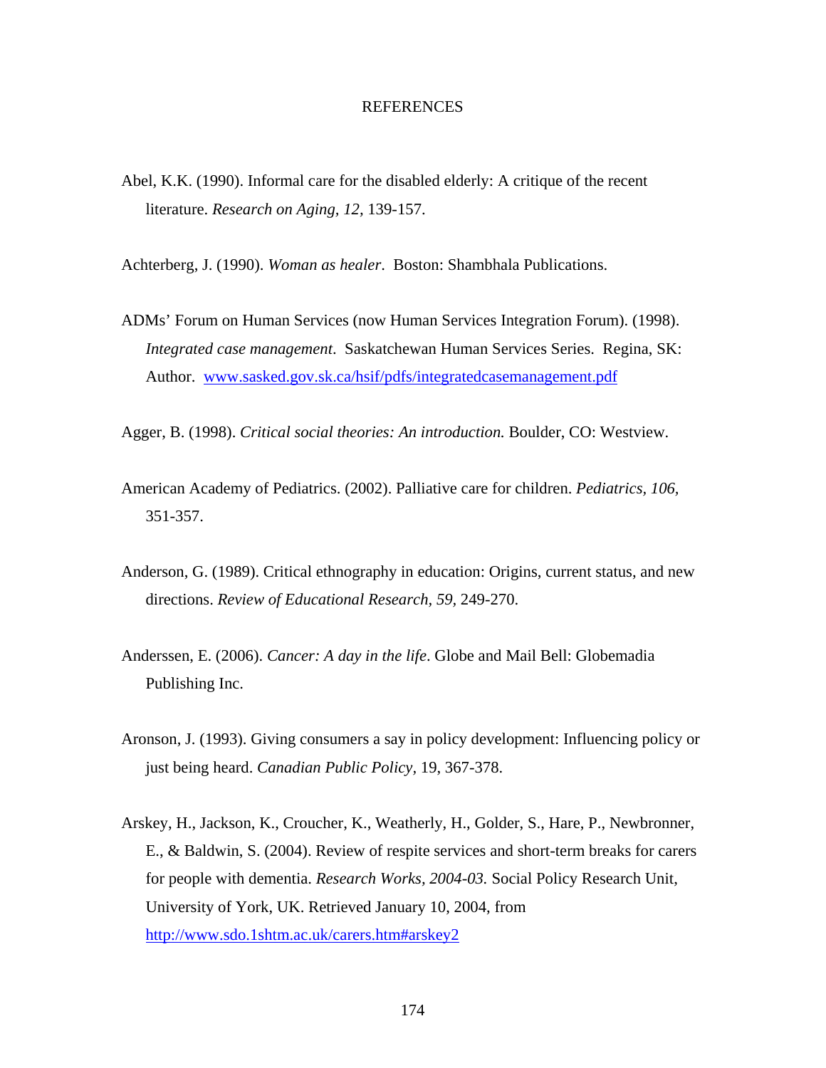# REFERENCES

Abel, K.K. (1990). Informal care for the disabled elderly: A critique of the recent literature. *Research on Aging, 12,* 139-157.

Achterberg, J. (1990). *Woman as healer*. Boston: Shambhala Publications.

ADMs' Forum on Human Services (now Human Services Integration Forum). (1998). *Integrated case management*. Saskatchewan Human Services Series. Regina, SK: Author. www.sasked.gov.sk.ca/hsif/pdfs/integratedcasemanagement.pdf

Agger, B. (1998). *Critical social theories: An introduction.* Boulder, CO: Westview.

American Academy of Pediatrics. (2002). Palliative care for children. *Pediatrics, 106,* 351-357.

Anderson, G. (1989). Critical ethnography in education: Origins, current status, and new directions. *Review of Educational Research, 59,* 249-270.

Anderssen, E. (2006). *Cancer: A day in the life*. Globe and Mail Bell: Globemadia Publishing Inc.

Aronson, J. (1993). Giving consumers a say in policy development: Influencing policy or just being heard. *Canadian Public Policy*, 19, 367-378.

Arskey, H., Jackson, K., Croucher, K., Weatherly, H., Golder, S., Hare, P., Newbronner, E., & Baldwin, S. (2004). Review of respite services and short-term breaks for carers for people with dementia. *Research Works, 2004-03.* Social Policy Research Unit, University of York, UK. Retrieved January 10, 2004, from http://www.sdo.1shtm.ac.uk/carers.htm#arskey2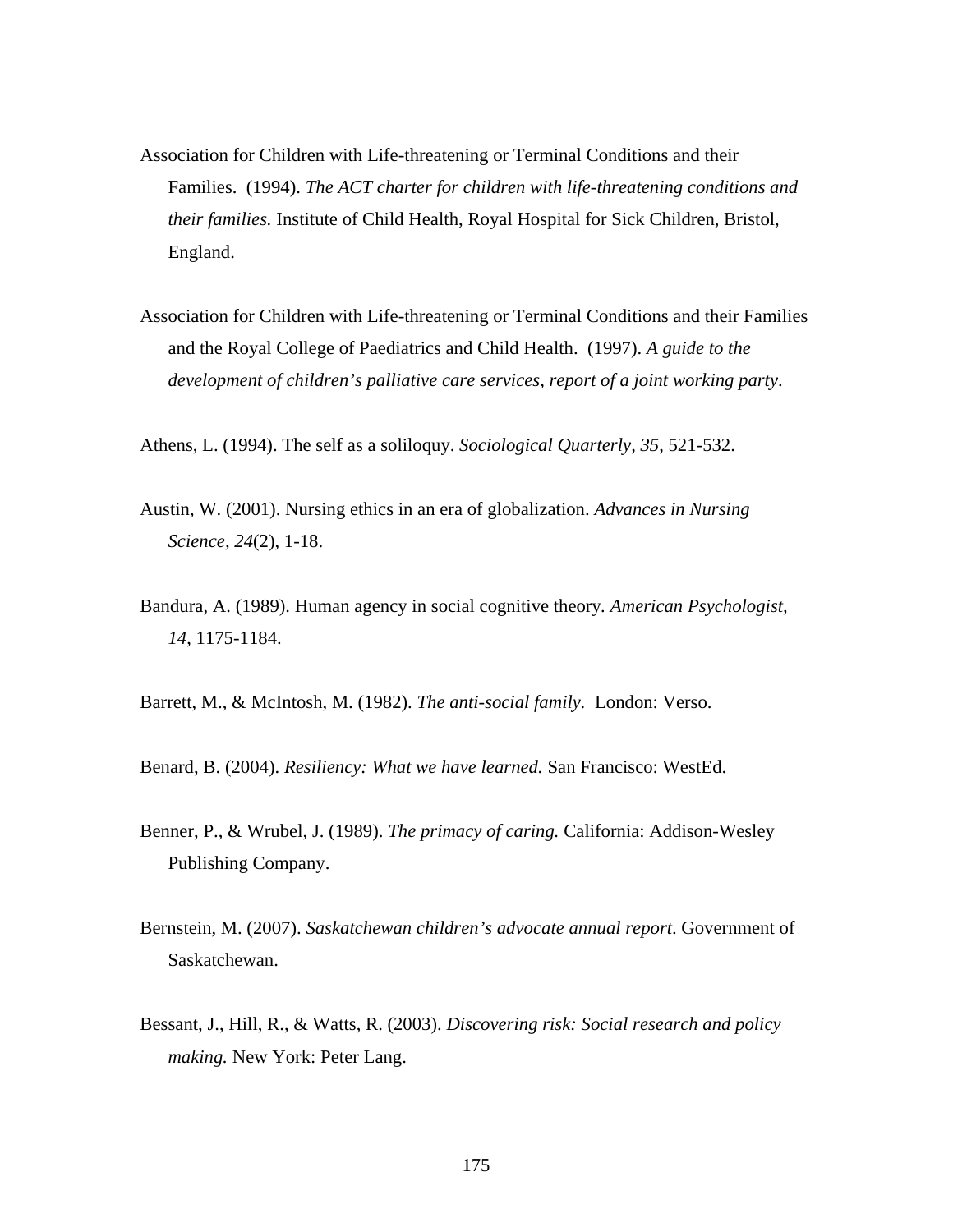Association for Children with Life-threatening or Terminal Conditions and their Families. (1994). *The ACT charter for children with life-threatening conditions and their families.* Institute of Child Health, Royal Hospital for Sick Children, Bristol, England.

Association for Children with Life-threatening or Terminal Conditions and their Families and the Royal College of Paediatrics and Child Health. (1997). *A guide to the development of children's palliative care services, report of a joint working party*.

Athens, L. (1994). The self as a soliloquy. *Sociological Quarterly, 35*, 521-532.

Austin, W. (2001). Nursing ethics in an era of globalization. *Advances in Nursing Science, 24*(2), 1-18.

Bandura, A. (1989). Human agency in social cognitive theory. *American Psychologist, 14*, 1175-1184.

Barrett, M., & McIntosh, M. (1982). *The anti-social family*. London: Verso.

Benard, B. (2004). *Resiliency: What we have learned.* San Francisco: WestEd.

Benner, P., & Wrubel, J. (1989). *The primacy of caring.* California: Addison-Wesley Publishing Company.

Bernstein, M. (2007). *Saskatchewan children's advocate annual report*. Government of Saskatchewan.

Bessant, J., Hill, R., & Watts, R. (2003). *Discovering risk: Social research and policy making.* New York: Peter Lang.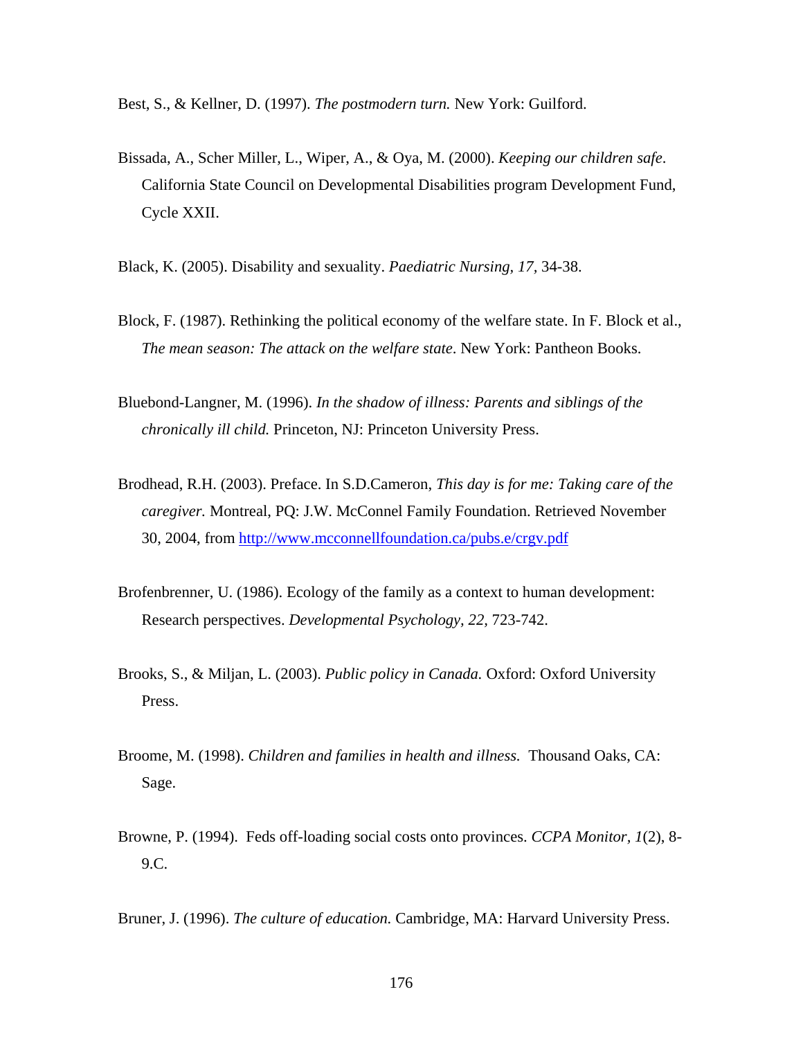Best, S., & Kellner, D. (1997). *The postmodern turn.* New York: Guilford.

Bissada, A., Scher Miller, L., Wiper, A., & Oya, M. (2000). *Keeping our children safe*. California State Council on Developmental Disabilities program Development Fund, Cycle XXII.

Black, K. (2005). Disability and sexuality. *Paediatric Nursing, 17,* 34-38.

Block, F. (1987). Rethinking the political economy of the welfare state. In F. Block et al., *The mean season: The attack on the welfare state*. New York: Pantheon Books.

Bluebond-Langner, M. (1996). *In the shadow of illness: Parents and siblings of the chronically ill child.* Princeton, NJ: Princeton University Press.

Brodhead, R.H. (2003). Preface. In S.D.Cameron, *This day is for me: Taking care of the caregiver.* Montreal, PQ: J.W. McConnel Family Foundation. Retrieved November 30, 2004, from http://www.mcconnellfoundation.ca/pubs.e/crgv.pdf

Brofenbrenner, U. (1986). Ecology of the family as a context to human development: Research perspectives. *Developmental Psychology, 22,* 723-742.

Brooks, S., & Miljan, L. (2003). *Public policy in Canada.* Oxford: Oxford University Press.

Broome, M. (1998). *Children and families in health and illness.* Thousand Oaks, CA: Sage.

Browne, P. (1994). Feds off-loading social costs onto provinces. *CCPA Monitor, 1*(2), 8-9.C.

Bruner, J. (1996). *The culture of education.* Cambridge, MA: Harvard University Press.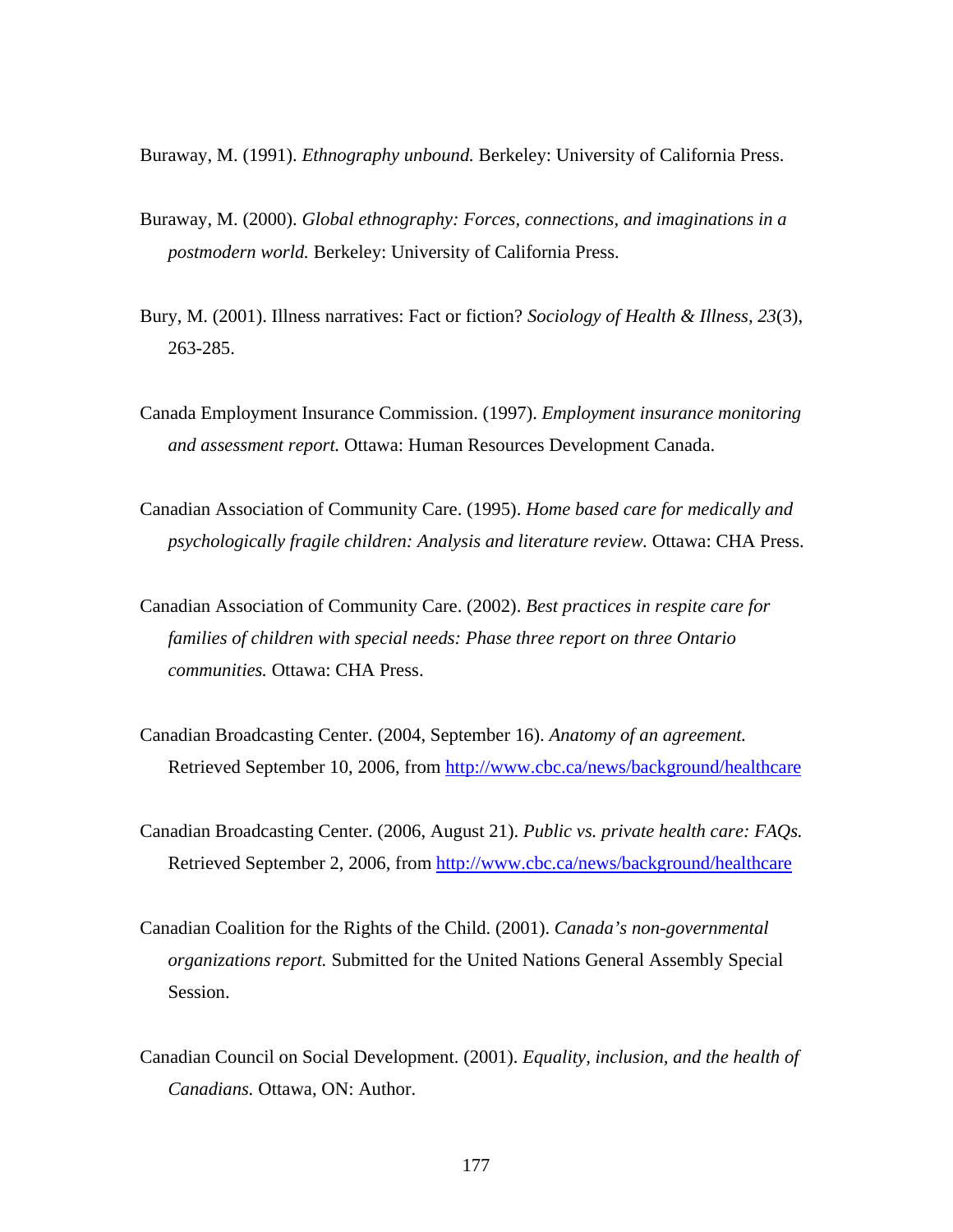Buraway, M. (1991). *Ethnography unbound.* Berkeley: University of California Press.

Buraway, M. (2000). *Global ethnography: Forces, connections, and imaginations in a postmodern world.* Berkeley: University of California Press.

Bury, M. (2001). Illness narratives: Fact or fiction? *Sociology of Health & Illness*, *23*(3), 263-285.

Canada Employment Insurance Commission. (1997). *Employment insurance monitoring and assessment report.* Ottawa: Human Resources Development Canada.

Canadian Association of Community Care. (1995). *Home based care for medically and psychologically fragile children: Analysis and literature review.* Ottawa: CHA Press.

Canadian Association of Community Care. (2002). *Best practices in respite care for families of children with special needs: Phase three report on three Ontario communities.* Ottawa: CHA Press.

Canadian Broadcasting Center. (2004, September 16). *Anatomy of an agreement.* Retrieved September 10, 2006, from http://www.cbc.ca/news/background/healthcare

Canadian Broadcasting Center. (2006, August 21). *Public vs. private health care: FAQs.* Retrieved September 2, 2006, from http://www.cbc.ca/news/background/healthcare

Canadian Coalition for the Rights of the Child. (2001). *Canada's non-governmental organizations report.* Submitted for the United Nations General Assembly Special Session.

Canadian Council on Social Development. (2001). *Equality, inclusion, and the health of Canadians.* Ottawa, ON: Author.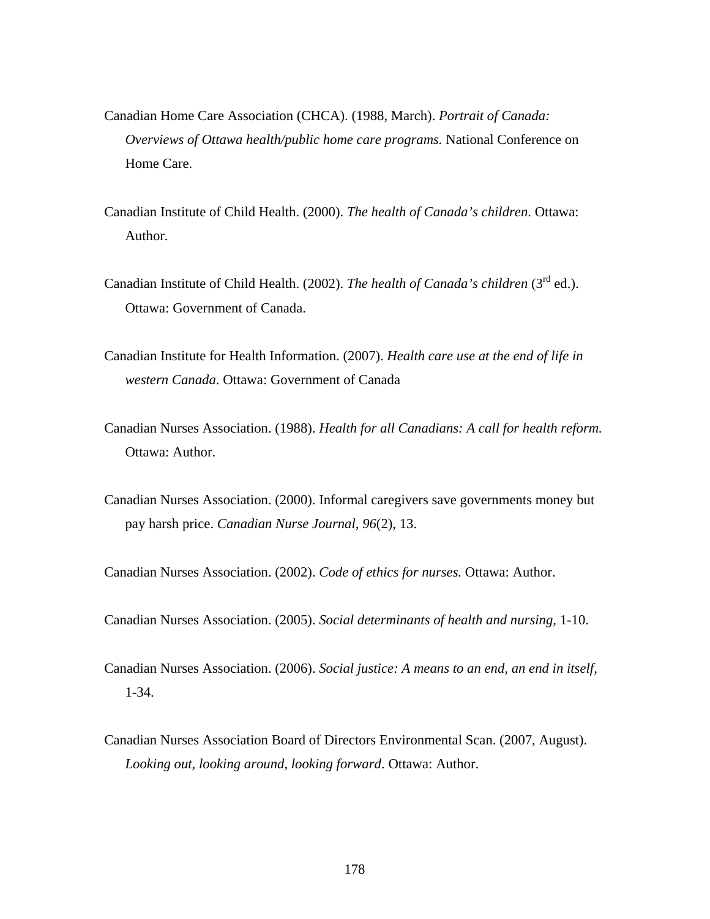Canadian Home Care Association (CHCA). (1988, March). *Portrait of Canada: Overviews of Ottawa health/public home care programs.* National Conference on Home Care.

Canadian Institute of Child Health. (2000). *The health of Canada's children*. Ottawa: Author.

Canadian Institute of Child Health. (2002). *The health of Canada's children* (3rd ed.). Ottawa: Government of Canada.

Canadian Institute for Health Information. (2007). *Health care use at the end of life in western Canada*. Ottawa: Government of Canada

Canadian Nurses Association. (1988). *Health for all Canadians: A call for health reform.* Ottawa: Author.

Canadian Nurses Association. (2000). Informal caregivers save governments money but pay harsh price. *Canadian Nurse Journal, 96*(2), 13.

Canadian Nurses Association. (2002). *Code of ethics for nurses.* Ottawa: Author.

Canadian Nurses Association. (2005). *Social determinants of health and nursing,* 1-10.

Canadian Nurses Association. (2006). *Social justice: A means to an end, an end in itself,* 1-34.

Canadian Nurses Association Board of Directors Environmental Scan. (2007, August). *Looking out, looking around, looking forward*. Ottawa: Author.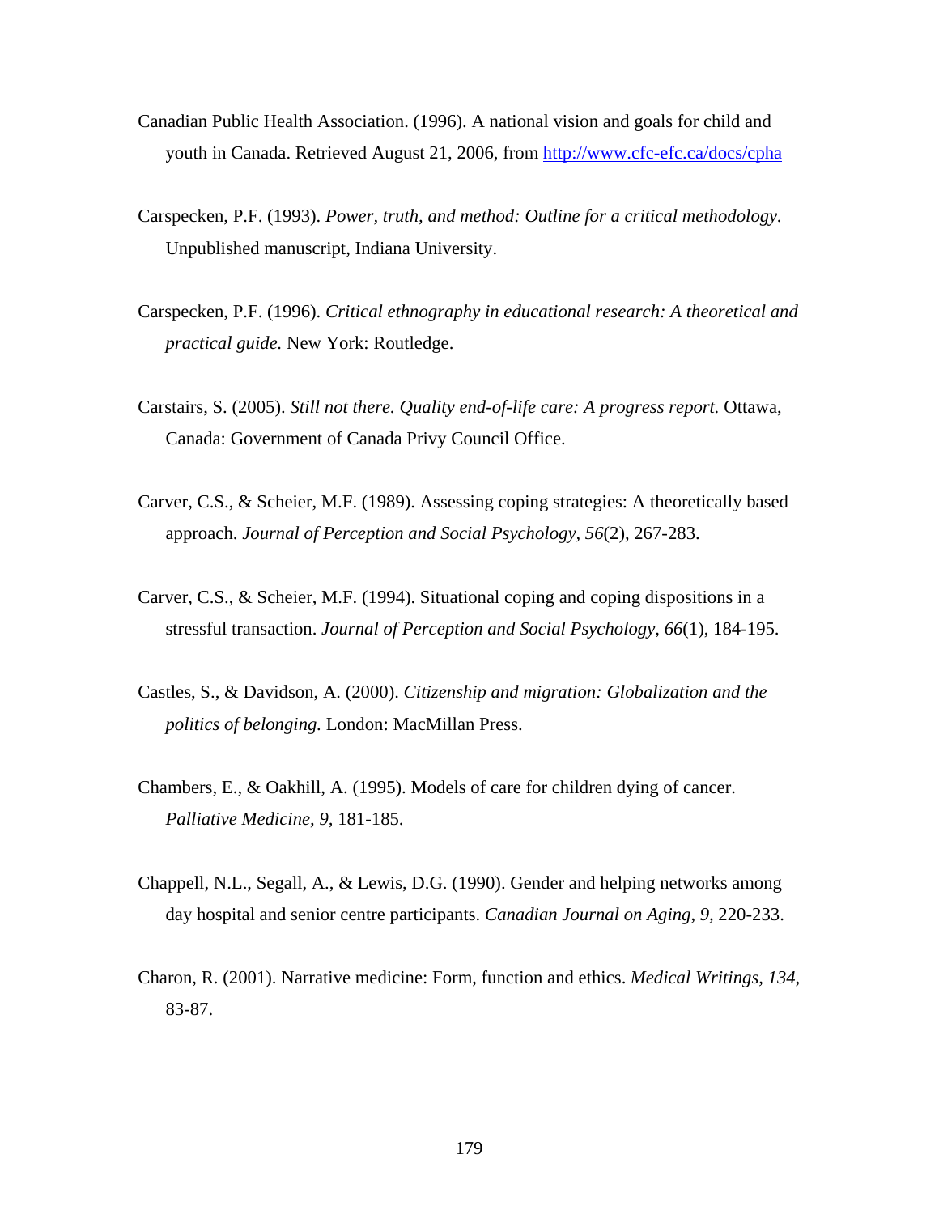Canadian Public Health Association. (1996). A national vision and goals for child and youth in Canada. Retrieved August 21, 2006, from http://www.cfc-efc.ca/docs/cpha

Carspecken, P.F. (1993). *Power, truth, and method: Outline for a critical methodology.* Unpublished manuscript, Indiana University.

Carspecken, P.F. (1996). *Critical ethnography in educational research: A theoretical and practical guide.* New York: Routledge.

Carstairs, S. (2005). *Still not there. Quality end-of-life care: A progress report.* Ottawa, Canada: Government of Canada Privy Council Office.

Carver, C.S., & Scheier, M.F. (1989). Assessing coping strategies: A theoretically based approach. *Journal of Perception and Social Psychology, 56*(2), 267-283.

Carver, C.S., & Scheier, M.F. (1994). Situational coping and coping dispositions in a stressful transaction. *Journal of Perception and Social Psychology, 66*(1), 184-195.

Castles, S., & Davidson, A. (2000). *Citizenship and migration: Globalization and the politics of belonging.* London: MacMillan Press.

Chambers, E., & Oakhill, A. (1995). Models of care for children dying of cancer. *Palliative Medicine, 9,* 181-185.

Chappell, N.L., Segall, A., & Lewis, D.G. (1990). Gender and helping networks among day hospital and senior centre participants. *Canadian Journal on Aging, 9,* 220-233.

Charon, R. (2001). Narrative medicine: Form, function and ethics. *Medical Writings, 134*, 83-87.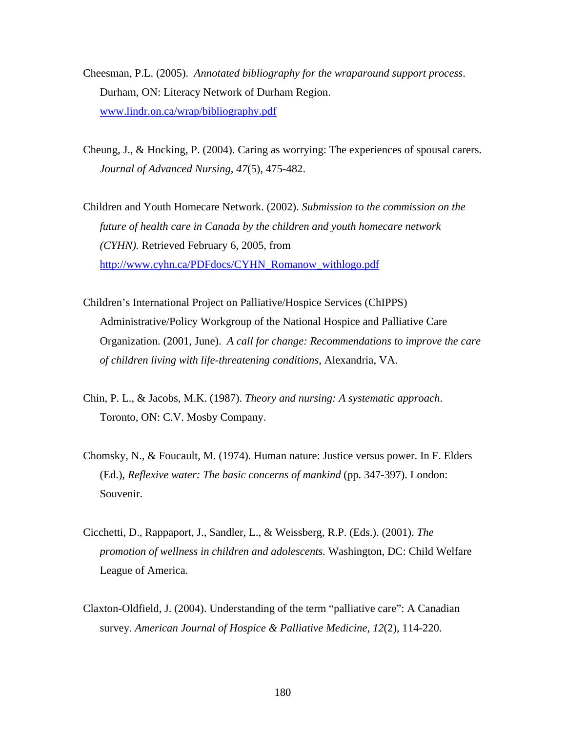Cheesman, P.L. (2005). *Annotated bibliography for the wraparound support process*. Durham, ON: Literacy Network of Durham Region. www.lindr.on.ca/wrap/bibliography.pdf

Cheung, J., & Hocking, P. (2004). Caring as worrying: The experiences of spousal carers. *Journal of Advanced Nursing, 47*(5), 475-482.

Children and Youth Homecare Network. (2002). *Submission to the commission on the future of health care in Canada by the children and youth homecare network (CYHN).* Retrieved February 6, 2005, from http://www.cyhn.ca/PDFdocs/CYHN_Romanow_withlogo.pdf

Children's International Project on Palliative/Hospice Services (ChIPPS) Administrative/Policy Workgroup of the National Hospice and Palliative Care Organization. (2001, June). *A call for change: Recommendations to improve the care of children living with life-threatening conditions*, Alexandria, VA.

Chin, P. L., & Jacobs, M.K. (1987). *Theory and nursing: A systematic approach*. Toronto, ON: C.V. Mosby Company.

Chomsky, N., & Foucault, M. (1974). Human nature: Justice versus power. In F. Elders (Ed.), *Reflexive water: The basic concerns of mankind* (pp. 347-397). London: Souvenir.

Cicchetti, D., Rappaport, J., Sandler, L., & Weissberg, R.P. (Eds.). (2001). *The promotion of wellness in children and adolescents.* Washington, DC: Child Welfare League of America.

Claxton-Oldfield, J. (2004). Understanding of the term "palliative care": A Canadian survey. *American Journal of Hospice & Palliative Medicine, 12*(2), 114-220.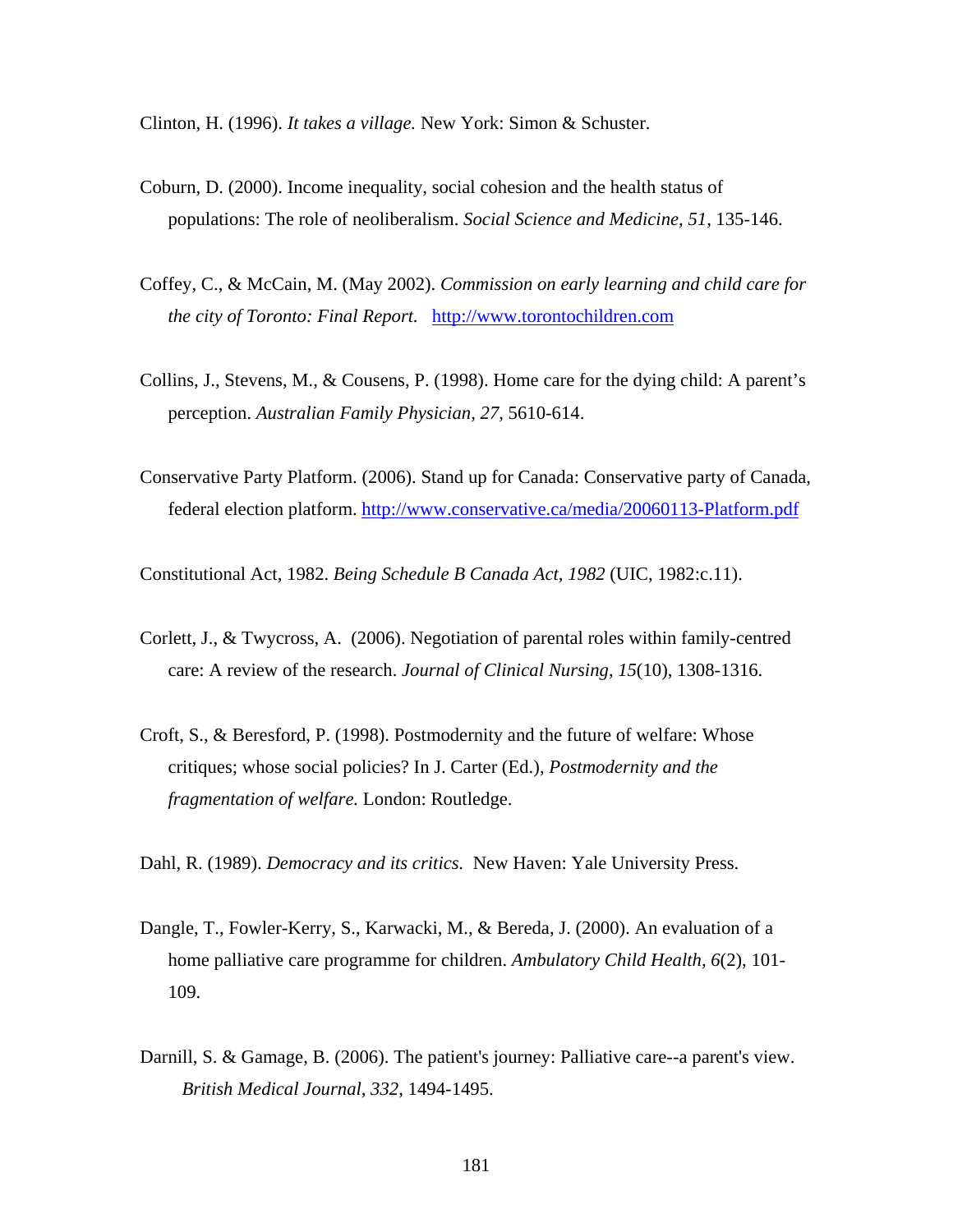Clinton, H. (1996). *It takes a village.* New York: Simon & Schuster.

Coburn, D. (2000). Income inequality, social cohesion and the health status of populations: The role of neoliberalism. *Social Science and Medicine, 51,* 135-146.

Coffey, C., & McCain, M. (May 2002). *Commission on early learning and child care for the city of Toronto: Final Report.* http://www.torontochildren.com

Collins, J., Stevens, M., & Cousens, P. (1998). Home care for the dying child: A parent's perception. *Australian Family Physician, 27,* 5610-614.

Conservative Party Platform. (2006). Stand up for Canada: Conservative party of Canada, federal election platform. http://www.conservative.ca/media/20060113-Platform.pdf

Constitutional Act, 1982. *Being Schedule B Canada Act, 1982* (UIC, 1982:c.11).

Corlett, J., & Twycross, A. (2006). Negotiation of parental roles within family-centred care: A review of the research. *Journal of Clinical Nursing, 15*(10), 1308-1316.

Croft, S., & Beresford, P. (1998). Postmodernity and the future of welfare: Whose critiques; whose social policies? In J. Carter (Ed.), *Postmodernity and the fragmentation of welfare.* London: Routledge.

Dahl, R. (1989). *Democracy and its critics.* New Haven: Yale University Press.

Dangle, T., Fowler-Kerry, S., Karwacki, M., & Bereda, J. (2000). An evaluation of a home palliative care programme for children. *Ambulatory Child Health, 6*(2), 101-109.

Darnill, S. & Gamage, B. (2006). The patient's journey: Palliative care--a parent's view. *British Medical Journal, 332,* 1494-1495.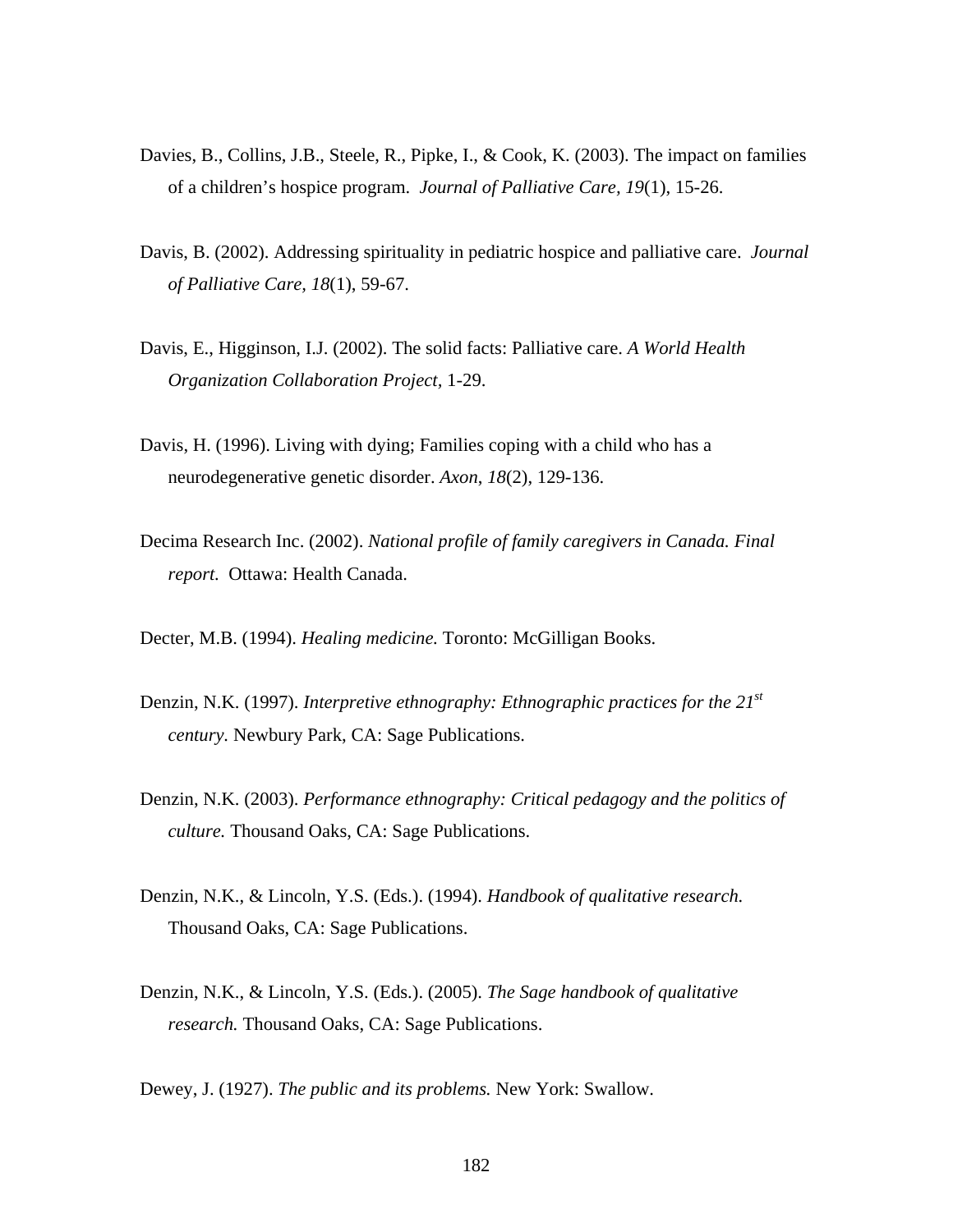Davies, B., Collins, J.B., Steele, R., Pipke, I., & Cook, K. (2003). The impact on families of a children's hospice program. *Journal of Palliative Care, 19*(1), 15-26.

Davis, B. (2002). Addressing spirituality in pediatric hospice and palliative care. *Journal of Palliative Care*, *18*(1), 59-67.

Davis, E., Higginson, I.J. (2002). The solid facts: Palliative care. *A World Health Organization Collaboration Project*, 1-29.

Davis, H. (1996). Living with dying; Families coping with a child who has a neurodegenerative genetic disorder. *Axon*, *18*(2), 129-136.

Decima Research Inc. (2002). *National profile of family caregivers in Canada. Final report.* Ottawa: Health Canada.

Decter, M.B. (1994). *Healing medicine.* Toronto: McGilligan Books.

Denzin, N.K. (1997). *Interpretive ethnography: Ethnographic practices for the 21st century*. Newbury Park, CA: Sage Publications.

Denzin, N.K. (2003). *Performance ethnography: Critical pedagogy and the politics of culture.* Thousand Oaks, CA: Sage Publications.

Denzin, N.K., & Lincoln, Y.S. (Eds.). (1994). *Handbook of qualitative research.* Thousand Oaks, CA: Sage Publications.

Denzin, N.K., & Lincoln, Y.S. (Eds.). (2005). *The Sage handbook of qualitative research.* Thousand Oaks, CA: Sage Publications.

Dewey, J. (1927). *The public and its problems.* New York: Swallow.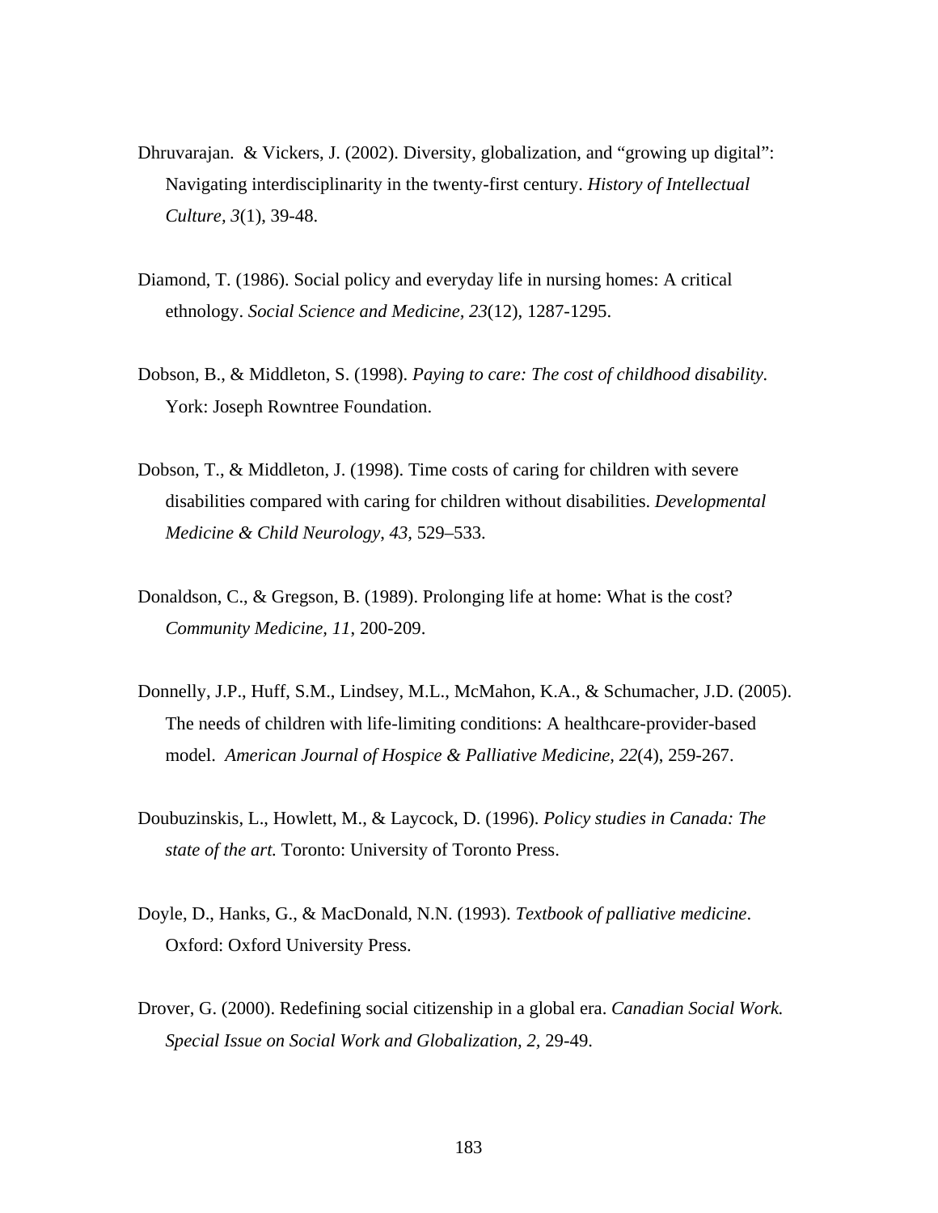Dhruvarajan. & Vickers, J. (2002). Diversity, globalization, and "growing up digital": Navigating interdisciplinarity in the twenty-first century. *History of Intellectual Culture, 3*(1), 39-48.

Diamond, T. (1986). Social policy and everyday life in nursing homes: A critical ethnology. *Social Science and Medicine, 23*(12), 1287-1295.

Dobson, B., & Middleton, S. (1998). *Paying to care: The cost of childhood disability*. York: Joseph Rowntree Foundation.

Dobson, T., & Middleton, J. (1998). Time costs of caring for children with severe disabilities compared with caring for children without disabilities. *Developmental Medicine & Child Neurology*, *43,* 529–533.

Donaldson, C., & Gregson, B. (1989). Prolonging life at home: What is the cost? *Community Medicine, 11,* 200-209.

Donnelly, J.P., Huff, S.M., Lindsey, M.L., McMahon, K.A., & Schumacher, J.D. (2005). The needs of children with life-limiting conditions: A healthcare-provider-based model. *American Journal of Hospice & Palliative Medicine, 22*(4), 259-267.

Doubuzinskis, L., Howlett, M., & Laycock, D. (1996). *Policy studies in Canada: The state of the art.* Toronto: University of Toronto Press.

Doyle, D., Hanks, G., & MacDonald, N.N. (1993). *Textbook of palliative medicine*. Oxford: Oxford University Press.

Drover, G. (2000). Redefining social citizenship in a global era. *Canadian Social Work. Special Issue on Social Work and Globalization, 2,* 29-49.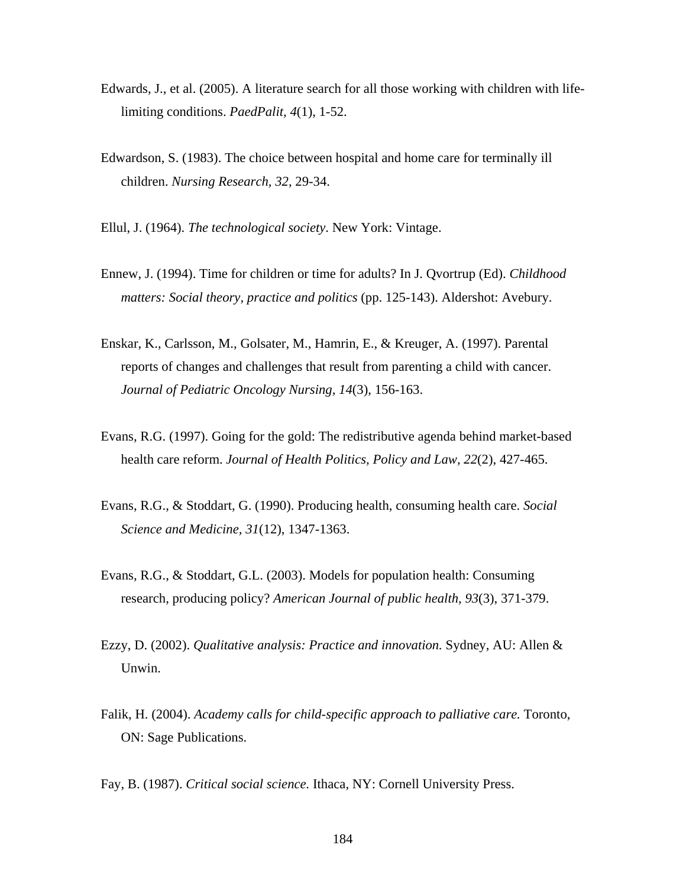Edwards, J., et al. (2005). A literature search for all those working with children with life-limiting conditions. *PaedPalit, 4*(1), 1-52.

Edwardson, S. (1983). The choice between hospital and home care for terminally ill children. *Nursing Research, 32*, 29-34.

Ellul, J. (1964). *The technological society*. New York: Vintage.

Ennew, J. (1994). Time for children or time for adults? In J. Qvortrup (Ed). *Childhood matters: Social theory, practice and politics* (pp. 125-143). Aldershot: Avebury.

Enskar, K., Carlsson, M., Golsater, M., Hamrin, E., & Kreuger, A. (1997). Parental reports of changes and challenges that result from parenting a child with cancer. *Journal of Pediatric Oncology Nursing, 14*(3), 156-163.

Evans, R.G. (1997). Going for the gold: The redistributive agenda behind market-based health care reform. *Journal of Health Politics, Policy and Law, 22*(2), 427-465.

Evans, R.G., & Stoddart, G. (1990). Producing health, consuming health care. *Social Science and Medicine, 31*(12), 1347-1363.

Evans, R.G., & Stoddart, G.L. (2003). Models for population health: Consuming research, producing policy? *American Journal of public health, 93*(3), 371-379.

Ezzy, D. (2002). *Qualitative analysis: Practice and innovation.* Sydney, AU: Allen & Unwin.

Falik, H. (2004). *Academy calls for child-specific approach to palliative care.* Toronto, ON: Sage Publications.

Fay, B. (1987). *Critical social science.* Ithaca, NY: Cornell University Press.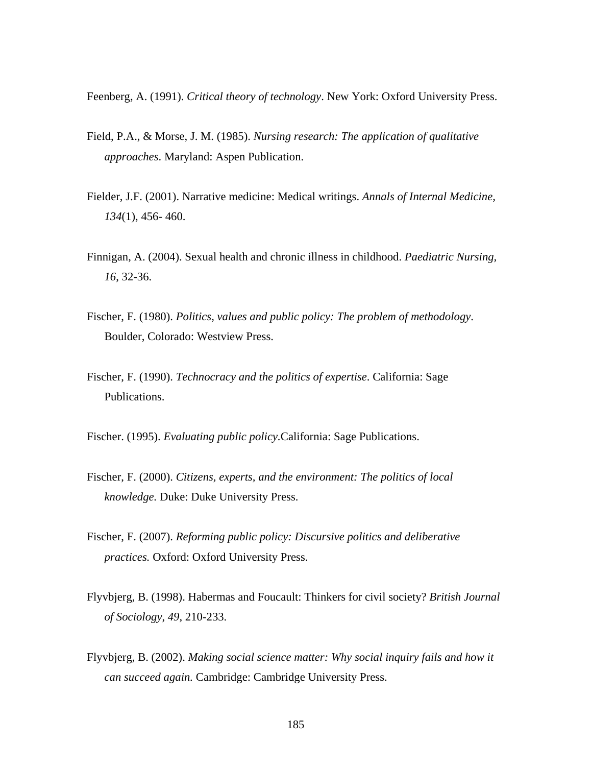Feenberg, A. (1991). *Critical theory of technology*. New York: Oxford University Press.

Field, P.A., & Morse, J. M. (1985). *Nursing research: The application of qualitative approaches*. Maryland: Aspen Publication.

Fielder, J.F. (2001). Narrative medicine: Medical writings. *Annals of Internal Medicine, 134*(1), 456- 460.

Finnigan, A. (2004). Sexual health and chronic illness in childhood. *Paediatric Nursing, 16*, 32-36.

Fischer, F. (1980). *Politics, values and public policy: The problem of methodology*. Boulder, Colorado: Westview Press.

Fischer, F. (1990). *Technocracy and the politics of expertise*. California: Sage Publications.

Fischer. (1995). *Evaluating public policy*.California: Sage Publications.

Fischer, F. (2000). *Citizens, experts, and the environment: The politics of local knowledge.* Duke: Duke University Press.

Fischer, F. (2007). *Reforming public policy: Discursive politics and deliberative practices.* Oxford: Oxford University Press.

Flyvbjerg, B. (1998). Habermas and Foucault: Thinkers for civil society? *British Journal of Sociology*, *49*, 210-233.

Flyvbjerg, B. (2002). *Making social science matter: Why social inquiry fails and how it can succeed again.* Cambridge: Cambridge University Press.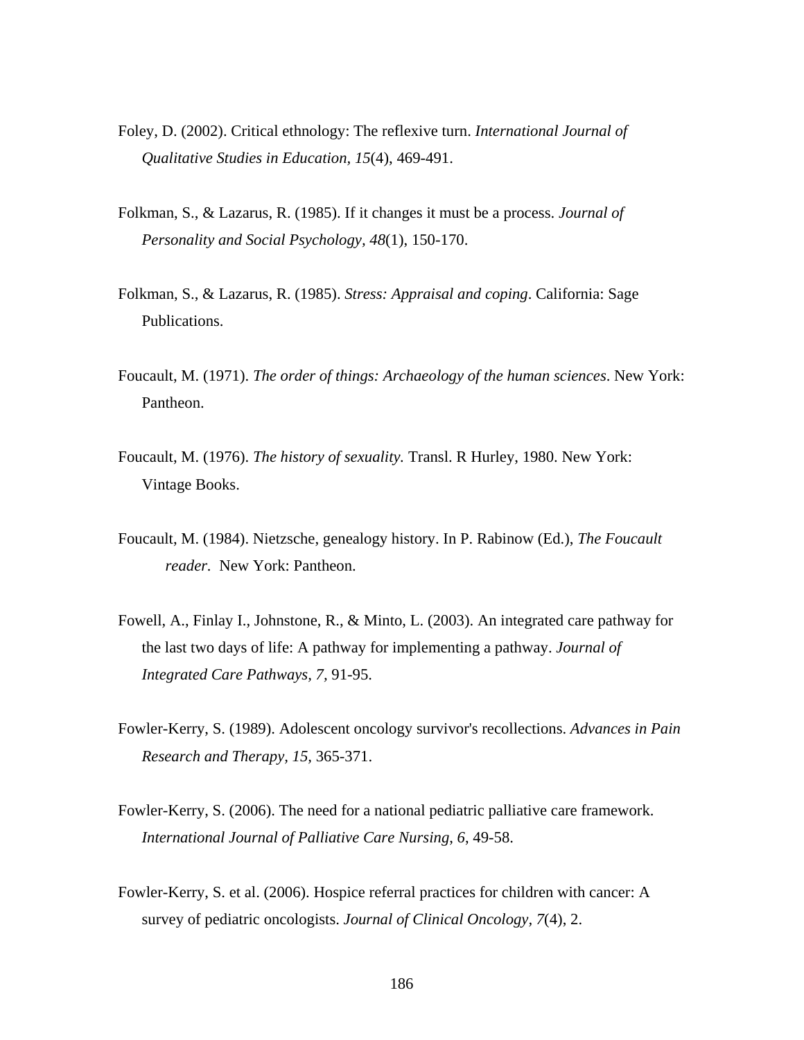Foley, D. (2002). Critical ethnology: The reflexive turn. *International Journal of Qualitative Studies in Education, 15*(4), 469-491.

Folkman, S., & Lazarus, R. (1985). If it changes it must be a process. *Journal of Personality and Social Psychology, 48*(1), 150-170.

Folkman, S., & Lazarus, R. (1985). *Stress: Appraisal and coping*. California: Sage Publications.

Foucault, M. (1971). *The order of things: Archaeology of the human sciences*. New York: Pantheon.

Foucault, M. (1976). *The history of sexuality.* Transl. R Hurley, 1980. New York: Vintage Books.

Foucault, M. (1984). Nietzsche, genealogy history. In P. Rabinow (Ed.), *The Foucault reader.* New York: Pantheon.

Fowell, A., Finlay I., Johnstone, R., & Minto, L. (2003). An integrated care pathway for the last two days of life: A pathway for implementing a pathway. *Journal of Integrated Care Pathways, 7,* 91-95.

Fowler-Kerry, S. (1989). Adolescent oncology survivor's recollections. *Advances in Pain Research and Therapy, 15,* 365-371.

Fowler-Kerry, S. (2006). The need for a national pediatric palliative care framework. *International Journal of Palliative Care Nursing, 6,* 49-58.

Fowler-Kerry, S. et al. (2006). Hospice referral practices for children with cancer: A survey of pediatric oncologists. *Journal of Clinical Oncology, 7*(4), 2.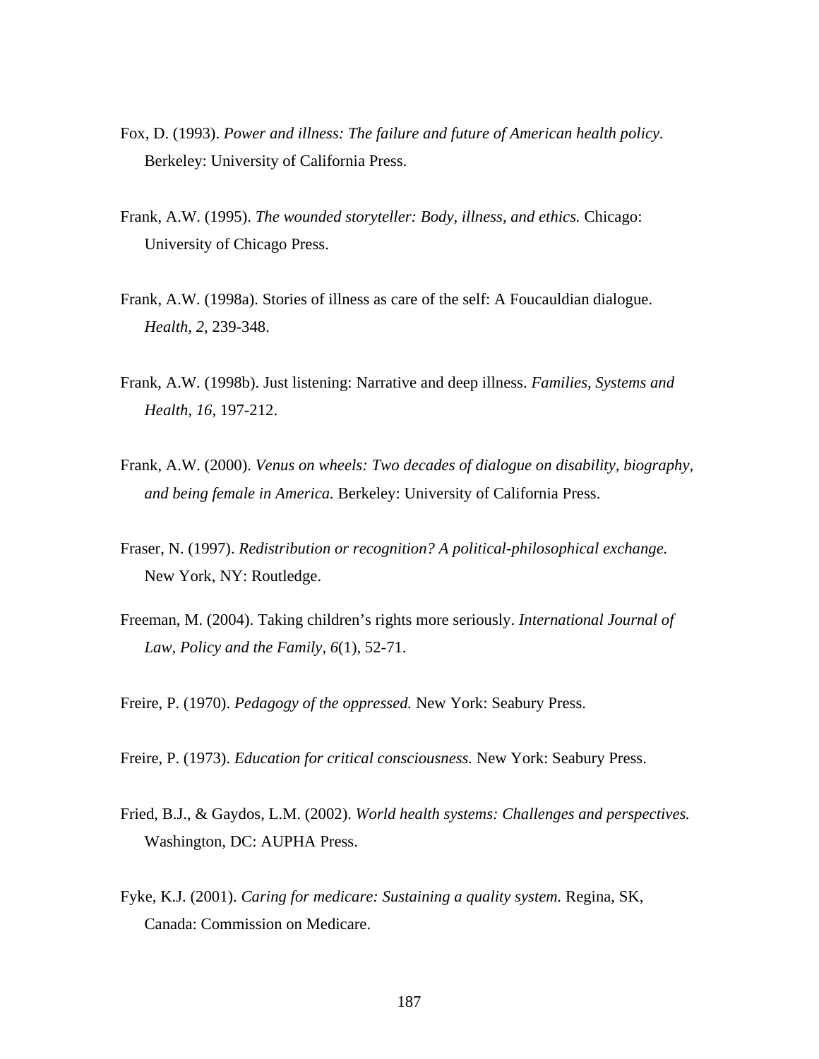Fox, D. (1993). *Power and illness: The failure and future of American health policy.* Berkeley: University of California Press.

Frank, A.W. (1995). *The wounded storyteller: Body, illness, and ethics.* Chicago: University of Chicago Press.

Frank, A.W. (1998a). Stories of illness as care of the self: A Foucauldian dialogue. *Health, 2,* 239-348.

Frank, A.W. (1998b). Just listening: Narrative and deep illness. *Families, Systems and Health, 16*, 197-212.

Frank, A.W. (2000). *Venus on wheels: Two decades of dialogue on disability, biography, and being female in America.* Berkeley: University of California Press.

Fraser, N. (1997). *Redistribution or recognition? A political-philosophical exchange.* New York, NY: Routledge.

Freeman, M. (2004). Taking children's rights more seriously. *International Journal of Law, Policy and the Family, 6*(1), 52-71.

Freire, P. (1970). *Pedagogy of the oppressed.* New York: Seabury Press.

Freire, P. (1973). *Education for critical consciousness.* New York: Seabury Press.

Fried, B.J., & Gaydos, L.M. (2002). *World health systems: Challenges and perspectives.* Washington, DC: AUPHA Press.

Fyke, K.J. (2001). *Caring for medicare: Sustaining a quality system.* Regina, SK, Canada: Commission on Medicare.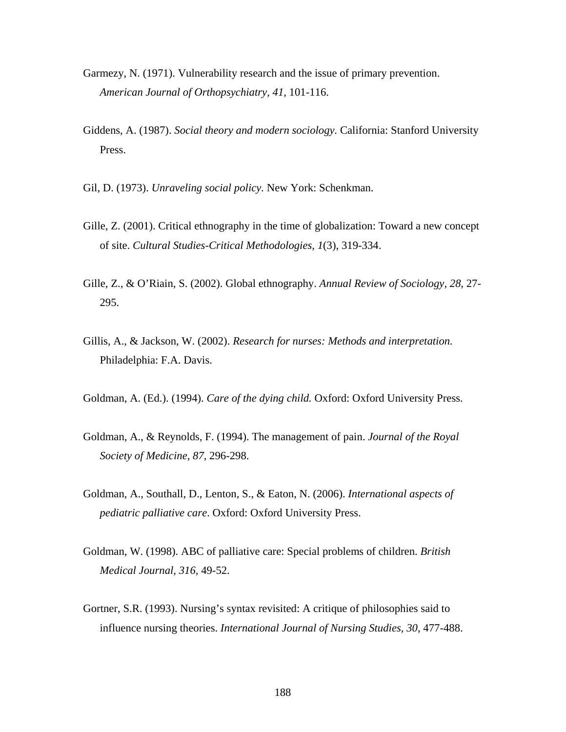Garmezy, N. (1971). Vulnerability research and the issue of primary prevention. *American Journal of Orthopsychiatry, 41,* 101-116.

Giddens, A. (1987). *Social theory and modern sociology.* California: Stanford University Press.

Gil, D. (1973). *Unraveling social policy.* New York: Schenkman.

Gille, Z. (2001). Critical ethnography in the time of globalization: Toward a new concept of site. *Cultural Studies-Critical Methodologies, 1*(3), 319-334.

Gille, Z., & O'Riain, S. (2002). Global ethnography. *Annual Review of Sociology, 28,* 27-295.

Gillis, A., & Jackson, W. (2002). *Research for nurses: Methods and interpretation.* Philadelphia: F.A. Davis.

Goldman, A. (Ed.). (1994). *Care of the dying child.* Oxford: Oxford University Press.

Goldman, A., & Reynolds, F. (1994). The management of pain. *Journal of the Royal Society of Medicine, 87,* 296-298.

Goldman, A., Southall, D., Lenton, S., & Eaton, N. (2006). *International aspects of pediatric palliative care*. Oxford: Oxford University Press.

Goldman, W. (1998). ABC of palliative care: Special problems of children. *British Medical Journal, 316*, 49-52.

Gortner, S.R. (1993). Nursing's syntax revisited: A critique of philosophies said to influence nursing theories. *International Journal of Nursing Studies, 30*, 477-488.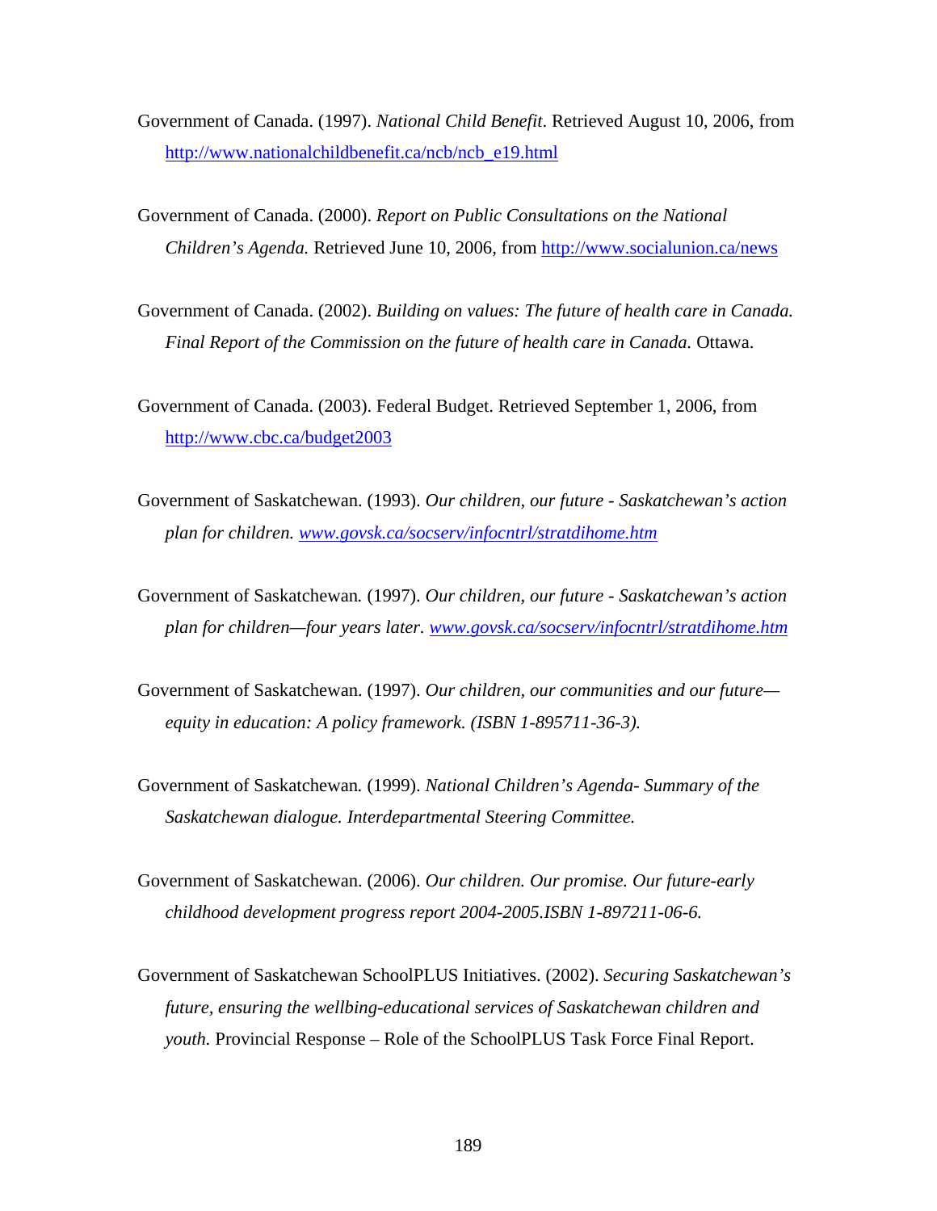Government of Canada. (1997). *National Child Benefit*. Retrieved August 10, 2006, from http://www.nationalchildbenefit.ca/ncb/ncb_e19.html

Government of Canada. (2000). *Report on Public Consultations on the National Children's Agenda.* Retrieved June 10, 2006, from http://www.socialunion.ca/news

Government of Canada. (2002). *Building on values: The future of health care in Canada. Final Report of the Commission on the future of health care in Canada.* Ottawa.

Government of Canada. (2003). Federal Budget. Retrieved September 1, 2006, from http://www.cbc.ca/budget2003

Government of Saskatchewan. (1993). *Our children, our future - Saskatchewan's action plan for children. www.govsk.ca/socserv/infocntrl/stratdihome.htm*

Government of Saskatchewan. (1997). *Our children, our future - Saskatchewan's action plan for children—four years later. www.govsk.ca/socserv/infocntrl/stratdihome.htm*

Government of Saskatchewan. (1997). *Our children, our communities and our future—equity in education: A policy framework. (ISBN 1-895711-36-3).*

Government of Saskatchewan. (1999). *National Children's Agenda- Summary of the Saskatchewan dialogue. Interdepartmental Steering Committee.*

Government of Saskatchewan. (2006). *Our children. Our promise. Our future-early childhood development progress report 2004-2005.ISBN 1-897211-06-6.*

Government of Saskatchewan SchoolPLUS Initiatives. (2002). *Securing Saskatchewan's future, ensuring the wellbing-educational services of Saskatchewan children and youth.* Provincial Response – Role of the SchoolPLUS Task Force Final Report.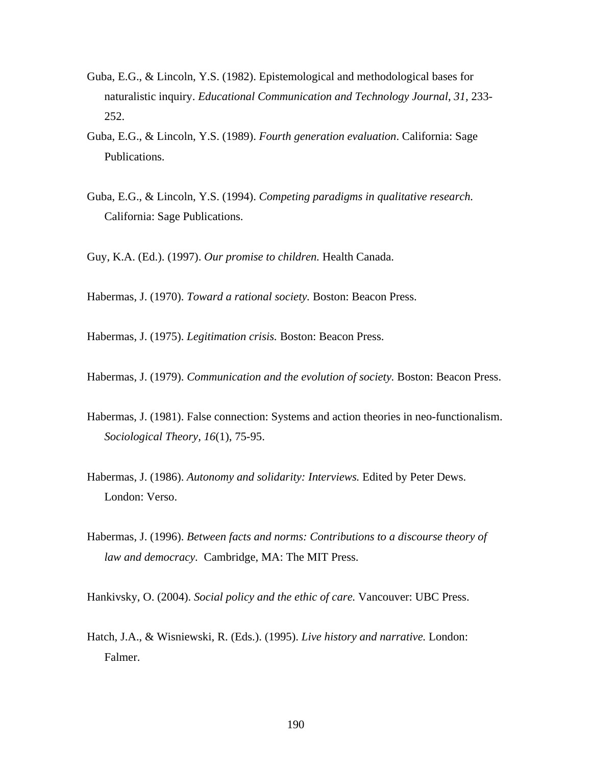Guba, E.G., & Lincoln, Y.S. (1982). Epistemological and methodological bases for naturalistic inquiry. *Educational Communication and Technology Journal*, *31*, 233-252.

Guba, E.G., & Lincoln, Y.S. (1989). *Fourth generation evaluation*. California: Sage Publications.

Guba, E.G., & Lincoln, Y.S. (1994). *Competing paradigms in qualitative research.* California: Sage Publications.

Guy, K.A. (Ed.). (1997). *Our promise to children.* Health Canada.

Habermas, J. (1970). *Toward a rational society.* Boston: Beacon Press.

Habermas, J. (1975). *Legitimation crisis.* Boston: Beacon Press.

Habermas, J. (1979). *Communication and the evolution of society.* Boston: Beacon Press.

Habermas, J. (1981). False connection: Systems and action theories in neo-functionalism. *Sociological Theory, 16*(1), 75-95.

Habermas, J. (1986). *Autonomy and solidarity: Interviews.* Edited by Peter Dews. London: Verso.

Habermas, J. (1996). *Between facts and norms: Contributions to a discourse theory of law and democracy.* Cambridge, MA: The MIT Press.

Hankivsky, O. (2004). *Social policy and the ethic of care.* Vancouver: UBC Press.

Hatch, J.A., & Wisniewski, R. (Eds.). (1995). *Live history and narrative.* London: Falmer.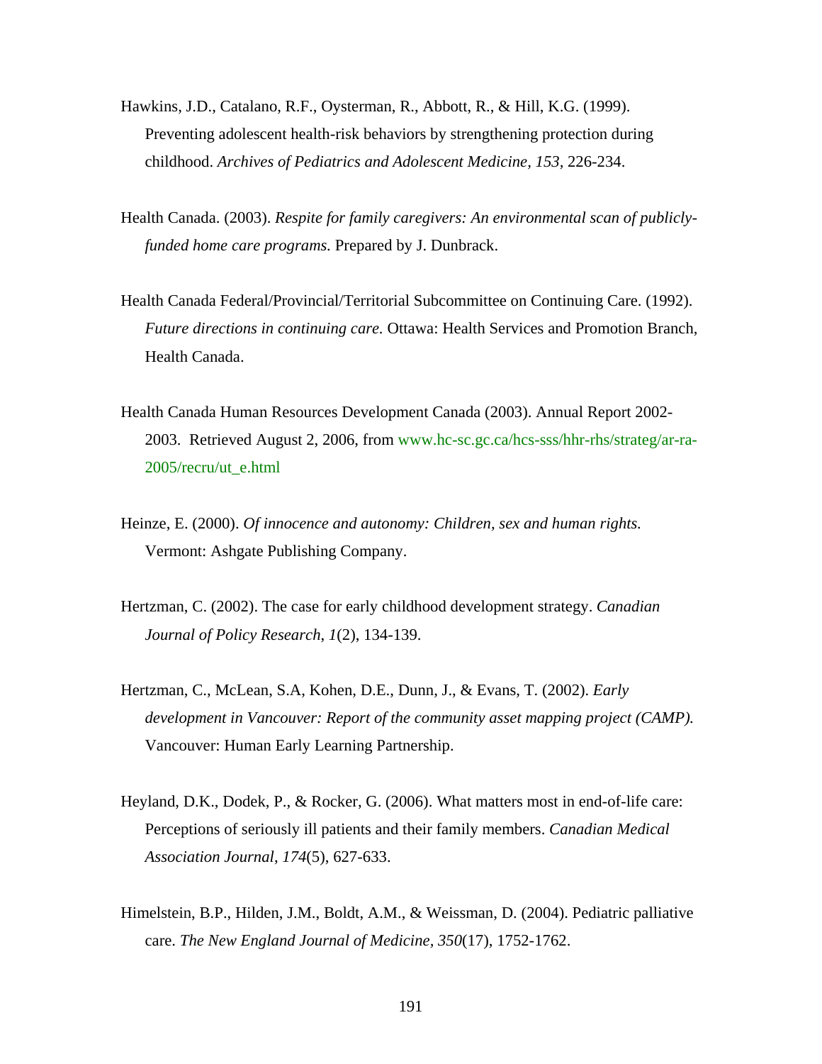Hawkins, J.D., Catalano, R.F., Oysterman, R., Abbott, R., & Hill, K.G. (1999). Preventing adolescent health-risk behaviors by strengthening protection during childhood. *Archives of Pediatrics and Adolescent Medicine, 153,* 226-234.

Health Canada. (2003). *Respite for family caregivers: An environmental scan of publicly-funded home care programs.* Prepared by J. Dunbrack.

Health Canada Federal/Provincial/Territorial Subcommittee on Continuing Care. (1992). *Future directions in continuing care.* Ottawa: Health Services and Promotion Branch, Health Canada.

Health Canada Human Resources Development Canada (2003). Annual Report 2002-2003. Retrieved August 2, 2006, from www.hc-sc.gc.ca/hcs-sss/hhr-rhs/strateg/ar-ra-2005/recru/ut_e.html

Heinze, E. (2000). *Of innocence and autonomy: Children, sex and human rights.* Vermont: Ashgate Publishing Company.

Hertzman, C. (2002). The case for early childhood development strategy. *Canadian Journal of Policy Research*, *1*(2), 134-139.

Hertzman, C., McLean, S.A, Kohen, D.E., Dunn, J., & Evans, T. (2002). *Early development in Vancouver: Report of the community asset mapping project (CAMP).* Vancouver: Human Early Learning Partnership.

Heyland, D.K., Dodek, P., & Rocker, G. (2006). What matters most in end-of-life care: Perceptions of seriously ill patients and their family members. *Canadian Medical Association Journal*, *174*(5), 627-633.

Himelstein, B.P., Hilden, J.M., Boldt, A.M., & Weissman, D. (2004). Pediatric palliative care. *The New England Journal of Medicine, 350*(17), 1752-1762.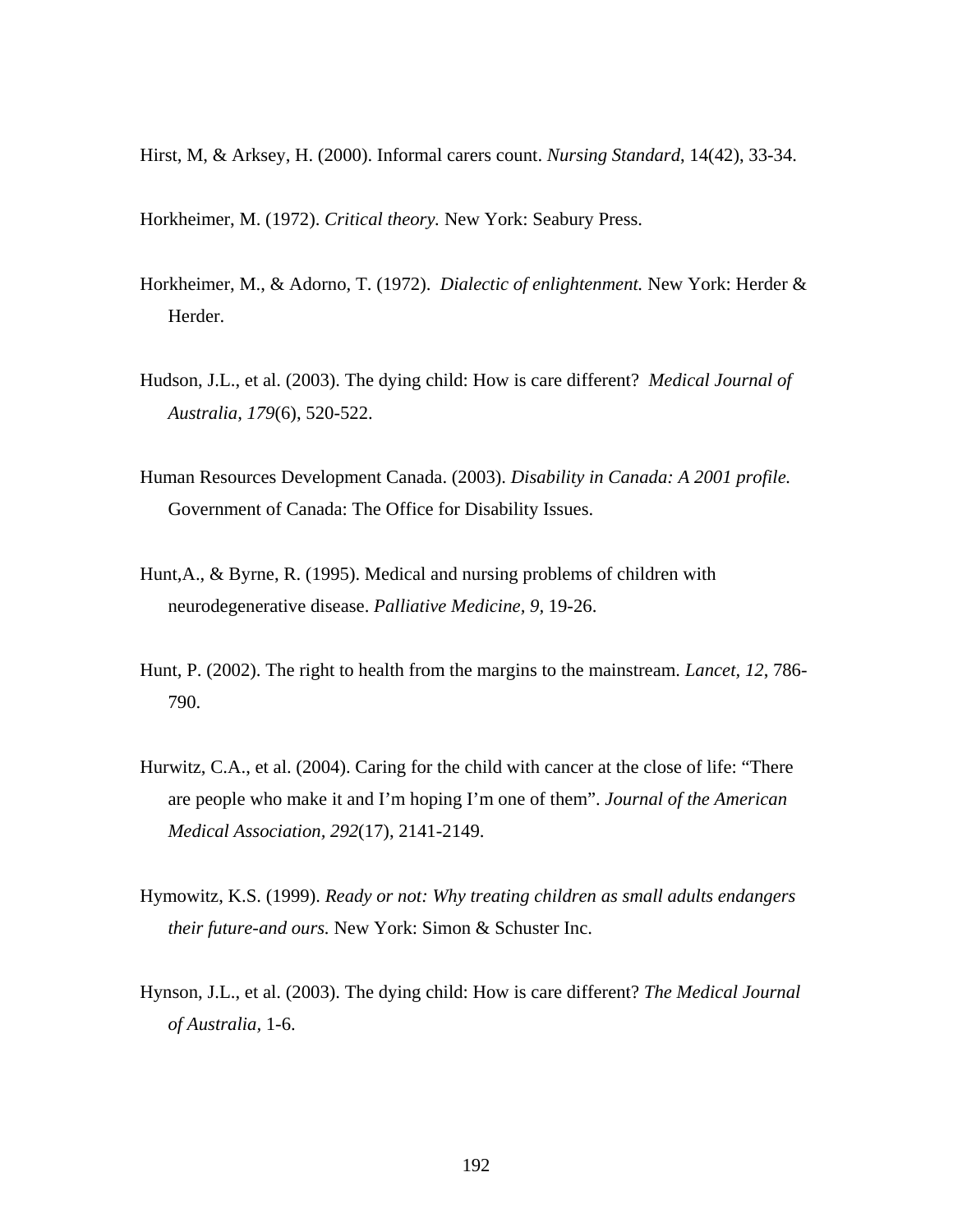Hirst, M, & Arksey, H. (2000). Informal carers count. *Nursing Standard*, 14(42), 33-34.

Horkheimer, M. (1972). *Critical theory.* New York: Seabury Press.

Horkheimer, M., & Adorno, T. (1972). *Dialectic of enlightenment.* New York: Herder & Herder.

Hudson, J.L., et al. (2003). The dying child: How is care different? *Medical Journal of Australia, 179*(6), 520-522.

Human Resources Development Canada. (2003). *Disability in Canada: A 2001 profile.* Government of Canada: The Office for Disability Issues.

Hunt,A., & Byrne, R. (1995). Medical and nursing problems of children with neurodegenerative disease. *Palliative Medicine, 9,* 19-26.

Hunt, P. (2002). The right to health from the margins to the mainstream. *Lancet*, *12*, 786-790.

Hurwitz, C.A., et al. (2004). Caring for the child with cancer at the close of life: "There are people who make it and I'm hoping I'm one of them". *Journal of the American Medical Association, 292*(17), 2141-2149.

Hymowitz, K.S. (1999). *Ready or not: Why treating children as small adults endangers their future-and ours.* New York: Simon & Schuster Inc.

Hynson, J.L., et al. (2003). The dying child: How is care different? *The Medical Journal of Australia,* 1-6.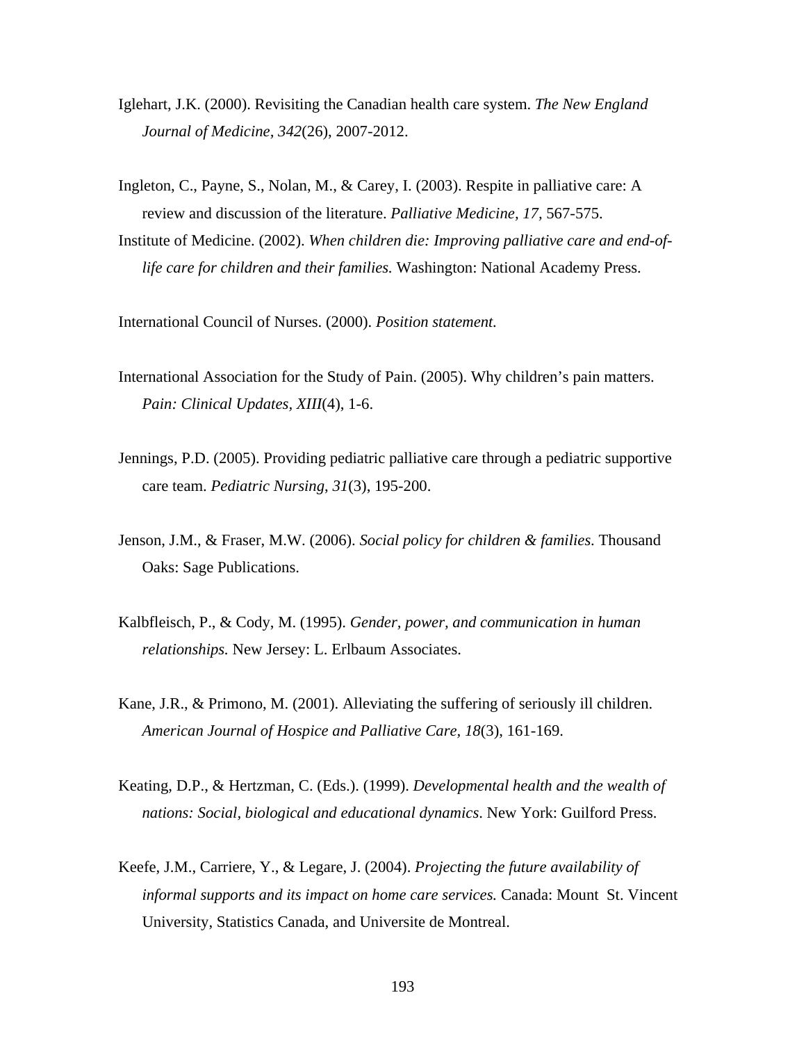Iglehart, J.K. (2000). Revisiting the Canadian health care system. *The New England Journal of Medicine, 342*(26), 2007-2012.

Ingleton, C., Payne, S., Nolan, M., & Carey, I. (2003). Respite in palliative care: A review and discussion of the literature. *Palliative Medicine, 17,* 567-575.

Institute of Medicine. (2002). *When children die: Improving palliative care and end-of-life care for children and their families.* Washington: National Academy Press.

International Council of Nurses. (2000). *Position statement.*

International Association for the Study of Pain. (2005). Why children's pain matters. *Pain: Clinical Updates, XIII*(4), 1-6.

Jennings, P.D. (2005). Providing pediatric palliative care through a pediatric supportive care team. *Pediatric Nursing, 31*(3), 195-200.

Jenson, J.M., & Fraser, M.W. (2006). *Social policy for children & families.* Thousand Oaks: Sage Publications.

Kalbfleisch, P., & Cody, M. (1995). *Gender, power, and communication in human relationships.* New Jersey: L. Erlbaum Associates.

Kane, J.R., & Primono, M. (2001). Alleviating the suffering of seriously ill children. *American Journal of Hospice and Palliative Care, 18*(3), 161-169.

Keating, D.P., & Hertzman, C. (Eds.). (1999). *Developmental health and the wealth of nations: Social, biological and educational dynamics*. New York: Guilford Press.

Keefe, J.M., Carriere, Y., & Legare, J. (2004). *Projecting the future availability of informal supports and its impact on home care services.* Canada: Mount St. Vincent University, Statistics Canada, and Universite de Montreal.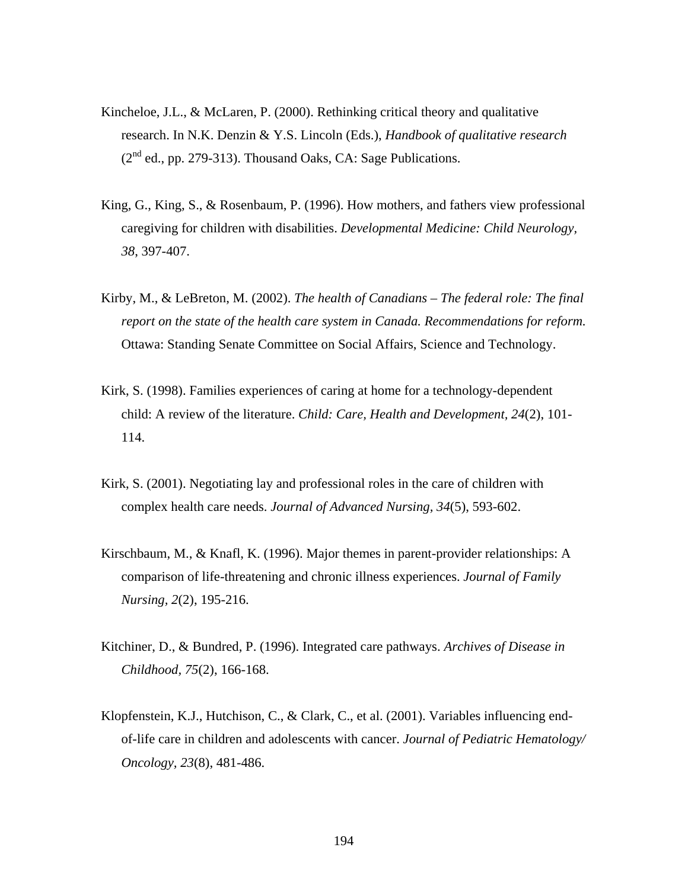Kincheloe, J.L., & McLaren, P. (2000). Rethinking critical theory and qualitative research. In N.K. Denzin & Y.S. Lincoln (Eds.), *Handbook of qualitative research* (2nd ed., pp. 279-313). Thousand Oaks, CA: Sage Publications.

King, G., King, S., & Rosenbaum, P. (1996). How mothers, and fathers view professional caregiving for children with disabilities. *Developmental Medicine: Child Neurology, 38*, 397-407.

Kirby, M., & LeBreton, M. (2002). *The health of Canadians – The federal role: The final report on the state of the health care system in Canada. Recommendations for reform.* Ottawa: Standing Senate Committee on Social Affairs, Science and Technology.

Kirk, S. (1998). Families experiences of caring at home for a technology-dependent child: A review of the literature. *Child: Care, Health and Development, 24*(2), 101-114.

Kirk, S. (2001). Negotiating lay and professional roles in the care of children with complex health care needs. *Journal of Advanced Nursing, 34*(5), 593-602.

Kirschbaum, M., & Knafl, K. (1996). Major themes in parent-provider relationships: A comparison of life-threatening and chronic illness experiences. *Journal of Family Nursing, 2*(2), 195-216.

Kitchiner, D., & Bundred, P. (1996). Integrated care pathways. *Archives of Disease in Childhood, 75*(2), 166-168.

Klopfenstein, K.J., Hutchison, C., & Clark, C., et al. (2001). Variables influencing end-of-life care in children and adolescents with cancer. *Journal of Pediatric Hematology/ Oncology, 23*(8), 481-486.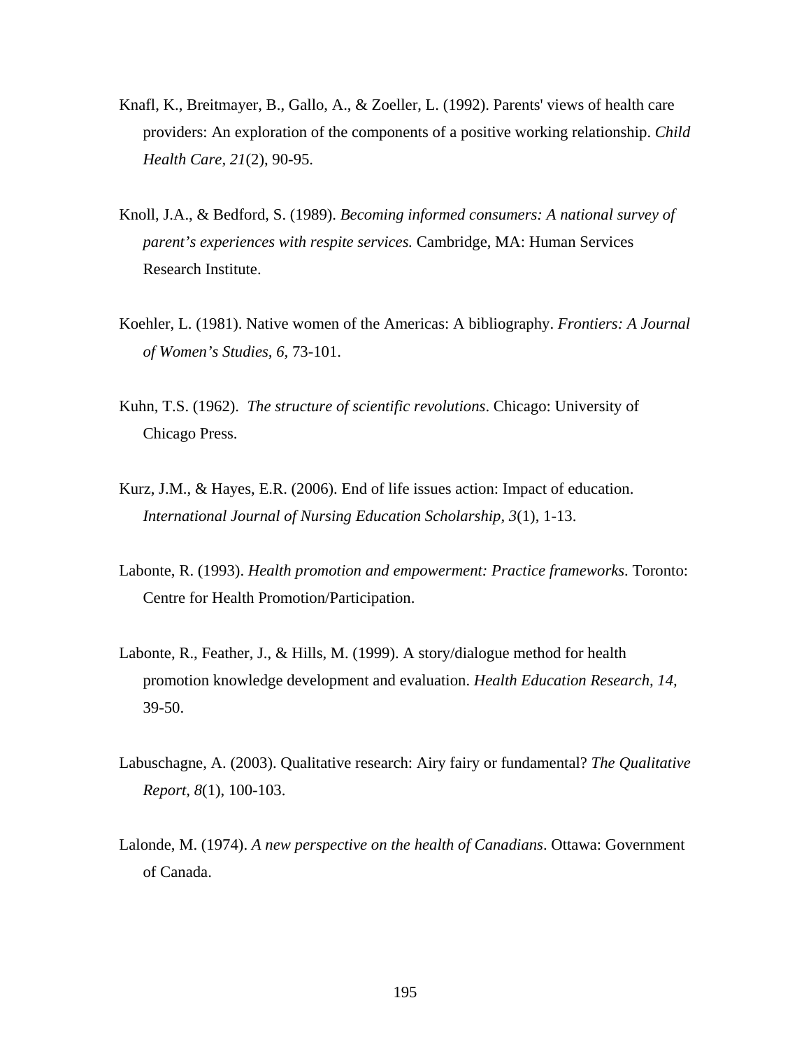Knafl, K., Breitmayer, B., Gallo, A., & Zoeller, L. (1992). Parents' views of health care providers: An exploration of the components of a positive working relationship. *Child Health Care, 21*(2), 90-95.

Knoll, J.A., & Bedford, S. (1989). *Becoming informed consumers: A national survey of parent's experiences with respite services.* Cambridge, MA: Human Services Research Institute.

Koehler, L. (1981). Native women of the Americas: A bibliography. *Frontiers: A Journal of Women's Studies, 6,* 73-101.

Kuhn, T.S. (1962). *The structure of scientific revolutions*. Chicago: University of Chicago Press.

Kurz, J.M., & Hayes, E.R. (2006). End of life issues action: Impact of education. *International Journal of Nursing Education Scholarship, 3*(1), 1-13.

Labonte, R. (1993). *Health promotion and empowerment: Practice frameworks*. Toronto: Centre for Health Promotion/Participation.

Labonte, R., Feather, J., & Hills, M. (1999). A story/dialogue method for health promotion knowledge development and evaluation. *Health Education Research, 14,* 39-50.

Labuschagne, A. (2003). Qualitative research: Airy fairy or fundamental? *The Qualitative Report, 8*(1), 100-103.

Lalonde, M. (1974). *A new perspective on the health of Canadians*. Ottawa: Government of Canada.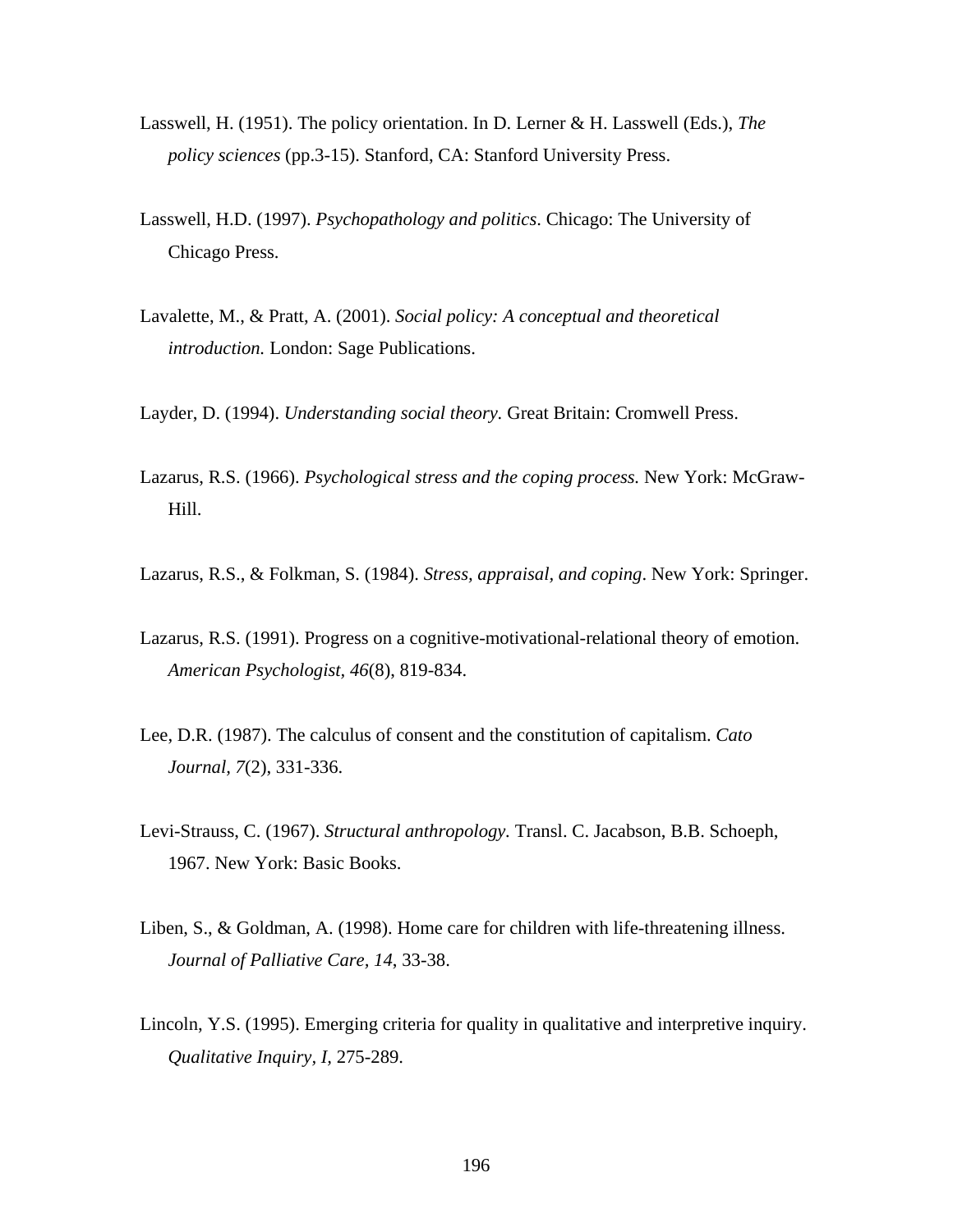Lasswell, H. (1951). The policy orientation. In D. Lerner & H. Lasswell (Eds.), *The policy sciences* (pp.3-15). Stanford, CA: Stanford University Press.

Lasswell, H.D. (1997). *Psychopathology and politics*. Chicago: The University of Chicago Press.

Lavalette, M., & Pratt, A. (2001). *Social policy: A conceptual and theoretical introduction.* London: Sage Publications.

Layder, D. (1994). *Understanding social theory.* Great Britain: Cromwell Press.

Lazarus, R.S. (1966). *Psychological stress and the coping process.* New York: McGraw-Hill.

Lazarus, R.S., & Folkman, S. (1984). *Stress, appraisal, and coping*. New York: Springer.

Lazarus, R.S. (1991). Progress on a cognitive-motivational-relational theory of emotion. *American Psychologist, 46*(8), 819-834.

Lee, D.R. (1987). The calculus of consent and the constitution of capitalism. *Cato Journal, 7*(2), 331-336.

Levi-Strauss, C. (1967). *Structural anthropology.* Transl. C. Jacabson, B.B. Schoeph, 1967. New York: Basic Books.

Liben, S., & Goldman, A. (1998). Home care for children with life-threatening illness. *Journal of Palliative Care, 14*, 33-38.

Lincoln, Y.S. (1995). Emerging criteria for quality in qualitative and interpretive inquiry. *Qualitative Inquiry, I,* 275-289.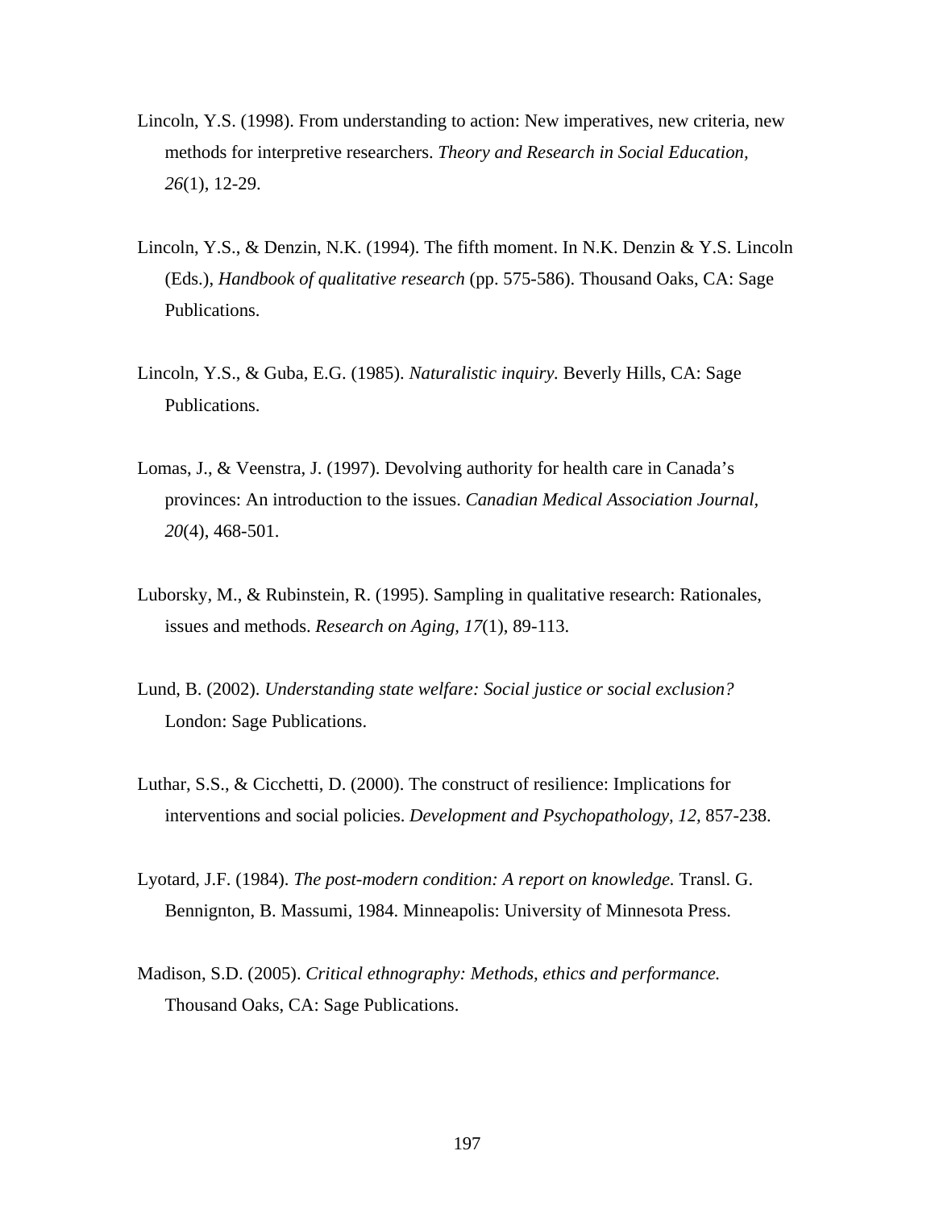Lincoln, Y.S. (1998). From understanding to action: New imperatives, new criteria, new methods for interpretive researchers. *Theory and Research in Social Education, 26*(1), 12-29.

Lincoln, Y.S., & Denzin, N.K. (1994). The fifth moment. In N.K. Denzin & Y.S. Lincoln (Eds.), *Handbook of qualitative research* (pp. 575-586). Thousand Oaks, CA: Sage Publications.

Lincoln, Y.S., & Guba, E.G. (1985). *Naturalistic inquiry.* Beverly Hills, CA: Sage Publications.

Lomas, J., & Veenstra, J. (1997). Devolving authority for health care in Canada's provinces: An introduction to the issues. *Canadian Medical Association Journal, 20*(4), 468-501.

Luborsky, M., & Rubinstein, R. (1995). Sampling in qualitative research: Rationales, issues and methods. *Research on Aging, 17*(1), 89-113.

Lund, B. (2002). *Understanding state welfare: Social justice or social exclusion?* London: Sage Publications.

Luthar, S.S., & Cicchetti, D. (2000). The construct of resilience: Implications for interventions and social policies. *Development and Psychopathology, 12,* 857-238.

Lyotard, J.F. (1984). *The post-modern condition: A report on knowledge.* Transl. G. Bennignton, B. Massumi, 1984. Minneapolis: University of Minnesota Press.

Madison, S.D. (2005). *Critical ethnography: Methods, ethics and performance.* Thousand Oaks, CA: Sage Publications.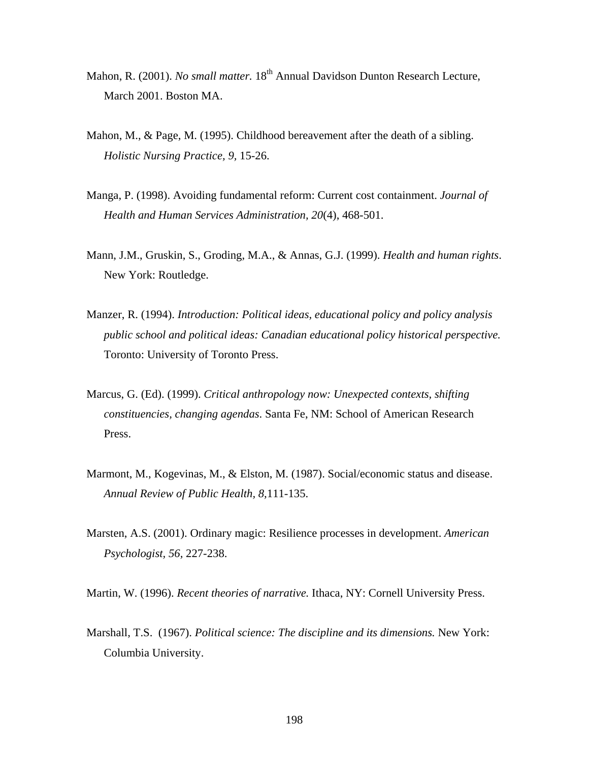Mahon, R. (2001). *No small matter.* 18th Annual Davidson Dunton Research Lecture, March 2001. Boston MA.

Mahon, M., & Page, M. (1995). Childhood bereavement after the death of a sibling. *Holistic Nursing Practice, 9,* 15-26.

Manga, P. (1998). Avoiding fundamental reform: Current cost containment. *Journal of Health and Human Services Administration, 20*(4), 468-501.

Mann, J.M., Gruskin, S., Groding, M.A., & Annas, G.J. (1999). *Health and human rights*. New York: Routledge.

Manzer, R. (1994). *Introduction: Political ideas, educational policy and policy analysis public school and political ideas: Canadian educational policy historical perspective.* Toronto: University of Toronto Press.

Marcus, G. (Ed). (1999). *Critical anthropology now: Unexpected contexts, shifting constituencies, changing agendas*. Santa Fe, NM: School of American Research Press.

Marmont, M., Kogevinas, M., & Elston, M. (1987). Social/economic status and disease. *Annual Review of Public Health, 8,*111-135.

Marsten, A.S. (2001). Ordinary magic: Resilience processes in development. *American Psychologist, 56,* 227-238.

Martin, W. (1996). *Recent theories of narrative.* Ithaca, NY: Cornell University Press.

Marshall, T.S. (1967). *Political science: The discipline and its dimensions.* New York: Columbia University.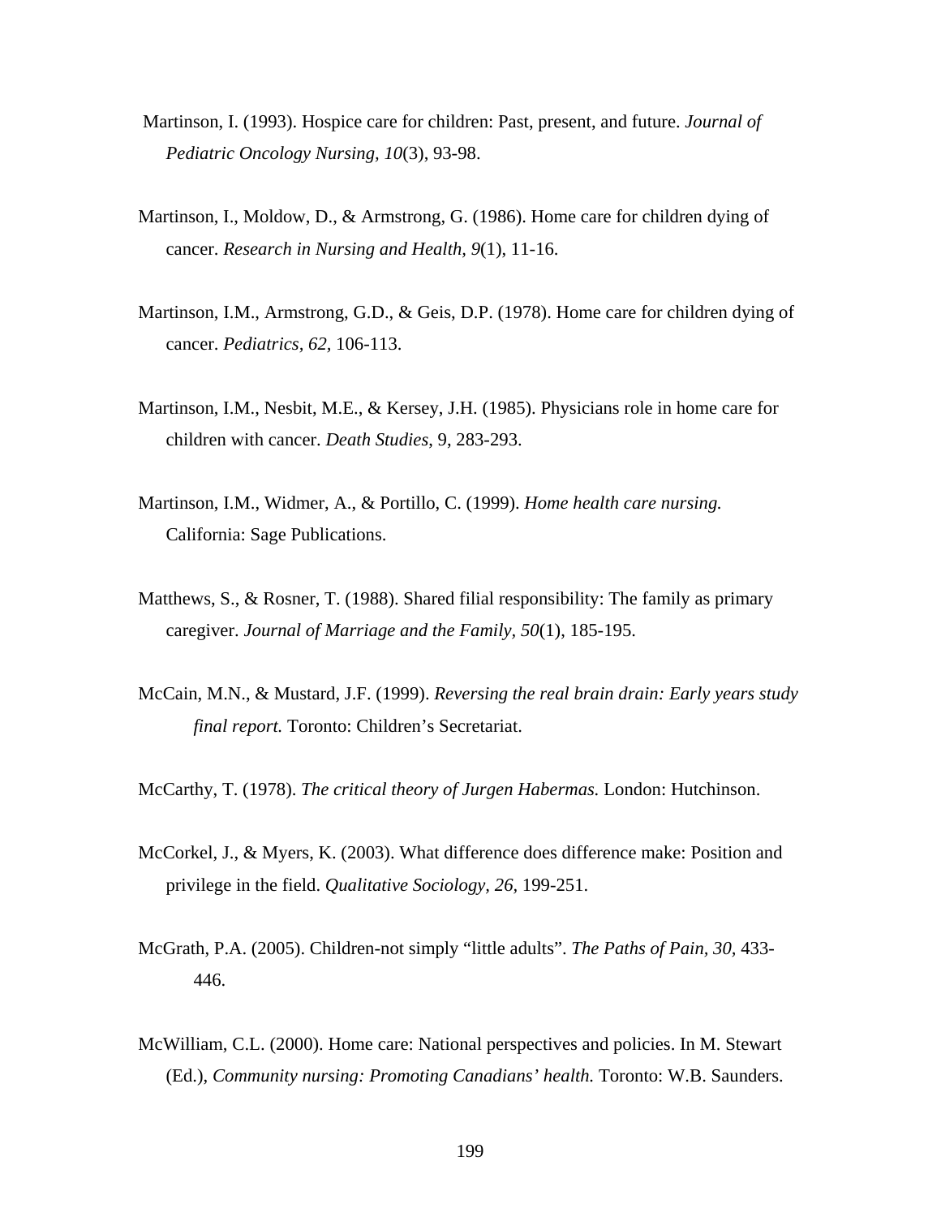Martinson, I. (1993). Hospice care for children: Past, present, and future. *Journal of Pediatric Oncology Nursing, 10*(3), 93-98.

Martinson, I., Moldow, D., & Armstrong, G. (1986). Home care for children dying of cancer. *Research in Nursing and Health, 9*(1), 11-16.

Martinson, I.M., Armstrong, G.D., & Geis, D.P. (1978). Home care for children dying of cancer. *Pediatrics, 62,* 106-113.

Martinson, I.M., Nesbit, M.E., & Kersey, J.H. (1985). Physicians role in home care for children with cancer. *Death Studies*, 9, 283-293.

Martinson, I.M., Widmer, A., & Portillo, C. (1999). *Home health care nursing.* California: Sage Publications.

Matthews, S., & Rosner, T. (1988). Shared filial responsibility: The family as primary caregiver. *Journal of Marriage and the Family, 50*(1), 185-195.

McCain, M.N., & Mustard, J.F. (1999). *Reversing the real brain drain: Early years study final report.* Toronto: Children's Secretariat.

McCarthy, T. (1978). *The critical theory of Jurgen Habermas.* London: Hutchinson.

McCorkel, J., & Myers, K. (2003). What difference does difference make: Position and privilege in the field. *Qualitative Sociology, 26,* 199-251.

McGrath, P.A. (2005). Children-not simply "little adults". *The Paths of Pain, 30,* 433-446.

McWilliam, C.L. (2000). Home care: National perspectives and policies. In M. Stewart (Ed.), *Community nursing: Promoting Canadians' health.* Toronto: W.B. Saunders.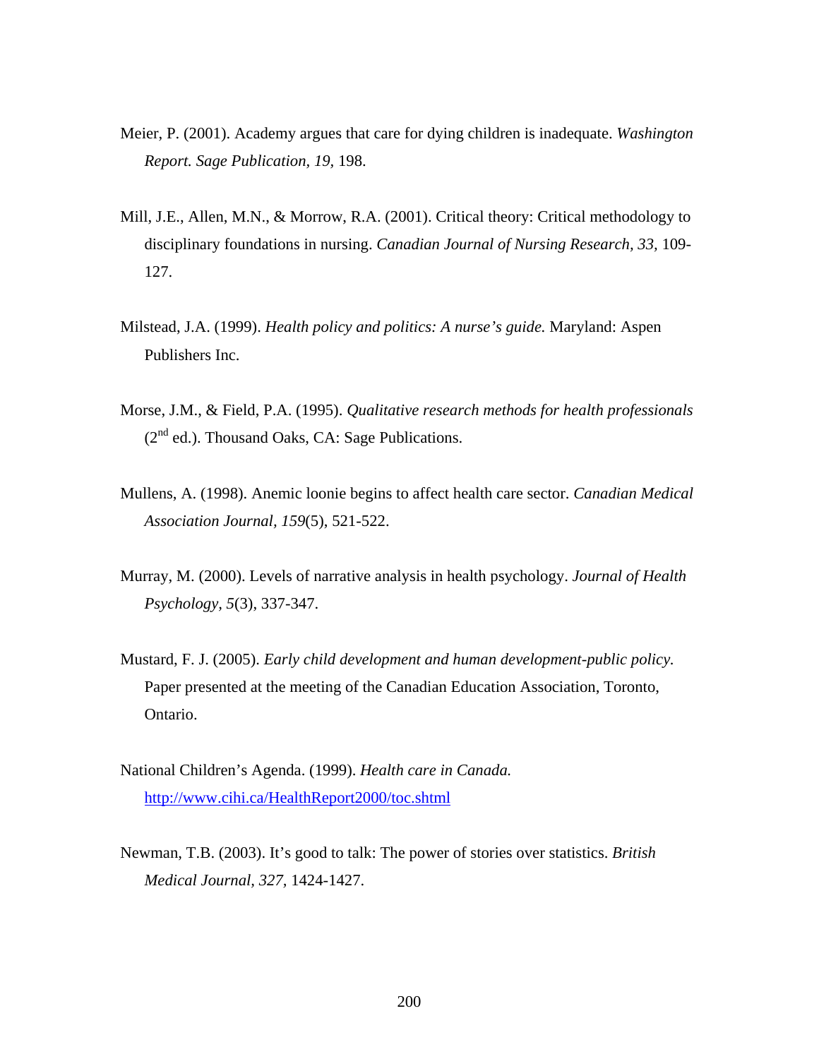Meier, P. (2001). Academy argues that care for dying children is inadequate. *Washington Report. Sage Publication, 19,* 198.

Mill, J.E., Allen, M.N., & Morrow, R.A. (2001). Critical theory: Critical methodology to disciplinary foundations in nursing. *Canadian Journal of Nursing Research, 33,* 109-127.

Milstead, J.A. (1999). *Health policy and politics: A nurse's guide.* Maryland: Aspen Publishers Inc.

Morse, J.M., & Field, P.A. (1995). *Qualitative research methods for health professionals* (2nd ed.). Thousand Oaks, CA: Sage Publications.

Mullens, A. (1998). Anemic loonie begins to affect health care sector. *Canadian Medical Association Journal, 159*(5), 521-522.

Murray, M. (2000). Levels of narrative analysis in health psychology. *Journal of Health Psychology, 5*(3), 337-347.

Mustard, F. J. (2005). *Early child development and human development-public policy.* Paper presented at the meeting of the Canadian Education Association, Toronto, Ontario.

National Children's Agenda. (1999). *Health care in Canada.* http://www.cihi.ca/HealthReport2000/toc.shtml

Newman, T.B. (2003). It's good to talk: The power of stories over statistics. *British Medical Journal, 327,* 1424-1427.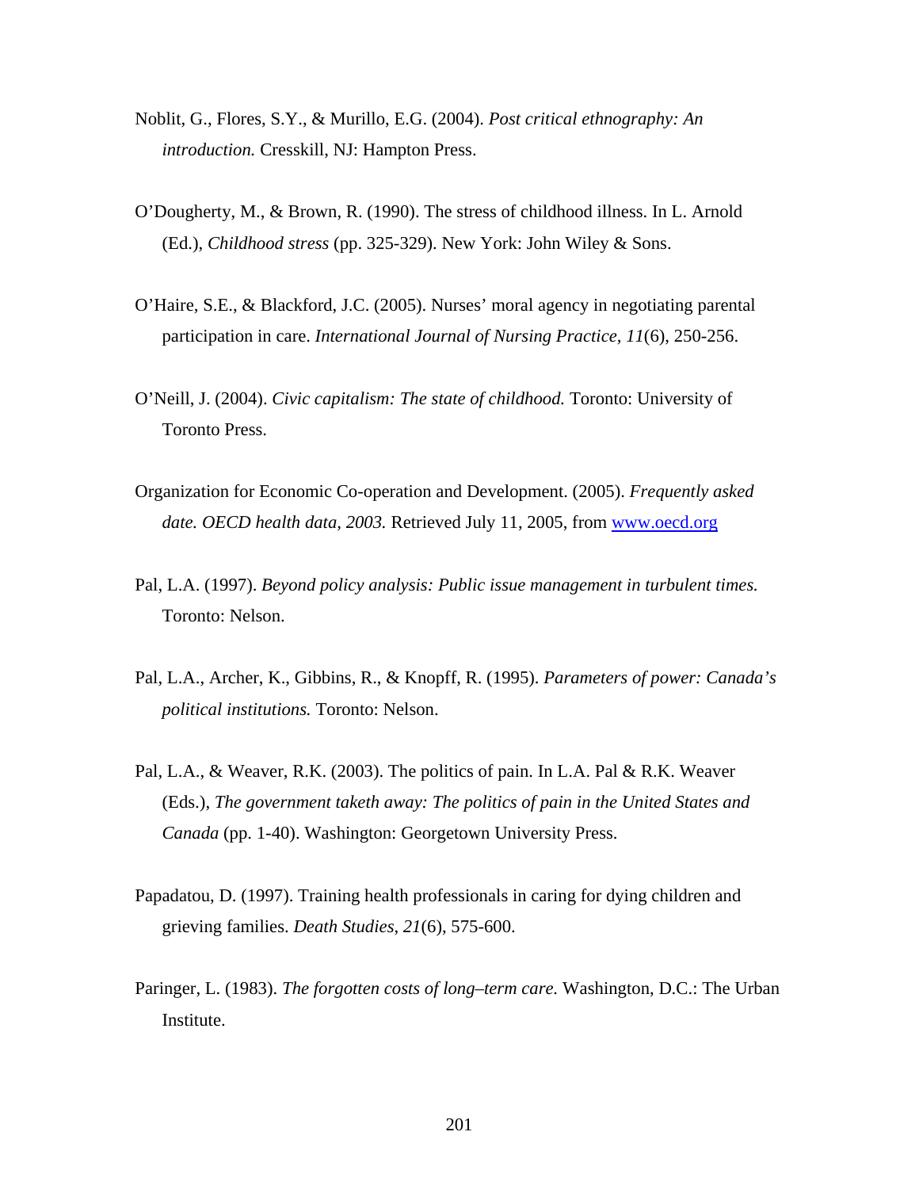Noblit, G., Flores, S.Y., & Murillo, E.G. (2004). *Post critical ethnography: An introduction.* Cresskill, NJ: Hampton Press.

O'Dougherty, M., & Brown, R. (1990). The stress of childhood illness. In L. Arnold (Ed.), *Childhood stress* (pp. 325-329). New York: John Wiley & Sons.

O'Haire, S.E., & Blackford, J.C. (2005). Nurses' moral agency in negotiating parental participation in care. *International Journal of Nursing Practice, 11*(6), 250-256.

O'Neill, J. (2004). *Civic capitalism: The state of childhood.* Toronto: University of Toronto Press.

Organization for Economic Co-operation and Development. (2005). *Frequently asked date. OECD health data, 2003.* Retrieved July 11, 2005, from www.oecd.org

Pal, L.A. (1997). *Beyond policy analysis: Public issue management in turbulent times.* Toronto: Nelson.

Pal, L.A., Archer, K., Gibbins, R., & Knopff, R. (1995). *Parameters of power: Canada's political institutions.* Toronto: Nelson.

Pal, L.A., & Weaver, R.K. (2003). The politics of pain. In L.A. Pal & R.K. Weaver (Eds.), *The government taketh away: The politics of pain in the United States and Canada* (pp. 1-40). Washington: Georgetown University Press.

Papadatou, D. (1997). Training health professionals in caring for dying children and grieving families. *Death Studies, 21*(6), 575-600.

Paringer, L. (1983). *The forgotten costs of long–term care.* Washington, D.C.: The Urban Institute.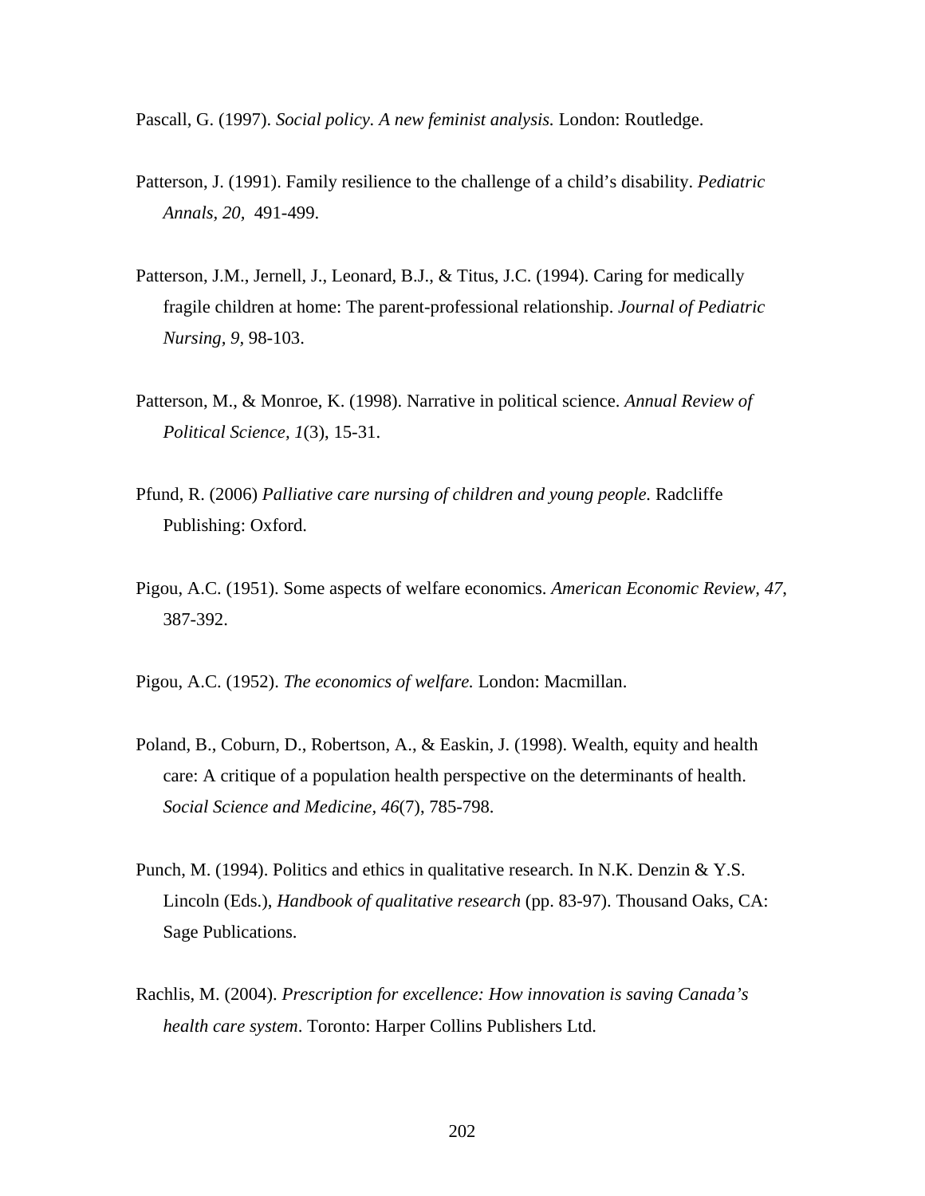Pascall, G. (1997). *Social policy. A new feminist analysis.* London: Routledge.

Patterson, J. (1991). Family resilience to the challenge of a child's disability. *Pediatric Annals*, *20*, 491-499.

Patterson, J.M., Jernell, J., Leonard, B.J., & Titus, J.C. (1994). Caring for medically fragile children at home: The parent-professional relationship. *Journal of Pediatric Nursing, 9*, 98-103.

Patterson, M., & Monroe, K. (1998). Narrative in political science. *Annual Review of Political Science, 1*(3), 15-31.

Pfund, R. (2006) *Palliative care nursing of children and young people.* Radcliffe Publishing: Oxford.

Pigou, A.C. (1951). Some aspects of welfare economics. *American Economic Review*, *47*, 387-392.

Pigou, A.C. (1952). *The economics of welfare.* London: Macmillan.

Poland, B., Coburn, D., Robertson, A., & Easkin, J. (1998). Wealth, equity and health care: A critique of a population health perspective on the determinants of health. *Social Science and Medicine*, *46*(7), 785-798.

Punch, M. (1994). Politics and ethics in qualitative research. In N.K. Denzin & Y.S. Lincoln (Eds.), *Handbook of qualitative research* (pp. 83-97). Thousand Oaks, CA: Sage Publications.

Rachlis, M. (2004). *Prescription for excellence: How innovation is saving Canada's health care system*. Toronto: Harper Collins Publishers Ltd.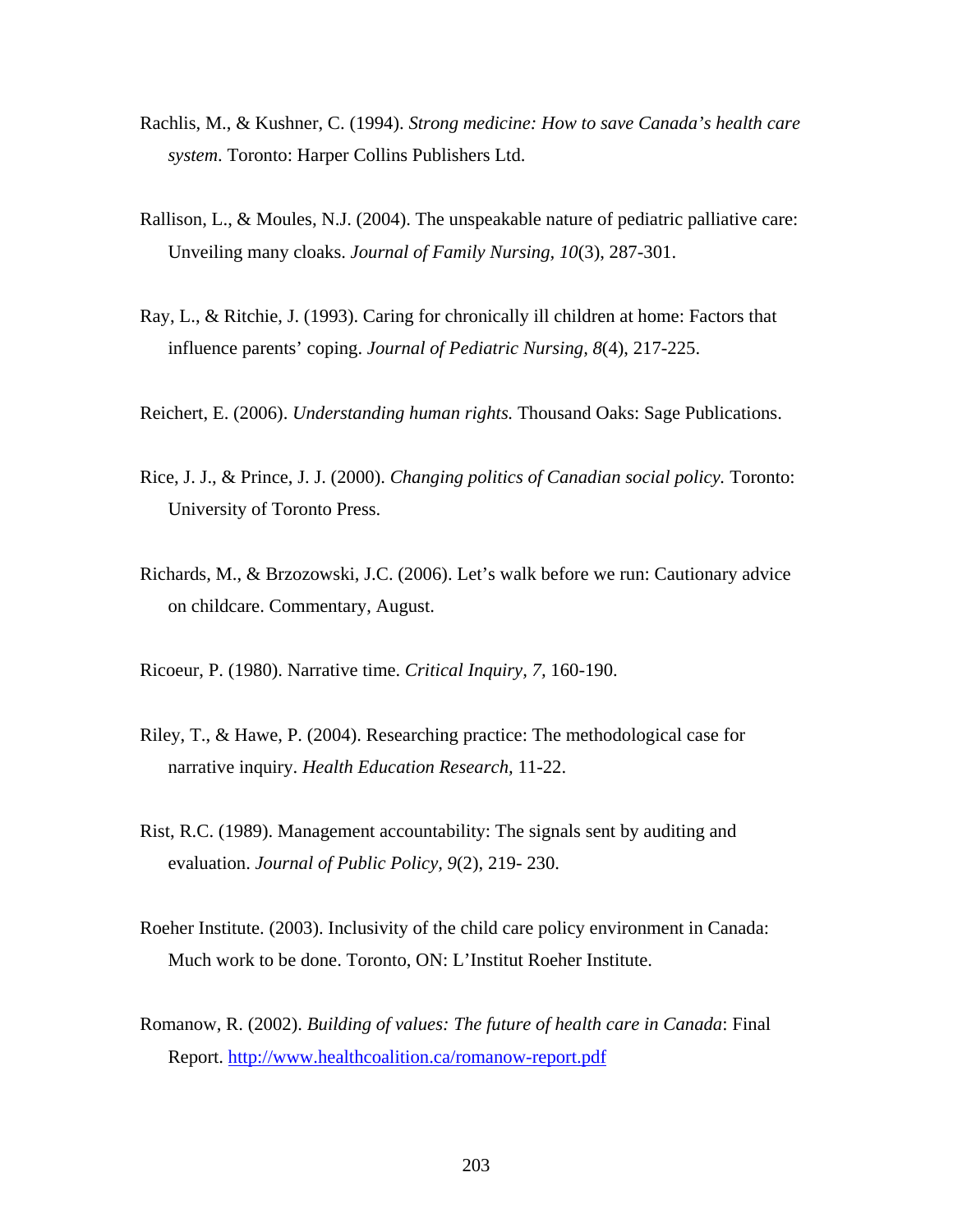Rachlis, M., & Kushner, C. (1994). *Strong medicine: How to save Canada's health care system*. Toronto: Harper Collins Publishers Ltd.

Rallison, L., & Moules, N.J. (2004). The unspeakable nature of pediatric palliative care: Unveiling many cloaks. *Journal of Family Nursing, 10*(3), 287-301.

Ray, L., & Ritchie, J. (1993). Caring for chronically ill children at home: Factors that influence parents' coping. *Journal of Pediatric Nursing, 8*(4), 217-225.

Reichert, E. (2006). *Understanding human rights.* Thousand Oaks: Sage Publications.

Rice, J. J., & Prince, J. J. (2000). *Changing politics of Canadian social policy.* Toronto: University of Toronto Press.

Richards, M., & Brzozowski, J.C. (2006). Let's walk before we run: Cautionary advice on childcare. Commentary, August.

Ricoeur, P. (1980). Narrative time. *Critical Inquiry, 7,* 160-190.

Riley, T., & Hawe, P. (2004). Researching practice: The methodological case for narrative inquiry. *Health Education Research,* 11-22.

Rist, R.C. (1989). Management accountability: The signals sent by auditing and evaluation. *Journal of Public Policy, 9*(2), 219- 230.

Roeher Institute. (2003). Inclusivity of the child care policy environment in Canada: Much work to be done. Toronto, ON: L'Institut Roeher Institute.

Romanow, R. (2002). *Building of values: The future of health care in Canada*: Final Report. http://www.healthcoalition.ca/romanow-report.pdf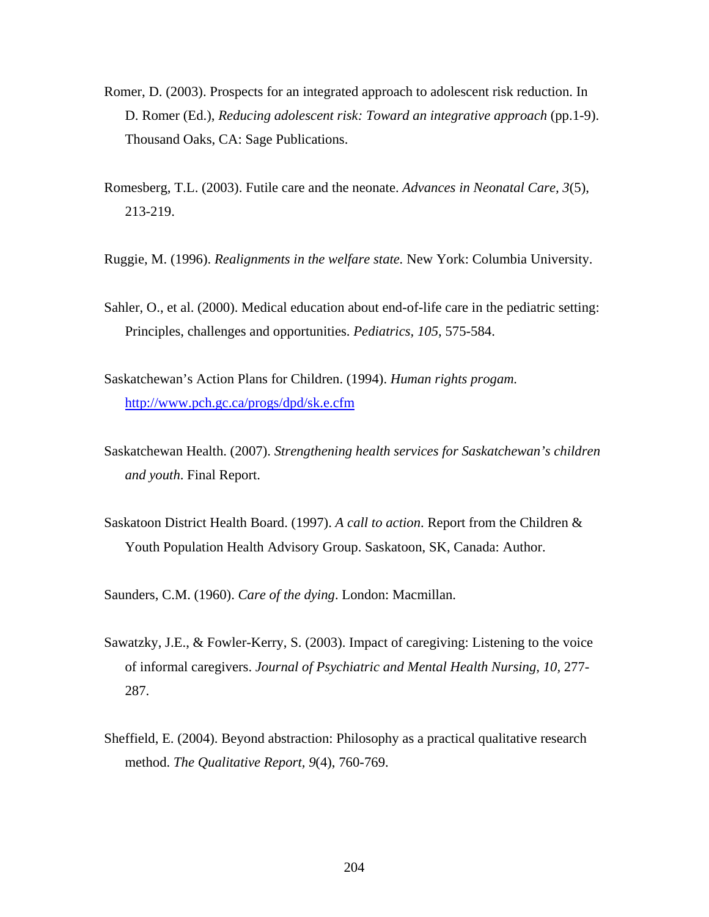Romer, D. (2003). Prospects for an integrated approach to adolescent risk reduction. In D. Romer (Ed.), *Reducing adolescent risk: Toward an integrative approach* (pp.1-9). Thousand Oaks, CA: Sage Publications.

Romesberg, T.L. (2003). Futile care and the neonate. *Advances in Neonatal Care, 3*(5), 213-219.

Ruggie, M. (1996). *Realignments in the welfare state.* New York: Columbia University.

Sahler, O., et al. (2000). Medical education about end-of-life care in the pediatric setting: Principles, challenges and opportunities. *Pediatrics, 105,* 575-584.

Saskatchewan's Action Plans for Children. (1994). *Human rights progam.* http://www.pch.gc.ca/progs/dpd/sk.e.cfm

Saskatchewan Health. (2007). *Strengthening health services for Saskatchewan's children and youth*. Final Report.

Saskatoon District Health Board. (1997). *A call to action*. Report from the Children & Youth Population Health Advisory Group. Saskatoon, SK, Canada: Author.

Saunders, C.M. (1960). *Care of the dying*. London: Macmillan.

Sawatzky, J.E., & Fowler-Kerry, S. (2003). Impact of caregiving: Listening to the voice of informal caregivers. *Journal of Psychiatric and Mental Health Nursing, 10,* 277-287.

Sheffield, E. (2004). Beyond abstraction: Philosophy as a practical qualitative research method. *The Qualitative Report, 9*(4), 760-769.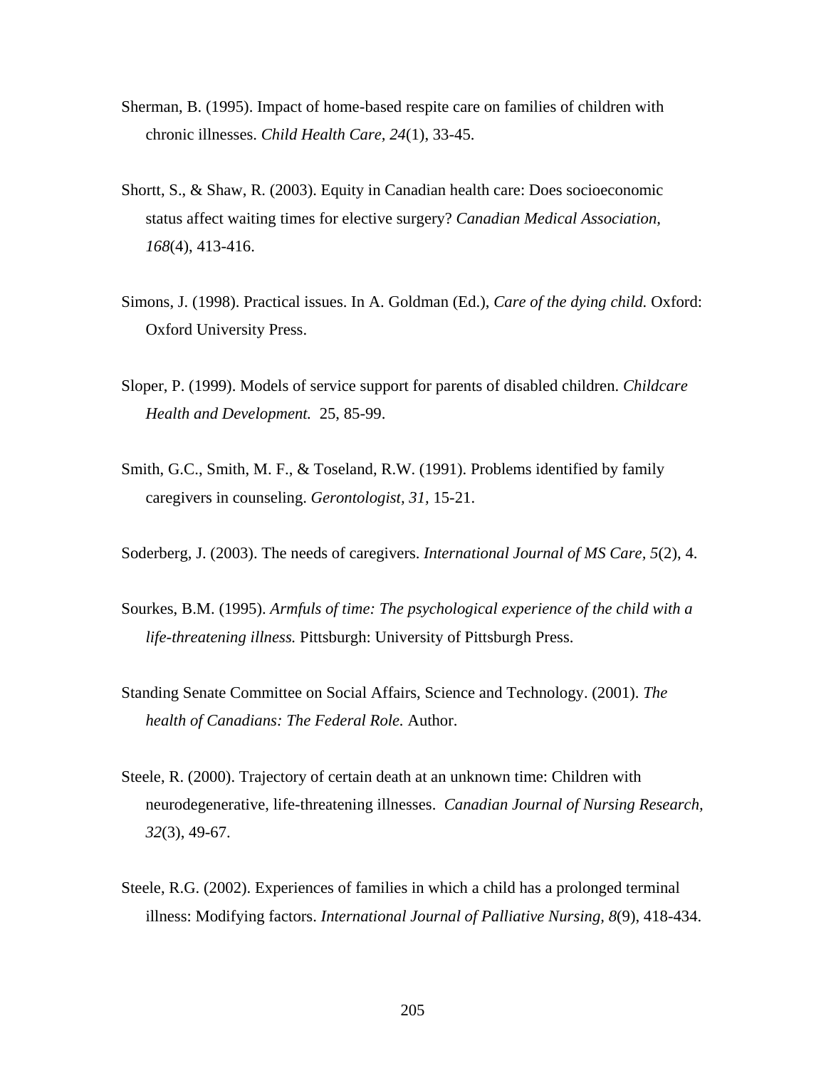Sherman, B. (1995). Impact of home-based respite care on families of children with chronic illnesses. *Child Health Care, 24*(1), 33-45.

Shortt, S., & Shaw, R. (2003). Equity in Canadian health care: Does socioeconomic status affect waiting times for elective surgery? *Canadian Medical Association, 168*(4), 413-416.

Simons, J. (1998). Practical issues. In A. Goldman (Ed.), *Care of the dying child.* Oxford: Oxford University Press.

Sloper, P. (1999). Models of service support for parents of disabled children. *Childcare Health and Development.* 25, 85-99.

Smith, G.C., Smith, M. F., & Toseland, R.W. (1991). Problems identified by family caregivers in counseling. *Gerontologist, 31,* 15-21.

Soderberg, J. (2003). The needs of caregivers. *International Journal of MS Care, 5*(2), 4.

Sourkes, B.M. (1995). *Armfuls of time: The psychological experience of the child with a life-threatening illness.* Pittsburgh: University of Pittsburgh Press.

Standing Senate Committee on Social Affairs, Science and Technology. (2001). *The health of Canadians: The Federal Role.* Author.

Steele, R. (2000). Trajectory of certain death at an unknown time: Children with neurodegenerative, life-threatening illnesses. *Canadian Journal of Nursing Research, 32*(3), 49-67.

Steele, R.G. (2002). Experiences of families in which a child has a prolonged terminal illness: Modifying factors. *International Journal of Palliative Nursing, 8*(9), 418-434.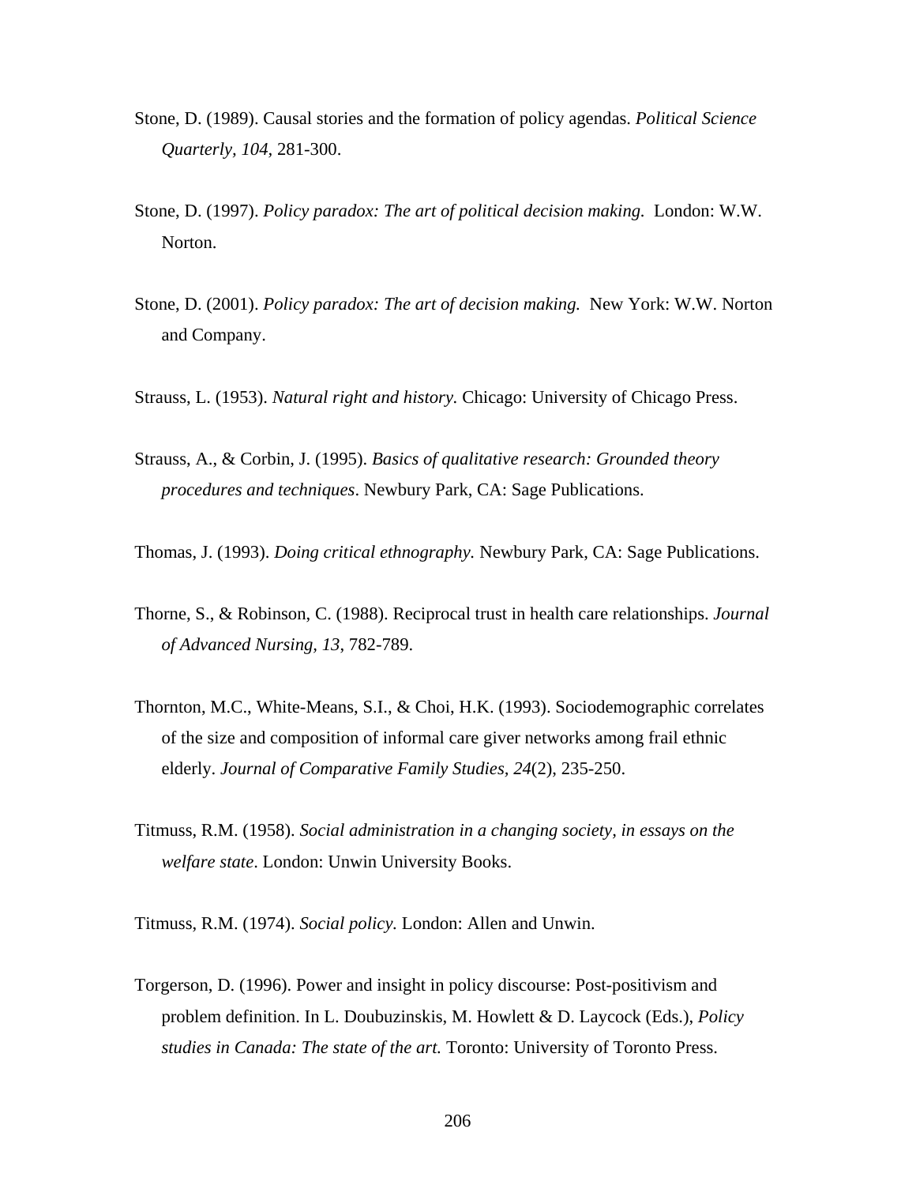Stone, D. (1989). Causal stories and the formation of policy agendas. *Political Science Quarterly, 104,* 281-300.

Stone, D. (1997). *Policy paradox: The art of political decision making.* London: W.W. Norton.

Stone, D. (2001). *Policy paradox: The art of decision making.* New York: W.W. Norton and Company.

Strauss, L. (1953). *Natural right and history.* Chicago: University of Chicago Press.

Strauss, A., & Corbin, J. (1995). *Basics of qualitative research: Grounded theory procedures and techniques*. Newbury Park, CA: Sage Publications.

Thomas, J. (1993). *Doing critical ethnography.* Newbury Park, CA: Sage Publications.

Thorne, S., & Robinson, C. (1988). Reciprocal trust in health care relationships. *Journal of Advanced Nursing, 13*, 782-789.

Thornton, M.C., White-Means, S.I., & Choi, H.K. (1993). Sociodemographic correlates of the size and composition of informal care giver networks among frail ethnic elderly. *Journal of Comparative Family Studies, 24*(2), 235-250.

Titmuss, R.M. (1958). *Social administration in a changing society, in essays on the welfare state*. London: Unwin University Books.

Titmuss, R.M. (1974). *Social policy.* London: Allen and Unwin.

Torgerson, D. (1996). Power and insight in policy discourse: Post-positivism and problem definition. In L. Doubuzinskis, M. Howlett & D. Laycock (Eds.), *Policy studies in Canada: The state of the art.* Toronto: University of Toronto Press.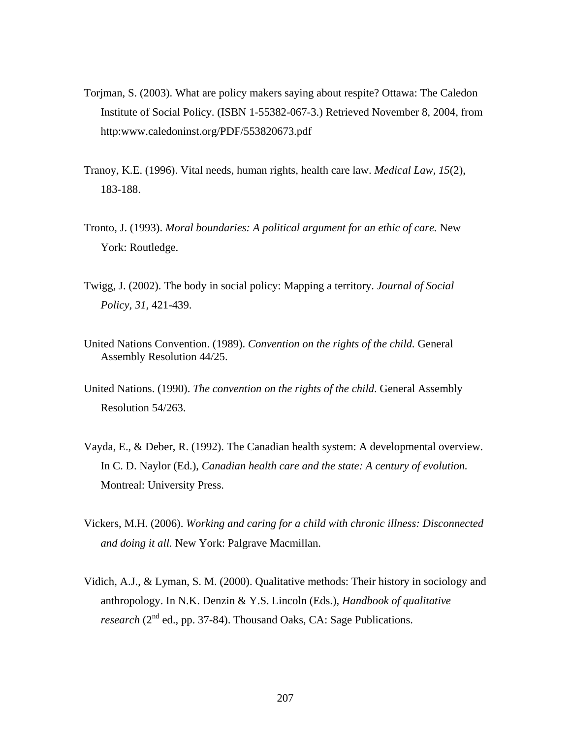Torjman, S. (2003). What are policy makers saying about respite? Ottawa: The Caledon Institute of Social Policy. (ISBN 1-55382-067-3.) Retrieved November 8, 2004, from http:www.caledoninst.org/PDF/553820673.pdf

Tranoy, K.E. (1996). Vital needs, human rights, health care law. *Medical Law, 15*(2), 183-188.

Tronto, J. (1993). *Moral boundaries: A political argument for an ethic of care.* New York: Routledge.

Twigg, J. (2002). The body in social policy: Mapping a territory. *Journal of Social Policy, 31,* 421-439.

United Nations Convention. (1989). *Convention on the rights of the child.* General Assembly Resolution 44/25.

United Nations. (1990). *The convention on the rights of the child*. General Assembly Resolution 54/263.

Vayda, E., & Deber, R. (1992). The Canadian health system: A developmental overview. In C. D. Naylor (Ed.), *Canadian health care and the state: A century of evolution.* Montreal: University Press.

Vickers, M.H. (2006). *Working and caring for a child with chronic illness: Disconnected and doing it all.* New York: Palgrave Macmillan.

Vidich, A.J., & Lyman, S. M. (2000). Qualitative methods: Their history in sociology and anthropology. In N.K. Denzin & Y.S. Lincoln (Eds.), *Handbook of qualitative research* (2nd ed., pp. 37-84). Thousand Oaks, CA: Sage Publications.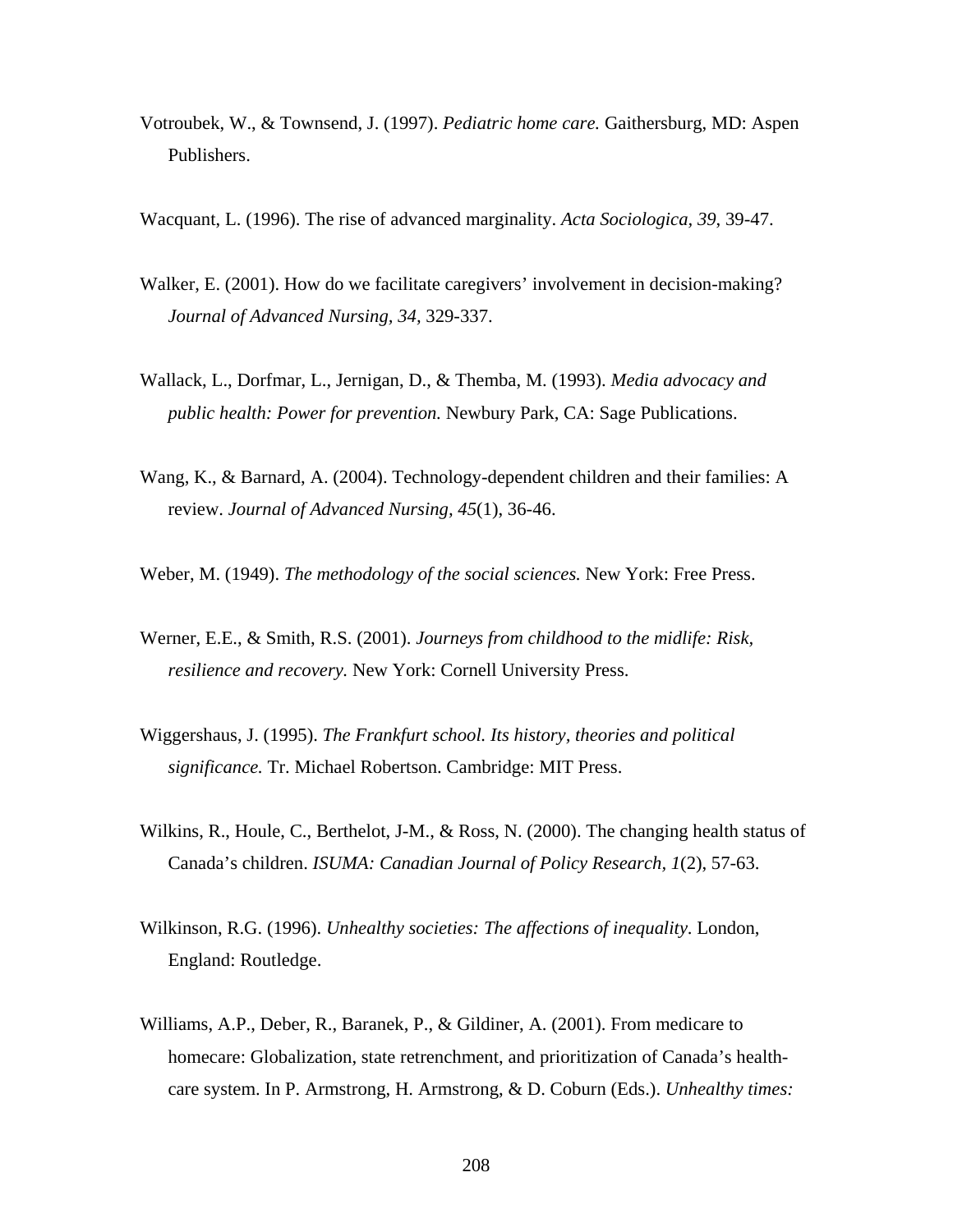Votroubek, W., & Townsend, J. (1997). *Pediatric home care.* Gaithersburg, MD: Aspen Publishers.

Wacquant, L. (1996). The rise of advanced marginality. *Acta Sociologica, 39*, 39-47.

Walker, E. (2001). How do we facilitate caregivers' involvement in decision-making? *Journal of Advanced Nursing, 34,* 329-337.

Wallack, L., Dorfmar, L., Jernigan, D., & Themba, M. (1993). *Media advocacy and public health: Power for prevention.* Newbury Park, CA: Sage Publications.

Wang, K., & Barnard, A. (2004). Technology-dependent children and their families: A review. *Journal of Advanced Nursing, 45*(1), 36-46.

Weber, M. (1949). *The methodology of the social sciences.* New York: Free Press.

Werner, E.E., & Smith, R.S. (2001). *Journeys from childhood to the midlife: Risk, resilience and recovery.* New York: Cornell University Press.

Wiggershaus, J. (1995). *The Frankfurt school. Its history, theories and political significance.* Tr. Michael Robertson. Cambridge: MIT Press.

Wilkins, R., Houle, C., Berthelot, J-M., & Ross, N. (2000). The changing health status of Canada's children. *ISUMA: Canadian Journal of Policy Research, 1*(2), 57-63.

Wilkinson, R.G. (1996). *Unhealthy societies: The affections of inequality*. London, England: Routledge.

Williams, A.P., Deber, R., Baranek, P., & Gildiner, A. (2001). From medicare to homecare: Globalization, state retrenchment, and prioritization of Canada's health-care system. In P. Armstrong, H. Armstrong, & D. Coburn (Eds.). *Unhealthy times:*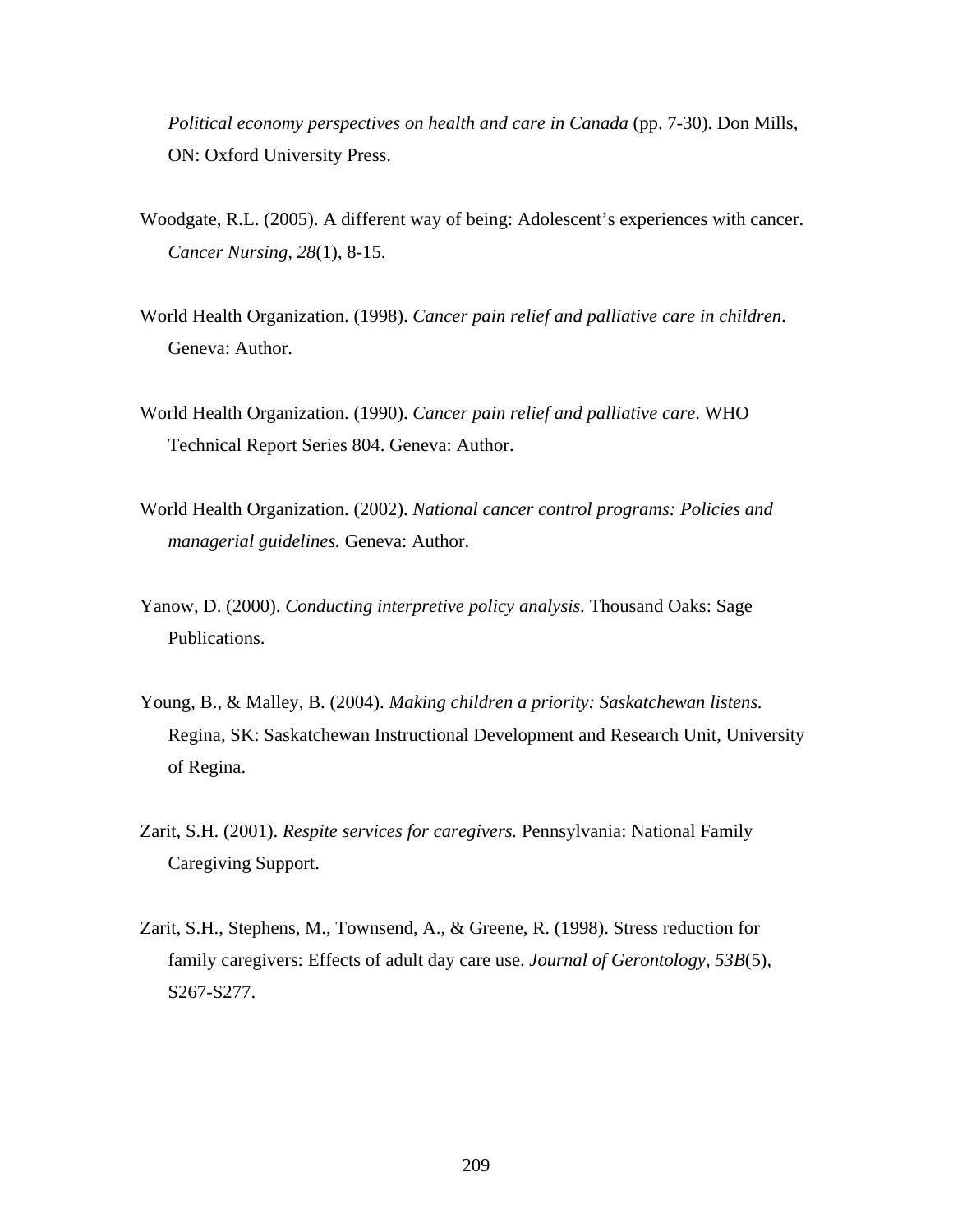*Political economy perspectives on health and care in Canada* (pp. 7-30). Don Mills, ON: Oxford University Press.

Woodgate, R.L. (2005). A different way of being: Adolescent's experiences with cancer. *Cancer Nursing, 28*(1), 8-15.

World Health Organization. (1998). *Cancer pain relief and palliative care in children*. Geneva: Author.

World Health Organization. (1990). *Cancer pain relief and palliative care*. WHO Technical Report Series 804. Geneva: Author.

World Health Organization. (2002). *National cancer control programs: Policies and managerial guidelines.* Geneva: Author.

Yanow, D. (2000). *Conducting interpretive policy analysis.* Thousand Oaks: Sage Publications.

Young, B., & Malley, B. (2004). *Making children a priority: Saskatchewan listens.* Regina, SK: Saskatchewan Instructional Development and Research Unit, University of Regina.

Zarit, S.H. (2001). *Respite services for caregivers.* Pennsylvania: National Family Caregiving Support.

Zarit, S.H., Stephens, M., Townsend, A., & Greene, R. (1998). Stress reduction for family caregivers: Effects of adult day care use. *Journal of Gerontology, 53B*(5), S267-S277.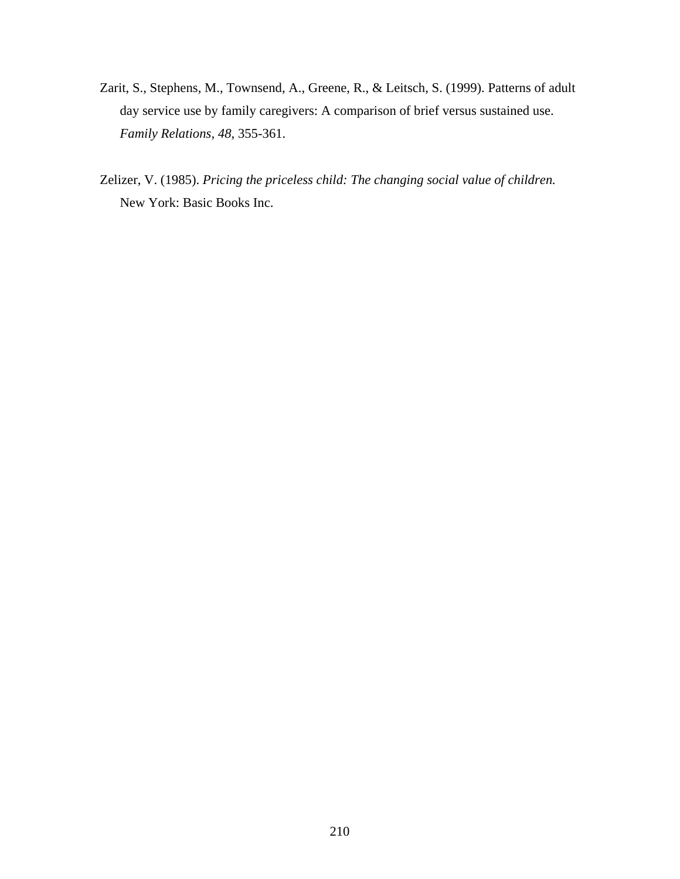Zarit, S., Stephens, M., Townsend, A., Greene, R., & Leitsch, S. (1999). Patterns of adult day service use by family caregivers: A comparison of brief versus sustained use. *Family Relations, 48*, 355-361.

Zelizer, V. (1985). *Pricing the priceless child: The changing social value of children.* New York: Basic Books Inc.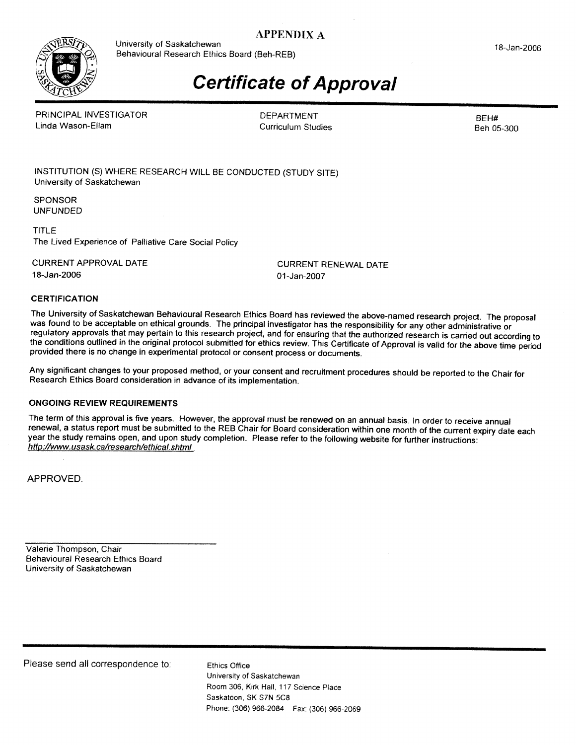# APPENDIX A

University of Saskatchewan
Behavioural Research Ethics Board (Beh-REB)

18-Jan-2006

## Certificate of Approval

| PRINCIPAL INVESTIGATOR | DEPARTMENT | BEH# |
|---|---|---|
| Linda Wason-Ellam | Curriculum Studies | Beh 05-300 |

INSTITUTION (S) WHERE RESEARCH WILL BE CONDUCTED (STUDY SITE)
University of Saskatchewan

SPONSOR
UNFUNDED

TITLE
The Lived Experience of Palliative Care Social Policy

| CURRENT APPROVAL DATE | CURRENT RENEWAL DATE |
|---|---|
| 18-Jan-2006 | 01-Jan-2007 |

### CERTIFICATION

The University of Saskatchewan Behavioural Research Ethics Board has reviewed the above-named research project. The proposal was found to be acceptable on ethical grounds. The principal investigator has the responsibility for any other administrative or regulatory approvals that may pertain to this research project, and for ensuring that the authorized research is carried out according to the conditions outlined in the original protocol submitted for ethics review. This Certificate of Approval is valid for the above time period provided there is no change in experimental protocol or consent process or documents.

Any significant changes to your proposed method, or your consent and recruitment procedures should be reported to the Chair for Research Ethics Board consideration in advance of its implementation.

### ONGOING REVIEW REQUIREMENTS

The term of this approval is five years. However, the approval must be renewed on an annual basis. In order to receive annual renewal, a status report must be submitted to the REB Chair for Board consideration within one month of the current expiry date each year the study remains open, and upon study completion. Please refer to the following website for further instructions: *http://www.usask.ca/research/ethical.shtml*.

APPROVED.

Valerie Thompson, Chair
Behavioural Research Ethics Board
University of Saskatchewan

Please send all correspondence to:

Ethics Office
University of Saskatchewan
Room 306, Kirk Hall, 117 Science Place
Saskatoon, SK S7N 5C8
Phone: (306) 966-2084 Fax: (306) 966-2069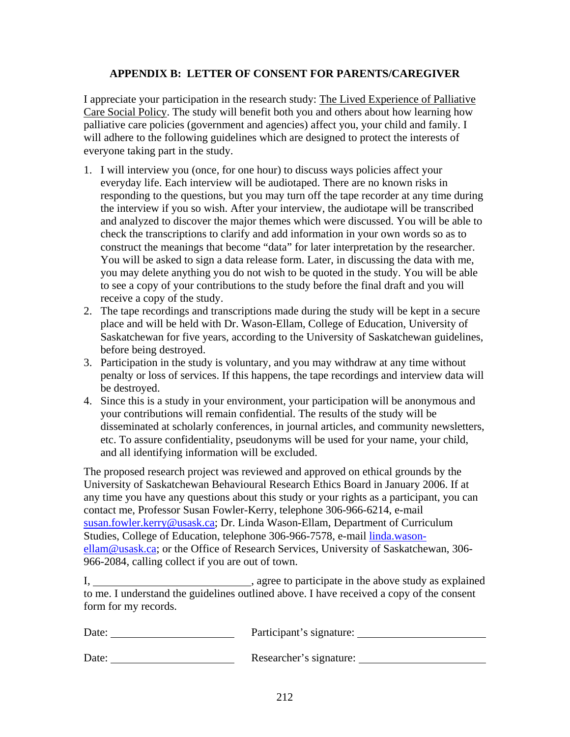## APPENDIX B: LETTER OF CONSENT FOR PARENTS/CAREGIVER

I appreciate your participation in the research study: The Lived Experience of Palliative Care Social Policy. The study will benefit both you and others about how learning how palliative care policies (government and agencies) affect you, your child and family. I will adhere to the following guidelines which are designed to protect the interests of everyone taking part in the study.

1. I will interview you (once, for one hour) to discuss ways policies affect your everyday life. Each interview will be audiotaped. There are no known risks in responding to the questions, but you may turn off the tape recorder at any time during the interview if you so wish. After your interview, the audiotape will be transcribed and analyzed to discover the major themes which were discussed. You will be able to check the transcriptions to clarify and add information in your own words so as to construct the meanings that become "data" for later interpretation by the researcher. You will be asked to sign a data release form. Later, in discussing the data with me, you may delete anything you do not wish to be quoted in the study. You will be able to see a copy of your contributions to the study before the final draft and you will receive a copy of the study.
2. The tape recordings and transcriptions made during the study will be kept in a secure place and will be held with Dr. Wason-Ellam, College of Education, University of Saskatchewan for five years, according to the University of Saskatchewan guidelines, before being destroyed.
3. Participation in the study is voluntary, and you may withdraw at any time without penalty or loss of services. If this happens, the tape recordings and interview data will be destroyed.
4. Since this is a study in your environment, your participation will be anonymous and your contributions will remain confidential. The results of the study will be disseminated at scholarly conferences, in journal articles, and community newsletters, etc. To assure confidentiality, pseudonyms will be used for your name, your child, and all identifying information will be excluded.

The proposed research project was reviewed and approved on ethical grounds by the University of Saskatchewan Behavioural Research Ethics Board in January 2006. If at any time you have any questions about this study or your rights as a participant, you can contact me, Professor Susan Fowler-Kerry, telephone 306-966-6214, e-mail susan.fowler.kerry@usask.ca; Dr. Linda Wason-Ellam, Department of Curriculum Studies, College of Education, telephone 306-966-7578, e-mail linda.wason-ellam@usask.ca; or the Office of Research Services, University of Saskatchewan, 306-966-2084, calling collect if you are out of town.

I, ____________________________, agree to participate in the above study as explained to me. I understand the guidelines outlined above. I have received a copy of the consent form for my records.

Date: ______________________ Participant's signature: ______________________

Date: ______________________ Researcher's signature: ______________________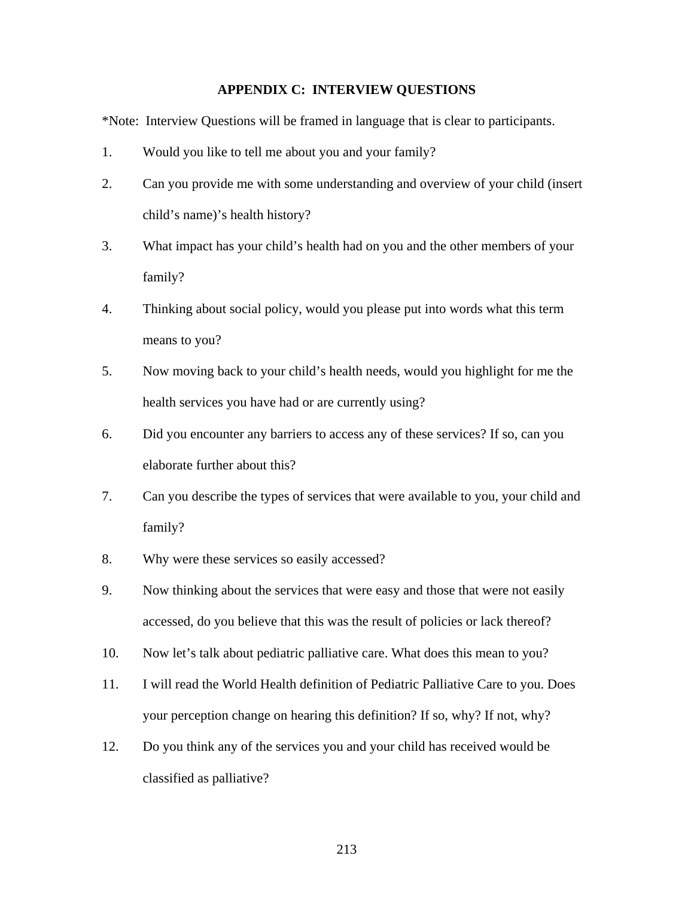## APPENDIX C: INTERVIEW QUESTIONS

*Note: Interview Questions will be framed in language that is clear to participants.

1. Would you like to tell me about you and your family?
2. Can you provide me with some understanding and overview of your child (insert child's name)'s health history?
3. What impact has your child's health had on you and the other members of your family?
4. Thinking about social policy, would you please put into words what this term means to you?
5. Now moving back to your child's health needs, would you highlight for me the health services you have had or are currently using?
6. Did you encounter any barriers to access any of these services? If so, can you elaborate further about this?
7. Can you describe the types of services that were available to you, your child and family?
8. Why were these services so easily accessed?
9. Now thinking about the services that were easy and those that were not easily accessed, do you believe that this was the result of policies or lack thereof?
10. Now let's talk about pediatric palliative care. What does this mean to you?
11. I will read the World Health definition of Pediatric Palliative Care to you. Does your perception change on hearing this definition? If so, why? If not, why?
12. Do you think any of the services you and your child has received would be classified as palliative?